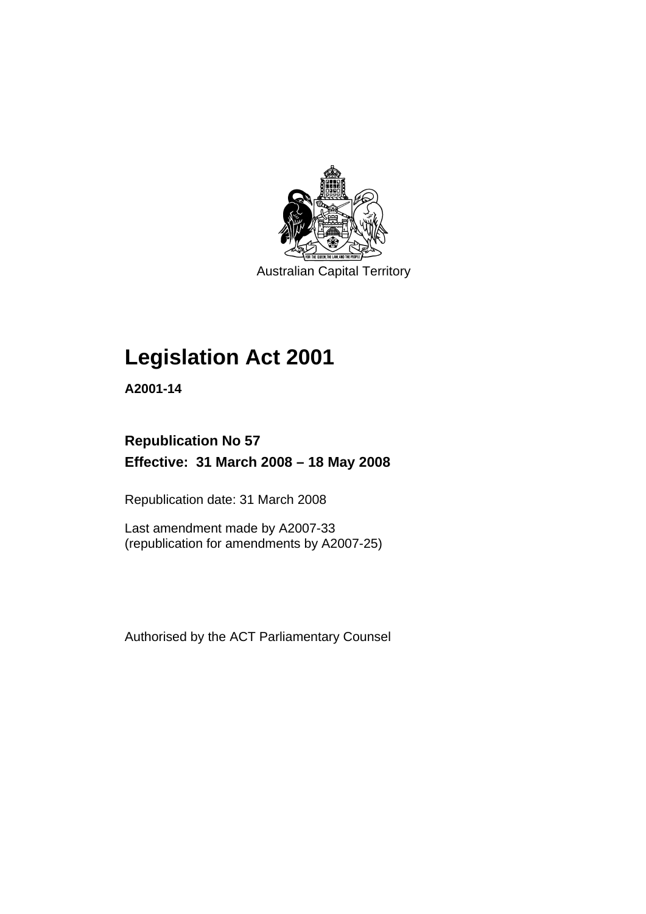Australian Capital Territory

# Legislation Act 2001

**A2001-14**

## Republication No 57
## Effective: 31 March 2008 – 18 May 2008

Republication date: 31 March 2008

Last amendment made by A2007-33
(republication for amendments by A2007-25)

Authorised by the ACT Parliamentary Counsel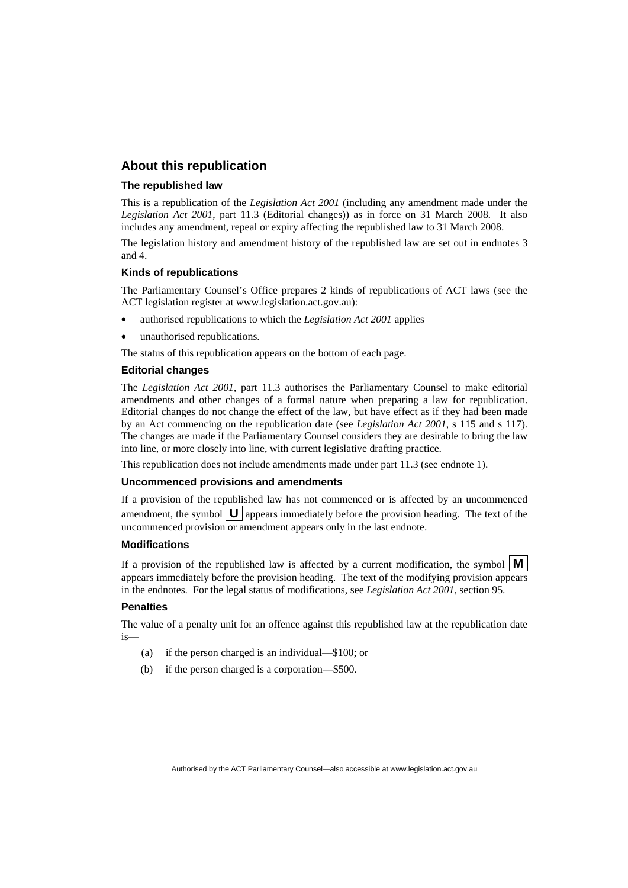## About this republication

### The republished law

This is a republication of the *Legislation Act 2001* (including any amendment made under the *Legislation Act 2001*, part 11.3 (Editorial changes)) as in force on 31 March 2008. It also includes any amendment, repeal or expiry affecting the republished law to 31 March 2008.

The legislation history and amendment history of the republished law are set out in endnotes 3 and 4.

### Kinds of republications

The Parliamentary Counsel's Office prepares 2 kinds of republications of ACT laws (see the ACT legislation register at www.legislation.act.gov.au):

- authorised republications to which the *Legislation Act 2001* applies
- unauthorised republications.

The status of this republication appears on the bottom of each page.

### Editorial changes

The *Legislation Act 2001*, part 11.3 authorises the Parliamentary Counsel to make editorial amendments and other changes of a formal nature when preparing a law for republication. Editorial changes do not change the effect of the law, but have effect as if they had been made by an Act commencing on the republication date (see *Legislation Act 2001*, s 115 and s 117). The changes are made if the Parliamentary Counsel considers they are desirable to bring the law into line, or more closely into line, with current legislative drafting practice.

This republication does not include amendments made under part 11.3 (see endnote 1).

### Uncommenced provisions and amendments

If a provision of the republished law has not commenced or is affected by an uncommenced amendment, the symbol **U** appears immediately before the provision heading. The text of the uncommenced provision or amendment appears only in the last endnote.

### Modifications

If a provision of the republished law is affected by a current modification, the symbol **M** appears immediately before the provision heading. The text of the modifying provision appears in the endnotes. For the legal status of modifications, see *Legislation Act 2001*, section 95.

### Penalties

The value of a penalty unit for an offence against this republished law at the republication date is—

(a) if the person charged is an individual—$100; or

(b) if the person charged is a corporation—$500.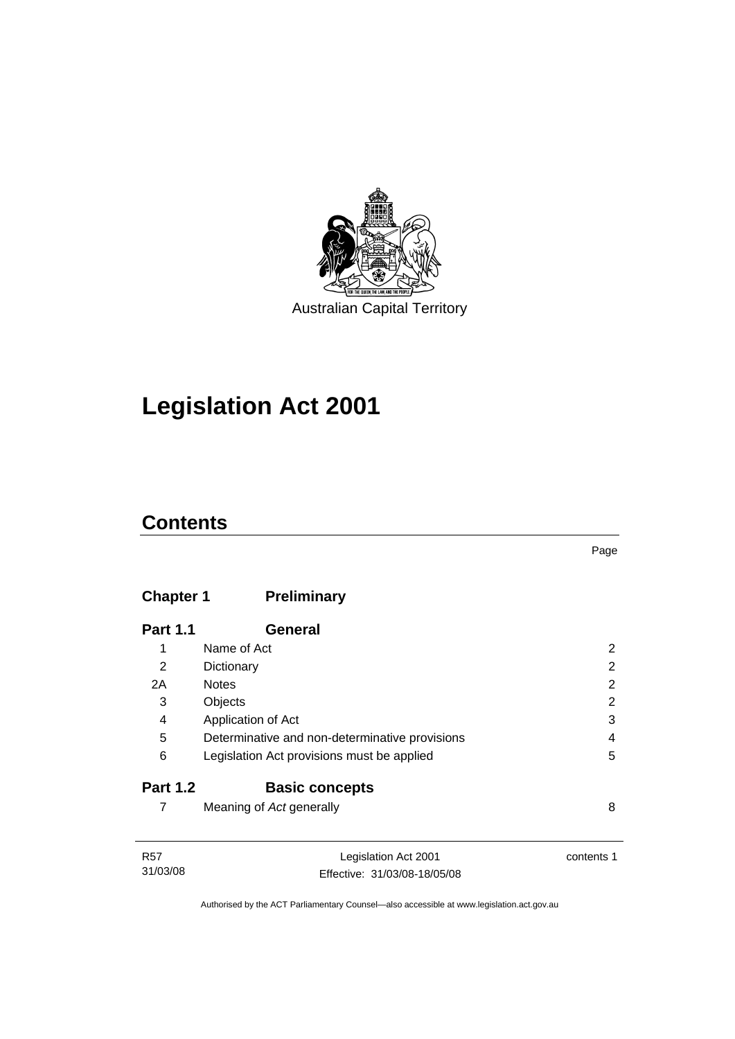Australian Capital Territory

# Legislation Act 2001

## Contents

Page

| | | |
|---|---|---|
| **Chapter 1** | **Preliminary** | |
| **Part 1.1** | **General** | |
| 1 | Name of Act | 2 |
| 2 | Dictionary | 2 |
| 2A | Notes | 2 |
| 3 | Objects | 2 |
| 4 | Application of Act | 3 |
| 5 | Determinative and non-determinative provisions | 4 |
| 6 | Legislation Act provisions must be applied | 5 |
| **Part 1.2** | **Basic concepts** | |
| 7 | Meaning of *Act* generally | 8 |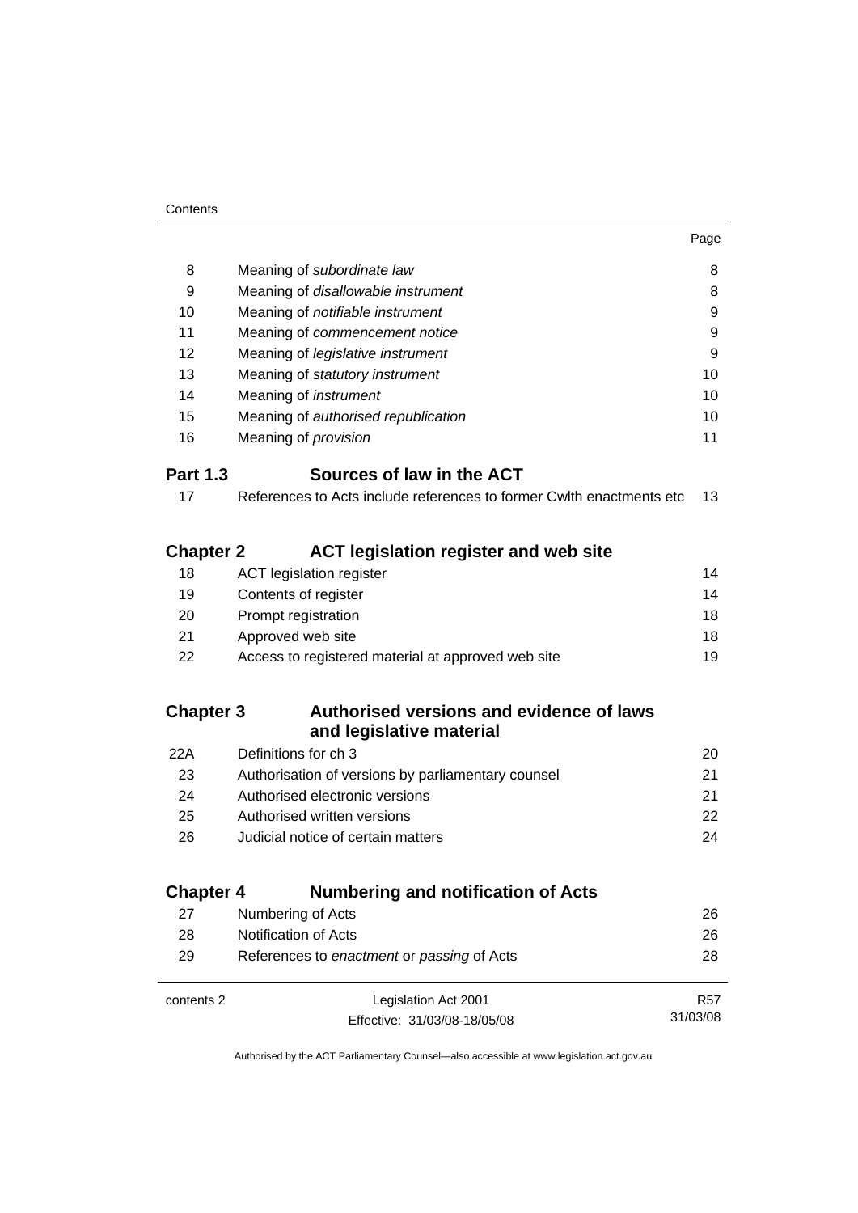| | | Page |
|---|---|---|
| 8 | Meaning of *subordinate law* | 8 |
| 9 | Meaning of *disallowable instrument* | 8 |
| 10 | Meaning of *notifiable instrument* | 9 |
| 11 | Meaning of *commencement notice* | 9 |
| 12 | Meaning of *legislative instrument* | 9 |
| 13 | Meaning of *statutory instrument* | 10 |
| 14 | Meaning of *instrument* | 10 |
| 15 | Meaning of *authorised republication* | 10 |
| 16 | Meaning of *provision* | 11 |

## Part 1.3 Sources of law in the ACT

| | | |
|---|---|---|
| 17 | References to Acts include references to former Cwlth enactments etc | 13 |

# Chapter 2 ACT legislation register and web site

| | | |
|---|---|---|
| 18 | ACT legislation register | 14 |
| 19 | Contents of register | 14 |
| 20 | Prompt registration | 18 |
| 21 | Approved web site | 18 |
| 22 | Access to registered material at approved web site | 19 |

# Chapter 3 Authorised versions and evidence of laws and legislative material

| | | |
|---|---|---|
| 22A | Definitions for ch 3 | 20 |
| 23 | Authorisation of versions by parliamentary counsel | 21 |
| 24 | Authorised electronic versions | 21 |
| 25 | Authorised written versions | 22 |
| 26 | Judicial notice of certain matters | 24 |

# Chapter 4 Numbering and notification of Acts

| | | |
|---|---|---|
| 27 | Numbering of Acts | 26 |
| 28 | Notification of Acts | 26 |
| 29 | References to *enactment* or *passing* of Acts | 28 |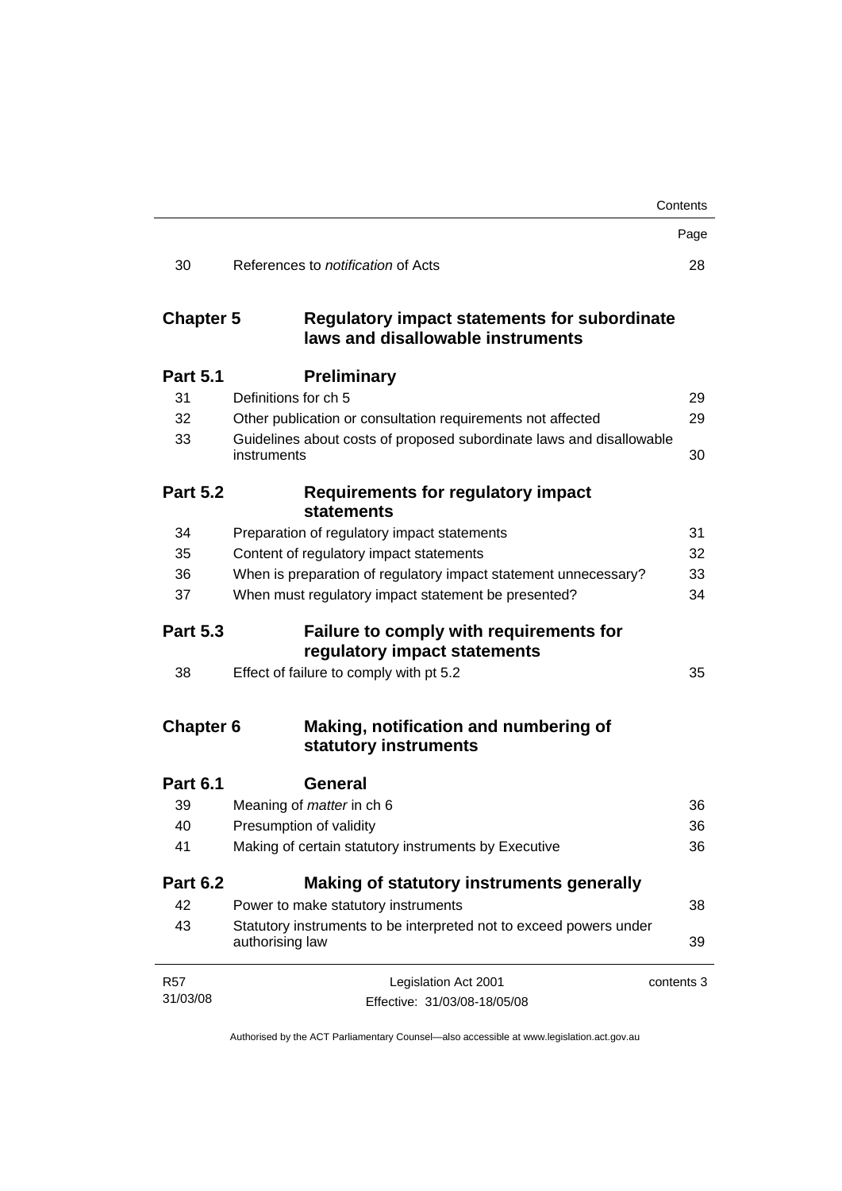| | | Page |
|---|---|---|
| 30 | References to *notification* of Acts | 28 |
| **Chapter 5** | **Regulatory impact statements for subordinate laws and disallowable instruments** | |
| **Part 5.1** | **Preliminary** | |
| 31 | Definitions for ch 5 | 29 |
| 32 | Other publication or consultation requirements not affected | 29 |
| 33 | Guidelines about costs of proposed subordinate laws and disallowable instruments | 30 |
| **Part 5.2** | **Requirements for regulatory impact statements** | |
| 34 | Preparation of regulatory impact statements | 31 |
| 35 | Content of regulatory impact statements | 32 |
| 36 | When is preparation of regulatory impact statement unnecessary? | 33 |
| 37 | When must regulatory impact statement be presented? | 34 |
| **Part 5.3** | **Failure to comply with requirements for regulatory impact statements** | |
| 38 | Effect of failure to comply with pt 5.2 | 35 |
| **Chapter 6** | **Making, notification and numbering of statutory instruments** | |
| **Part 6.1** | **General** | |
| 39 | Meaning of *matter* in ch 6 | 36 |
| 40 | Presumption of validity | 36 |
| 41 | Making of certain statutory instruments by Executive | 36 |
| **Part 6.2** | **Making of statutory instruments generally** | |
| 42 | Power to make statutory instruments | 38 |
| 43 | Statutory instruments to be interpreted not to exceed powers under authorising law | 39 |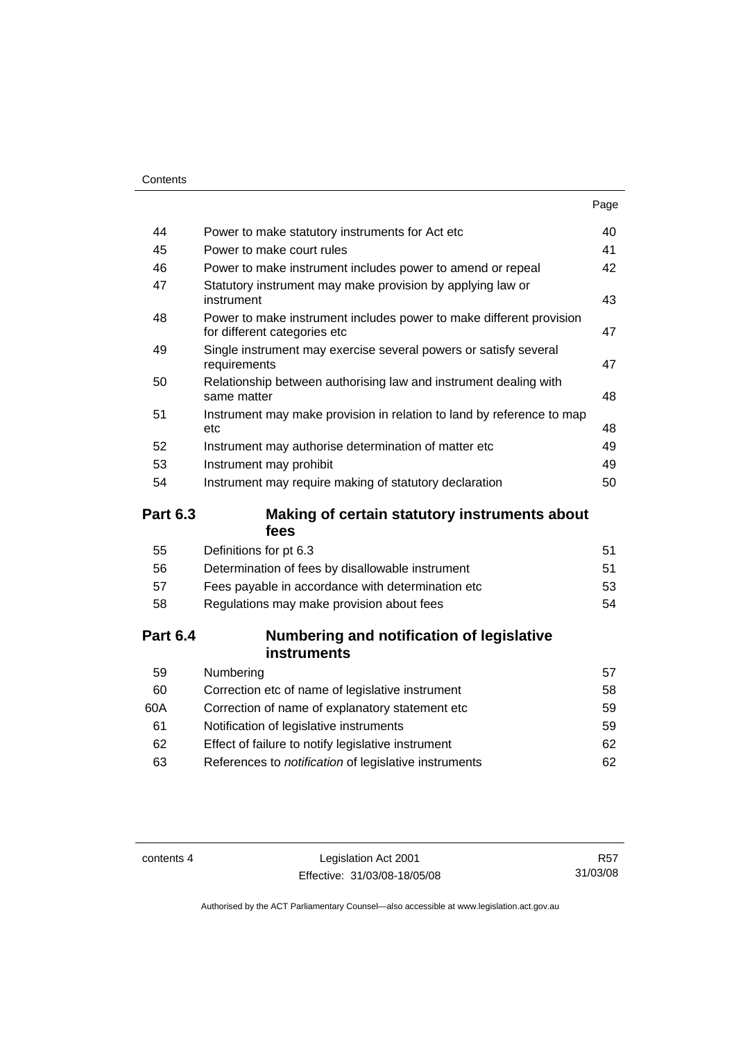| | | Page |
|---|---|---|
| 44 | Power to make statutory instruments for Act etc | 40 |
| 45 | Power to make court rules | 41 |
| 46 | Power to make instrument includes power to amend or repeal | 42 |
| 47 | Statutory instrument may make provision by applying law or instrument | 43 |
| 48 | Power to make instrument includes power to make different provision for different categories etc | 47 |
| 49 | Single instrument may exercise several powers or satisfy several requirements | 47 |
| 50 | Relationship between authorising law and instrument dealing with same matter | 48 |
| 51 | Instrument may make provision in relation to land by reference to map etc | 48 |
| 52 | Instrument may authorise determination of matter etc | 49 |
| 53 | Instrument may prohibit | 49 |
| 54 | Instrument may require making of statutory declaration | 50 |

## Part 6.3 Making of certain statutory instruments about fees

| | | |
|---|---|---|
| 55 | Definitions for pt 6.3 | 51 |
| 56 | Determination of fees by disallowable instrument | 51 |
| 57 | Fees payable in accordance with determination etc | 53 |
| 58 | Regulations may make provision about fees | 54 |

## Part 6.4 Numbering and notification of legislative instruments

| | | |
|---|---|---|
| 59 | Numbering | 57 |
| 60 | Correction etc of name of legislative instrument | 58 |
| 60A | Correction of name of explanatory statement etc | 59 |
| 61 | Notification of legislative instruments | 59 |
| 62 | Effect of failure to notify legislative instrument | 62 |
| 63 | References to *notification* of legislative instruments | 62 |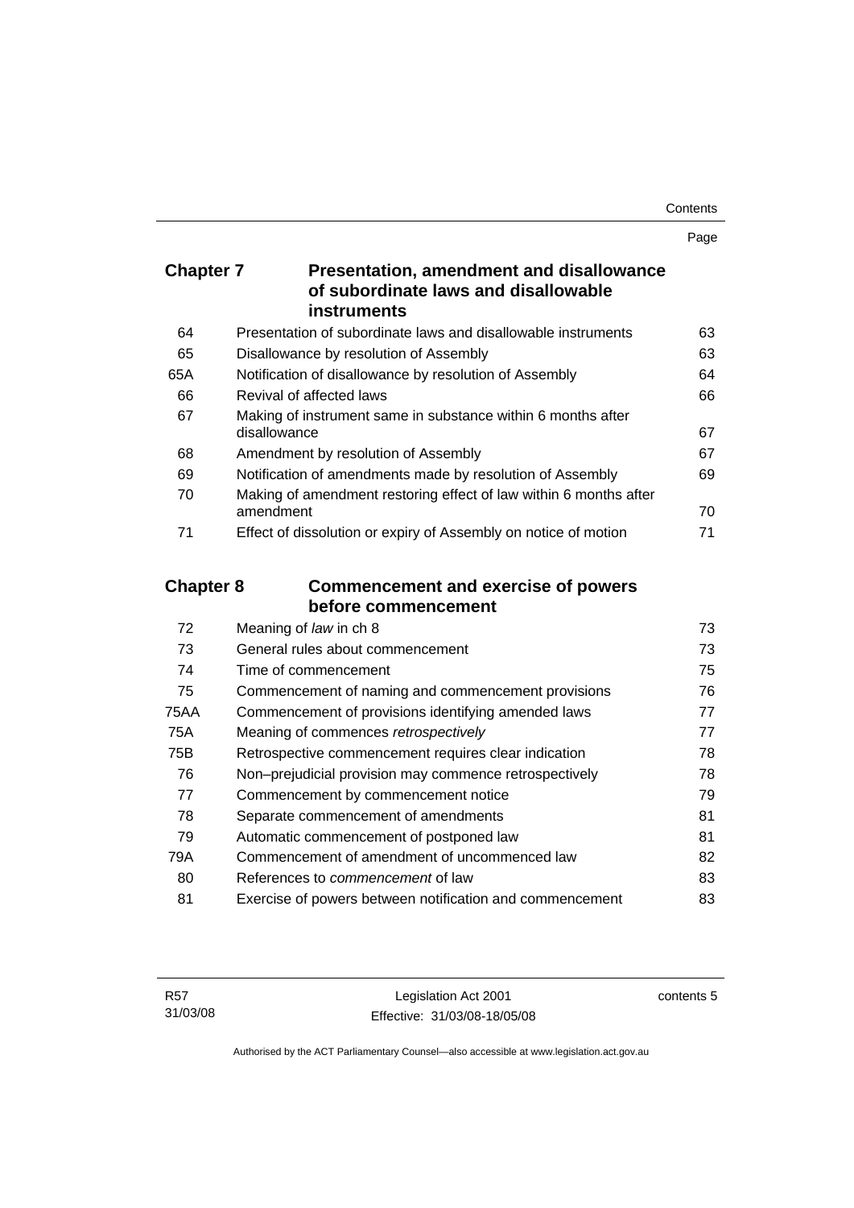Page

## Chapter 7 Presentation, amendment and disallowance of subordinate laws and disallowable instruments

| | | |
|---|---|---|
| 64 | Presentation of subordinate laws and disallowable instruments | 63 |
| 65 | Disallowance by resolution of Assembly | 63 |
| 65A | Notification of disallowance by resolution of Assembly | 64 |
| 66 | Revival of affected laws | 66 |
| 67 | Making of instrument same in substance within 6 months after disallowance | 67 |
| 68 | Amendment by resolution of Assembly | 67 |
| 69 | Notification of amendments made by resolution of Assembly | 69 |
| 70 | Making of amendment restoring effect of law within 6 months after amendment | 70 |
| 71 | Effect of dissolution or expiry of Assembly on notice of motion | 71 |

## Chapter 8 Commencement and exercise of powers before commencement

| | | |
|---|---|---|
| 72 | Meaning of *law* in ch 8 | 73 |
| 73 | General rules about commencement | 73 |
| 74 | Time of commencement | 75 |
| 75 | Commencement of naming and commencement provisions | 76 |
| 75AA | Commencement of provisions identifying amended laws | 77 |
| 75A | Meaning of commences *retrospectively* | 77 |
| 75B | Retrospective commencement requires clear indication | 78 |
| 76 | Non–prejudicial provision may commence retrospectively | 78 |
| 77 | Commencement by commencement notice | 79 |
| 78 | Separate commencement of amendments | 81 |
| 79 | Automatic commencement of postponed law | 81 |
| 79A | Commencement of amendment of uncommenced law | 82 |
| 80 | References to *commencement* of law | 83 |
| 81 | Exercise of powers between notification and commencement | 83 |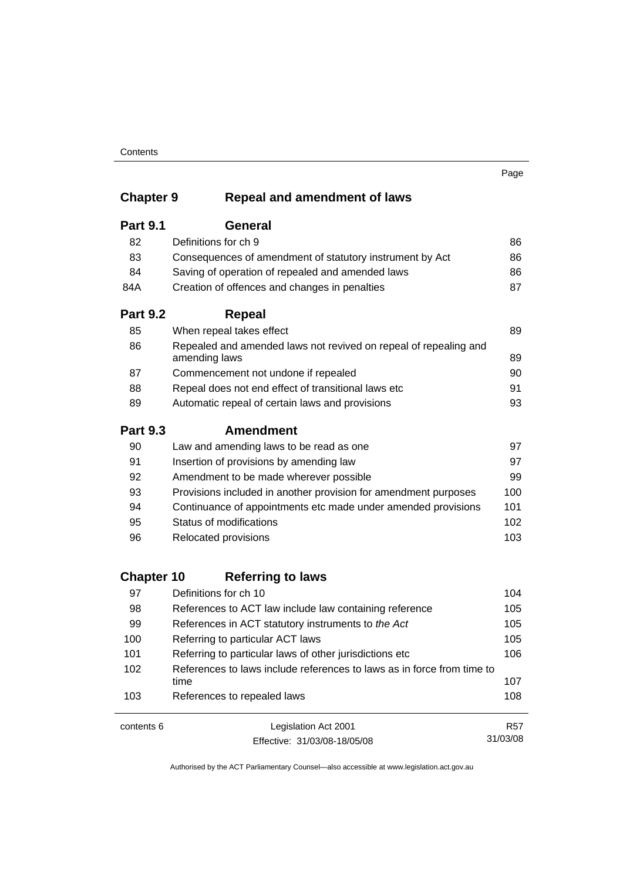| | | Page |
|---|---|---|
| **Chapter 9** | **Repeal and amendment of laws** | |
| **Part 9.1** | **General** | |
| 82 | Definitions for ch 9 | 86 |
| 83 | Consequences of amendment of statutory instrument by Act | 86 |
| 84 | Saving of operation of repealed and amended laws | 86 |
| 84A | Creation of offences and changes in penalties | 87 |
| **Part 9.2** | **Repeal** | |
| 85 | When repeal takes effect | 89 |
| 86 | Repealed and amended laws not revived on repeal of repealing and amending laws | 89 |
| 87 | Commencement not undone if repealed | 90 |
| 88 | Repeal does not end effect of transitional laws etc | 91 |
| 89 | Automatic repeal of certain laws and provisions | 93 |
| **Part 9.3** | **Amendment** | |
| 90 | Law and amending laws to be read as one | 97 |
| 91 | Insertion of provisions by amending law | 97 |
| 92 | Amendment to be made wherever possible | 99 |
| 93 | Provisions included in another provision for amendment purposes | 100 |
| 94 | Continuance of appointments etc made under amended provisions | 101 |
| 95 | Status of modifications | 102 |
| 96 | Relocated provisions | 103 |
| **Chapter 10** | **Referring to laws** | |
| 97 | Definitions for ch 10 | 104 |
| 98 | References to ACT law include law containing reference | 105 |
| 99 | References in ACT statutory instruments to *the Act* | 105 |
| 100 | Referring to particular ACT laws | 105 |
| 101 | Referring to particular laws of other jurisdictions etc | 106 |
| 102 | References to laws include references to laws as in force from time to time | 107 |
| 103 | References to repealed laws | 108 |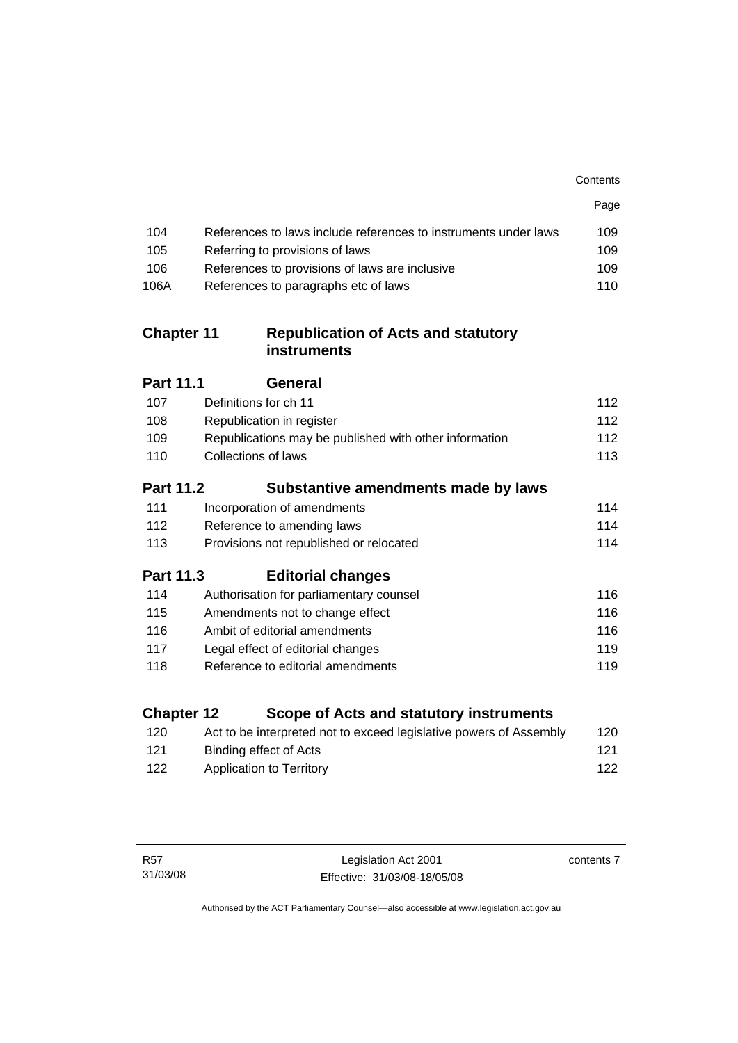| | | Page |
|---|---|---|
| 104 | References to laws include references to instruments under laws | 109 |
| 105 | Referring to provisions of laws | 109 |
| 106 | References to provisions of laws are inclusive | 109 |
| 106A | References to paragraphs etc of laws | 110 |

## Chapter 11 Republication of Acts and statutory instruments

### Part 11.1 General

| | | |
|---|---|---|
| 107 | Definitions for ch 11 | 112 |
| 108 | Republication in register | 112 |
| 109 | Republications may be published with other information | 112 |
| 110 | Collections of laws | 113 |

### Part 11.2 Substantive amendments made by laws

| | | |
|---|---|---|
| 111 | Incorporation of amendments | 114 |
| 112 | Reference to amending laws | 114 |
| 113 | Provisions not republished or relocated | 114 |

### Part 11.3 Editorial changes

| | | |
|---|---|---|
| 114 | Authorisation for parliamentary counsel | 116 |
| 115 | Amendments not to change effect | 116 |
| 116 | Ambit of editorial amendments | 116 |
| 117 | Legal effect of editorial changes | 119 |
| 118 | Reference to editorial amendments | 119 |

## Chapter 12 Scope of Acts and statutory instruments

| | | |
|---|---|---|
| 120 | Act to be interpreted not to exceed legislative powers of Assembly | 120 |
| 121 | Binding effect of Acts | 121 |
| 122 | Application to Territory | 122 |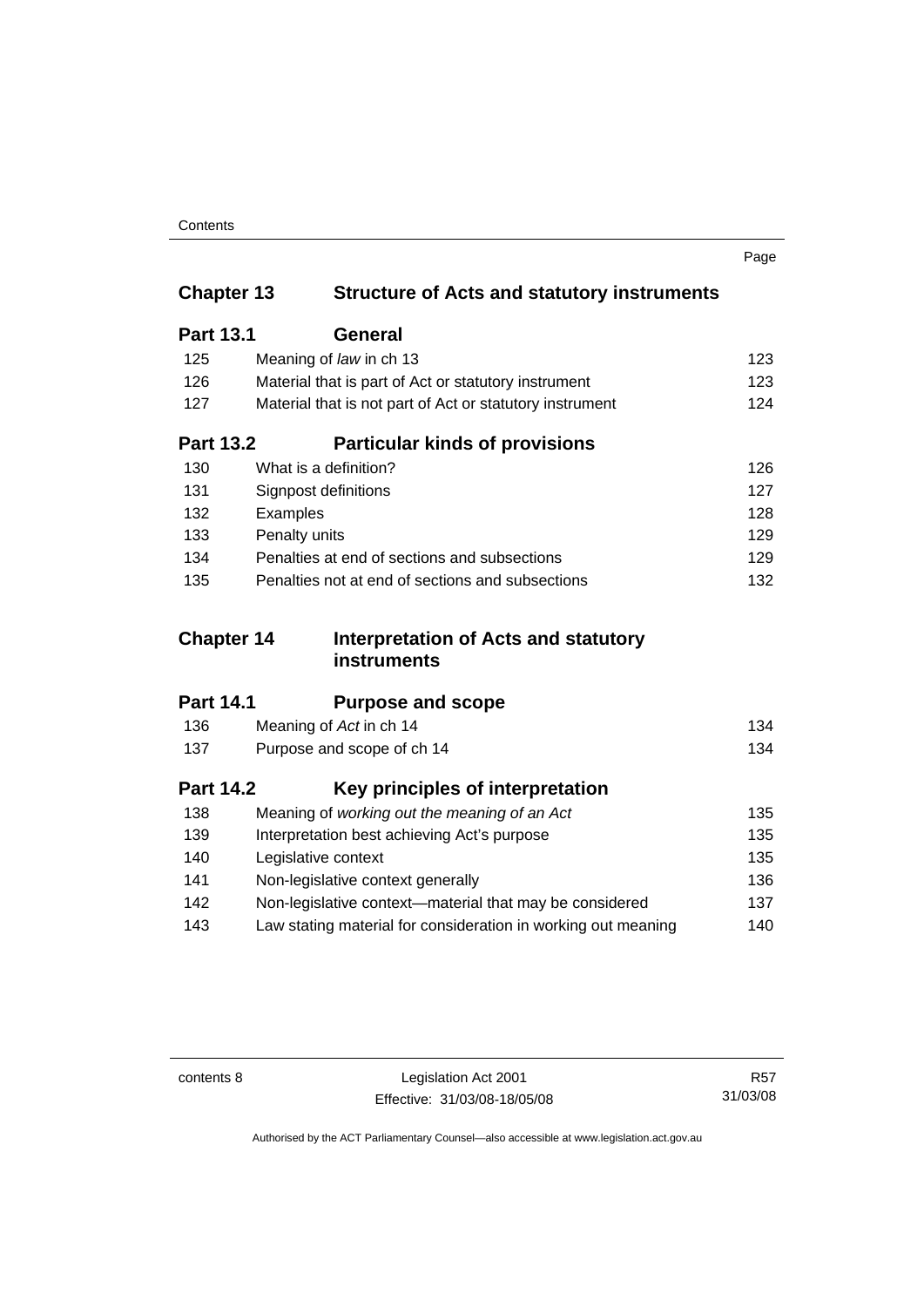| | | Page |
|---|---|---|
| **Chapter 13** | **Structure of Acts and statutory instruments** | |
| **Part 13.1** | **General** | |
| 125 | Meaning of *law* in ch 13 | 123 |
| 126 | Material that is part of Act or statutory instrument | 123 |
| 127 | Material that is not part of Act or statutory instrument | 124 |
| **Part 13.2** | **Particular kinds of provisions** | |
| 130 | What is a definition? | 126 |
| 131 | Signpost definitions | 127 |
| 132 | Examples | 128 |
| 133 | Penalty units | 129 |
| 134 | Penalties at end of sections and subsections | 129 |
| 135 | Penalties not at end of sections and subsections | 132 |
| **Chapter 14** | **Interpretation of Acts and statutory instruments** | |
| **Part 14.1** | **Purpose and scope** | |
| 136 | Meaning of *Act* in ch 14 | 134 |
| 137 | Purpose and scope of ch 14 | 134 |
| **Part 14.2** | **Key principles of interpretation** | |
| 138 | Meaning of *working out the meaning of an Act* | 135 |
| 139 | Interpretation best achieving Act's purpose | 135 |
| 140 | Legislative context | 135 |
| 141 | Non-legislative context generally | 136 |
| 142 | Non-legislative context—material that may be considered | 137 |
| 143 | Law stating material for consideration in working out meaning | 140 |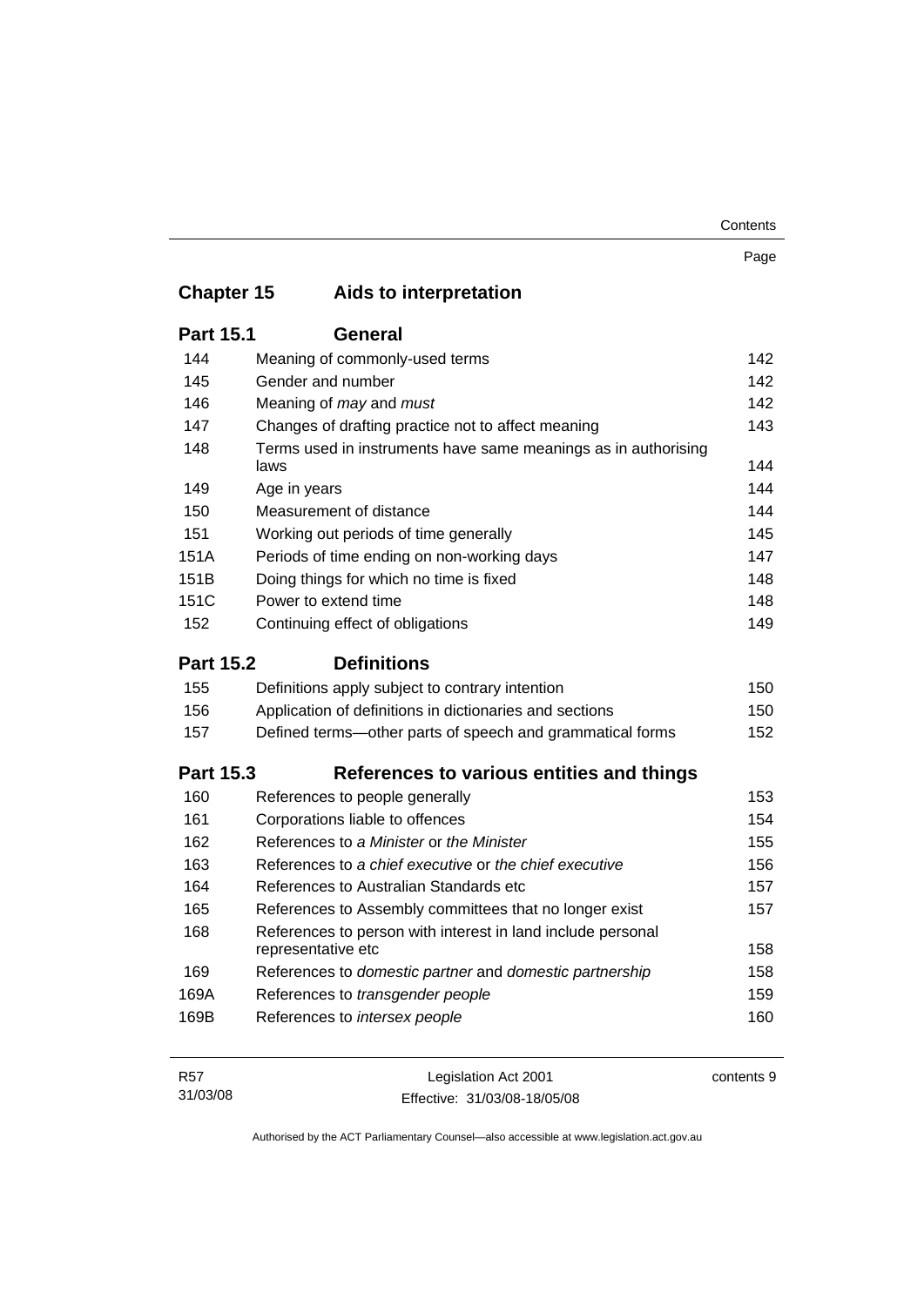## Chapter 15 Aids to interpretation

### Part 15.1 General

| | | Page |
|---|---|---|
| 144 | Meaning of commonly-used terms | 142 |
| 145 | Gender and number | 142 |
| 146 | Meaning of *may* and *must* | 142 |
| 147 | Changes of drafting practice not to affect meaning | 143 |
| 148 | Terms used in instruments have same meanings as in authorising laws | 144 |
| 149 | Age in years | 144 |
| 150 | Measurement of distance | 144 |
| 151 | Working out periods of time generally | 145 |
| 151A | Periods of time ending on non-working days | 147 |
| 151B | Doing things for which no time is fixed | 148 |
| 151C | Power to extend time | 148 |
| 152 | Continuing effect of obligations | 149 |

### Part 15.2 Definitions

| | | |
|---|---|---|
| 155 | Definitions apply subject to contrary intention | 150 |
| 156 | Application of definitions in dictionaries and sections | 150 |
| 157 | Defined terms—other parts of speech and grammatical forms | 152 |

### Part 15.3 References to various entities and things

| | | |
|---|---|---|
| 160 | References to people generally | 153 |
| 161 | Corporations liable to offences | 154 |
| 162 | References to *a Minister* or *the Minister* | 155 |
| 163 | References to *a chief executive* or *the chief executive* | 156 |
| 164 | References to Australian Standards etc | 157 |
| 165 | References to Assembly committees that no longer exist | 157 |
| 168 | References to person with interest in land include personal representative etc | 158 |
| 169 | References to *domestic partner* and *domestic partnership* | 158 |
| 169A | References to *transgender people* | 159 |
| 169B | References to *intersex people* | 160 |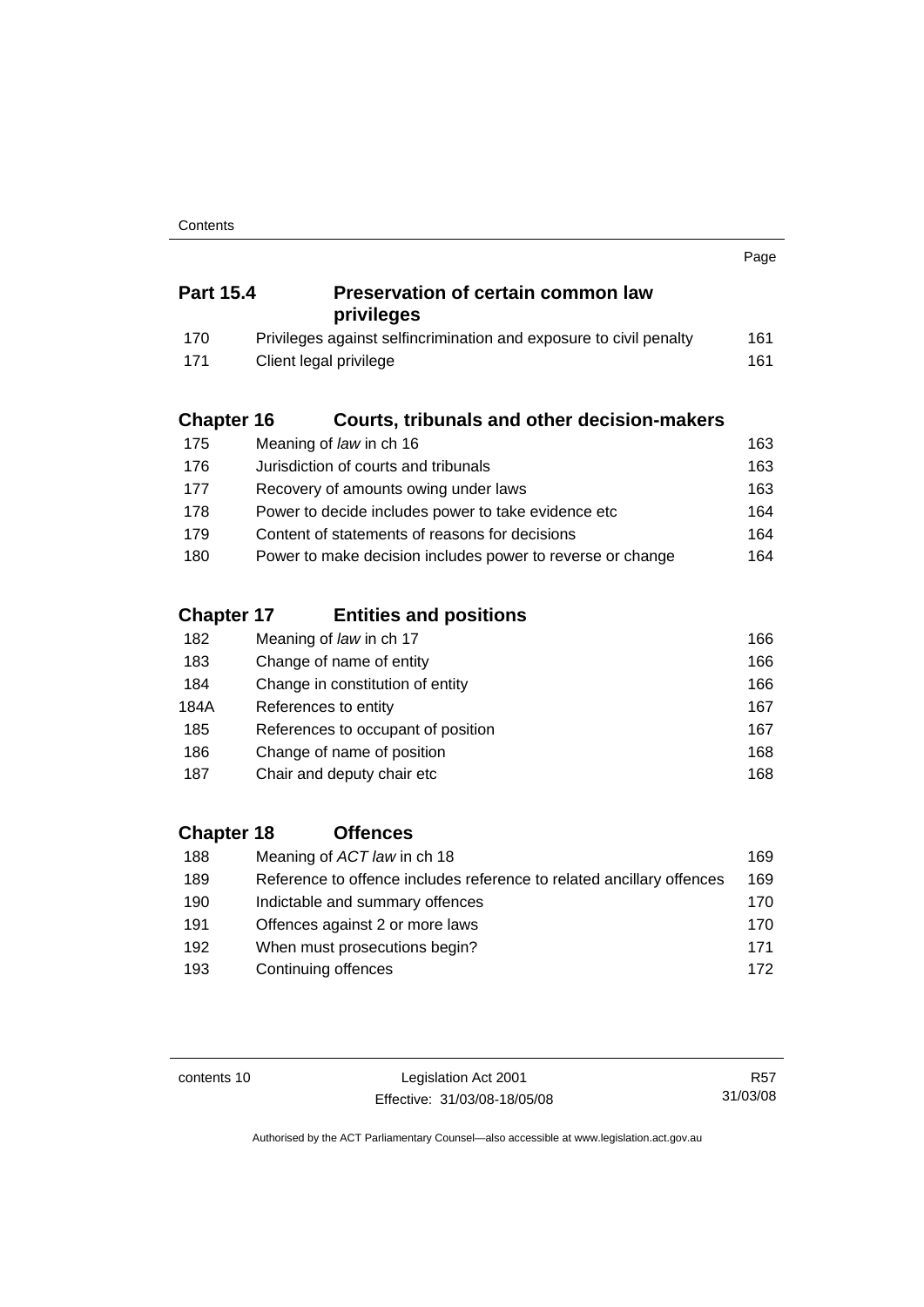| | | Page |
|---|---|---|
| **Part 15.4** | **Preservation of certain common law privileges** | |
| 170 | Privileges against selfincrimination and exposure to civil penalty | 161 |
| 171 | Client legal privilege | 161 |
| **Chapter 16** | **Courts, tribunals and other decision-makers** | |
| 175 | Meaning of *law* in ch 16 | 163 |
| 176 | Jurisdiction of courts and tribunals | 163 |
| 177 | Recovery of amounts owing under laws | 163 |
| 178 | Power to decide includes power to take evidence etc | 164 |
| 179 | Content of statements of reasons for decisions | 164 |
| 180 | Power to make decision includes power to reverse or change | 164 |
| **Chapter 17** | **Entities and positions** | |
| 182 | Meaning of *law* in ch 17 | 166 |
| 183 | Change of name of entity | 166 |
| 184 | Change in constitution of entity | 166 |
| 184A | References to entity | 167 |
| 185 | References to occupant of position | 167 |
| 186 | Change of name of position | 168 |
| 187 | Chair and deputy chair etc | 168 |
| **Chapter 18** | **Offences** | |
| 188 | Meaning of *ACT law* in ch 18 | 169 |
| 189 | Reference to offence includes reference to related ancillary offences | 169 |
| 190 | Indictable and summary offences | 170 |
| 191 | Offences against 2 or more laws | 170 |
| 192 | When must prosecutions begin? | 171 |
| 193 | Continuing offences | 172 |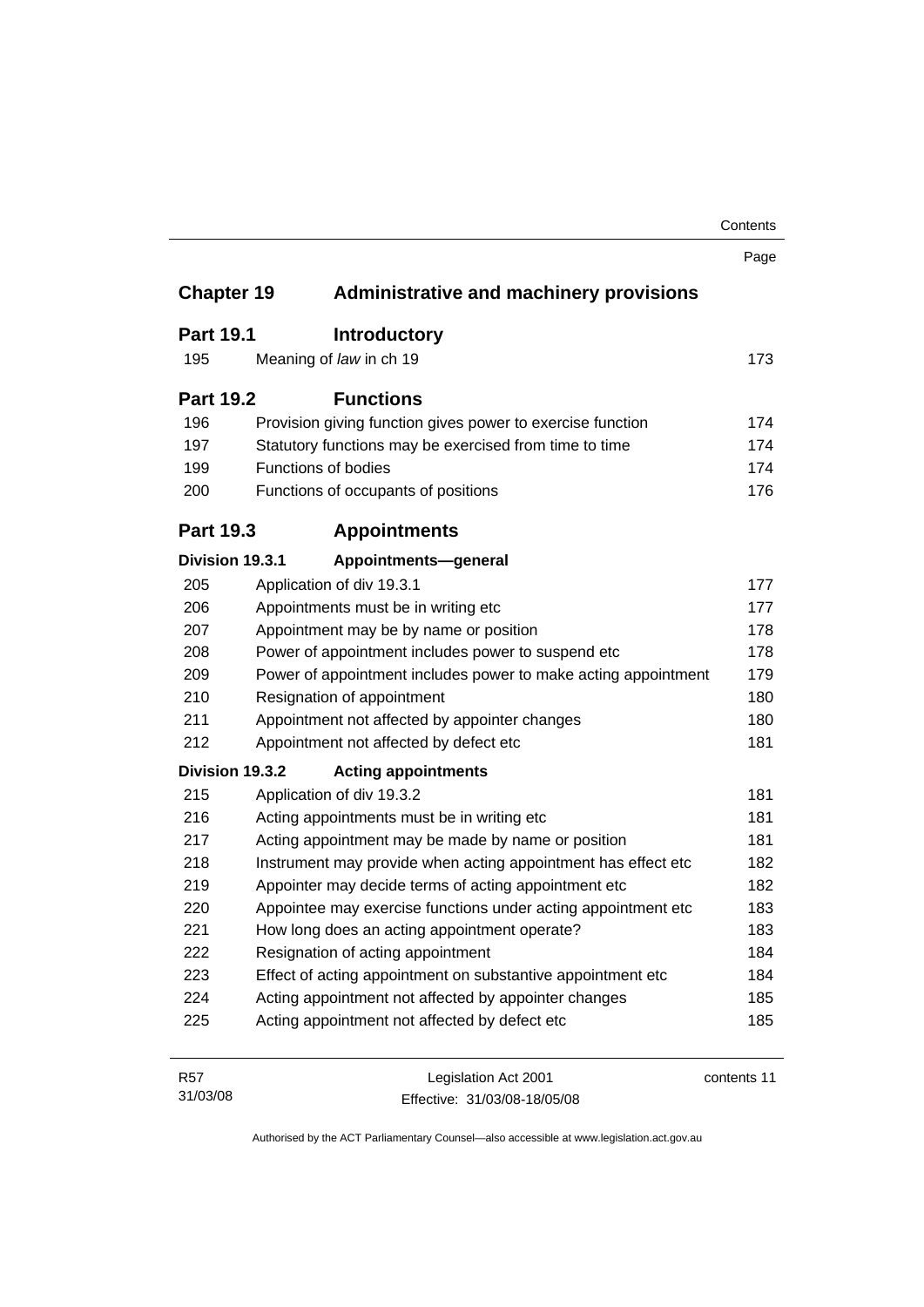| | | Page |
|---|---|---|
| **Chapter 19** | **Administrative and machinery provisions** | |
| **Part 19.1** | **Introductory** | |
| 195 | Meaning of *law* in ch 19 | 173 |
| **Part 19.2** | **Functions** | |
| 196 | Provision giving function gives power to exercise function | 174 |
| 197 | Statutory functions may be exercised from time to time | 174 |
| 199 | Functions of bodies | 174 |
| 200 | Functions of occupants of positions | 176 |
| **Part 19.3** | **Appointments** | |
| **Division 19.3.1** | **Appointments—general** | |
| 205 | Application of div 19.3.1 | 177 |
| 206 | Appointments must be in writing etc | 177 |
| 207 | Appointment may be by name or position | 178 |
| 208 | Power of appointment includes power to suspend etc | 178 |
| 209 | Power of appointment includes power to make acting appointment | 179 |
| 210 | Resignation of appointment | 180 |
| 211 | Appointment not affected by appointer changes | 180 |
| 212 | Appointment not affected by defect etc | 181 |
| **Division 19.3.2** | **Acting appointments** | |
| 215 | Application of div 19.3.2 | 181 |
| 216 | Acting appointments must be in writing etc | 181 |
| 217 | Acting appointment may be made by name or position | 181 |
| 218 | Instrument may provide when acting appointment has effect etc | 182 |
| 219 | Appointer may decide terms of acting appointment etc | 182 |
| 220 | Appointee may exercise functions under acting appointment etc | 183 |
| 221 | How long does an acting appointment operate? | 183 |
| 222 | Resignation of acting appointment | 184 |
| 223 | Effect of acting appointment on substantive appointment etc | 184 |
| 224 | Acting appointment not affected by appointer changes | 185 |
| 225 | Acting appointment not affected by defect etc | 185 |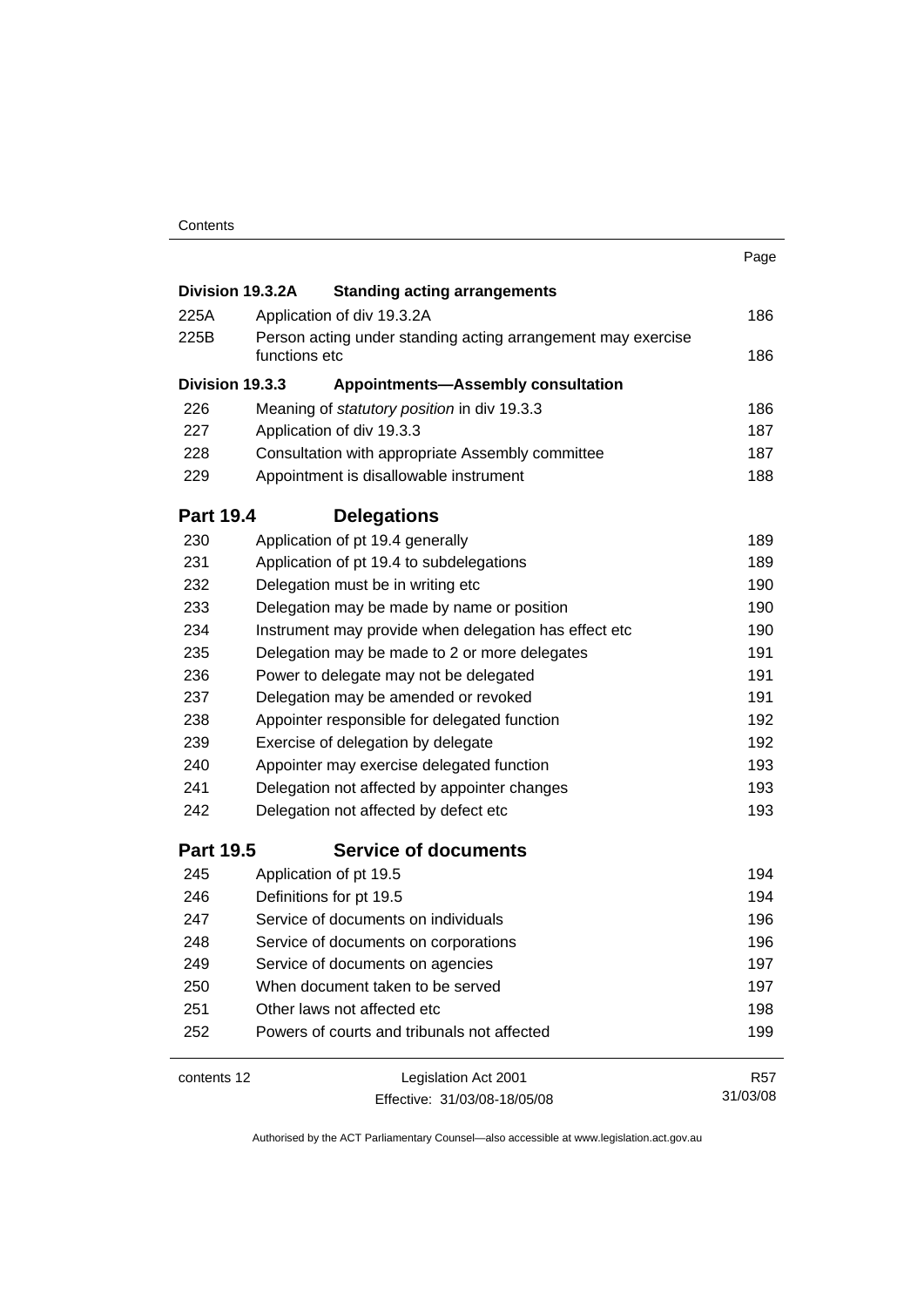| | | Page |
|---|---|---|
| **Division 19.3.2A** | **Standing acting arrangements** | |
| 225A | Application of div 19.3.2A | 186 |
| 225B | Person acting under standing acting arrangement may exercise functions etc | 186 |
| **Division 19.3.3** | **Appointments—Assembly consultation** | |
| 226 | Meaning of *statutory position* in div 19.3.3 | 186 |
| 227 | Application of div 19.3.3 | 187 |
| 228 | Consultation with appropriate Assembly committee | 187 |
| 229 | Appointment is disallowable instrument | 188 |
| **Part 19.4** | **Delegations** | |
| 230 | Application of pt 19.4 generally | 189 |
| 231 | Application of pt 19.4 to subdelegations | 189 |
| 232 | Delegation must be in writing etc | 190 |
| 233 | Delegation may be made by name or position | 190 |
| 234 | Instrument may provide when delegation has effect etc | 190 |
| 235 | Delegation may be made to 2 or more delegates | 191 |
| 236 | Power to delegate may not be delegated | 191 |
| 237 | Delegation may be amended or revoked | 191 |
| 238 | Appointer responsible for delegated function | 192 |
| 239 | Exercise of delegation by delegate | 192 |
| 240 | Appointer may exercise delegated function | 193 |
| 241 | Delegation not affected by appointer changes | 193 |
| 242 | Delegation not affected by defect etc | 193 |
| **Part 19.5** | **Service of documents** | |
| 245 | Application of pt 19.5 | 194 |
| 246 | Definitions for pt 19.5 | 194 |
| 247 | Service of documents on individuals | 196 |
| 248 | Service of documents on corporations | 196 |
| 249 | Service of documents on agencies | 197 |
| 250 | When document taken to be served | 197 |
| 251 | Other laws not affected etc | 198 |
| 252 | Powers of courts and tribunals not affected | 199 |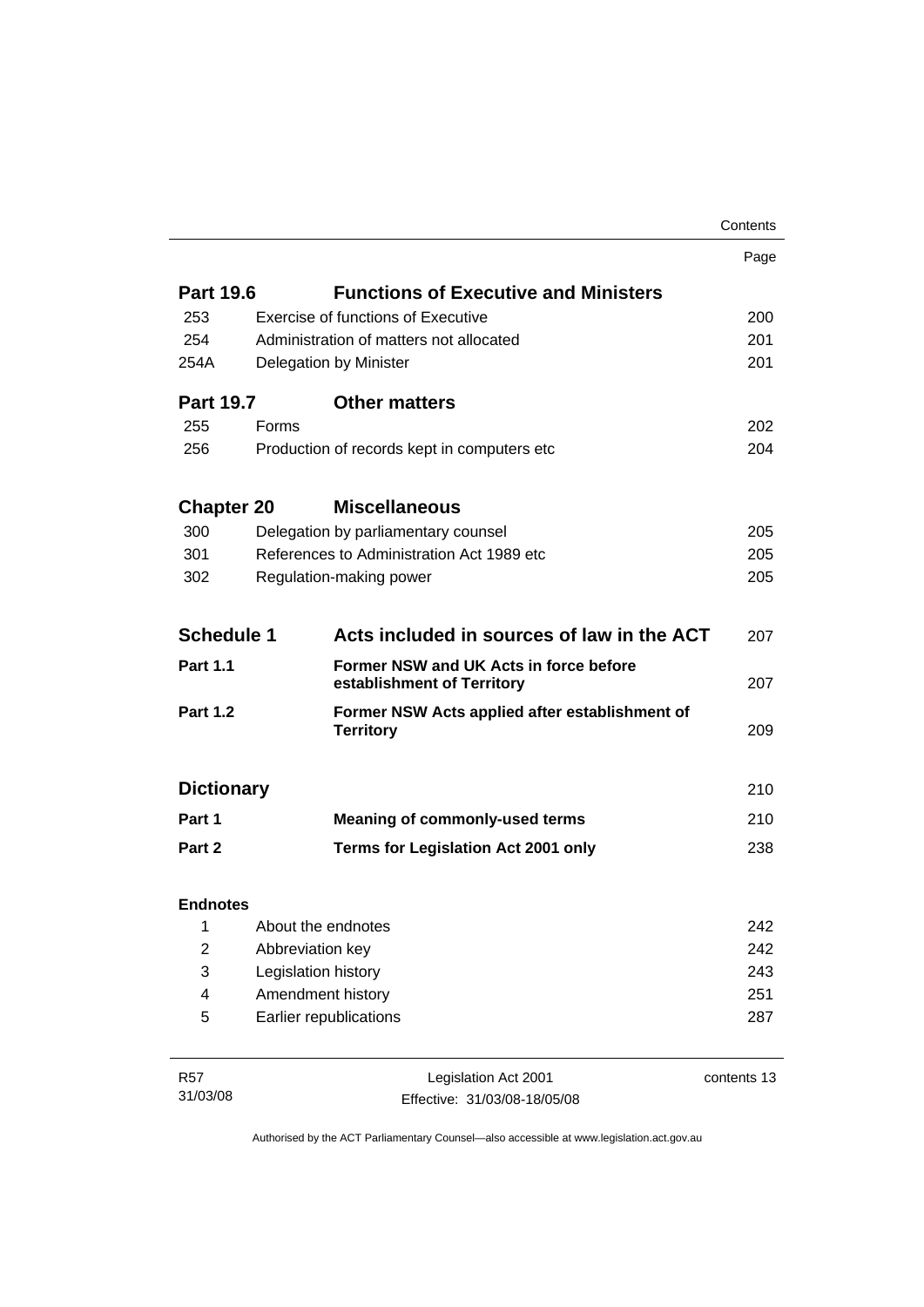| | | Page |
|---|---|---|
| **Part 19.6** | **Functions of Executive and Ministers** | |
| 253 | Exercise of functions of Executive | 200 |
| 254 | Administration of matters not allocated | 201 |
| 254A | Delegation by Minister | 201 |
| **Part 19.7** | **Other matters** | |
| 255 | Forms | 202 |
| 256 | Production of records kept in computers etc | 204 |
| **Chapter 20** | **Miscellaneous** | |
| 300 | Delegation by parliamentary counsel | 205 |
| 301 | References to Administration Act 1989 etc | 205 |
| 302 | Regulation-making power | 205 |
| **Schedule 1** | **Acts included in sources of law in the ACT** | 207 |
| **Part 1.1** | **Former NSW and UK Acts in force before establishment of Territory** | 207 |
| **Part 1.2** | **Former NSW Acts applied after establishment of Territory** | 209 |
| **Dictionary** | | 210 |
| **Part 1** | **Meaning of commonly-used terms** | 210 |
| **Part 2** | **Terms for Legislation Act 2001 only** | 238 |
| **Endnotes** | | |
| 1 | About the endnotes | 242 |
| 2 | Abbreviation key | 242 |
| 3 | Legislation history | 243 |
| 4 | Amendment history | 251 |
| 5 | Earlier republications | 287 |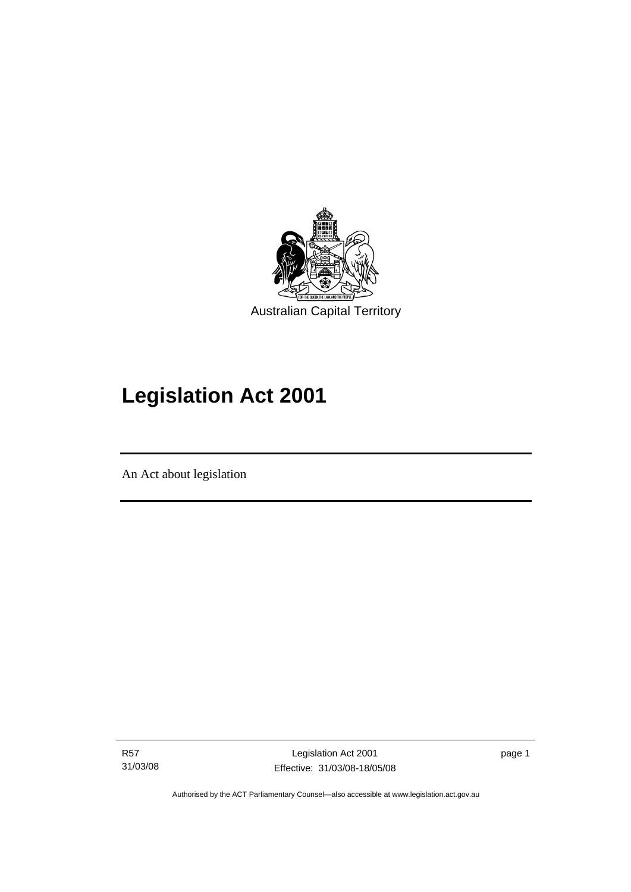Australian Capital Territory

# Legislation Act 2001

An Act about legislation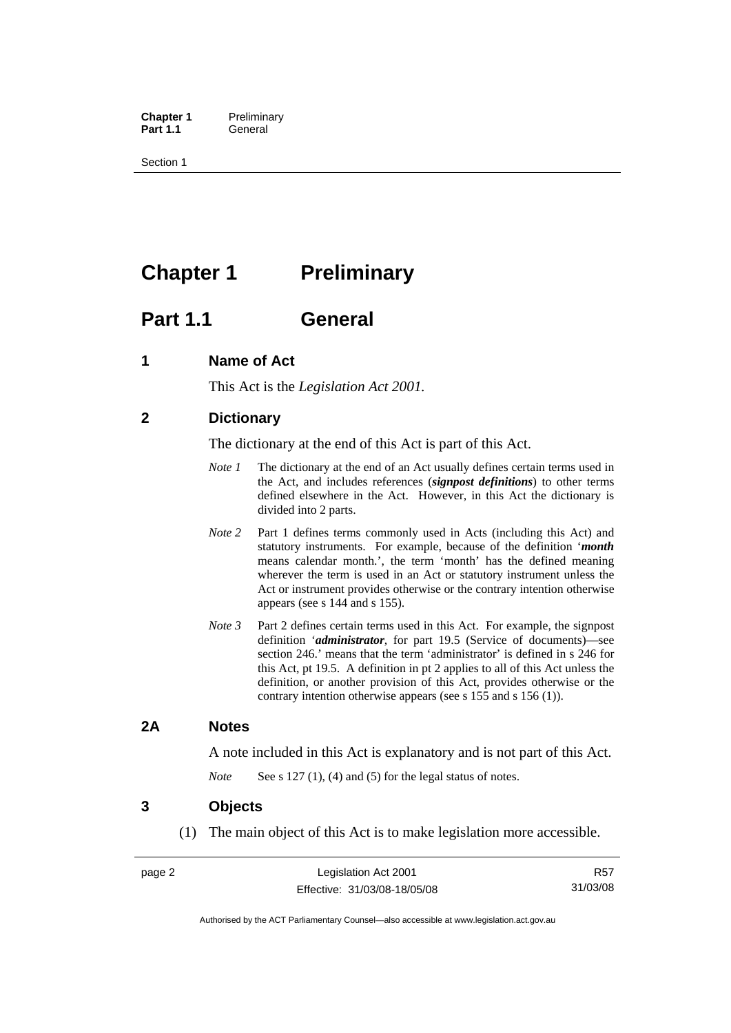# Chapter 1 Preliminary

## Part 1.1 General

### 1 Name of Act

This Act is the *Legislation Act 2001*.

### 2 Dictionary

The dictionary at the end of this Act is part of this Act.

*Note 1* The dictionary at the end of an Act usually defines certain terms used in the Act, and includes references (***signpost definitions***) to other terms defined elsewhere in the Act. However, in this Act the dictionary is divided into 2 parts.

*Note 2* Part 1 defines terms commonly used in Acts (including this Act) and statutory instruments. For example, because of the definition '***month*** means calendar month.', the term 'month' has the defined meaning wherever the term is used in an Act or statutory instrument unless the Act or instrument provides otherwise or the contrary intention otherwise appears (see s 144 and s 155).

*Note 3* Part 2 defines certain terms used in this Act. For example, the signpost definition '***administrator***, for part 19.5 (Service of documents)—see section 246.' means that the term 'administrator' is defined in s 246 for this Act, pt 19.5. A definition in pt 2 applies to all of this Act unless the definition, or another provision of this Act, provides otherwise or the contrary intention otherwise appears (see s 155 and s 156 (1)).

### 2A Notes

A note included in this Act is explanatory and is not part of this Act.

*Note* See s 127 (1), (4) and (5) for the legal status of notes.

### 3 Objects

(1) The main object of this Act is to make legislation more accessible.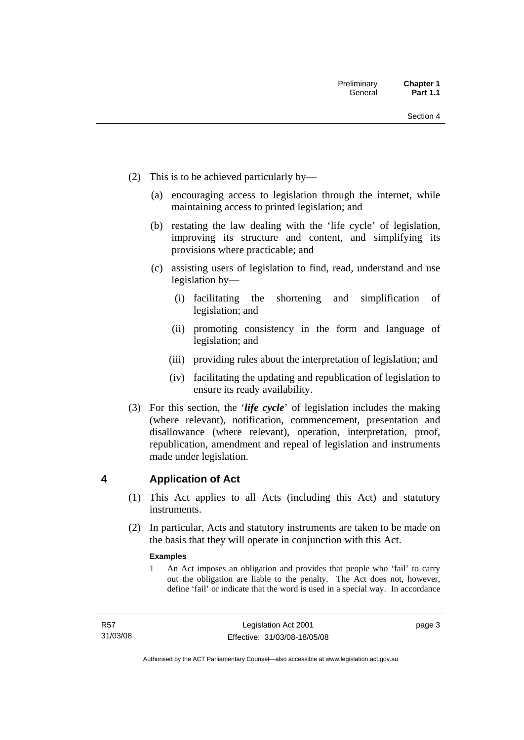(2) This is to be achieved particularly by—

(a) encouraging access to legislation through the internet, while maintaining access to printed legislation; and

(b) restating the law dealing with the 'life cycle' of legislation, improving its structure and content, and simplifying its provisions where practicable; and

(c) assisting users of legislation to find, read, understand and use legislation by—

(i) facilitating the shortening and simplification of legislation; and

(ii) promoting consistency in the form and language of legislation; and

(iii) providing rules about the interpretation of legislation; and

(iv) facilitating the updating and republication of legislation to ensure its ready availability.

(3) For this section, the '***life cycle***' of legislation includes the making (where relevant), notification, commencement, presentation and disallowance (where relevant), operation, interpretation, proof, republication, amendment and repeal of legislation and instruments made under legislation.

## 4 Application of Act

(1) This Act applies to all Acts (including this Act) and statutory instruments.

(2) In particular, Acts and statutory instruments are taken to be made on the basis that they will operate in conjunction with this Act.

**Examples**

1 An Act imposes an obligation and provides that people who 'fail' to carry out the obligation are liable to the penalty. The Act does not, however, define 'fail' or indicate that the word is used in a special way. In accordance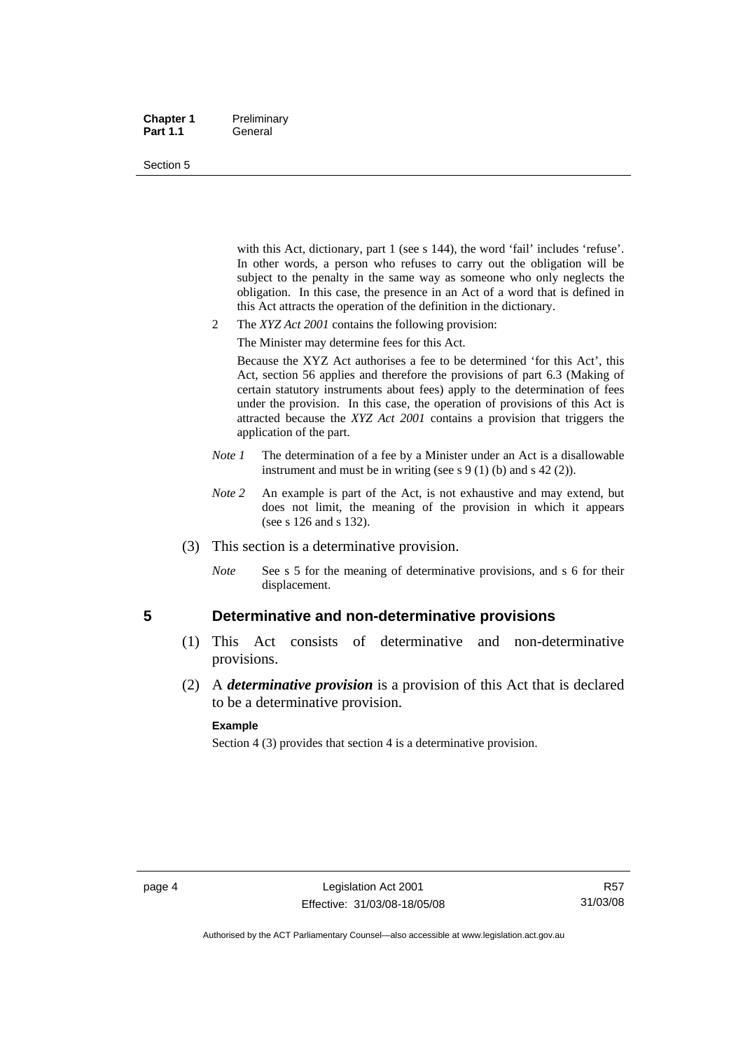with this Act, dictionary, part 1 (see s 144), the word 'fail' includes 'refuse'. In other words, a person who refuses to carry out the obligation will be subject to the penalty in the same way as someone who only neglects the obligation. In this case, the presence in an Act of a word that is defined in this Act attracts the operation of the definition in the dictionary.

2 The *XYZ Act 2001* contains the following provision:

The Minister may determine fees for this Act.

Because the XYZ Act authorises a fee to be determined 'for this Act', this Act, section 56 applies and therefore the provisions of part 6.3 (Making of certain statutory instruments about fees) apply to the determination of fees under the provision. In this case, the operation of provisions of this Act is attracted because the *XYZ Act 2001* contains a provision that triggers the application of the part.

*Note 1* The determination of a fee by a Minister under an Act is a disallowable instrument and must be in writing (see s 9 (1) (b) and s 42 (2)).

*Note 2* An example is part of the Act, is not exhaustive and may extend, but does not limit, the meaning of the provision in which it appears (see s 126 and s 132).

(3) This section is a determinative provision.

*Note* See s 5 for the meaning of determinative provisions, and s 6 for their displacement.

## 5 Determinative and non-determinative provisions

(1) This Act consists of determinative and non-determinative provisions.

(2) A ***determinative provision*** is a provision of this Act that is declared to be a determinative provision.

**Example**

Section 4 (3) provides that section 4 is a determinative provision.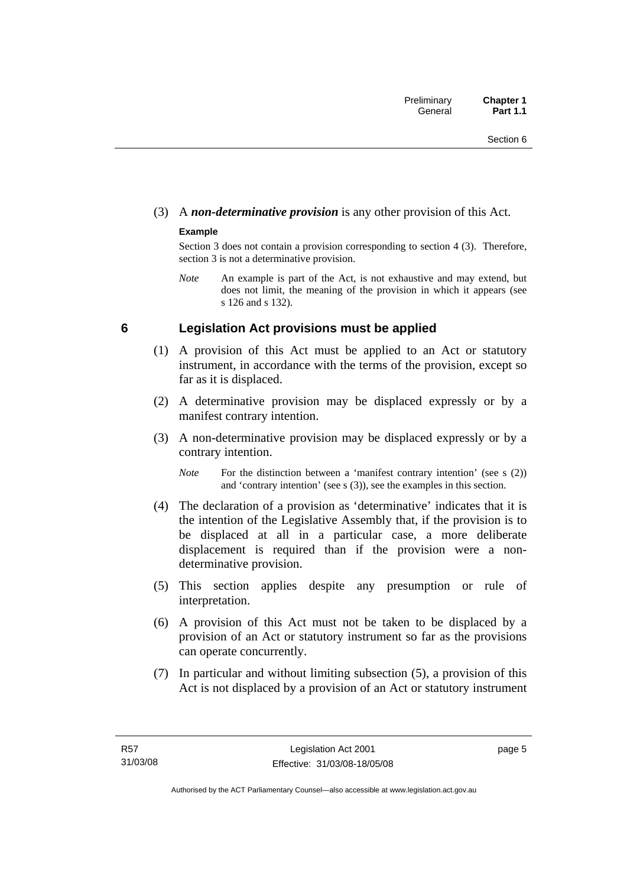(3) A ***non-determinative provision*** is any other provision of this Act.

**Example**

Section 3 does not contain a provision corresponding to section 4 (3). Therefore, section 3 is not a determinative provision.

*Note* An example is part of the Act, is not exhaustive and may extend, but does not limit, the meaning of the provision in which it appears (see s 126 and s 132).

## 6 Legislation Act provisions must be applied

(1) A provision of this Act must be applied to an Act or statutory instrument, in accordance with the terms of the provision, except so far as it is displaced.

(2) A determinative provision may be displaced expressly or by a manifest contrary intention.

(3) A non-determinative provision may be displaced expressly or by a contrary intention.

*Note* For the distinction between a 'manifest contrary intention' (see s (2)) and 'contrary intention' (see s (3)), see the examples in this section.

(4) The declaration of a provision as 'determinative' indicates that it is the intention of the Legislative Assembly that, if the provision is to be displaced at all in a particular case, a more deliberate displacement is required than if the provision were a non-determinative provision.

(5) This section applies despite any presumption or rule of interpretation.

(6) A provision of this Act must not be taken to be displaced by a provision of an Act or statutory instrument so far as the provisions can operate concurrently.

(7) In particular and without limiting subsection (5), a provision of this Act is not displaced by a provision of an Act or statutory instrument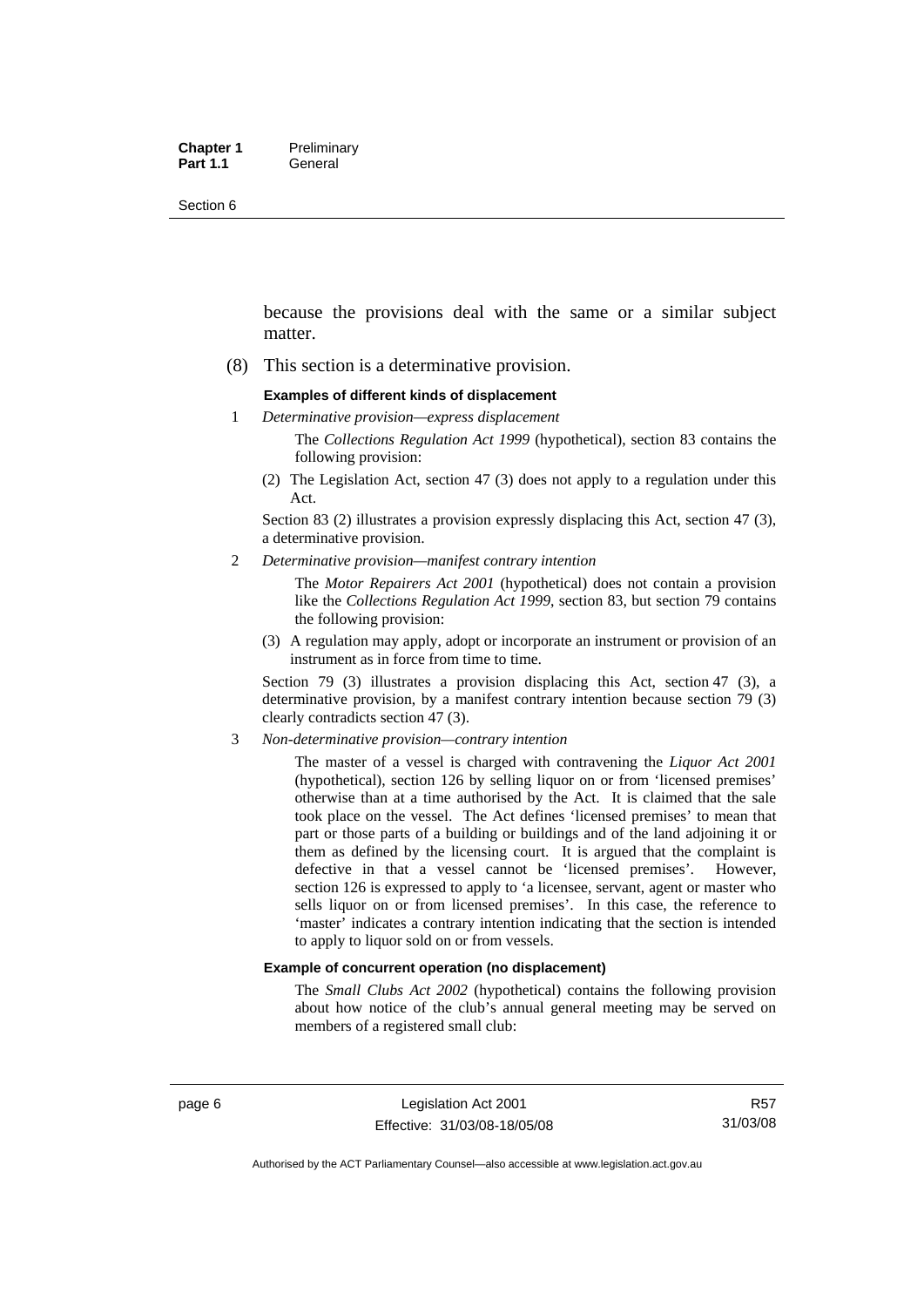because the provisions deal with the same or a similar subject matter.

(8) This section is a determinative provision.

**Examples of different kinds of displacement**

1 *Determinative provision—express displacement*

The *Collections Regulation Act 1999* (hypothetical), section 83 contains the following provision:

(2) The Legislation Act, section 47 (3) does not apply to a regulation under this Act.

Section 83 (2) illustrates a provision expressly displacing this Act, section 47 (3), a determinative provision.

2 *Determinative provision—manifest contrary intention*

The *Motor Repairers Act 2001* (hypothetical) does not contain a provision like the *Collections Regulation Act 1999*, section 83, but section 79 contains the following provision:

(3) A regulation may apply, adopt or incorporate an instrument or provision of an instrument as in force from time to time.

Section 79 (3) illustrates a provision displacing this Act, section 47 (3), a determinative provision, by a manifest contrary intention because section 79 (3) clearly contradicts section 47 (3).

3 *Non-determinative provision—contrary intention*

The master of a vessel is charged with contravening the *Liquor Act 2001* (hypothetical), section 126 by selling liquor on or from 'licensed premises' otherwise than at a time authorised by the Act. It is claimed that the sale took place on the vessel. The Act defines 'licensed premises' to mean that part or those parts of a building or buildings and of the land adjoining it or them as defined by the licensing court. It is argued that the complaint is defective in that a vessel cannot be 'licensed premises'. However, section 126 is expressed to apply to 'a licensee, servant, agent or master who sells liquor on or from licensed premises'. In this case, the reference to 'master' indicates a contrary intention indicating that the section is intended to apply to liquor sold on or from vessels.

**Example of concurrent operation (no displacement)**

The *Small Clubs Act 2002* (hypothetical) contains the following provision about how notice of the club's annual general meeting may be served on members of a registered small club: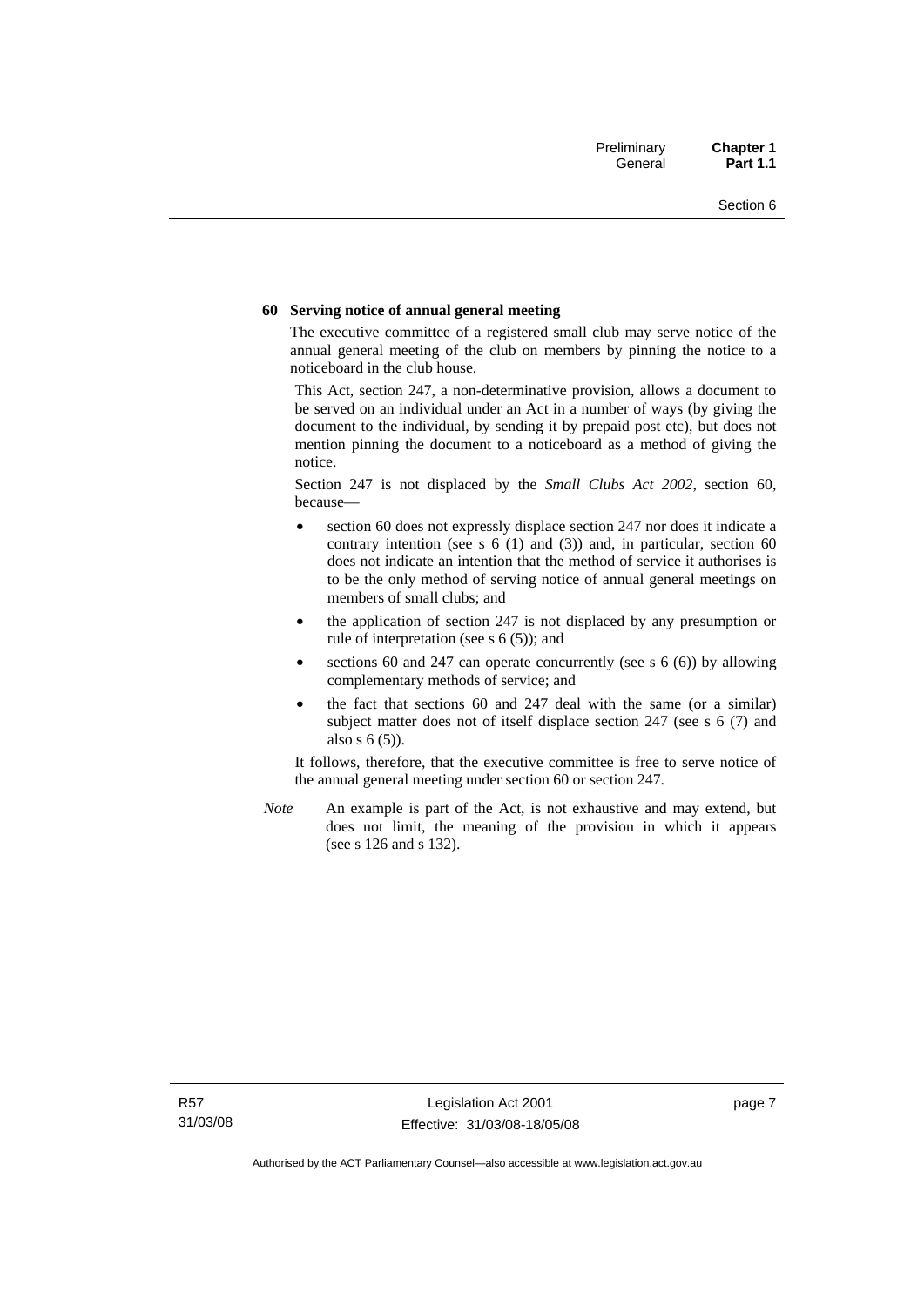**60 Serving notice of annual general meeting**

The executive committee of a registered small club may serve notice of the annual general meeting of the club on members by pinning the notice to a noticeboard in the club house.

This Act, section 247, a non-determinative provision, allows a document to be served on an individual under an Act in a number of ways (by giving the document to the individual, by sending it by prepaid post etc), but does not mention pinning the document to a noticeboard as a method of giving the notice.

Section 247 is not displaced by the *Small Clubs Act 2002*, section 60, because—

- section 60 does not expressly displace section 247 nor does it indicate a contrary intention (see s 6 (1) and (3)) and, in particular, section 60 does not indicate an intention that the method of service it authorises is to be the only method of serving notice of annual general meetings on members of small clubs; and
- the application of section 247 is not displaced by any presumption or rule of interpretation (see s 6 (5)); and
- sections 60 and 247 can operate concurrently (see s 6 (6)) by allowing complementary methods of service; and
- the fact that sections 60 and 247 deal with the same (or a similar) subject matter does not of itself displace section 247 (see s 6 (7) and also s 6 (5)).

It follows, therefore, that the executive committee is free to serve notice of the annual general meeting under section 60 or section 247.

*Note* An example is part of the Act, is not exhaustive and may extend, but does not limit, the meaning of the provision in which it appears (see s 126 and s 132).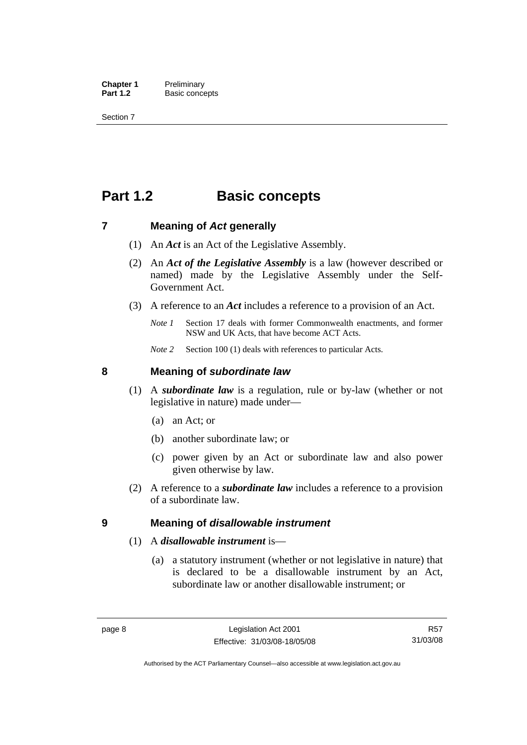# Part 1.2 Basic concepts

## 7 Meaning of *Act* generally

(1) An ***Act*** is an Act of the Legislative Assembly.

(2) An ***Act of the Legislative Assembly*** is a law (however described or named) made by the Legislative Assembly under the Self-Government Act.

(3) A reference to an ***Act*** includes a reference to a provision of an Act.

*Note 1* Section 17 deals with former Commonwealth enactments, and former NSW and UK Acts, that have become ACT Acts.

*Note 2* Section 100 (1) deals with references to particular Acts.

## 8 Meaning of *subordinate law*

(1) A ***subordinate law*** is a regulation, rule or by-law (whether or not legislative in nature) made under—

(a) an Act; or

(b) another subordinate law; or

(c) power given by an Act or subordinate law and also power given otherwise by law.

(2) A reference to a ***subordinate law*** includes a reference to a provision of a subordinate law.

## 9 Meaning of *disallowable instrument*

(1) A ***disallowable instrument*** is—

(a) a statutory instrument (whether or not legislative in nature) that is declared to be a disallowable instrument by an Act, subordinate law or another disallowable instrument; or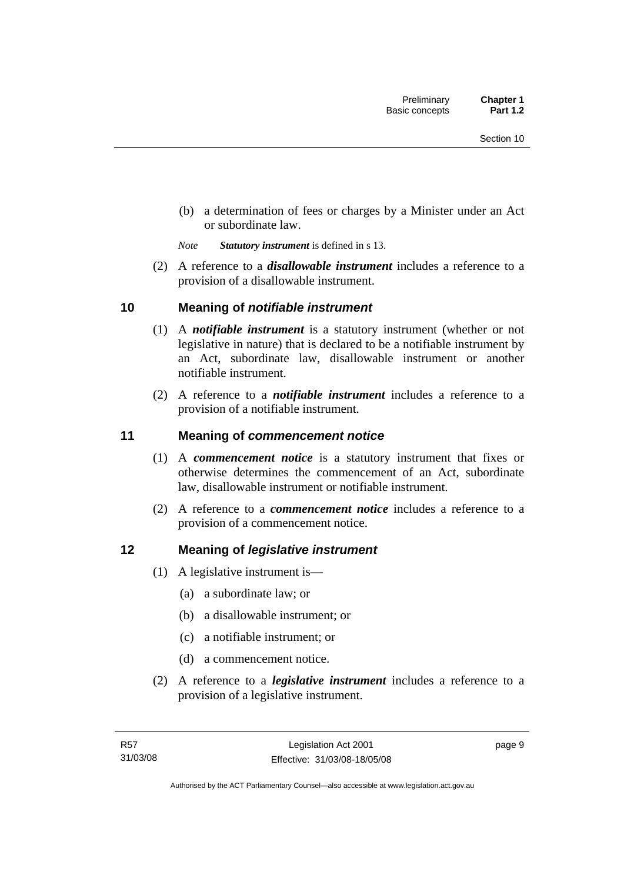(b) a determination of fees or charges by a Minister under an Act or subordinate law.

*Note* ***Statutory instrument*** is defined in s 13.

(2) A reference to a ***disallowable instrument*** includes a reference to a provision of a disallowable instrument.

## 10 Meaning of *notifiable instrument*

(1) A ***notifiable instrument*** is a statutory instrument (whether or not legislative in nature) that is declared to be a notifiable instrument by an Act, subordinate law, disallowable instrument or another notifiable instrument.

(2) A reference to a ***notifiable instrument*** includes a reference to a provision of a notifiable instrument.

## 11 Meaning of *commencement notice*

(1) A ***commencement notice*** is a statutory instrument that fixes or otherwise determines the commencement of an Act, subordinate law, disallowable instrument or notifiable instrument.

(2) A reference to a ***commencement notice*** includes a reference to a provision of a commencement notice.

## 12 Meaning of *legislative instrument*

(1) A legislative instrument is—

(a) a subordinate law; or

(b) a disallowable instrument; or

(c) a notifiable instrument; or

(d) a commencement notice.

(2) A reference to a ***legislative instrument*** includes a reference to a provision of a legislative instrument.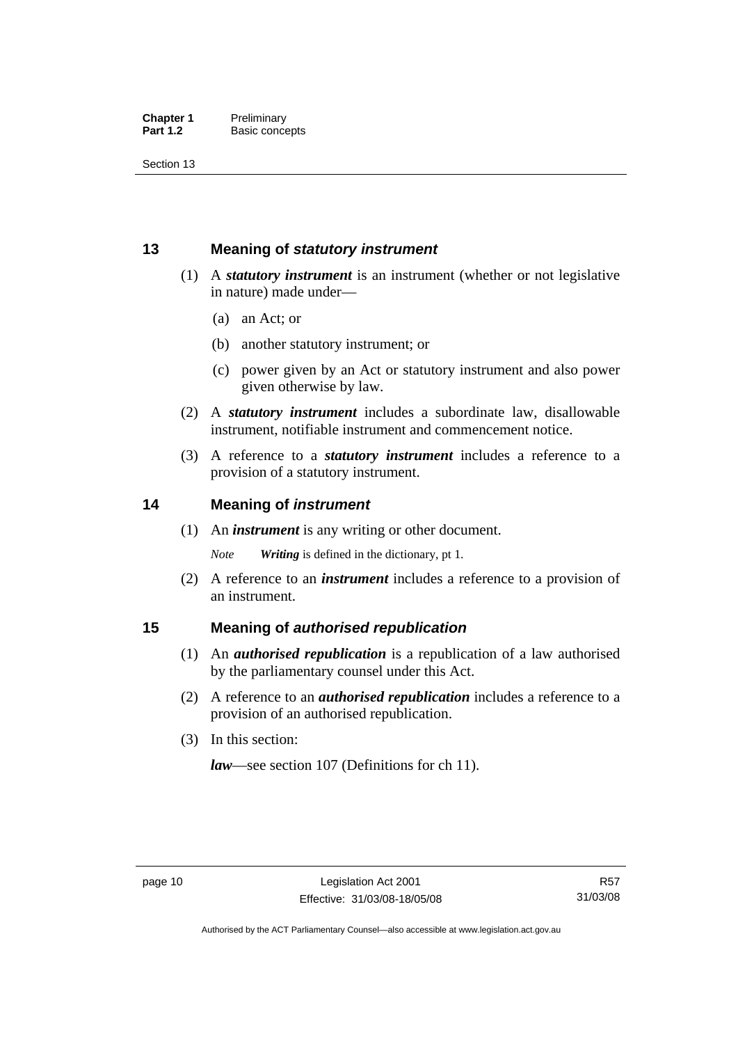## 13 Meaning of *statutory instrument*

(1) A ***statutory instrument*** is an instrument (whether or not legislative in nature) made under—

(a) an Act; or

(b) another statutory instrument; or

(c) power given by an Act or statutory instrument and also power given otherwise by law.

(2) A ***statutory instrument*** includes a subordinate law, disallowable instrument, notifiable instrument and commencement notice.

(3) A reference to a ***statutory instrument*** includes a reference to a provision of a statutory instrument.

## 14 Meaning of *instrument*

(1) An ***instrument*** is any writing or other document.

*Note* ***Writing*** is defined in the dictionary, pt 1.

(2) A reference to an ***instrument*** includes a reference to a provision of an instrument.

## 15 Meaning of *authorised republication*

(1) An ***authorised republication*** is a republication of a law authorised by the parliamentary counsel under this Act.

(2) A reference to an ***authorised republication*** includes a reference to a provision of an authorised republication.

(3) In this section:

***law***—see section 107 (Definitions for ch 11).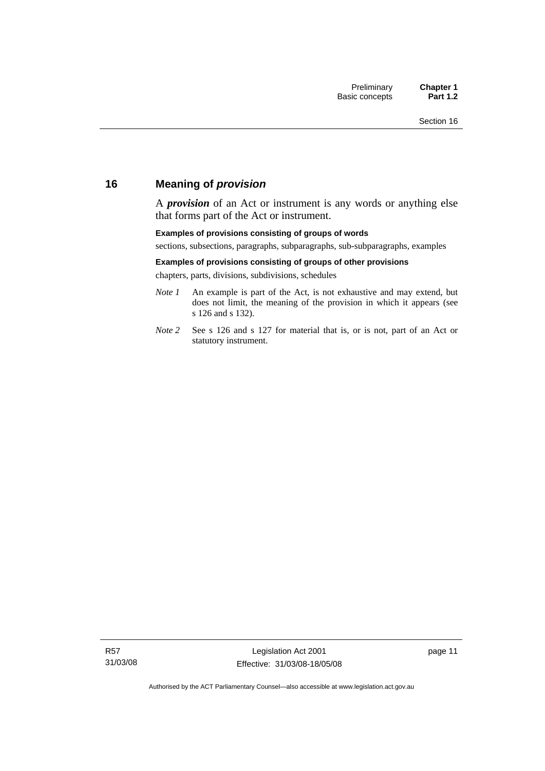## 16 Meaning of *provision*

A ***provision*** of an Act or instrument is any words or anything else that forms part of the Act or instrument.

**Examples of provisions consisting of groups of words**

sections, subsections, paragraphs, subparagraphs, sub-subparagraphs, examples

**Examples of provisions consisting of groups of other provisions**

chapters, parts, divisions, subdivisions, schedules

*Note 1* An example is part of the Act, is not exhaustive and may extend, but does not limit, the meaning of the provision in which it appears (see s 126 and s 132).

*Note 2* See s 126 and s 127 for material that is, or is not, part of an Act or statutory instrument.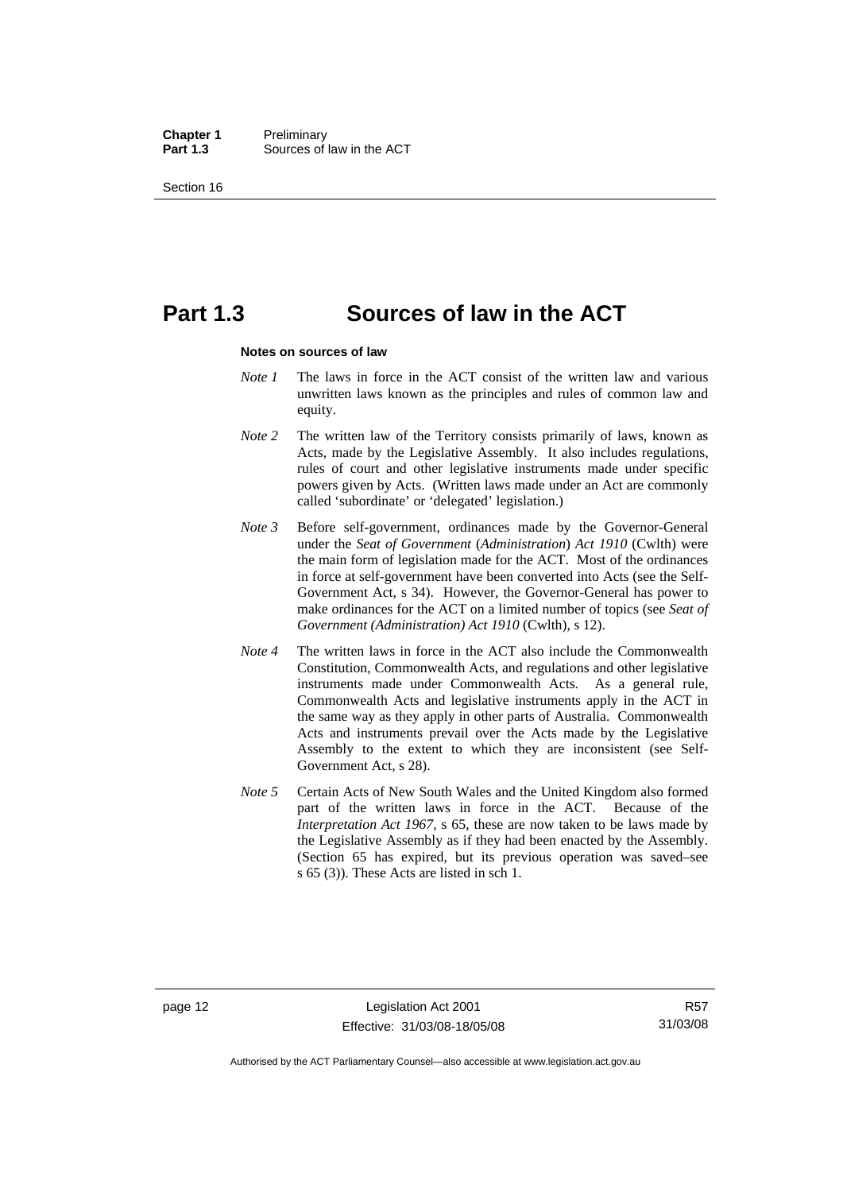# Part 1.3 Sources of law in the ACT

**Notes on sources of law**

*Note 1* The laws in force in the ACT consist of the written law and various unwritten laws known as the principles and rules of common law and equity.

*Note 2* The written law of the Territory consists primarily of laws, known as Acts, made by the Legislative Assembly. It also includes regulations, rules of court and other legislative instruments made under specific powers given by Acts. (Written laws made under an Act are commonly called 'subordinate' or 'delegated' legislation.)

*Note 3* Before self-government, ordinances made by the Governor-General under the *Seat of Government* (*Administration*) *Act 1910* (Cwlth) were the main form of legislation made for the ACT. Most of the ordinances in force at self-government have been converted into Acts (see the Self-Government Act, s 34). However, the Governor-General has power to make ordinances for the ACT on a limited number of topics (see *Seat of Government (Administration) Act 1910* (Cwlth), s 12).

*Note 4* The written laws in force in the ACT also include the Commonwealth Constitution, Commonwealth Acts, and regulations and other legislative instruments made under Commonwealth Acts. As a general rule, Commonwealth Acts and legislative instruments apply in the ACT in the same way as they apply in other parts of Australia. Commonwealth Acts and instruments prevail over the Acts made by the Legislative Assembly to the extent to which they are inconsistent (see Self-Government Act, s 28).

*Note 5* Certain Acts of New South Wales and the United Kingdom also formed part of the written laws in force in the ACT. Because of the *Interpretation Act 1967*, s 65, these are now taken to be laws made by the Legislative Assembly as if they had been enacted by the Assembly. (Section 65 has expired, but its previous operation was saved–see s 65 (3)). These Acts are listed in sch 1.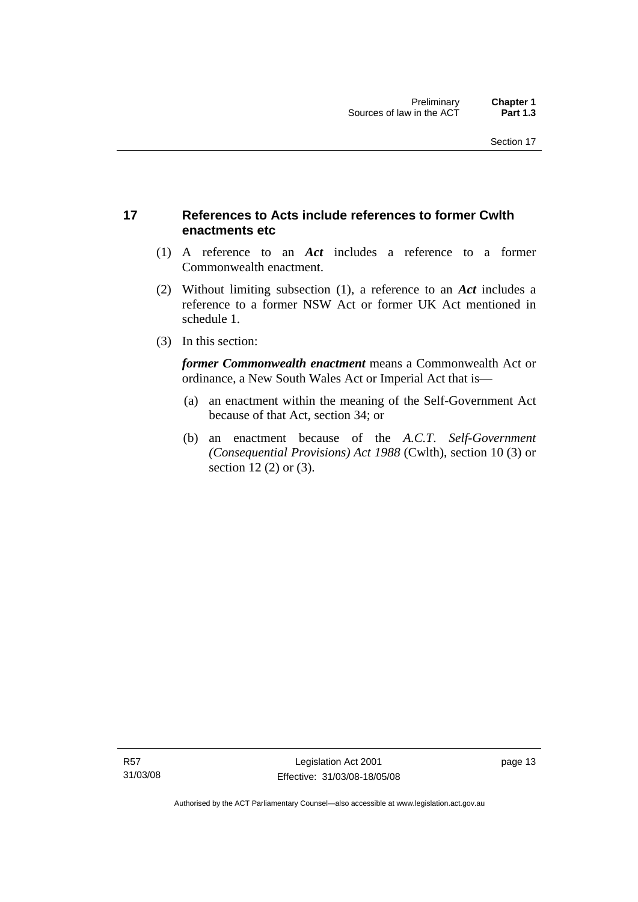## 17 References to Acts include references to former Cwlth enactments etc

(1) A reference to an ***Act*** includes a reference to a former Commonwealth enactment.

(2) Without limiting subsection (1), a reference to an ***Act*** includes a reference to a former NSW Act or former UK Act mentioned in schedule 1.

(3) In this section:

***former Commonwealth enactment*** means a Commonwealth Act or ordinance, a New South Wales Act or Imperial Act that is—

(a) an enactment within the meaning of the Self-Government Act because of that Act, section 34; or

(b) an enactment because of the *A.C.T. Self-Government (Consequential Provisions) Act 1988* (Cwlth), section 10 (3) or section 12 (2) or (3).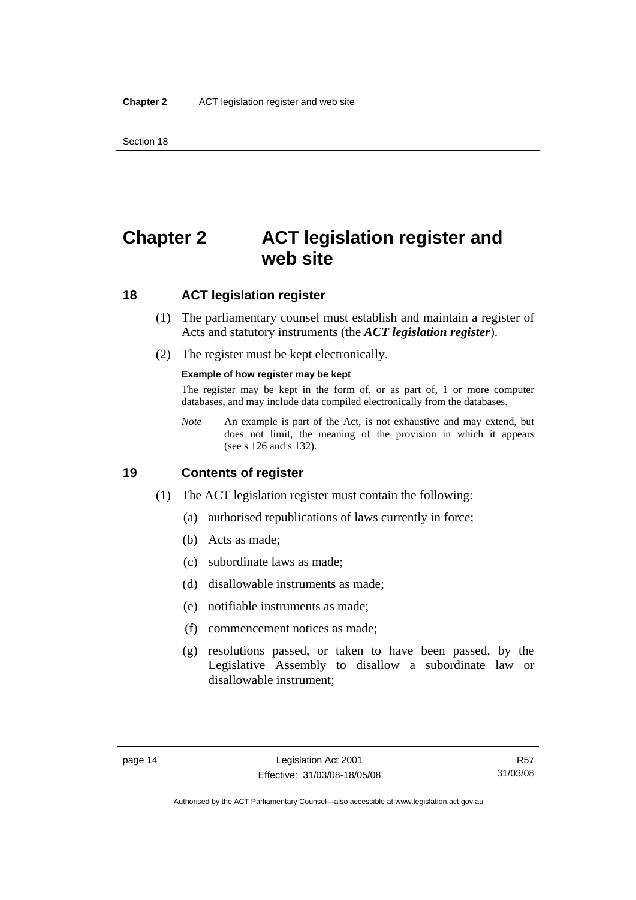# Chapter 2 ACT legislation register and web site

## 18 ACT legislation register

(1) The parliamentary counsel must establish and maintain a register of Acts and statutory instruments (the ***ACT legislation register***).

(2) The register must be kept electronically.

**Example of how register may be kept**

The register may be kept in the form of, or as part of, 1 or more computer databases, and may include data compiled electronically from the databases.

*Note* An example is part of the Act, is not exhaustive and may extend, but does not limit, the meaning of the provision in which it appears (see s 126 and s 132).

## 19 Contents of register

(1) The ACT legislation register must contain the following:

(a) authorised republications of laws currently in force;

(b) Acts as made;

(c) subordinate laws as made;

(d) disallowable instruments as made;

(e) notifiable instruments as made;

(f) commencement notices as made;

(g) resolutions passed, or taken to have been passed, by the Legislative Assembly to disallow a subordinate law or disallowable instrument;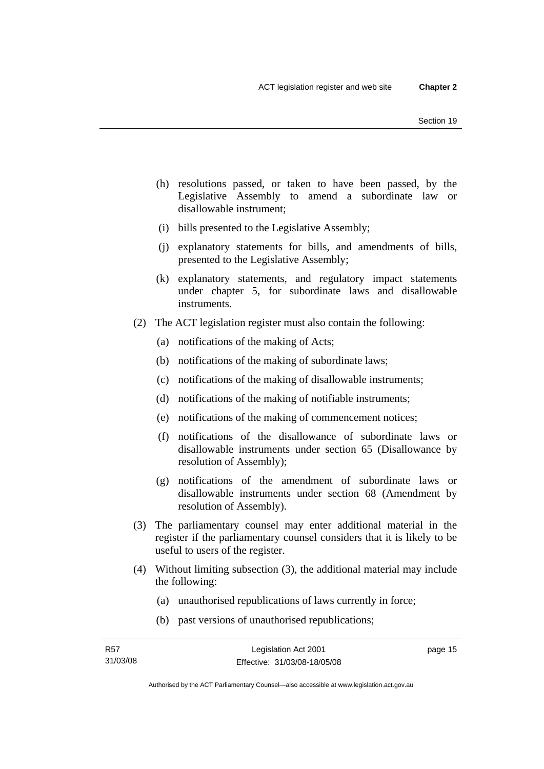(h) resolutions passed, or taken to have been passed, by the Legislative Assembly to amend a subordinate law or disallowable instrument;

(i) bills presented to the Legislative Assembly;

(j) explanatory statements for bills, and amendments of bills, presented to the Legislative Assembly;

(k) explanatory statements, and regulatory impact statements under chapter 5, for subordinate laws and disallowable instruments.

(2) The ACT legislation register must also contain the following:

(a) notifications of the making of Acts;

(b) notifications of the making of subordinate laws;

(c) notifications of the making of disallowable instruments;

(d) notifications of the making of notifiable instruments;

(e) notifications of the making of commencement notices;

(f) notifications of the disallowance of subordinate laws or disallowable instruments under section 65 (Disallowance by resolution of Assembly);

(g) notifications of the amendment of subordinate laws or disallowable instruments under section 68 (Amendment by resolution of Assembly).

(3) The parliamentary counsel may enter additional material in the register if the parliamentary counsel considers that it is likely to be useful to users of the register.

(4) Without limiting subsection (3), the additional material may include the following:

(a) unauthorised republications of laws currently in force;

(b) past versions of unauthorised republications;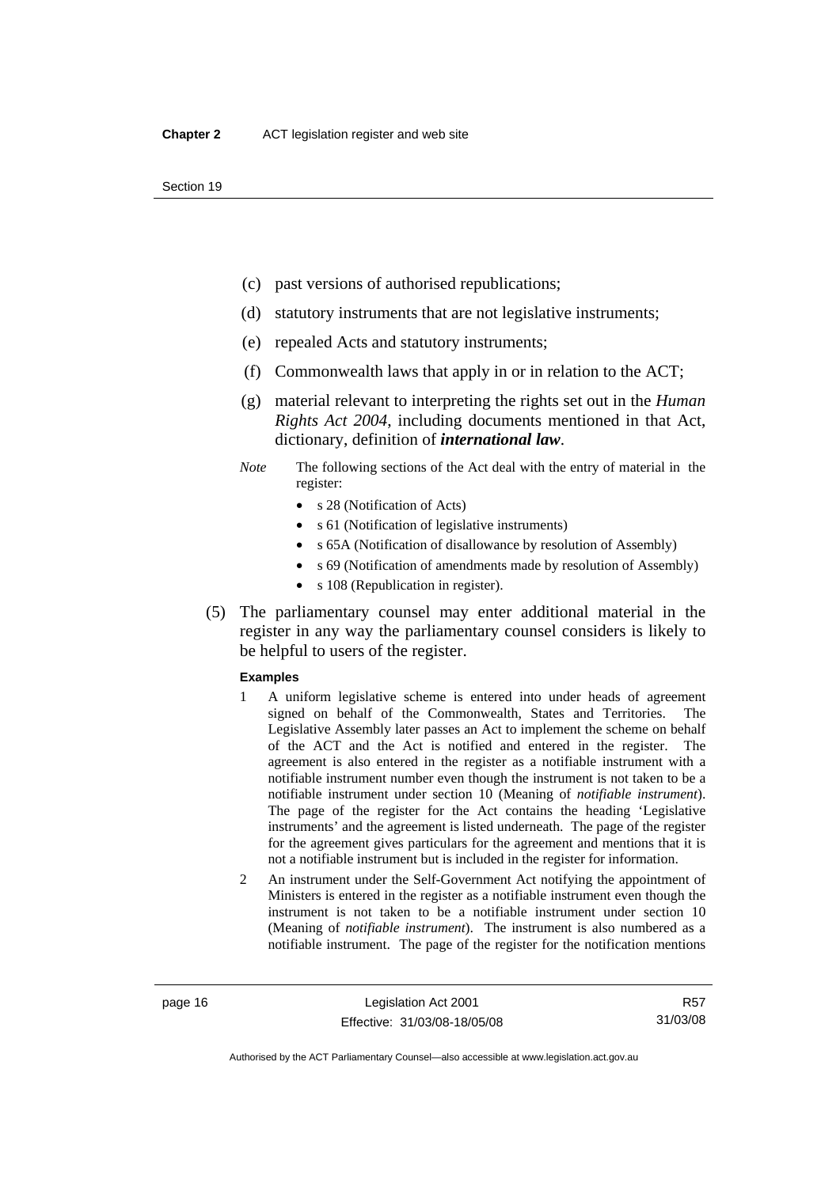(c) past versions of authorised republications;

(d) statutory instruments that are not legislative instruments;

(e) repealed Acts and statutory instruments;

(f) Commonwealth laws that apply in or in relation to the ACT;

(g) material relevant to interpreting the rights set out in the *Human Rights Act 2004*, including documents mentioned in that Act, dictionary, definition of ***international law***.

*Note* The following sections of the Act deal with the entry of material in the register:

- s 28 (Notification of Acts)
- s 61 (Notification of legislative instruments)
- s 65A (Notification of disallowance by resolution of Assembly)
- s 69 (Notification of amendments made by resolution of Assembly)
- s 108 (Republication in register).

(5) The parliamentary counsel may enter additional material in the register in any way the parliamentary counsel considers is likely to be helpful to users of the register.

**Examples**

1 A uniform legislative scheme is entered into under heads of agreement signed on behalf of the Commonwealth, States and Territories. The Legislative Assembly later passes an Act to implement the scheme on behalf of the ACT and the Act is notified and entered in the register. The agreement is also entered in the register as a notifiable instrument with a notifiable instrument number even though the instrument is not taken to be a notifiable instrument under section 10 (Meaning of *notifiable instrument*). The page of the register for the Act contains the heading 'Legislative instruments' and the agreement is listed underneath. The page of the register for the agreement gives particulars for the agreement and mentions that it is not a notifiable instrument but is included in the register for information.

2 An instrument under the Self-Government Act notifying the appointment of Ministers is entered in the register as a notifiable instrument even though the instrument is not taken to be a notifiable instrument under section 10 (Meaning of *notifiable instrument*). The instrument is also numbered as a notifiable instrument. The page of the register for the notification mentions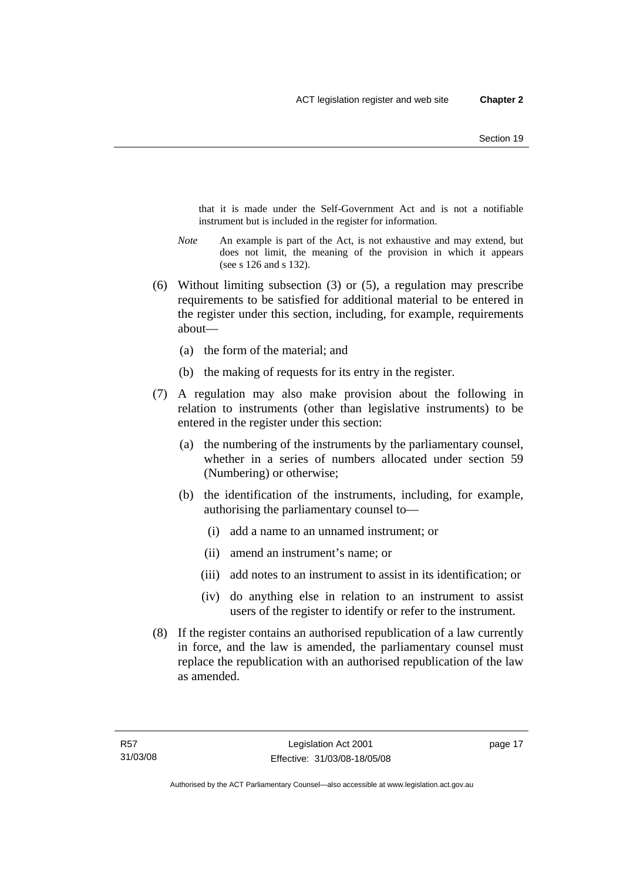that it is made under the Self-Government Act and is not a notifiable instrument but is included in the register for information.

*Note* An example is part of the Act, is not exhaustive and may extend, but does not limit, the meaning of the provision in which it appears (see s 126 and s 132).

(6) Without limiting subsection (3) or (5), a regulation may prescribe requirements to be satisfied for additional material to be entered in the register under this section, including, for example, requirements about—

(a) the form of the material; and

(b) the making of requests for its entry in the register.

(7) A regulation may also make provision about the following in relation to instruments (other than legislative instruments) to be entered in the register under this section:

(a) the numbering of the instruments by the parliamentary counsel, whether in a series of numbers allocated under section 59 (Numbering) or otherwise;

(b) the identification of the instruments, including, for example, authorising the parliamentary counsel to—

(i) add a name to an unnamed instrument; or

(ii) amend an instrument's name; or

(iii) add notes to an instrument to assist in its identification; or

(iv) do anything else in relation to an instrument to assist users of the register to identify or refer to the instrument.

(8) If the register contains an authorised republication of a law currently in force, and the law is amended, the parliamentary counsel must replace the republication with an authorised republication of the law as amended.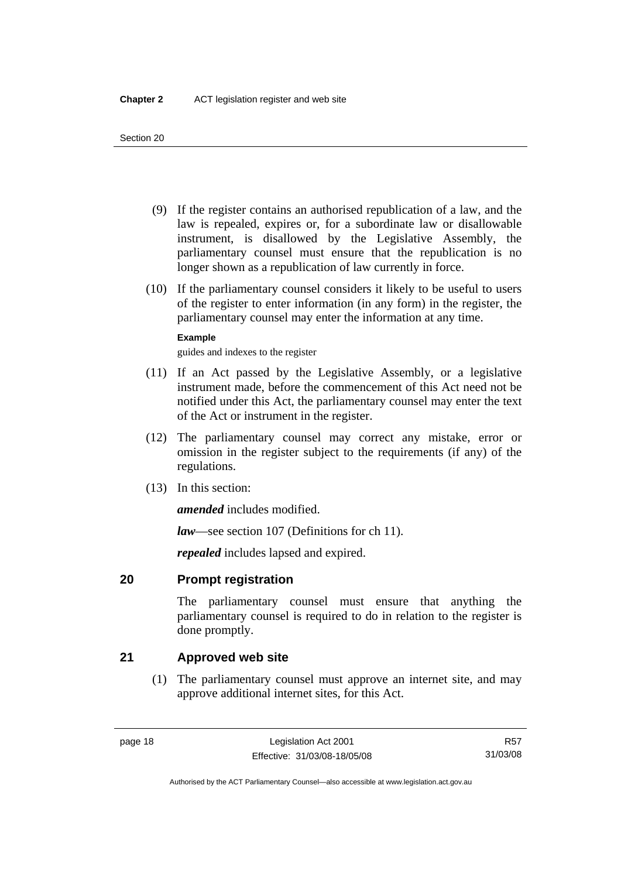(9) If the register contains an authorised republication of a law, and the law is repealed, expires or, for a subordinate law or disallowable instrument, is disallowed by the Legislative Assembly, the parliamentary counsel must ensure that the republication is no longer shown as a republication of law currently in force.

(10) If the parliamentary counsel considers it likely to be useful to users of the register to enter information (in any form) in the register, the parliamentary counsel may enter the information at any time.

**Example**

guides and indexes to the register

(11) If an Act passed by the Legislative Assembly, or a legislative instrument made, before the commencement of this Act need not be notified under this Act, the parliamentary counsel may enter the text of the Act or instrument in the register.

(12) The parliamentary counsel may correct any mistake, error or omission in the register subject to the requirements (if any) of the regulations.

(13) In this section:

***amended*** includes modified.

***law***—see section 107 (Definitions for ch 11).

***repealed*** includes lapsed and expired.

## 20 Prompt registration

The parliamentary counsel must ensure that anything the parliamentary counsel is required to do in relation to the register is done promptly.

## 21 Approved web site

(1) The parliamentary counsel must approve an internet site, and may approve additional internet sites, for this Act.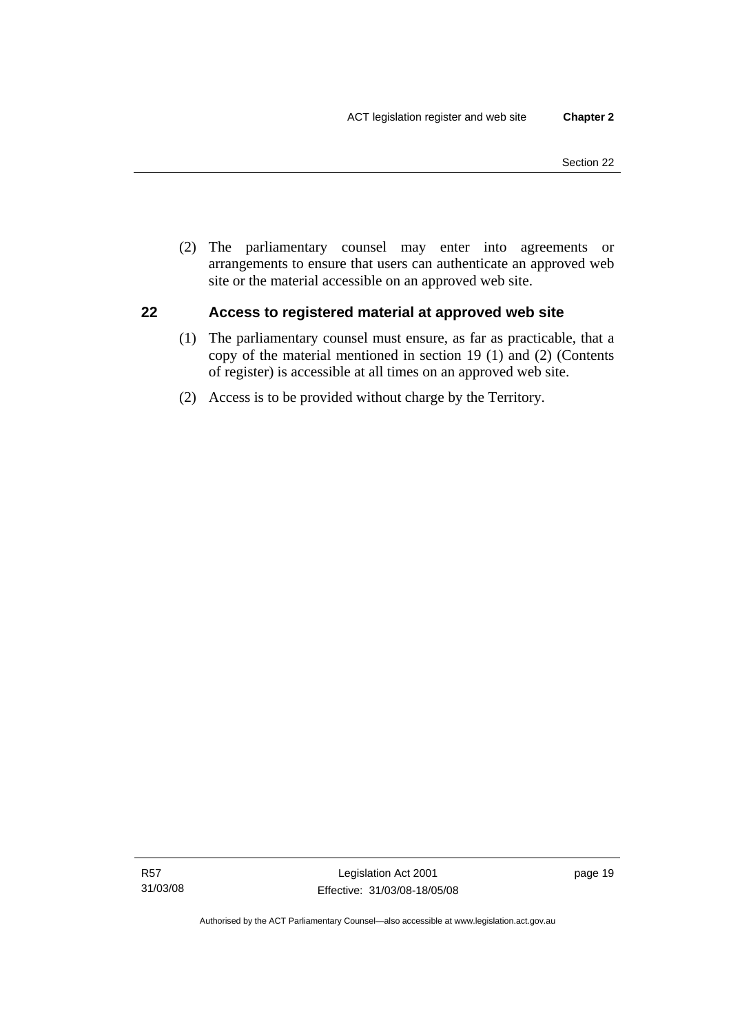(2) The parliamentary counsel may enter into agreements or arrangements to ensure that users can authenticate an approved web site or the material accessible on an approved web site.

## 22 Access to registered material at approved web site

(1) The parliamentary counsel must ensure, as far as practicable, that a copy of the material mentioned in section 19 (1) and (2) (Contents of register) is accessible at all times on an approved web site.

(2) Access is to be provided without charge by the Territory.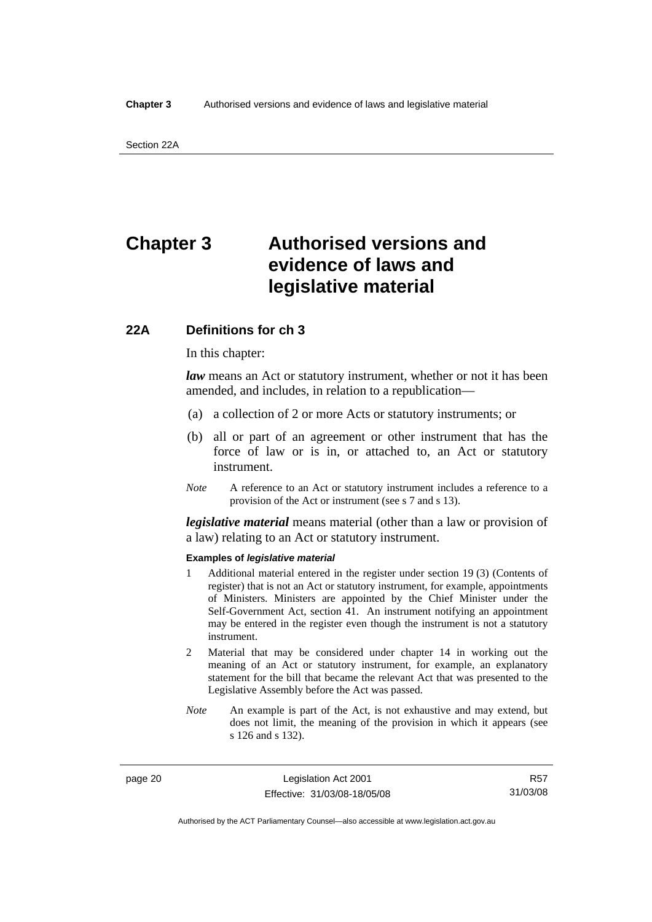# Chapter 3 Authorised versions and evidence of laws and legislative material

## 22A Definitions for ch 3

In this chapter:

***law*** means an Act or statutory instrument, whether or not it has been amended, and includes, in relation to a republication—

(a) a collection of 2 or more Acts or statutory instruments; or

(b) all or part of an agreement or other instrument that has the force of law or is in, or attached to, an Act or statutory instrument.

*Note* A reference to an Act or statutory instrument includes a reference to a provision of the Act or instrument (see s 7 and s 13).

***legislative material*** means material (other than a law or provision of a law) relating to an Act or statutory instrument.

**Examples of *legislative material***

1 Additional material entered in the register under section 19 (3) (Contents of register) that is not an Act or statutory instrument, for example, appointments of Ministers. Ministers are appointed by the Chief Minister under the Self-Government Act, section 41. An instrument notifying an appointment may be entered in the register even though the instrument is not a statutory instrument.

2 Material that may be considered under chapter 14 in working out the meaning of an Act or statutory instrument, for example, an explanatory statement for the bill that became the relevant Act that was presented to the Legislative Assembly before the Act was passed.

*Note* An example is part of the Act, is not exhaustive and may extend, but does not limit, the meaning of the provision in which it appears (see s 126 and s 132).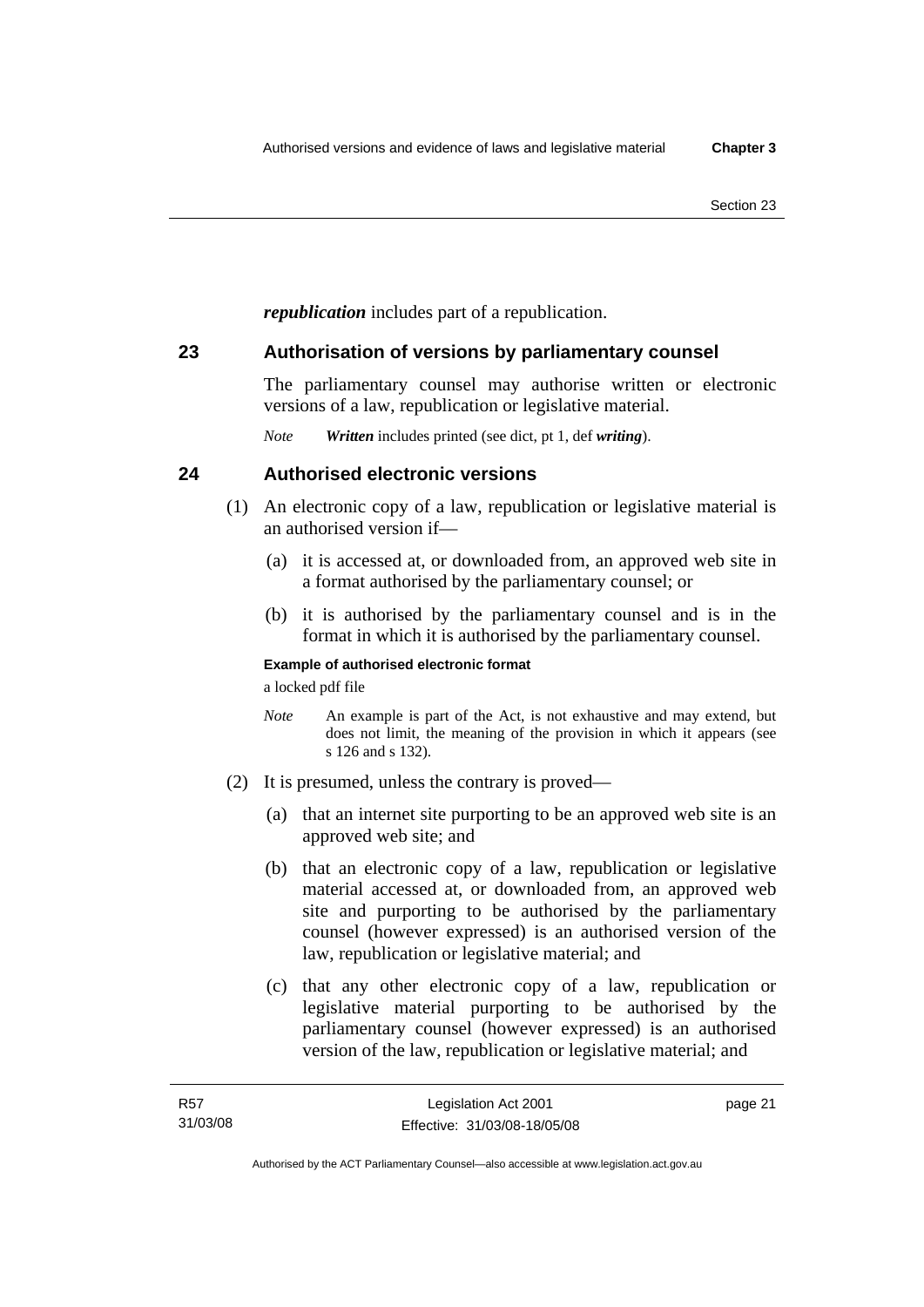***republication*** includes part of a republication.

## 23 Authorisation of versions by parliamentary counsel

The parliamentary counsel may authorise written or electronic versions of a law, republication or legislative material.

*Note* ***Written*** includes printed (see dict, pt 1, def ***writing***).

## 24 Authorised electronic versions

(1) An electronic copy of a law, republication or legislative material is an authorised version if—

(a) it is accessed at, or downloaded from, an approved web site in a format authorised by the parliamentary counsel; or

(b) it is authorised by the parliamentary counsel and is in the format in which it is authorised by the parliamentary counsel.

**Example of authorised electronic format**

a locked pdf file

*Note* An example is part of the Act, is not exhaustive and may extend, but does not limit, the meaning of the provision in which it appears (see s 126 and s 132).

(2) It is presumed, unless the contrary is proved—

(a) that an internet site purporting to be an approved web site is an approved web site; and

(b) that an electronic copy of a law, republication or legislative material accessed at, or downloaded from, an approved web site and purporting to be authorised by the parliamentary counsel (however expressed) is an authorised version of the law, republication or legislative material; and

(c) that any other electronic copy of a law, republication or legislative material purporting to be authorised by the parliamentary counsel (however expressed) is an authorised version of the law, republication or legislative material; and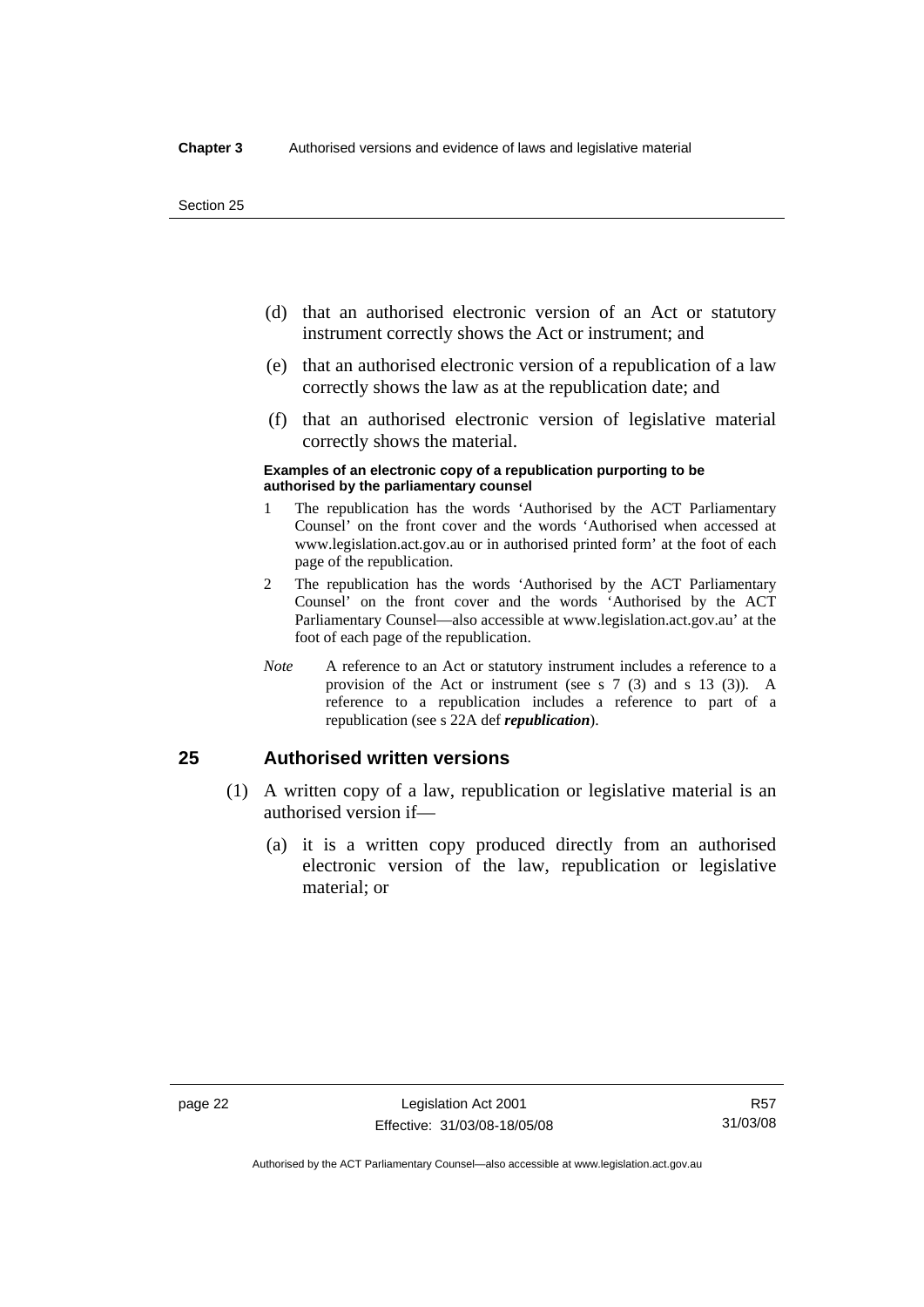(d) that an authorised electronic version of an Act or statutory instrument correctly shows the Act or instrument; and

(e) that an authorised electronic version of a republication of a law correctly shows the law as at the republication date; and

(f) that an authorised electronic version of legislative material correctly shows the material.

**Examples of an electronic copy of a republication purporting to be authorised by the parliamentary counsel**

1 The republication has the words 'Authorised by the ACT Parliamentary Counsel' on the front cover and the words 'Authorised when accessed at www.legislation.act.gov.au or in authorised printed form' at the foot of each page of the republication.

2 The republication has the words 'Authorised by the ACT Parliamentary Counsel' on the front cover and the words 'Authorised by the ACT Parliamentary Counsel—also accessible at www.legislation.act.gov.au' at the foot of each page of the republication.

*Note* A reference to an Act or statutory instrument includes a reference to a provision of the Act or instrument (see s 7 (3) and s 13 (3)). A reference to a republication includes a reference to part of a republication (see s 22A def ***republication***).

## 25 Authorised written versions

(1) A written copy of a law, republication or legislative material is an authorised version if—

(a) it is a written copy produced directly from an authorised electronic version of the law, republication or legislative material; or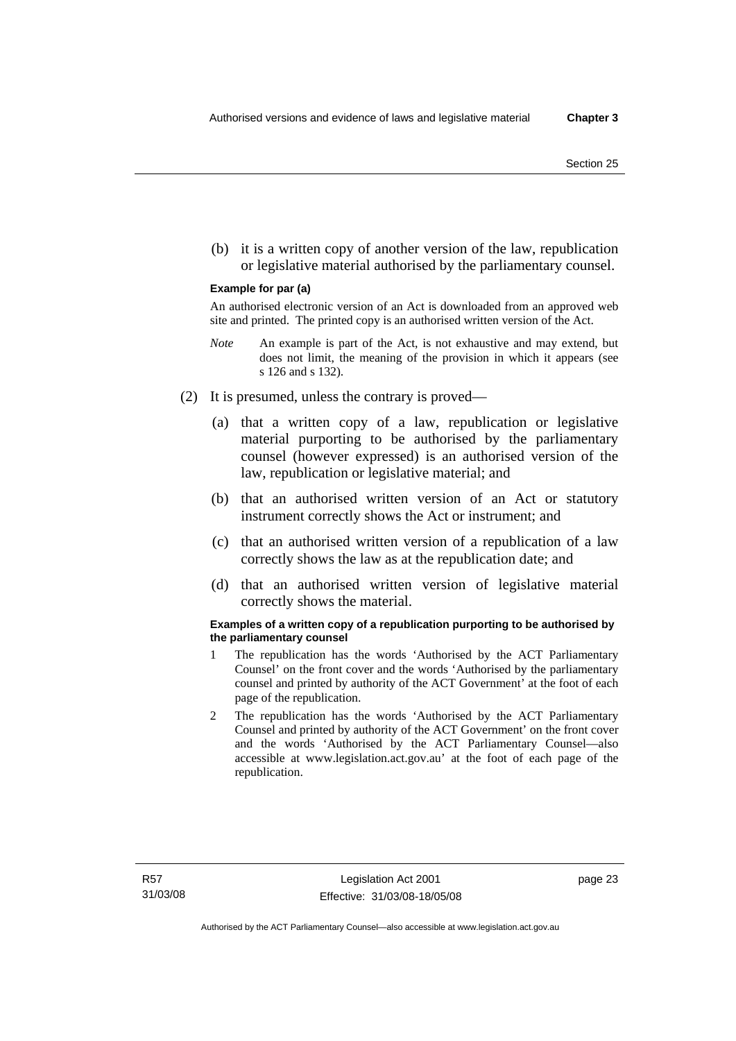(b) it is a written copy of another version of the law, republication or legislative material authorised by the parliamentary counsel.

**Example for par (a)**

An authorised electronic version of an Act is downloaded from an approved web site and printed. The printed copy is an authorised written version of the Act.

*Note* An example is part of the Act, is not exhaustive and may extend, but does not limit, the meaning of the provision in which it appears (see s 126 and s 132).

(2) It is presumed, unless the contrary is proved—

(a) that a written copy of a law, republication or legislative material purporting to be authorised by the parliamentary counsel (however expressed) is an authorised version of the law, republication or legislative material; and

(b) that an authorised written version of an Act or statutory instrument correctly shows the Act or instrument; and

(c) that an authorised written version of a republication of a law correctly shows the law as at the republication date; and

(d) that an authorised written version of legislative material correctly shows the material.

**Examples of a written copy of a republication purporting to be authorised by the parliamentary counsel**

1 The republication has the words 'Authorised by the ACT Parliamentary Counsel' on the front cover and the words 'Authorised by the parliamentary counsel and printed by authority of the ACT Government' at the foot of each page of the republication.

2 The republication has the words 'Authorised by the ACT Parliamentary Counsel and printed by authority of the ACT Government' on the front cover and the words 'Authorised by the ACT Parliamentary Counsel—also accessible at www.legislation.act.gov.au' at the foot of each page of the republication.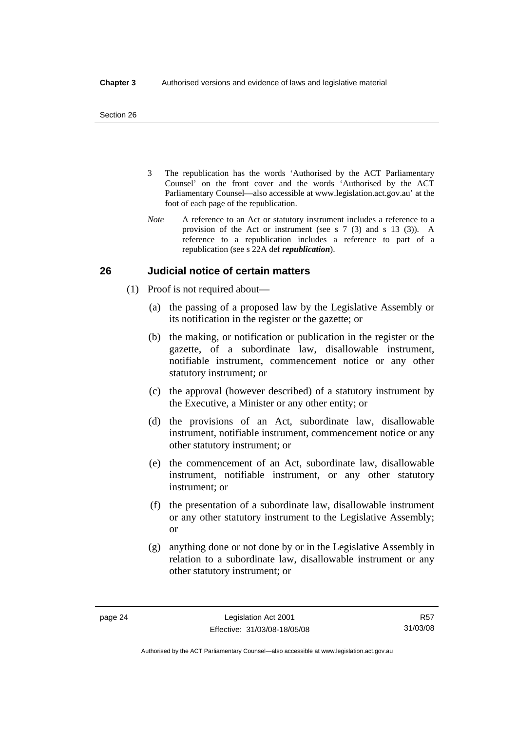3 The republication has the words 'Authorised by the ACT Parliamentary Counsel' on the front cover and the words 'Authorised by the ACT Parliamentary Counsel—also accessible at www.legislation.act.gov.au' at the foot of each page of the republication.

*Note* A reference to an Act or statutory instrument includes a reference to a provision of the Act or instrument (see s 7 (3) and s 13 (3)). A reference to a republication includes a reference to part of a republication (see s 22A def ***republication***).

## 26 Judicial notice of certain matters

(1) Proof is not required about—

(a) the passing of a proposed law by the Legislative Assembly or its notification in the register or the gazette; or

(b) the making, or notification or publication in the register or the gazette, of a subordinate law, disallowable instrument, notifiable instrument, commencement notice or any other statutory instrument; or

(c) the approval (however described) of a statutory instrument by the Executive, a Minister or any other entity; or

(d) the provisions of an Act, subordinate law, disallowable instrument, notifiable instrument, commencement notice or any other statutory instrument; or

(e) the commencement of an Act, subordinate law, disallowable instrument, notifiable instrument, or any other statutory instrument; or

(f) the presentation of a subordinate law, disallowable instrument or any other statutory instrument to the Legislative Assembly; or

(g) anything done or not done by or in the Legislative Assembly in relation to a subordinate law, disallowable instrument or any other statutory instrument; or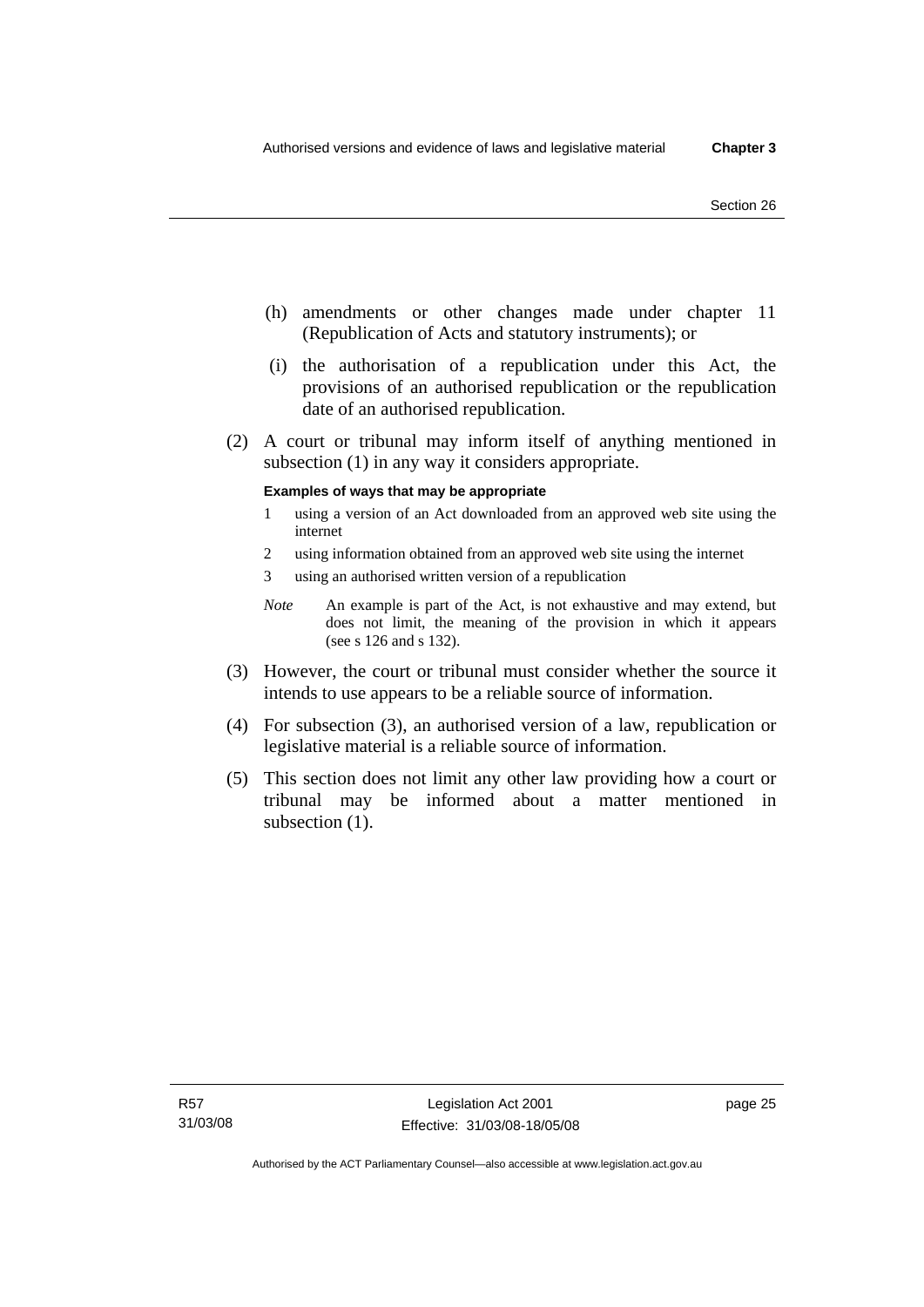(h) amendments or other changes made under chapter 11 (Republication of Acts and statutory instruments); or

(i) the authorisation of a republication under this Act, the provisions of an authorised republication or the republication date of an authorised republication.

(2) A court or tribunal may inform itself of anything mentioned in subsection (1) in any way it considers appropriate.

**Examples of ways that may be appropriate**

1 using a version of an Act downloaded from an approved web site using the internet

2 using information obtained from an approved web site using the internet

3 using an authorised written version of a republication

*Note* An example is part of the Act, is not exhaustive and may extend, but does not limit, the meaning of the provision in which it appears (see s 126 and s 132).

(3) However, the court or tribunal must consider whether the source it intends to use appears to be a reliable source of information.

(4) For subsection (3), an authorised version of a law, republication or legislative material is a reliable source of information.

(5) This section does not limit any other law providing how a court or tribunal may be informed about a matter mentioned in subsection (1).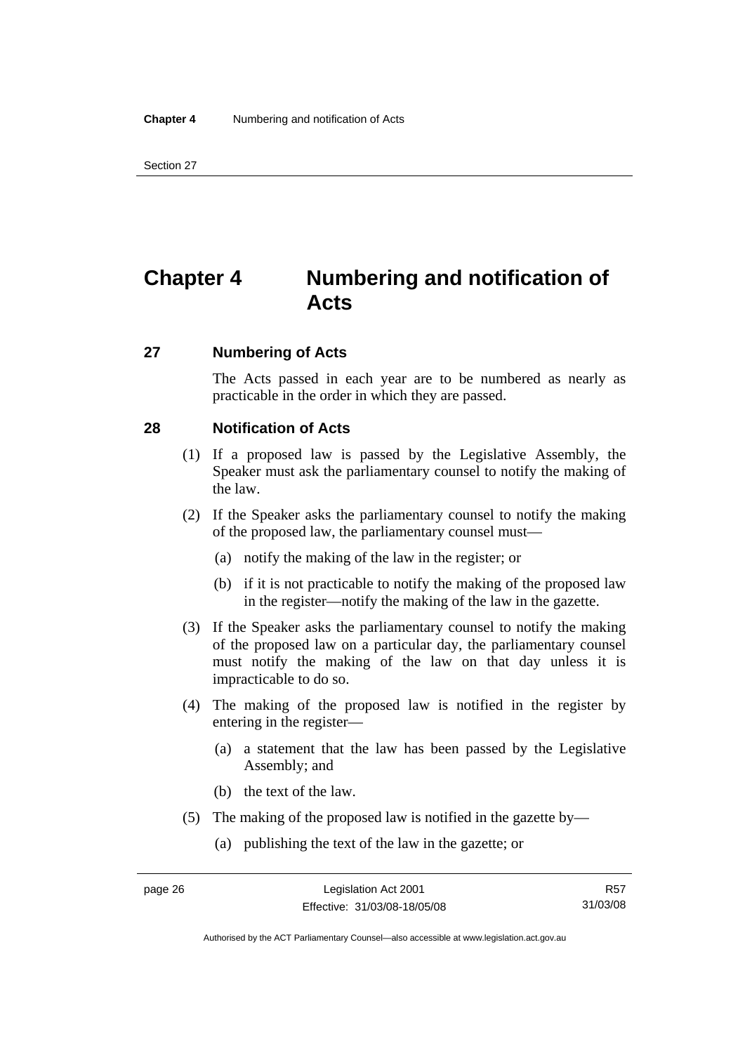# Chapter 4 Numbering and notification of Acts

## 27 Numbering of Acts

The Acts passed in each year are to be numbered as nearly as practicable in the order in which they are passed.

## 28 Notification of Acts

(1) If a proposed law is passed by the Legislative Assembly, the Speaker must ask the parliamentary counsel to notify the making of the law.

(2) If the Speaker asks the parliamentary counsel to notify the making of the proposed law, the parliamentary counsel must—

  (a) notify the making of the law in the register; or

  (b) if it is not practicable to notify the making of the proposed law in the register—notify the making of the law in the gazette.

(3) If the Speaker asks the parliamentary counsel to notify the making of the proposed law on a particular day, the parliamentary counsel must notify the making of the law on that day unless it is impracticable to do so.

(4) The making of the proposed law is notified in the register by entering in the register—

  (a) a statement that the law has been passed by the Legislative Assembly; and

  (b) the text of the law.

(5) The making of the proposed law is notified in the gazette by—

  (a) publishing the text of the law in the gazette; or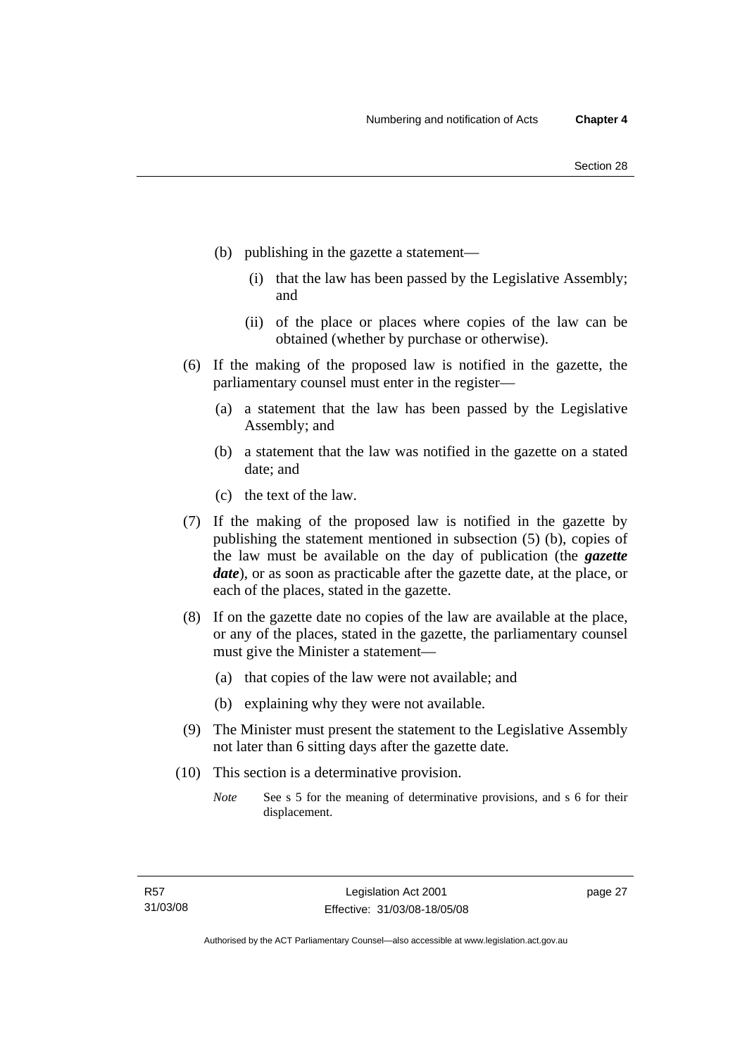(b) publishing in the gazette a statement—

   (i) that the law has been passed by the Legislative Assembly; and

   (ii) of the place or places where copies of the law can be obtained (whether by purchase or otherwise).

(6) If the making of the proposed law is notified in the gazette, the parliamentary counsel must enter in the register—

   (a) a statement that the law has been passed by the Legislative Assembly; and

   (b) a statement that the law was notified in the gazette on a stated date; and

   (c) the text of the law.

(7) If the making of the proposed law is notified in the gazette by publishing the statement mentioned in subsection (5) (b), copies of the law must be available on the day of publication (the ***gazette date***), or as soon as practicable after the gazette date, at the place, or each of the places, stated in the gazette.

(8) If on the gazette date no copies of the law are available at the place, or any of the places, stated in the gazette, the parliamentary counsel must give the Minister a statement—

   (a) that copies of the law were not available; and

   (b) explaining why they were not available.

(9) The Minister must present the statement to the Legislative Assembly not later than 6 sitting days after the gazette date.

(10) This section is a determinative provision.

*Note* See s 5 for the meaning of determinative provisions, and s 6 for their displacement.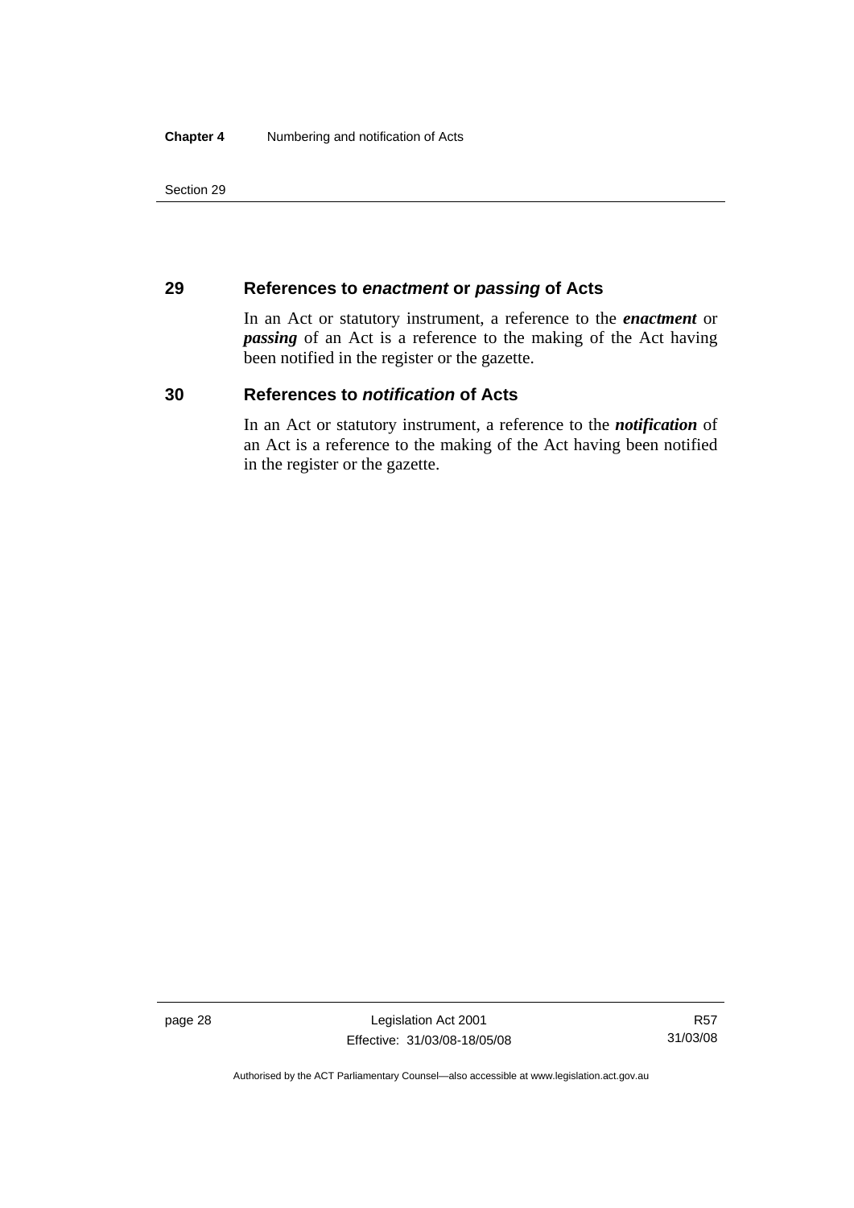## 29 References to *enactment* or *passing* of Acts

In an Act or statutory instrument, a reference to the ***enactment*** or ***passing*** of an Act is a reference to the making of the Act having been notified in the register or the gazette.

## 30 References to *notification* of Acts

In an Act or statutory instrument, a reference to the ***notification*** of an Act is a reference to the making of the Act having been notified in the register or the gazette.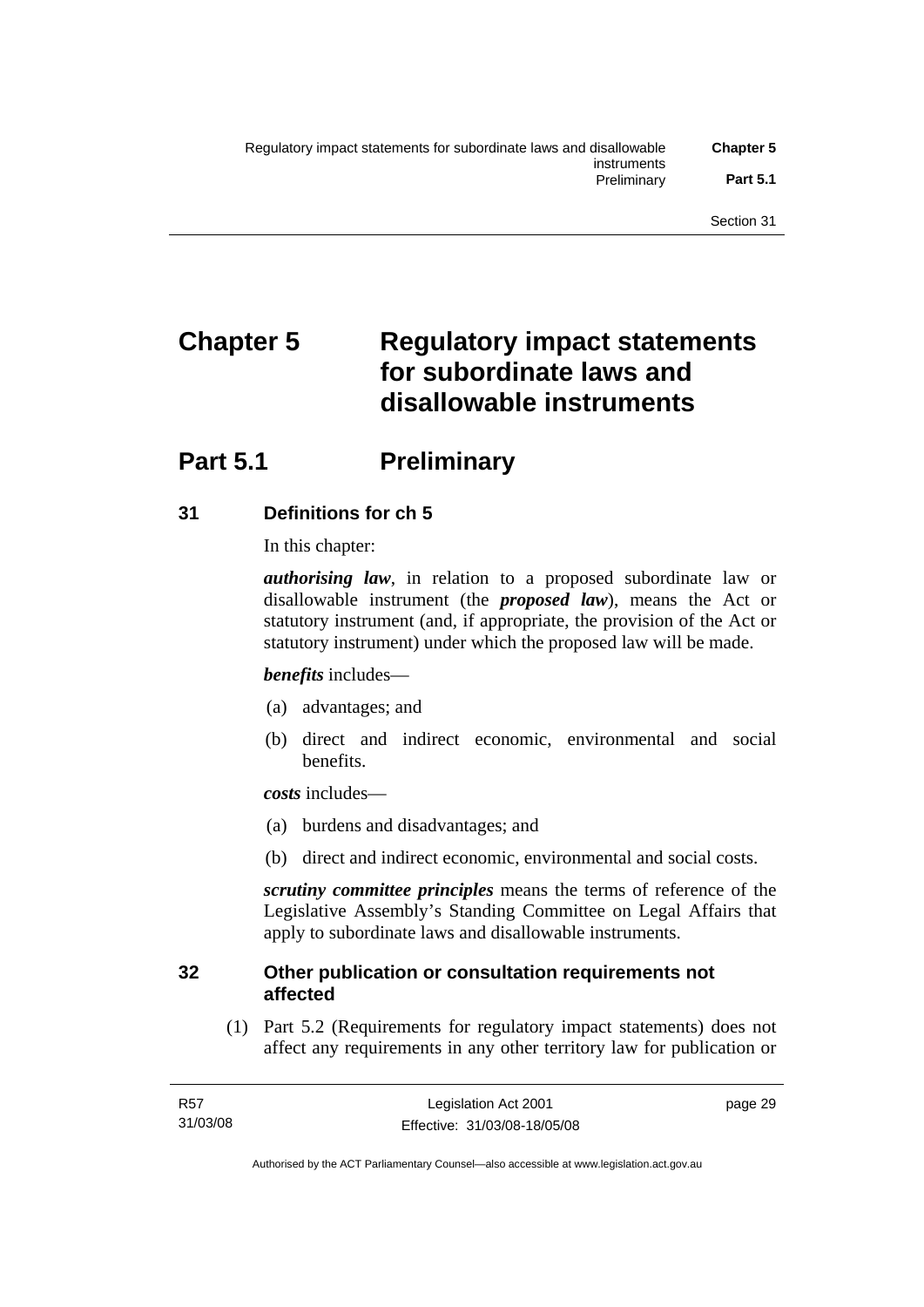# Chapter 5 Regulatory impact statements for subordinate laws and disallowable instruments

## Part 5.1 Preliminary

### 31 Definitions for ch 5

In this chapter:

***authorising law***, in relation to a proposed subordinate law or disallowable instrument (the ***proposed law***), means the Act or statutory instrument (and, if appropriate, the provision of the Act or statutory instrument) under which the proposed law will be made.

***benefits*** includes—

(a) advantages; and

(b) direct and indirect economic, environmental and social benefits.

***costs*** includes—

(a) burdens and disadvantages; and

(b) direct and indirect economic, environmental and social costs.

***scrutiny committee principles*** means the terms of reference of the Legislative Assembly's Standing Committee on Legal Affairs that apply to subordinate laws and disallowable instruments.

### 32 Other publication or consultation requirements not affected

(1) Part 5.2 (Requirements for regulatory impact statements) does not affect any requirements in any other territory law for publication or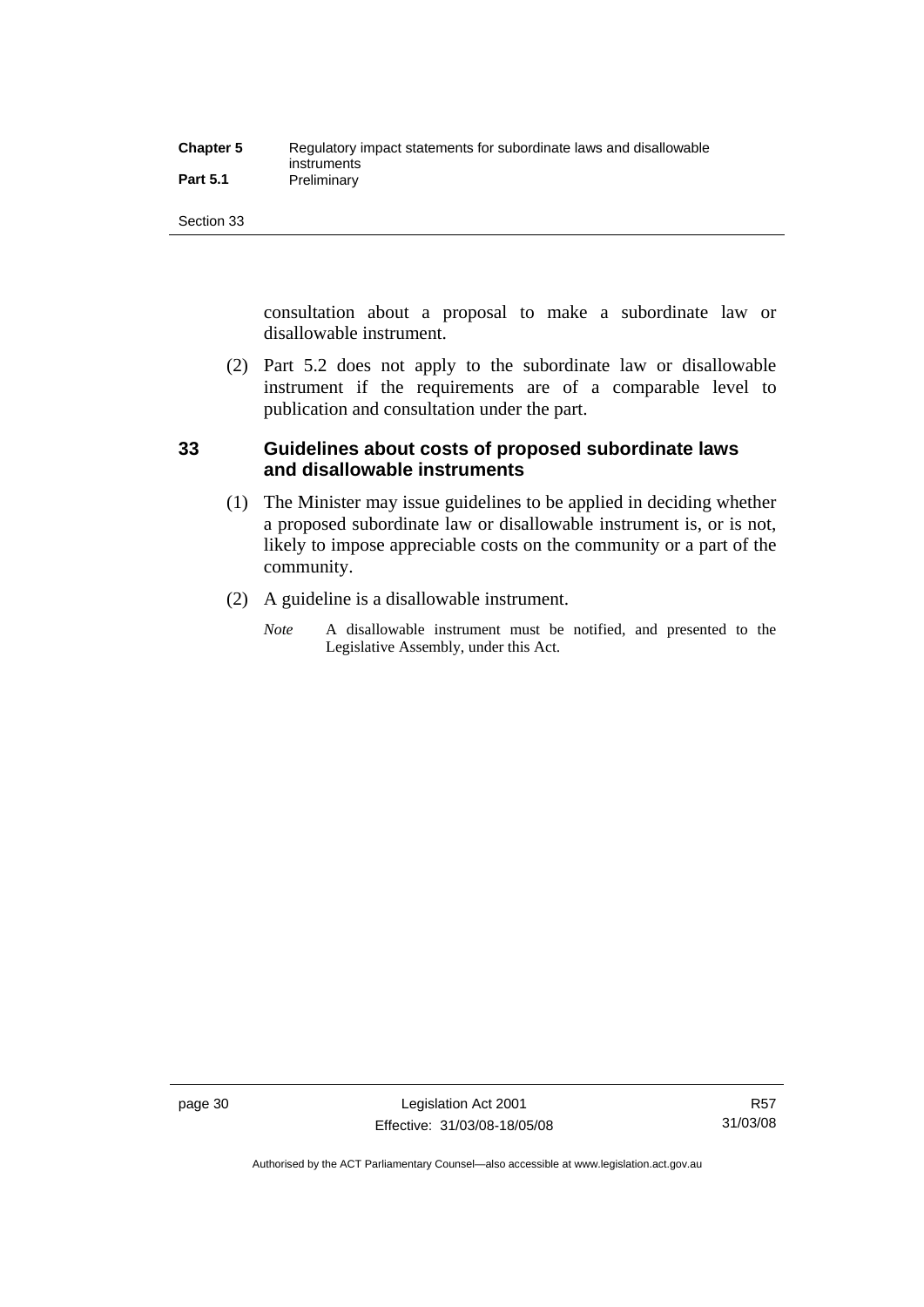consultation about a proposal to make a subordinate law or disallowable instrument.

(2) Part 5.2 does not apply to the subordinate law or disallowable instrument if the requirements are of a comparable level to publication and consultation under the part.

## 33 Guidelines about costs of proposed subordinate laws and disallowable instruments

(1) The Minister may issue guidelines to be applied in deciding whether a proposed subordinate law or disallowable instrument is, or is not, likely to impose appreciable costs on the community or a part of the community.

(2) A guideline is a disallowable instrument.

*Note* A disallowable instrument must be notified, and presented to the Legislative Assembly, under this Act.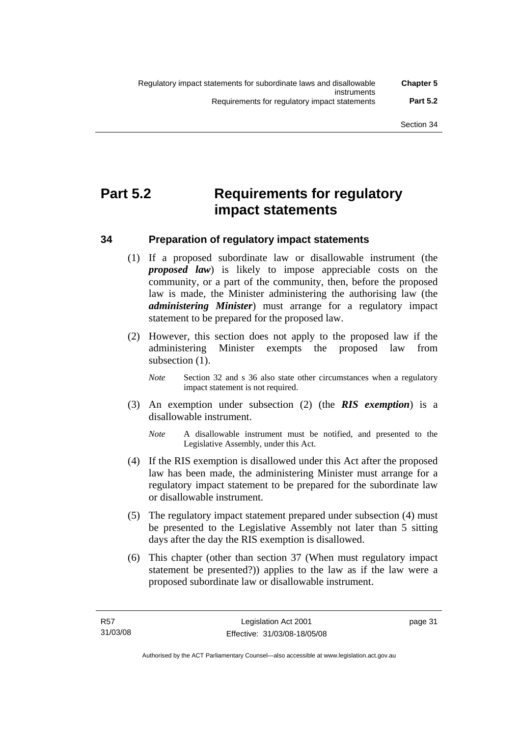# Part 5.2 Requirements for regulatory impact statements

## 34 Preparation of regulatory impact statements

(1) If a proposed subordinate law or disallowable instrument (the ***proposed law***) is likely to impose appreciable costs on the community, or a part of the community, then, before the proposed law is made, the Minister administering the authorising law (the ***administering Minister***) must arrange for a regulatory impact statement to be prepared for the proposed law.

(2) However, this section does not apply to the proposed law if the administering Minister exempts the proposed law from subsection (1).

*Note* Section 32 and s 36 also state other circumstances when a regulatory impact statement is not required.

(3) An exemption under subsection (2) (the ***RIS exemption***) is a disallowable instrument.

*Note* A disallowable instrument must be notified, and presented to the Legislative Assembly, under this Act.

(4) If the RIS exemption is disallowed under this Act after the proposed law has been made, the administering Minister must arrange for a regulatory impact statement to be prepared for the subordinate law or disallowable instrument.

(5) The regulatory impact statement prepared under subsection (4) must be presented to the Legislative Assembly not later than 5 sitting days after the day the RIS exemption is disallowed.

(6) This chapter (other than section 37 (When must regulatory impact statement be presented?)) applies to the law as if the law were a proposed subordinate law or disallowable instrument.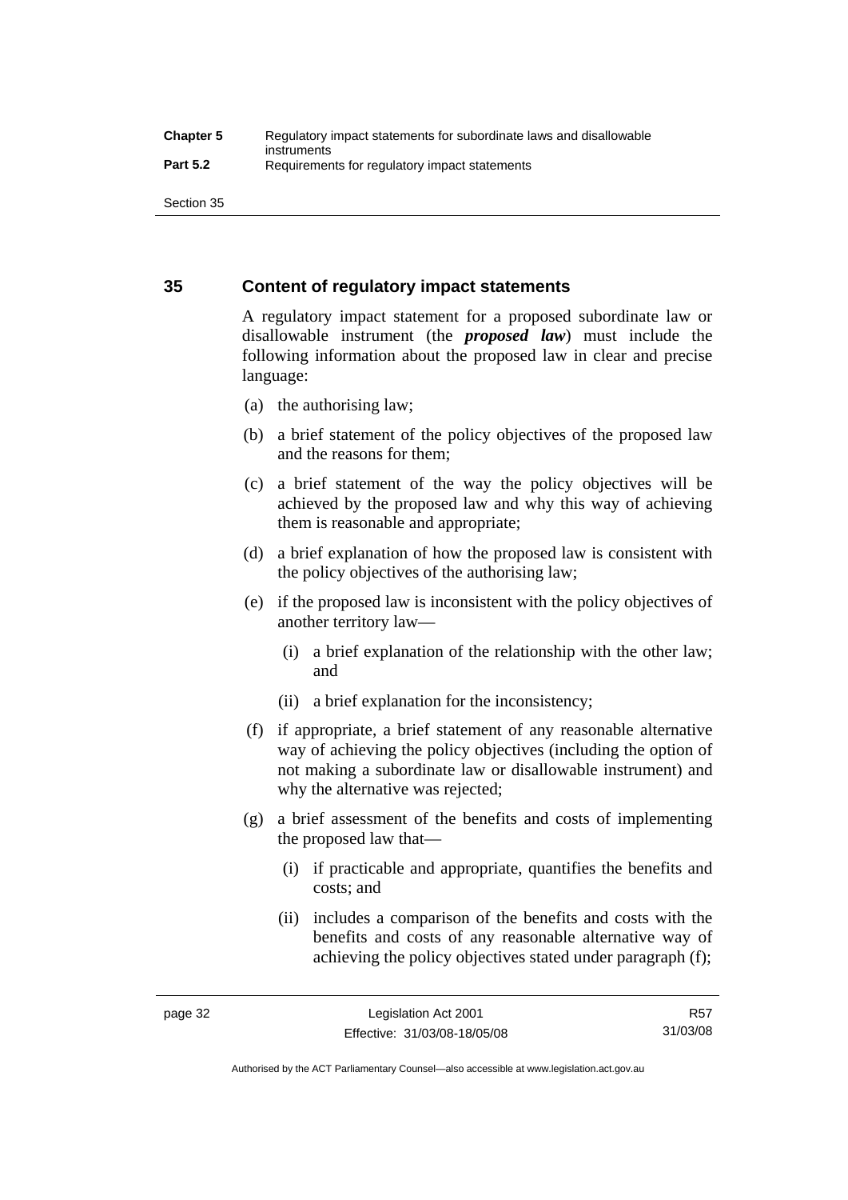## 35 Content of regulatory impact statements

A regulatory impact statement for a proposed subordinate law or disallowable instrument (the ***proposed law***) must include the following information about the proposed law in clear and precise language:

(a) the authorising law;

(b) a brief statement of the policy objectives of the proposed law and the reasons for them;

(c) a brief statement of the way the policy objectives will be achieved by the proposed law and why this way of achieving them is reasonable and appropriate;

(d) a brief explanation of how the proposed law is consistent with the policy objectives of the authorising law;

(e) if the proposed law is inconsistent with the policy objectives of another territory law—

  (i) a brief explanation of the relationship with the other law; and

  (ii) a brief explanation for the inconsistency;

(f) if appropriate, a brief statement of any reasonable alternative way of achieving the policy objectives (including the option of not making a subordinate law or disallowable instrument) and why the alternative was rejected;

(g) a brief assessment of the benefits and costs of implementing the proposed law that—

  (i) if practicable and appropriate, quantifies the benefits and costs; and

  (ii) includes a comparison of the benefits and costs with the benefits and costs of any reasonable alternative way of achieving the policy objectives stated under paragraph (f);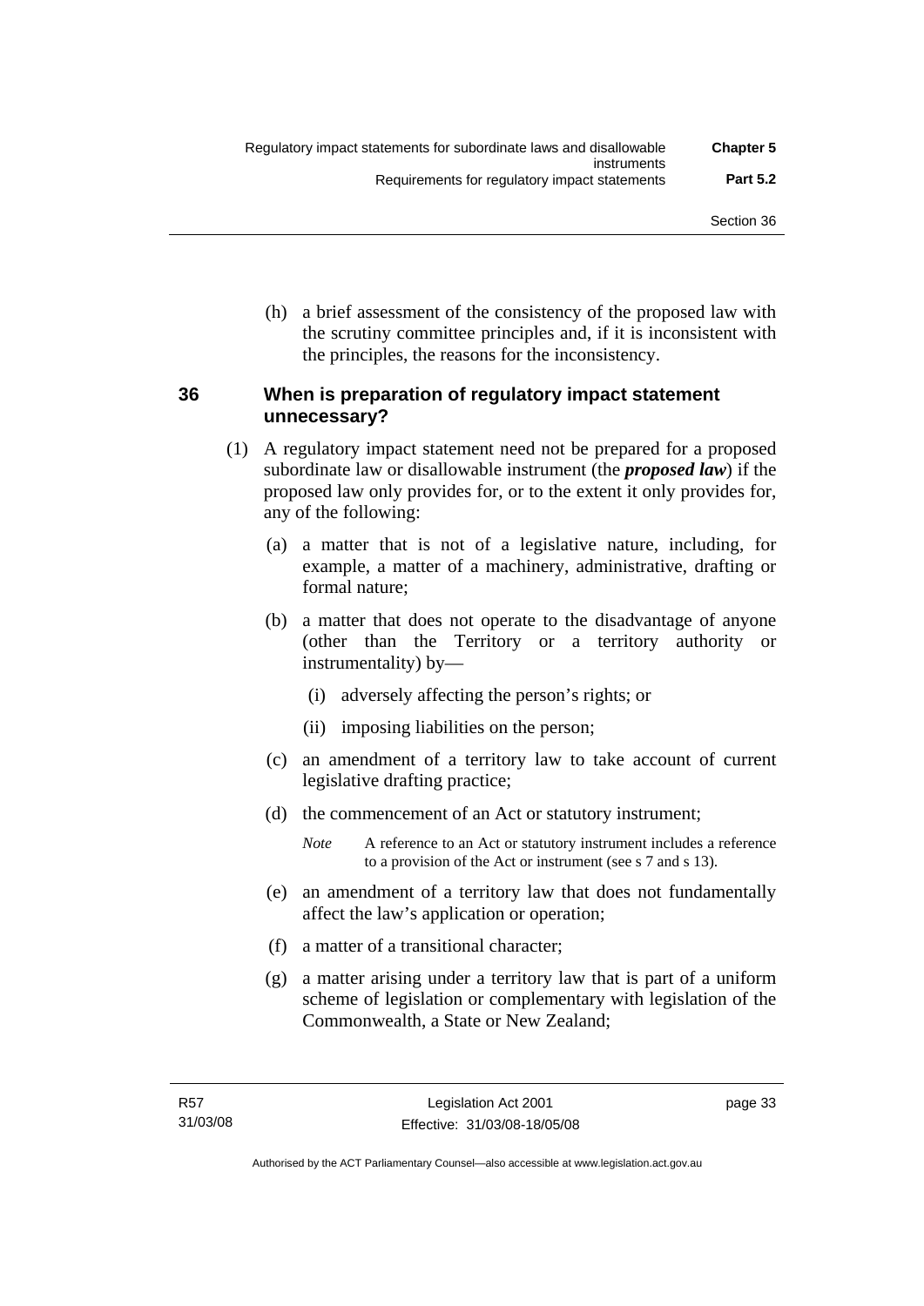(h) a brief assessment of the consistency of the proposed law with the scrutiny committee principles and, if it is inconsistent with the principles, the reasons for the inconsistency.

## 36 When is preparation of regulatory impact statement unnecessary?

(1) A regulatory impact statement need not be prepared for a proposed subordinate law or disallowable instrument (the ***proposed law***) if the proposed law only provides for, or to the extent it only provides for, any of the following:

(a) a matter that is not of a legislative nature, including, for example, a matter of a machinery, administrative, drafting or formal nature;

(b) a matter that does not operate to the disadvantage of anyone (other than the Territory or a territory authority or instrumentality) by—

(i) adversely affecting the person's rights; or

(ii) imposing liabilities on the person;

(c) an amendment of a territory law to take account of current legislative drafting practice;

(d) the commencement of an Act or statutory instrument;

*Note* A reference to an Act or statutory instrument includes a reference to a provision of the Act or instrument (see s 7 and s 13).

(e) an amendment of a territory law that does not fundamentally affect the law's application or operation;

(f) a matter of a transitional character;

(g) a matter arising under a territory law that is part of a uniform scheme of legislation or complementary with legislation of the Commonwealth, a State or New Zealand;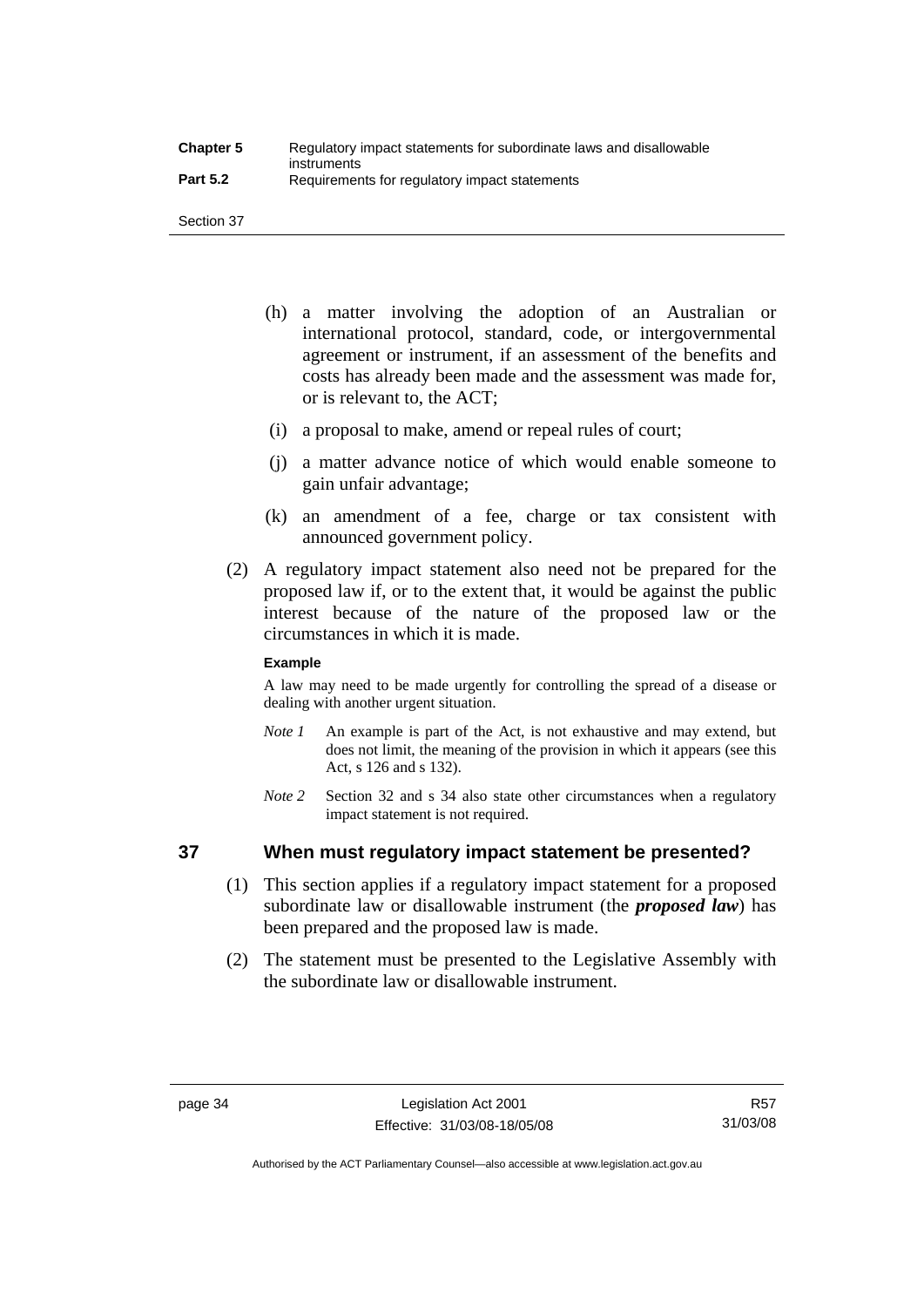(h) a matter involving the adoption of an Australian or international protocol, standard, code, or intergovernmental agreement or instrument, if an assessment of the benefits and costs has already been made and the assessment was made for, or is relevant to, the ACT;

(i) a proposal to make, amend or repeal rules of court;

(j) a matter advance notice of which would enable someone to gain unfair advantage;

(k) an amendment of a fee, charge or tax consistent with announced government policy.

(2) A regulatory impact statement also need not be prepared for the proposed law if, or to the extent that, it would be against the public interest because of the nature of the proposed law or the circumstances in which it is made.

**Example**

A law may need to be made urgently for controlling the spread of a disease or dealing with another urgent situation.

*Note 1* An example is part of the Act, is not exhaustive and may extend, but does not limit, the meaning of the provision in which it appears (see this Act, s 126 and s 132).

*Note 2* Section 32 and s 34 also state other circumstances when a regulatory impact statement is not required.

## 37 When must regulatory impact statement be presented?

(1) This section applies if a regulatory impact statement for a proposed subordinate law or disallowable instrument (the ***proposed law***) has been prepared and the proposed law is made.

(2) The statement must be presented to the Legislative Assembly with the subordinate law or disallowable instrument.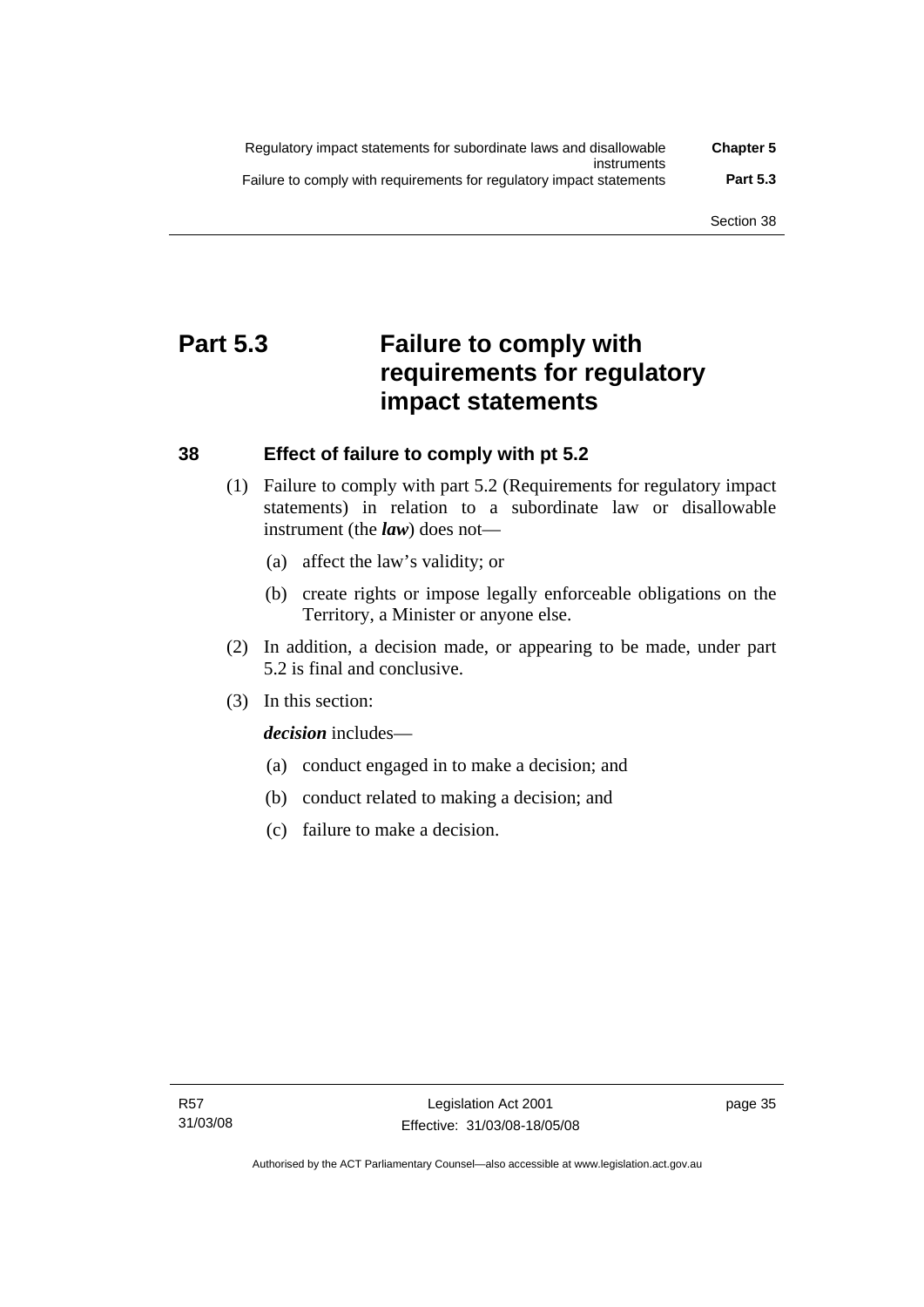# Part 5.3 Failure to comply with requirements for regulatory impact statements

## 38 Effect of failure to comply with pt 5.2

(1) Failure to comply with part 5.2 (Requirements for regulatory impact statements) in relation to a subordinate law or disallowable instrument (the ***law***) does not—

(a) affect the law's validity; or

(b) create rights or impose legally enforceable obligations on the Territory, a Minister or anyone else.

(2) In addition, a decision made, or appearing to be made, under part 5.2 is final and conclusive.

(3) In this section:

***decision*** includes—

(a) conduct engaged in to make a decision; and

(b) conduct related to making a decision; and

(c) failure to make a decision.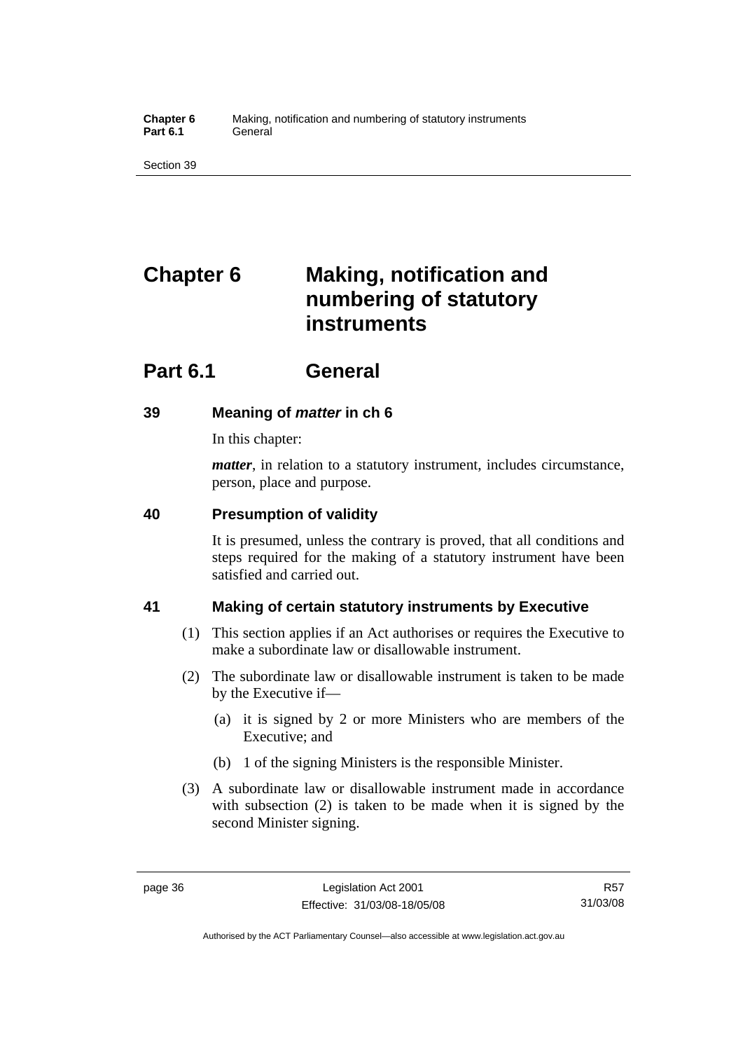# Chapter 6 Making, notification and numbering of statutory instruments

## Part 6.1 General

### 39 Meaning of *matter* in ch 6

In this chapter:

***matter***, in relation to a statutory instrument, includes circumstance, person, place and purpose.

### 40 Presumption of validity

It is presumed, unless the contrary is proved, that all conditions and steps required for the making of a statutory instrument have been satisfied and carried out.

### 41 Making of certain statutory instruments by Executive

(1) This section applies if an Act authorises or requires the Executive to make a subordinate law or disallowable instrument.

(2) The subordinate law or disallowable instrument is taken to be made by the Executive if—

(a) it is signed by 2 or more Ministers who are members of the Executive; and

(b) 1 of the signing Ministers is the responsible Minister.

(3) A subordinate law or disallowable instrument made in accordance with subsection (2) is taken to be made when it is signed by the second Minister signing.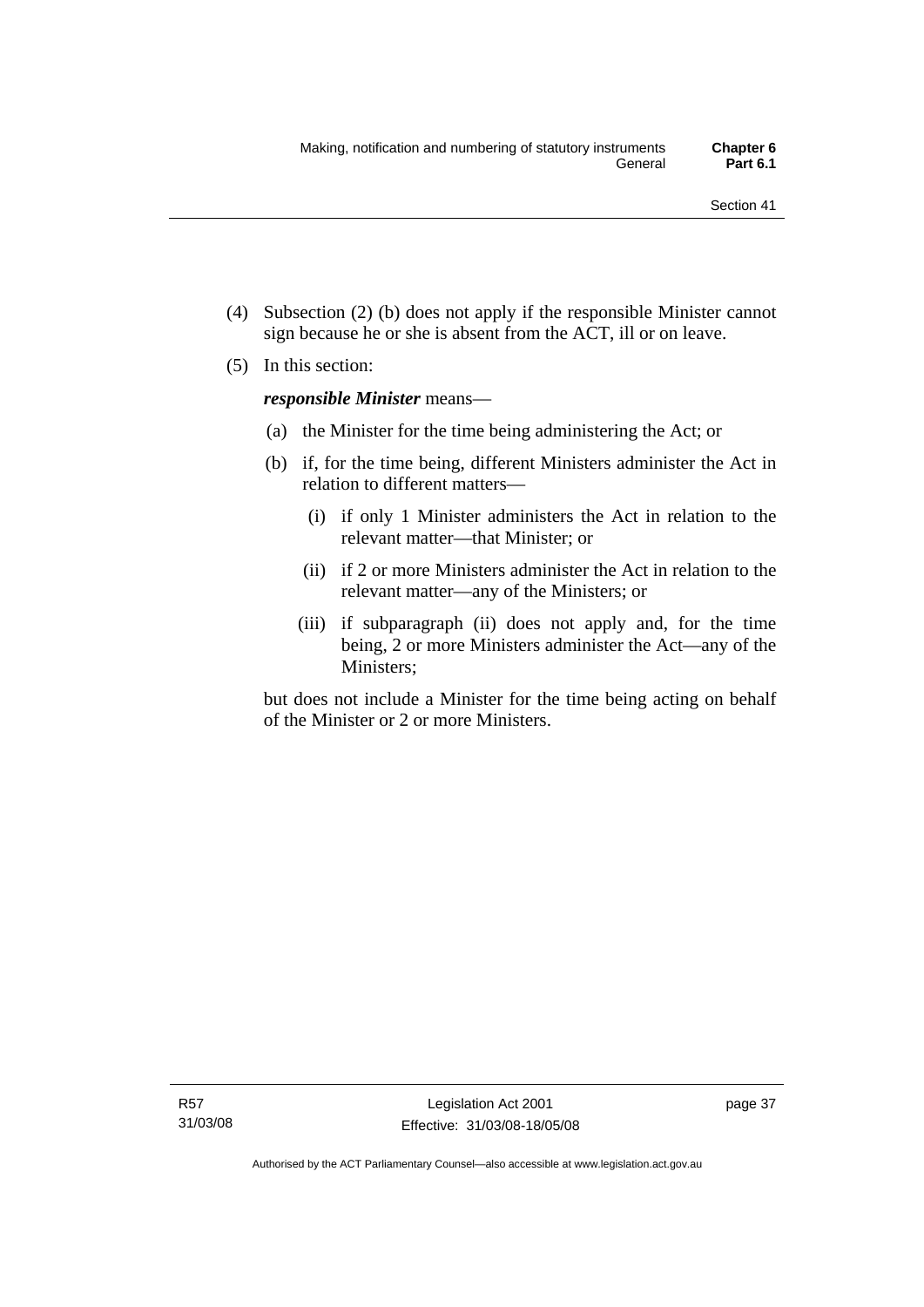(4) Subsection (2) (b) does not apply if the responsible Minister cannot sign because he or she is absent from the ACT, ill or on leave.

(5) In this section:

***responsible Minister*** means—

(a) the Minister for the time being administering the Act; or

(b) if, for the time being, different Ministers administer the Act in relation to different matters—

(i) if only 1 Minister administers the Act in relation to the relevant matter—that Minister; or

(ii) if 2 or more Ministers administer the Act in relation to the relevant matter—any of the Ministers; or

(iii) if subparagraph (ii) does not apply and, for the time being, 2 or more Ministers administer the Act—any of the Ministers;

but does not include a Minister for the time being acting on behalf of the Minister or 2 or more Ministers.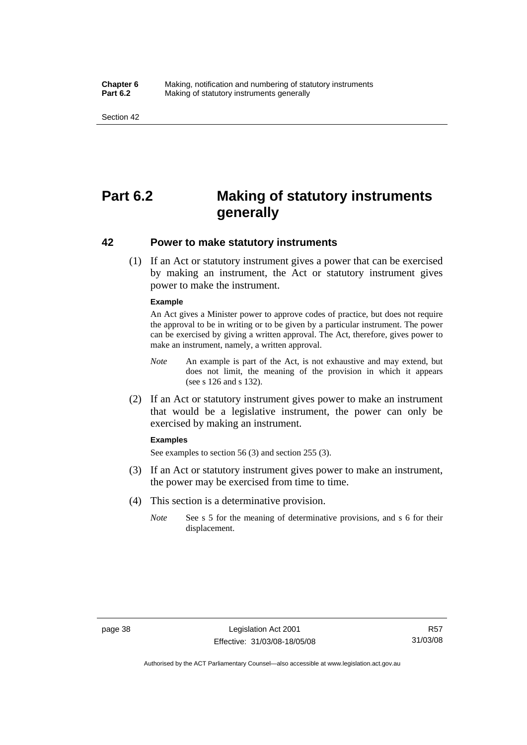# Part 6.2 Making of statutory instruments generally

## 42 Power to make statutory instruments

(1) If an Act or statutory instrument gives a power that can be exercised by making an instrument, the Act or statutory instrument gives power to make the instrument.

**Example**

An Act gives a Minister power to approve codes of practice, but does not require the approval to be in writing or to be given by a particular instrument. The power can be exercised by giving a written approval. The Act, therefore, gives power to make an instrument, namely, a written approval.

*Note* An example is part of the Act, is not exhaustive and may extend, but does not limit, the meaning of the provision in which it appears (see s 126 and s 132).

(2) If an Act or statutory instrument gives power to make an instrument that would be a legislative instrument, the power can only be exercised by making an instrument.

**Examples**

See examples to section 56 (3) and section 255 (3).

(3) If an Act or statutory instrument gives power to make an instrument, the power may be exercised from time to time.

(4) This section is a determinative provision.

*Note* See s 5 for the meaning of determinative provisions, and s 6 for their displacement.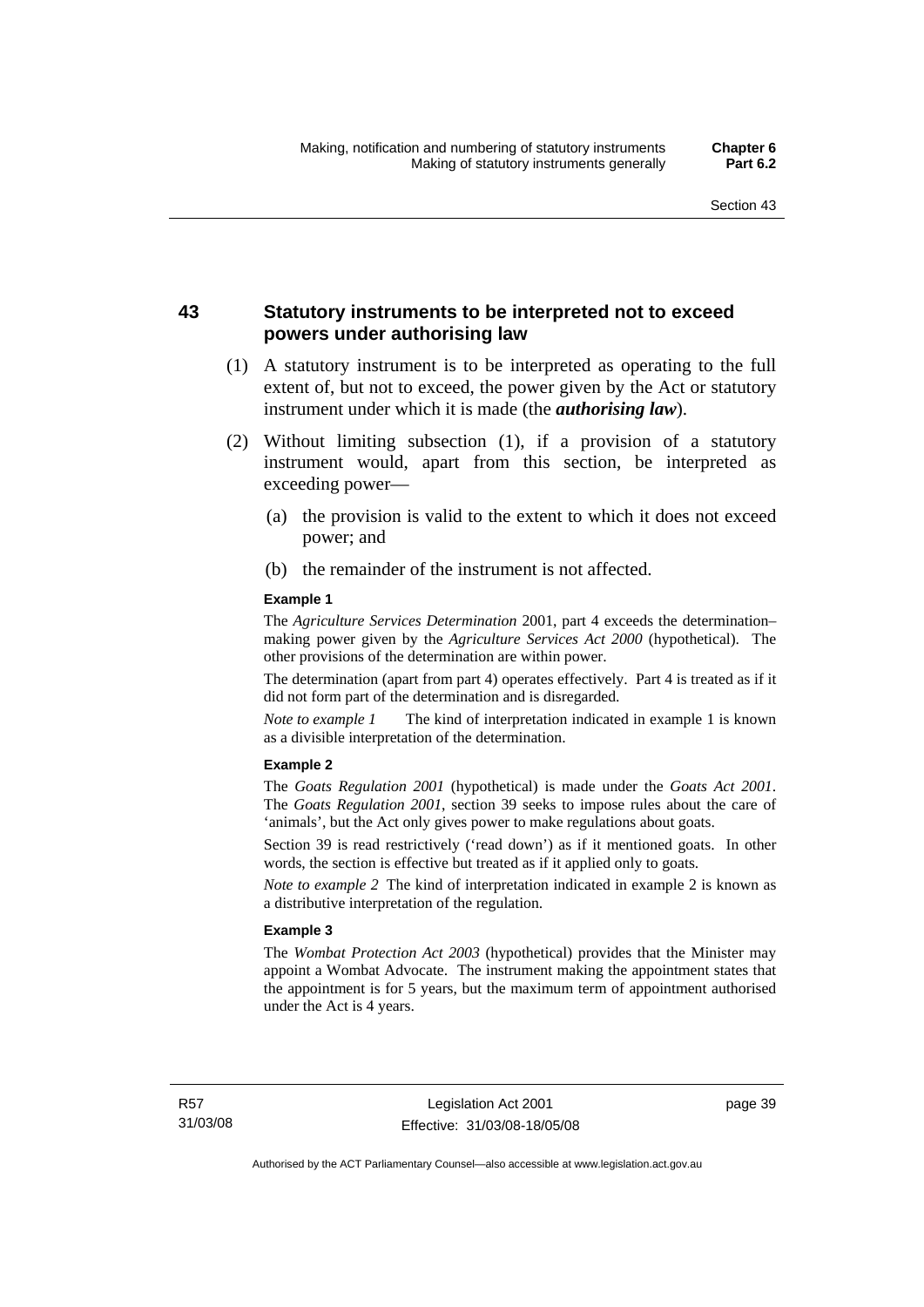## 43 Statutory instruments to be interpreted not to exceed powers under authorising law

(1) A statutory instrument is to be interpreted as operating to the full extent of, but not to exceed, the power given by the Act or statutory instrument under which it is made (the ***authorising law***).

(2) Without limiting subsection (1), if a provision of a statutory instrument would, apart from this section, be interpreted as exceeding power—

(a) the provision is valid to the extent to which it does not exceed power; and

(b) the remainder of the instrument is not affected.

**Example 1**

The *Agriculture Services Determination* 2001, part 4 exceeds the determination–making power given by the *Agriculture Services Act 2000* (hypothetical). The other provisions of the determination are within power.

The determination (apart from part 4) operates effectively. Part 4 is treated as if it did not form part of the determination and is disregarded.

*Note to example 1* The kind of interpretation indicated in example 1 is known as a divisible interpretation of the determination.

**Example 2**

The *Goats Regulation 2001* (hypothetical) is made under the *Goats Act 2001*. The *Goats Regulation 2001*, section 39 seeks to impose rules about the care of 'animals', but the Act only gives power to make regulations about goats.

Section 39 is read restrictively ('read down') as if it mentioned goats. In other words, the section is effective but treated as if it applied only to goats.

*Note to example 2* The kind of interpretation indicated in example 2 is known as a distributive interpretation of the regulation.

**Example 3**

The *Wombat Protection Act 2003* (hypothetical) provides that the Minister may appoint a Wombat Advocate. The instrument making the appointment states that the appointment is for 5 years, but the maximum term of appointment authorised under the Act is 4 years.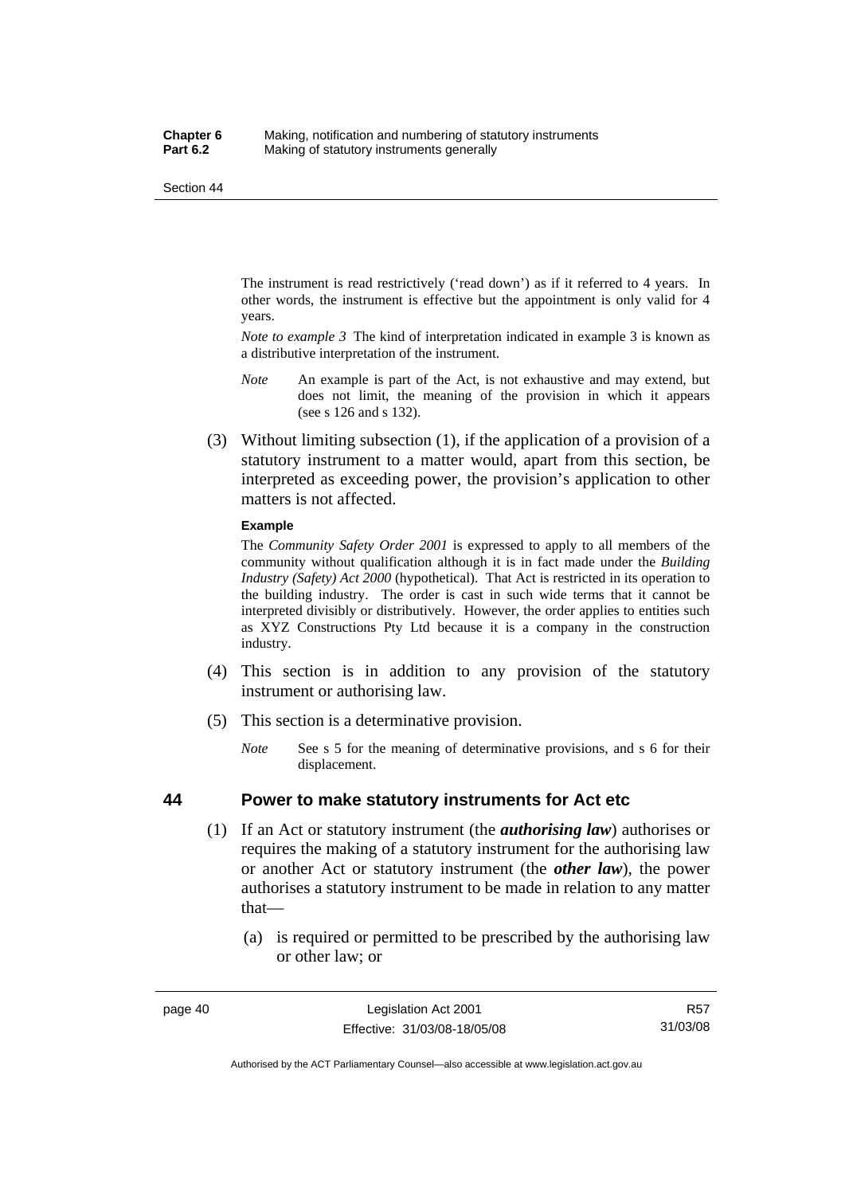The instrument is read restrictively ('read down') as if it referred to 4 years. In other words, the instrument is effective but the appointment is only valid for 4 years.

*Note to example 3* The kind of interpretation indicated in example 3 is known as a distributive interpretation of the instrument.

*Note* An example is part of the Act, is not exhaustive and may extend, but does not limit, the meaning of the provision in which it appears (see s 126 and s 132).

(3) Without limiting subsection (1), if the application of a provision of a statutory instrument to a matter would, apart from this section, be interpreted as exceeding power, the provision's application to other matters is not affected.

**Example**

The *Community Safety Order 2001* is expressed to apply to all members of the community without qualification although it is in fact made under the *Building Industry (Safety) Act 2000* (hypothetical). That Act is restricted in its operation to the building industry. The order is cast in such wide terms that it cannot be interpreted divisibly or distributively. However, the order applies to entities such as XYZ Constructions Pty Ltd because it is a company in the construction industry.

(4) This section is in addition to any provision of the statutory instrument or authorising law.

(5) This section is a determinative provision.

*Note* See s 5 for the meaning of determinative provisions, and s 6 for their displacement.

## 44 Power to make statutory instruments for Act etc

(1) If an Act or statutory instrument (the ***authorising law***) authorises or requires the making of a statutory instrument for the authorising law or another Act or statutory instrument (the ***other law***), the power authorises a statutory instrument to be made in relation to any matter that—

(a) is required or permitted to be prescribed by the authorising law or other law; or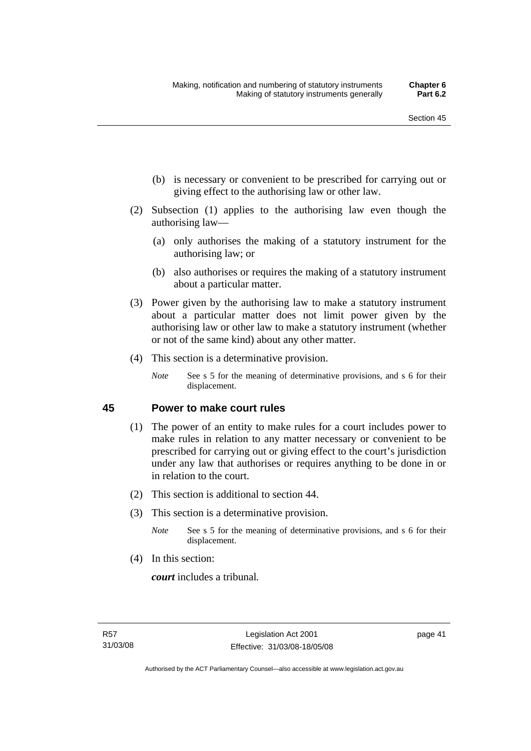(b) is necessary or convenient to be prescribed for carrying out or giving effect to the authorising law or other law.

(2) Subsection (1) applies to the authorising law even though the authorising law—

(a) only authorises the making of a statutory instrument for the authorising law; or

(b) also authorises or requires the making of a statutory instrument about a particular matter.

(3) Power given by the authorising law to make a statutory instrument about a particular matter does not limit power given by the authorising law or other law to make a statutory instrument (whether or not of the same kind) about any other matter.

(4) This section is a determinative provision.

*Note* See s 5 for the meaning of determinative provisions, and s 6 for their displacement.

## 45 Power to make court rules

(1) The power of an entity to make rules for a court includes power to make rules in relation to any matter necessary or convenient to be prescribed for carrying out or giving effect to the court's jurisdiction under any law that authorises or requires anything to be done in or in relation to the court.

(2) This section is additional to section 44.

(3) This section is a determinative provision.

*Note* See s 5 for the meaning of determinative provisions, and s 6 for their displacement.

(4) In this section:

***court*** includes a tribunal.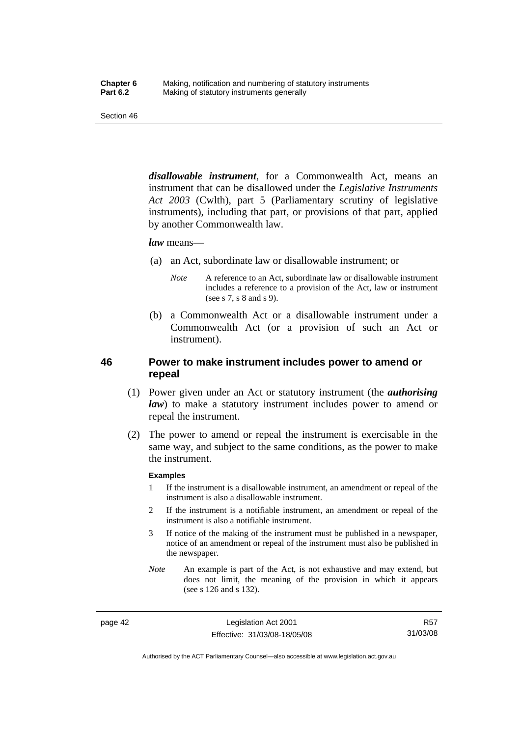***disallowable instrument***, for a Commonwealth Act, means an instrument that can be disallowed under the *Legislative Instruments Act 2003* (Cwlth), part 5 (Parliamentary scrutiny of legislative instruments), including that part, or provisions of that part, applied by another Commonwealth law.

***law*** means—

(a) an Act, subordinate law or disallowable instrument; or

*Note* A reference to an Act, subordinate law or disallowable instrument includes a reference to a provision of the Act, law or instrument (see s 7, s 8 and s 9).

(b) a Commonwealth Act or a disallowable instrument under a Commonwealth Act (or a provision of such an Act or instrument).

## 46 Power to make instrument includes power to amend or repeal

(1) Power given under an Act or statutory instrument (the ***authorising law***) to make a statutory instrument includes power to amend or repeal the instrument.

(2) The power to amend or repeal the instrument is exercisable in the same way, and subject to the same conditions, as the power to make the instrument.

**Examples**

1 If the instrument is a disallowable instrument, an amendment or repeal of the instrument is also a disallowable instrument.

2 If the instrument is a notifiable instrument, an amendment or repeal of the instrument is also a notifiable instrument.

3 If notice of the making of the instrument must be published in a newspaper, notice of an amendment or repeal of the instrument must also be published in the newspaper.

*Note* An example is part of the Act, is not exhaustive and may extend, but does not limit, the meaning of the provision in which it appears (see s 126 and s 132).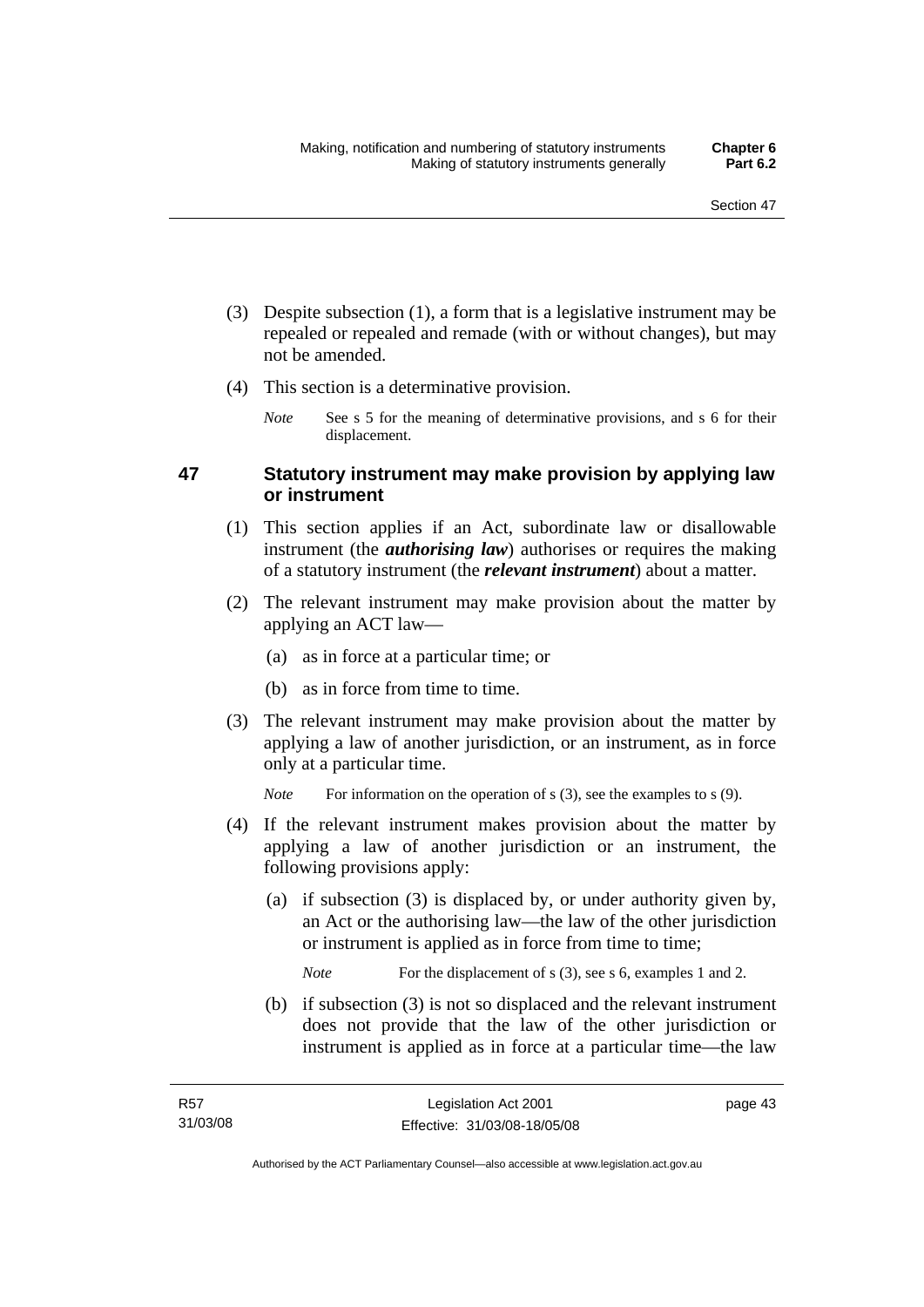(3) Despite subsection (1), a form that is a legislative instrument may be repealed or repealed and remade (with or without changes), but may not be amended.

(4) This section is a determinative provision.

*Note* See s 5 for the meaning of determinative provisions, and s 6 for their displacement.

## 47 Statutory instrument may make provision by applying law or instrument

(1) This section applies if an Act, subordinate law or disallowable instrument (the ***authorising law***) authorises or requires the making of a statutory instrument (the ***relevant instrument***) about a matter.

(2) The relevant instrument may make provision about the matter by applying an ACT law—

(a) as in force at a particular time; or

(b) as in force from time to time.

(3) The relevant instrument may make provision about the matter by applying a law of another jurisdiction, or an instrument, as in force only at a particular time.

*Note* For information on the operation of s (3), see the examples to s (9).

(4) If the relevant instrument makes provision about the matter by applying a law of another jurisdiction or an instrument, the following provisions apply:

(a) if subsection (3) is displaced by, or under authority given by, an Act or the authorising law—the law of the other jurisdiction or instrument is applied as in force from time to time;

*Note* For the displacement of s (3), see s 6, examples 1 and 2.

(b) if subsection (3) is not so displaced and the relevant instrument does not provide that the law of the other jurisdiction or instrument is applied as in force at a particular time—the law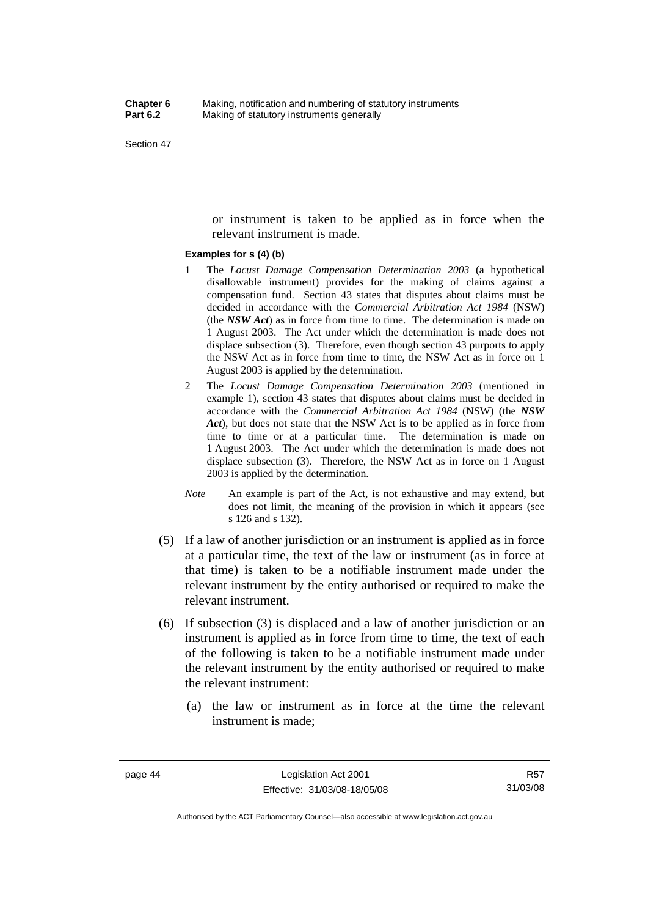or instrument is taken to be applied as in force when the relevant instrument is made.

**Examples for s (4) (b)**

1 The *Locust Damage Compensation Determination 2003* (a hypothetical disallowable instrument) provides for the making of claims against a compensation fund. Section 43 states that disputes about claims must be decided in accordance with the *Commercial Arbitration Act 1984* (NSW) (the ***NSW Act***) as in force from time to time. The determination is made on 1 August 2003. The Act under which the determination is made does not displace subsection (3). Therefore, even though section 43 purports to apply the NSW Act as in force from time to time, the NSW Act as in force on 1 August 2003 is applied by the determination.

2 The *Locust Damage Compensation Determination 2003* (mentioned in example 1), section 43 states that disputes about claims must be decided in accordance with the *Commercial Arbitration Act 1984* (NSW) (the ***NSW Act***), but does not state that the NSW Act is to be applied as in force from time to time or at a particular time. The determination is made on 1 August 2003. The Act under which the determination is made does not displace subsection (3). Therefore, the NSW Act as in force on 1 August 2003 is applied by the determination.

*Note* An example is part of the Act, is not exhaustive and may extend, but does not limit, the meaning of the provision in which it appears (see s 126 and s 132).

(5) If a law of another jurisdiction or an instrument is applied as in force at a particular time, the text of the law or instrument (as in force at that time) is taken to be a notifiable instrument made under the relevant instrument by the entity authorised or required to make the relevant instrument.

(6) If subsection (3) is displaced and a law of another jurisdiction or an instrument is applied as in force from time to time, the text of each of the following is taken to be a notifiable instrument made under the relevant instrument by the entity authorised or required to make the relevant instrument:

(a) the law or instrument as in force at the time the relevant instrument is made;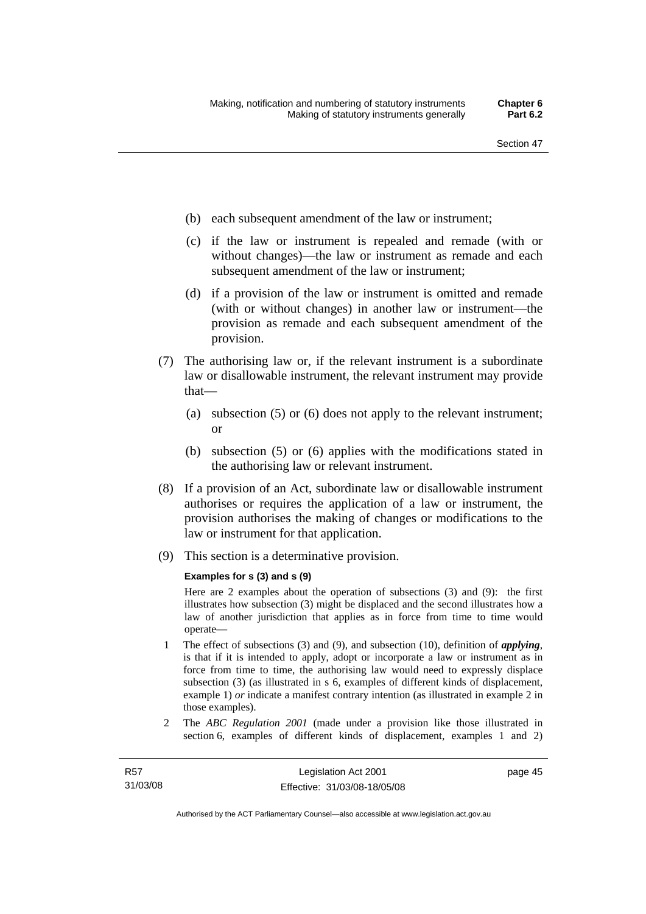(b) each subsequent amendment of the law or instrument;

(c) if the law or instrument is repealed and remade (with or without changes)—the law or instrument as remade and each subsequent amendment of the law or instrument;

(d) if a provision of the law or instrument is omitted and remade (with or without changes) in another law or instrument—the provision as remade and each subsequent amendment of the provision.

(7) The authorising law or, if the relevant instrument is a subordinate law or disallowable instrument, the relevant instrument may provide that—

(a) subsection (5) or (6) does not apply to the relevant instrument; or

(b) subsection (5) or (6) applies with the modifications stated in the authorising law or relevant instrument.

(8) If a provision of an Act, subordinate law or disallowable instrument authorises or requires the application of a law or instrument, the provision authorises the making of changes or modifications to the law or instrument for that application.

(9) This section is a determinative provision.

**Examples for s (3) and s (9)**

Here are 2 examples about the operation of subsections (3) and (9): the first illustrates how subsection (3) might be displaced and the second illustrates how a law of another jurisdiction that applies as in force from time to time would operate—

1 The effect of subsections (3) and (9), and subsection (10), definition of ***applying***, is that if it is intended to apply, adopt or incorporate a law or instrument as in force from time to time, the authorising law would need to expressly displace subsection (3) (as illustrated in s 6, examples of different kinds of displacement, example 1) *or* indicate a manifest contrary intention (as illustrated in example 2 in those examples).

2 The *ABC Regulation 2001* (made under a provision like those illustrated in section 6, examples of different kinds of displacement, examples 1 and 2)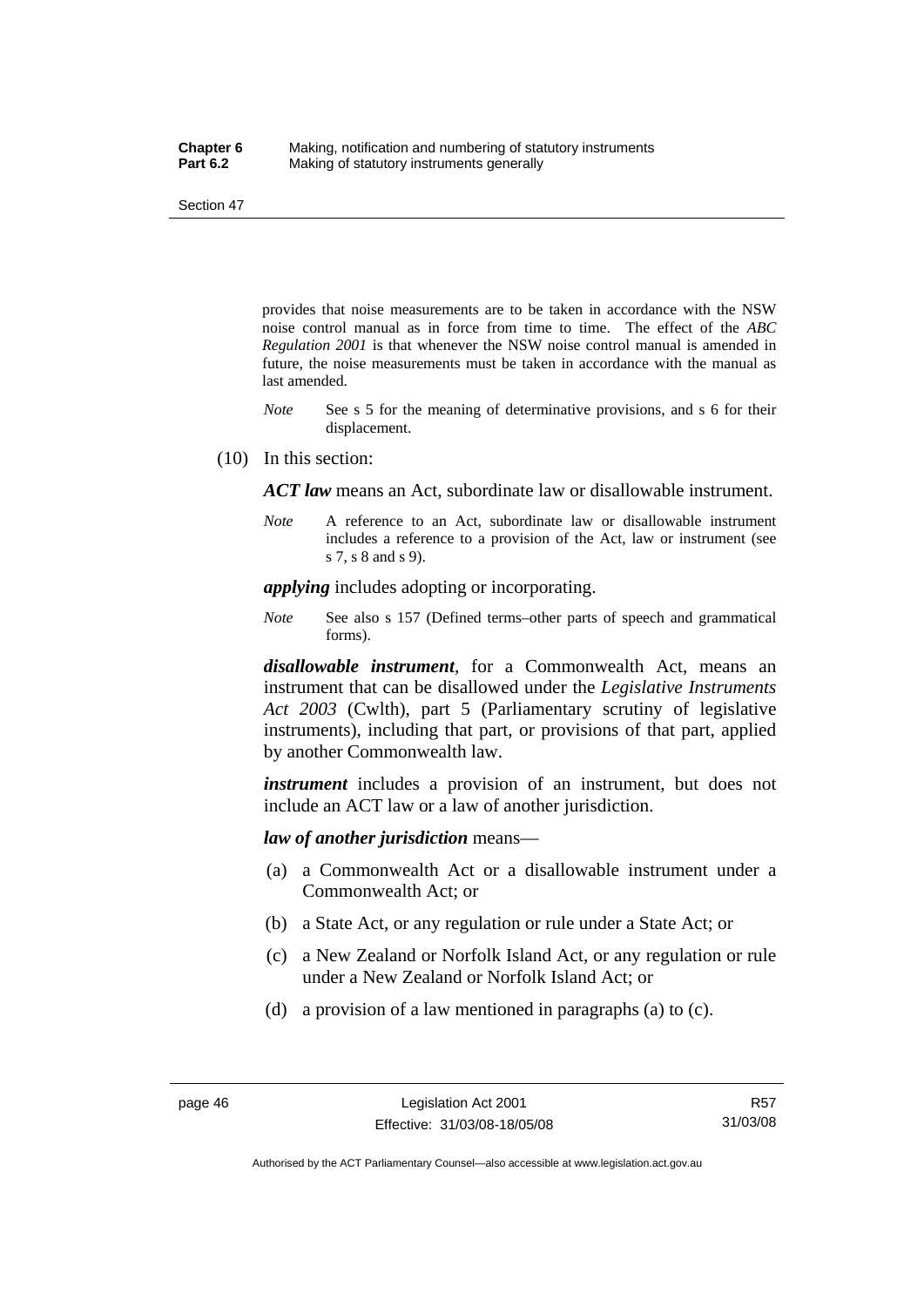provides that noise measurements are to be taken in accordance with the NSW noise control manual as in force from time to time. The effect of the *ABC Regulation 2001* is that whenever the NSW noise control manual is amended in future, the noise measurements must be taken in accordance with the manual as last amended.

*Note* See s 5 for the meaning of determinative provisions, and s 6 for their displacement.

(10) In this section:

***ACT law*** means an Act, subordinate law or disallowable instrument.

*Note* A reference to an Act, subordinate law or disallowable instrument includes a reference to a provision of the Act, law or instrument (see s 7, s 8 and s 9).

***applying*** includes adopting or incorporating.

*Note* See also s 157 (Defined terms–other parts of speech and grammatical forms).

***disallowable instrument***, for a Commonwealth Act, means an instrument that can be disallowed under the *Legislative Instruments Act 2003* (Cwlth), part 5 (Parliamentary scrutiny of legislative instruments), including that part, or provisions of that part, applied by another Commonwealth law.

***instrument*** includes a provision of an instrument, but does not include an ACT law or a law of another jurisdiction.

***law of another jurisdiction*** means—

(a) a Commonwealth Act or a disallowable instrument under a Commonwealth Act; or

(b) a State Act, or any regulation or rule under a State Act; or

(c) a New Zealand or Norfolk Island Act, or any regulation or rule under a New Zealand or Norfolk Island Act; or

(d) a provision of a law mentioned in paragraphs (a) to (c).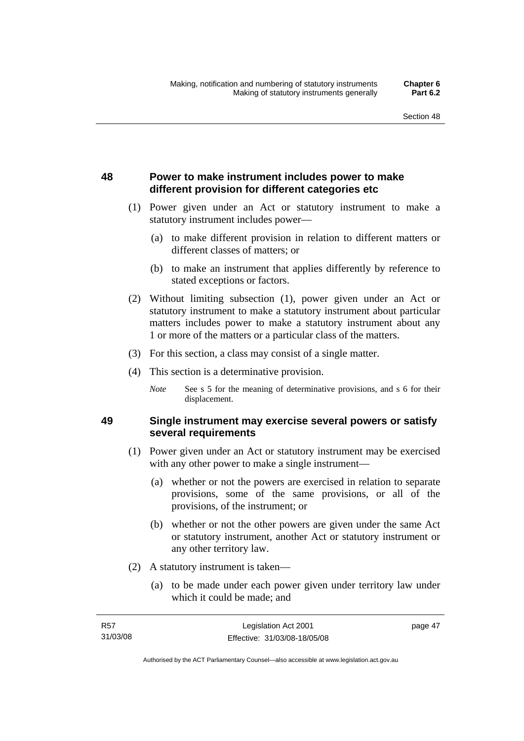## 48 Power to make instrument includes power to make different provision for different categories etc

(1) Power given under an Act or statutory instrument to make a statutory instrument includes power—

(a) to make different provision in relation to different matters or different classes of matters; or

(b) to make an instrument that applies differently by reference to stated exceptions or factors.

(2) Without limiting subsection (1), power given under an Act or statutory instrument to make a statutory instrument about particular matters includes power to make a statutory instrument about any 1 or more of the matters or a particular class of the matters.

(3) For this section, a class may consist of a single matter.

(4) This section is a determinative provision.

*Note* See s 5 for the meaning of determinative provisions, and s 6 for their displacement.

## 49 Single instrument may exercise several powers or satisfy several requirements

(1) Power given under an Act or statutory instrument may be exercised with any other power to make a single instrument—

(a) whether or not the powers are exercised in relation to separate provisions, some of the same provisions, or all of the provisions, of the instrument; or

(b) whether or not the other powers are given under the same Act or statutory instrument, another Act or statutory instrument or any other territory law.

(2) A statutory instrument is taken—

(a) to be made under each power given under territory law under which it could be made; and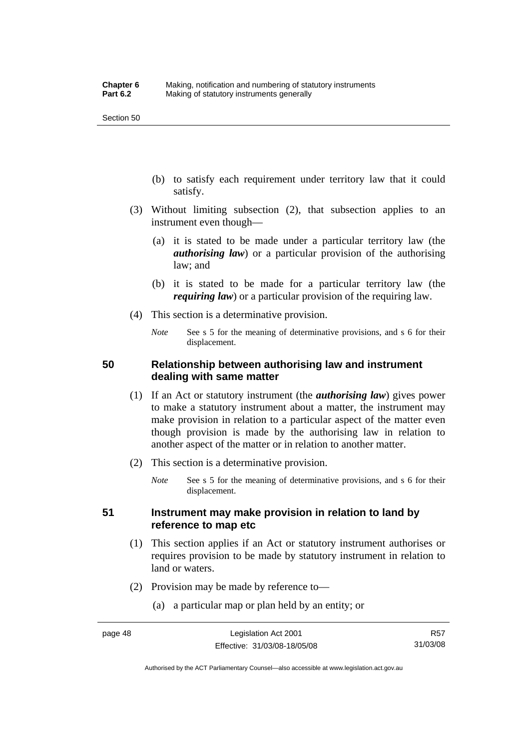(b) to satisfy each requirement under territory law that it could satisfy.

(3) Without limiting subsection (2), that subsection applies to an instrument even though—

(a) it is stated to be made under a particular territory law (the ***authorising law***) or a particular provision of the authorising law; and

(b) it is stated to be made for a particular territory law (the ***requiring law***) or a particular provision of the requiring law.

(4) This section is a determinative provision.

*Note* See s 5 for the meaning of determinative provisions, and s 6 for their displacement.

## 50 Relationship between authorising law and instrument dealing with same matter

(1) If an Act or statutory instrument (the ***authorising law***) gives power to make a statutory instrument about a matter, the instrument may make provision in relation to a particular aspect of the matter even though provision is made by the authorising law in relation to another aspect of the matter or in relation to another matter.

(2) This section is a determinative provision.

*Note* See s 5 for the meaning of determinative provisions, and s 6 for their displacement.

## 51 Instrument may make provision in relation to land by reference to map etc

(1) This section applies if an Act or statutory instrument authorises or requires provision to be made by statutory instrument in relation to land or waters.

(2) Provision may be made by reference to—

(a) a particular map or plan held by an entity; or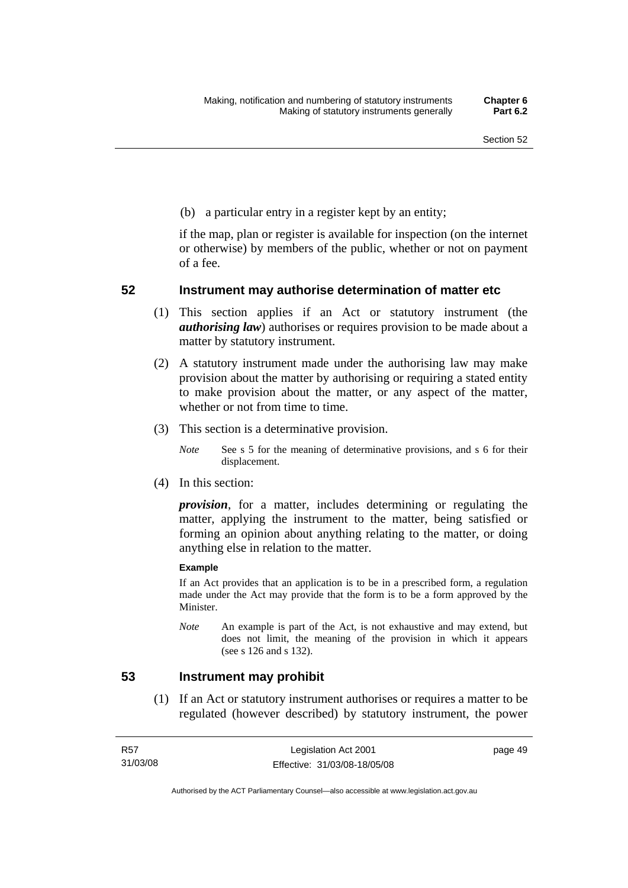(b) a particular entry in a register kept by an entity;

if the map, plan or register is available for inspection (on the internet or otherwise) by members of the public, whether or not on payment of a fee.

## 52 Instrument may authorise determination of matter etc

(1) This section applies if an Act or statutory instrument (the ***authorising law***) authorises or requires provision to be made about a matter by statutory instrument.

(2) A statutory instrument made under the authorising law may make provision about the matter by authorising or requiring a stated entity to make provision about the matter, or any aspect of the matter, whether or not from time to time.

(3) This section is a determinative provision.

*Note* See s 5 for the meaning of determinative provisions, and s 6 for their displacement.

(4) In this section:

***provision***, for a matter, includes determining or regulating the matter, applying the instrument to the matter, being satisfied or forming an opinion about anything relating to the matter, or doing anything else in relation to the matter.

**Example**

If an Act provides that an application is to be in a prescribed form, a regulation made under the Act may provide that the form is to be a form approved by the Minister.

*Note* An example is part of the Act, is not exhaustive and may extend, but does not limit, the meaning of the provision in which it appears (see s 126 and s 132).

## 53 Instrument may prohibit

(1) If an Act or statutory instrument authorises or requires a matter to be regulated (however described) by statutory instrument, the power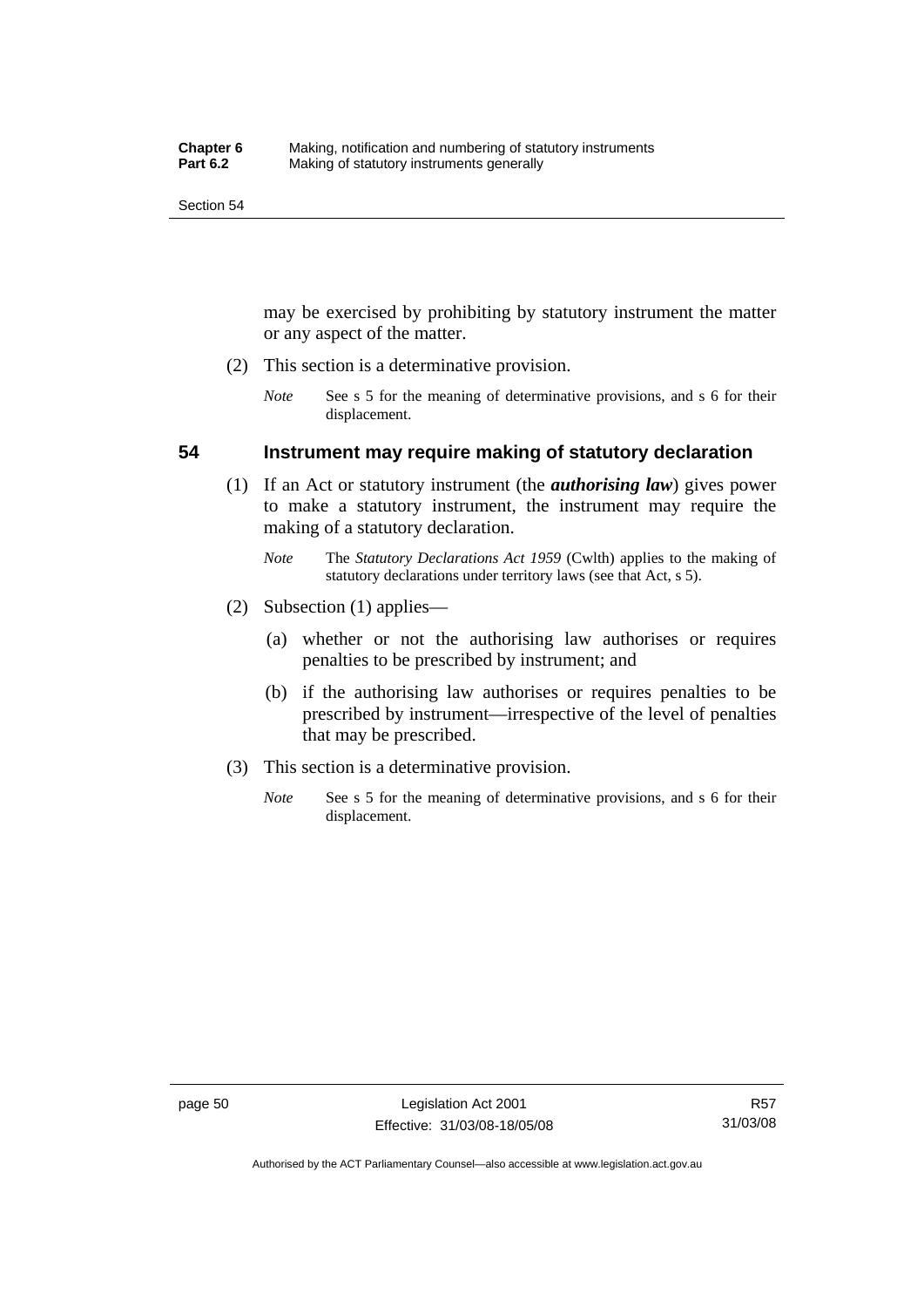may be exercised by prohibiting by statutory instrument the matter or any aspect of the matter.

(2) This section is a determinative provision.

*Note* See s 5 for the meaning of determinative provisions, and s 6 for their displacement.

## 54 Instrument may require making of statutory declaration

(1) If an Act or statutory instrument (the ***authorising law***) gives power to make a statutory instrument, the instrument may require the making of a statutory declaration.

*Note* The *Statutory Declarations Act 1959* (Cwlth) applies to the making of statutory declarations under territory laws (see that Act, s 5).

(2) Subsection (1) applies—

(a) whether or not the authorising law authorises or requires penalties to be prescribed by instrument; and

(b) if the authorising law authorises or requires penalties to be prescribed by instrument—irrespective of the level of penalties that may be prescribed.

(3) This section is a determinative provision.

*Note* See s 5 for the meaning of determinative provisions, and s 6 for their displacement.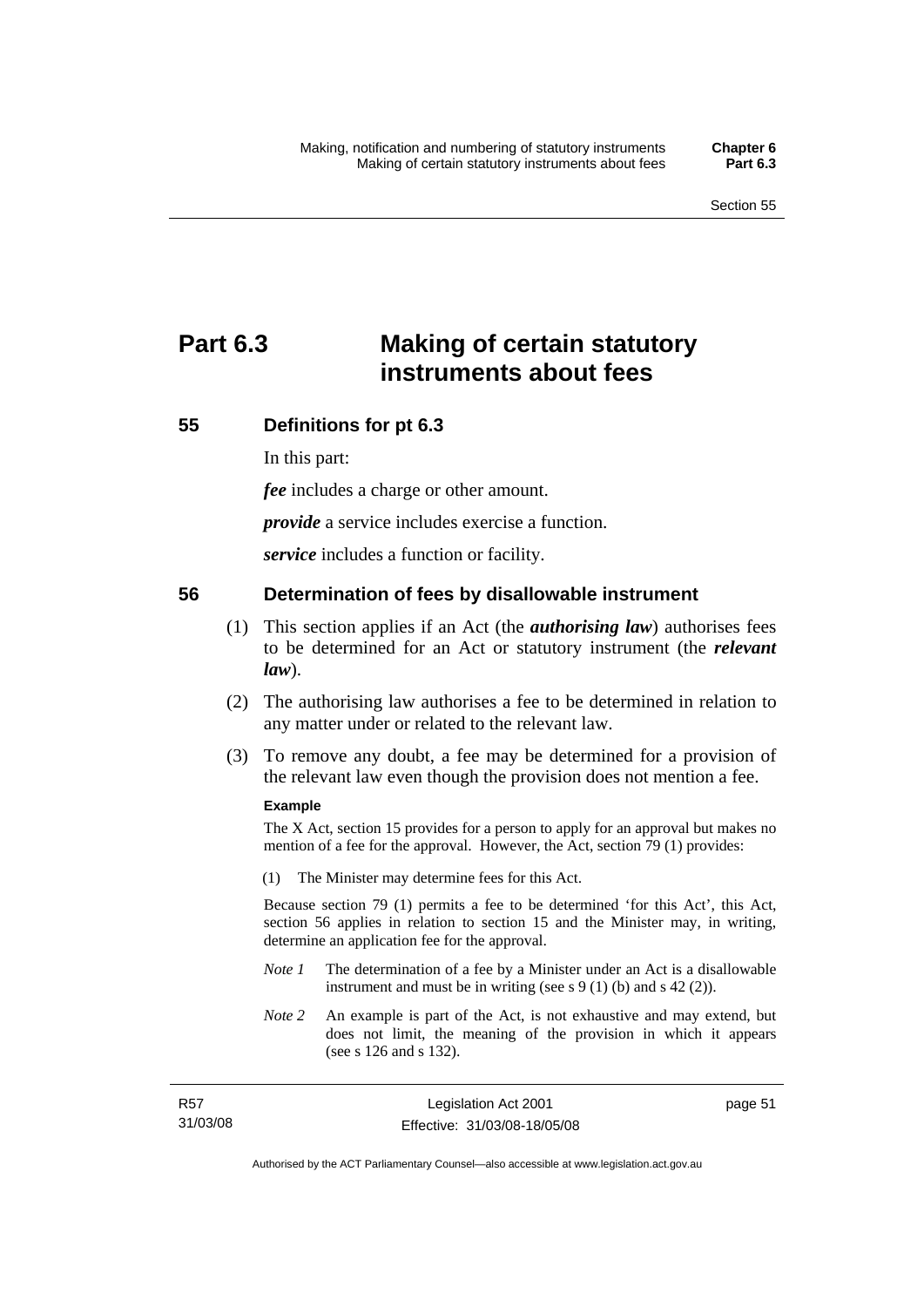# Part 6.3 Making of certain statutory instruments about fees

## 55 Definitions for pt 6.3

In this part:

***fee*** includes a charge or other amount.

***provide*** a service includes exercise a function.

***service*** includes a function or facility.

## 56 Determination of fees by disallowable instrument

(1) This section applies if an Act (the ***authorising law***) authorises fees to be determined for an Act or statutory instrument (the ***relevant law***).

(2) The authorising law authorises a fee to be determined in relation to any matter under or related to the relevant law.

(3) To remove any doubt, a fee may be determined for a provision of the relevant law even though the provision does not mention a fee.

**Example**

The X Act, section 15 provides for a person to apply for an approval but makes no mention of a fee for the approval. However, the Act, section 79 (1) provides:

(1) The Minister may determine fees for this Act.

Because section 79 (1) permits a fee to be determined 'for this Act', this Act, section 56 applies in relation to section 15 and the Minister may, in writing, determine an application fee for the approval.

*Note 1* The determination of a fee by a Minister under an Act is a disallowable instrument and must be in writing (see s 9 (1) (b) and s 42 (2)).

*Note 2* An example is part of the Act, is not exhaustive and may extend, but does not limit, the meaning of the provision in which it appears (see s 126 and s 132).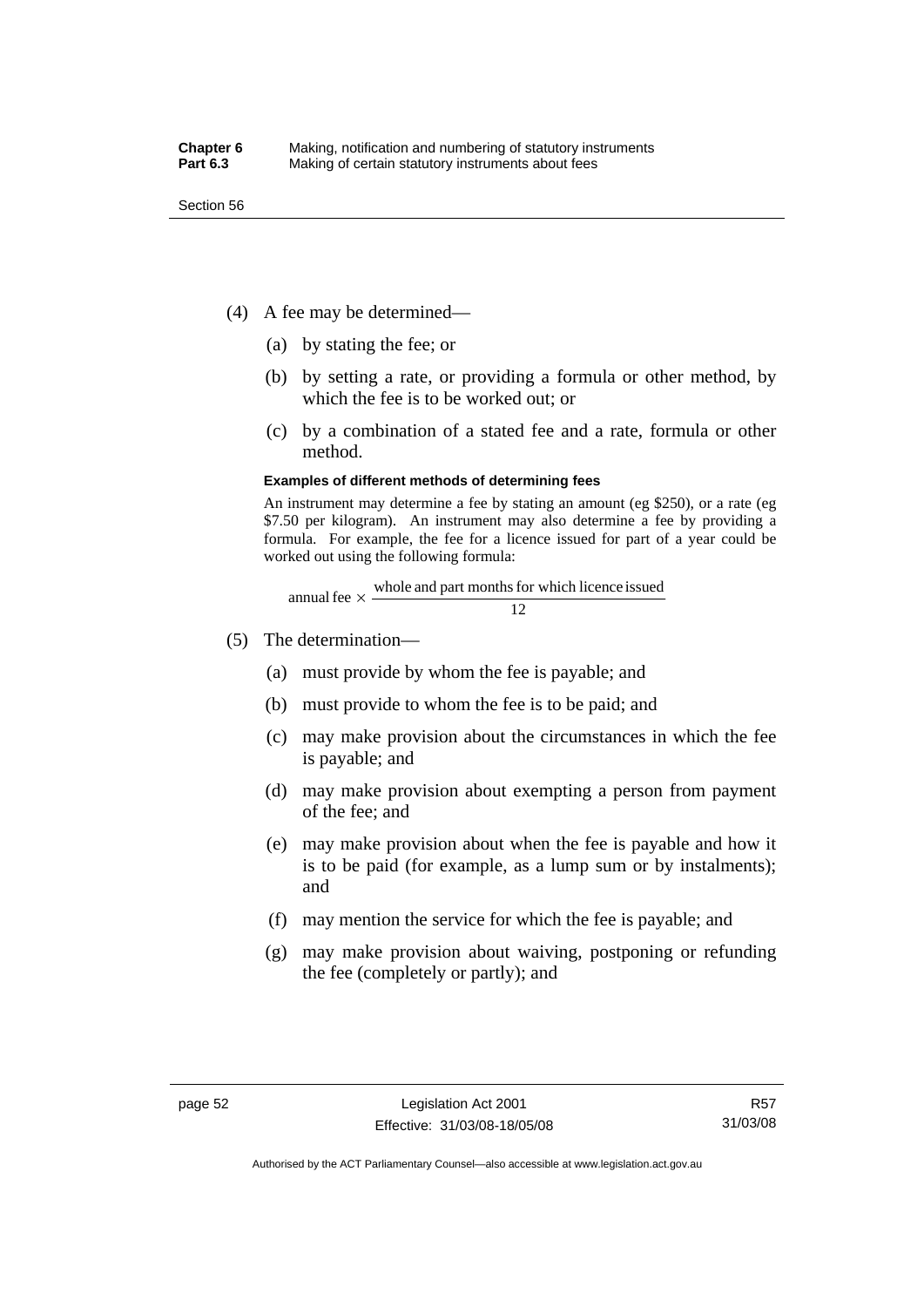(4) A fee may be determined—

  (a) by stating the fee; or

  (b) by setting a rate, or providing a formula or other method, by which the fee is to be worked out; or

  (c) by a combination of a stated fee and a rate, formula or other method.

**Examples of different methods of determining fees**

An instrument may determine a fee by stating an amount (eg $250), or a rate (eg $7.50 per kilogram). An instrument may also determine a fee by providing a formula. For example, the fee for a licence issued for part of a year could be worked out using the following formula:

$$\text{annual fee} \times \frac{\text{whole and part months for which licence issued}}{12}$$

(5) The determination—

  (a) must provide by whom the fee is payable; and

  (b) must provide to whom the fee is to be paid; and

  (c) may make provision about the circumstances in which the fee is payable; and

  (d) may make provision about exempting a person from payment of the fee; and

  (e) may make provision about when the fee is payable and how it is to be paid (for example, as a lump sum or by instalments); and

  (f) may mention the service for which the fee is payable; and

  (g) may make provision about waiving, postponing or refunding the fee (completely or partly); and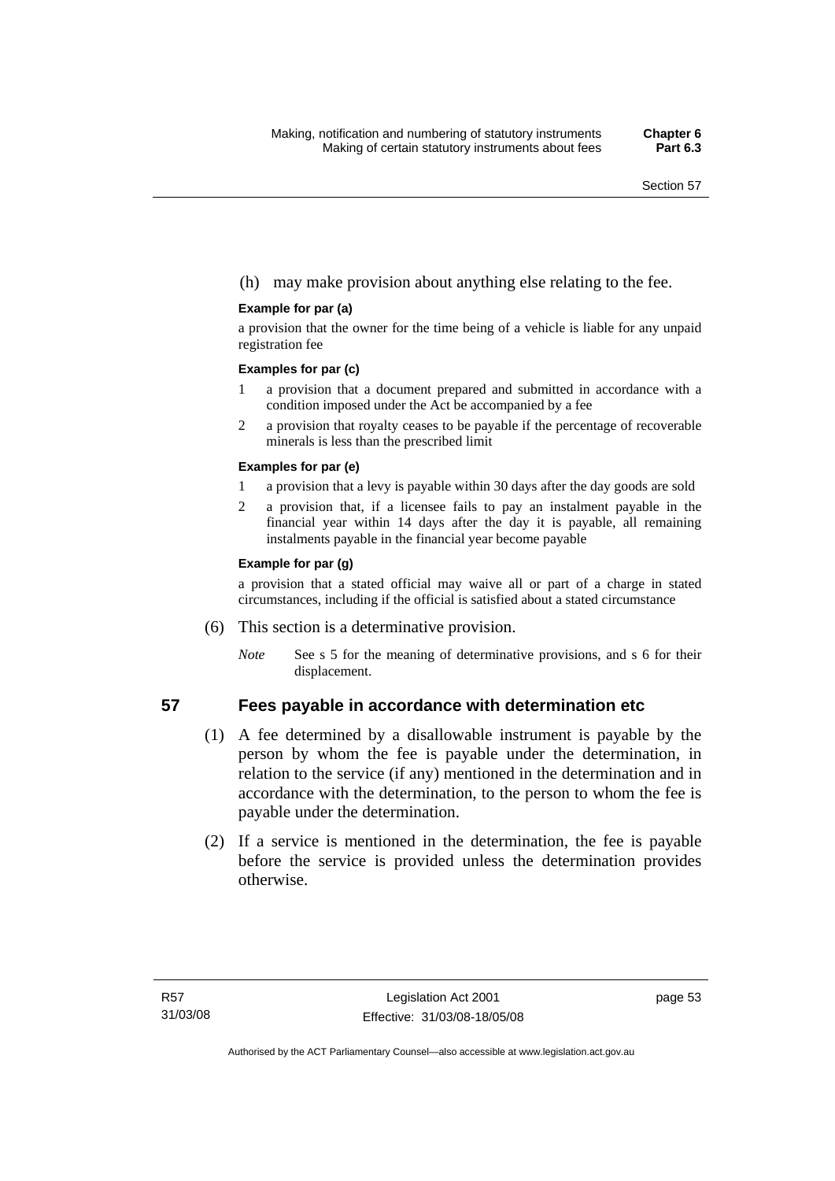(h) may make provision about anything else relating to the fee.

**Example for par (a)**

a provision that the owner for the time being of a vehicle is liable for any unpaid registration fee

**Examples for par (c)**

1 a provision that a document prepared and submitted in accordance with a condition imposed under the Act be accompanied by a fee

2 a provision that royalty ceases to be payable if the percentage of recoverable minerals is less than the prescribed limit

**Examples for par (e)**

1 a provision that a levy is payable within 30 days after the day goods are sold

2 a provision that, if a licensee fails to pay an instalment payable in the financial year within 14 days after the day it is payable, all remaining instalments payable in the financial year become payable

**Example for par (g)**

a provision that a stated official may waive all or part of a charge in stated circumstances, including if the official is satisfied about a stated circumstance

(6) This section is a determinative provision.

*Note* See s 5 for the meaning of determinative provisions, and s 6 for their displacement.

## 57 Fees payable in accordance with determination etc

(1) A fee determined by a disallowable instrument is payable by the person by whom the fee is payable under the determination, in relation to the service (if any) mentioned in the determination and in accordance with the determination, to the person to whom the fee is payable under the determination.

(2) If a service is mentioned in the determination, the fee is payable before the service is provided unless the determination provides otherwise.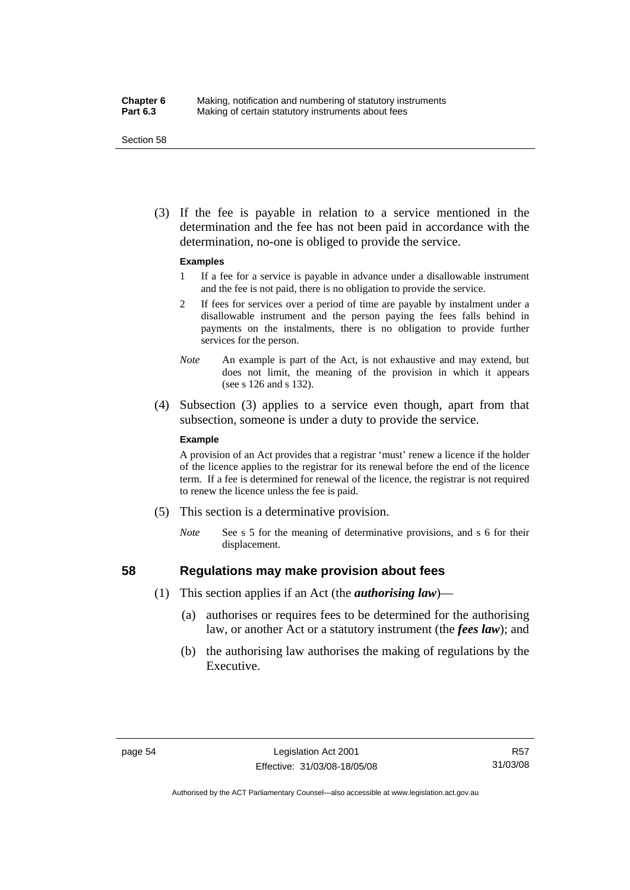(3) If the fee is payable in relation to a service mentioned in the determination and the fee has not been paid in accordance with the determination, no-one is obliged to provide the service.

**Examples**

1 If a fee for a service is payable in advance under a disallowable instrument and the fee is not paid, there is no obligation to provide the service.

2 If fees for services over a period of time are payable by instalment under a disallowable instrument and the person paying the fees falls behind in payments on the instalments, there is no obligation to provide further services for the person.

*Note* An example is part of the Act, is not exhaustive and may extend, but does not limit, the meaning of the provision in which it appears (see s 126 and s 132).

(4) Subsection (3) applies to a service even though, apart from that subsection, someone is under a duty to provide the service.

**Example**

A provision of an Act provides that a registrar 'must' renew a licence if the holder of the licence applies to the registrar for its renewal before the end of the licence term. If a fee is determined for renewal of the licence, the registrar is not required to renew the licence unless the fee is paid.

(5) This section is a determinative provision.

*Note* See s 5 for the meaning of determinative provisions, and s 6 for their displacement.

## 58 Regulations may make provision about fees

(1) This section applies if an Act (the ***authorising law***)—

(a) authorises or requires fees to be determined for the authorising law, or another Act or a statutory instrument (the ***fees law***); and

(b) the authorising law authorises the making of regulations by the Executive.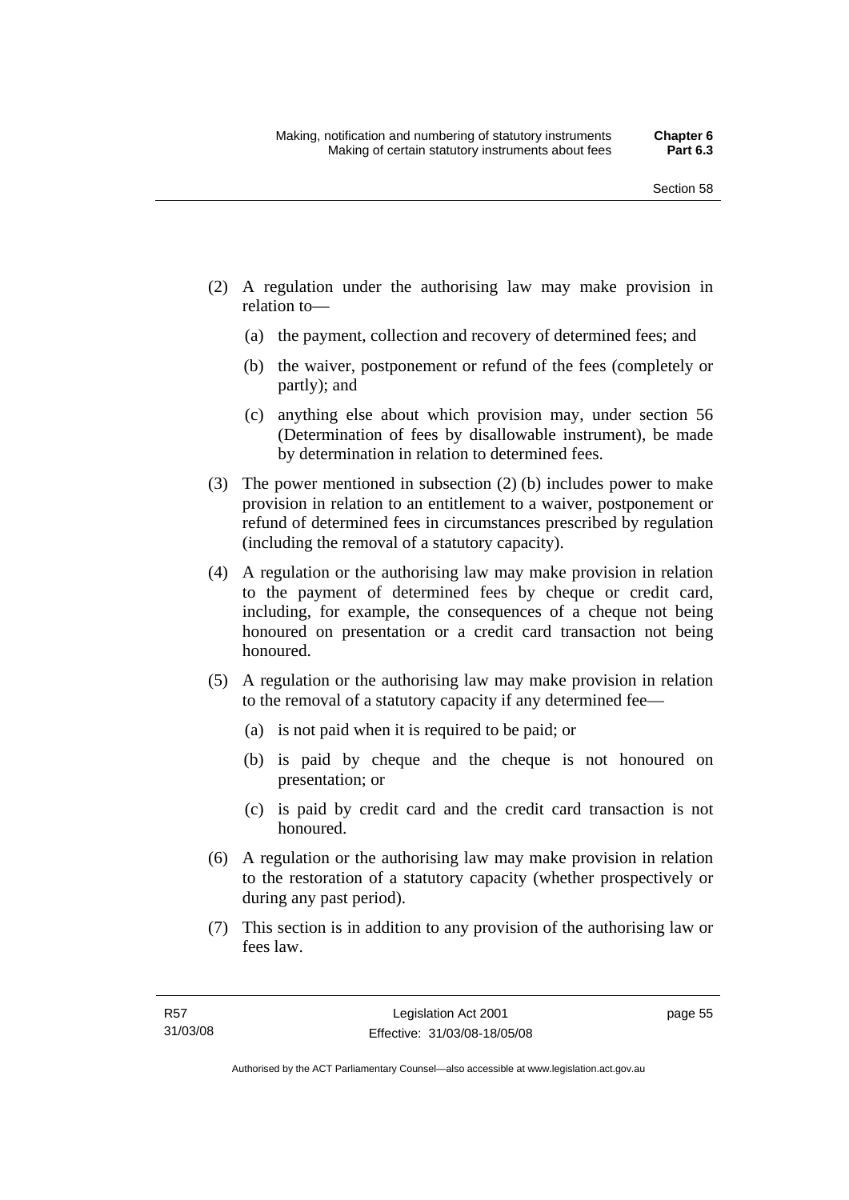(2) A regulation under the authorising law may make provision in relation to—

  (a) the payment, collection and recovery of determined fees; and

  (b) the waiver, postponement or refund of the fees (completely or partly); and

  (c) anything else about which provision may, under section 56 (Determination of fees by disallowable instrument), be made by determination in relation to determined fees.

(3) The power mentioned in subsection (2) (b) includes power to make provision in relation to an entitlement to a waiver, postponement or refund of determined fees in circumstances prescribed by regulation (including the removal of a statutory capacity).

(4) A regulation or the authorising law may make provision in relation to the payment of determined fees by cheque or credit card, including, for example, the consequences of a cheque not being honoured on presentation or a credit card transaction not being honoured.

(5) A regulation or the authorising law may make provision in relation to the removal of a statutory capacity if any determined fee—

  (a) is not paid when it is required to be paid; or

  (b) is paid by cheque and the cheque is not honoured on presentation; or

  (c) is paid by credit card and the credit card transaction is not honoured.

(6) A regulation or the authorising law may make provision in relation to the restoration of a statutory capacity (whether prospectively or during any past period).

(7) This section is in addition to any provision of the authorising law or fees law.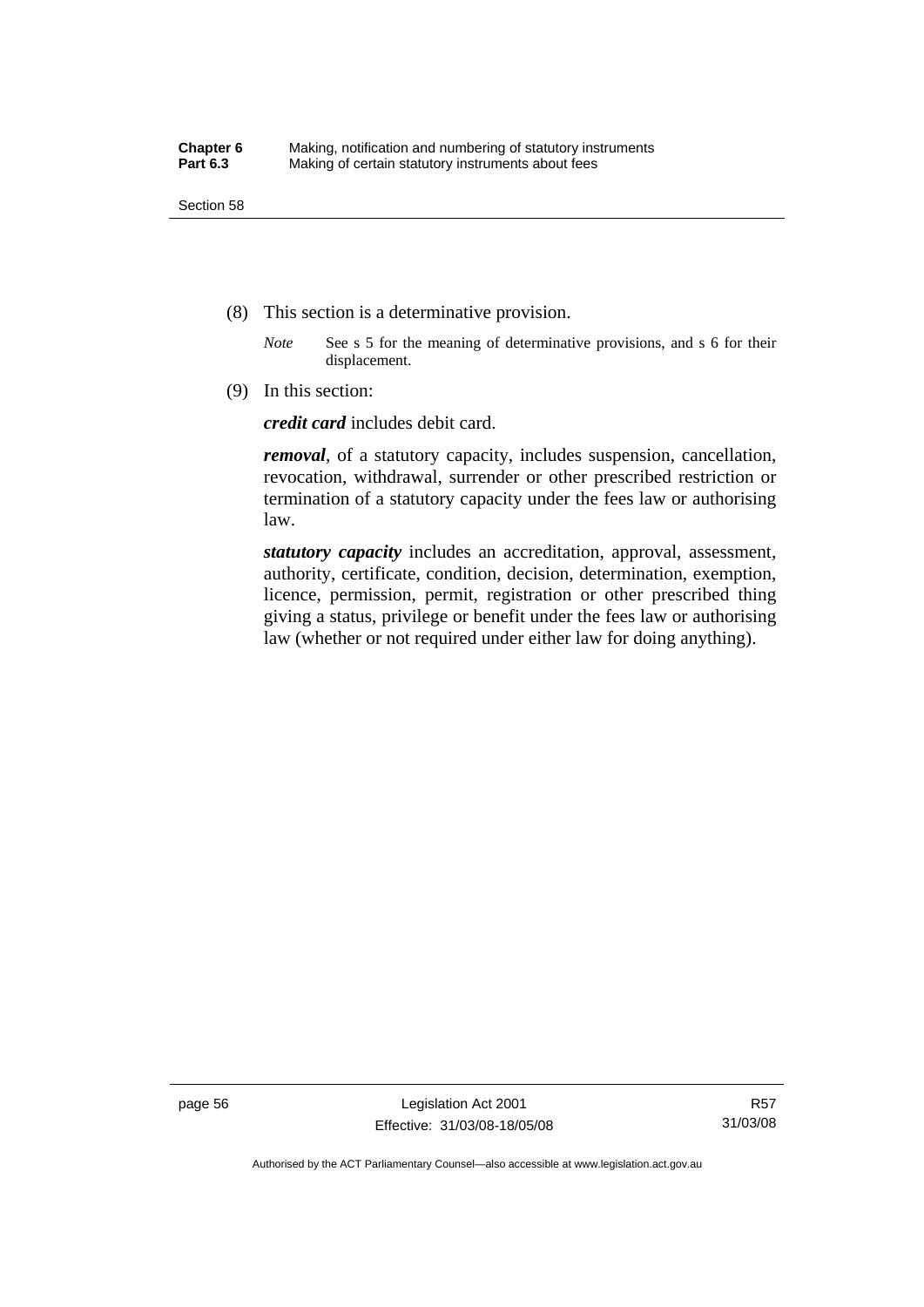(8) This section is a determinative provision.

*Note* See s 5 for the meaning of determinative provisions, and s 6 for their displacement.

(9) In this section:

***credit card*** includes debit card.

***removal***, of a statutory capacity, includes suspension, cancellation, revocation, withdrawal, surrender or other prescribed restriction or termination of a statutory capacity under the fees law or authorising law.

***statutory capacity*** includes an accreditation, approval, assessment, authority, certificate, condition, decision, determination, exemption, licence, permission, permit, registration or other prescribed thing giving a status, privilege or benefit under the fees law or authorising law (whether or not required under either law for doing anything).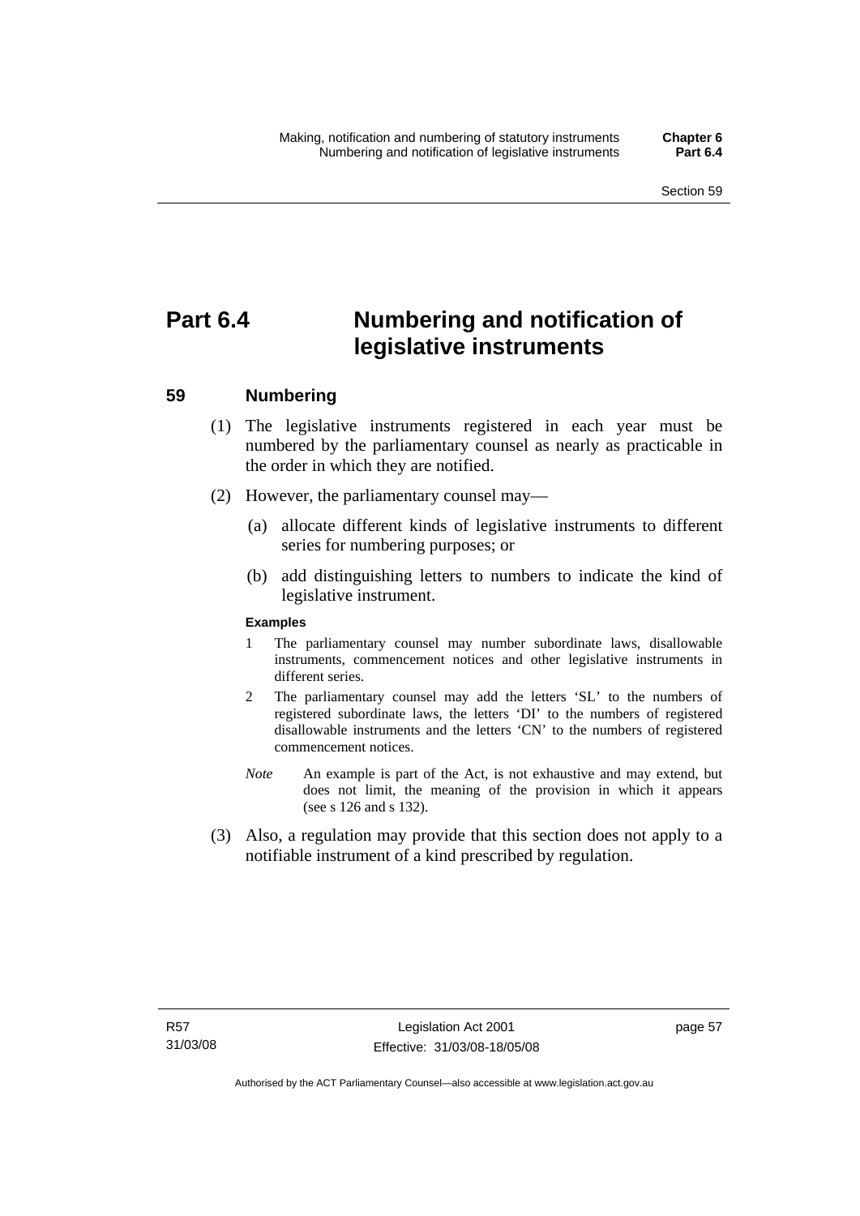# Part 6.4 Numbering and notification of legislative instruments

## 59 Numbering

(1) The legislative instruments registered in each year must be numbered by the parliamentary counsel as nearly as practicable in the order in which they are notified.

(2) However, the parliamentary counsel may—

(a) allocate different kinds of legislative instruments to different series for numbering purposes; or

(b) add distinguishing letters to numbers to indicate the kind of legislative instrument.

**Examples**

1 The parliamentary counsel may number subordinate laws, disallowable instruments, commencement notices and other legislative instruments in different series.

2 The parliamentary counsel may add the letters 'SL' to the numbers of registered subordinate laws, the letters 'DI' to the numbers of registered disallowable instruments and the letters 'CN' to the numbers of registered commencement notices.

*Note* An example is part of the Act, is not exhaustive and may extend, but does not limit, the meaning of the provision in which it appears (see s 126 and s 132).

(3) Also, a regulation may provide that this section does not apply to a notifiable instrument of a kind prescribed by regulation.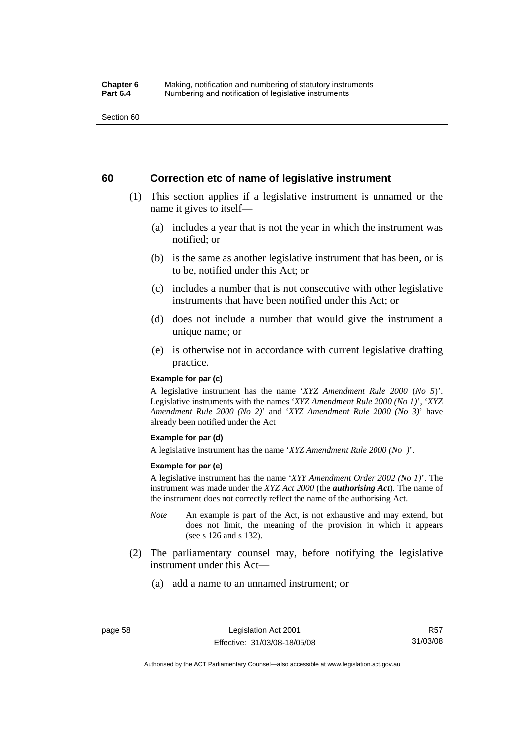## 60 Correction etc of name of legislative instrument

(1) This section applies if a legislative instrument is unnamed or the name it gives to itself—

(a) includes a year that is not the year in which the instrument was notified; or

(b) is the same as another legislative instrument that has been, or is to be, notified under this Act; or

(c) includes a number that is not consecutive with other legislative instruments that have been notified under this Act; or

(d) does not include a number that would give the instrument a unique name; or

(e) is otherwise not in accordance with current legislative drafting practice.

**Example for par (c)**

A legislative instrument has the name '*XYZ Amendment Rule 2000* (*No 5*)'. Legislative instruments with the names '*XYZ Amendment Rule 2000 (No 1)*', '*XYZ Amendment Rule 2000 (No 2)*' and '*XYZ Amendment Rule 2000 (No 3)*' have already been notified under the Act

**Example for par (d)**

A legislative instrument has the name '*XYZ Amendment Rule 2000 (No )*'.

**Example for par (e)**

A legislative instrument has the name '*XYY Amendment Order 2002 (No 1)*'. The instrument was made under the *XYZ Act 2000* (the ***authorising Act***). The name of the instrument does not correctly reflect the name of the authorising Act.

*Note* An example is part of the Act, is not exhaustive and may extend, but does not limit, the meaning of the provision in which it appears (see s 126 and s 132).

(2) The parliamentary counsel may, before notifying the legislative instrument under this Act—

(a) add a name to an unnamed instrument; or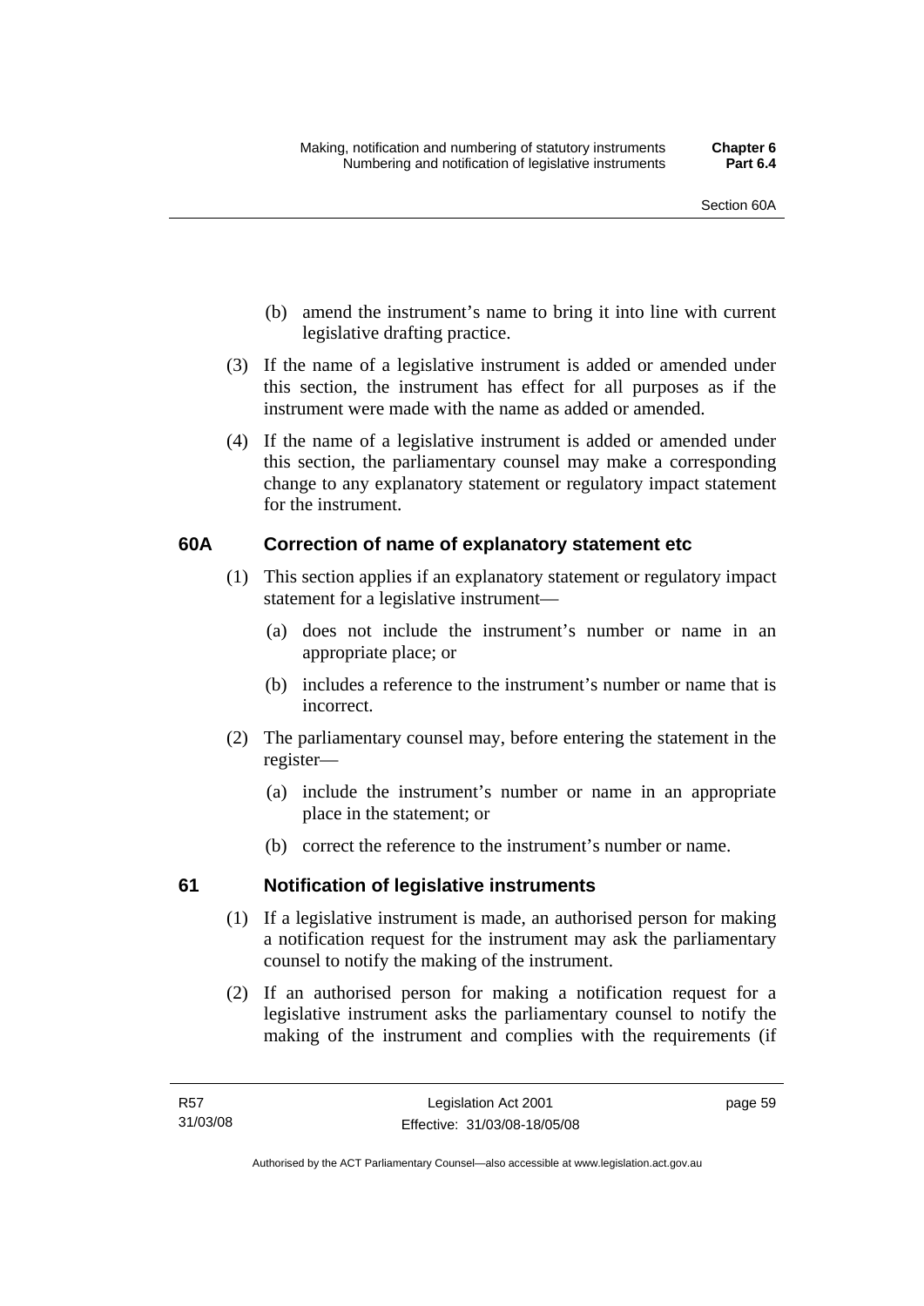(b) amend the instrument's name to bring it into line with current legislative drafting practice.

(3) If the name of a legislative instrument is added or amended under this section, the instrument has effect for all purposes as if the instrument were made with the name as added or amended.

(4) If the name of a legislative instrument is added or amended under this section, the parliamentary counsel may make a corresponding change to any explanatory statement or regulatory impact statement for the instrument.

## 60A Correction of name of explanatory statement etc

(1) This section applies if an explanatory statement or regulatory impact statement for a legislative instrument—

(a) does not include the instrument's number or name in an appropriate place; or

(b) includes a reference to the instrument's number or name that is incorrect.

(2) The parliamentary counsel may, before entering the statement in the register—

(a) include the instrument's number or name in an appropriate place in the statement; or

(b) correct the reference to the instrument's number or name.

## 61 Notification of legislative instruments

(1) If a legislative instrument is made, an authorised person for making a notification request for the instrument may ask the parliamentary counsel to notify the making of the instrument.

(2) If an authorised person for making a notification request for a legislative instrument asks the parliamentary counsel to notify the making of the instrument and complies with the requirements (if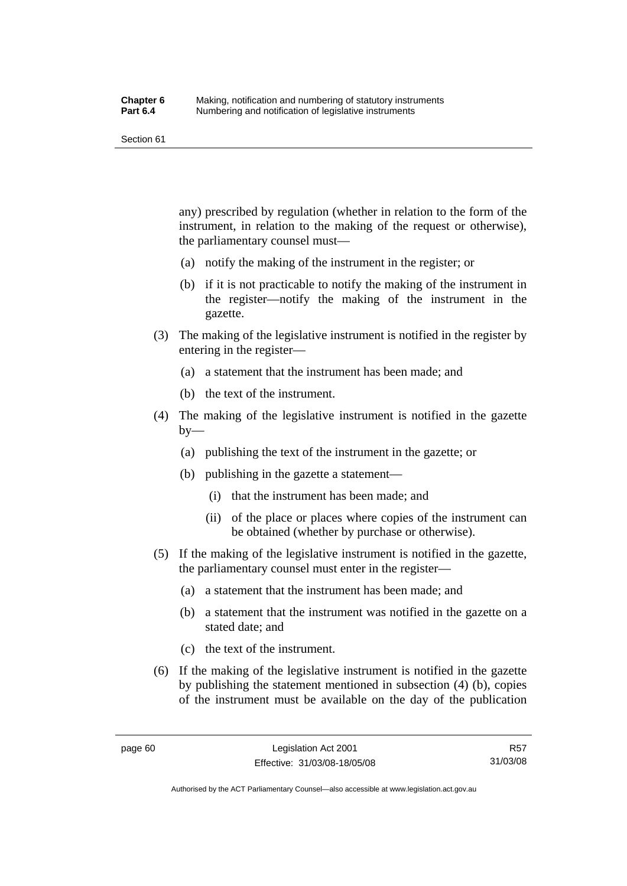any) prescribed by regulation (whether in relation to the form of the instrument, in relation to the making of the request or otherwise), the parliamentary counsel must—

(a) notify the making of the instrument in the register; or

(b) if it is not practicable to notify the making of the instrument in the register—notify the making of the instrument in the gazette.

(3) The making of the legislative instrument is notified in the register by entering in the register—

(a) a statement that the instrument has been made; and

(b) the text of the instrument.

(4) The making of the legislative instrument is notified in the gazette by—

(a) publishing the text of the instrument in the gazette; or

(b) publishing in the gazette a statement—

(i) that the instrument has been made; and

(ii) of the place or places where copies of the instrument can be obtained (whether by purchase or otherwise).

(5) If the making of the legislative instrument is notified in the gazette, the parliamentary counsel must enter in the register—

(a) a statement that the instrument has been made; and

(b) a statement that the instrument was notified in the gazette on a stated date; and

(c) the text of the instrument.

(6) If the making of the legislative instrument is notified in the gazette by publishing the statement mentioned in subsection (4) (b), copies of the instrument must be available on the day of the publication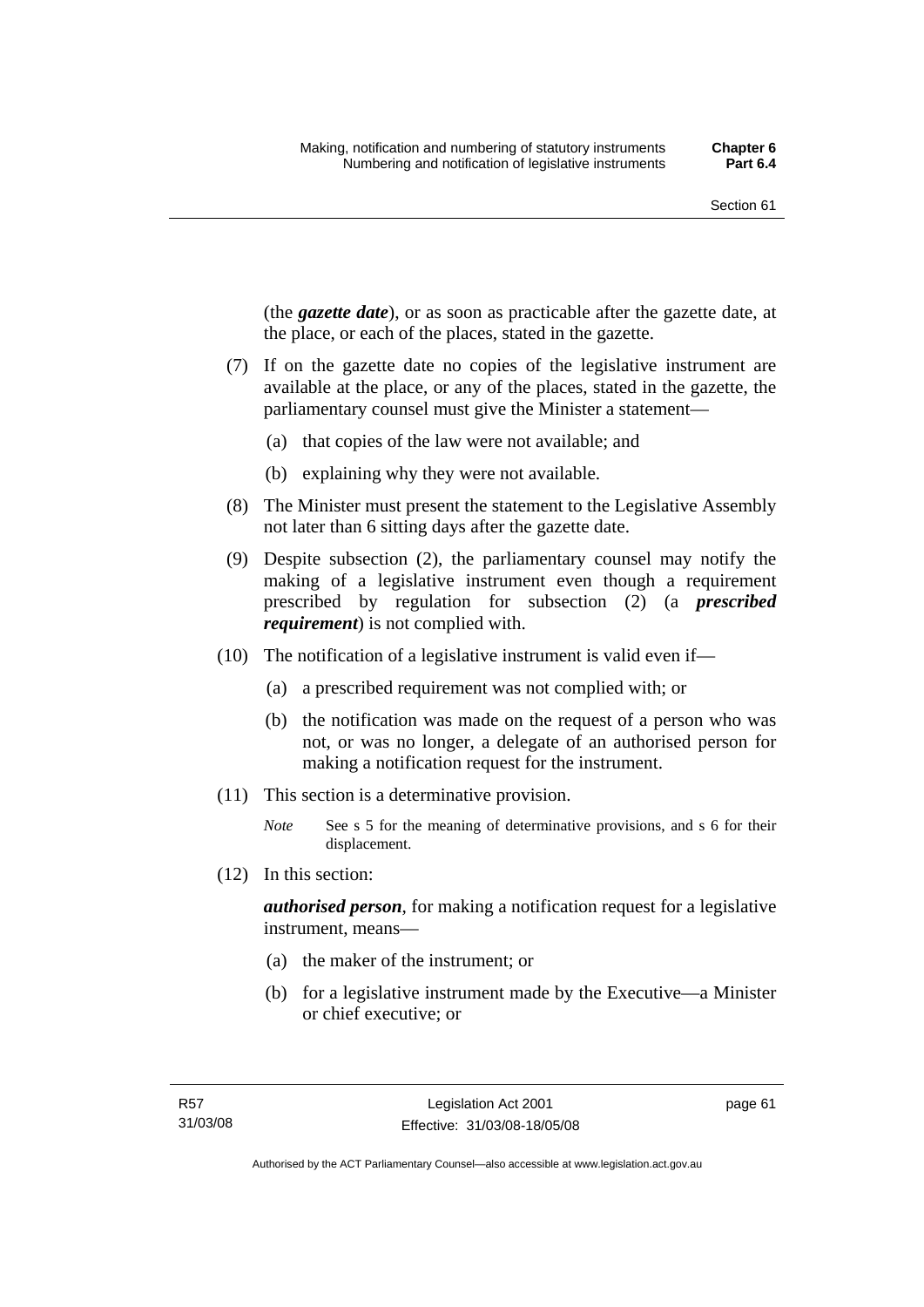(the ***gazette date***), or as soon as practicable after the gazette date, at the place, or each of the places, stated in the gazette.

(7) If on the gazette date no copies of the legislative instrument are available at the place, or any of the places, stated in the gazette, the parliamentary counsel must give the Minister a statement—

(a) that copies of the law were not available; and

(b) explaining why they were not available.

(8) The Minister must present the statement to the Legislative Assembly not later than 6 sitting days after the gazette date.

(9) Despite subsection (2), the parliamentary counsel may notify the making of a legislative instrument even though a requirement prescribed by regulation for subsection (2) (a ***prescribed requirement***) is not complied with.

(10) The notification of a legislative instrument is valid even if—

(a) a prescribed requirement was not complied with; or

(b) the notification was made on the request of a person who was not, or was no longer, a delegate of an authorised person for making a notification request for the instrument.

(11) This section is a determinative provision.

*Note* See s 5 for the meaning of determinative provisions, and s 6 for their displacement.

(12) In this section:

***authorised person***, for making a notification request for a legislative instrument, means—

(a) the maker of the instrument; or

(b) for a legislative instrument made by the Executive—a Minister or chief executive; or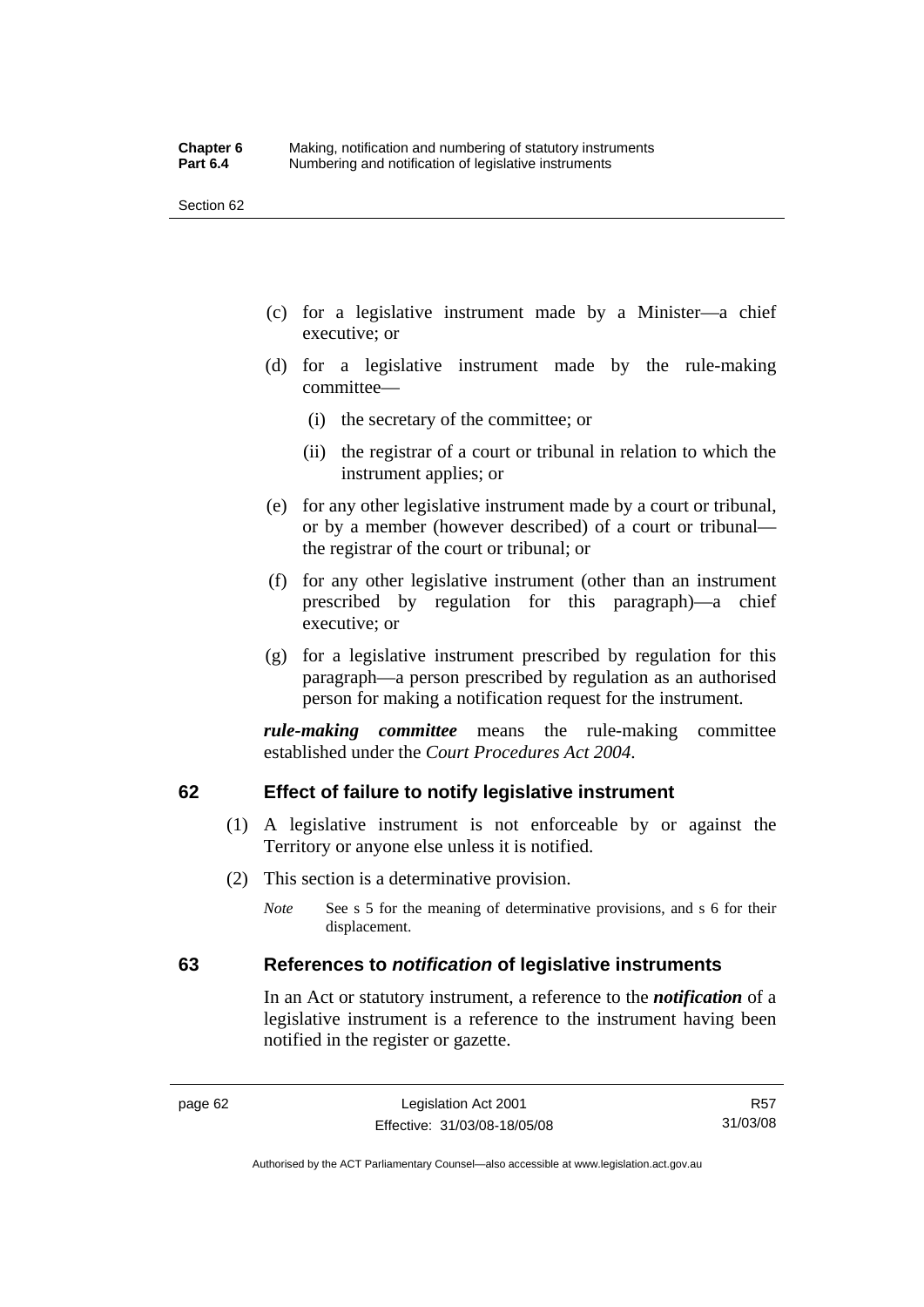(c) for a legislative instrument made by a Minister—a chief executive; or

(d) for a legislative instrument made by the rule-making committee—

  (i) the secretary of the committee; or

  (ii) the registrar of a court or tribunal in relation to which the instrument applies; or

(e) for any other legislative instrument made by a court or tribunal, or by a member (however described) of a court or tribunal—the registrar of the court or tribunal; or

(f) for any other legislative instrument (other than an instrument prescribed by regulation for this paragraph)—a chief executive; or

(g) for a legislative instrument prescribed by regulation for this paragraph—a person prescribed by regulation as an authorised person for making a notification request for the instrument.

***rule-making committee*** means the rule-making committee established under the *Court Procedures Act 2004*.

## 62 Effect of failure to notify legislative instrument

(1) A legislative instrument is not enforceable by or against the Territory or anyone else unless it is notified.

(2) This section is a determinative provision.

*Note* See s 5 for the meaning of determinative provisions, and s 6 for their displacement.

## 63 References to *notification* of legislative instruments

In an Act or statutory instrument, a reference to the ***notification*** of a legislative instrument is a reference to the instrument having been notified in the register or gazette.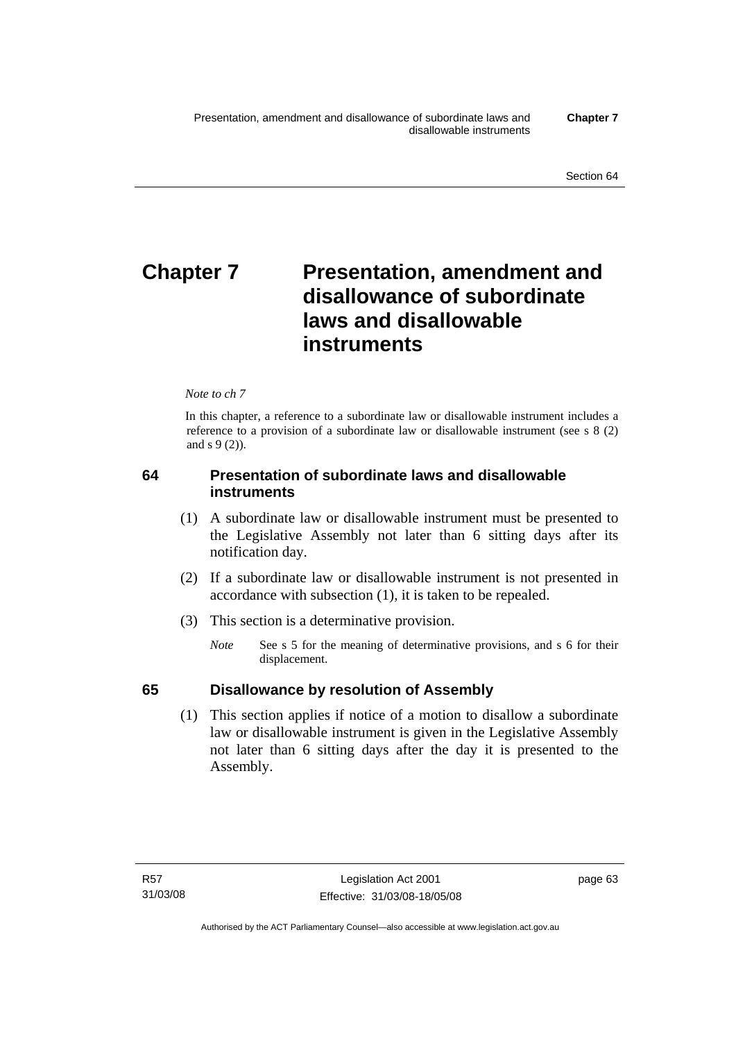# Chapter 7 Presentation, amendment and disallowance of subordinate laws and disallowable instruments

*Note to ch 7*

In this chapter, a reference to a subordinate law or disallowable instrument includes a reference to a provision of a subordinate law or disallowable instrument (see s 8 (2) and s 9 (2)).

## 64 Presentation of subordinate laws and disallowable instruments

(1) A subordinate law or disallowable instrument must be presented to the Legislative Assembly not later than 6 sitting days after its notification day.

(2) If a subordinate law or disallowable instrument is not presented in accordance with subsection (1), it is taken to be repealed.

(3) This section is a determinative provision.

*Note* See s 5 for the meaning of determinative provisions, and s 6 for their displacement.

## 65 Disallowance by resolution of Assembly

(1) This section applies if notice of a motion to disallow a subordinate law or disallowable instrument is given in the Legislative Assembly not later than 6 sitting days after the day it is presented to the Assembly.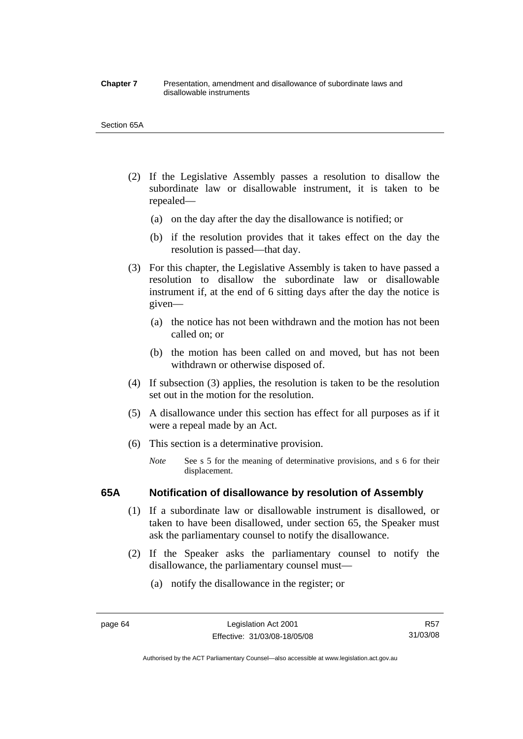(2) If the Legislative Assembly passes a resolution to disallow the subordinate law or disallowable instrument, it is taken to be repealed—

(a) on the day after the day the disallowance is notified; or

(b) if the resolution provides that it takes effect on the day the resolution is passed—that day.

(3) For this chapter, the Legislative Assembly is taken to have passed a resolution to disallow the subordinate law or disallowable instrument if, at the end of 6 sitting days after the day the notice is given—

(a) the notice has not been withdrawn and the motion has not been called on; or

(b) the motion has been called on and moved, but has not been withdrawn or otherwise disposed of.

(4) If subsection (3) applies, the resolution is taken to be the resolution set out in the motion for the resolution.

(5) A disallowance under this section has effect for all purposes as if it were a repeal made by an Act.

(6) This section is a determinative provision.

*Note* See s 5 for the meaning of determinative provisions, and s 6 for their displacement.

### 65A Notification of disallowance by resolution of Assembly

(1) If a subordinate law or disallowable instrument is disallowed, or taken to have been disallowed, under section 65, the Speaker must ask the parliamentary counsel to notify the disallowance.

(2) If the Speaker asks the parliamentary counsel to notify the disallowance, the parliamentary counsel must—

(a) notify the disallowance in the register; or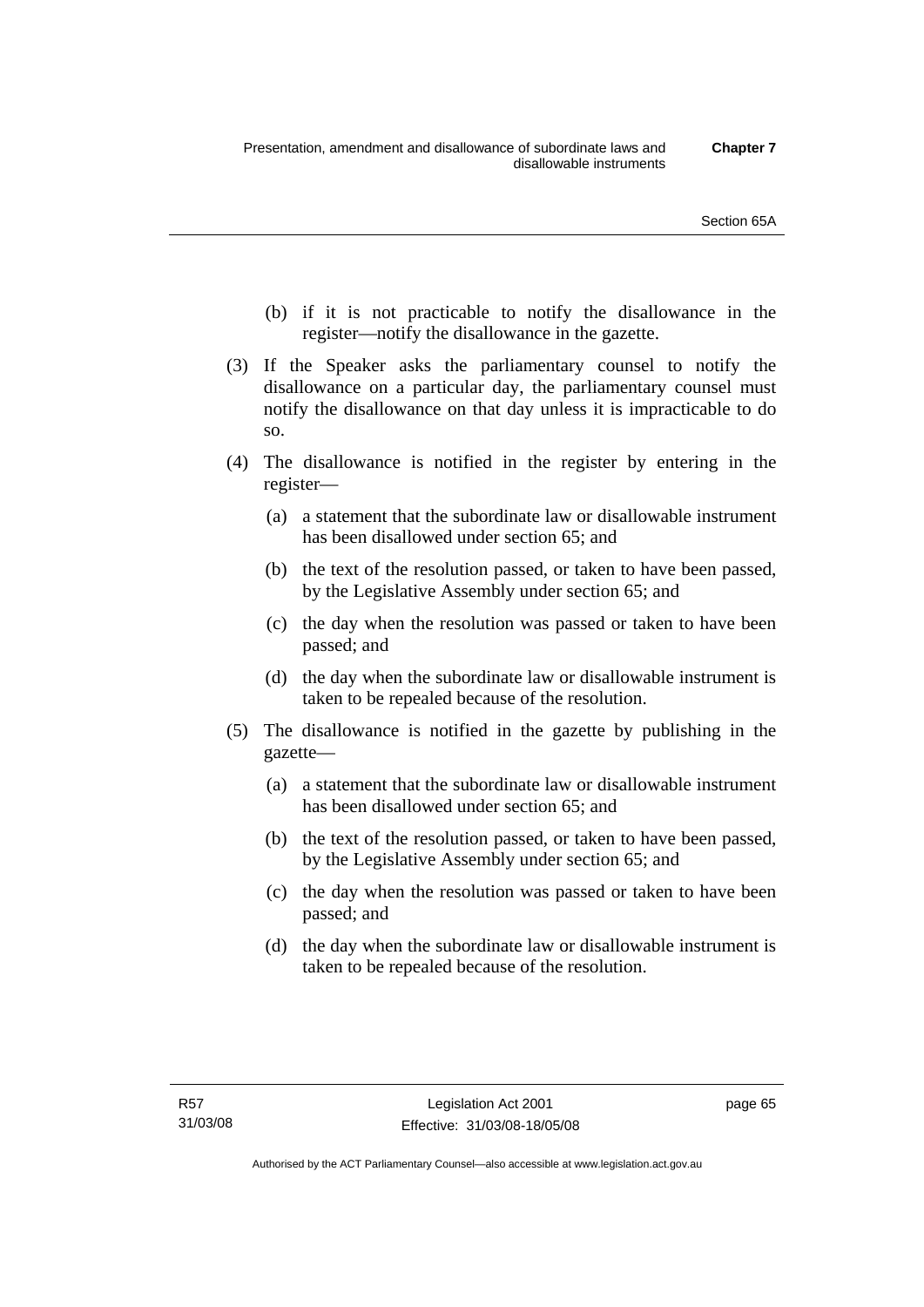(b) if it is not practicable to notify the disallowance in the register—notify the disallowance in the gazette.

(3) If the Speaker asks the parliamentary counsel to notify the disallowance on a particular day, the parliamentary counsel must notify the disallowance on that day unless it is impracticable to do so.

(4) The disallowance is notified in the register by entering in the register—

(a) a statement that the subordinate law or disallowable instrument has been disallowed under section 65; and

(b) the text of the resolution passed, or taken to have been passed, by the Legislative Assembly under section 65; and

(c) the day when the resolution was passed or taken to have been passed; and

(d) the day when the subordinate law or disallowable instrument is taken to be repealed because of the resolution.

(5) The disallowance is notified in the gazette by publishing in the gazette—

(a) a statement that the subordinate law or disallowable instrument has been disallowed under section 65; and

(b) the text of the resolution passed, or taken to have been passed, by the Legislative Assembly under section 65; and

(c) the day when the resolution was passed or taken to have been passed; and

(d) the day when the subordinate law or disallowable instrument is taken to be repealed because of the resolution.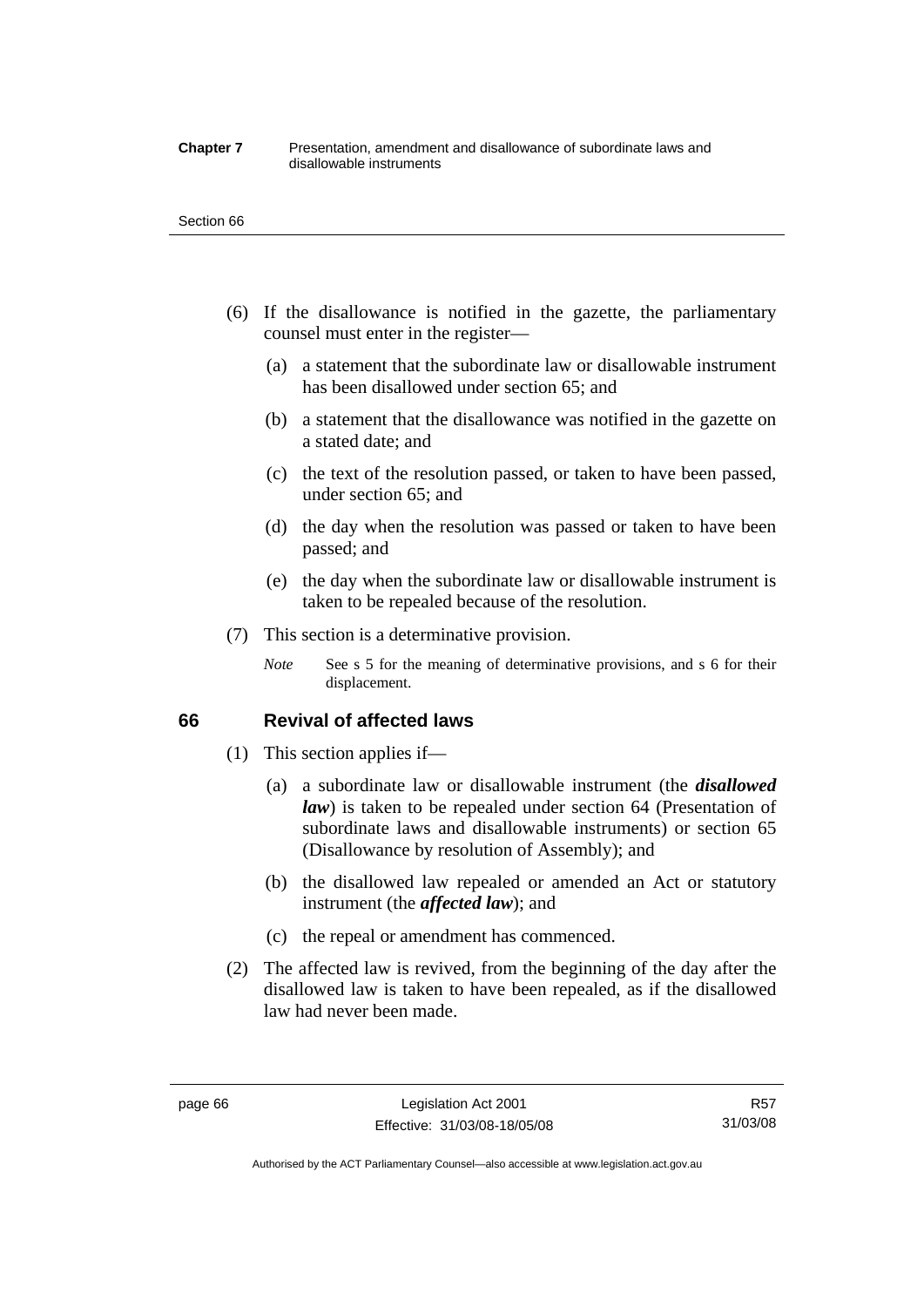(6) If the disallowance is notified in the gazette, the parliamentary counsel must enter in the register—

(a) a statement that the subordinate law or disallowable instrument has been disallowed under section 65; and

(b) a statement that the disallowance was notified in the gazette on a stated date; and

(c) the text of the resolution passed, or taken to have been passed, under section 65; and

(d) the day when the resolution was passed or taken to have been passed; and

(e) the day when the subordinate law or disallowable instrument is taken to be repealed because of the resolution.

(7) This section is a determinative provision.

*Note* See s 5 for the meaning of determinative provisions, and s 6 for their displacement.

## 66 Revival of affected laws

(1) This section applies if—

(a) a subordinate law or disallowable instrument (the ***disallowed law***) is taken to be repealed under section 64 (Presentation of subordinate laws and disallowable instruments) or section 65 (Disallowance by resolution of Assembly); and

(b) the disallowed law repealed or amended an Act or statutory instrument (the ***affected law***); and

(c) the repeal or amendment has commenced.

(2) The affected law is revived, from the beginning of the day after the disallowed law is taken to have been repealed, as if the disallowed law had never been made.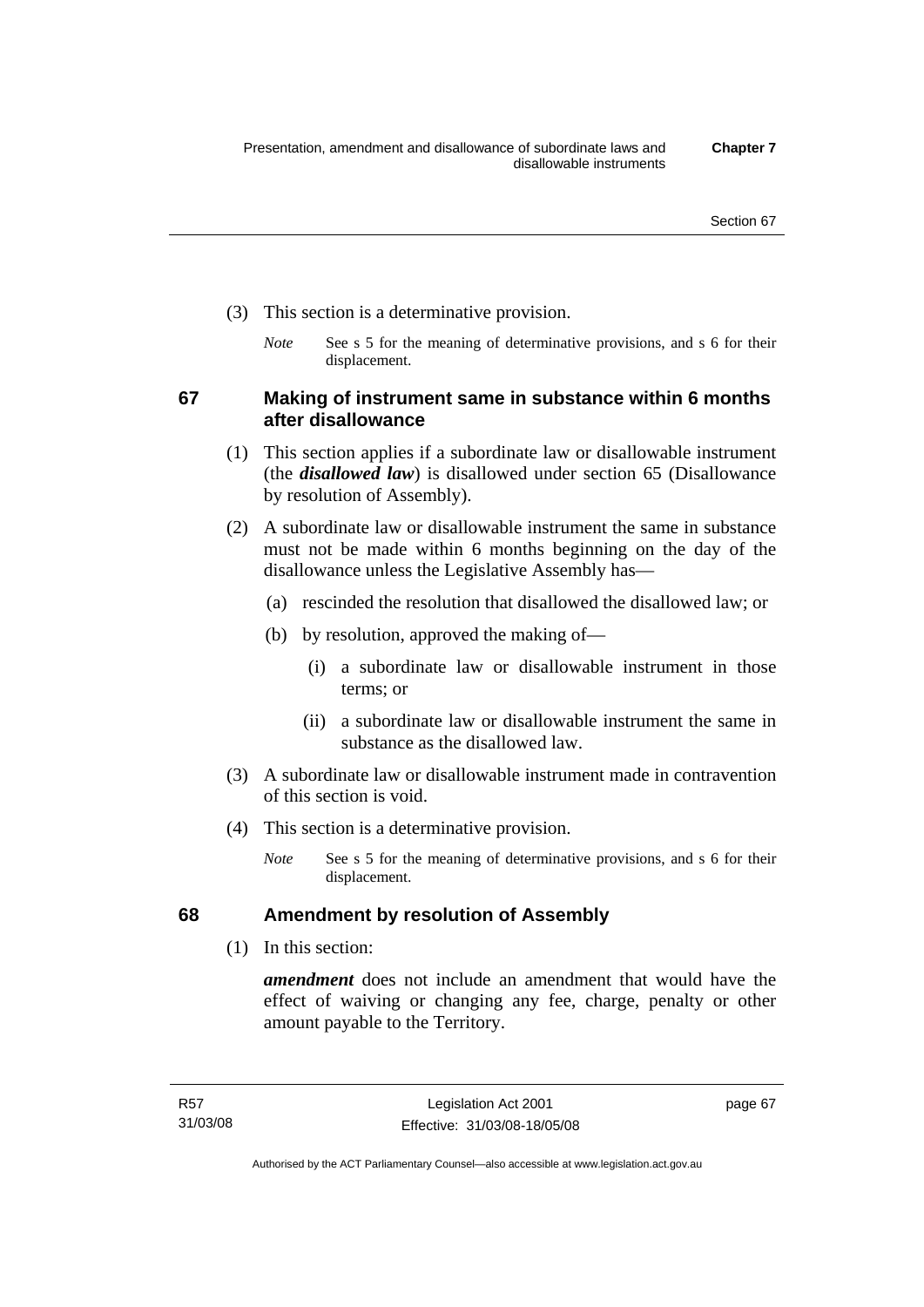(3) This section is a determinative provision.

*Note* See s 5 for the meaning of determinative provisions, and s 6 for their displacement.

## 67 Making of instrument same in substance within 6 months after disallowance

(1) This section applies if a subordinate law or disallowable instrument (the ***disallowed law***) is disallowed under section 65 (Disallowance by resolution of Assembly).

(2) A subordinate law or disallowable instrument the same in substance must not be made within 6 months beginning on the day of the disallowance unless the Legislative Assembly has—

(a) rescinded the resolution that disallowed the disallowed law; or

(b) by resolution, approved the making of—

(i) a subordinate law or disallowable instrument in those terms; or

(ii) a subordinate law or disallowable instrument the same in substance as the disallowed law.

(3) A subordinate law or disallowable instrument made in contravention of this section is void.

(4) This section is a determinative provision.

*Note* See s 5 for the meaning of determinative provisions, and s 6 for their displacement.

## 68 Amendment by resolution of Assembly

(1) In this section:

***amendment*** does not include an amendment that would have the effect of waiving or changing any fee, charge, penalty or other amount payable to the Territory.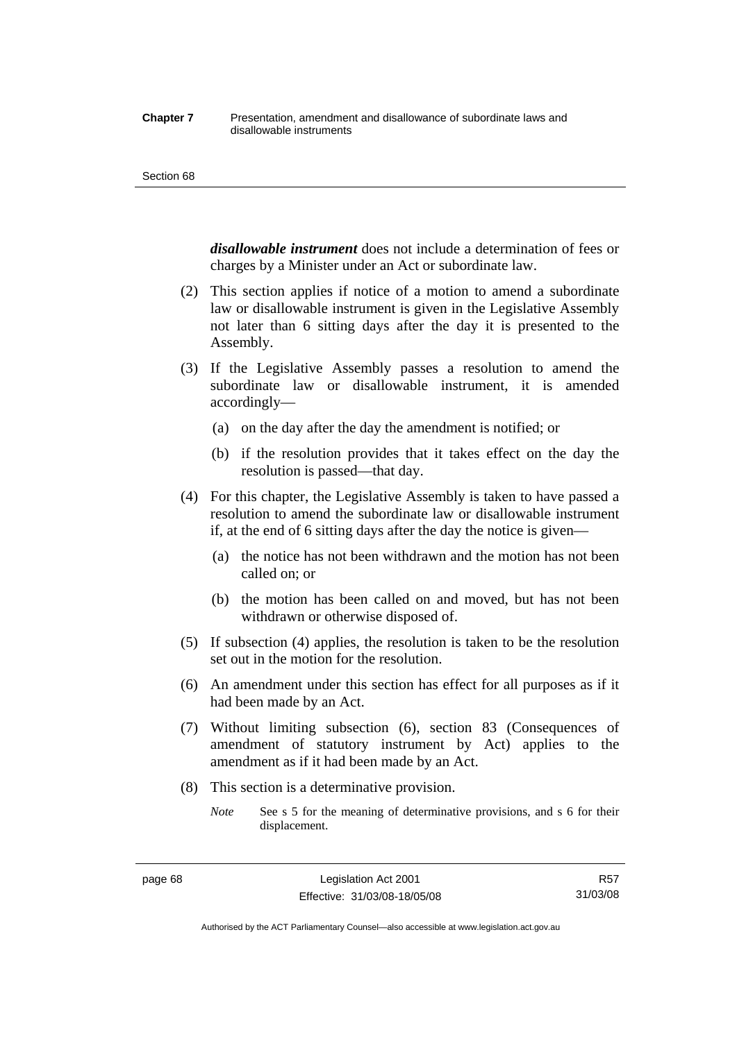***disallowable instrument*** does not include a determination of fees or charges by a Minister under an Act or subordinate law.

(2) This section applies if notice of a motion to amend a subordinate law or disallowable instrument is given in the Legislative Assembly not later than 6 sitting days after the day it is presented to the Assembly.

(3) If the Legislative Assembly passes a resolution to amend the subordinate law or disallowable instrument, it is amended accordingly—

(a) on the day after the day the amendment is notified; or

(b) if the resolution provides that it takes effect on the day the resolution is passed—that day.

(4) For this chapter, the Legislative Assembly is taken to have passed a resolution to amend the subordinate law or disallowable instrument if, at the end of 6 sitting days after the day the notice is given—

(a) the notice has not been withdrawn and the motion has not been called on; or

(b) the motion has been called on and moved, but has not been withdrawn or otherwise disposed of.

(5) If subsection (4) applies, the resolution is taken to be the resolution set out in the motion for the resolution.

(6) An amendment under this section has effect for all purposes as if it had been made by an Act.

(7) Without limiting subsection (6), section 83 (Consequences of amendment of statutory instrument by Act) applies to the amendment as if it had been made by an Act.

(8) This section is a determinative provision.

*Note* See s 5 for the meaning of determinative provisions, and s 6 for their displacement.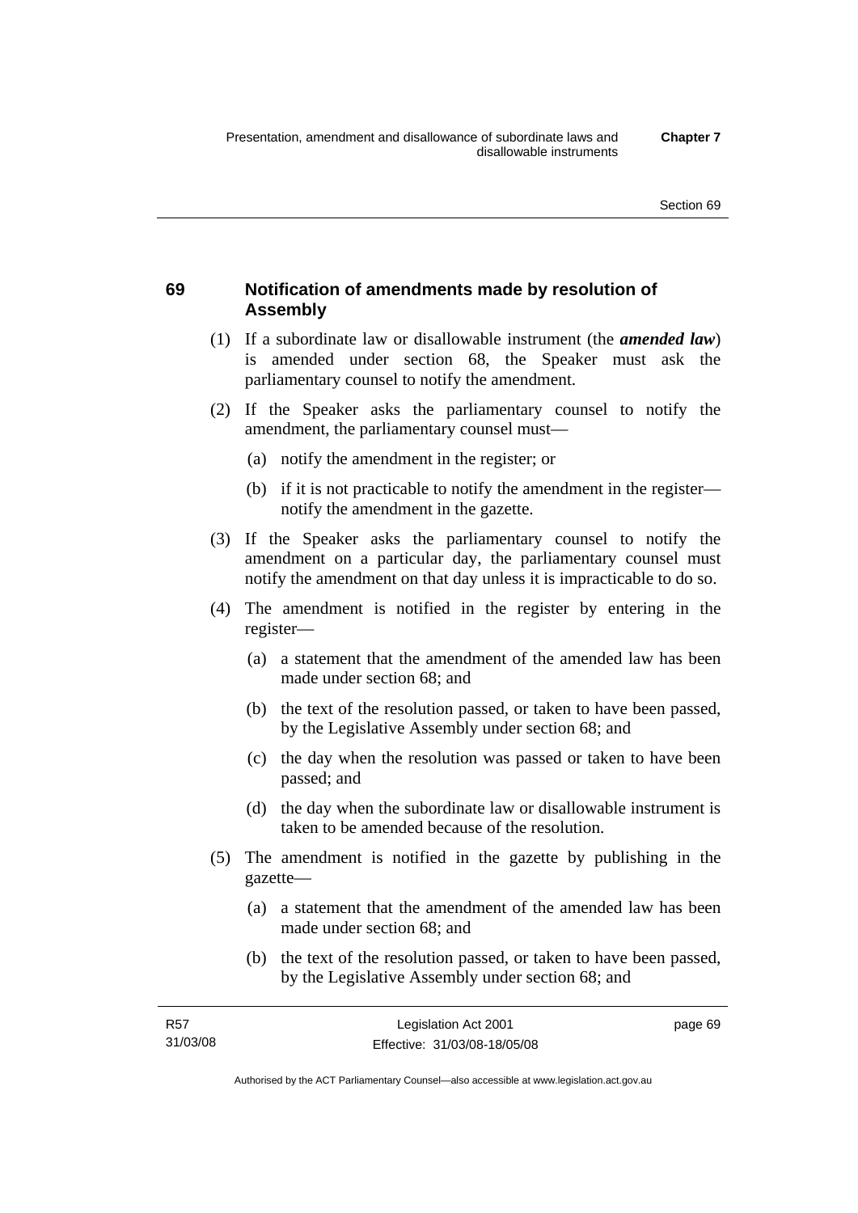## 69 Notification of amendments made by resolution of Assembly

(1) If a subordinate law or disallowable instrument (the ***amended law***) is amended under section 68, the Speaker must ask the parliamentary counsel to notify the amendment.

(2) If the Speaker asks the parliamentary counsel to notify the amendment, the parliamentary counsel must—

(a) notify the amendment in the register; or

(b) if it is not practicable to notify the amendment in the register—notify the amendment in the gazette.

(3) If the Speaker asks the parliamentary counsel to notify the amendment on a particular day, the parliamentary counsel must notify the amendment on that day unless it is impracticable to do so.

(4) The amendment is notified in the register by entering in the register—

(a) a statement that the amendment of the amended law has been made under section 68; and

(b) the text of the resolution passed, or taken to have been passed, by the Legislative Assembly under section 68; and

(c) the day when the resolution was passed or taken to have been passed; and

(d) the day when the subordinate law or disallowable instrument is taken to be amended because of the resolution.

(5) The amendment is notified in the gazette by publishing in the gazette—

(a) a statement that the amendment of the amended law has been made under section 68; and

(b) the text of the resolution passed, or taken to have been passed, by the Legislative Assembly under section 68; and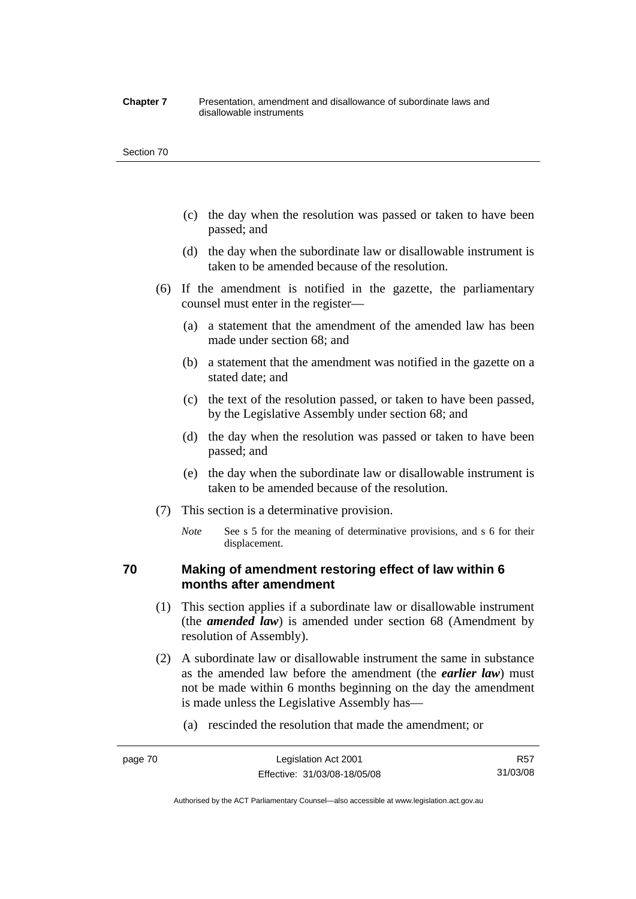(c) the day when the resolution was passed or taken to have been passed; and

(d) the day when the subordinate law or disallowable instrument is taken to be amended because of the resolution.

(6) If the amendment is notified in the gazette, the parliamentary counsel must enter in the register—

(a) a statement that the amendment of the amended law has been made under section 68; and

(b) a statement that the amendment was notified in the gazette on a stated date; and

(c) the text of the resolution passed, or taken to have been passed, by the Legislative Assembly under section 68; and

(d) the day when the resolution was passed or taken to have been passed; and

(e) the day when the subordinate law or disallowable instrument is taken to be amended because of the resolution.

(7) This section is a determinative provision.

*Note* See s 5 for the meaning of determinative provisions, and s 6 for their displacement.

## 70 Making of amendment restoring effect of law within 6 months after amendment

(1) This section applies if a subordinate law or disallowable instrument (the ***amended law***) is amended under section 68 (Amendment by resolution of Assembly).

(2) A subordinate law or disallowable instrument the same in substance as the amended law before the amendment (the ***earlier law***) must not be made within 6 months beginning on the day the amendment is made unless the Legislative Assembly has—

(a) rescinded the resolution that made the amendment; or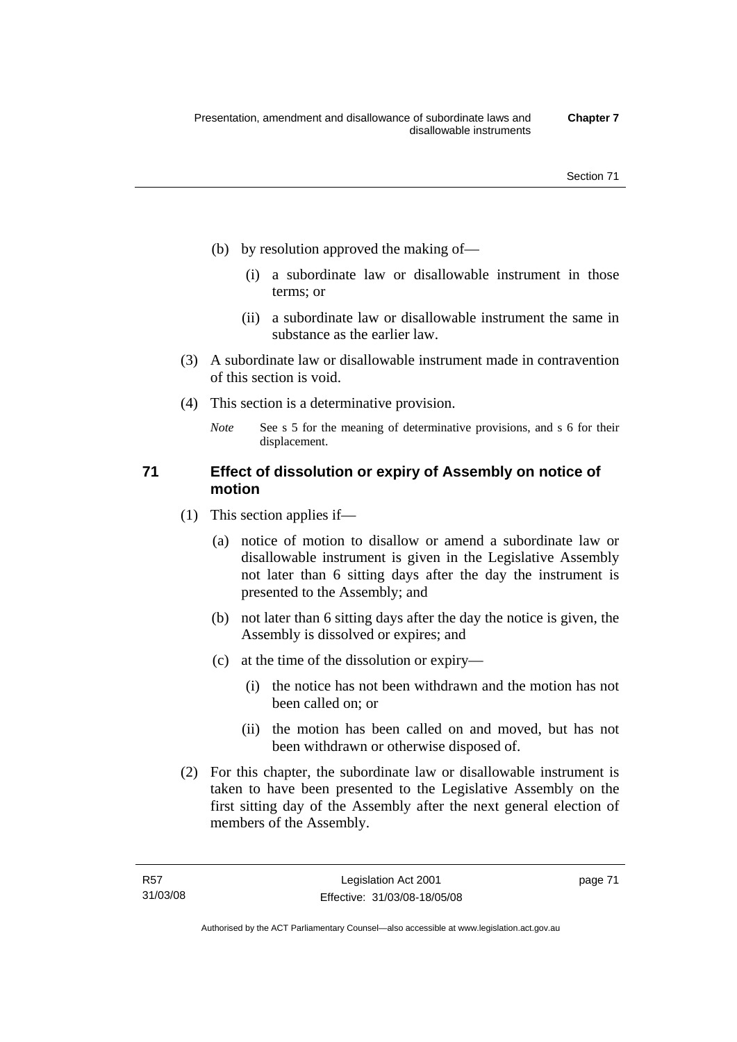(b) by resolution approved the making of—

   (i) a subordinate law or disallowable instrument in those terms; or

   (ii) a subordinate law or disallowable instrument the same in substance as the earlier law.

(3) A subordinate law or disallowable instrument made in contravention of this section is void.

(4) This section is a determinative provision.

*Note* See s 5 for the meaning of determinative provisions, and s 6 for their displacement.

## 71 Effect of dissolution or expiry of Assembly on notice of motion

(1) This section applies if—

   (a) notice of motion to disallow or amend a subordinate law or disallowable instrument is given in the Legislative Assembly not later than 6 sitting days after the day the instrument is presented to the Assembly; and

   (b) not later than 6 sitting days after the day the notice is given, the Assembly is dissolved or expires; and

   (c) at the time of the dissolution or expiry—

      (i) the notice has not been withdrawn and the motion has not been called on; or

      (ii) the motion has been called on and moved, but has not been withdrawn or otherwise disposed of.

(2) For this chapter, the subordinate law or disallowable instrument is taken to have been presented to the Legislative Assembly on the first sitting day of the Assembly after the next general election of members of the Assembly.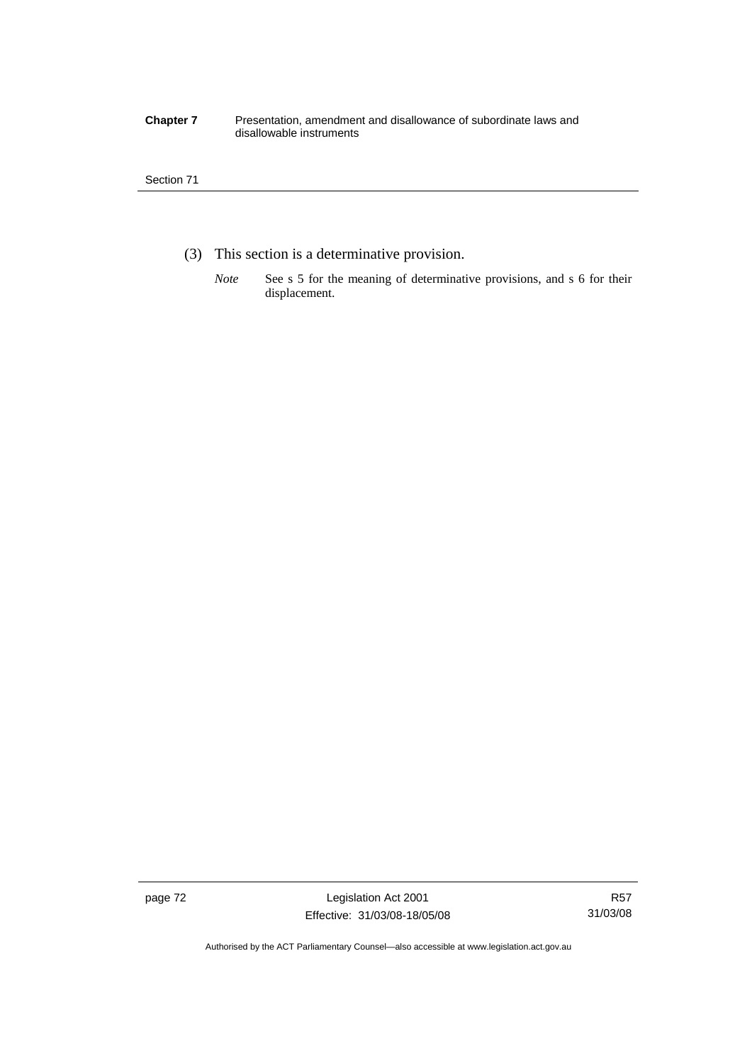(3) This section is a determinative provision.

*Note* See s 5 for the meaning of determinative provisions, and s 6 for their displacement.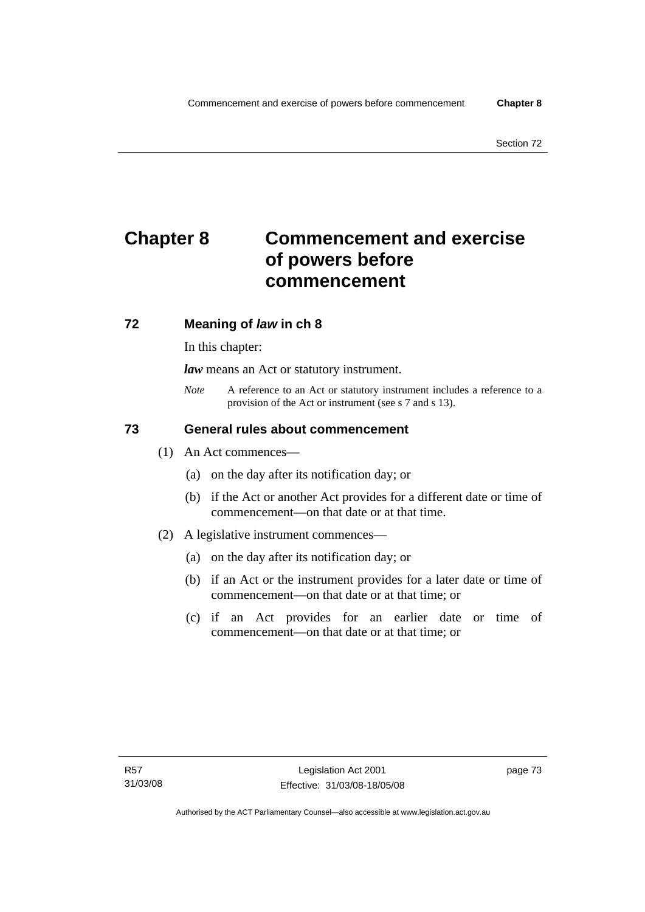# Chapter 8 Commencement and exercise of powers before commencement

## 72 Meaning of *law* in ch 8

In this chapter:

***law*** means an Act or statutory instrument.

*Note* A reference to an Act or statutory instrument includes a reference to a provision of the Act or instrument (see s 7 and s 13).

## 73 General rules about commencement

(1) An Act commences—

(a) on the day after its notification day; or

(b) if the Act or another Act provides for a different date or time of commencement—on that date or at that time.

(2) A legislative instrument commences—

(a) on the day after its notification day; or

(b) if an Act or the instrument provides for a later date or time of commencement—on that date or at that time; or

(c) if an Act provides for an earlier date or time of commencement—on that date or at that time; or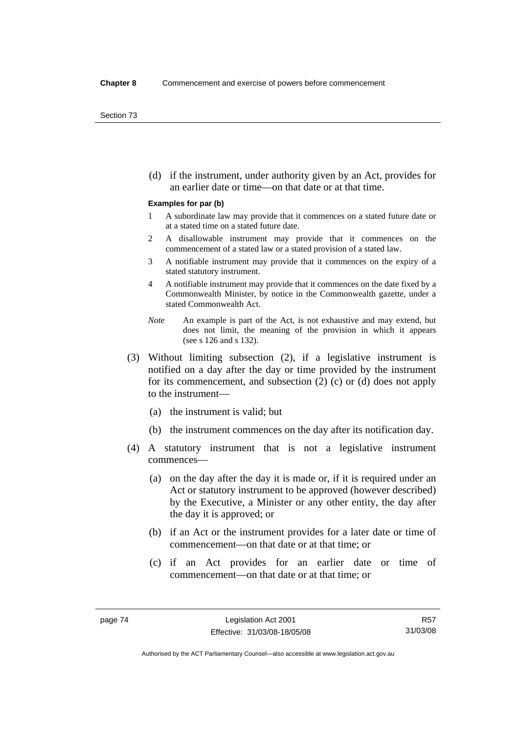(d) if the instrument, under authority given by an Act, provides for an earlier date or time—on that date or at that time.

**Examples for par (b)**

1. A subordinate law may provide that it commences on a stated future date or at a stated time on a stated future date.
2. A disallowable instrument may provide that it commences on the commencement of a stated law or a stated provision of a stated law.
3. A notifiable instrument may provide that it commences on the expiry of a stated statutory instrument.
4. A notifiable instrument may provide that it commences on the date fixed by a Commonwealth Minister, by notice in the Commonwealth gazette, under a stated Commonwealth Act.

*Note* An example is part of the Act, is not exhaustive and may extend, but does not limit, the meaning of the provision in which it appears (see s 126 and s 132).

(3) Without limiting subsection (2), if a legislative instrument is notified on a day after the day or time provided by the instrument for its commencement, and subsection (2) (c) or (d) does not apply to the instrument—

(a) the instrument is valid; but

(b) the instrument commences on the day after its notification day.

(4) A statutory instrument that is not a legislative instrument commences—

(a) on the day after the day it is made or, if it is required under an Act or statutory instrument to be approved (however described) by the Executive, a Minister or any other entity, the day after the day it is approved; or

(b) if an Act or the instrument provides for a later date or time of commencement—on that date or at that time; or

(c) if an Act provides for an earlier date or time of commencement—on that date or at that time; or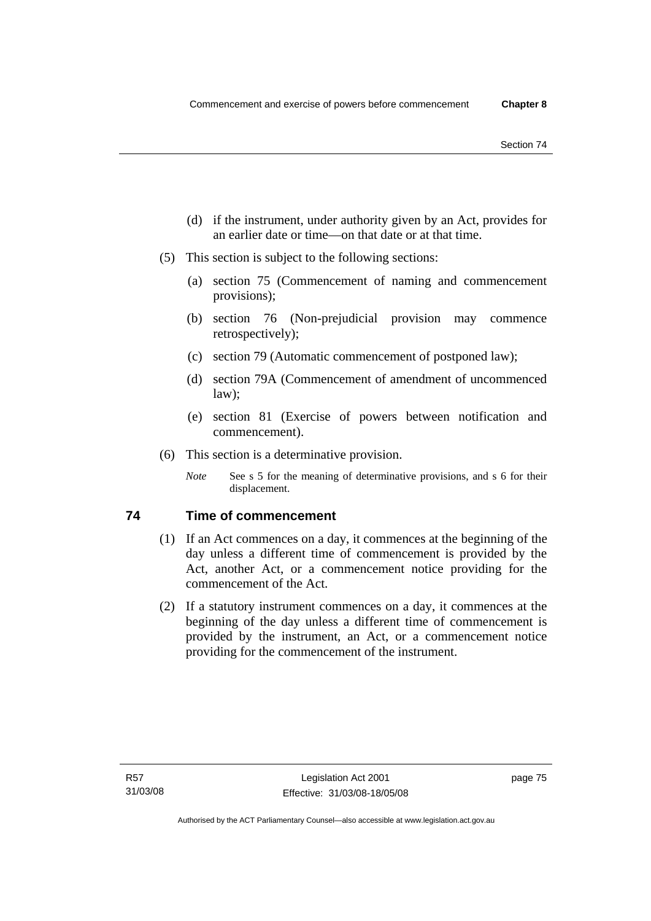(d) if the instrument, under authority given by an Act, provides for an earlier date or time—on that date or at that time.

(5) This section is subject to the following sections:

(a) section 75 (Commencement of naming and commencement provisions);

(b) section 76 (Non-prejudicial provision may commence retrospectively);

(c) section 79 (Automatic commencement of postponed law);

(d) section 79A (Commencement of amendment of uncommenced law);

(e) section 81 (Exercise of powers between notification and commencement).

(6) This section is a determinative provision.

*Note* See s 5 for the meaning of determinative provisions, and s 6 for their displacement.

## 74 Time of commencement

(1) If an Act commences on a day, it commences at the beginning of the day unless a different time of commencement is provided by the Act, another Act, or a commencement notice providing for the commencement of the Act.

(2) If a statutory instrument commences on a day, it commences at the beginning of the day unless a different time of commencement is provided by the instrument, an Act, or a commencement notice providing for the commencement of the instrument.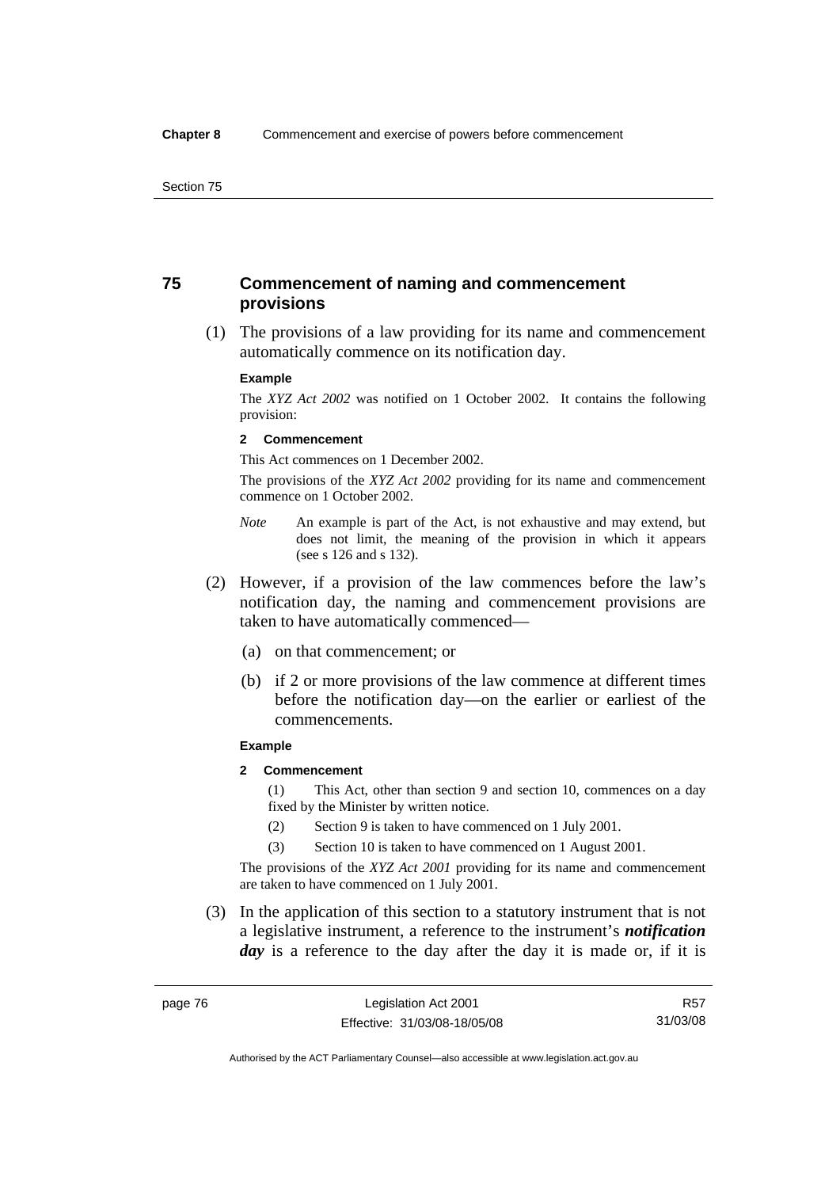## 75 Commencement of naming and commencement provisions

(1) The provisions of a law providing for its name and commencement automatically commence on its notification day.

**Example**

The *XYZ Act 2002* was notified on 1 October 2002. It contains the following provision:

**2 Commencement**

This Act commences on 1 December 2002.

The provisions of the *XYZ Act 2002* providing for its name and commencement commence on 1 October 2002.

*Note* An example is part of the Act, is not exhaustive and may extend, but does not limit, the meaning of the provision in which it appears (see s 126 and s 132).

(2) However, if a provision of the law commences before the law's notification day, the naming and commencement provisions are taken to have automatically commenced—

(a) on that commencement; or

(b) if 2 or more provisions of the law commence at different times before the notification day—on the earlier or earliest of the commencements.

**Example**

**2 Commencement**

(1) This Act, other than section 9 and section 10, commences on a day fixed by the Minister by written notice.

(2) Section 9 is taken to have commenced on 1 July 2001.

(3) Section 10 is taken to have commenced on 1 August 2001.

The provisions of the *XYZ Act 2001* providing for its name and commencement are taken to have commenced on 1 July 2001.

(3) In the application of this section to a statutory instrument that is not a legislative instrument, a reference to the instrument's ***notification day*** is a reference to the day after the day it is made or, if it is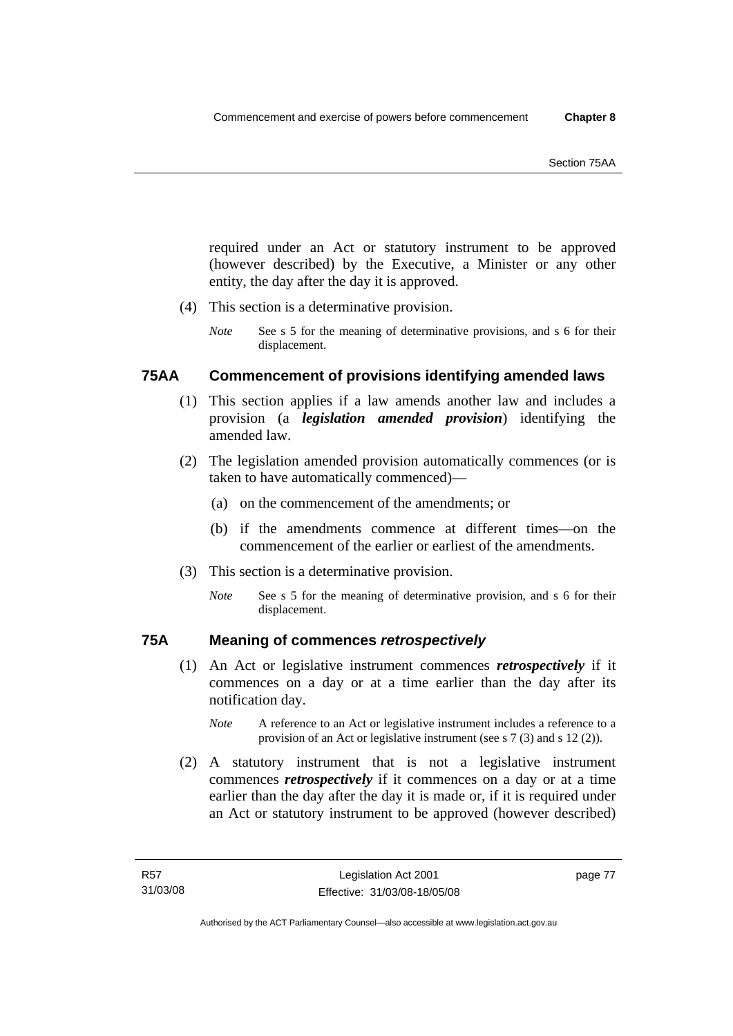required under an Act or statutory instrument to be approved (however described) by the Executive, a Minister or any other entity, the day after the day it is approved.

(4) This section is a determinative provision.

*Note* See s 5 for the meaning of determinative provisions, and s 6 for their displacement.

## 75AA Commencement of provisions identifying amended laws

(1) This section applies if a law amends another law and includes a provision (a ***legislation amended provision***) identifying the amended law.

(2) The legislation amended provision automatically commences (or is taken to have automatically commenced)—

(a) on the commencement of the amendments; or

(b) if the amendments commence at different times—on the commencement of the earlier or earliest of the amendments.

(3) This section is a determinative provision.

*Note* See s 5 for the meaning of determinative provision, and s 6 for their displacement.

## 75A Meaning of commences *retrospectively*

(1) An Act or legislative instrument commences ***retrospectively*** if it commences on a day or at a time earlier than the day after its notification day.

*Note* A reference to an Act or legislative instrument includes a reference to a provision of an Act or legislative instrument (see s 7 (3) and s 12 (2)).

(2) A statutory instrument that is not a legislative instrument commences ***retrospectively*** if it commences on a day or at a time earlier than the day after the day it is made or, if it is required under an Act or statutory instrument to be approved (however described)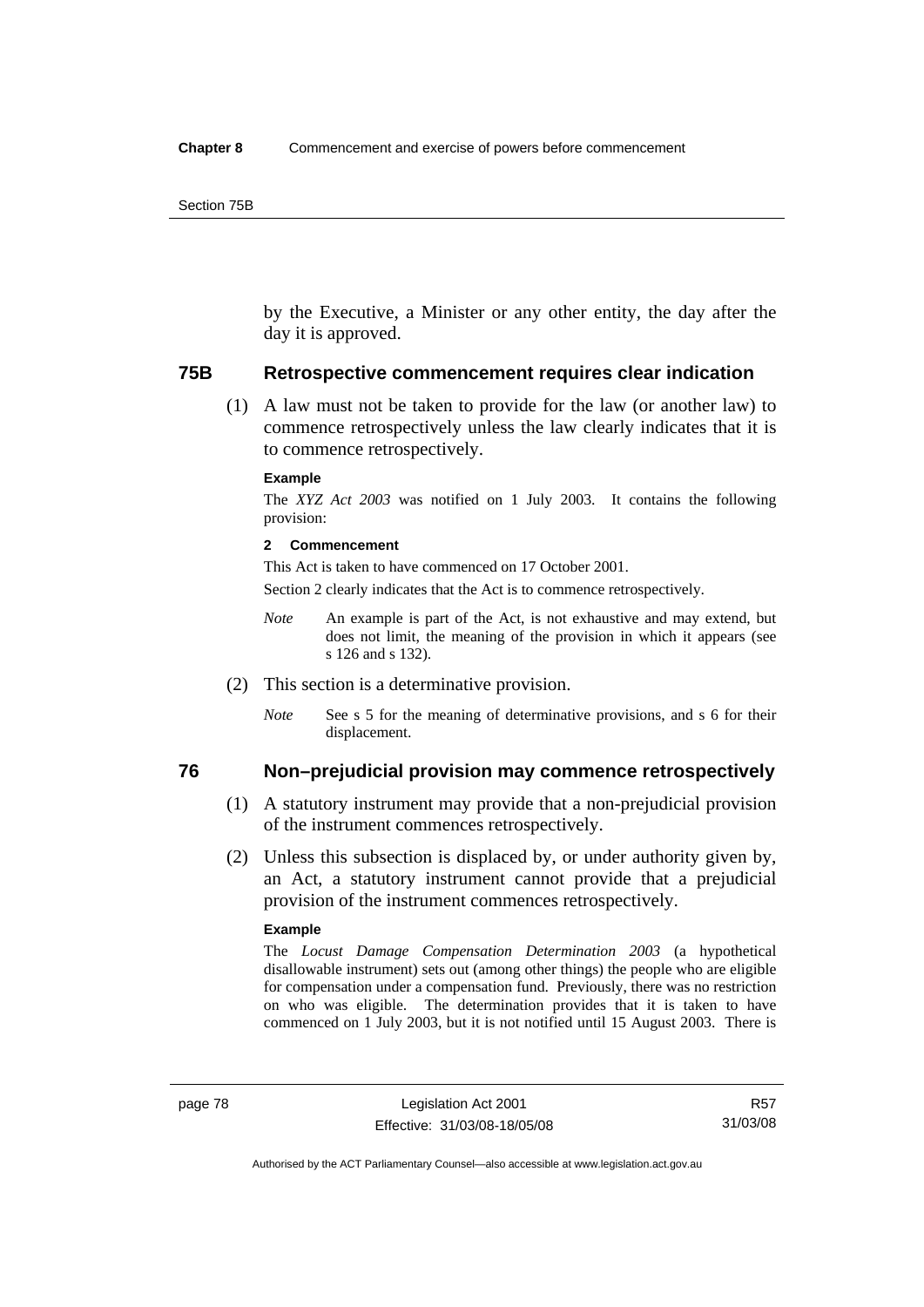by the Executive, a Minister or any other entity, the day after the day it is approved.

## 75B Retrospective commencement requires clear indication

(1) A law must not be taken to provide for the law (or another law) to commence retrospectively unless the law clearly indicates that it is to commence retrospectively.

**Example**

The *XYZ Act 2003* was notified on 1 July 2003. It contains the following provision:

**2 Commencement**

This Act is taken to have commenced on 17 October 2001.

Section 2 clearly indicates that the Act is to commence retrospectively.

*Note* An example is part of the Act, is not exhaustive and may extend, but does not limit, the meaning of the provision in which it appears (see s 126 and s 132).

(2) This section is a determinative provision.

*Note* See s 5 for the meaning of determinative provisions, and s 6 for their displacement.

## 76 Non–prejudicial provision may commence retrospectively

(1) A statutory instrument may provide that a non-prejudicial provision of the instrument commences retrospectively.

(2) Unless this subsection is displaced by, or under authority given by, an Act, a statutory instrument cannot provide that a prejudicial provision of the instrument commences retrospectively.

**Example**

The *Locust Damage Compensation Determination 2003* (a hypothetical disallowable instrument) sets out (among other things) the people who are eligible for compensation under a compensation fund. Previously, there was no restriction on who was eligible. The determination provides that it is taken to have commenced on 1 July 2003, but it is not notified until 15 August 2003. There is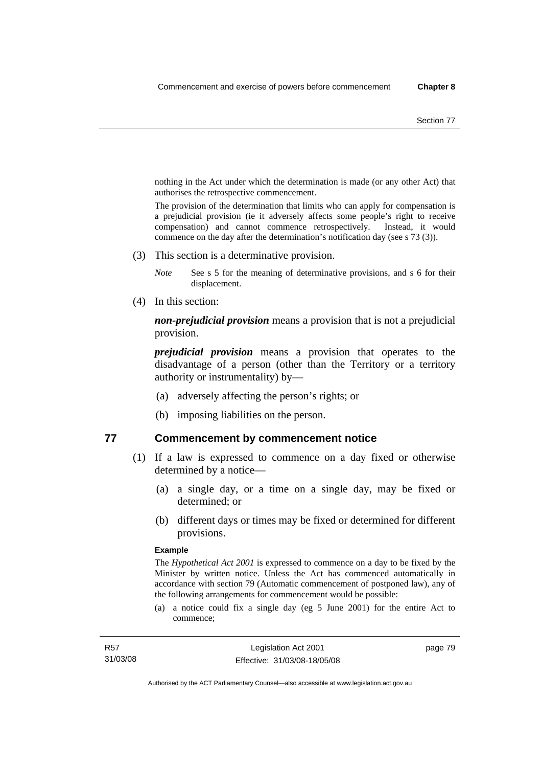nothing in the Act under which the determination is made (or any other Act) that authorises the retrospective commencement.

The provision of the determination that limits who can apply for compensation is a prejudicial provision (ie it adversely affects some people's right to receive compensation) and cannot commence retrospectively. Instead, it would commence on the day after the determination's notification day (see s 73 (3)).

(3) This section is a determinative provision.

*Note* See s 5 for the meaning of determinative provisions, and s 6 for their displacement.

(4) In this section:

***non-prejudicial provision*** means a provision that is not a prejudicial provision.

***prejudicial provision*** means a provision that operates to the disadvantage of a person (other than the Territory or a territory authority or instrumentality) by—

(a) adversely affecting the person's rights; or

(b) imposing liabilities on the person.

## 77 Commencement by commencement notice

(1) If a law is expressed to commence on a day fixed or otherwise determined by a notice—

(a) a single day, or a time on a single day, may be fixed or determined; or

(b) different days or times may be fixed or determined for different provisions.

**Example**

The *Hypothetical Act 2001* is expressed to commence on a day to be fixed by the Minister by written notice. Unless the Act has commenced automatically in accordance with section 79 (Automatic commencement of postponed law), any of the following arrangements for commencement would be possible:

(a) a notice could fix a single day (eg 5 June 2001) for the entire Act to commence;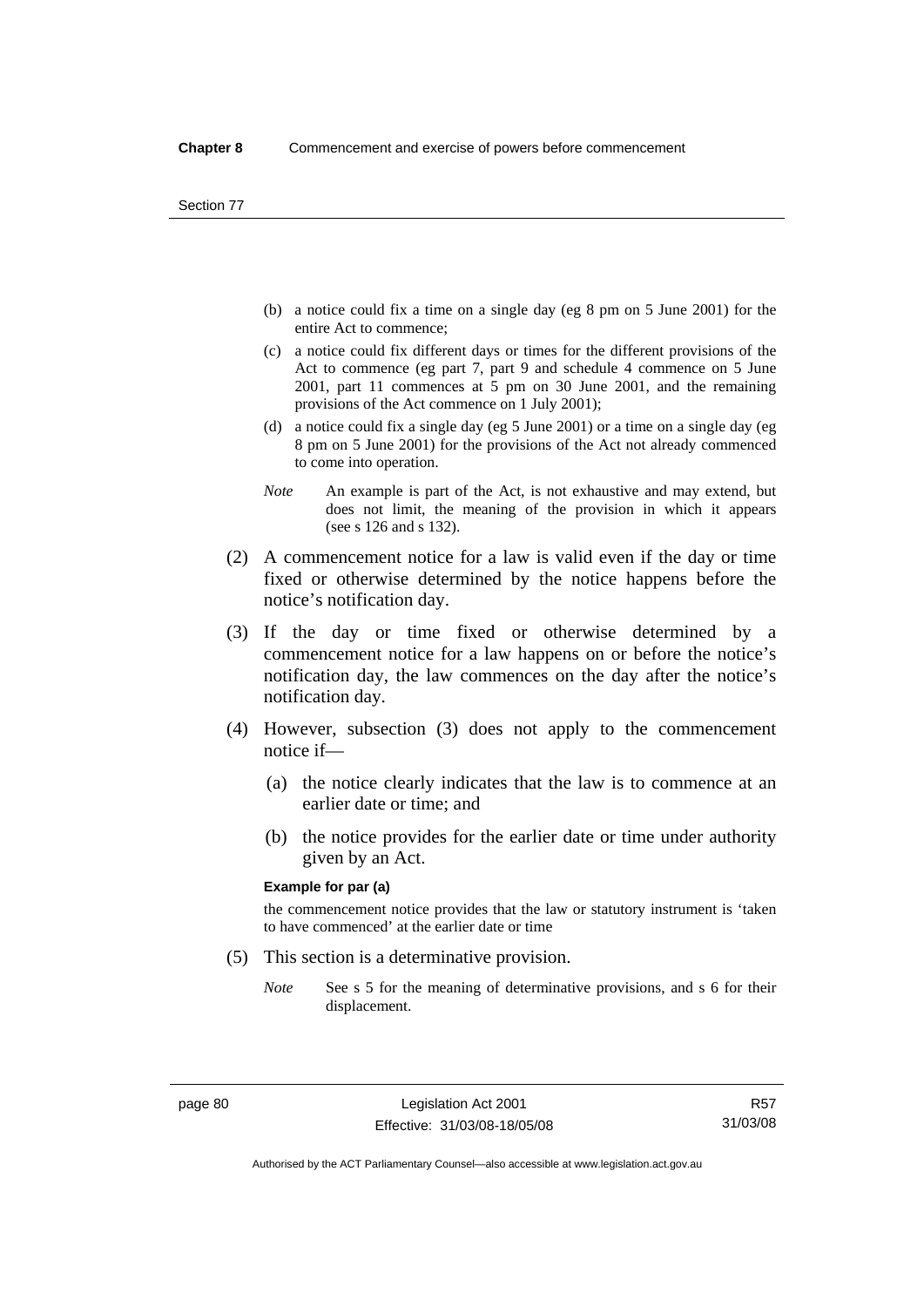(b) a notice could fix a time on a single day (eg 8 pm on 5 June 2001) for the entire Act to commence;

(c) a notice could fix different days or times for the different provisions of the Act to commence (eg part 7, part 9 and schedule 4 commence on 5 June 2001, part 11 commences at 5 pm on 30 June 2001, and the remaining provisions of the Act commence on 1 July 2001);

(d) a notice could fix a single day (eg 5 June 2001) or a time on a single day (eg 8 pm on 5 June 2001) for the provisions of the Act not already commenced to come into operation.

*Note* An example is part of the Act, is not exhaustive and may extend, but does not limit, the meaning of the provision in which it appears (see s 126 and s 132).

(2) A commencement notice for a law is valid even if the day or time fixed or otherwise determined by the notice happens before the notice's notification day.

(3) If the day or time fixed or otherwise determined by a commencement notice for a law happens on or before the notice's notification day, the law commences on the day after the notice's notification day.

(4) However, subsection (3) does not apply to the commencement notice if—

(a) the notice clearly indicates that the law is to commence at an earlier date or time; and

(b) the notice provides for the earlier date or time under authority given by an Act.

**Example for par (a)**

the commencement notice provides that the law or statutory instrument is 'taken to have commenced' at the earlier date or time

(5) This section is a determinative provision.

*Note* See s 5 for the meaning of determinative provisions, and s 6 for their displacement.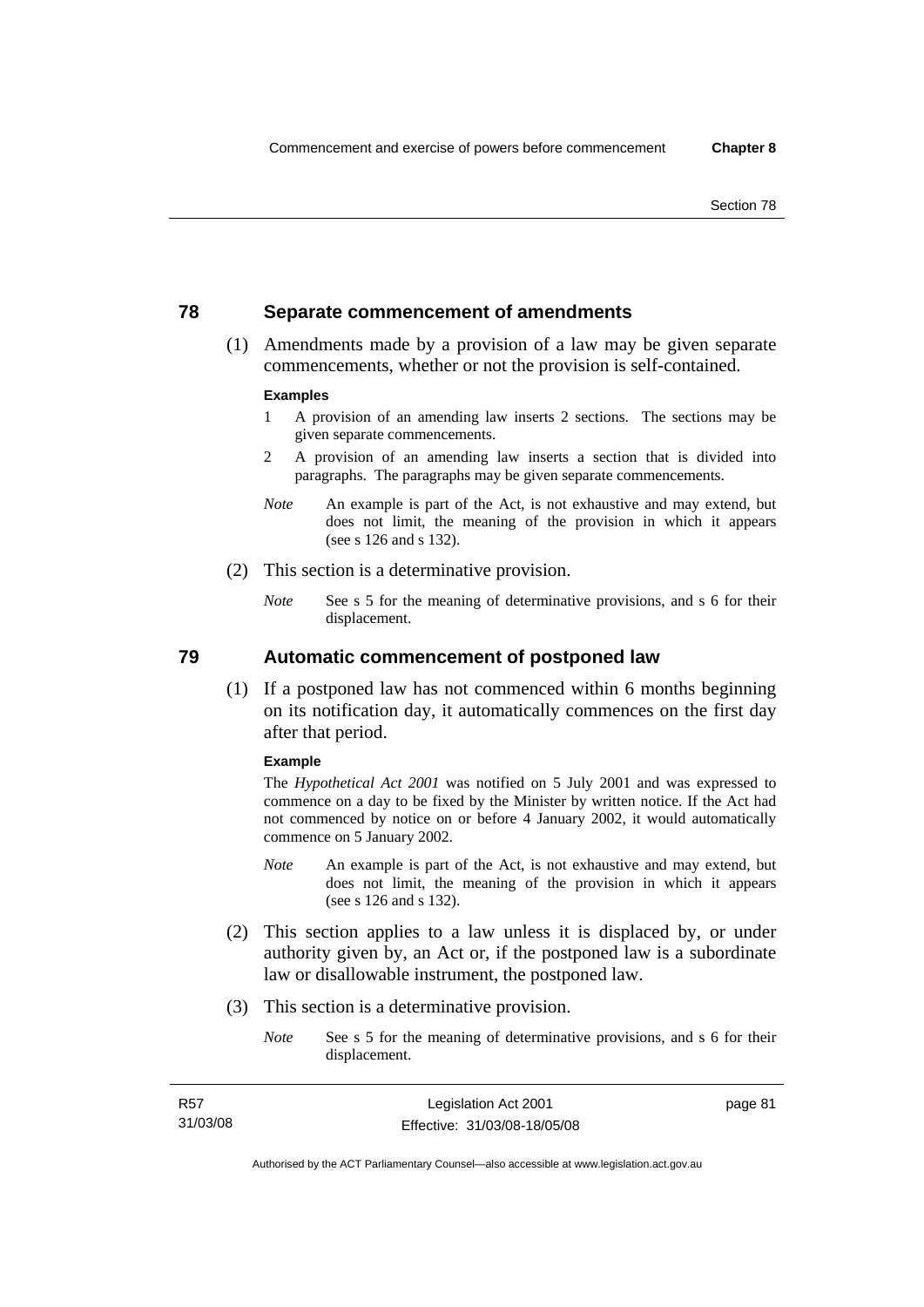## 78 Separate commencement of amendments

(1) Amendments made by a provision of a law may be given separate commencements, whether or not the provision is self-contained.

**Examples**

1 A provision of an amending law inserts 2 sections. The sections may be given separate commencements.

2 A provision of an amending law inserts a section that is divided into paragraphs. The paragraphs may be given separate commencements.

*Note* An example is part of the Act, is not exhaustive and may extend, but does not limit, the meaning of the provision in which it appears (see s 126 and s 132).

(2) This section is a determinative provision.

*Note* See s 5 for the meaning of determinative provisions, and s 6 for their displacement.

## 79 Automatic commencement of postponed law

(1) If a postponed law has not commenced within 6 months beginning on its notification day, it automatically commences on the first day after that period.

**Example**

The *Hypothetical Act 2001* was notified on 5 July 2001 and was expressed to commence on a day to be fixed by the Minister by written notice. If the Act had not commenced by notice on or before 4 January 2002, it would automatically commence on 5 January 2002.

*Note* An example is part of the Act, is not exhaustive and may extend, but does not limit, the meaning of the provision in which it appears (see s 126 and s 132).

(2) This section applies to a law unless it is displaced by, or under authority given by, an Act or, if the postponed law is a subordinate law or disallowable instrument, the postponed law.

(3) This section is a determinative provision.

*Note* See s 5 for the meaning of determinative provisions, and s 6 for their displacement.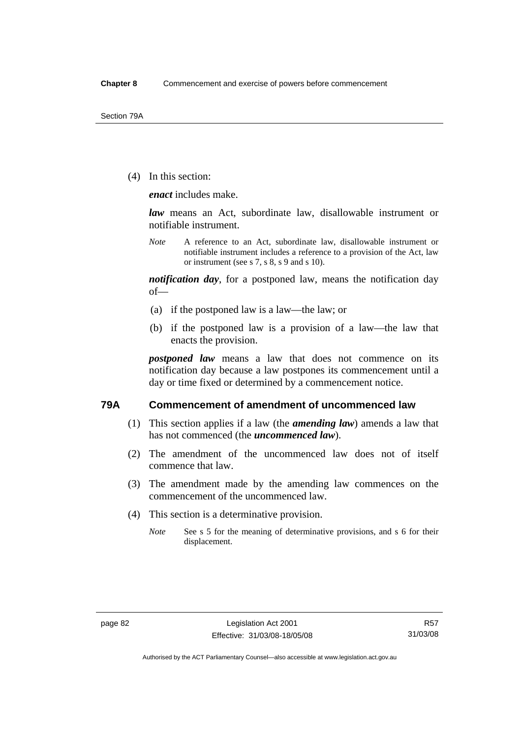(4) In this section:

***enact*** includes make.

***law*** means an Act, subordinate law, disallowable instrument or notifiable instrument.

*Note* A reference to an Act, subordinate law, disallowable instrument or notifiable instrument includes a reference to a provision of the Act, law or instrument (see s 7, s 8, s 9 and s 10).

***notification day***, for a postponed law, means the notification day of—

(a) if the postponed law is a law—the law; or

(b) if the postponed law is a provision of a law—the law that enacts the provision.

***postponed law*** means a law that does not commence on its notification day because a law postpones its commencement until a day or time fixed or determined by a commencement notice.

## 79A Commencement of amendment of uncommenced law

(1) This section applies if a law (the ***amending law***) amends a law that has not commenced (the ***uncommenced law***).

(2) The amendment of the uncommenced law does not of itself commence that law.

(3) The amendment made by the amending law commences on the commencement of the uncommenced law.

(4) This section is a determinative provision.

*Note* See s 5 for the meaning of determinative provisions, and s 6 for their displacement.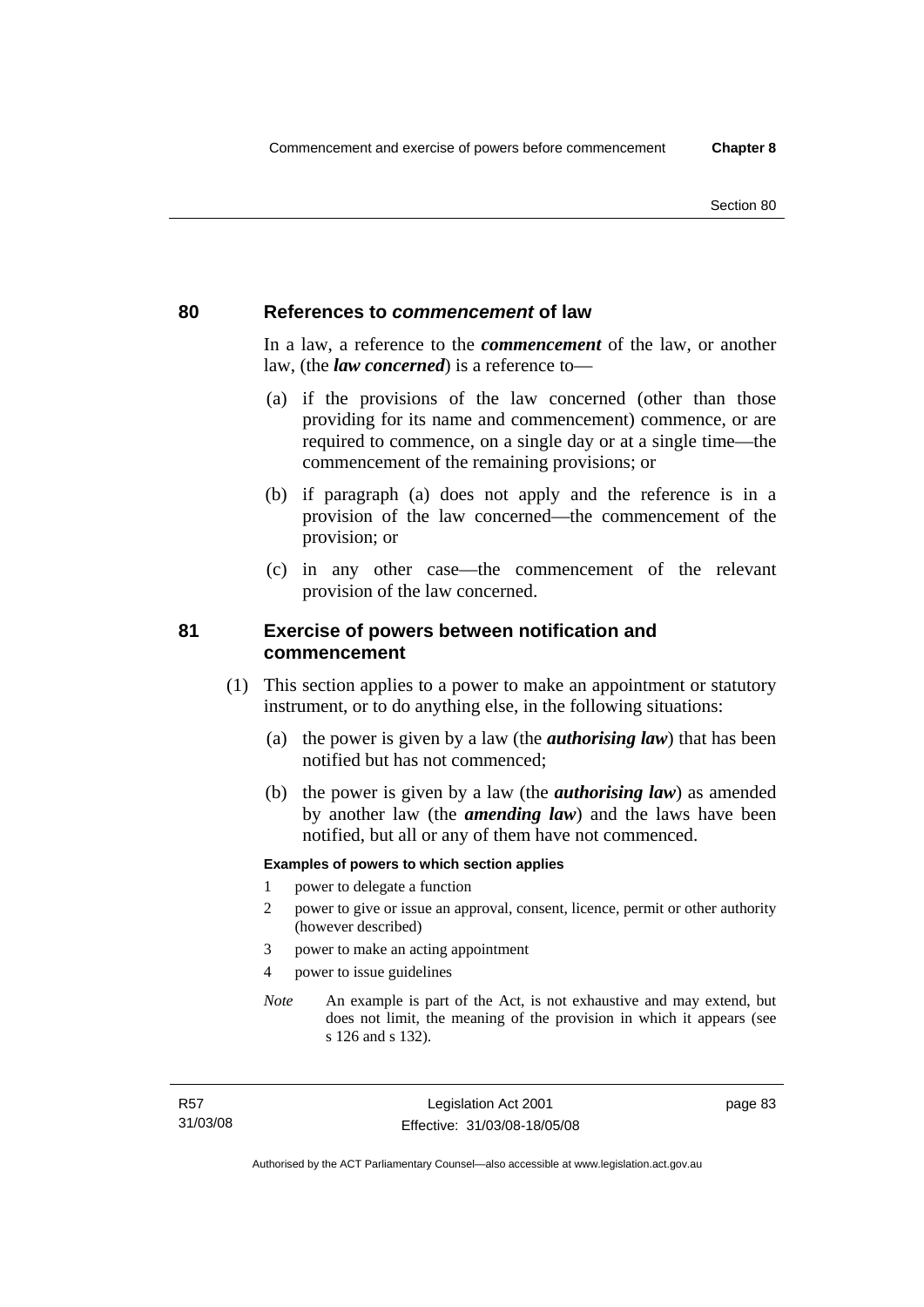## 80 References to *commencement* of law

In a law, a reference to the ***commencement*** of the law, or another law, (the ***law concerned***) is a reference to—

(a) if the provisions of the law concerned (other than those providing for its name and commencement) commence, or are required to commence, on a single day or at a single time—the commencement of the remaining provisions; or

(b) if paragraph (a) does not apply and the reference is in a provision of the law concerned—the commencement of the provision; or

(c) in any other case—the commencement of the relevant provision of the law concerned.

## 81 Exercise of powers between notification and commencement

(1) This section applies to a power to make an appointment or statutory instrument, or to do anything else, in the following situations:

(a) the power is given by a law (the ***authorising law***) that has been notified but has not commenced;

(b) the power is given by a law (the ***authorising law***) as amended by another law (the ***amending law***) and the laws have been notified, but all or any of them have not commenced.

**Examples of powers to which section applies**

1 power to delegate a function

2 power to give or issue an approval, consent, licence, permit or other authority (however described)

3 power to make an acting appointment

4 power to issue guidelines

*Note* An example is part of the Act, is not exhaustive and may extend, but does not limit, the meaning of the provision in which it appears (see s 126 and s 132).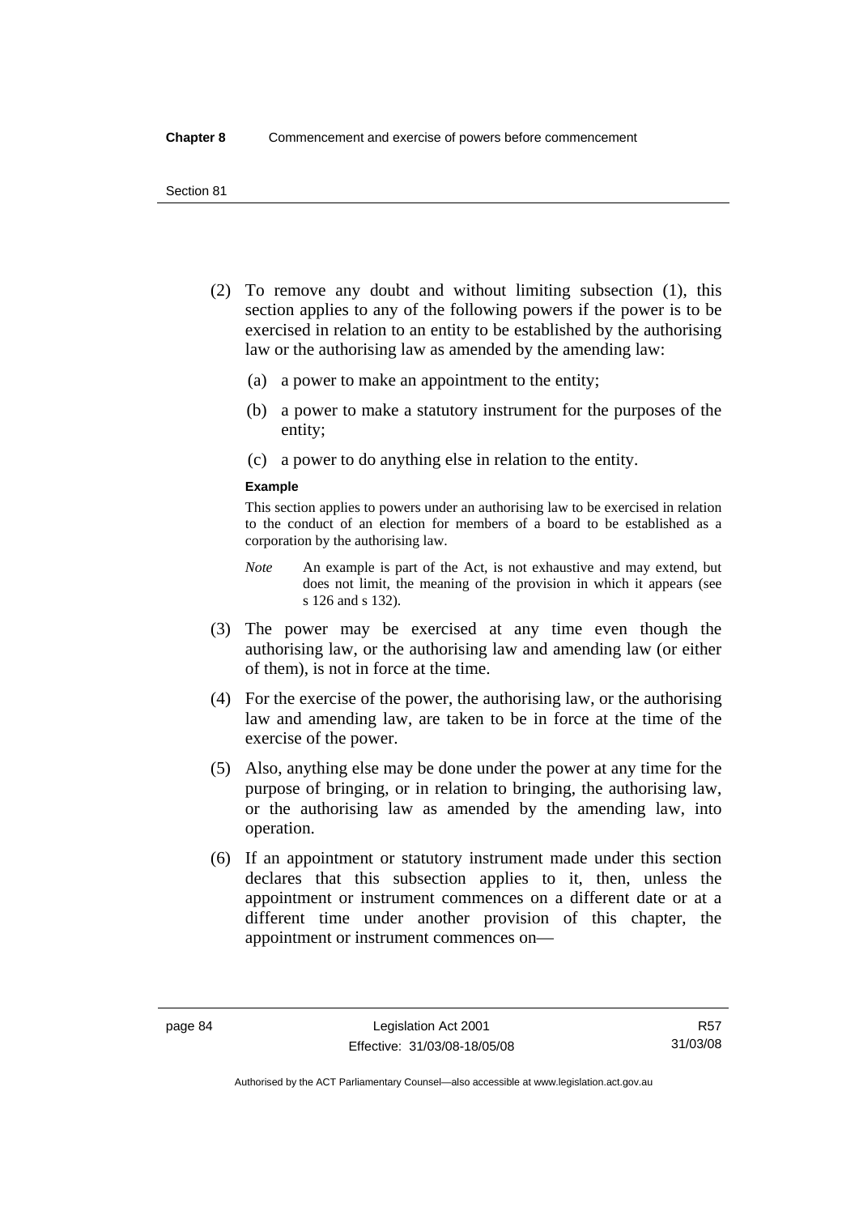(2) To remove any doubt and without limiting subsection (1), this section applies to any of the following powers if the power is to be exercised in relation to an entity to be established by the authorising law or the authorising law as amended by the amending law:

  (a) a power to make an appointment to the entity;

  (b) a power to make a statutory instrument for the purposes of the entity;

  (c) a power to do anything else in relation to the entity.

**Example**

This section applies to powers under an authorising law to be exercised in relation to the conduct of an election for members of a board to be established as a corporation by the authorising law.

*Note* An example is part of the Act, is not exhaustive and may extend, but does not limit, the meaning of the provision in which it appears (see s 126 and s 132).

(3) The power may be exercised at any time even though the authorising law, or the authorising law and amending law (or either of them), is not in force at the time.

(4) For the exercise of the power, the authorising law, or the authorising law and amending law, are taken to be in force at the time of the exercise of the power.

(5) Also, anything else may be done under the power at any time for the purpose of bringing, or in relation to bringing, the authorising law, or the authorising law as amended by the amending law, into operation.

(6) If an appointment or statutory instrument made under this section declares that this subsection applies to it, then, unless the appointment or instrument commences on a different date or at a different time under another provision of this chapter, the appointment or instrument commences on—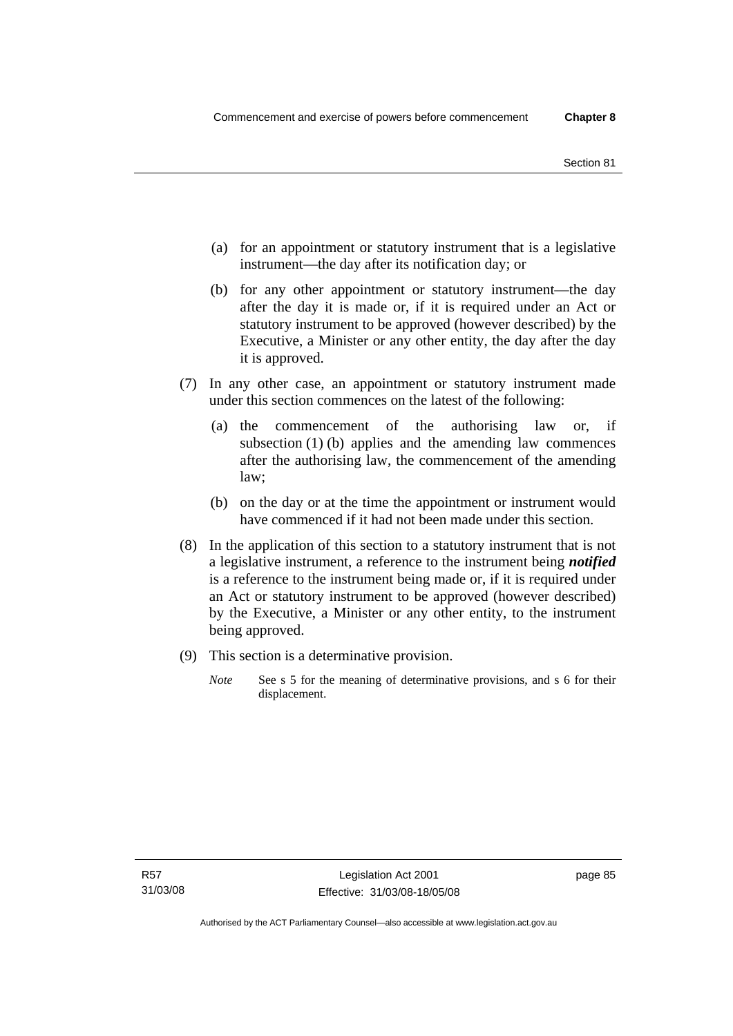(a) for an appointment or statutory instrument that is a legislative instrument—the day after its notification day; or

(b) for any other appointment or statutory instrument—the day after the day it is made or, if it is required under an Act or statutory instrument to be approved (however described) by the Executive, a Minister or any other entity, the day after the day it is approved.

(7) In any other case, an appointment or statutory instrument made under this section commences on the latest of the following:

(a) the commencement of the authorising law or, if subsection (1) (b) applies and the amending law commences after the authorising law, the commencement of the amending law;

(b) on the day or at the time the appointment or instrument would have commenced if it had not been made under this section.

(8) In the application of this section to a statutory instrument that is not a legislative instrument, a reference to the instrument being ***notified*** is a reference to the instrument being made or, if it is required under an Act or statutory instrument to be approved (however described) by the Executive, a Minister or any other entity, to the instrument being approved.

(9) This section is a determinative provision.

*Note* See s 5 for the meaning of determinative provisions, and s 6 for their displacement.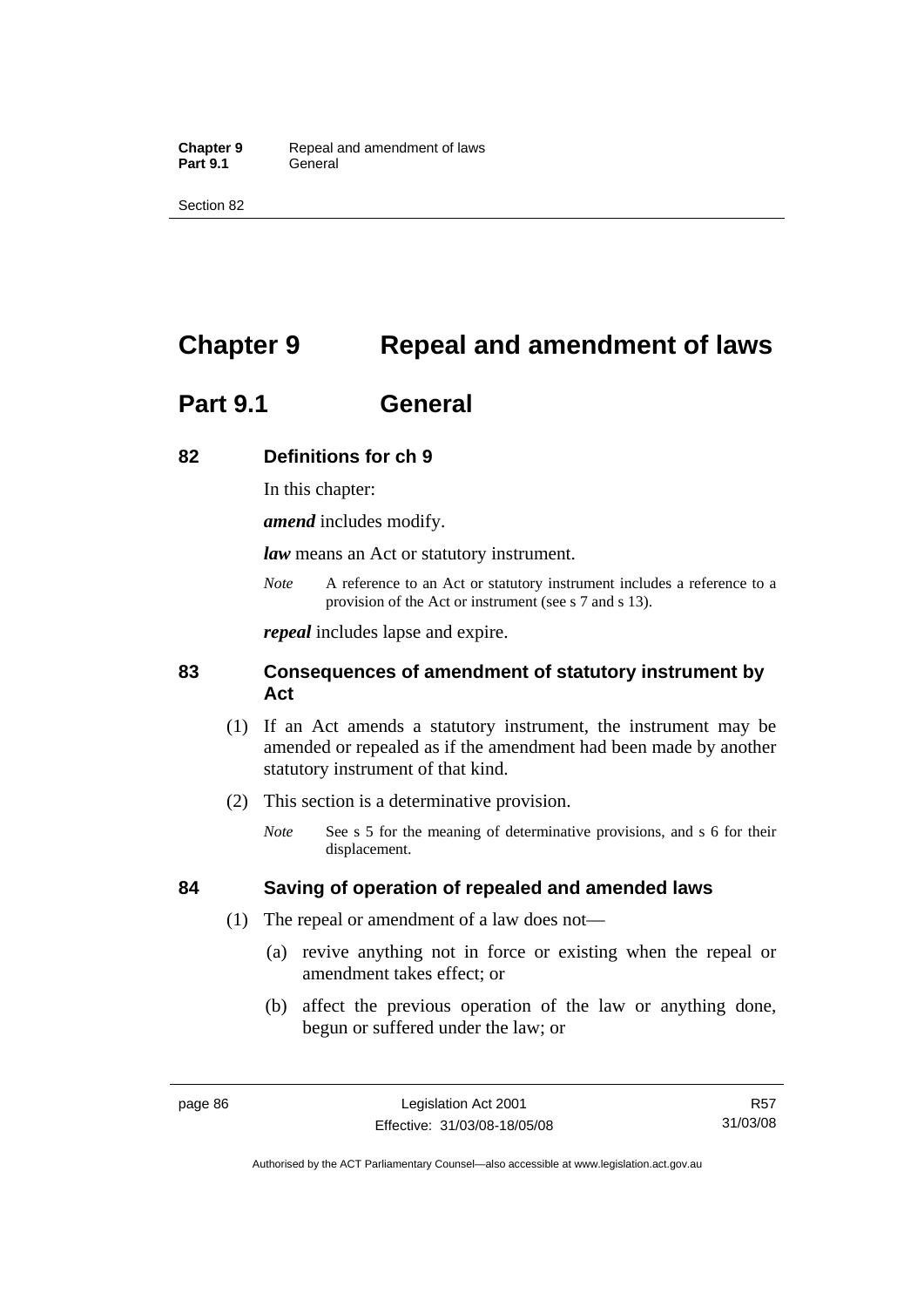# Chapter 9 Repeal and amendment of laws

## Part 9.1 General

### 82 Definitions for ch 9

In this chapter:

***amend*** includes modify.

***law*** means an Act or statutory instrument.

*Note* A reference to an Act or statutory instrument includes a reference to a provision of the Act or instrument (see s 7 and s 13).

***repeal*** includes lapse and expire.

### 83 Consequences of amendment of statutory instrument by Act

(1) If an Act amends a statutory instrument, the instrument may be amended or repealed as if the amendment had been made by another statutory instrument of that kind.

(2) This section is a determinative provision.

*Note* See s 5 for the meaning of determinative provisions, and s 6 for their displacement.

### 84 Saving of operation of repealed and amended laws

(1) The repeal or amendment of a law does not—

(a) revive anything not in force or existing when the repeal or amendment takes effect; or

(b) affect the previous operation of the law or anything done, begun or suffered under the law; or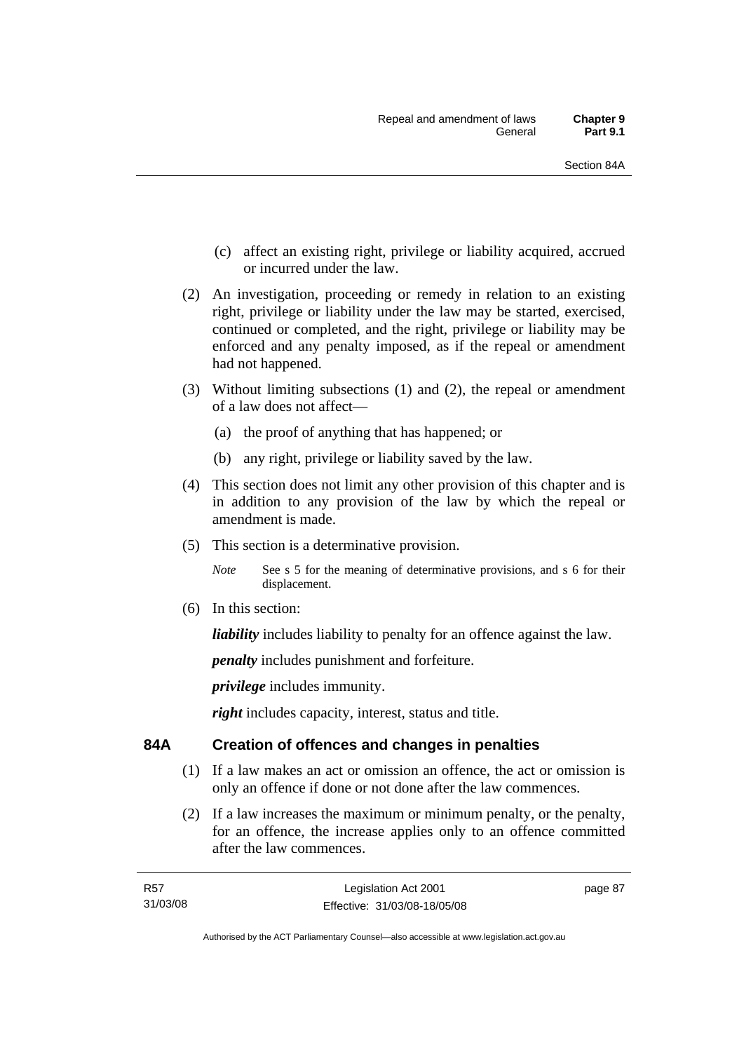(c) affect an existing right, privilege or liability acquired, accrued or incurred under the law.

(2) An investigation, proceeding or remedy in relation to an existing right, privilege or liability under the law may be started, exercised, continued or completed, and the right, privilege or liability may be enforced and any penalty imposed, as if the repeal or amendment had not happened.

(3) Without limiting subsections (1) and (2), the repeal or amendment of a law does not affect—

(a) the proof of anything that has happened; or

(b) any right, privilege or liability saved by the law.

(4) This section does not limit any other provision of this chapter and is in addition to any provision of the law by which the repeal or amendment is made.

(5) This section is a determinative provision.

*Note* See s 5 for the meaning of determinative provisions, and s 6 for their displacement.

(6) In this section:

***liability*** includes liability to penalty for an offence against the law.

***penalty*** includes punishment and forfeiture.

***privilege*** includes immunity.

***right*** includes capacity, interest, status and title.

## 84A Creation of offences and changes in penalties

(1) If a law makes an act or omission an offence, the act or omission is only an offence if done or not done after the law commences.

(2) If a law increases the maximum or minimum penalty, or the penalty, for an offence, the increase applies only to an offence committed after the law commences.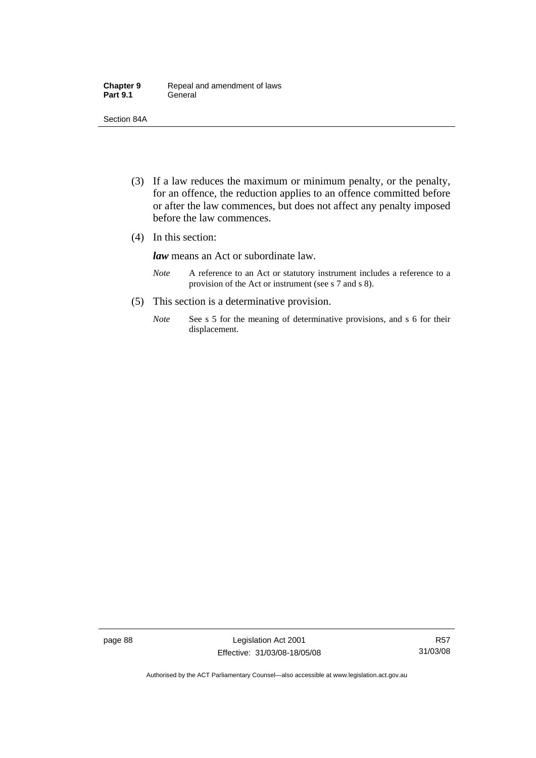(3) If a law reduces the maximum or minimum penalty, or the penalty, for an offence, the reduction applies to an offence committed before or after the law commences, but does not affect any penalty imposed before the law commences.

(4) In this section:

***law*** means an Act or subordinate law.

*Note* A reference to an Act or statutory instrument includes a reference to a provision of the Act or instrument (see s 7 and s 8).

(5) This section is a determinative provision.

*Note* See s 5 for the meaning of determinative provisions, and s 6 for their displacement.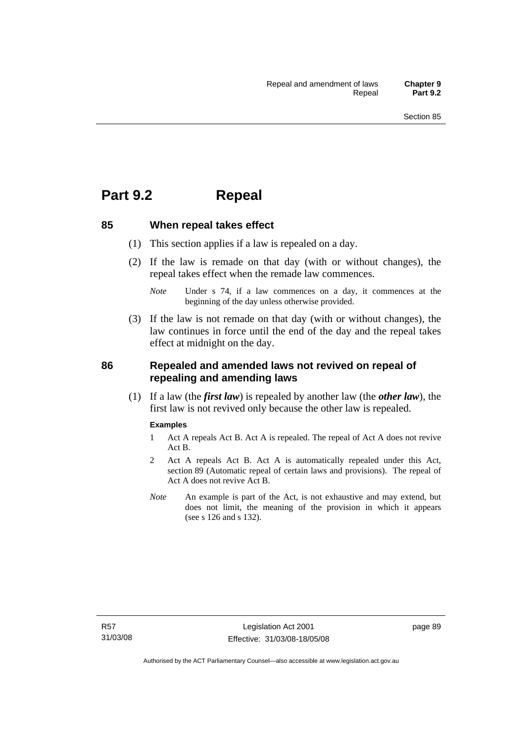# Part 9.2 Repeal

## 85 When repeal takes effect

(1) This section applies if a law is repealed on a day.

(2) If the law is remade on that day (with or without changes), the repeal takes effect when the remade law commences.

*Note* Under s 74, if a law commences on a day, it commences at the beginning of the day unless otherwise provided.

(3) If the law is not remade on that day (with or without changes), the law continues in force until the end of the day and the repeal takes effect at midnight on the day.

## 86 Repealed and amended laws not revived on repeal of repealing and amending laws

(1) If a law (the ***first law***) is repealed by another law (the ***other law***), the first law is not revived only because the other law is repealed.

**Examples**

1 Act A repeals Act B. Act A is repealed. The repeal of Act A does not revive Act B.

2 Act A repeals Act B. Act A is automatically repealed under this Act, section 89 (Automatic repeal of certain laws and provisions). The repeal of Act A does not revive Act B.

*Note* An example is part of the Act, is not exhaustive and may extend, but does not limit, the meaning of the provision in which it appears (see s 126 and s 132).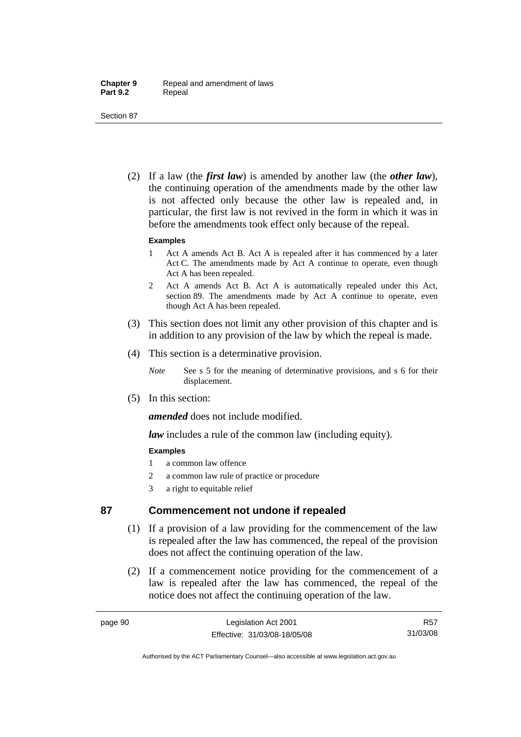(2) If a law (the ***first law***) is amended by another law (the ***other law***), the continuing operation of the amendments made by the other law is not affected only because the other law is repealed and, in particular, the first law is not revived in the form in which it was in before the amendments took effect only because of the repeal.

**Examples**

1 Act A amends Act B. Act A is repealed after it has commenced by a later Act C. The amendments made by Act A continue to operate, even though Act A has been repealed.

2 Act A amends Act B. Act A is automatically repealed under this Act, section 89. The amendments made by Act A continue to operate, even though Act A has been repealed.

(3) This section does not limit any other provision of this chapter and is in addition to any provision of the law by which the repeal is made.

(4) This section is a determinative provision.

*Note* See s 5 for the meaning of determinative provisions, and s 6 for their displacement.

(5) In this section:

***amended*** does not include modified.

***law*** includes a rule of the common law (including equity).

**Examples**

1 a common law offence

2 a common law rule of practice or procedure

3 a right to equitable relief

## 87 Commencement not undone if repealed

(1) If a provision of a law providing for the commencement of the law is repealed after the law has commenced, the repeal of the provision does not affect the continuing operation of the law.

(2) If a commencement notice providing for the commencement of a law is repealed after the law has commenced, the repeal of the notice does not affect the continuing operation of the law.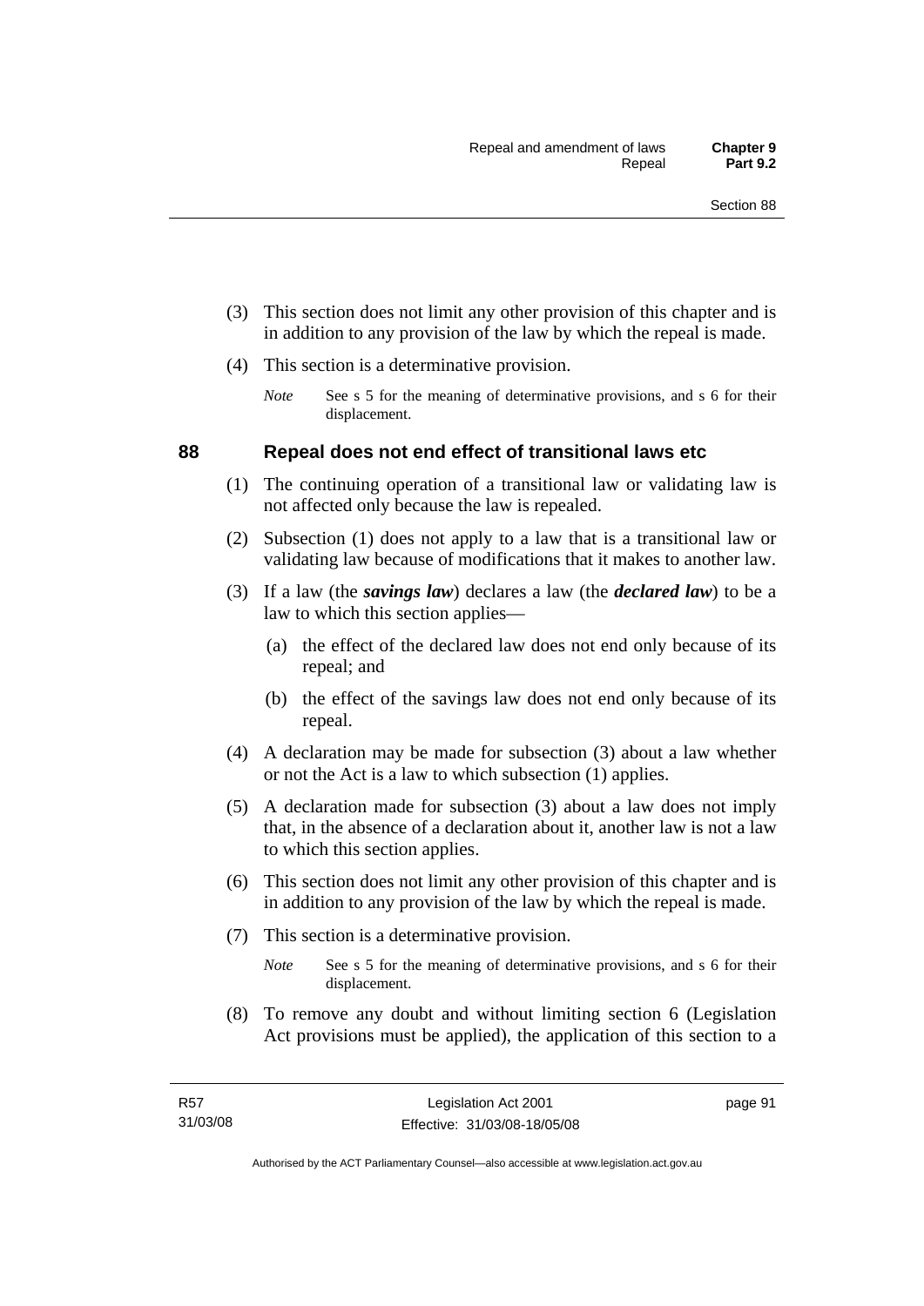(3) This section does not limit any other provision of this chapter and is in addition to any provision of the law by which the repeal is made.

(4) This section is a determinative provision.

*Note* See s 5 for the meaning of determinative provisions, and s 6 for their displacement.

## 88 Repeal does not end effect of transitional laws etc

(1) The continuing operation of a transitional law or validating law is not affected only because the law is repealed.

(2) Subsection (1) does not apply to a law that is a transitional law or validating law because of modifications that it makes to another law.

(3) If a law (the ***savings law***) declares a law (the ***declared law***) to be a law to which this section applies—

(a) the effect of the declared law does not end only because of its repeal; and

(b) the effect of the savings law does not end only because of its repeal.

(4) A declaration may be made for subsection (3) about a law whether or not the Act is a law to which subsection (1) applies.

(5) A declaration made for subsection (3) about a law does not imply that, in the absence of a declaration about it, another law is not a law to which this section applies.

(6) This section does not limit any other provision of this chapter and is in addition to any provision of the law by which the repeal is made.

(7) This section is a determinative provision.

*Note* See s 5 for the meaning of determinative provisions, and s 6 for their displacement.

(8) To remove any doubt and without limiting section 6 (Legislation Act provisions must be applied), the application of this section to a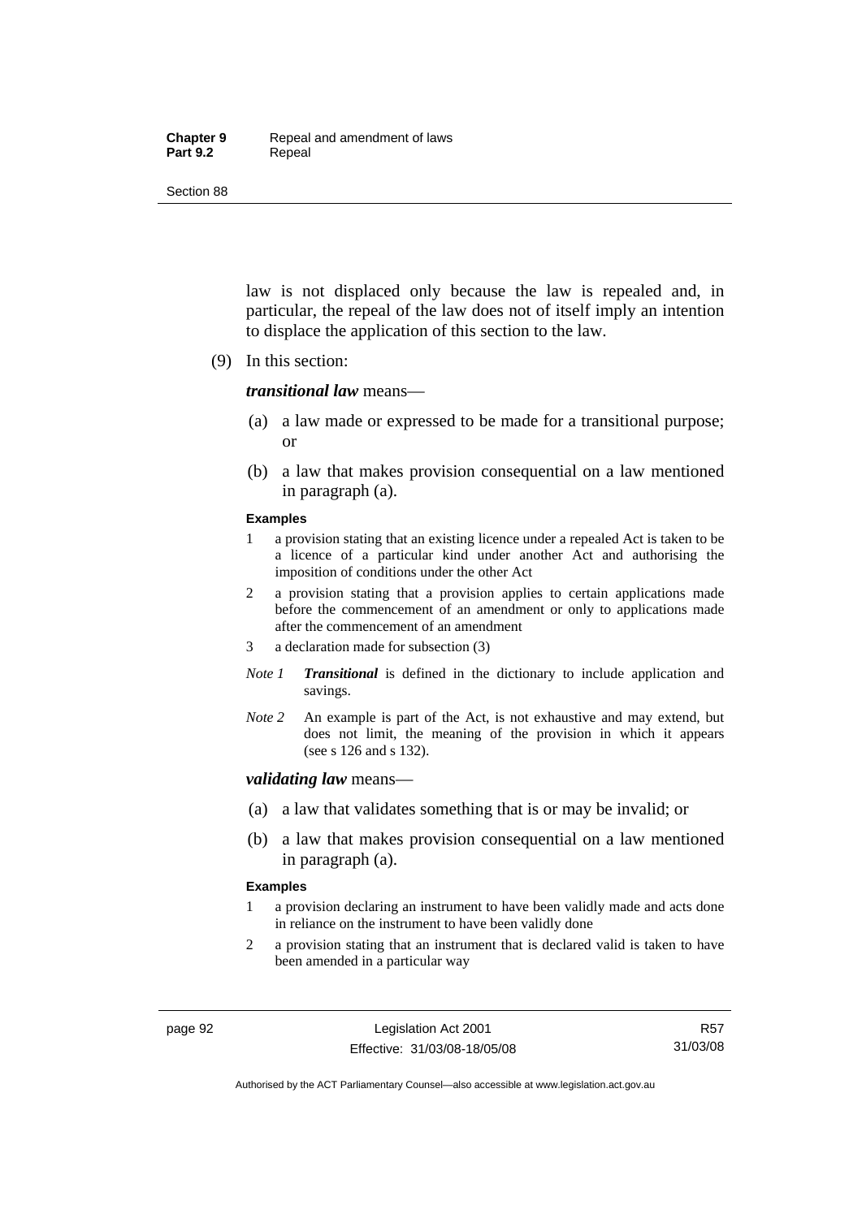law is not displaced only because the law is repealed and, in particular, the repeal of the law does not of itself imply an intention to displace the application of this section to the law.

(9) In this section:

***transitional law*** means—

(a) a law made or expressed to be made for a transitional purpose; or

(b) a law that makes provision consequential on a law mentioned in paragraph (a).

**Examples**

1 a provision stating that an existing licence under a repealed Act is taken to be a licence of a particular kind under another Act and authorising the imposition of conditions under the other Act

2 a provision stating that a provision applies to certain applications made before the commencement of an amendment or only to applications made after the commencement of an amendment

3 a declaration made for subsection (3)

*Note 1* ***Transitional*** is defined in the dictionary to include application and savings.

*Note 2* An example is part of the Act, is not exhaustive and may extend, but does not limit, the meaning of the provision in which it appears (see s 126 and s 132).

***validating law*** means—

(a) a law that validates something that is or may be invalid; or

(b) a law that makes provision consequential on a law mentioned in paragraph (a).

**Examples**

1 a provision declaring an instrument to have been validly made and acts done in reliance on the instrument to have been validly done

2 a provision stating that an instrument that is declared valid is taken to have been amended in a particular way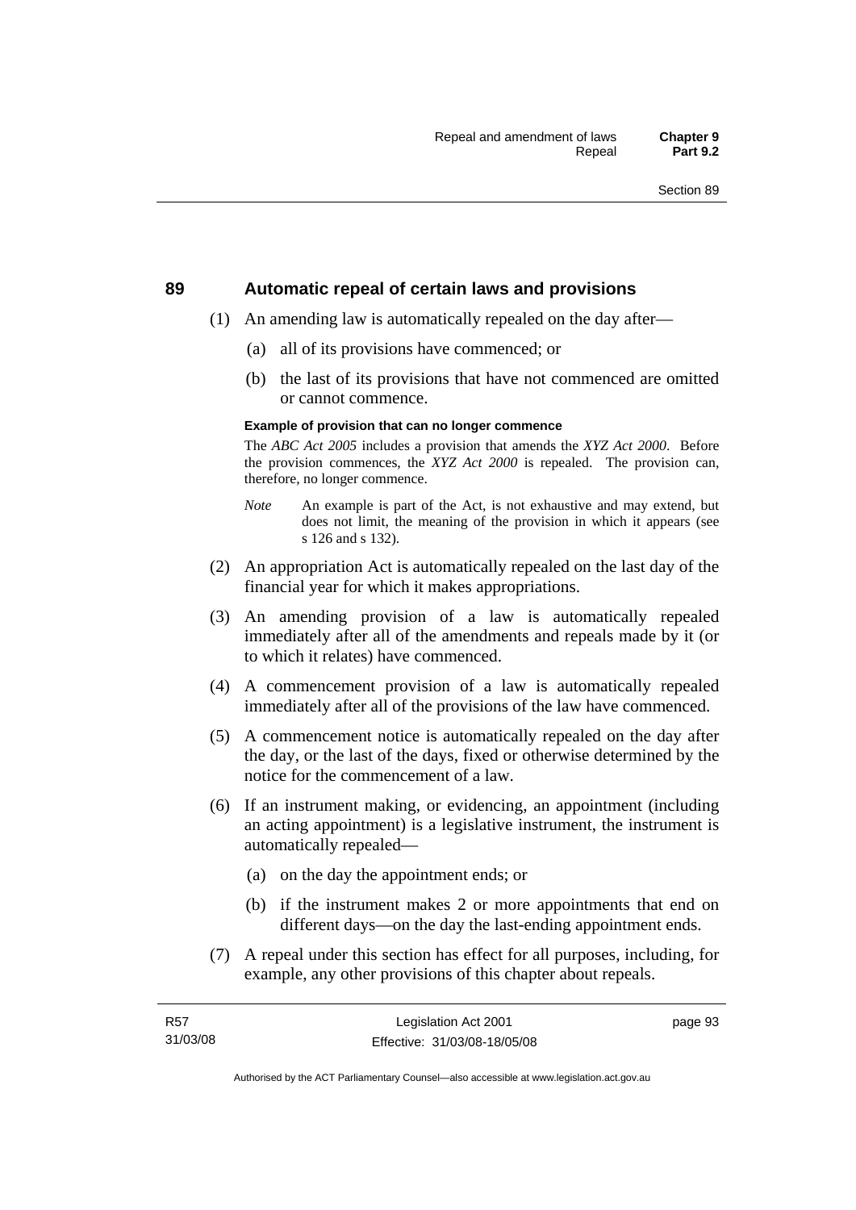## 89 Automatic repeal of certain laws and provisions

(1) An amending law is automatically repealed on the day after—

(a) all of its provisions have commenced; or

(b) the last of its provisions that have not commenced are omitted or cannot commence.

**Example of provision that can no longer commence**

The *ABC Act 2005* includes a provision that amends the *XYZ Act 2000*. Before the provision commences, the *XYZ Act 2000* is repealed. The provision can, therefore, no longer commence.

*Note* An example is part of the Act, is not exhaustive and may extend, but does not limit, the meaning of the provision in which it appears (see s 126 and s 132).

(2) An appropriation Act is automatically repealed on the last day of the financial year for which it makes appropriations.

(3) An amending provision of a law is automatically repealed immediately after all of the amendments and repeals made by it (or to which it relates) have commenced.

(4) A commencement provision of a law is automatically repealed immediately after all of the provisions of the law have commenced.

(5) A commencement notice is automatically repealed on the day after the day, or the last of the days, fixed or otherwise determined by the notice for the commencement of a law.

(6) If an instrument making, or evidencing, an appointment (including an acting appointment) is a legislative instrument, the instrument is automatically repealed—

(a) on the day the appointment ends; or

(b) if the instrument makes 2 or more appointments that end on different days—on the day the last-ending appointment ends.

(7) A repeal under this section has effect for all purposes, including, for example, any other provisions of this chapter about repeals.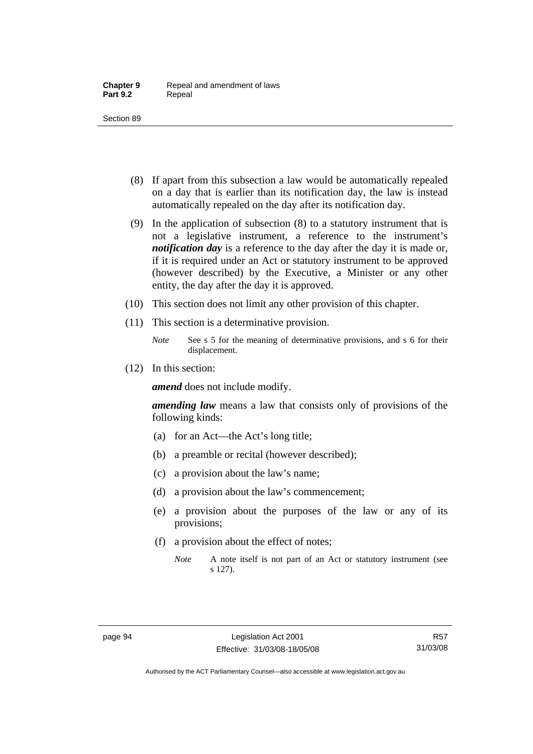(8) If apart from this subsection a law would be automatically repealed on a day that is earlier than its notification day, the law is instead automatically repealed on the day after its notification day.

(9) In the application of subsection (8) to a statutory instrument that is not a legislative instrument, a reference to the instrument's ***notification day*** is a reference to the day after the day it is made or, if it is required under an Act or statutory instrument to be approved (however described) by the Executive, a Minister or any other entity, the day after the day it is approved.

(10) This section does not limit any other provision of this chapter.

(11) This section is a determinative provision.

*Note* See s 5 for the meaning of determinative provisions, and s 6 for their displacement.

(12) In this section:

***amend*** does not include modify.

***amending law*** means a law that consists only of provisions of the following kinds:

(a) for an Act—the Act's long title;

(b) a preamble or recital (however described);

(c) a provision about the law's name;

(d) a provision about the law's commencement;

(e) a provision about the purposes of the law or any of its provisions;

(f) a provision about the effect of notes;

*Note* A note itself is not part of an Act or statutory instrument (see s 127).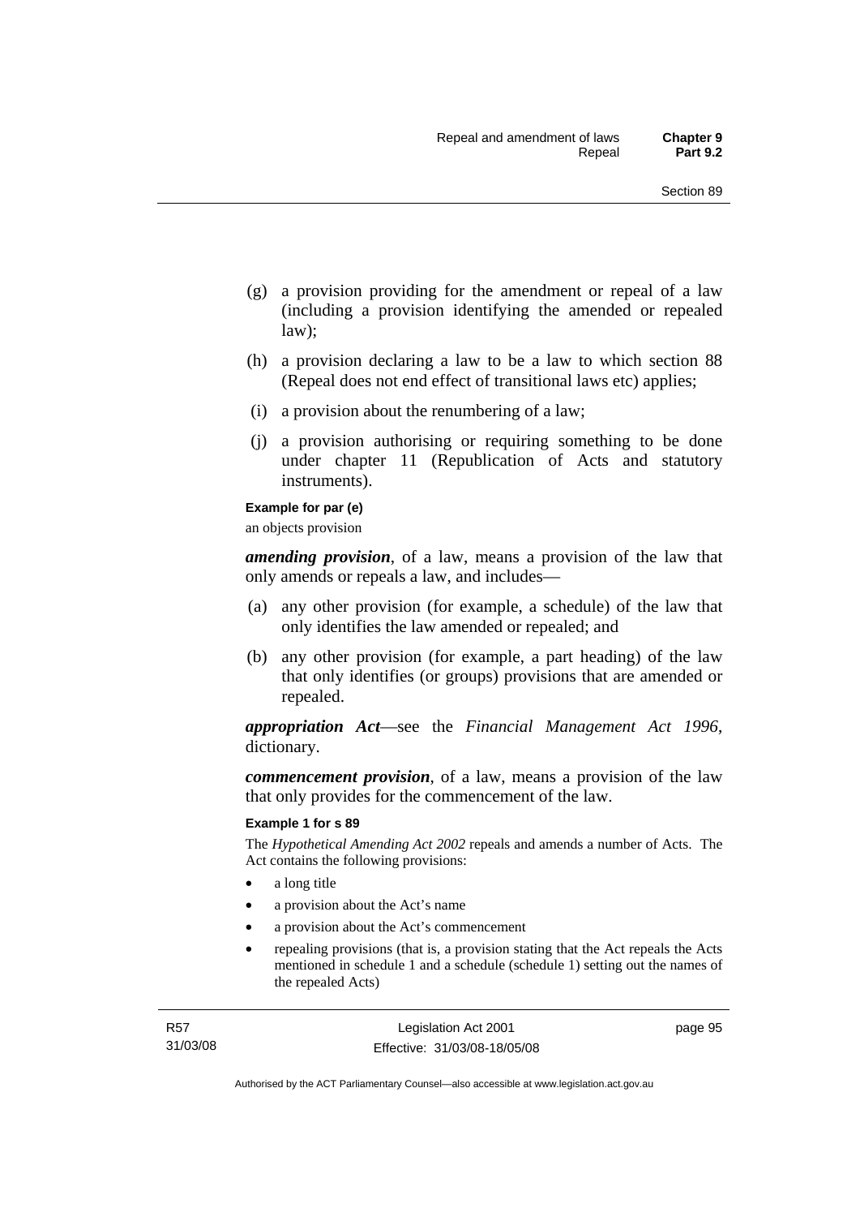(g) a provision providing for the amendment or repeal of a law (including a provision identifying the amended or repealed law);

(h) a provision declaring a law to be a law to which section 88 (Repeal does not end effect of transitional laws etc) applies;

(i) a provision about the renumbering of a law;

(j) a provision authorising or requiring something to be done under chapter 11 (Republication of Acts and statutory instruments).

**Example for par (e)**

an objects provision

***amending provision***, of a law, means a provision of the law that only amends or repeals a law, and includes—

(a) any other provision (for example, a schedule) of the law that only identifies the law amended or repealed; and

(b) any other provision (for example, a part heading) of the law that only identifies (or groups) provisions that are amended or repealed.

***appropriation Act***—see the *Financial Management Act 1996*, dictionary.

***commencement provision***, of a law, means a provision of the law that only provides for the commencement of the law.

**Example 1 for s 89**

The *Hypothetical Amending Act 2002* repeals and amends a number of Acts. The Act contains the following provisions:

- a long title
- a provision about the Act's name
- a provision about the Act's commencement
- repealing provisions (that is, a provision stating that the Act repeals the Acts mentioned in schedule 1 and a schedule (schedule 1) setting out the names of the repealed Acts)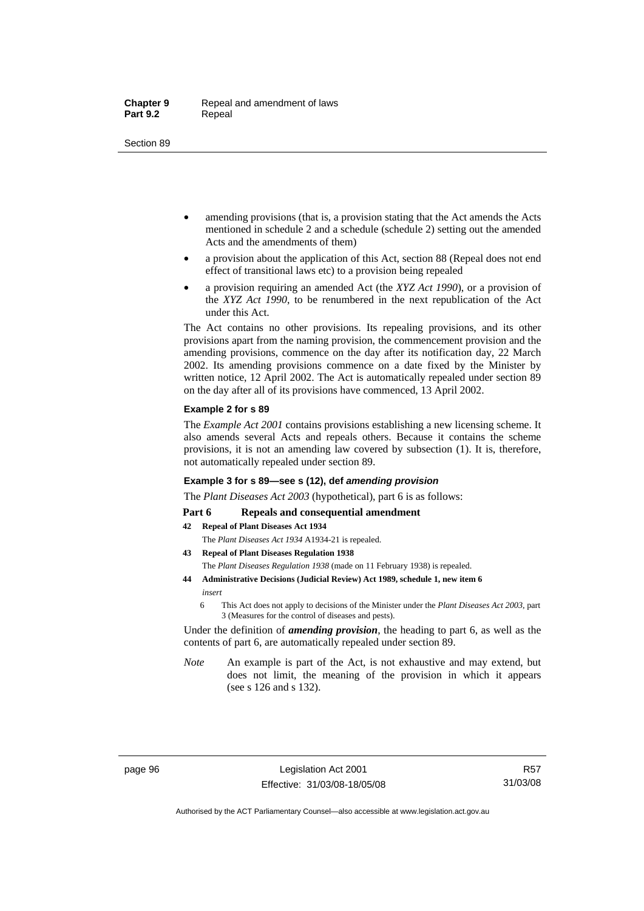- amending provisions (that is, a provision stating that the Act amends the Acts mentioned in schedule 2 and a schedule (schedule 2) setting out the amended Acts and the amendments of them)
- a provision about the application of this Act, section 88 (Repeal does not end effect of transitional laws etc) to a provision being repealed
- a provision requiring an amended Act (the *XYZ Act 1990*), or a provision of the *XYZ Act 1990*, to be renumbered in the next republication of the Act under this Act.

The Act contains no other provisions. Its repealing provisions, and its other provisions apart from the naming provision, the commencement provision and the amending provisions, commence on the day after its notification day, 22 March 2002. Its amending provisions commence on a date fixed by the Minister by written notice, 12 April 2002. The Act is automatically repealed under section 89 on the day after all of its provisions have commenced, 13 April 2002.

**Example 2 for s 89**

The *Example Act 2001* contains provisions establishing a new licensing scheme. It also amends several Acts and repeals others. Because it contains the scheme provisions, it is not an amending law covered by subsection (1). It is, therefore, not automatically repealed under section 89.

**Example 3 for s 89—see s (12), def *amending provision***

The *Plant Diseases Act 2003* (hypothetical), part 6 is as follows:

**Part 6 Repeals and consequential amendment**

**42 Repeal of Plant Diseases Act 1934**

The *Plant Diseases Act 1934* A1934-21 is repealed.

**43 Repeal of Plant Diseases Regulation 1938**

The *Plant Diseases Regulation 1938* (made on 11 February 1938) is repealed.

**44 Administrative Decisions (Judicial Review) Act 1989, schedule 1, new item 6**

*insert*

6 This Act does not apply to decisions of the Minister under the *Plant Diseases Act 2003*, part 3 (Measures for the control of diseases and pests).

Under the definition of ***amending provision***, the heading to part 6, as well as the contents of part 6, are automatically repealed under section 89.

*Note* An example is part of the Act, is not exhaustive and may extend, but does not limit, the meaning of the provision in which it appears (see s 126 and s 132).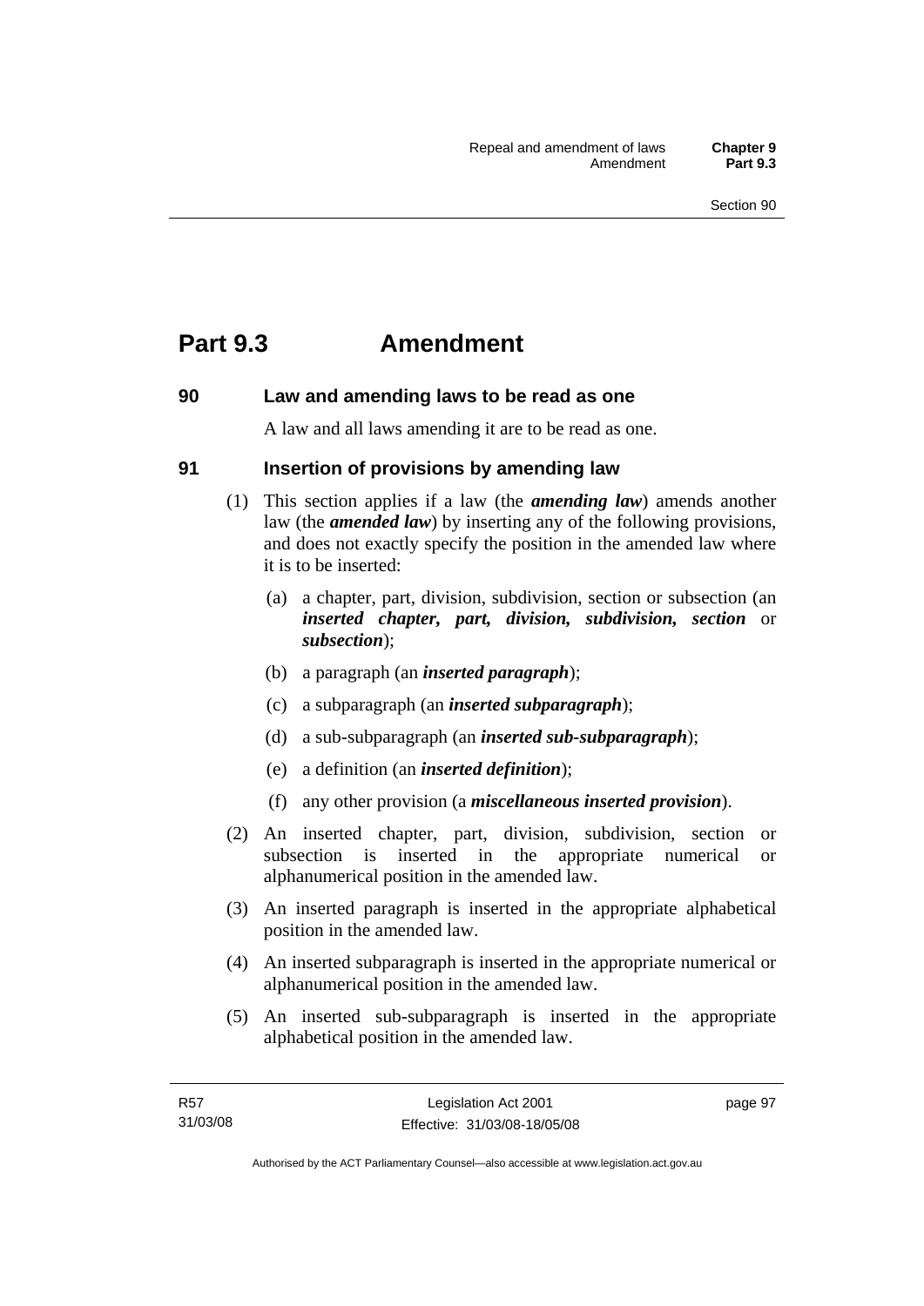# Part 9.3 Amendment

## 90 Law and amending laws to be read as one

A law and all laws amending it are to be read as one.

## 91 Insertion of provisions by amending law

(1) This section applies if a law (the ***amending law***) amends another law (the ***amended law***) by inserting any of the following provisions, and does not exactly specify the position in the amended law where it is to be inserted:

(a) a chapter, part, division, subdivision, section or subsection (an ***inserted chapter, part, division, subdivision, section*** or ***subsection***);

(b) a paragraph (an ***inserted paragraph***);

(c) a subparagraph (an ***inserted subparagraph***);

(d) a sub-subparagraph (an ***inserted sub-subparagraph***);

(e) a definition (an ***inserted definition***);

(f) any other provision (a ***miscellaneous inserted provision***).

(2) An inserted chapter, part, division, subdivision, section or subsection is inserted in the appropriate numerical or alphanumerical position in the amended law.

(3) An inserted paragraph is inserted in the appropriate alphabetical position in the amended law.

(4) An inserted subparagraph is inserted in the appropriate numerical or alphanumerical position in the amended law.

(5) An inserted sub-subparagraph is inserted in the appropriate alphabetical position in the amended law.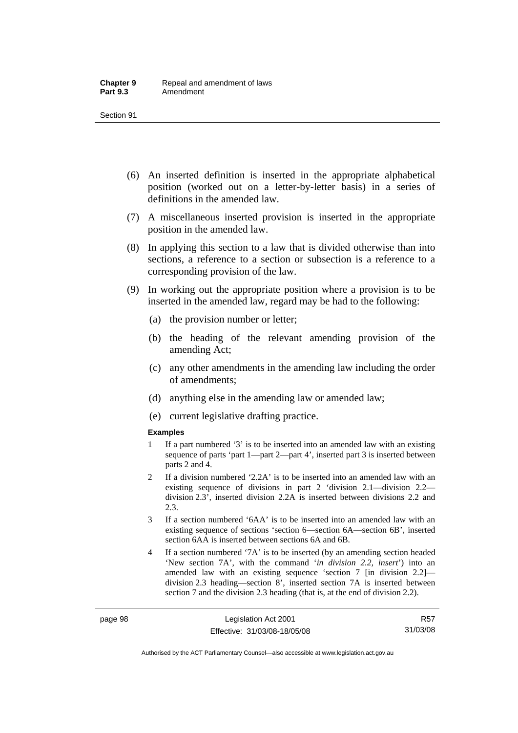(6) An inserted definition is inserted in the appropriate alphabetical position (worked out on a letter-by-letter basis) in a series of definitions in the amended law.

(7) A miscellaneous inserted provision is inserted in the appropriate position in the amended law.

(8) In applying this section to a law that is divided otherwise than into sections, a reference to a section or subsection is a reference to a corresponding provision of the law.

(9) In working out the appropriate position where a provision is to be inserted in the amended law, regard may be had to the following:

(a) the provision number or letter;

(b) the heading of the relevant amending provision of the amending Act;

(c) any other amendments in the amending law including the order of amendments;

(d) anything else in the amending law or amended law;

(e) current legislative drafting practice.

**Examples**

1 If a part numbered '3' is to be inserted into an amended law with an existing sequence of parts 'part 1—part 2—part 4', inserted part 3 is inserted between parts 2 and 4.

2 If a division numbered '2.2A' is to be inserted into an amended law with an existing sequence of divisions in part 2 'division 2.1—division 2.2—division 2.3', inserted division 2.2A is inserted between divisions 2.2 and 2.3.

3 If a section numbered '6AA' is to be inserted into an amended law with an existing sequence of sections 'section 6—section 6A—section 6B', inserted section 6AA is inserted between sections 6A and 6B.

4 If a section numbered '7A' is to be inserted (by an amending section headed 'New section 7A', with the command '*in division 2.2, insert*') into an amended law with an existing sequence 'section 7 [in division 2.2]—division 2.3 heading—section 8', inserted section 7A is inserted between section 7 and the division 2.3 heading (that is, at the end of division 2.2).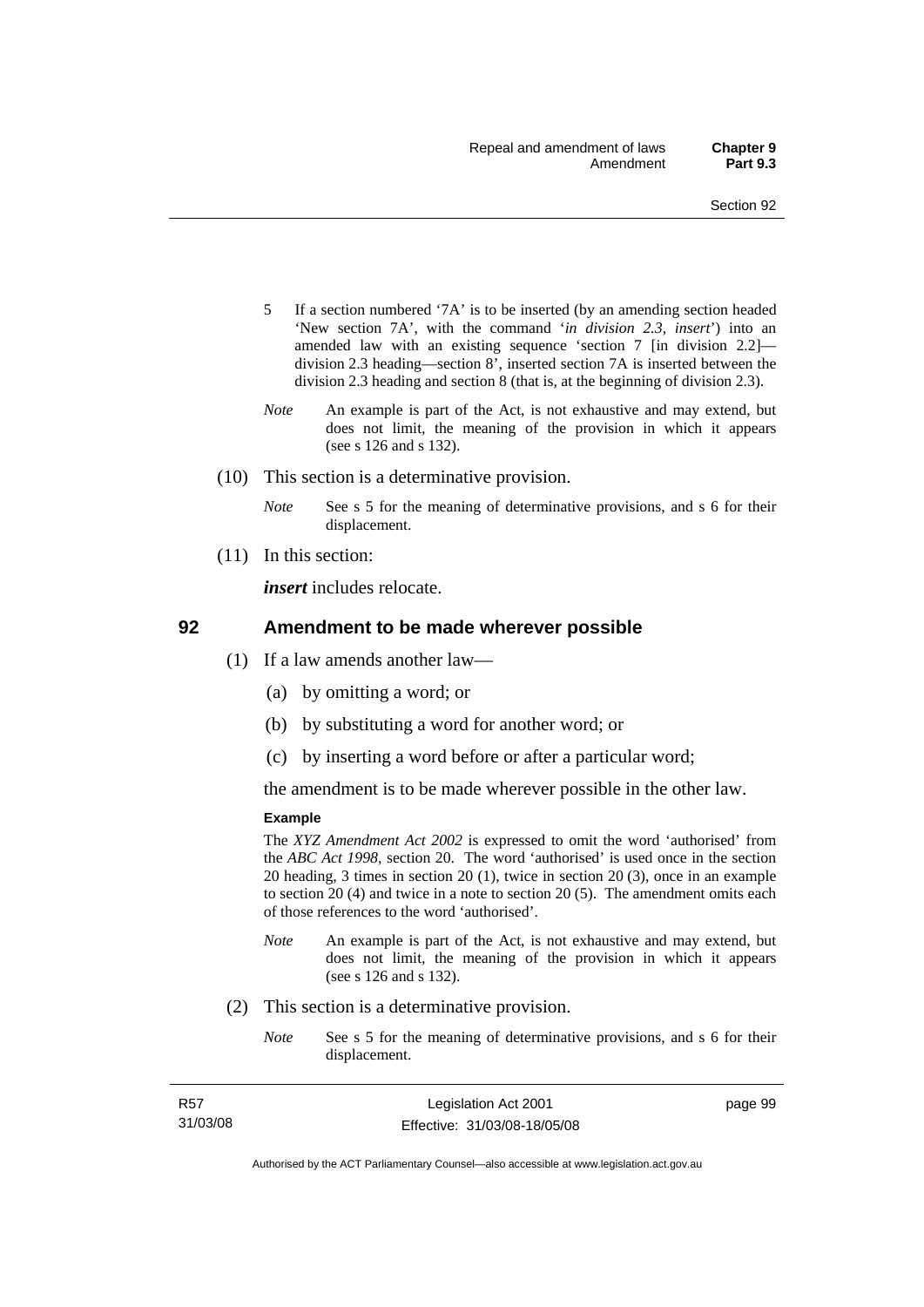5 If a section numbered '7A' is to be inserted (by an amending section headed 'New section 7A', with the command '*in division 2.3, insert*') into an amended law with an existing sequence 'section 7 [in division 2.2]—division 2.3 heading—section 8', inserted section 7A is inserted between the division 2.3 heading and section 8 (that is, at the beginning of division 2.3).

*Note* An example is part of the Act, is not exhaustive and may extend, but does not limit, the meaning of the provision in which it appears (see s 126 and s 132).

(10) This section is a determinative provision.

*Note* See s 5 for the meaning of determinative provisions, and s 6 for their displacement.

(11) In this section:

***insert*** includes relocate.

## 92 Amendment to be made wherever possible

(1) If a law amends another law—

(a) by omitting a word; or

(b) by substituting a word for another word; or

(c) by inserting a word before or after a particular word;

the amendment is to be made wherever possible in the other law.

**Example**

The *XYZ Amendment Act 2002* is expressed to omit the word 'authorised' from the *ABC Act 1998*, section 20. The word 'authorised' is used once in the section 20 heading, 3 times in section 20 (1), twice in section 20 (3), once in an example to section 20 (4) and twice in a note to section 20 (5). The amendment omits each of those references to the word 'authorised'.

*Note* An example is part of the Act, is not exhaustive and may extend, but does not limit, the meaning of the provision in which it appears (see s 126 and s 132).

(2) This section is a determinative provision.

*Note* See s 5 for the meaning of determinative provisions, and s 6 for their displacement.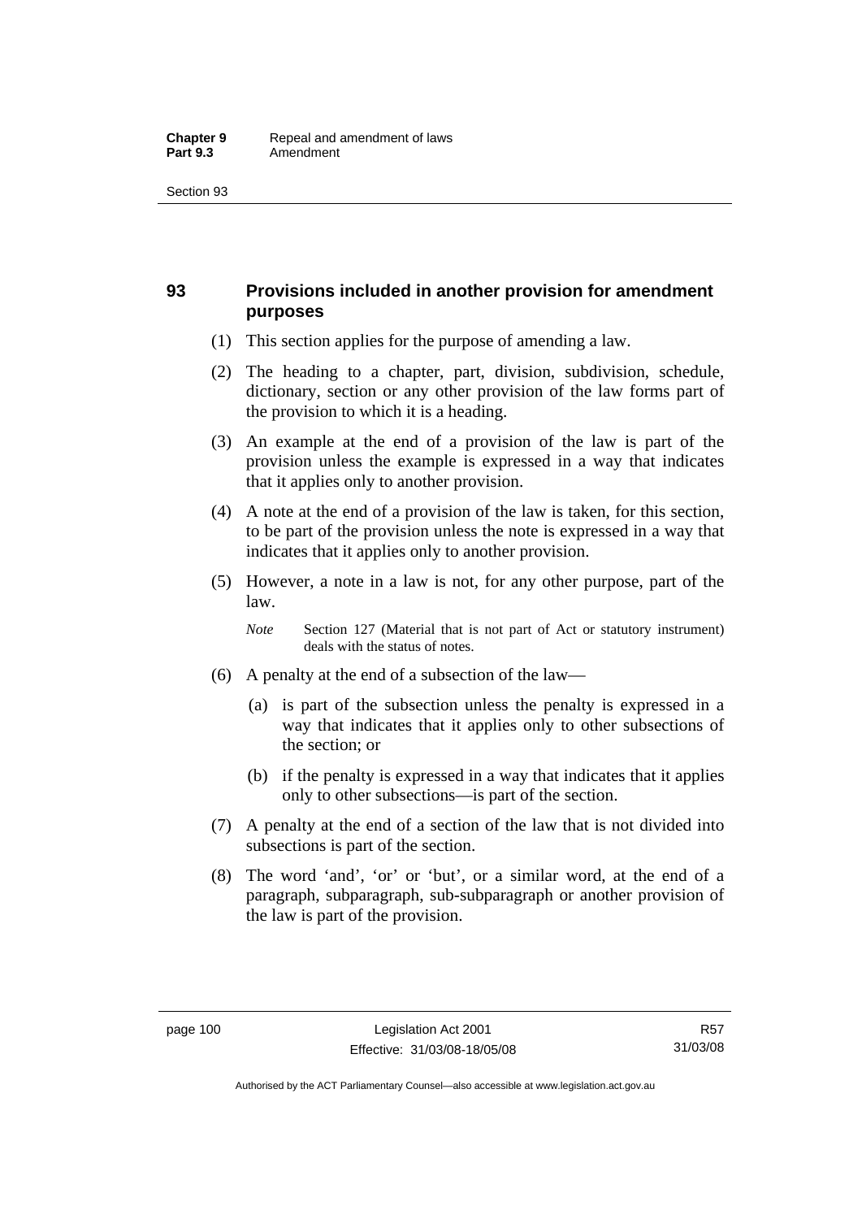## 93 Provisions included in another provision for amendment purposes

(1) This section applies for the purpose of amending a law.

(2) The heading to a chapter, part, division, subdivision, schedule, dictionary, section or any other provision of the law forms part of the provision to which it is a heading.

(3) An example at the end of a provision of the law is part of the provision unless the example is expressed in a way that indicates that it applies only to another provision.

(4) A note at the end of a provision of the law is taken, for this section, to be part of the provision unless the note is expressed in a way that indicates that it applies only to another provision.

(5) However, a note in a law is not, for any other purpose, part of the law.

*Note* Section 127 (Material that is not part of Act or statutory instrument) deals with the status of notes.

(6) A penalty at the end of a subsection of the law—

(a) is part of the subsection unless the penalty is expressed in a way that indicates that it applies only to other subsections of the section; or

(b) if the penalty is expressed in a way that indicates that it applies only to other subsections—is part of the section.

(7) A penalty at the end of a section of the law that is not divided into subsections is part of the section.

(8) The word 'and', 'or' or 'but', or a similar word, at the end of a paragraph, subparagraph, sub-subparagraph or another provision of the law is part of the provision.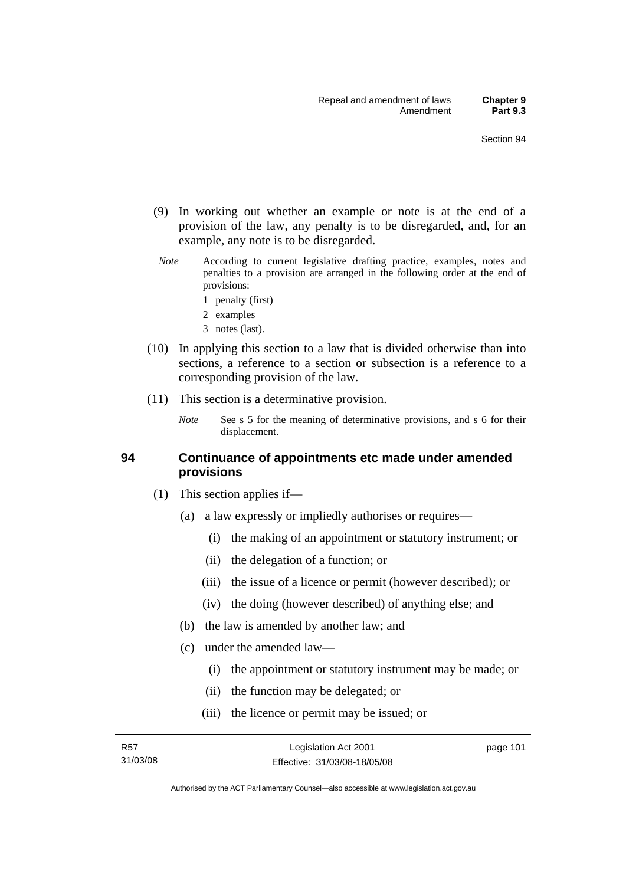(9) In working out whether an example or note is at the end of a provision of the law, any penalty is to be disregarded, and, for an example, any note is to be disregarded.

*Note* According to current legislative drafting practice, examples, notes and penalties to a provision are arranged in the following order at the end of provisions:

1 penalty (first)

2 examples

3 notes (last).

(10) In applying this section to a law that is divided otherwise than into sections, a reference to a section or subsection is a reference to a corresponding provision of the law.

(11) This section is a determinative provision.

*Note* See s 5 for the meaning of determinative provisions, and s 6 for their displacement.

### 94 Continuance of appointments etc made under amended provisions

(1) This section applies if—

(a) a law expressly or impliedly authorises or requires—

(i) the making of an appointment or statutory instrument; or

(ii) the delegation of a function; or

(iii) the issue of a licence or permit (however described); or

(iv) the doing (however described) of anything else; and

(b) the law is amended by another law; and

(c) under the amended law—

(i) the appointment or statutory instrument may be made; or

(ii) the function may be delegated; or

(iii) the licence or permit may be issued; or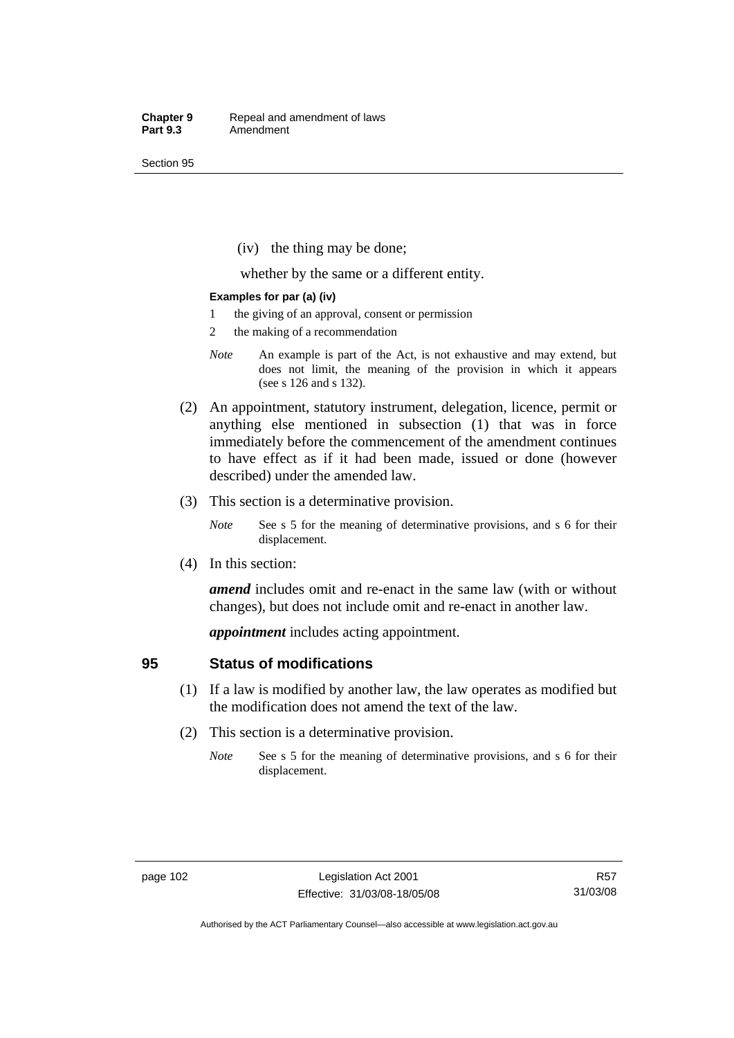(iv) the thing may be done;

whether by the same or a different entity.

**Examples for par (a) (iv)**

1 the giving of an approval, consent or permission

2 the making of a recommendation

*Note* An example is part of the Act, is not exhaustive and may extend, but does not limit, the meaning of the provision in which it appears (see s 126 and s 132).

(2) An appointment, statutory instrument, delegation, licence, permit or anything else mentioned in subsection (1) that was in force immediately before the commencement of the amendment continues to have effect as if it had been made, issued or done (however described) under the amended law.

(3) This section is a determinative provision.

*Note* See s 5 for the meaning of determinative provisions, and s 6 for their displacement.

(4) In this section:

***amend*** includes omit and re-enact in the same law (with or without changes), but does not include omit and re-enact in another law.

***appointment*** includes acting appointment.

## 95 Status of modifications

(1) If a law is modified by another law, the law operates as modified but the modification does not amend the text of the law.

(2) This section is a determinative provision.

*Note* See s 5 for the meaning of determinative provisions, and s 6 for their displacement.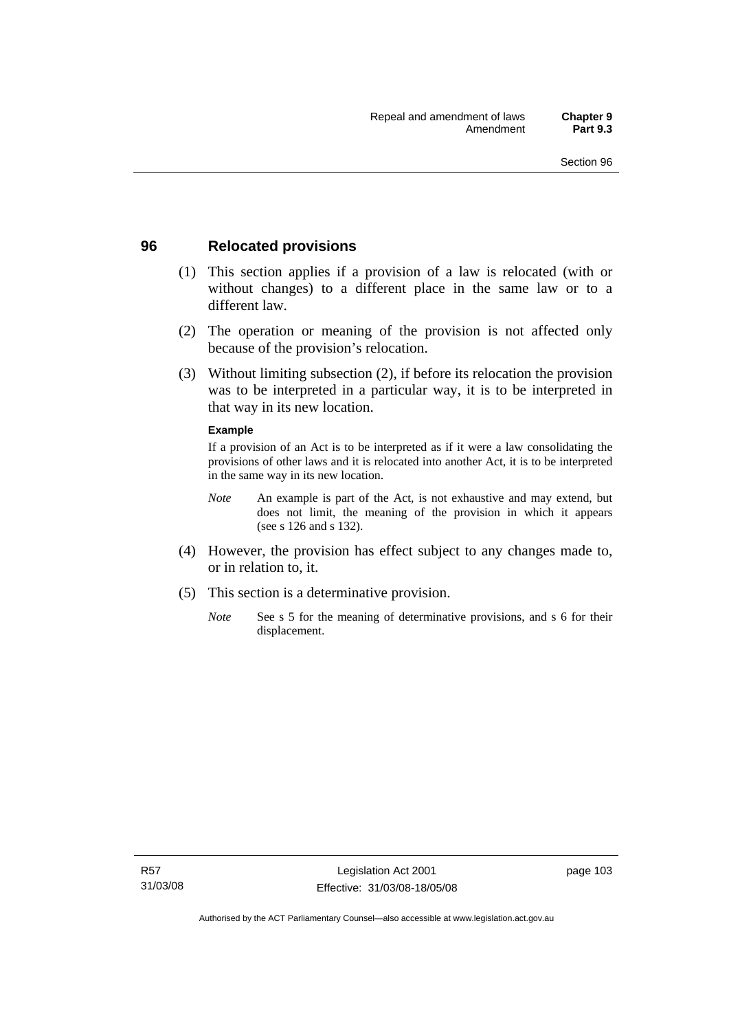## 96 Relocated provisions

(1) This section applies if a provision of a law is relocated (with or without changes) to a different place in the same law or to a different law.

(2) The operation or meaning of the provision is not affected only because of the provision's relocation.

(3) Without limiting subsection (2), if before its relocation the provision was to be interpreted in a particular way, it is to be interpreted in that way in its new location.

**Example**

If a provision of an Act is to be interpreted as if it were a law consolidating the provisions of other laws and it is relocated into another Act, it is to be interpreted in the same way in its new location.

*Note* An example is part of the Act, is not exhaustive and may extend, but does not limit, the meaning of the provision in which it appears (see s 126 and s 132).

(4) However, the provision has effect subject to any changes made to, or in relation to, it.

(5) This section is a determinative provision.

*Note* See s 5 for the meaning of determinative provisions, and s 6 for their displacement.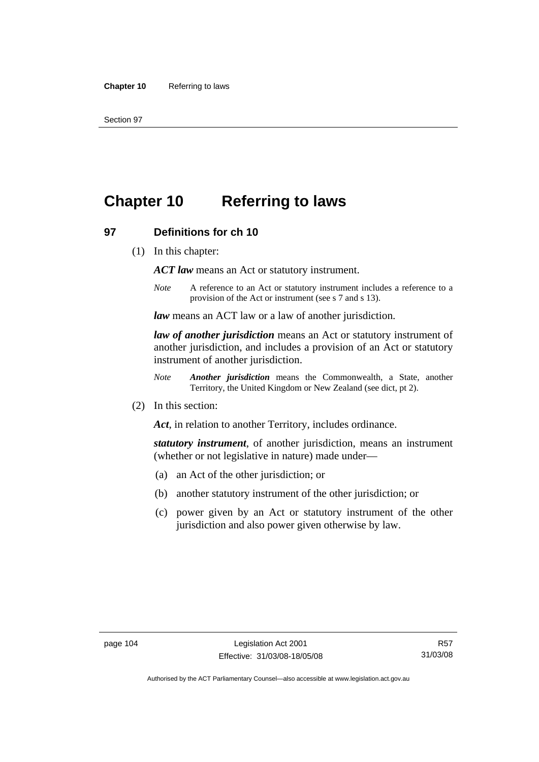# Chapter 10 Referring to laws

## 97 Definitions for ch 10

(1) In this chapter:

***ACT law*** means an Act or statutory instrument.

*Note* A reference to an Act or statutory instrument includes a reference to a provision of the Act or instrument (see s 7 and s 13).

***law*** means an ACT law or a law of another jurisdiction.

***law of another jurisdiction*** means an Act or statutory instrument of another jurisdiction, and includes a provision of an Act or statutory instrument of another jurisdiction.

*Note* ***Another jurisdiction*** means the Commonwealth, a State, another Territory, the United Kingdom or New Zealand (see dict, pt 2).

(2) In this section:

***Act***, in relation to another Territory, includes ordinance.

***statutory instrument***, of another jurisdiction, means an instrument (whether or not legislative in nature) made under—

(a) an Act of the other jurisdiction; or

(b) another statutory instrument of the other jurisdiction; or

(c) power given by an Act or statutory instrument of the other jurisdiction and also power given otherwise by law.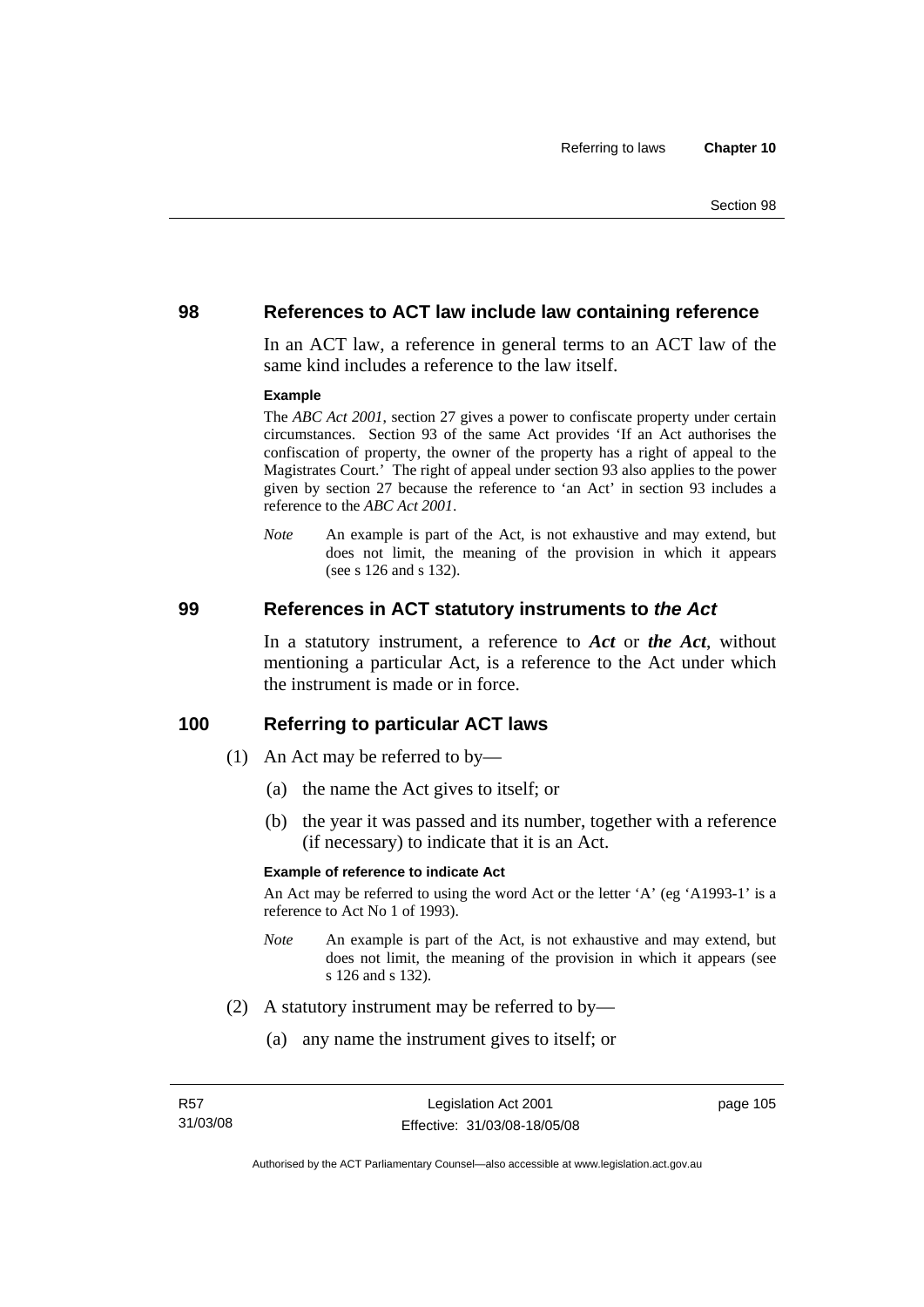## 98 References to ACT law include law containing reference

In an ACT law, a reference in general terms to an ACT law of the same kind includes a reference to the law itself.

**Example**

The *ABC Act 2001*, section 27 gives a power to confiscate property under certain circumstances. Section 93 of the same Act provides 'If an Act authorises the confiscation of property, the owner of the property has a right of appeal to the Magistrates Court.' The right of appeal under section 93 also applies to the power given by section 27 because the reference to 'an Act' in section 93 includes a reference to the *ABC Act 2001*.

*Note* An example is part of the Act, is not exhaustive and may extend, but does not limit, the meaning of the provision in which it appears (see s 126 and s 132).

## 99 References in ACT statutory instruments to *the Act*

In a statutory instrument, a reference to ***Act*** or ***the Act***, without mentioning a particular Act, is a reference to the Act under which the instrument is made or in force.

## 100 Referring to particular ACT laws

(1) An Act may be referred to by—

(a) the name the Act gives to itself; or

(b) the year it was passed and its number, together with a reference (if necessary) to indicate that it is an Act.

**Example of reference to indicate Act**

An Act may be referred to using the word Act or the letter 'A' (eg 'A1993-1' is a reference to Act No 1 of 1993).

*Note* An example is part of the Act, is not exhaustive and may extend, but does not limit, the meaning of the provision in which it appears (see s 126 and s 132).

(2) A statutory instrument may be referred to by—

(a) any name the instrument gives to itself; or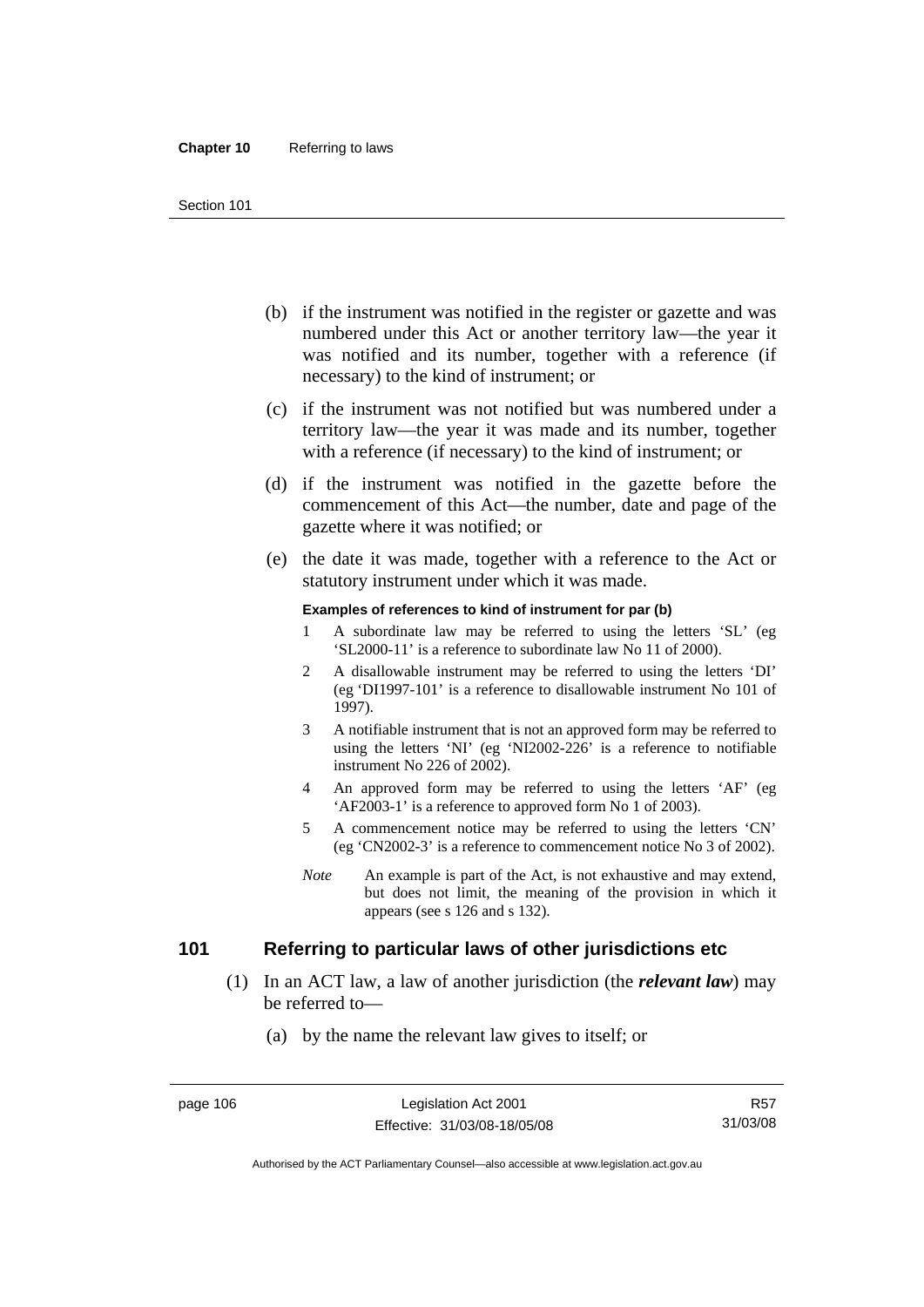(b) if the instrument was notified in the register or gazette and was numbered under this Act or another territory law—the year it was notified and its number, together with a reference (if necessary) to the kind of instrument; or

(c) if the instrument was not notified but was numbered under a territory law—the year it was made and its number, together with a reference (if necessary) to the kind of instrument; or

(d) if the instrument was notified in the gazette before the commencement of this Act—the number, date and page of the gazette where it was notified; or

(e) the date it was made, together with a reference to the Act or statutory instrument under which it was made.

**Examples of references to kind of instrument for par (b)**

1 A subordinate law may be referred to using the letters 'SL' (eg 'SL2000-11' is a reference to subordinate law No 11 of 2000).

2 A disallowable instrument may be referred to using the letters 'DI' (eg 'DI1997-101' is a reference to disallowable instrument No 101 of 1997).

3 A notifiable instrument that is not an approved form may be referred to using the letters 'NI' (eg 'NI2002-226' is a reference to notifiable instrument No 226 of 2002).

4 An approved form may be referred to using the letters 'AF' (eg 'AF2003-1' is a reference to approved form No 1 of 2003).

5 A commencement notice may be referred to using the letters 'CN' (eg 'CN2002-3' is a reference to commencement notice No 3 of 2002).

*Note* An example is part of the Act, is not exhaustive and may extend, but does not limit, the meaning of the provision in which it appears (see s 126 and s 132).

## 101 Referring to particular laws of other jurisdictions etc

(1) In an ACT law, a law of another jurisdiction (the ***relevant law***) may be referred to—

(a) by the name the relevant law gives to itself; or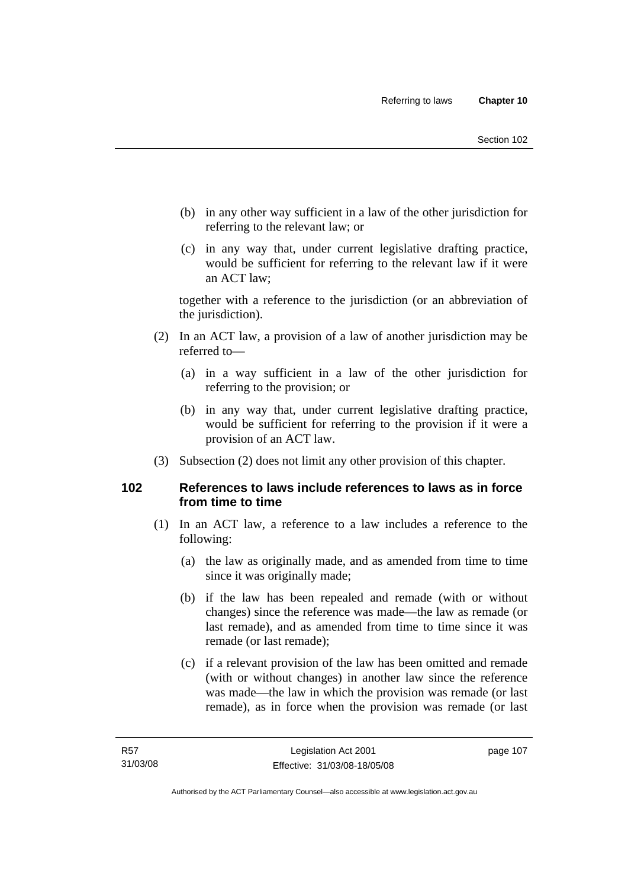(b) in any other way sufficient in a law of the other jurisdiction for referring to the relevant law; or

(c) in any way that, under current legislative drafting practice, would be sufficient for referring to the relevant law if it were an ACT law;

together with a reference to the jurisdiction (or an abbreviation of the jurisdiction).

(2) In an ACT law, a provision of a law of another jurisdiction may be referred to—

(a) in a way sufficient in a law of the other jurisdiction for referring to the provision; or

(b) in any way that, under current legislative drafting practice, would be sufficient for referring to the provision if it were a provision of an ACT law.

(3) Subsection (2) does not limit any other provision of this chapter.

## 102 References to laws include references to laws as in force from time to time

(1) In an ACT law, a reference to a law includes a reference to the following:

(a) the law as originally made, and as amended from time to time since it was originally made;

(b) if the law has been repealed and remade (with or without changes) since the reference was made—the law as remade (or last remade), and as amended from time to time since it was remade (or last remade);

(c) if a relevant provision of the law has been omitted and remade (with or without changes) in another law since the reference was made—the law in which the provision was remade (or last remade), as in force when the provision was remade (or last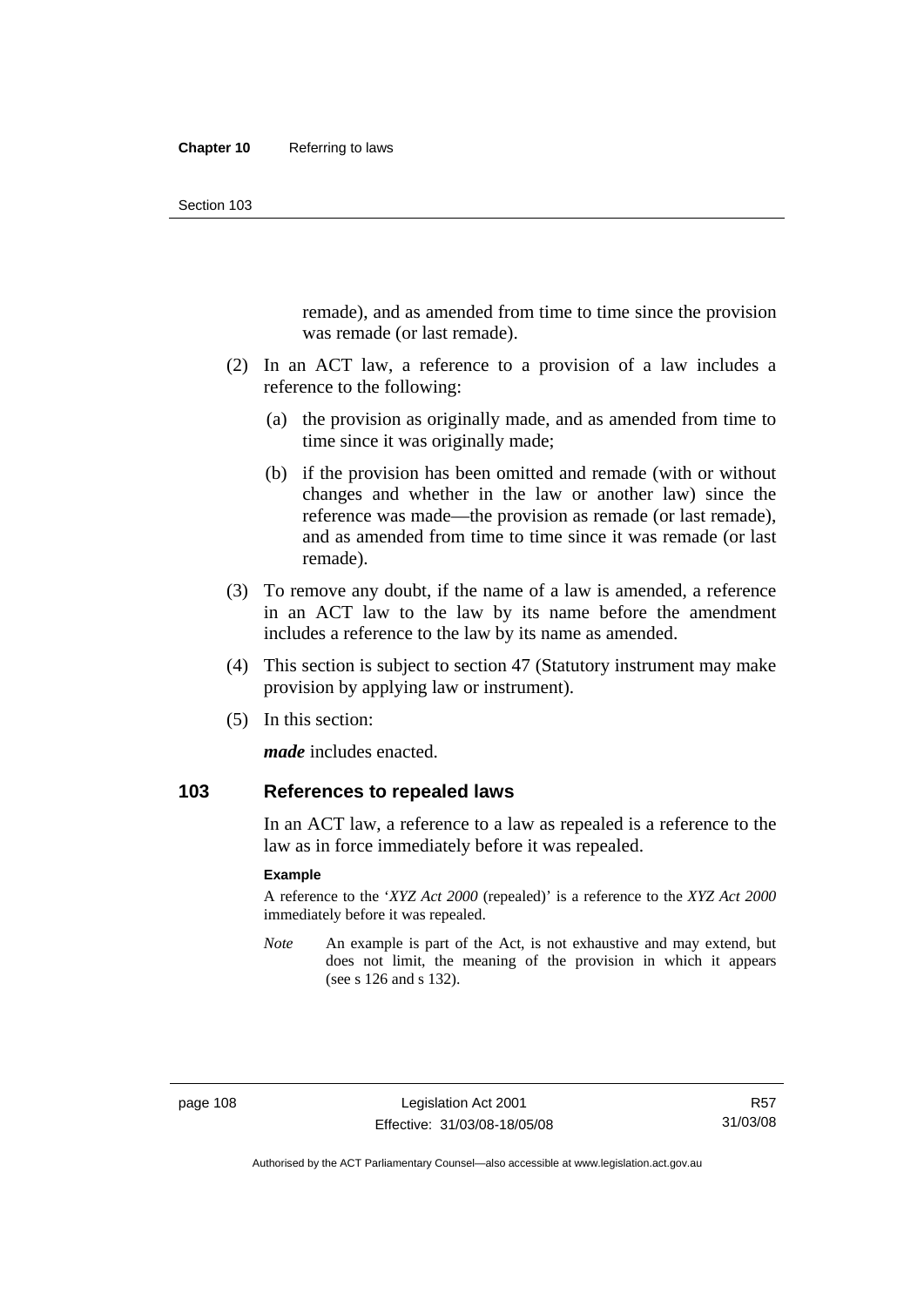remade), and as amended from time to time since the provision was remade (or last remade).

(2) In an ACT law, a reference to a provision of a law includes a reference to the following:

(a) the provision as originally made, and as amended from time to time since it was originally made;

(b) if the provision has been omitted and remade (with or without changes and whether in the law or another law) since the reference was made—the provision as remade (or last remade), and as amended from time to time since it was remade (or last remade).

(3) To remove any doubt, if the name of a law is amended, a reference in an ACT law to the law by its name before the amendment includes a reference to the law by its name as amended.

(4) This section is subject to section 47 (Statutory instrument may make provision by applying law or instrument).

(5) In this section:

***made*** includes enacted.

## 103 References to repealed laws

In an ACT law, a reference to a law as repealed is a reference to the law as in force immediately before it was repealed.

**Example**

A reference to the '*XYZ Act 2000* (repealed)' is a reference to the *XYZ Act 2000* immediately before it was repealed.

*Note* An example is part of the Act, is not exhaustive and may extend, but does not limit, the meaning of the provision in which it appears (see s 126 and s 132).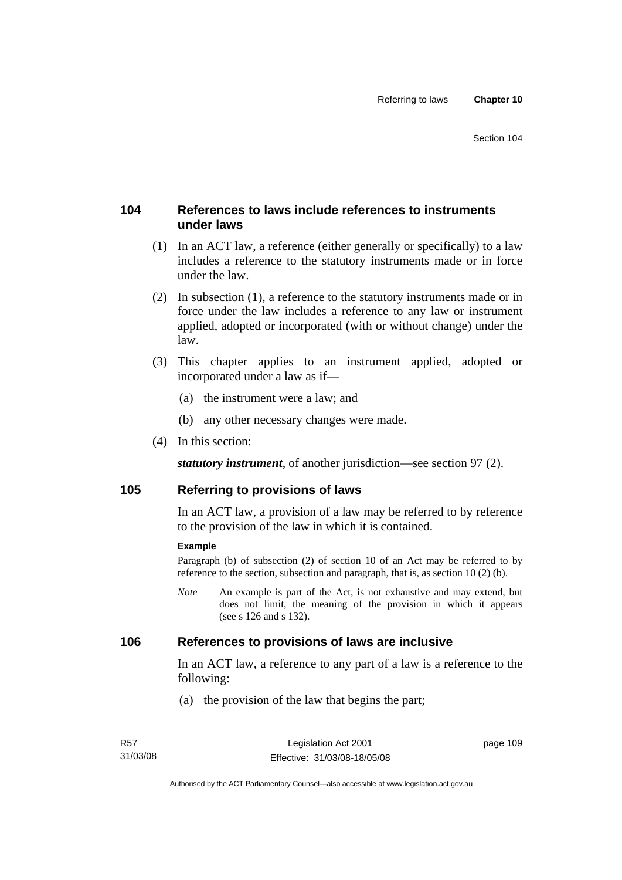## 104 References to laws include references to instruments under laws

(1) In an ACT law, a reference (either generally or specifically) to a law includes a reference to the statutory instruments made or in force under the law.

(2) In subsection (1), a reference to the statutory instruments made or in force under the law includes a reference to any law or instrument applied, adopted or incorporated (with or without change) under the law.

(3) This chapter applies to an instrument applied, adopted or incorporated under a law as if—

(a) the instrument were a law; and

(b) any other necessary changes were made.

(4) In this section:

***statutory instrument***, of another jurisdiction—see section 97 (2).

## 105 Referring to provisions of laws

In an ACT law, a provision of a law may be referred to by reference to the provision of the law in which it is contained.

**Example**

Paragraph (b) of subsection (2) of section 10 of an Act may be referred to by reference to the section, subsection and paragraph, that is, as section 10 (2) (b).

*Note* An example is part of the Act, is not exhaustive and may extend, but does not limit, the meaning of the provision in which it appears (see s 126 and s 132).

## 106 References to provisions of laws are inclusive

In an ACT law, a reference to any part of a law is a reference to the following:

(a) the provision of the law that begins the part;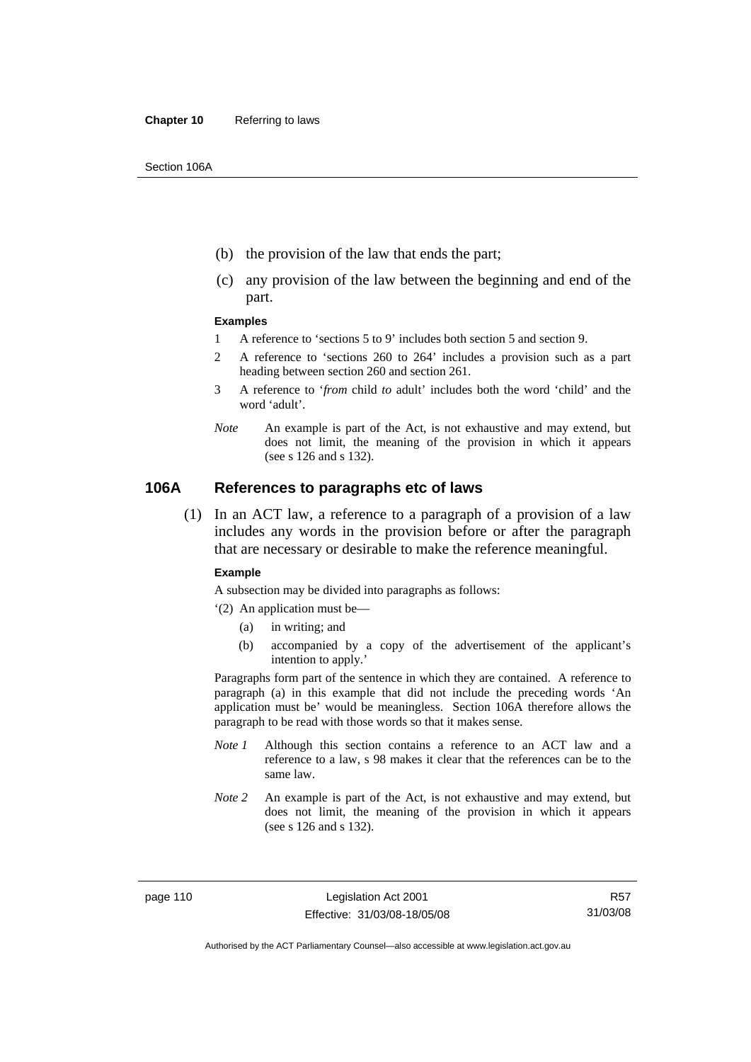(b) the provision of the law that ends the part;

(c) any provision of the law between the beginning and end of the part.

**Examples**

1 A reference to 'sections 5 to 9' includes both section 5 and section 9.

2 A reference to 'sections 260 to 264' includes a provision such as a part heading between section 260 and section 261.

3 A reference to '*from* child *to* adult' includes both the word 'child' and the word 'adult'.

*Note* An example is part of the Act, is not exhaustive and may extend, but does not limit, the meaning of the provision in which it appears (see s 126 and s 132).

## 106A References to paragraphs etc of laws

(1) In an ACT law, a reference to a paragraph of a provision of a law includes any words in the provision before or after the paragraph that are necessary or desirable to make the reference meaningful.

**Example**

A subsection may be divided into paragraphs as follows:

'(2) An application must be—

(a) in writing; and

(b) accompanied by a copy of the advertisement of the applicant's intention to apply.'

Paragraphs form part of the sentence in which they are contained. A reference to paragraph (a) in this example that did not include the preceding words 'An application must be' would be meaningless. Section 106A therefore allows the paragraph to be read with those words so that it makes sense.

*Note 1* Although this section contains a reference to an ACT law and a reference to a law, s 98 makes it clear that the references can be to the same law.

*Note 2* An example is part of the Act, is not exhaustive and may extend, but does not limit, the meaning of the provision in which it appears (see s 126 and s 132).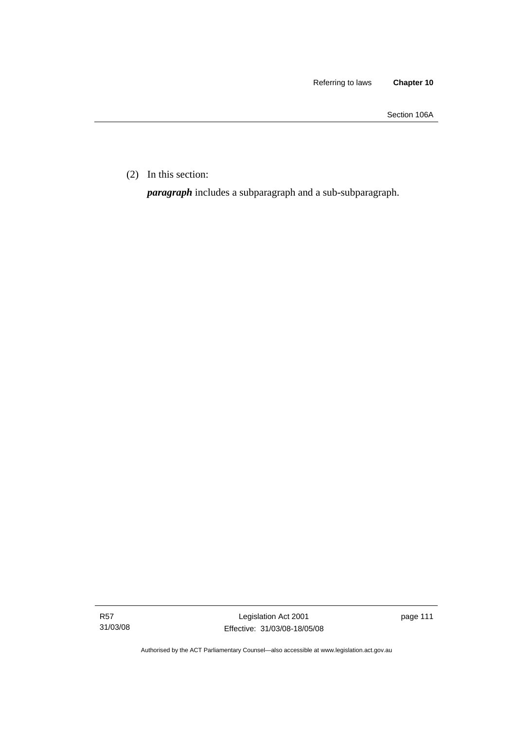(2) In this section:

***paragraph*** includes a subparagraph and a sub-subparagraph.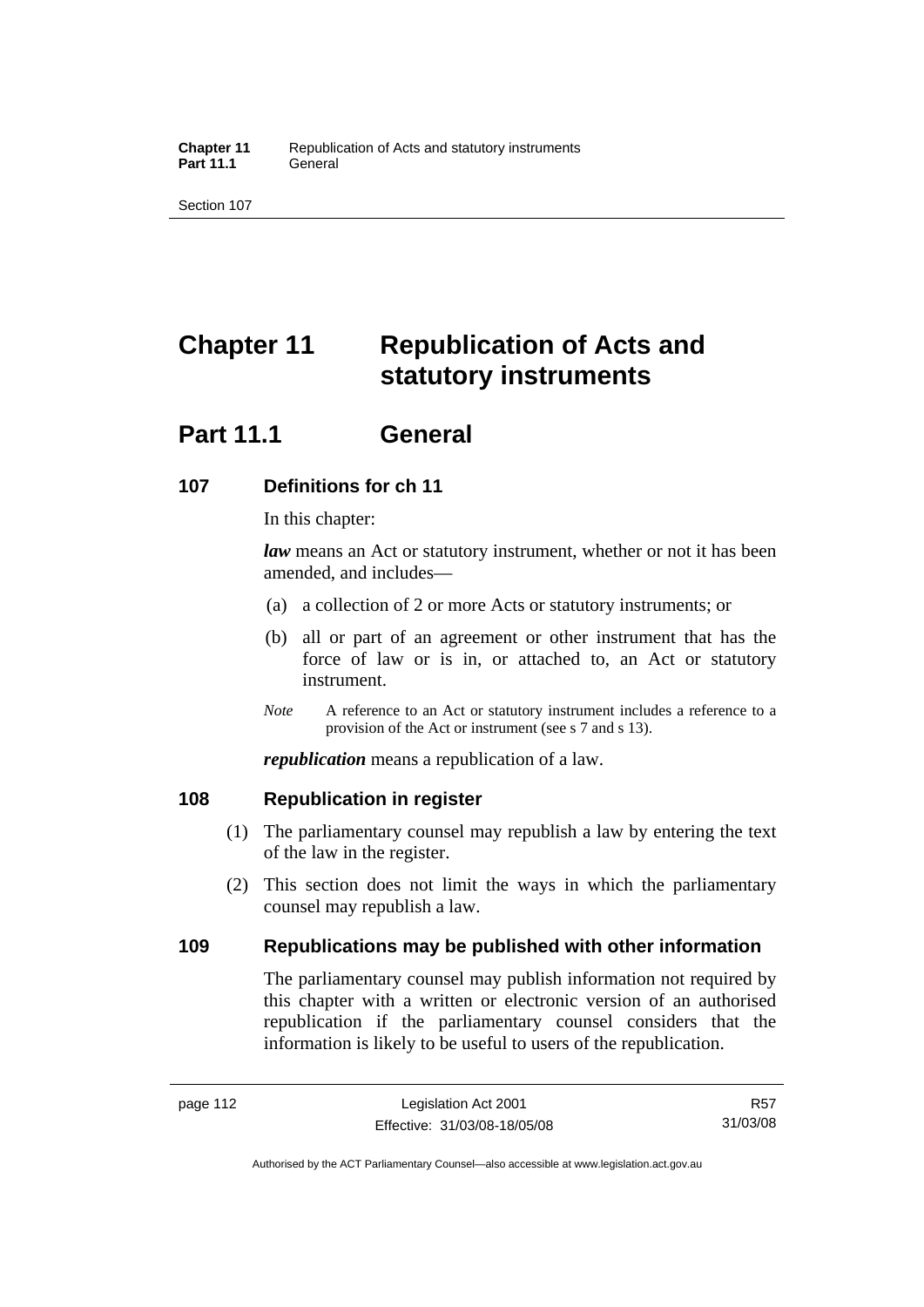# Chapter 11 Republication of Acts and statutory instruments

## Part 11.1 General

### 107 Definitions for ch 11

In this chapter:

***law*** means an Act or statutory instrument, whether or not it has been amended, and includes—

(a) a collection of 2 or more Acts or statutory instruments; or

(b) all or part of an agreement or other instrument that has the force of law or is in, or attached to, an Act or statutory instrument.

*Note* A reference to an Act or statutory instrument includes a reference to a provision of the Act or instrument (see s 7 and s 13).

***republication*** means a republication of a law.

### 108 Republication in register

(1) The parliamentary counsel may republish a law by entering the text of the law in the register.

(2) This section does not limit the ways in which the parliamentary counsel may republish a law.

### 109 Republications may be published with other information

The parliamentary counsel may publish information not required by this chapter with a written or electronic version of an authorised republication if the parliamentary counsel considers that the information is likely to be useful to users of the republication.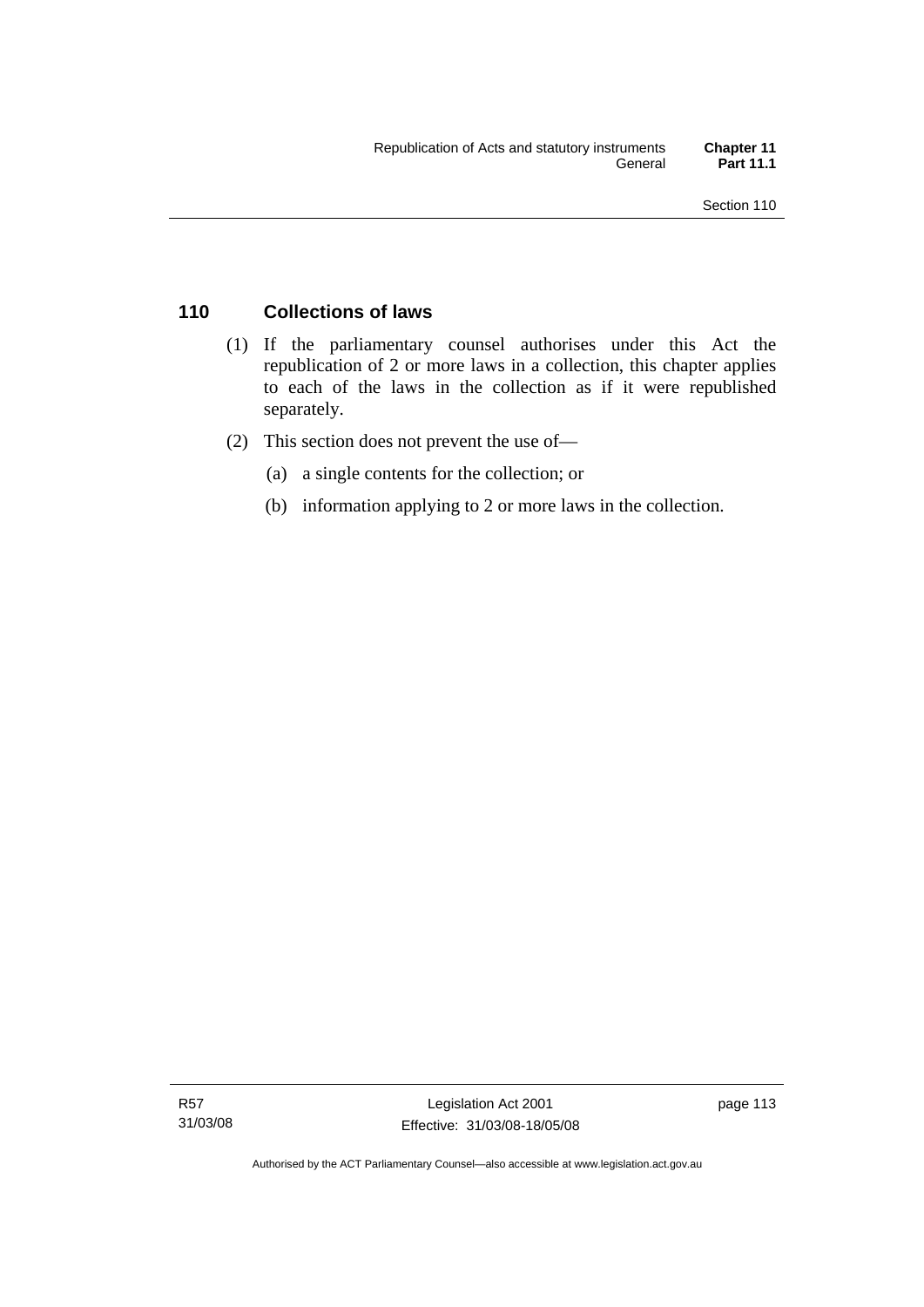## 110 Collections of laws

(1) If the parliamentary counsel authorises under this Act the republication of 2 or more laws in a collection, this chapter applies to each of the laws in the collection as if it were republished separately.

(2) This section does not prevent the use of—

(a) a single contents for the collection; or

(b) information applying to 2 or more laws in the collection.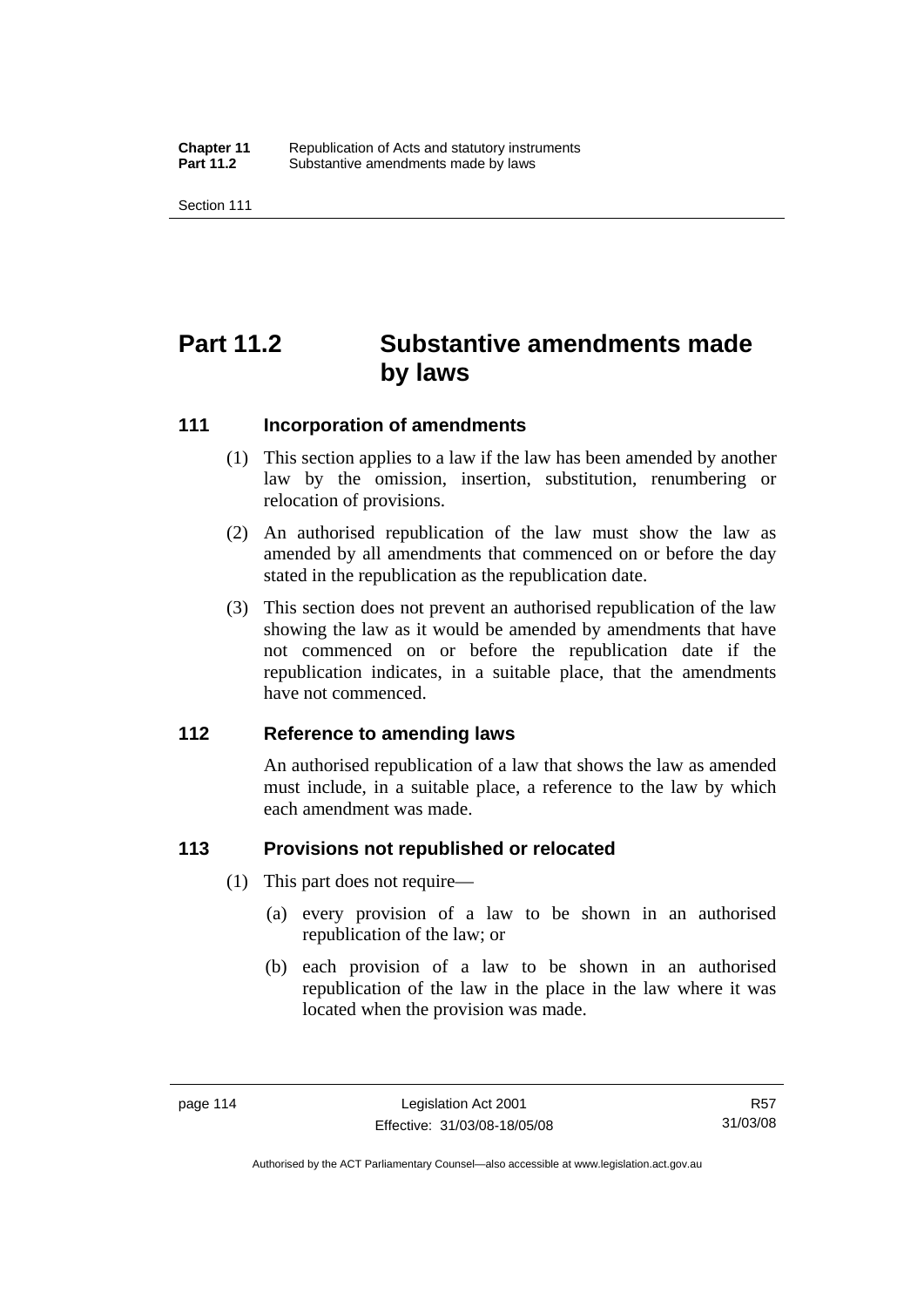# Part 11.2 Substantive amendments made by laws

## 111 Incorporation of amendments

(1) This section applies to a law if the law has been amended by another law by the omission, insertion, substitution, renumbering or relocation of provisions.

(2) An authorised republication of the law must show the law as amended by all amendments that commenced on or before the day stated in the republication as the republication date.

(3) This section does not prevent an authorised republication of the law showing the law as it would be amended by amendments that have not commenced on or before the republication date if the republication indicates, in a suitable place, that the amendments have not commenced.

## 112 Reference to amending laws

An authorised republication of a law that shows the law as amended must include, in a suitable place, a reference to the law by which each amendment was made.

## 113 Provisions not republished or relocated

(1) This part does not require—

(a) every provision of a law to be shown in an authorised republication of the law; or

(b) each provision of a law to be shown in an authorised republication of the law in the place in the law where it was located when the provision was made.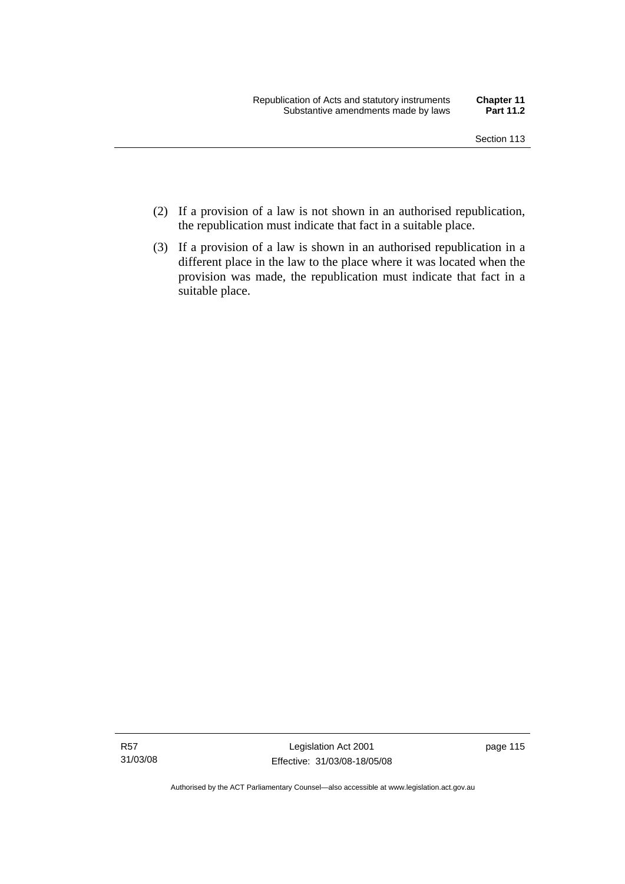(2) If a provision of a law is not shown in an authorised republication, the republication must indicate that fact in a suitable place.

(3) If a provision of a law is shown in an authorised republication in a different place in the law to the place where it was located when the provision was made, the republication must indicate that fact in a suitable place.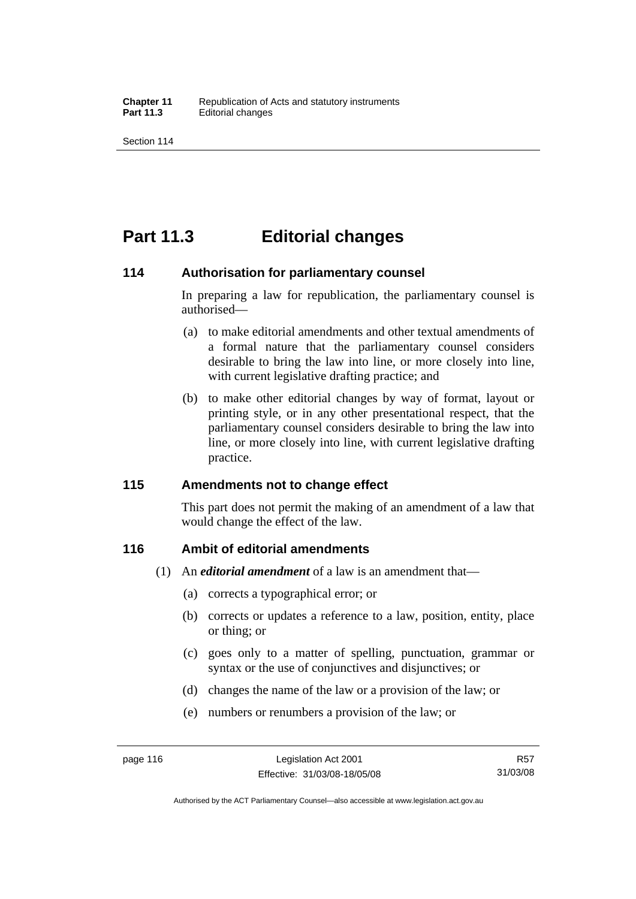# Part 11.3 Editorial changes

## 114 Authorisation for parliamentary counsel

In preparing a law for republication, the parliamentary counsel is authorised—

(a) to make editorial amendments and other textual amendments of a formal nature that the parliamentary counsel considers desirable to bring the law into line, or more closely into line, with current legislative drafting practice; and

(b) to make other editorial changes by way of format, layout or printing style, or in any other presentational respect, that the parliamentary counsel considers desirable to bring the law into line, or more closely into line, with current legislative drafting practice.

## 115 Amendments not to change effect

This part does not permit the making of an amendment of a law that would change the effect of the law.

## 116 Ambit of editorial amendments

(1) An ***editorial amendment*** of a law is an amendment that—

(a) corrects a typographical error; or

(b) corrects or updates a reference to a law, position, entity, place or thing; or

(c) goes only to a matter of spelling, punctuation, grammar or syntax or the use of conjunctives and disjunctives; or

(d) changes the name of the law or a provision of the law; or

(e) numbers or renumbers a provision of the law; or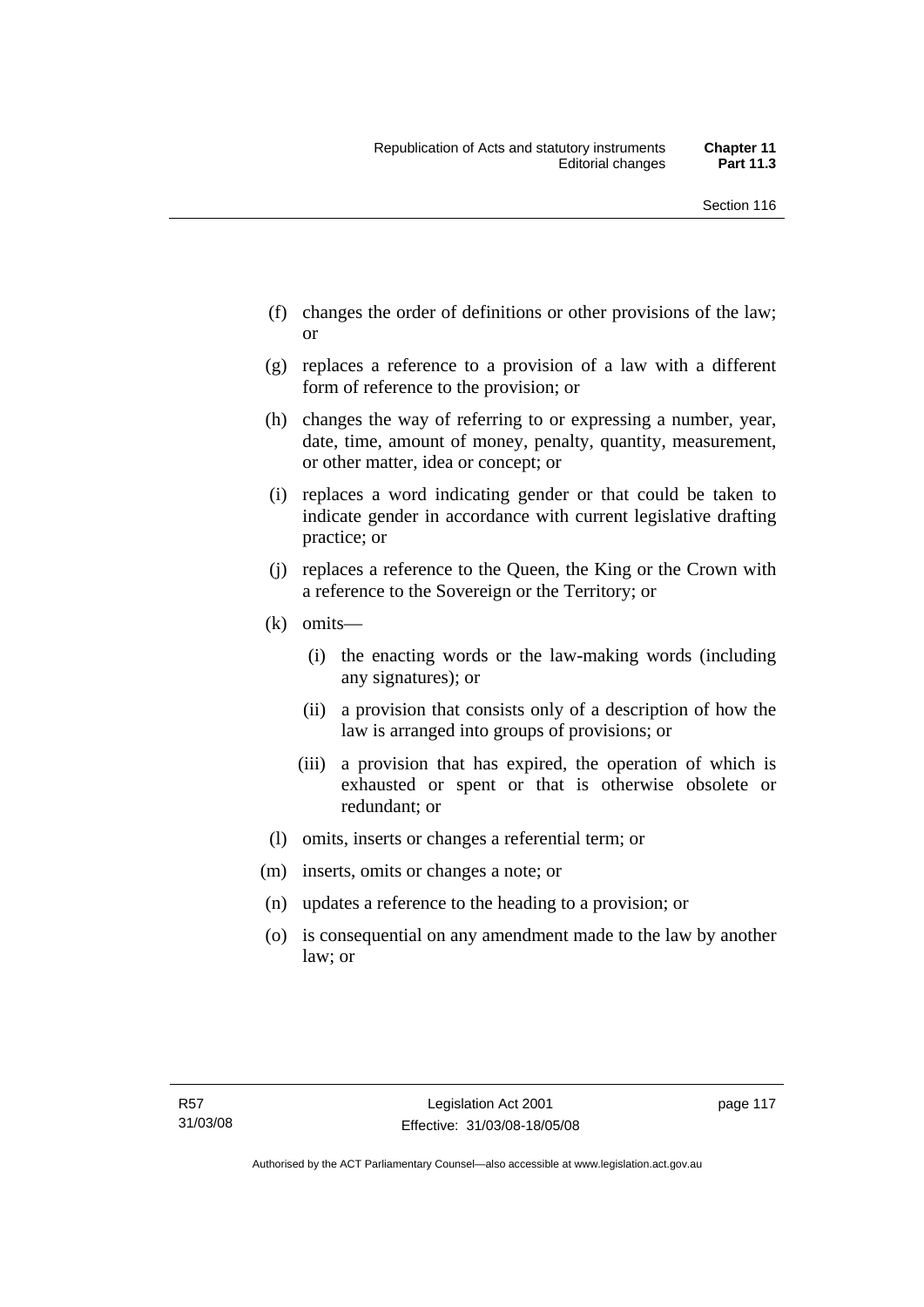(f) changes the order of definitions or other provisions of the law; or

(g) replaces a reference to a provision of a law with a different form of reference to the provision; or

(h) changes the way of referring to or expressing a number, year, date, time, amount of money, penalty, quantity, measurement, or other matter, idea or concept; or

(i) replaces a word indicating gender or that could be taken to indicate gender in accordance with current legislative drafting practice; or

(j) replaces a reference to the Queen, the King or the Crown with a reference to the Sovereign or the Territory; or

(k) omits—

  (i) the enacting words or the law-making words (including any signatures); or

  (ii) a provision that consists only of a description of how the law is arranged into groups of provisions; or

  (iii) a provision that has expired, the operation of which is exhausted or spent or that is otherwise obsolete or redundant; or

(l) omits, inserts or changes a referential term; or

(m) inserts, omits or changes a note; or

(n) updates a reference to the heading to a provision; or

(o) is consequential on any amendment made to the law by another law; or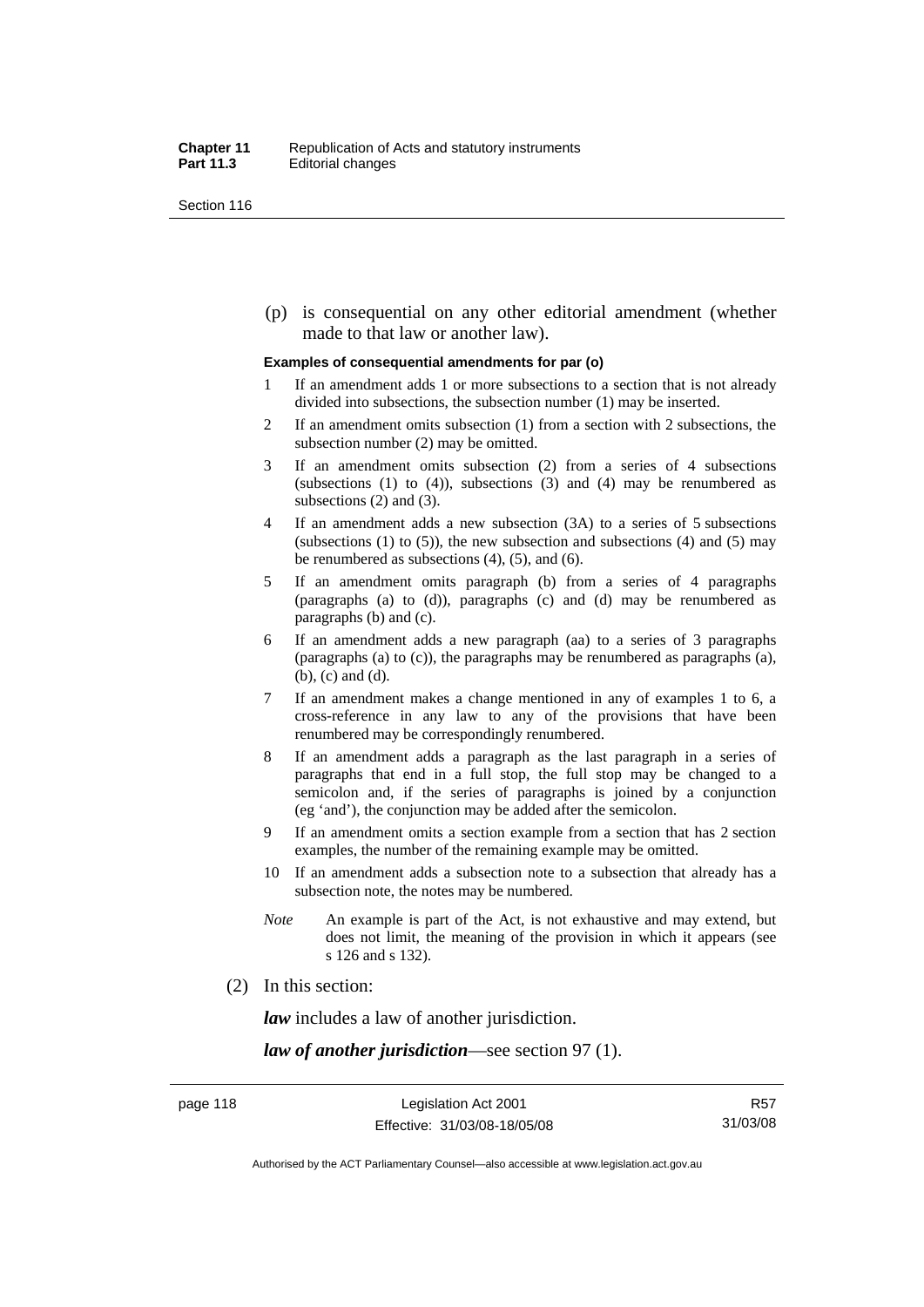(p) is consequential on any other editorial amendment (whether made to that law or another law).

**Examples of consequential amendments for par (o)**

1 If an amendment adds 1 or more subsections to a section that is not already divided into subsections, the subsection number (1) may be inserted.

2 If an amendment omits subsection (1) from a section with 2 subsections, the subsection number (2) may be omitted.

3 If an amendment omits subsection (2) from a series of 4 subsections (subsections (1) to (4)), subsections (3) and (4) may be renumbered as subsections (2) and (3).

4 If an amendment adds a new subsection (3A) to a series of 5 subsections (subsections (1) to (5)), the new subsection and subsections (4) and (5) may be renumbered as subsections (4), (5), and (6).

5 If an amendment omits paragraph (b) from a series of 4 paragraphs (paragraphs (a) to (d)), paragraphs (c) and (d) may be renumbered as paragraphs (b) and (c).

6 If an amendment adds a new paragraph (aa) to a series of 3 paragraphs (paragraphs (a) to (c)), the paragraphs may be renumbered as paragraphs (a), (b), (c) and (d).

7 If an amendment makes a change mentioned in any of examples 1 to 6, a cross-reference in any law to any of the provisions that have been renumbered may be correspondingly renumbered.

8 If an amendment adds a paragraph as the last paragraph in a series of paragraphs that end in a full stop, the full stop may be changed to a semicolon and, if the series of paragraphs is joined by a conjunction (eg 'and'), the conjunction may be added after the semicolon.

9 If an amendment omits a section example from a section that has 2 section examples, the number of the remaining example may be omitted.

10 If an amendment adds a subsection note to a subsection that already has a subsection note, the notes may be numbered.

*Note* An example is part of the Act, is not exhaustive and may extend, but does not limit, the meaning of the provision in which it appears (see s 126 and s 132).

(2) In this section:

***law*** includes a law of another jurisdiction.

***law of another jurisdiction***—see section 97 (1).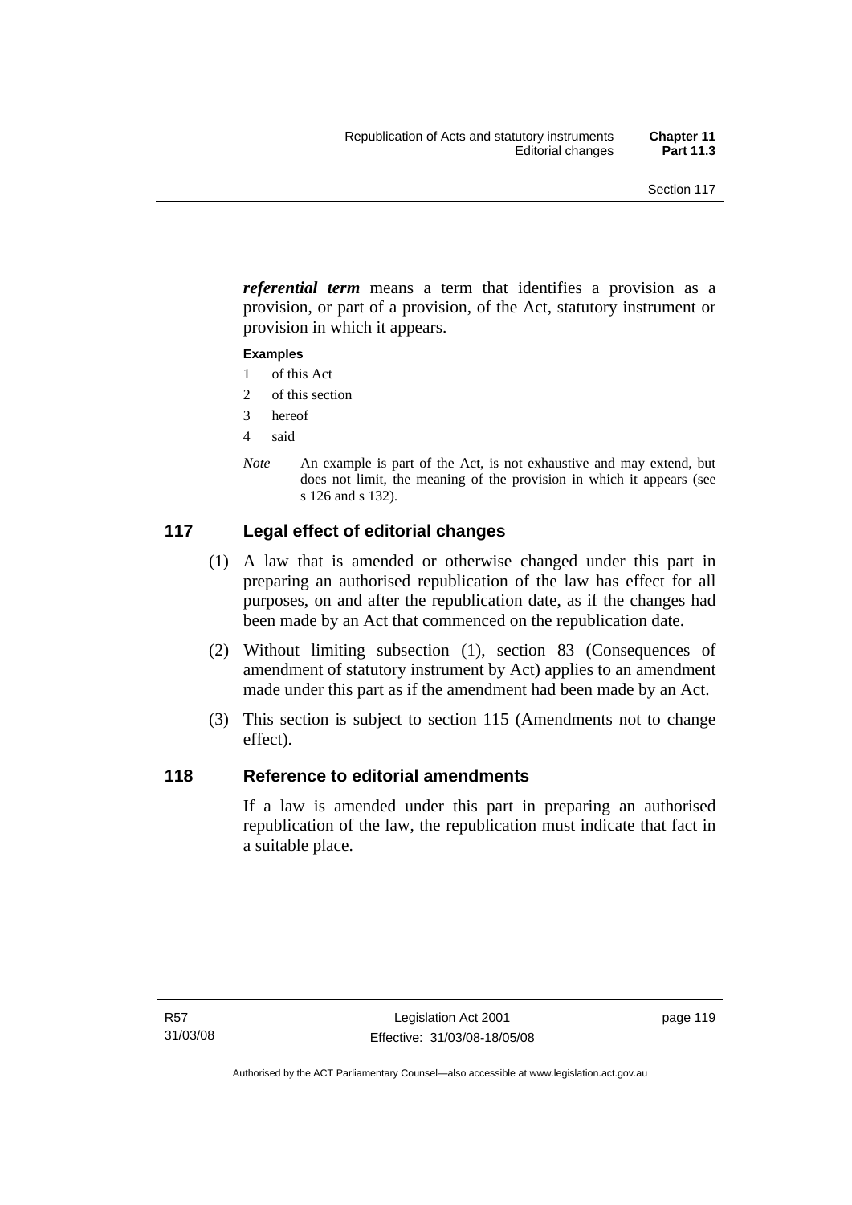***referential term*** means a term that identifies a provision as a provision, or part of a provision, of the Act, statutory instrument or provision in which it appears.

**Examples**

1 of this Act
2 of this section
3 hereof
4 said

*Note* An example is part of the Act, is not exhaustive and may extend, but does not limit, the meaning of the provision in which it appears (see s 126 and s 132).

## 117 Legal effect of editorial changes

(1) A law that is amended or otherwise changed under this part in preparing an authorised republication of the law has effect for all purposes, on and after the republication date, as if the changes had been made by an Act that commenced on the republication date.

(2) Without limiting subsection (1), section 83 (Consequences of amendment of statutory instrument by Act) applies to an amendment made under this part as if the amendment had been made by an Act.

(3) This section is subject to section 115 (Amendments not to change effect).

## 118 Reference to editorial amendments

If a law is amended under this part in preparing an authorised republication of the law, the republication must indicate that fact in a suitable place.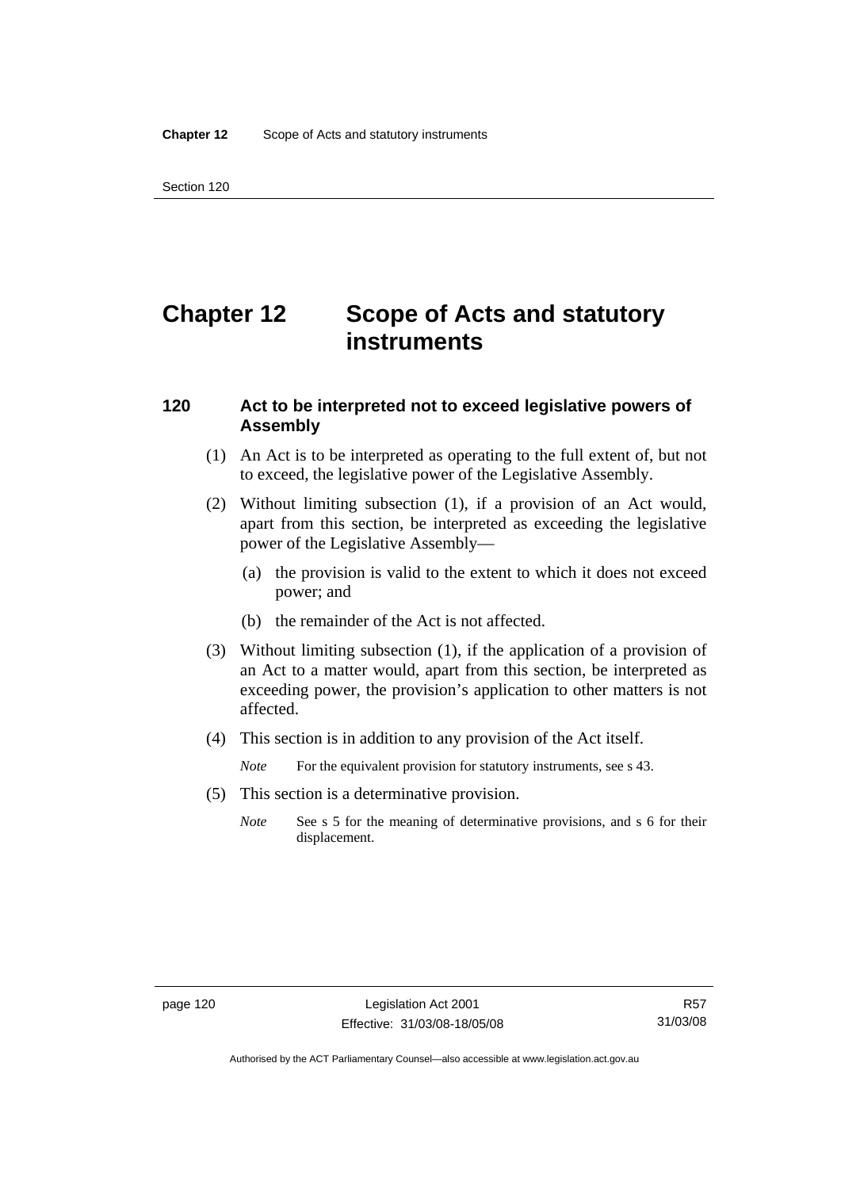# Chapter 12 Scope of Acts and statutory instruments

## 120 Act to be interpreted not to exceed legislative powers of Assembly

(1) An Act is to be interpreted as operating to the full extent of, but not to exceed, the legislative power of the Legislative Assembly.

(2) Without limiting subsection (1), if a provision of an Act would, apart from this section, be interpreted as exceeding the legislative power of the Legislative Assembly—

(a) the provision is valid to the extent to which it does not exceed power; and

(b) the remainder of the Act is not affected.

(3) Without limiting subsection (1), if the application of a provision of an Act to a matter would, apart from this section, be interpreted as exceeding power, the provision's application to other matters is not affected.

(4) This section is in addition to any provision of the Act itself.

*Note* For the equivalent provision for statutory instruments, see s 43.

(5) This section is a determinative provision.

*Note* See s 5 for the meaning of determinative provisions, and s 6 for their displacement.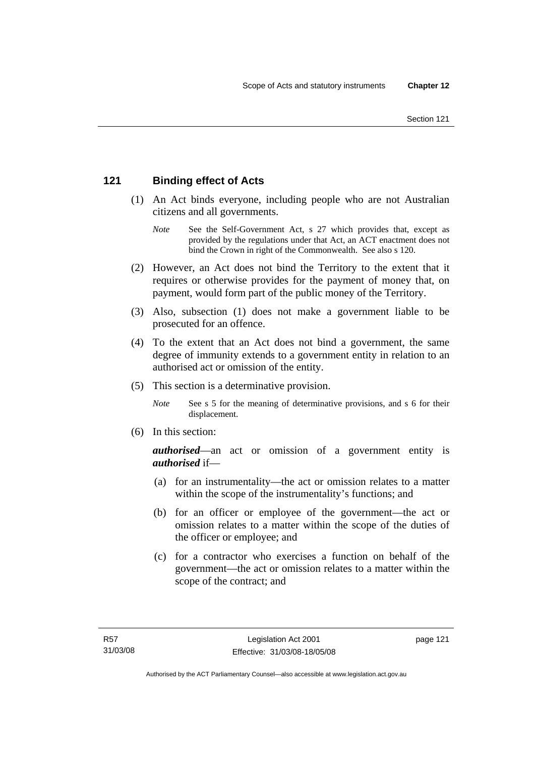## 121 Binding effect of Acts

(1) An Act binds everyone, including people who are not Australian citizens and all governments.

*Note* See the Self-Government Act, s 27 which provides that, except as provided by the regulations under that Act, an ACT enactment does not bind the Crown in right of the Commonwealth. See also s 120.

(2) However, an Act does not bind the Territory to the extent that it requires or otherwise provides for the payment of money that, on payment, would form part of the public money of the Territory.

(3) Also, subsection (1) does not make a government liable to be prosecuted for an offence.

(4) To the extent that an Act does not bind a government, the same degree of immunity extends to a government entity in relation to an authorised act or omission of the entity.

(5) This section is a determinative provision.

*Note* See s 5 for the meaning of determinative provisions, and s 6 for their displacement.

(6) In this section:

***authorised***—an act or omission of a government entity is ***authorised*** if—

(a) for an instrumentality—the act or omission relates to a matter within the scope of the instrumentality's functions; and

(b) for an officer or employee of the government—the act or omission relates to a matter within the scope of the duties of the officer or employee; and

(c) for a contractor who exercises a function on behalf of the government—the act or omission relates to a matter within the scope of the contract; and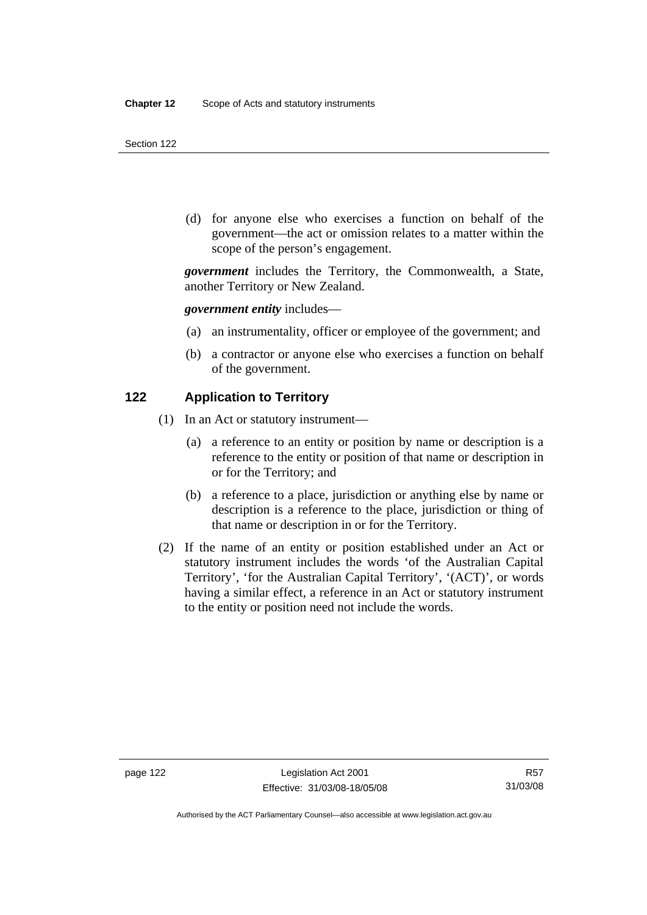(d) for anyone else who exercises a function on behalf of the government—the act or omission relates to a matter within the scope of the person's engagement.

***government*** includes the Territory, the Commonwealth, a State, another Territory or New Zealand.

***government entity*** includes—

(a) an instrumentality, officer or employee of the government; and

(b) a contractor or anyone else who exercises a function on behalf of the government.

## 122 Application to Territory

(1) In an Act or statutory instrument—

(a) a reference to an entity or position by name or description is a reference to the entity or position of that name or description in or for the Territory; and

(b) a reference to a place, jurisdiction or anything else by name or description is a reference to the place, jurisdiction or thing of that name or description in or for the Territory.

(2) If the name of an entity or position established under an Act or statutory instrument includes the words 'of the Australian Capital Territory', 'for the Australian Capital Territory', '(ACT)', or words having a similar effect, a reference in an Act or statutory instrument to the entity or position need not include the words.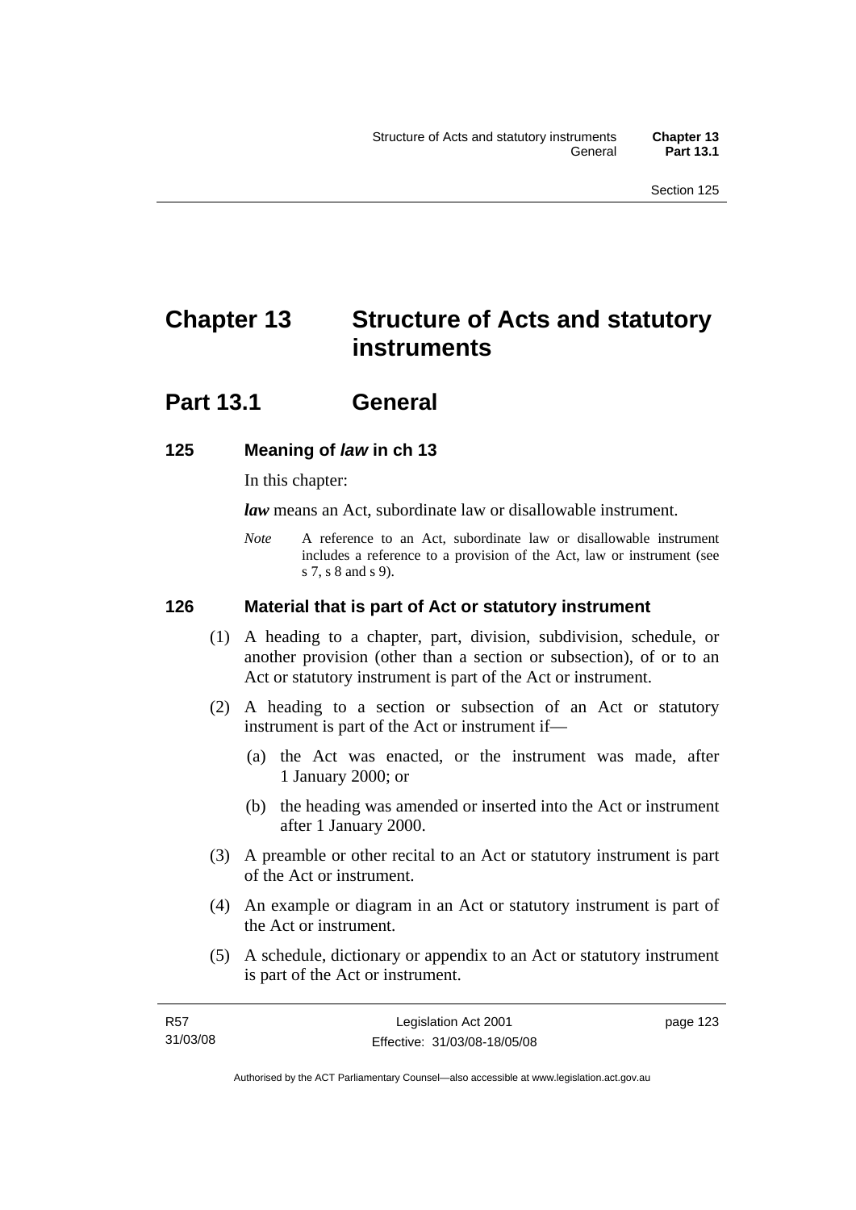# Chapter 13 Structure of Acts and statutory instruments

## Part 13.1 General

### 125 Meaning of *law* in ch 13

In this chapter:

***law*** means an Act, subordinate law or disallowable instrument.

*Note* A reference to an Act, subordinate law or disallowable instrument includes a reference to a provision of the Act, law or instrument (see s 7, s 8 and s 9).

### 126 Material that is part of Act or statutory instrument

(1) A heading to a chapter, part, division, subdivision, schedule, or another provision (other than a section or subsection), of or to an Act or statutory instrument is part of the Act or instrument.

(2) A heading to a section or subsection of an Act or statutory instrument is part of the Act or instrument if—

(a) the Act was enacted, or the instrument was made, after 1 January 2000; or

(b) the heading was amended or inserted into the Act or instrument after 1 January 2000.

(3) A preamble or other recital to an Act or statutory instrument is part of the Act or instrument.

(4) An example or diagram in an Act or statutory instrument is part of the Act or instrument.

(5) A schedule, dictionary or appendix to an Act or statutory instrument is part of the Act or instrument.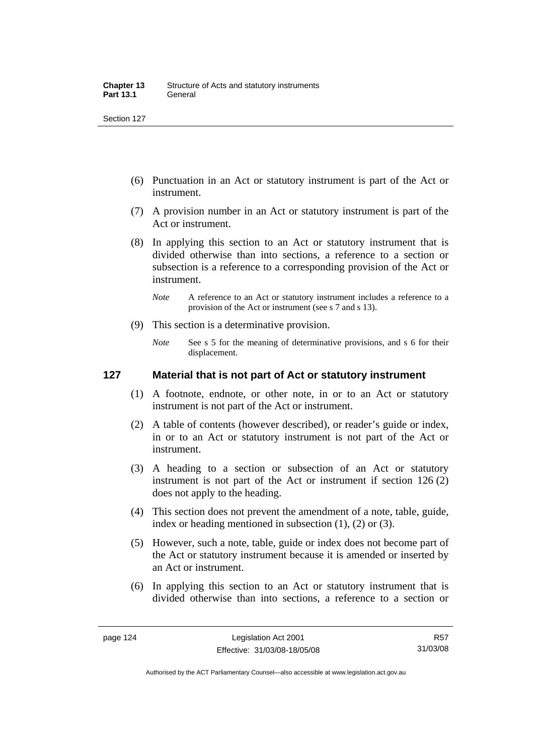(6) Punctuation in an Act or statutory instrument is part of the Act or instrument.

(7) A provision number in an Act or statutory instrument is part of the Act or instrument.

(8) In applying this section to an Act or statutory instrument that is divided otherwise than into sections, a reference to a section or subsection is a reference to a corresponding provision of the Act or instrument.

*Note* A reference to an Act or statutory instrument includes a reference to a provision of the Act or instrument (see s 7 and s 13).

(9) This section is a determinative provision.

*Note* See s 5 for the meaning of determinative provisions, and s 6 for their displacement.

## 127 Material that is not part of Act or statutory instrument

(1) A footnote, endnote, or other note, in or to an Act or statutory instrument is not part of the Act or instrument.

(2) A table of contents (however described), or reader's guide or index, in or to an Act or statutory instrument is not part of the Act or instrument.

(3) A heading to a section or subsection of an Act or statutory instrument is not part of the Act or instrument if section 126 (2) does not apply to the heading.

(4) This section does not prevent the amendment of a note, table, guide, index or heading mentioned in subsection (1), (2) or (3).

(5) However, such a note, table, guide or index does not become part of the Act or statutory instrument because it is amended or inserted by an Act or instrument.

(6) In applying this section to an Act or statutory instrument that is divided otherwise than into sections, a reference to a section or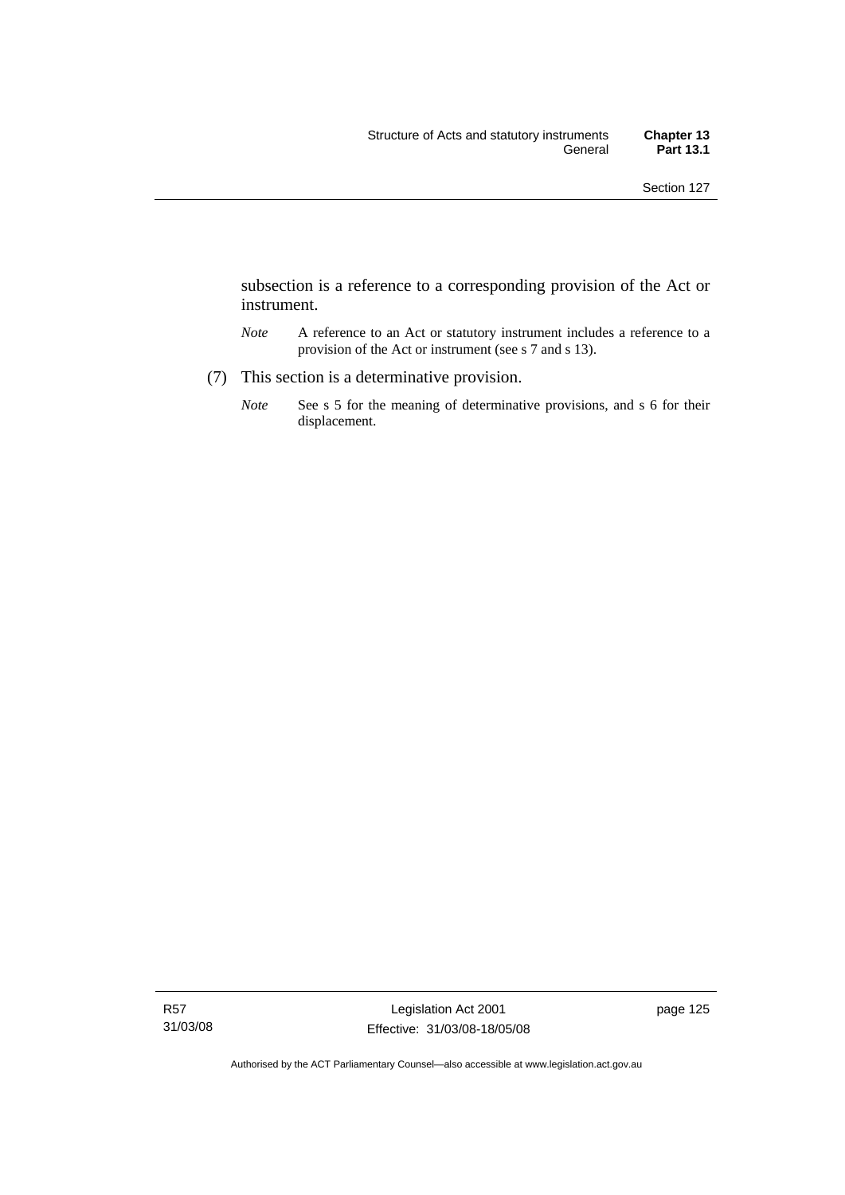subsection is a reference to a corresponding provision of the Act or instrument.

*Note* A reference to an Act or statutory instrument includes a reference to a provision of the Act or instrument (see s 7 and s 13).

(7) This section is a determinative provision.

*Note* See s 5 for the meaning of determinative provisions, and s 6 for their displacement.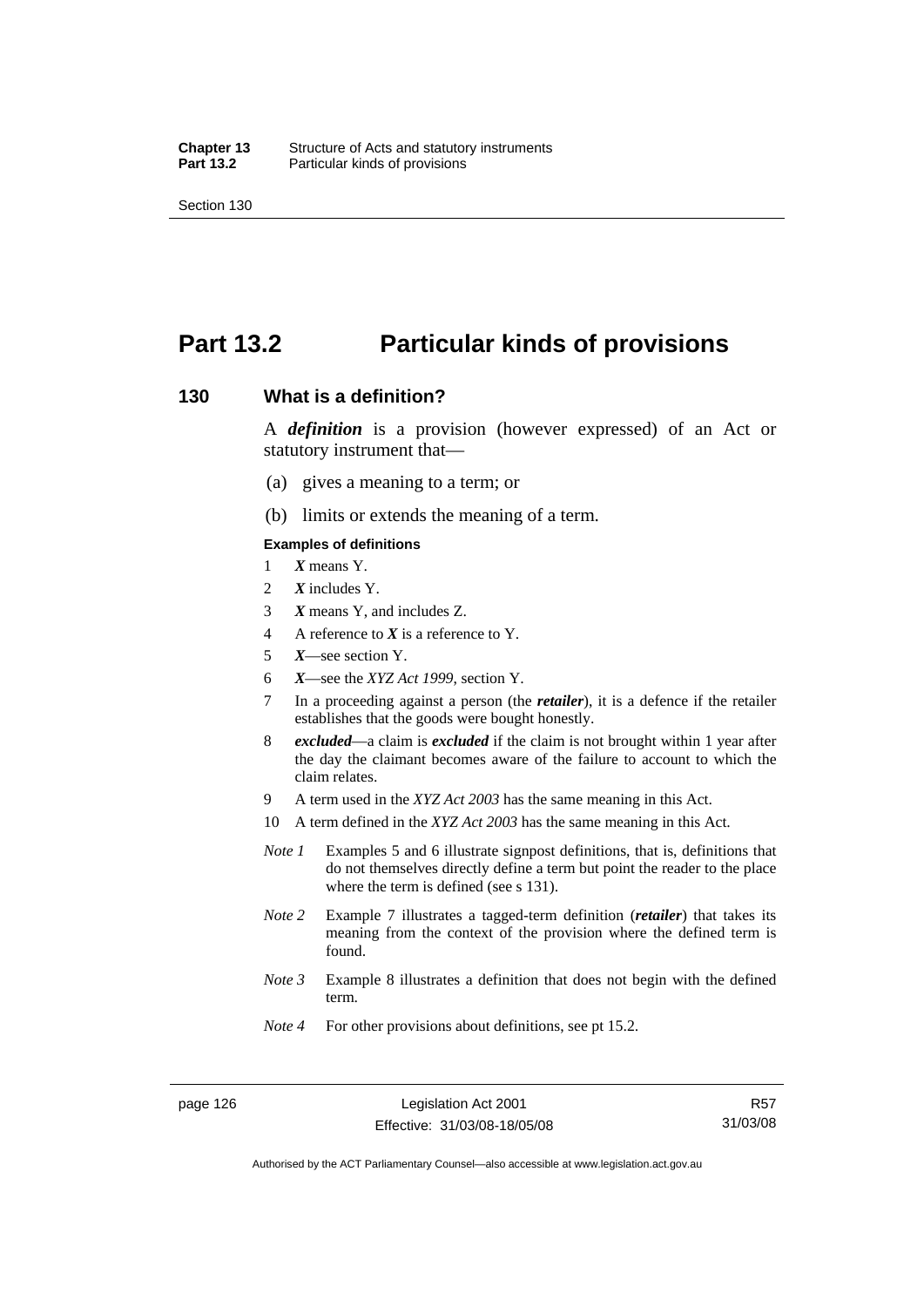# Part 13.2 Particular kinds of provisions

## 130 What is a definition?

A ***definition*** is a provision (however expressed) of an Act or statutory instrument that—

(a) gives a meaning to a term; or

(b) limits or extends the meaning of a term.

**Examples of definitions**

1 ***X*** means Y.

2 ***X*** includes Y.

3 ***X*** means Y, and includes Z.

4 A reference to ***X*** is a reference to Y.

5 ***X***—see section Y.

6 ***X***—see the *XYZ Act 1999*, section Y.

7 In a proceeding against a person (the ***retailer***), it is a defence if the retailer establishes that the goods were bought honestly.

8 ***excluded***—a claim is ***excluded*** if the claim is not brought within 1 year after the day the claimant becomes aware of the failure to account to which the claim relates.

9 A term used in the *XYZ Act 2003* has the same meaning in this Act.

10 A term defined in the *XYZ Act 2003* has the same meaning in this Act.

*Note 1* Examples 5 and 6 illustrate signpost definitions, that is, definitions that do not themselves directly define a term but point the reader to the place where the term is defined (see s 131).

*Note 2* Example 7 illustrates a tagged-term definition (***retailer***) that takes its meaning from the context of the provision where the defined term is found.

*Note 3* Example 8 illustrates a definition that does not begin with the defined term.

*Note 4* For other provisions about definitions, see pt 15.2.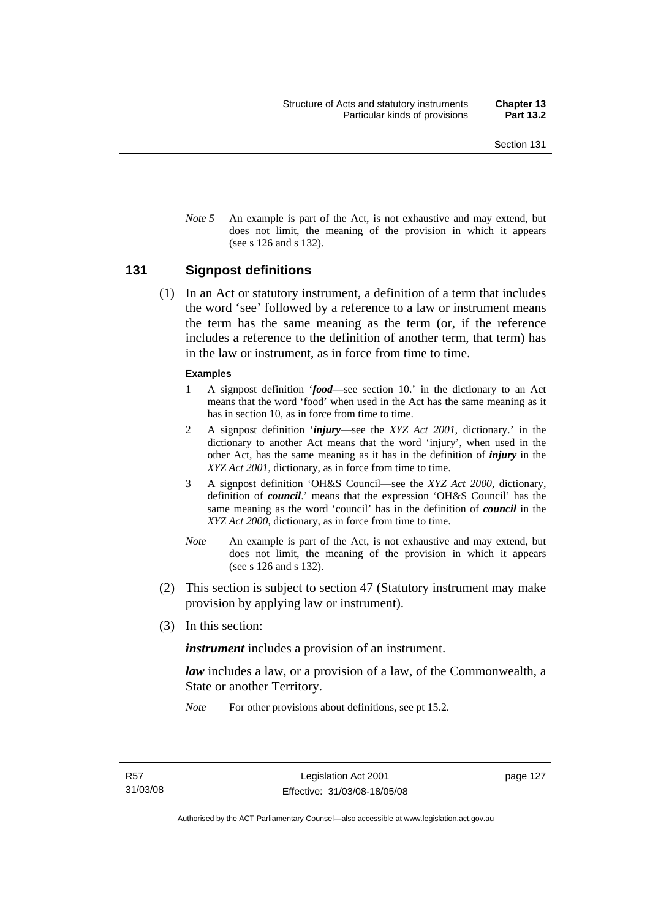*Note 5* An example is part of the Act, is not exhaustive and may extend, but does not limit, the meaning of the provision in which it appears (see s 126 and s 132).

## 131 Signpost definitions

(1) In an Act or statutory instrument, a definition of a term that includes the word 'see' followed by a reference to a law or instrument means the term has the same meaning as the term (or, if the reference includes a reference to the definition of another term, that term) has in the law or instrument, as in force from time to time.

**Examples**

1. A signpost definition '***food***—see section 10.' in the dictionary to an Act means that the word 'food' when used in the Act has the same meaning as it has in section 10, as in force from time to time.
2. A signpost definition '***injury***—see the *XYZ Act 2001*, dictionary.' in the dictionary to another Act means that the word 'injury', when used in the other Act, has the same meaning as it has in the definition of ***injury*** in the *XYZ Act 2001*, dictionary, as in force from time to time.
3. A signpost definition 'OH&S Council—see the *XYZ Act 2000*, dictionary, definition of ***council***.' means that the expression 'OH&S Council' has the same meaning as the word 'council' has in the definition of ***council*** in the *XYZ Act 2000*, dictionary, as in force from time to time.

*Note* An example is part of the Act, is not exhaustive and may extend, but does not limit, the meaning of the provision in which it appears (see s 126 and s 132).

(2) This section is subject to section 47 (Statutory instrument may make provision by applying law or instrument).

(3) In this section:

***instrument*** includes a provision of an instrument.

***law*** includes a law, or a provision of a law, of the Commonwealth, a State or another Territory.

*Note* For other provisions about definitions, see pt 15.2.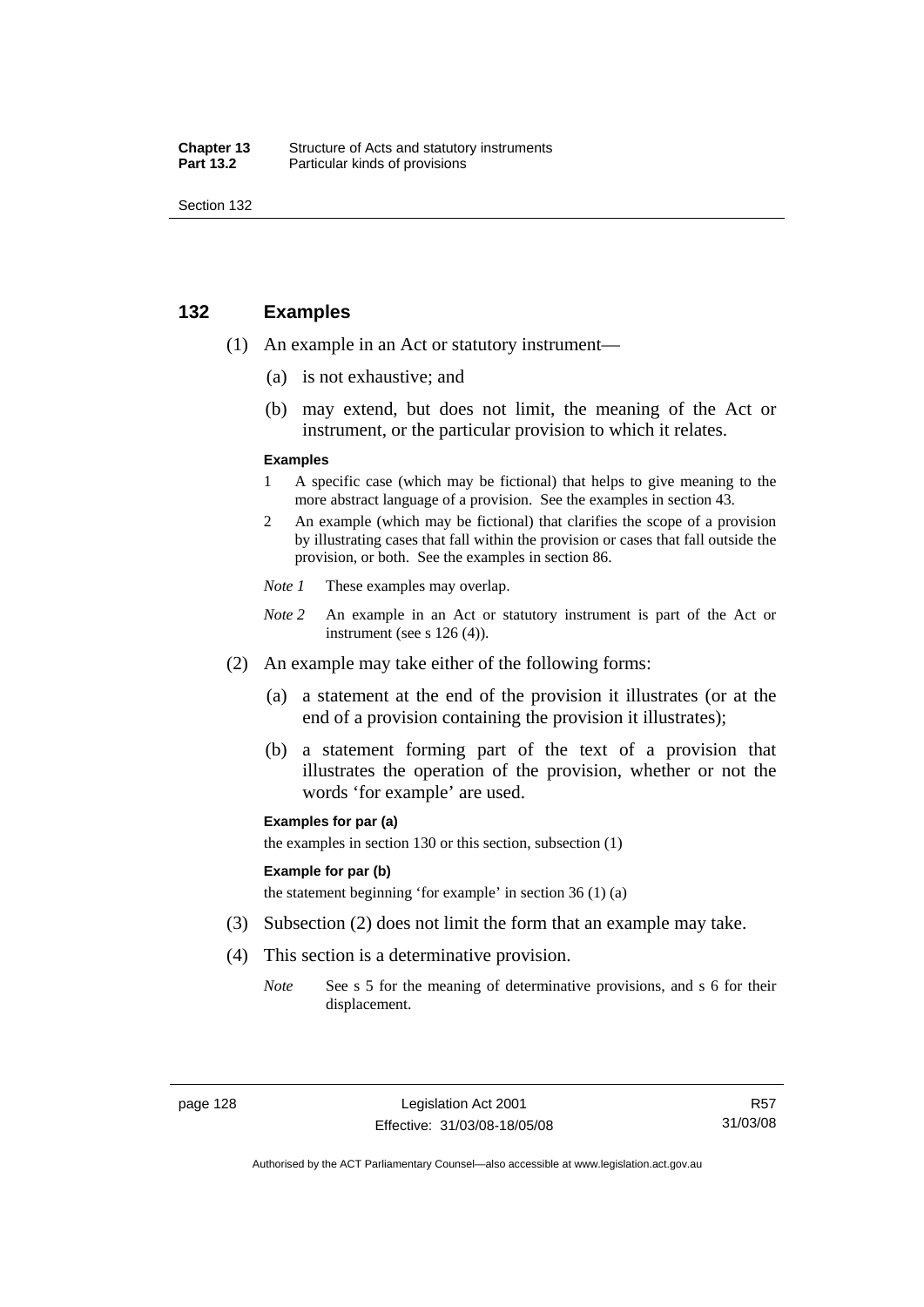## 132 Examples

(1) An example in an Act or statutory instrument—

(a) is not exhaustive; and

(b) may extend, but does not limit, the meaning of the Act or instrument, or the particular provision to which it relates.

**Examples**

1 A specific case (which may be fictional) that helps to give meaning to the more abstract language of a provision. See the examples in section 43.

2 An example (which may be fictional) that clarifies the scope of a provision by illustrating cases that fall within the provision or cases that fall outside the provision, or both. See the examples in section 86.

*Note 1* These examples may overlap.

*Note 2* An example in an Act or statutory instrument is part of the Act or instrument (see s 126 (4)).

(2) An example may take either of the following forms:

(a) a statement at the end of the provision it illustrates (or at the end of a provision containing the provision it illustrates);

(b) a statement forming part of the text of a provision that illustrates the operation of the provision, whether or not the words 'for example' are used.

**Examples for par (a)**

the examples in section 130 or this section, subsection (1)

**Example for par (b)**

the statement beginning 'for example' in section 36 (1) (a)

(3) Subsection (2) does not limit the form that an example may take.

(4) This section is a determinative provision.

*Note* See s 5 for the meaning of determinative provisions, and s 6 for their displacement.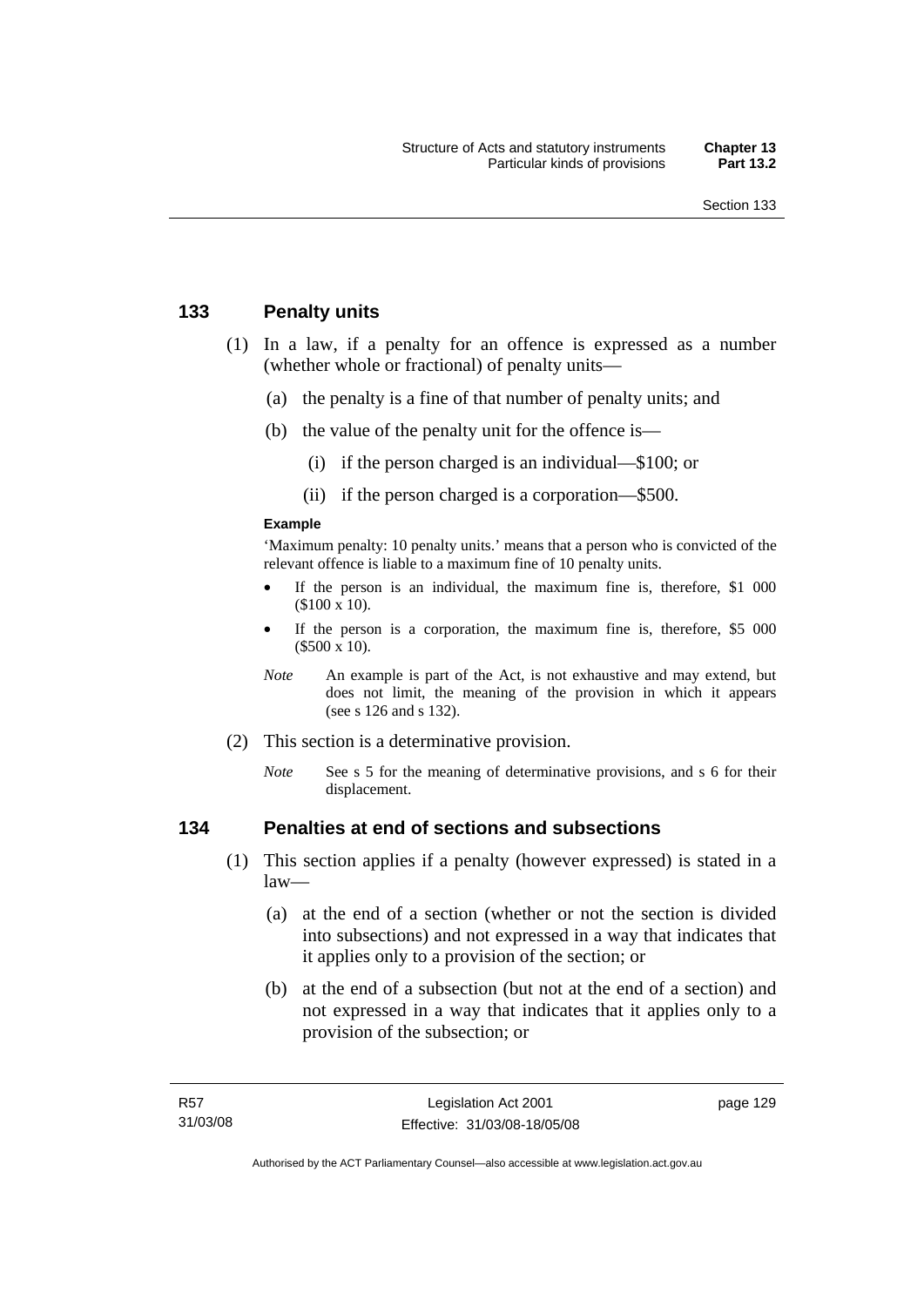## 133 Penalty units

(1) In a law, if a penalty for an offence is expressed as a number (whether whole or fractional) of penalty units—

(a) the penalty is a fine of that number of penalty units; and

(b) the value of the penalty unit for the offence is—

(i) if the person charged is an individual—$100; or

(ii) if the person charged is a corporation—$500.

**Example**

'Maximum penalty: 10 penalty units.' means that a person who is convicted of the relevant offence is liable to a maximum fine of 10 penalty units.

- If the person is an individual, the maximum fine is, therefore, $1 000 ($100 x 10).
- If the person is a corporation, the maximum fine is, therefore, $5 000 ($500 x 10).

*Note* An example is part of the Act, is not exhaustive and may extend, but does not limit, the meaning of the provision in which it appears (see s 126 and s 132).

(2) This section is a determinative provision.

*Note* See s 5 for the meaning of determinative provisions, and s 6 for their displacement.

## 134 Penalties at end of sections and subsections

(1) This section applies if a penalty (however expressed) is stated in a law—

(a) at the end of a section (whether or not the section is divided into subsections) and not expressed in a way that indicates that it applies only to a provision of the section; or

(b) at the end of a subsection (but not at the end of a section) and not expressed in a way that indicates that it applies only to a provision of the subsection; or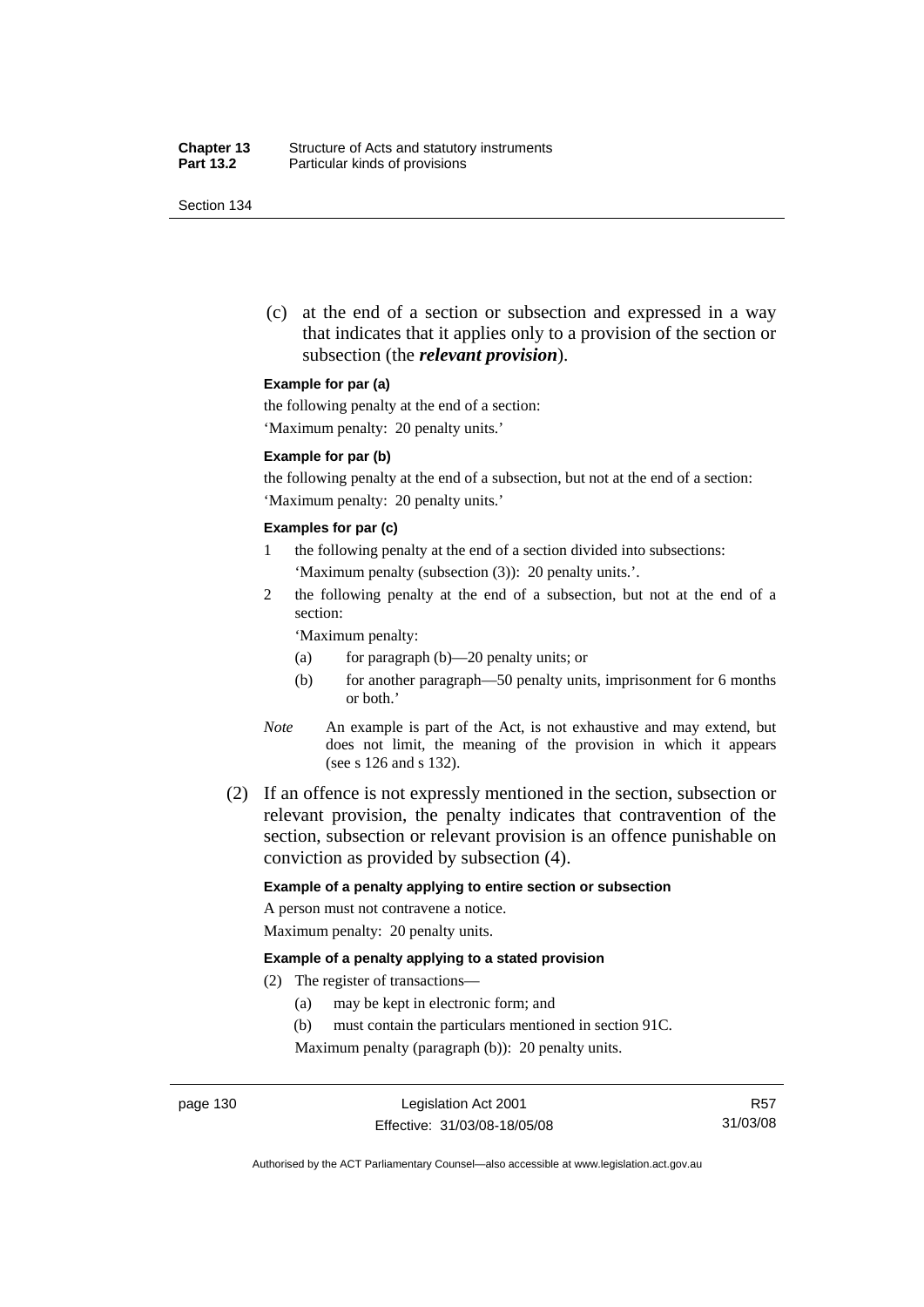(c) at the end of a section or subsection and expressed in a way that indicates that it applies only to a provision of the section or subsection (the ***relevant provision***).

**Example for par (a)**

the following penalty at the end of a section:

'Maximum penalty: 20 penalty units.'

**Example for par (b)**

the following penalty at the end of a subsection, but not at the end of a section:

'Maximum penalty: 20 penalty units.'

**Examples for par (c)**

1 the following penalty at the end of a section divided into subsections: 'Maximum penalty (subsection (3)): 20 penalty units.'.

2 the following penalty at the end of a subsection, but not at the end of a section:

'Maximum penalty:

(a) for paragraph (b)—20 penalty units; or

(b) for another paragraph—50 penalty units, imprisonment for 6 months or both.'

*Note* An example is part of the Act, is not exhaustive and may extend, but does not limit, the meaning of the provision in which it appears (see s 126 and s 132).

(2) If an offence is not expressly mentioned in the section, subsection or relevant provision, the penalty indicates that contravention of the section, subsection or relevant provision is an offence punishable on conviction as provided by subsection (4).

**Example of a penalty applying to entire section or subsection**

A person must not contravene a notice.

Maximum penalty: 20 penalty units.

**Example of a penalty applying to a stated provision**

(2) The register of transactions—

(a) may be kept in electronic form; and

(b) must contain the particulars mentioned in section 91C.

Maximum penalty (paragraph (b)): 20 penalty units.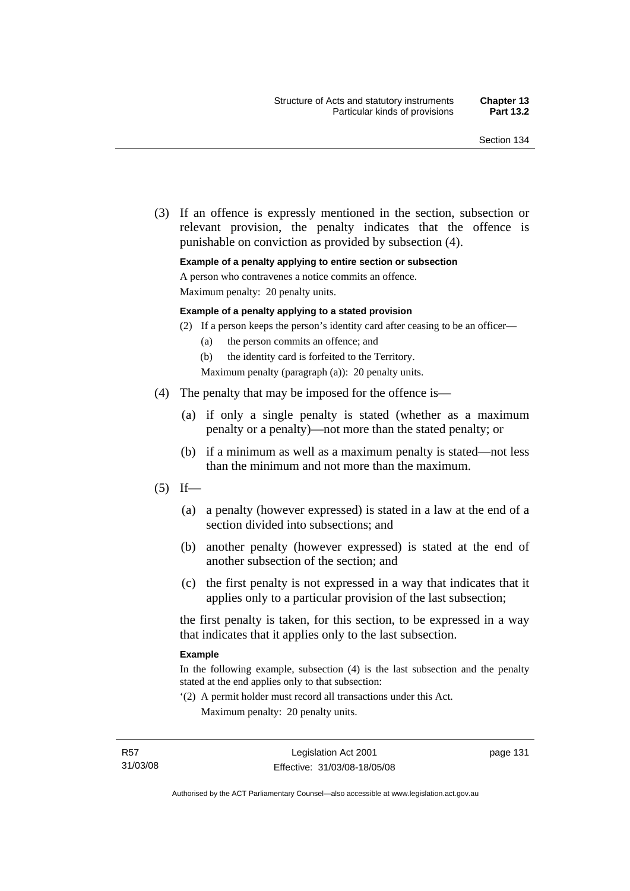(3) If an offence is expressly mentioned in the section, subsection or relevant provision, the penalty indicates that the offence is punishable on conviction as provided by subsection (4).

**Example of a penalty applying to entire section or subsection**

A person who contravenes a notice commits an offence.

Maximum penalty: 20 penalty units.

**Example of a penalty applying to a stated provision**

(2) If a person keeps the person's identity card after ceasing to be an officer—

(a) the person commits an offence; and

(b) the identity card is forfeited to the Territory.

Maximum penalty (paragraph (a)): 20 penalty units.

(4) The penalty that may be imposed for the offence is—

(a) if only a single penalty is stated (whether as a maximum penalty or a penalty)—not more than the stated penalty; or

(b) if a minimum as well as a maximum penalty is stated—not less than the minimum and not more than the maximum.

(5) If—

(a) a penalty (however expressed) is stated in a law at the end of a section divided into subsections; and

(b) another penalty (however expressed) is stated at the end of another subsection of the section; and

(c) the first penalty is not expressed in a way that indicates that it applies only to a particular provision of the last subsection;

the first penalty is taken, for this section, to be expressed in a way that indicates that it applies only to the last subsection.

**Example**

In the following example, subsection (4) is the last subsection and the penalty stated at the end applies only to that subsection:

'(2) A permit holder must record all transactions under this Act.

Maximum penalty: 20 penalty units.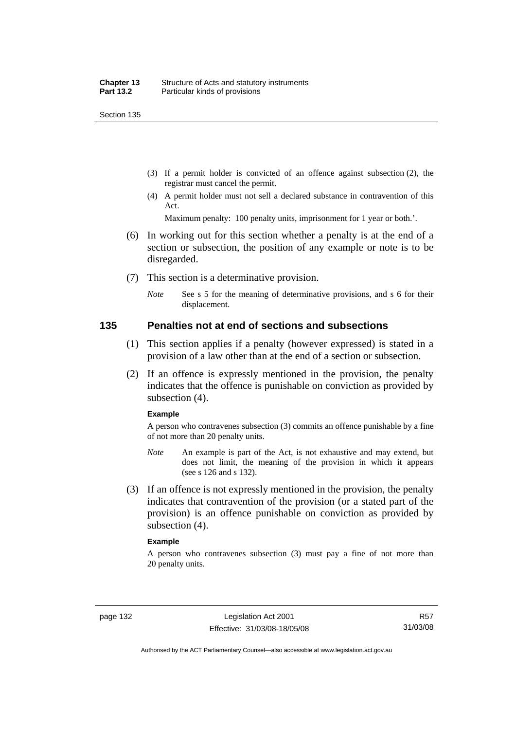(3) If a permit holder is convicted of an offence against subsection (2), the registrar must cancel the permit.

(4) A permit holder must not sell a declared substance in contravention of this Act.

Maximum penalty: 100 penalty units, imprisonment for 1 year or both.'.

(6) In working out for this section whether a penalty is at the end of a section or subsection, the position of any example or note is to be disregarded.

(7) This section is a determinative provision.

*Note* See s 5 for the meaning of determinative provisions, and s 6 for their displacement.

## 135 Penalties not at end of sections and subsections

(1) This section applies if a penalty (however expressed) is stated in a provision of a law other than at the end of a section or subsection.

(2) If an offence is expressly mentioned in the provision, the penalty indicates that the offence is punishable on conviction as provided by subsection (4).

**Example**

A person who contravenes subsection (3) commits an offence punishable by a fine of not more than 20 penalty units.

*Note* An example is part of the Act, is not exhaustive and may extend, but does not limit, the meaning of the provision in which it appears (see s 126 and s 132).

(3) If an offence is not expressly mentioned in the provision, the penalty indicates that contravention of the provision (or a stated part of the provision) is an offence punishable on conviction as provided by subsection (4).

**Example**

A person who contravenes subsection (3) must pay a fine of not more than 20 penalty units.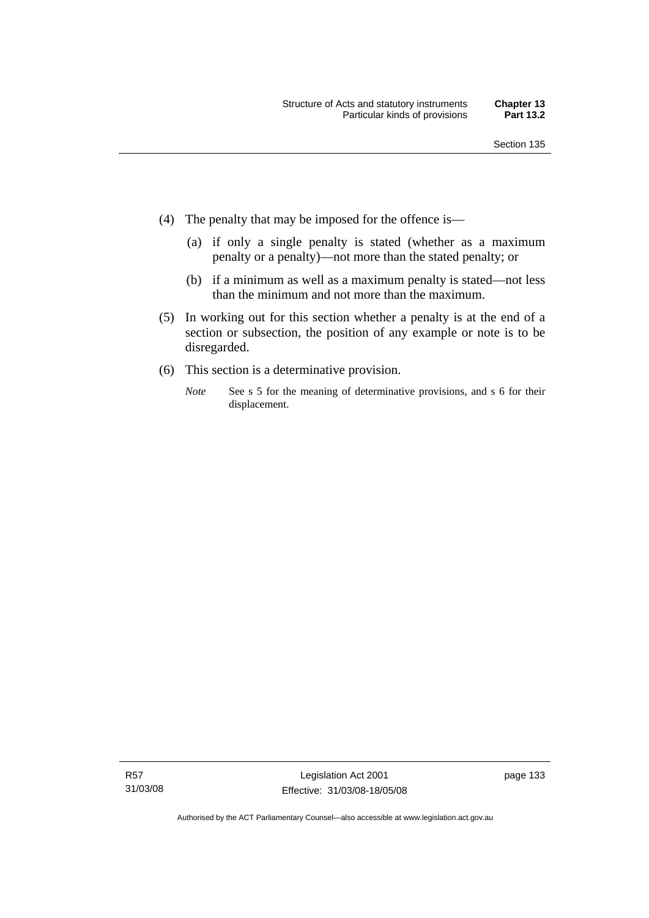(4) The penalty that may be imposed for the offence is—

(a) if only a single penalty is stated (whether as a maximum penalty or a penalty)—not more than the stated penalty; or

(b) if a minimum as well as a maximum penalty is stated—not less than the minimum and not more than the maximum.

(5) In working out for this section whether a penalty is at the end of a section or subsection, the position of any example or note is to be disregarded.

(6) This section is a determinative provision.

*Note* See s 5 for the meaning of determinative provisions, and s 6 for their displacement.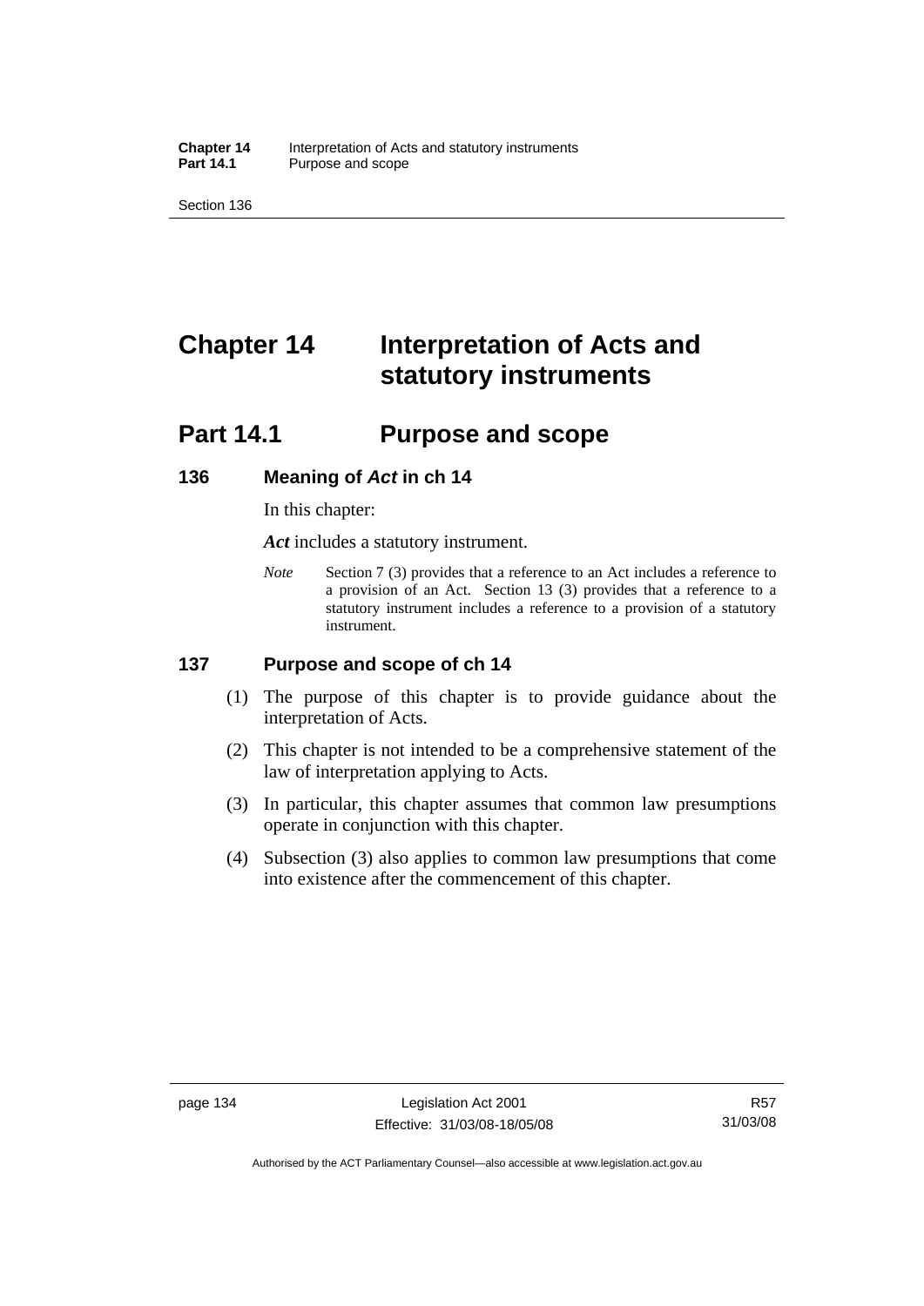# Chapter 14 Interpretation of Acts and statutory instruments

## Part 14.1 Purpose and scope

### 136 Meaning of *Act* in ch 14

In this chapter:

***Act*** includes a statutory instrument.

*Note* Section 7 (3) provides that a reference to an Act includes a reference to a provision of an Act. Section 13 (3) provides that a reference to a statutory instrument includes a reference to a provision of a statutory instrument.

### 137 Purpose and scope of ch 14

(1) The purpose of this chapter is to provide guidance about the interpretation of Acts.

(2) This chapter is not intended to be a comprehensive statement of the law of interpretation applying to Acts.

(3) In particular, this chapter assumes that common law presumptions operate in conjunction with this chapter.

(4) Subsection (3) also applies to common law presumptions that come into existence after the commencement of this chapter.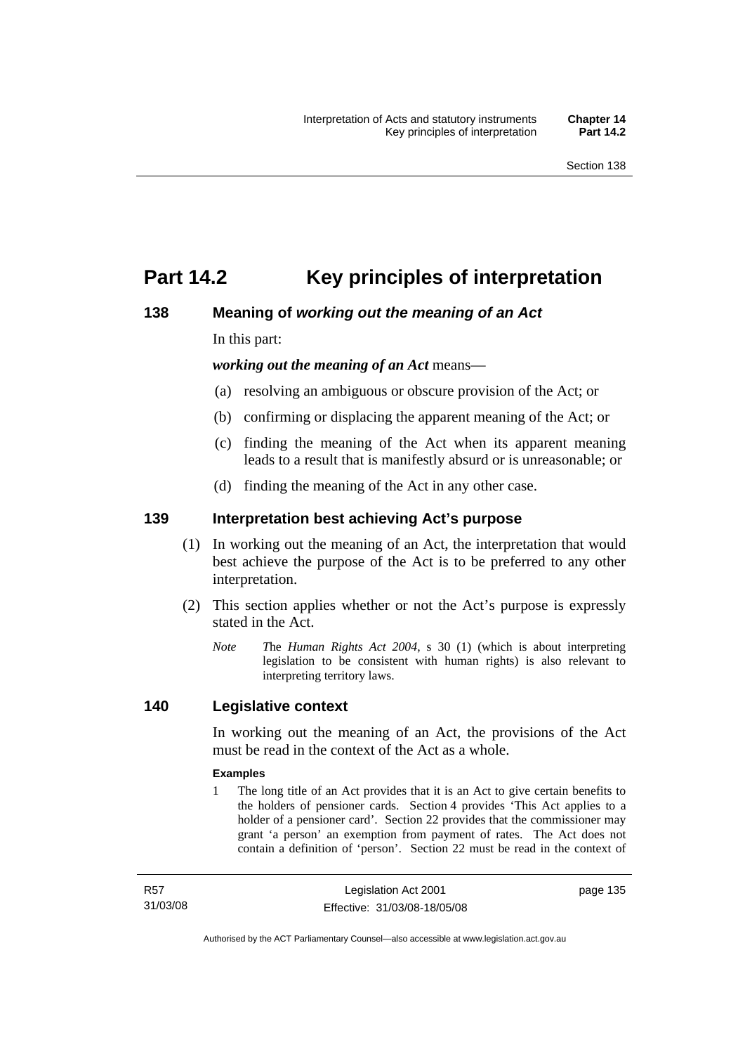# Part 14.2 Key principles of interpretation

## 138 Meaning of *working out the meaning of an Act*

In this part:

***working out the meaning of an Act*** means—

(a) resolving an ambiguous or obscure provision of the Act; or

(b) confirming or displacing the apparent meaning of the Act; or

(c) finding the meaning of the Act when its apparent meaning leads to a result that is manifestly absurd or is unreasonable; or

(d) finding the meaning of the Act in any other case.

## 139 Interpretation best achieving Act's purpose

(1) In working out the meaning of an Act, the interpretation that would best achieve the purpose of the Act is to be preferred to any other interpretation.

(2) This section applies whether or not the Act's purpose is expressly stated in the Act.

*Note* *T*he *Human Rights Act 2004*, s 30 (1) (which is about interpreting legislation to be consistent with human rights) is also relevant to interpreting territory laws.

## 140 Legislative context

In working out the meaning of an Act, the provisions of the Act must be read in the context of the Act as a whole.

**Examples**

1 The long title of an Act provides that it is an Act to give certain benefits to the holders of pensioner cards. Section 4 provides 'This Act applies to a holder of a pensioner card'. Section 22 provides that the commissioner may grant 'a person' an exemption from payment of rates. The Act does not contain a definition of 'person'. Section 22 must be read in the context of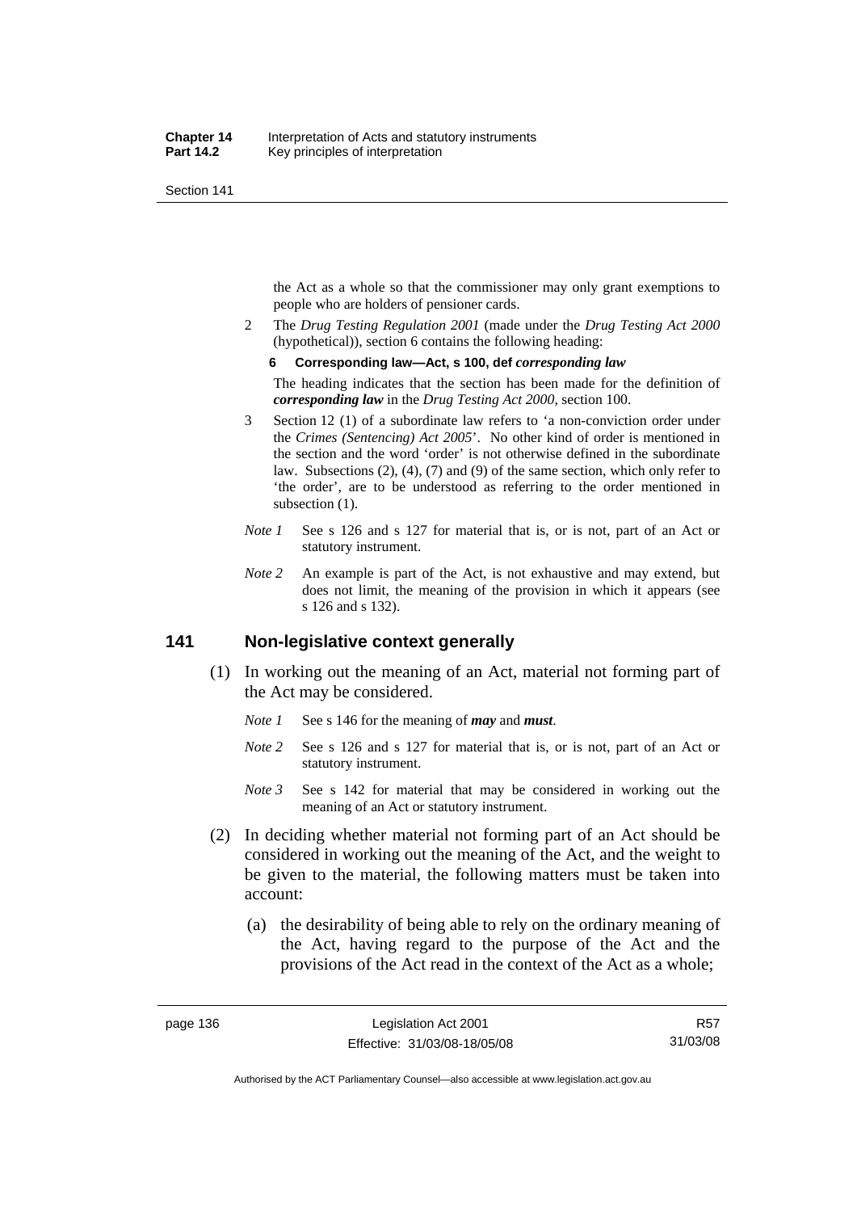the Act as a whole so that the commissioner may only grant exemptions to people who are holders of pensioner cards.

2 The *Drug Testing Regulation 2001* (made under the *Drug Testing Act 2000* (hypothetical)), section 6 contains the following heading:

**6 Corresponding law—Act, s 100, def *corresponding law***

The heading indicates that the section has been made for the definition of ***corresponding law*** in the *Drug Testing Act 2000*, section 100.

3 Section 12 (1) of a subordinate law refers to 'a non-conviction order under the *Crimes (Sentencing) Act 2005*'. No other kind of order is mentioned in the section and the word 'order' is not otherwise defined in the subordinate law. Subsections (2), (4), (7) and (9) of the same section, which only refer to 'the order', are to be understood as referring to the order mentioned in subsection (1).

*Note 1* See s 126 and s 127 for material that is, or is not, part of an Act or statutory instrument.

*Note 2* An example is part of the Act, is not exhaustive and may extend, but does not limit, the meaning of the provision in which it appears (see s 126 and s 132).

## 141 Non-legislative context generally

(1) In working out the meaning of an Act, material not forming part of the Act may be considered.

*Note 1* See s 146 for the meaning of ***may*** and ***must***.

*Note 2* See s 126 and s 127 for material that is, or is not, part of an Act or statutory instrument.

*Note 3* See s 142 for material that may be considered in working out the meaning of an Act or statutory instrument.

(2) In deciding whether material not forming part of an Act should be considered in working out the meaning of the Act, and the weight to be given to the material, the following matters must be taken into account:

(a) the desirability of being able to rely on the ordinary meaning of the Act, having regard to the purpose of the Act and the provisions of the Act read in the context of the Act as a whole;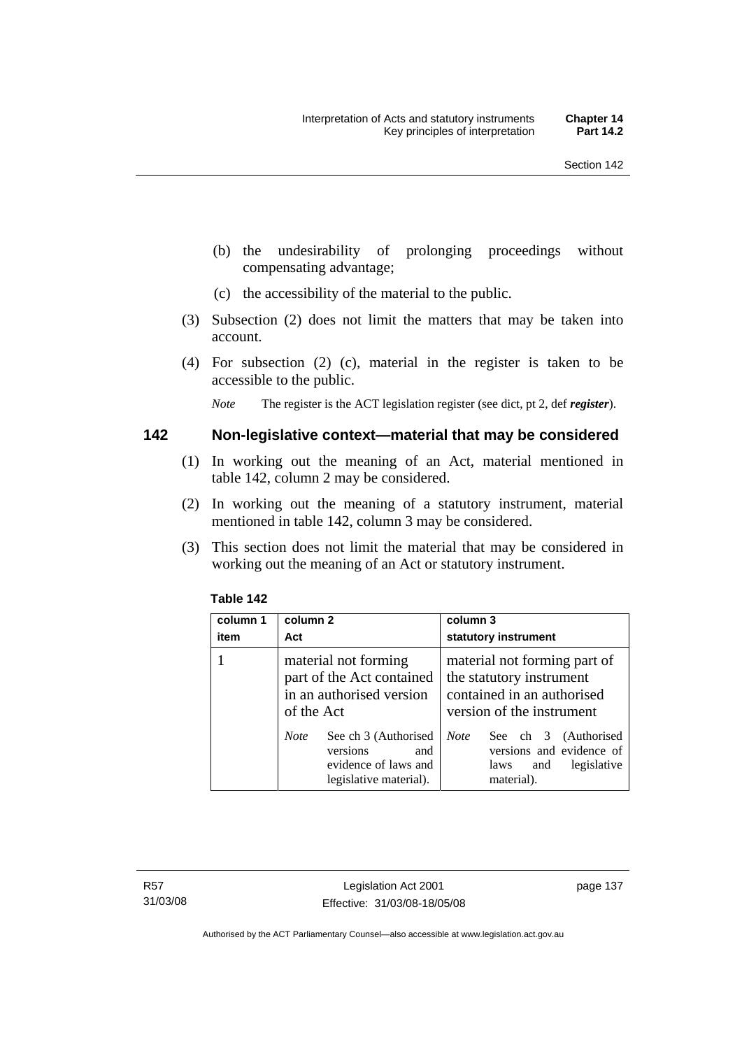(b) the undesirability of prolonging proceedings without compensating advantage;

(c) the accessibility of the material to the public.

(3) Subsection (2) does not limit the matters that may be taken into account.

(4) For subsection (2) (c), material in the register is taken to be accessible to the public.

*Note* The register is the ACT legislation register (see dict, pt 2, def ***register***).

## 142 Non-legislative context—material that may be considered

(1) In working out the meaning of an Act, material mentioned in table 142, column 2 may be considered.

(2) In working out the meaning of a statutory instrument, material mentioned in table 142, column 3 may be considered.

(3) This section does not limit the material that may be considered in working out the meaning of an Act or statutory instrument.

**Table 142**

| column 1 item | column 2 Act | column 3 statutory instrument |
|---|---|---|
| 1 | material not forming part of the Act contained in an authorised version of the Act<br>*Note* See ch 3 (Authorised versions and evidence of laws and legislative material). | material not forming part of the statutory instrument contained in an authorised version of the instrument<br>*Note* See ch 3 (Authorised versions and evidence of laws and legislative material). |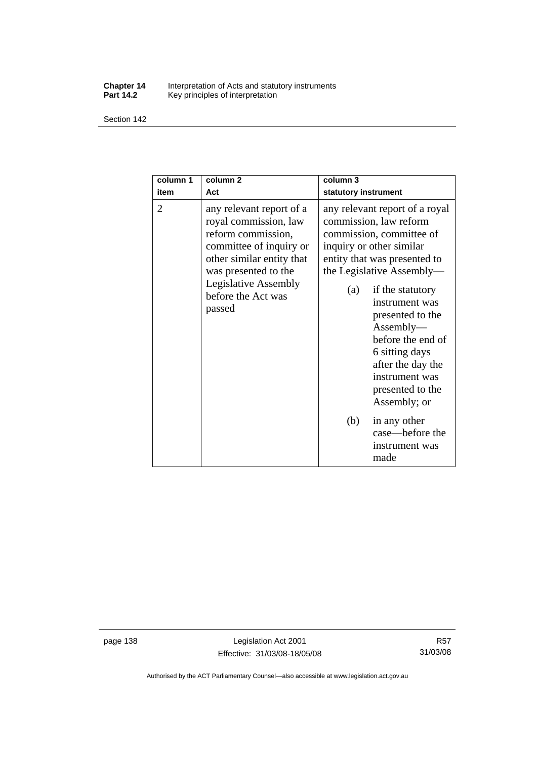| column 1<br>item | column 2<br>Act | column 3<br>statutory instrument |
|---|---|---|
| 2 | any relevant report of a royal commission, law reform commission, committee of inquiry or other similar entity that was presented to the Legislative Assembly before the Act was passed | any relevant report of a royal commission, law reform commission, committee of inquiry or other similar entity that was presented to the Legislative Assembly—<br>(a) if the statutory instrument was presented to the Assembly—before the end of 6 sitting days after the day the instrument was presented to the Assembly; or<br>(b) in any other case—before the instrument was made |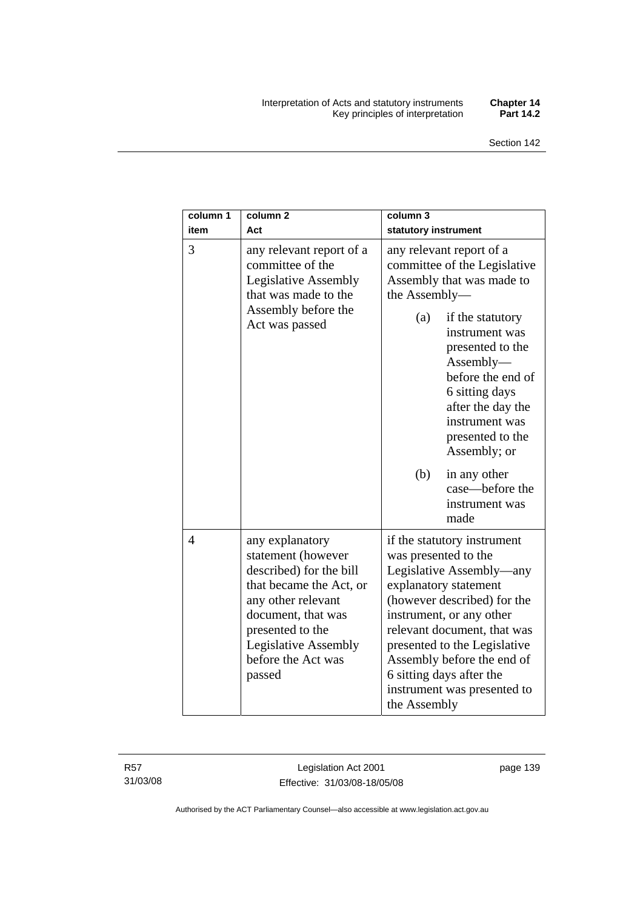| column 1<br>item | column 2<br>Act | column 3<br>statutory instrument |
|---|---|---|
| 3 | any relevant report of a committee of the Legislative Assembly that was made to the Assembly before the Act was passed | any relevant report of a committee of the Legislative Assembly that was made to the Assembly—<br>(a) if the statutory instrument was presented to the Assembly—before the end of 6 sitting days after the day the instrument was presented to the Assembly; or<br>(b) in any other case—before the instrument was made |
| 4 | any explanatory statement (however described) for the bill that became the Act, or any other relevant document, that was presented to the Legislative Assembly before the Act was passed | if the statutory instrument was presented to the Legislative Assembly—any explanatory statement (however described) for the instrument, or any other relevant document, that was presented to the Legislative Assembly before the end of 6 sitting days after the instrument was presented to the Assembly |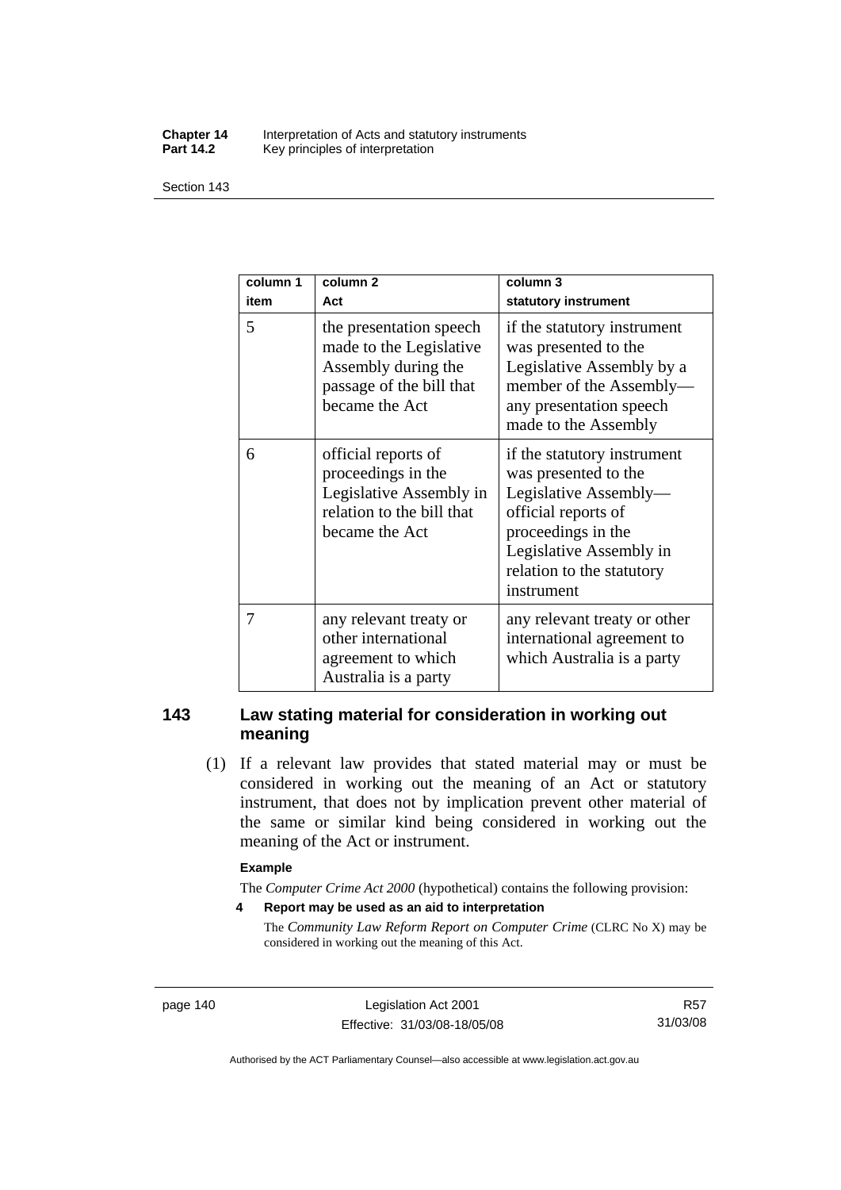| column 1 item | column 2 Act | column 3 statutory instrument |
| --- | --- | --- |
| 5 | the presentation speech made to the Legislative Assembly during the passage of the bill that became the Act | if the statutory instrument was presented to the Legislative Assembly by a member of the Assembly—any presentation speech made to the Assembly |
| 6 | official reports of proceedings in the Legislative Assembly in relation to the bill that became the Act | if the statutory instrument was presented to the Legislative Assembly—official reports of proceedings in the Legislative Assembly in relation to the statutory instrument |
| 7 | any relevant treaty or other international agreement to which Australia is a party | any relevant treaty or other international agreement to which Australia is a party |

## 143 Law stating material for consideration in working out meaning

(1) If a relevant law provides that stated material may or must be considered in working out the meaning of an Act or statutory instrument, that does not by implication prevent other material of the same or similar kind being considered in working out the meaning of the Act or instrument.

**Example**

The *Computer Crime Act 2000* (hypothetical) contains the following provision:

**4 Report may be used as an aid to interpretation**

The *Community Law Reform Report on Computer Crime* (CLRC No X) may be considered in working out the meaning of this Act.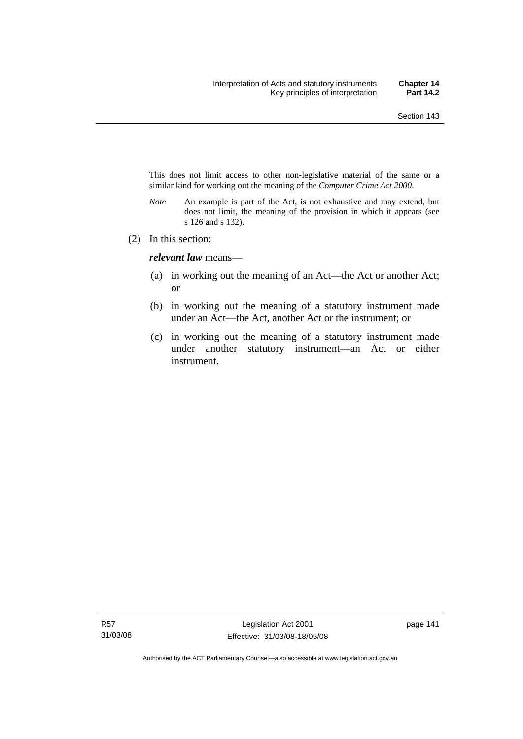This does not limit access to other non-legislative material of the same or a similar kind for working out the meaning of the *Computer Crime Act 2000*.

*Note* An example is part of the Act, is not exhaustive and may extend, but does not limit, the meaning of the provision in which it appears (see s 126 and s 132).

(2) In this section:

***relevant law*** means—

(a) in working out the meaning of an Act—the Act or another Act; or

(b) in working out the meaning of a statutory instrument made under an Act—the Act, another Act or the instrument; or

(c) in working out the meaning of a statutory instrument made under another statutory instrument—an Act or either instrument.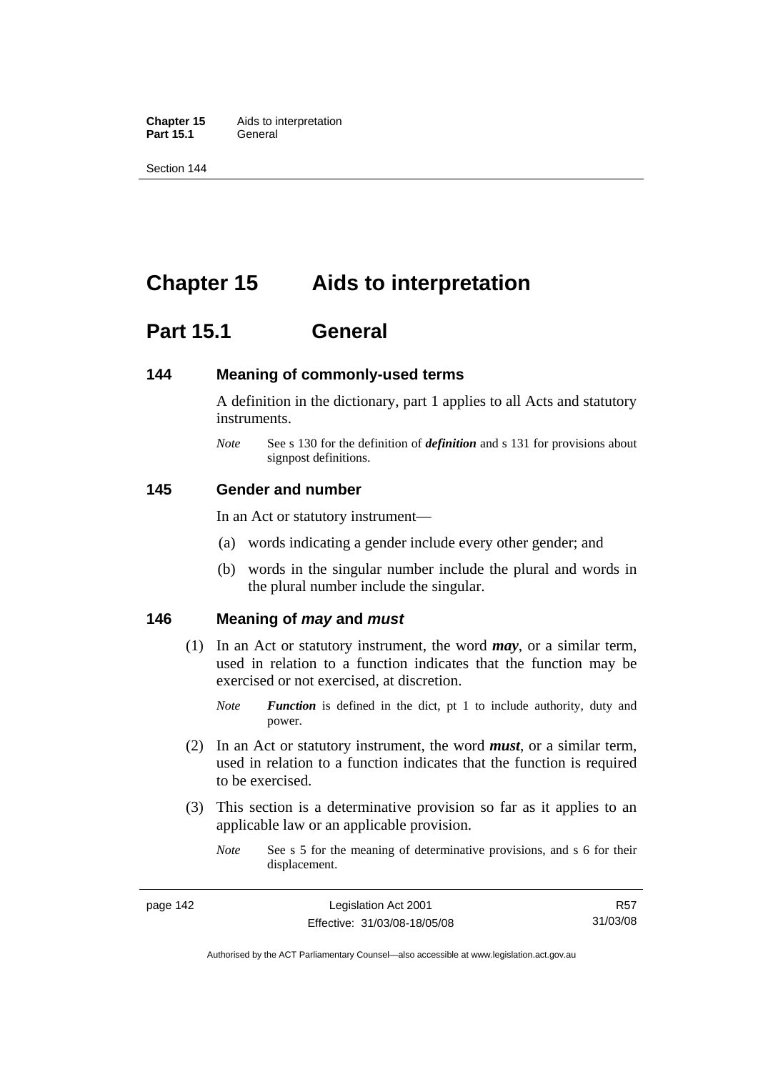# Chapter 15 Aids to interpretation

## Part 15.1 General

### 144 Meaning of commonly-used terms

A definition in the dictionary, part 1 applies to all Acts and statutory instruments.

*Note* See s 130 for the definition of ***definition*** and s 131 for provisions about signpost definitions.

### 145 Gender and number

In an Act or statutory instrument—

(a) words indicating a gender include every other gender; and

(b) words in the singular number include the plural and words in the plural number include the singular.

### 146 Meaning of *may* and *must*

(1) In an Act or statutory instrument, the word ***may***, or a similar term, used in relation to a function indicates that the function may be exercised or not exercised, at discretion.

*Note* ***Function*** is defined in the dict, pt 1 to include authority, duty and power.

(2) In an Act or statutory instrument, the word ***must***, or a similar term, used in relation to a function indicates that the function is required to be exercised.

(3) This section is a determinative provision so far as it applies to an applicable law or an applicable provision.

*Note* See s 5 for the meaning of determinative provisions, and s 6 for their displacement.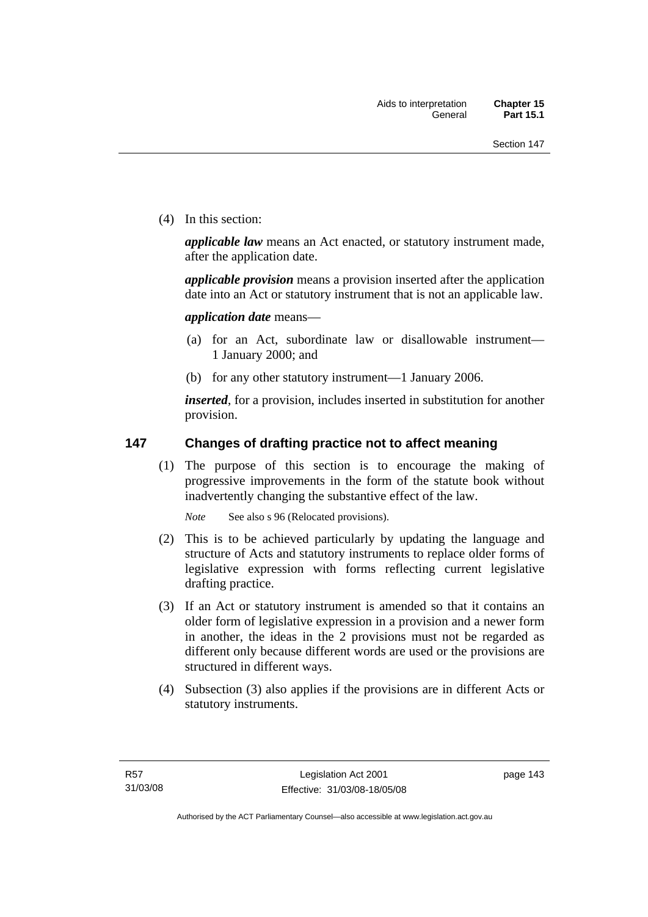(4) In this section:

***applicable law*** means an Act enacted, or statutory instrument made, after the application date.

***applicable provision*** means a provision inserted after the application date into an Act or statutory instrument that is not an applicable law.

***application date*** means—

- (a) for an Act, subordinate law or disallowable instrument—1 January 2000; and
- (b) for any other statutory instrument—1 January 2006.

***inserted***, for a provision, includes inserted in substitution for another provision.

## 147 Changes of drafting practice not to affect meaning

(1) The purpose of this section is to encourage the making of progressive improvements in the form of the statute book without inadvertently changing the substantive effect of the law.

*Note* See also s 96 (Relocated provisions).

(2) This is to be achieved particularly by updating the language and structure of Acts and statutory instruments to replace older forms of legislative expression with forms reflecting current legislative drafting practice.

(3) If an Act or statutory instrument is amended so that it contains an older form of legislative expression in a provision and a newer form in another, the ideas in the 2 provisions must not be regarded as different only because different words are used or the provisions are structured in different ways.

(4) Subsection (3) also applies if the provisions are in different Acts or statutory instruments.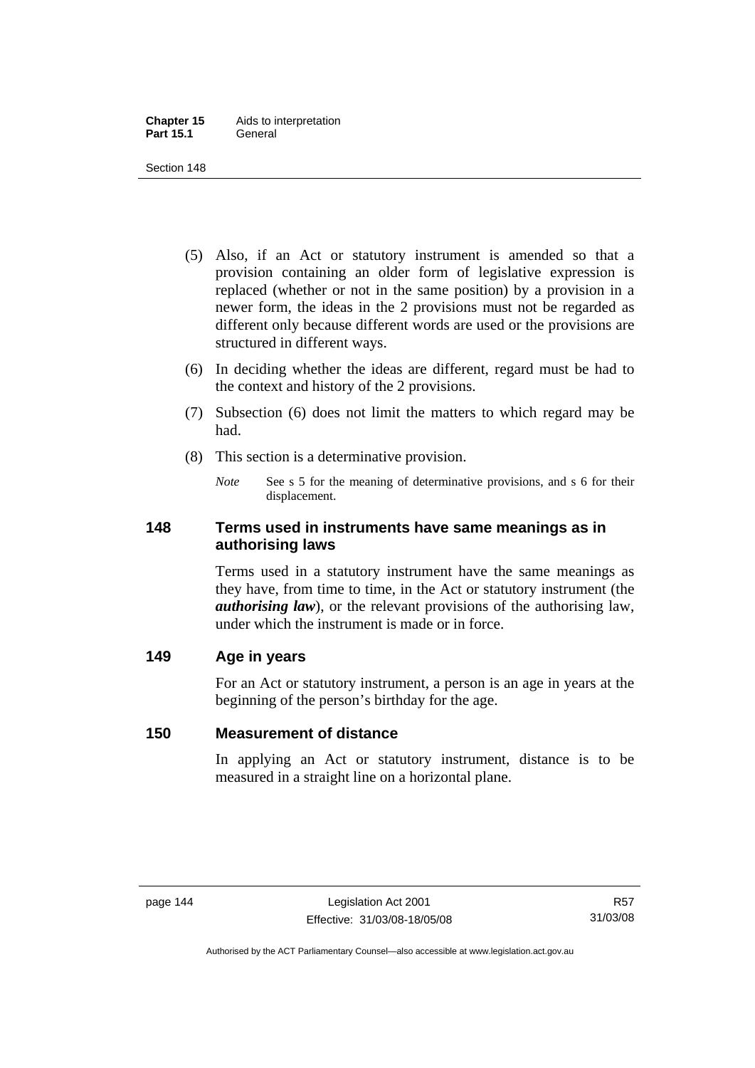(5) Also, if an Act or statutory instrument is amended so that a provision containing an older form of legislative expression is replaced (whether or not in the same position) by a provision in a newer form, the ideas in the 2 provisions must not be regarded as different only because different words are used or the provisions are structured in different ways.

(6) In deciding whether the ideas are different, regard must be had to the context and history of the 2 provisions.

(7) Subsection (6) does not limit the matters to which regard may be had.

(8) This section is a determinative provision.

*Note* See s 5 for the meaning of determinative provisions, and s 6 for their displacement.

## 148 Terms used in instruments have same meanings as in authorising laws

Terms used in a statutory instrument have the same meanings as they have, from time to time, in the Act or statutory instrument (the ***authorising law***), or the relevant provisions of the authorising law, under which the instrument is made or in force.

## 149 Age in years

For an Act or statutory instrument, a person is an age in years at the beginning of the person's birthday for the age.

## 150 Measurement of distance

In applying an Act or statutory instrument, distance is to be measured in a straight line on a horizontal plane.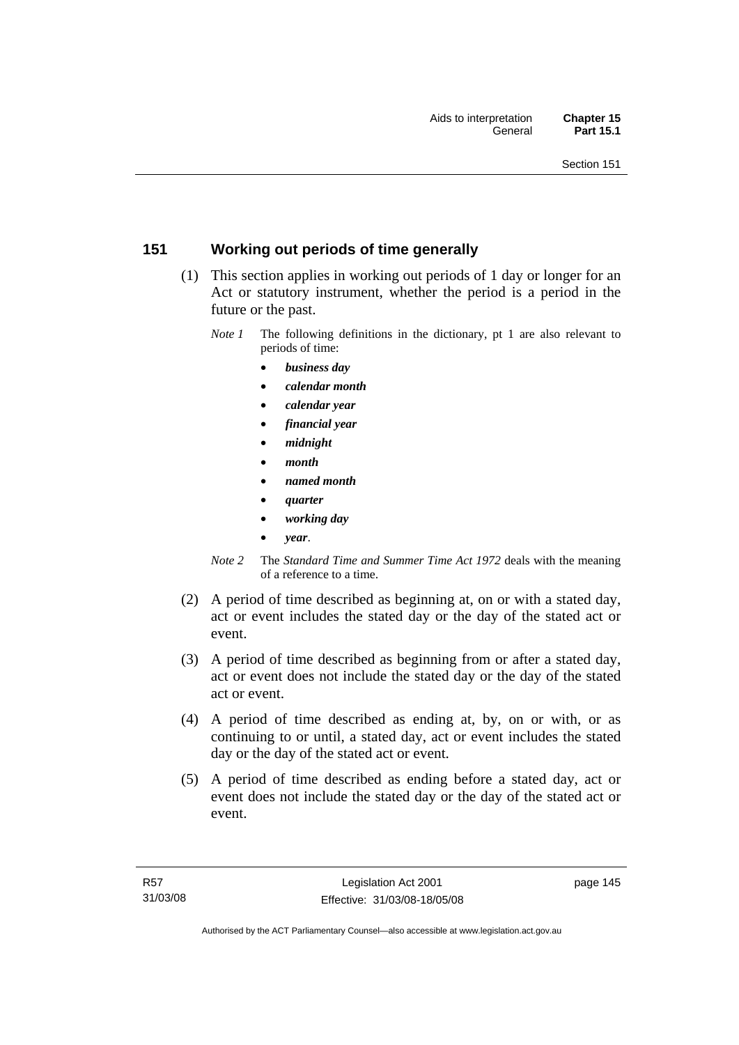## 151 Working out periods of time generally

(1) This section applies in working out periods of 1 day or longer for an Act or statutory instrument, whether the period is a period in the future or the past.

*Note 1* The following definitions in the dictionary, pt 1 are also relevant to periods of time:

- ***business day***
- ***calendar month***
- ***calendar year***
- ***financial year***
- ***midnight***
- ***month***
- ***named month***
- ***quarter***
- ***working day***
- ***year***.

*Note 2* The *Standard Time and Summer Time Act 1972* deals with the meaning of a reference to a time.

(2) A period of time described as beginning at, on or with a stated day, act or event includes the stated day or the day of the stated act or event.

(3) A period of time described as beginning from or after a stated day, act or event does not include the stated day or the day of the stated act or event.

(4) A period of time described as ending at, by, on or with, or as continuing to or until, a stated day, act or event includes the stated day or the day of the stated act or event.

(5) A period of time described as ending before a stated day, act or event does not include the stated day or the day of the stated act or event.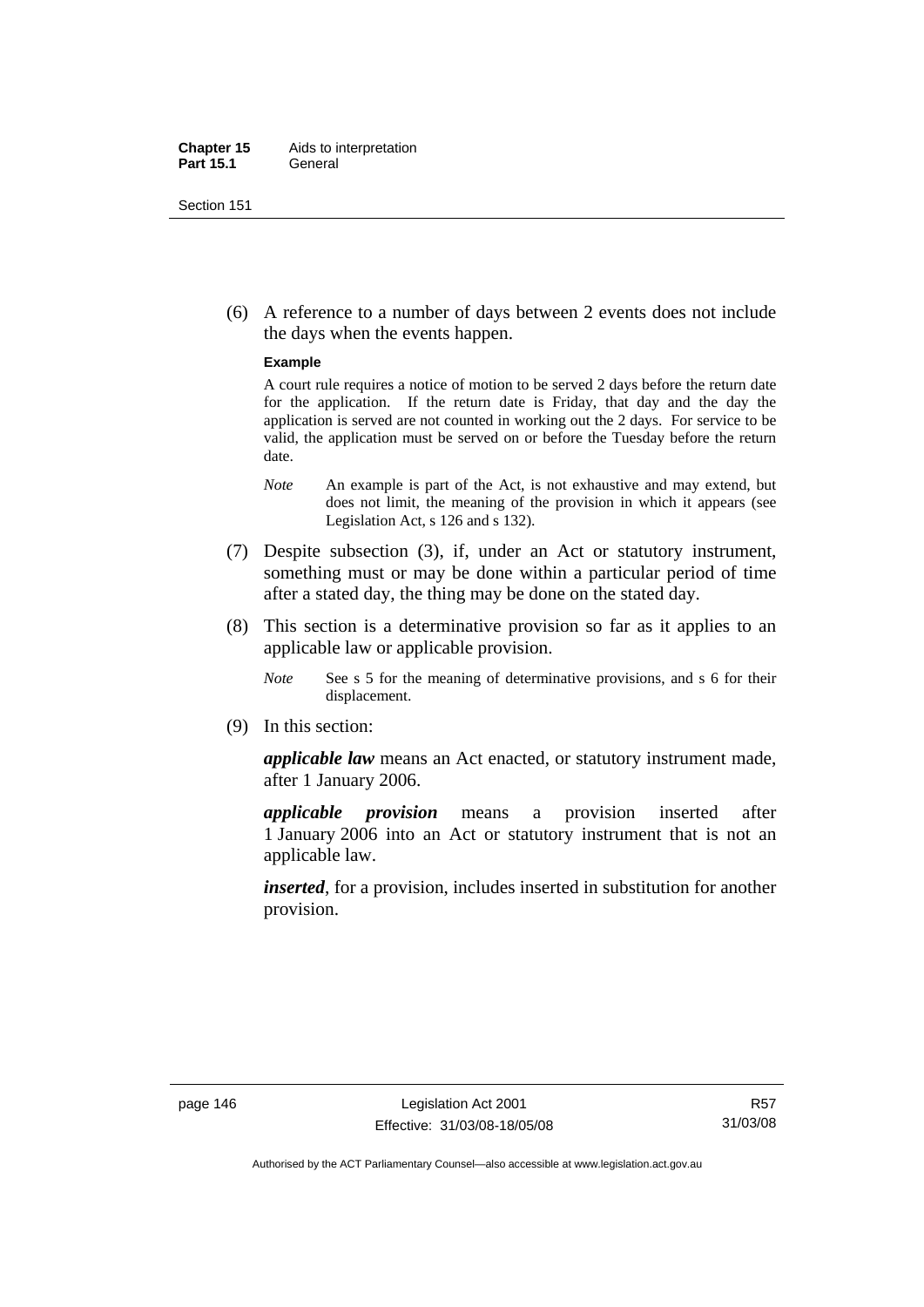(6) A reference to a number of days between 2 events does not include the days when the events happen.

**Example**

A court rule requires a notice of motion to be served 2 days before the return date for the application. If the return date is Friday, that day and the day the application is served are not counted in working out the 2 days. For service to be valid, the application must be served on or before the Tuesday before the return date.

*Note* An example is part of the Act, is not exhaustive and may extend, but does not limit, the meaning of the provision in which it appears (see Legislation Act, s 126 and s 132).

(7) Despite subsection (3), if, under an Act or statutory instrument, something must or may be done within a particular period of time after a stated day, the thing may be done on the stated day.

(8) This section is a determinative provision so far as it applies to an applicable law or applicable provision.

*Note* See s 5 for the meaning of determinative provisions, and s 6 for their displacement.

(9) In this section:

***applicable law*** means an Act enacted, or statutory instrument made, after 1 January 2006.

***applicable provision*** means a provision inserted after 1 January 2006 into an Act or statutory instrument that is not an applicable law.

***inserted***, for a provision, includes inserted in substitution for another provision.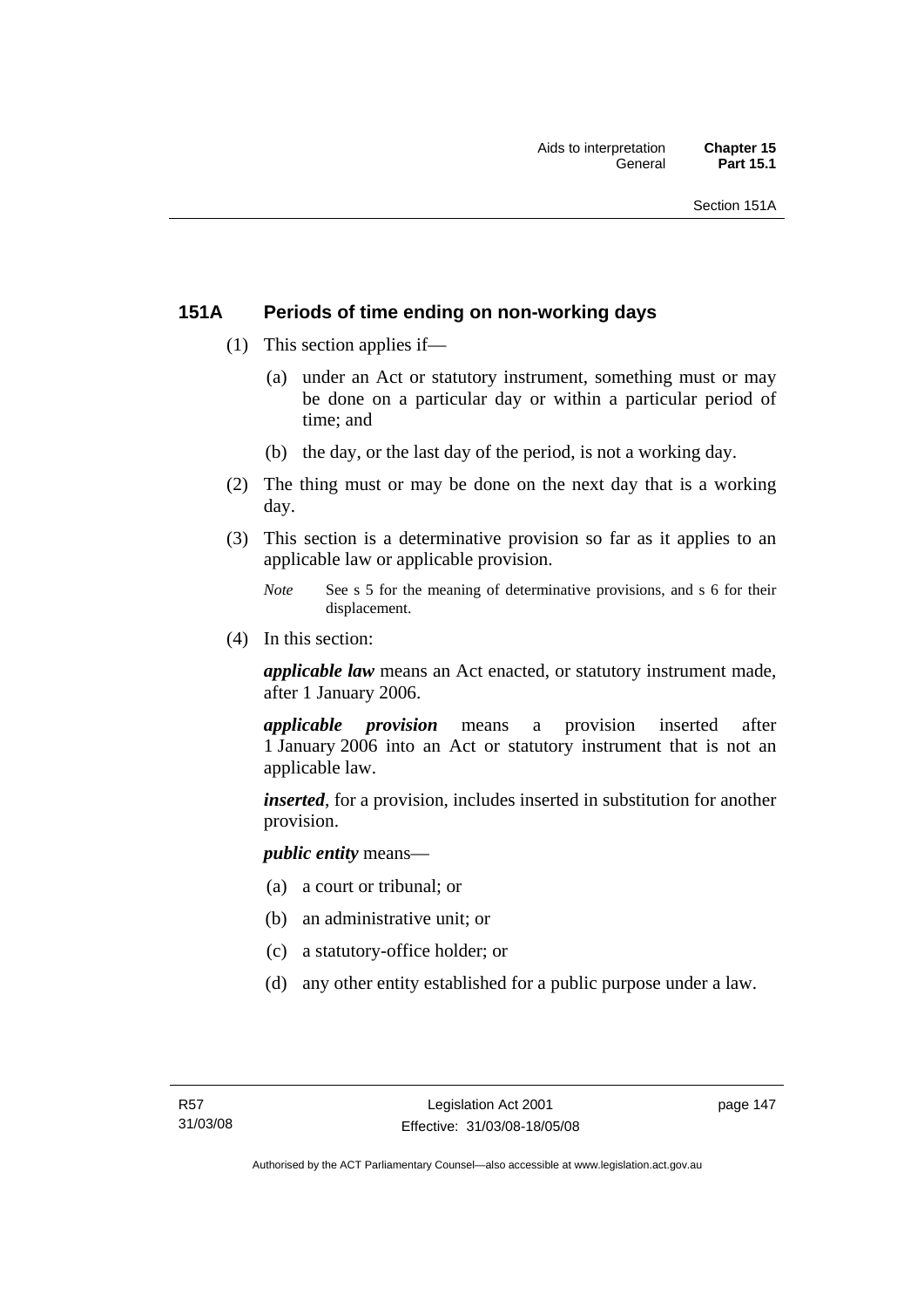## 151A Periods of time ending on non-working days

(1) This section applies if—

(a) under an Act or statutory instrument, something must or may be done on a particular day or within a particular period of time; and

(b) the day, or the last day of the period, is not a working day.

(2) The thing must or may be done on the next day that is a working day.

(3) This section is a determinative provision so far as it applies to an applicable law or applicable provision.

*Note* See s 5 for the meaning of determinative provisions, and s 6 for their displacement.

(4) In this section:

***applicable law*** means an Act enacted, or statutory instrument made, after 1 January 2006.

***applicable provision*** means a provision inserted after 1 January 2006 into an Act or statutory instrument that is not an applicable law.

***inserted***, for a provision, includes inserted in substitution for another provision.

***public entity*** means—

(a) a court or tribunal; or

(b) an administrative unit; or

(c) a statutory-office holder; or

(d) any other entity established for a public purpose under a law.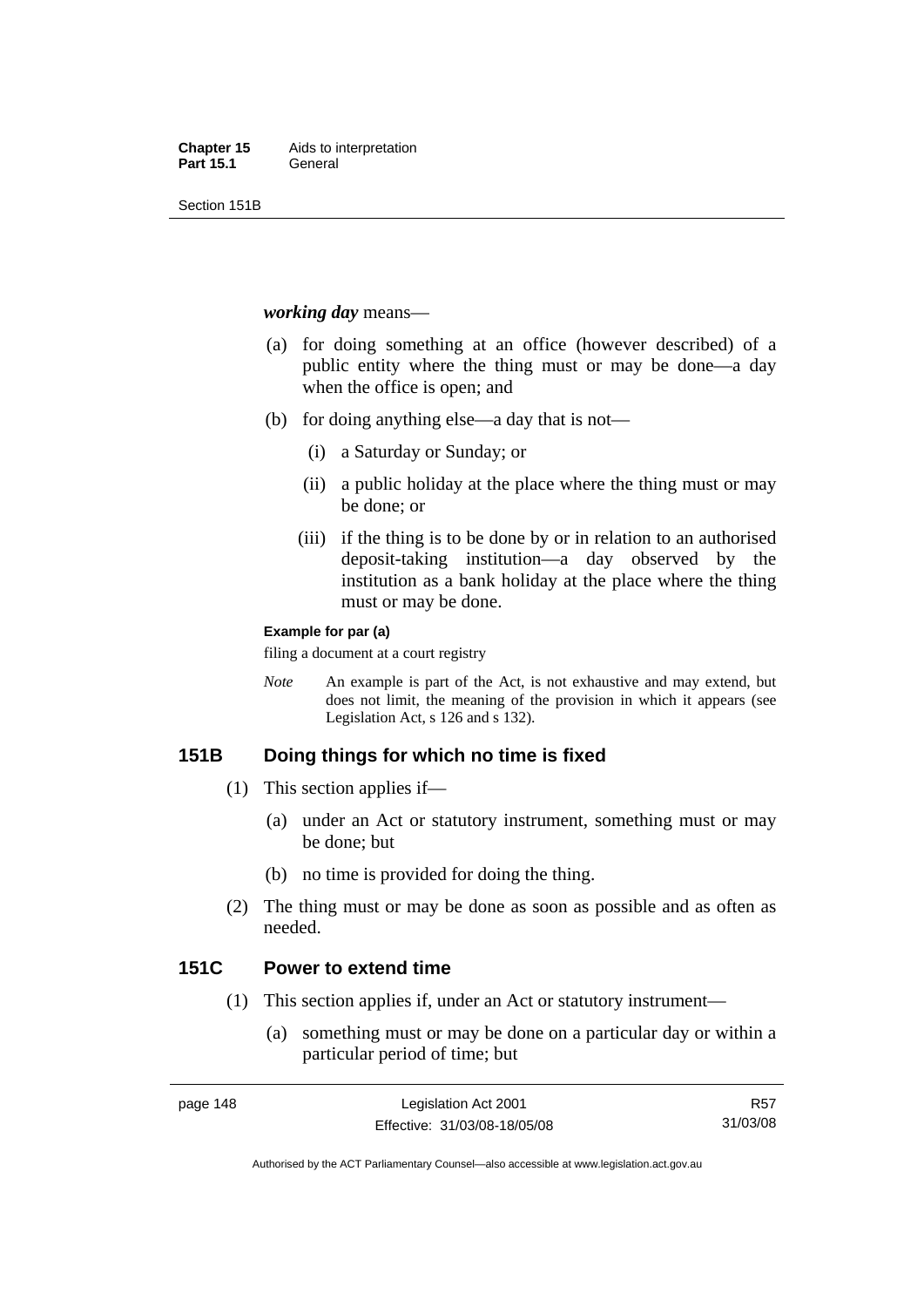***working day*** means—

(a) for doing something at an office (however described) of a public entity where the thing must or may be done—a day when the office is open; and

(b) for doing anything else—a day that is not—

   (i) a Saturday or Sunday; or

   (ii) a public holiday at the place where the thing must or may be done; or

   (iii) if the thing is to be done by or in relation to an authorised deposit-taking institution—a day observed by the institution as a bank holiday at the place where the thing must or may be done.

**Example for par (a)**

filing a document at a court registry

*Note* An example is part of the Act, is not exhaustive and may extend, but does not limit, the meaning of the provision in which it appears (see Legislation Act, s 126 and s 132).

## 151B Doing things for which no time is fixed

(1) This section applies if—

   (a) under an Act or statutory instrument, something must or may be done; but

   (b) no time is provided for doing the thing.

(2) The thing must or may be done as soon as possible and as often as needed.

## 151C Power to extend time

(1) This section applies if, under an Act or statutory instrument—

   (a) something must or may be done on a particular day or within a particular period of time; but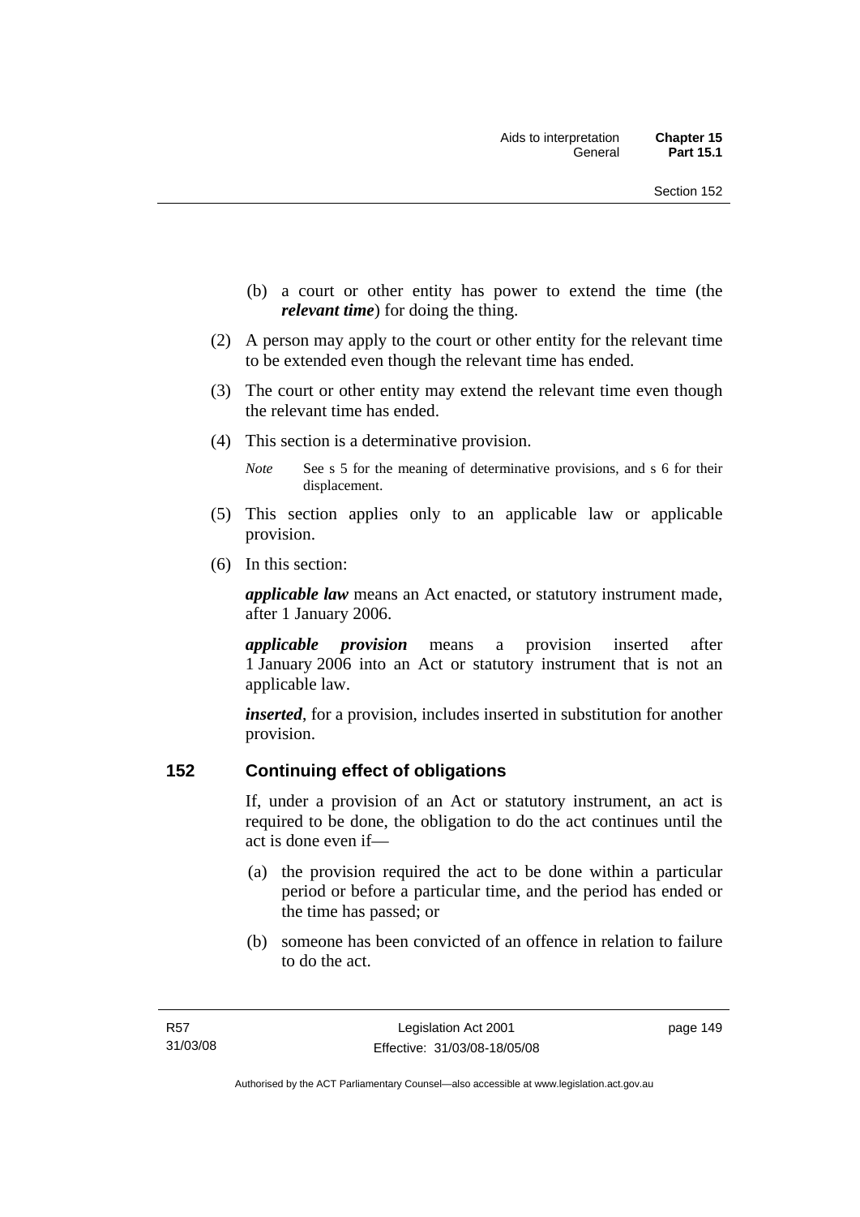(b) a court or other entity has power to extend the time (the ***relevant time***) for doing the thing.

(2) A person may apply to the court or other entity for the relevant time to be extended even though the relevant time has ended.

(3) The court or other entity may extend the relevant time even though the relevant time has ended.

(4) This section is a determinative provision.

*Note* See s 5 for the meaning of determinative provisions, and s 6 for their displacement.

(5) This section applies only to an applicable law or applicable provision.

(6) In this section:

***applicable law*** means an Act enacted, or statutory instrument made, after 1 January 2006.

***applicable provision*** means a provision inserted after 1 January 2006 into an Act or statutory instrument that is not an applicable law.

***inserted***, for a provision, includes inserted in substitution for another provision.

## 152 Continuing effect of obligations

If, under a provision of an Act or statutory instrument, an act is required to be done, the obligation to do the act continues until the act is done even if—

(a) the provision required the act to be done within a particular period or before a particular time, and the period has ended or the time has passed; or

(b) someone has been convicted of an offence in relation to failure to do the act.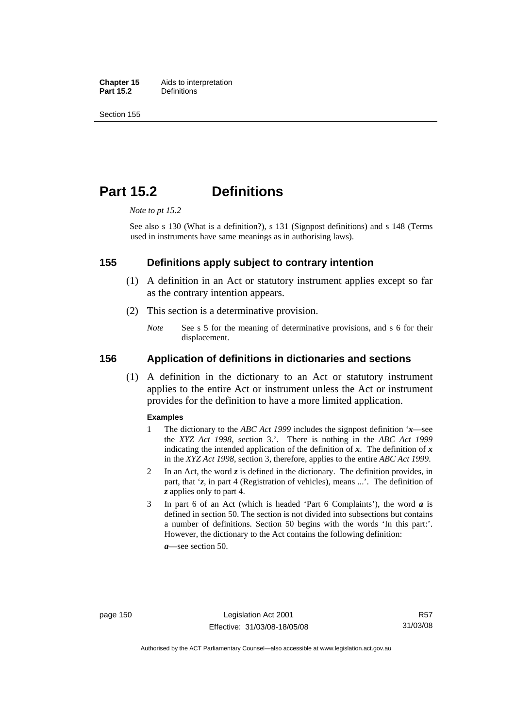# Part 15.2 Definitions

*Note to pt 15.2*

See also s 130 (What is a definition?), s 131 (Signpost definitions) and s 148 (Terms used in instruments have same meanings as in authorising laws).

## 155 Definitions apply subject to contrary intention

(1) A definition in an Act or statutory instrument applies except so far as the contrary intention appears.

(2) This section is a determinative provision.

*Note* See s 5 for the meaning of determinative provisions, and s 6 for their displacement.

## 156 Application of definitions in dictionaries and sections

(1) A definition in the dictionary to an Act or statutory instrument applies to the entire Act or instrument unless the Act or instrument provides for the definition to have a more limited application.

**Examples**

1 The dictionary to the *ABC Act 1999* includes the signpost definition '***x***—see the *XYZ Act 1998*, section 3.'. There is nothing in the *ABC Act 1999* indicating the intended application of the definition of ***x***. The definition of ***x*** in the *XYZ Act 1998*, section 3, therefore, applies to the entire *ABC Act 1999*.

2 In an Act, the word ***z*** is defined in the dictionary. The definition provides, in part, that '***z***, in part 4 (Registration of vehicles), means ...'. The definition of ***z*** applies only to part 4.

3 In part 6 of an Act (which is headed 'Part 6 Complaints'), the word ***a*** is defined in section 50. The section is not divided into subsections but contains a number of definitions. Section 50 begins with the words 'In this part:'. However, the dictionary to the Act contains the following definition:

***a***—see section 50.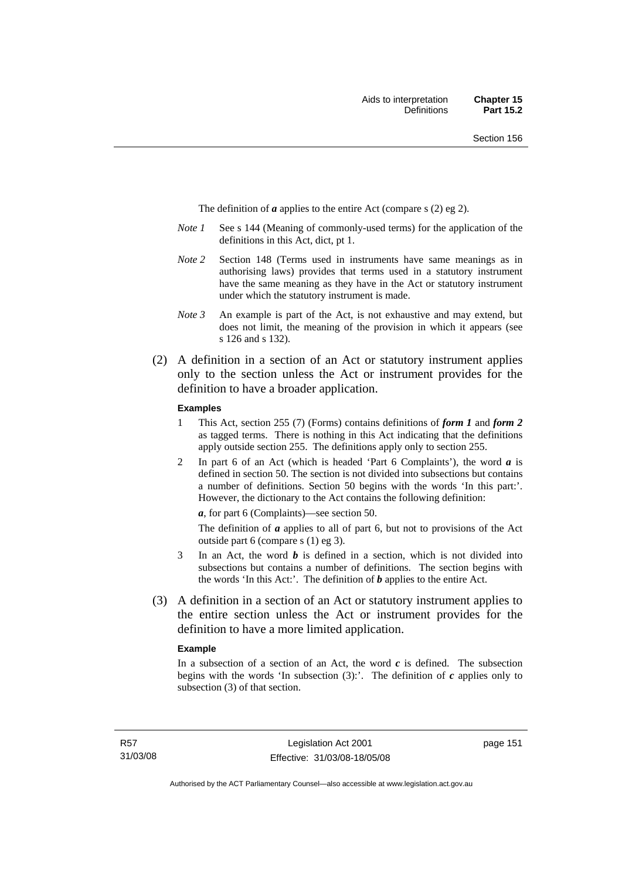The definition of ***a*** applies to the entire Act (compare s (2) eg 2).

*Note 1* See s 144 (Meaning of commonly-used terms) for the application of the definitions in this Act, dict, pt 1.

*Note 2* Section 148 (Terms used in instruments have same meanings as in authorising laws) provides that terms used in a statutory instrument have the same meaning as they have in the Act or statutory instrument under which the statutory instrument is made.

*Note 3* An example is part of the Act, is not exhaustive and may extend, but does not limit, the meaning of the provision in which it appears (see s 126 and s 132).

(2) A definition in a section of an Act or statutory instrument applies only to the section unless the Act or instrument provides for the definition to have a broader application.

**Examples**

1 This Act, section 255 (7) (Forms) contains definitions of ***form 1*** and ***form 2*** as tagged terms. There is nothing in this Act indicating that the definitions apply outside section 255. The definitions apply only to section 255.

2 In part 6 of an Act (which is headed 'Part 6 Complaints'), the word ***a*** is defined in section 50. The section is not divided into subsections but contains a number of definitions. Section 50 begins with the words 'In this part:'. However, the dictionary to the Act contains the following definition:

***a***, for part 6 (Complaints)—see section 50.

The definition of ***a*** applies to all of part 6, but not to provisions of the Act outside part 6 (compare s (1) eg 3).

3 In an Act, the word ***b*** is defined in a section, which is not divided into subsections but contains a number of definitions. The section begins with the words 'In this Act:'. The definition of ***b*** applies to the entire Act.

(3) A definition in a section of an Act or statutory instrument applies to the entire section unless the Act or instrument provides for the definition to have a more limited application.

**Example**

In a subsection of a section of an Act, the word ***c*** is defined. The subsection begins with the words 'In subsection (3):'. The definition of ***c*** applies only to subsection (3) of that section.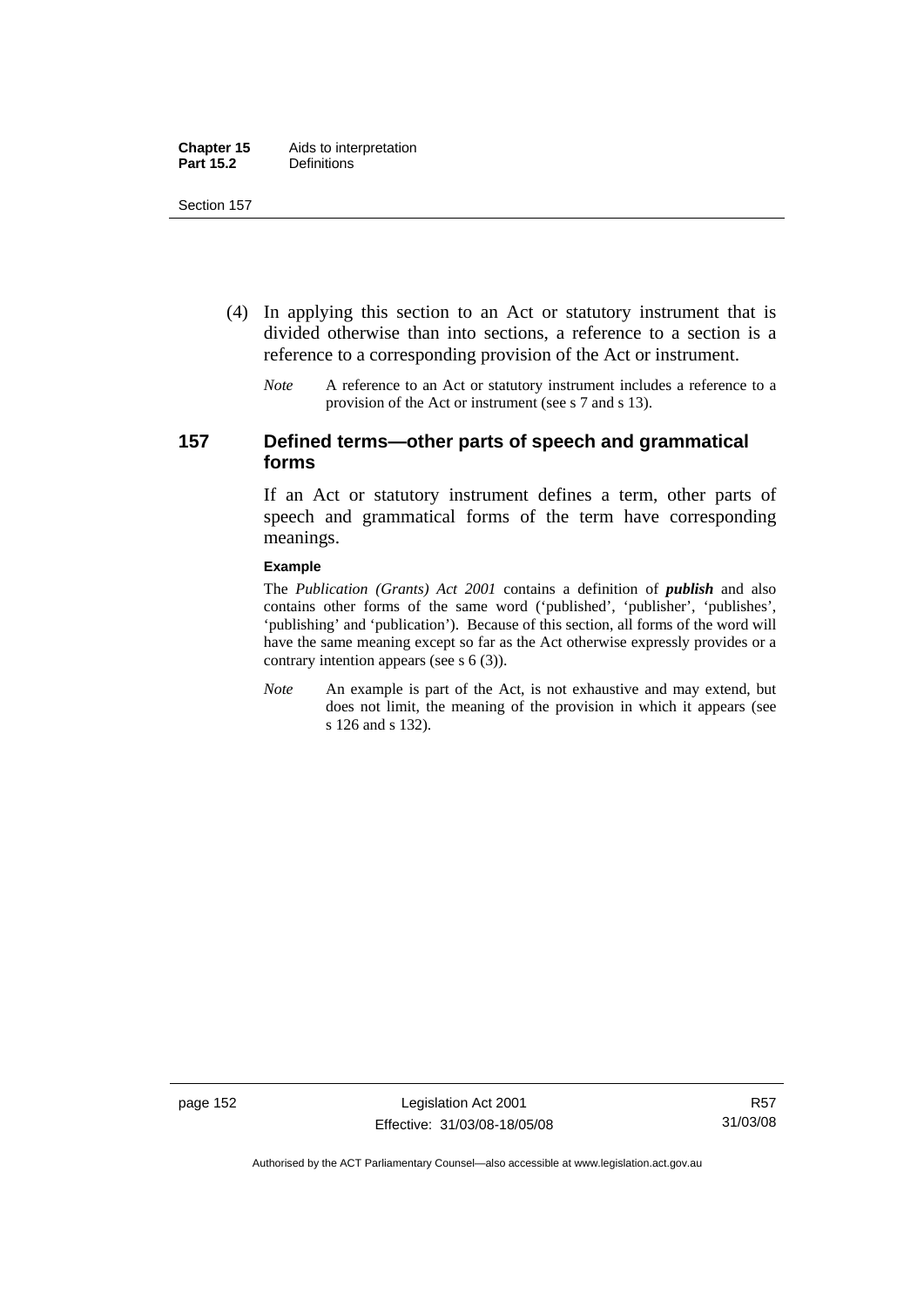(4) In applying this section to an Act or statutory instrument that is divided otherwise than into sections, a reference to a section is a reference to a corresponding provision of the Act or instrument.

*Note* A reference to an Act or statutory instrument includes a reference to a provision of the Act or instrument (see s 7 and s 13).

## 157 Defined terms—other parts of speech and grammatical forms

If an Act or statutory instrument defines a term, other parts of speech and grammatical forms of the term have corresponding meanings.

**Example**

The *Publication (Grants) Act 2001* contains a definition of ***publish*** and also contains other forms of the same word ('published', 'publisher', 'publishes', 'publishing' and 'publication'). Because of this section, all forms of the word will have the same meaning except so far as the Act otherwise expressly provides or a contrary intention appears (see s 6 (3)).

*Note* An example is part of the Act, is not exhaustive and may extend, but does not limit, the meaning of the provision in which it appears (see s 126 and s 132).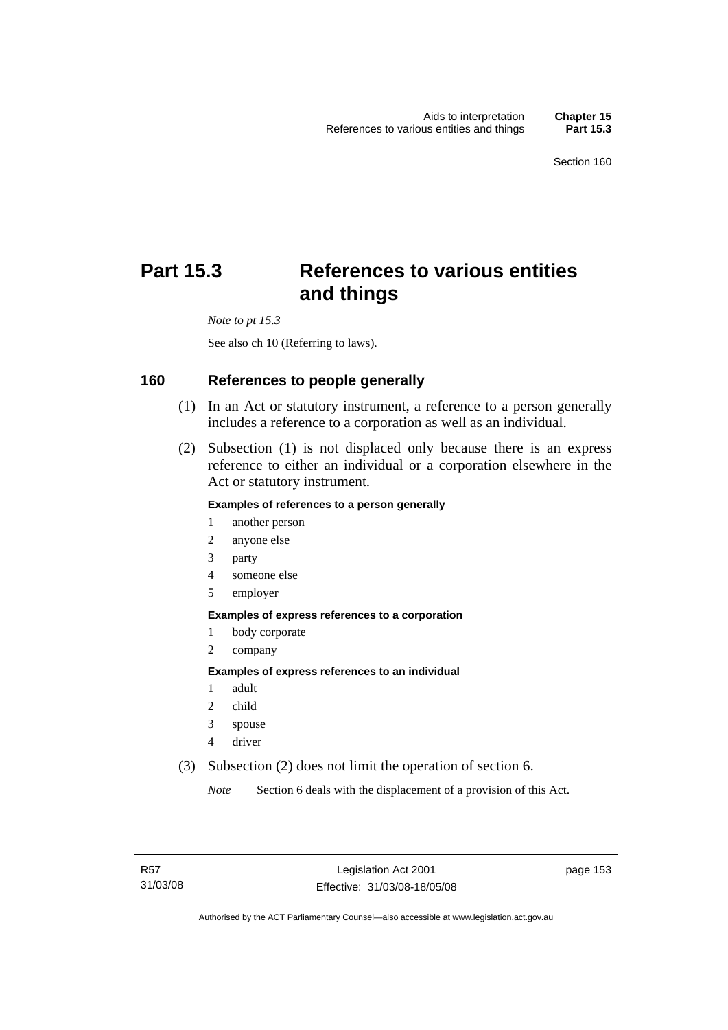# Part 15.3 References to various entities and things

*Note to pt 15.3*

See also ch 10 (Referring to laws).

## 160 References to people generally

(1) In an Act or statutory instrument, a reference to a person generally includes a reference to a corporation as well as an individual.

(2) Subsection (1) is not displaced only because there is an express reference to either an individual or a corporation elsewhere in the Act or statutory instrument.

**Examples of references to a person generally**

1 another person
2 anyone else
3 party
4 someone else
5 employer

**Examples of express references to a corporation**

1 body corporate
2 company

**Examples of express references to an individual**

1 adult
2 child
3 spouse
4 driver

(3) Subsection (2) does not limit the operation of section 6.

*Note* Section 6 deals with the displacement of a provision of this Act.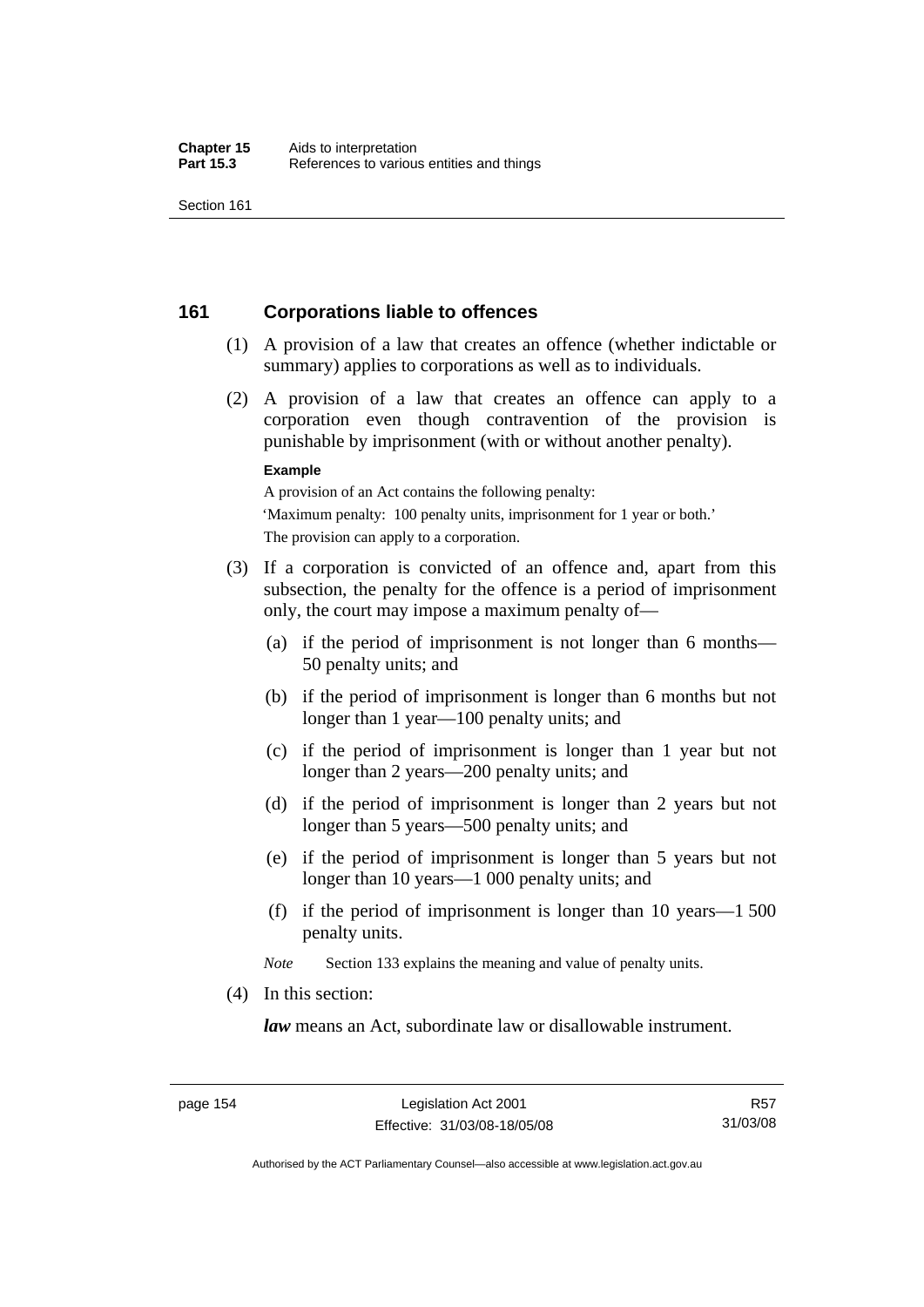## 161 Corporations liable to offences

(1) A provision of a law that creates an offence (whether indictable or summary) applies to corporations as well as to individuals.

(2) A provision of a law that creates an offence can apply to a corporation even though contravention of the provision is punishable by imprisonment (with or without another penalty).

**Example**

A provision of an Act contains the following penalty:

'Maximum penalty: 100 penalty units, imprisonment for 1 year or both.'

The provision can apply to a corporation.

(3) If a corporation is convicted of an offence and, apart from this subsection, the penalty for the offence is a period of imprisonment only, the court may impose a maximum penalty of—

(a) if the period of imprisonment is not longer than 6 months—50 penalty units; and

(b) if the period of imprisonment is longer than 6 months but not longer than 1 year—100 penalty units; and

(c) if the period of imprisonment is longer than 1 year but not longer than 2 years—200 penalty units; and

(d) if the period of imprisonment is longer than 2 years but not longer than 5 years—500 penalty units; and

(e) if the period of imprisonment is longer than 5 years but not longer than 10 years—1 000 penalty units; and

(f) if the period of imprisonment is longer than 10 years—1 500 penalty units.

*Note* Section 133 explains the meaning and value of penalty units.

(4) In this section:

***law*** means an Act, subordinate law or disallowable instrument.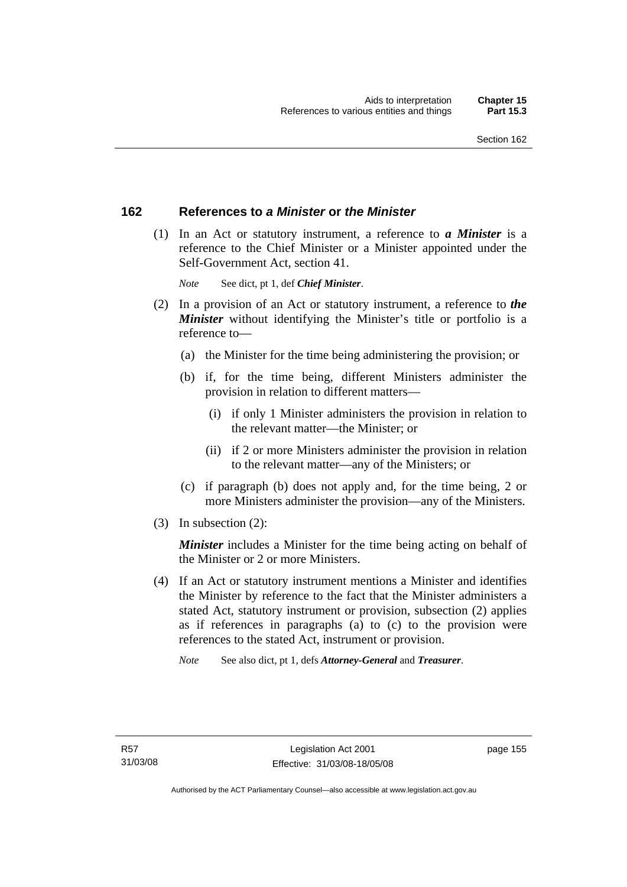## 162 References to *a Minister* or *the Minister*

(1) In an Act or statutory instrument, a reference to ***a Minister*** is a reference to the Chief Minister or a Minister appointed under the Self-Government Act, section 41.

*Note* See dict, pt 1, def ***Chief Minister***.

(2) In a provision of an Act or statutory instrument, a reference to ***the Minister*** without identifying the Minister's title or portfolio is a reference to—

(a) the Minister for the time being administering the provision; or

(b) if, for the time being, different Ministers administer the provision in relation to different matters—

(i) if only 1 Minister administers the provision in relation to the relevant matter—the Minister; or

(ii) if 2 or more Ministers administer the provision in relation to the relevant matter—any of the Ministers; or

(c) if paragraph (b) does not apply and, for the time being, 2 or more Ministers administer the provision—any of the Ministers.

(3) In subsection (2):

***Minister*** includes a Minister for the time being acting on behalf of the Minister or 2 or more Ministers.

(4) If an Act or statutory instrument mentions a Minister and identifies the Minister by reference to the fact that the Minister administers a stated Act, statutory instrument or provision, subsection (2) applies as if references in paragraphs (a) to (c) to the provision were references to the stated Act, instrument or provision.

*Note* See also dict, pt 1, defs ***Attorney-General*** and ***Treasurer***.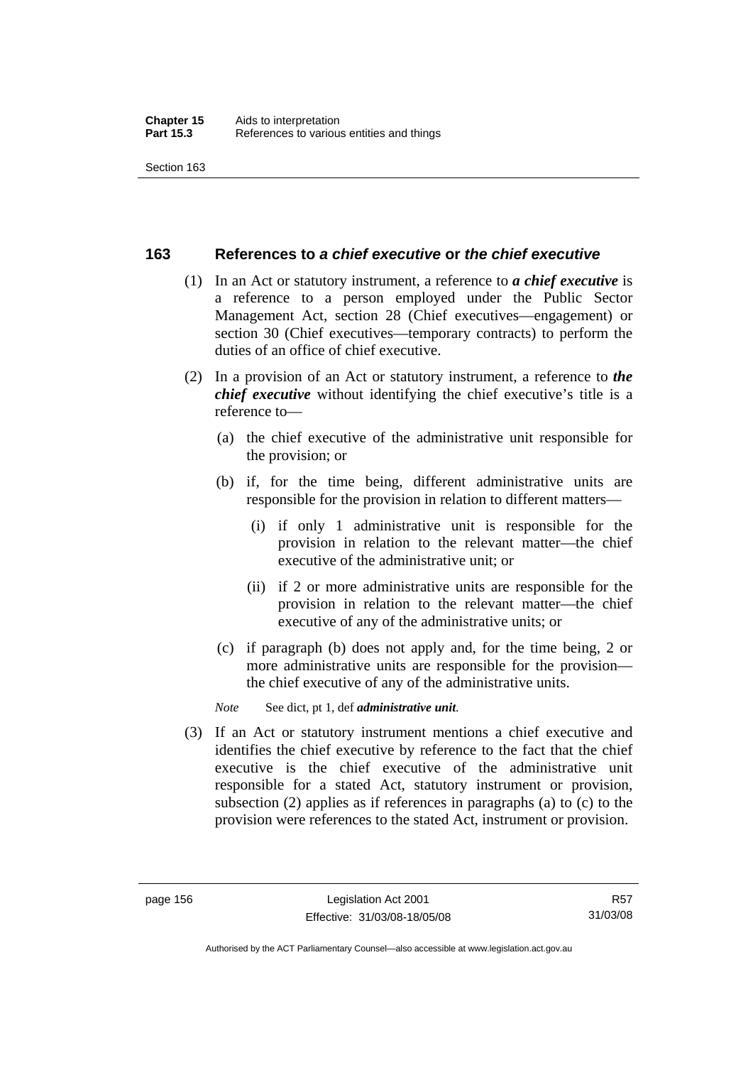## 163 References to *a chief executive* or *the chief executive*

(1) In an Act or statutory instrument, a reference to ***a chief executive*** is a reference to a person employed under the Public Sector Management Act, section 28 (Chief executives—engagement) or section 30 (Chief executives—temporary contracts) to perform the duties of an office of chief executive.

(2) In a provision of an Act or statutory instrument, a reference to ***the chief executive*** without identifying the chief executive's title is a reference to—

(a) the chief executive of the administrative unit responsible for the provision; or

(b) if, for the time being, different administrative units are responsible for the provision in relation to different matters—

(i) if only 1 administrative unit is responsible for the provision in relation to the relevant matter—the chief executive of the administrative unit; or

(ii) if 2 or more administrative units are responsible for the provision in relation to the relevant matter—the chief executive of any of the administrative units; or

(c) if paragraph (b) does not apply and, for the time being, 2 or more administrative units are responsible for the provision—the chief executive of any of the administrative units.

*Note* See dict, pt 1, def ***administrative unit***.

(3) If an Act or statutory instrument mentions a chief executive and identifies the chief executive by reference to the fact that the chief executive is the chief executive of the administrative unit responsible for a stated Act, statutory instrument or provision, subsection (2) applies as if references in paragraphs (a) to (c) to the provision were references to the stated Act, instrument or provision.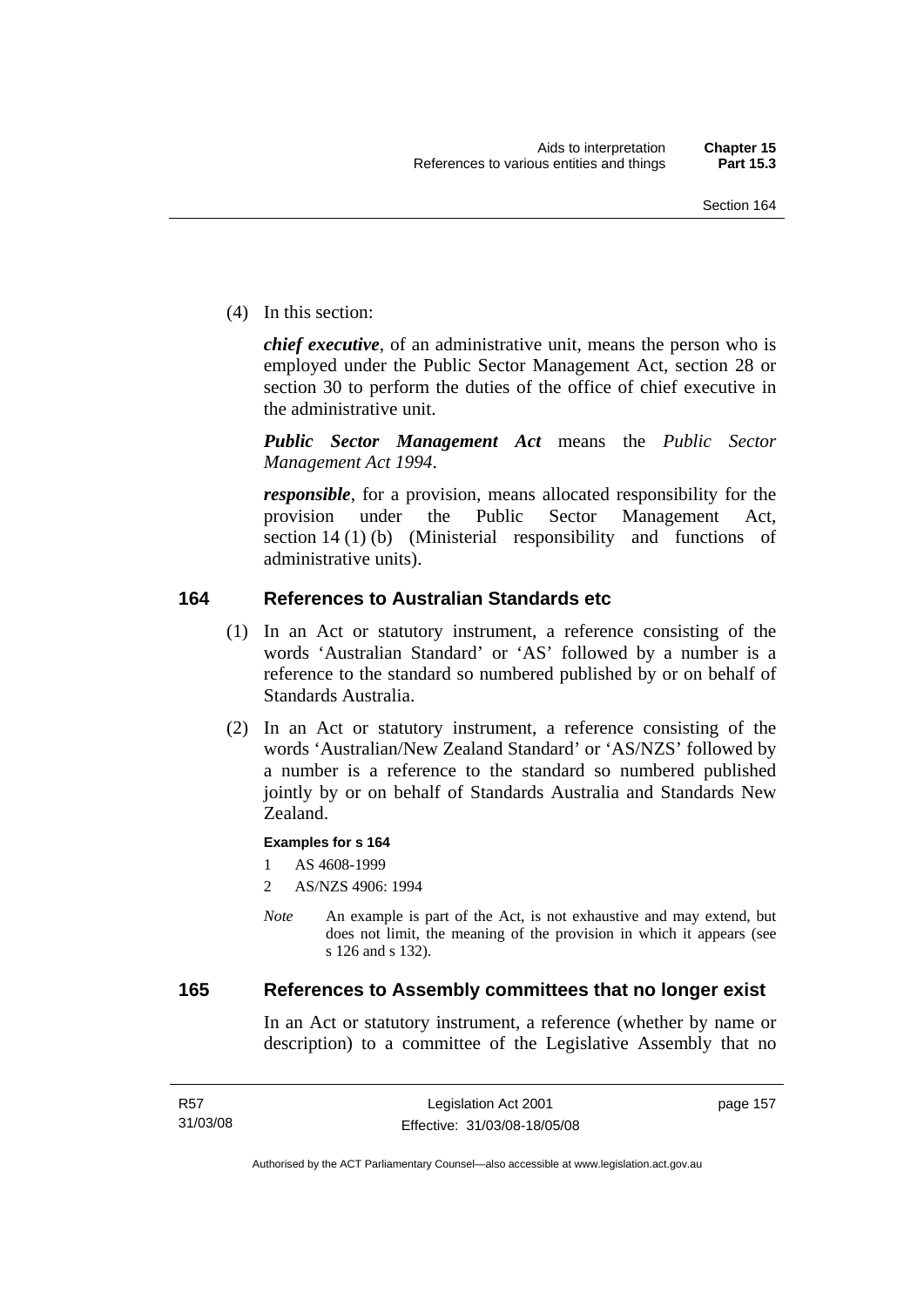(4) In this section:

***chief executive***, of an administrative unit, means the person who is employed under the Public Sector Management Act, section 28 or section 30 to perform the duties of the office of chief executive in the administrative unit.

***Public Sector Management Act*** means the *Public Sector Management Act 1994*.

***responsible***, for a provision, means allocated responsibility for the provision under the Public Sector Management Act, section 14 (1) (b) (Ministerial responsibility and functions of administrative units).

## 164 References to Australian Standards etc

(1) In an Act or statutory instrument, a reference consisting of the words 'Australian Standard' or 'AS' followed by a number is a reference to the standard so numbered published by or on behalf of Standards Australia.

(2) In an Act or statutory instrument, a reference consisting of the words 'Australian/New Zealand Standard' or 'AS/NZS' followed by a number is a reference to the standard so numbered published jointly by or on behalf of Standards Australia and Standards New Zealand.

**Examples for s 164**

1 AS 4608-1999

2 AS/NZS 4906: 1994

*Note* An example is part of the Act, is not exhaustive and may extend, but does not limit, the meaning of the provision in which it appears (see s 126 and s 132).

## 165 References to Assembly committees that no longer exist

In an Act or statutory instrument, a reference (whether by name or description) to a committee of the Legislative Assembly that no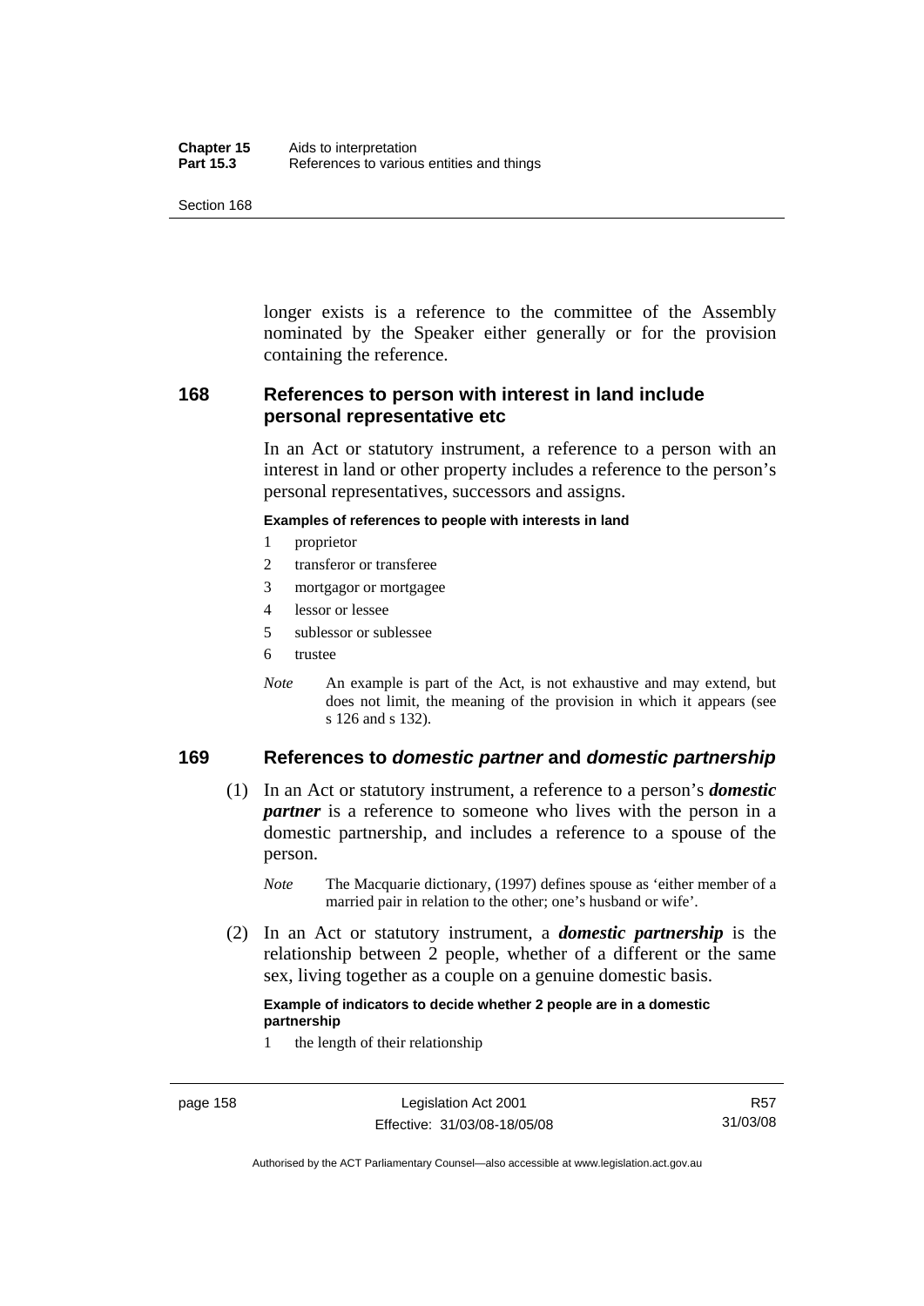longer exists is a reference to the committee of the Assembly nominated by the Speaker either generally or for the provision containing the reference.

## 168 References to person with interest in land include personal representative etc

In an Act or statutory instrument, a reference to a person with an interest in land or other property includes a reference to the person's personal representatives, successors and assigns.

**Examples of references to people with interests in land**

1 proprietor
2 transferor or transferee
3 mortgagor or mortgagee
4 lessor or lessee
5 sublessor or sublessee
6 trustee

*Note* An example is part of the Act, is not exhaustive and may extend, but does not limit, the meaning of the provision in which it appears (see s 126 and s 132).

## 169 References to *domestic partner* and *domestic partnership*

(1) In an Act or statutory instrument, a reference to a person's ***domestic partner*** is a reference to someone who lives with the person in a domestic partnership, and includes a reference to a spouse of the person.

*Note* The Macquarie dictionary, (1997) defines spouse as 'either member of a married pair in relation to the other; one's husband or wife'.

(2) In an Act or statutory instrument, a ***domestic partnership*** is the relationship between 2 people, whether of a different or the same sex, living together as a couple on a genuine domestic basis.

**Example of indicators to decide whether 2 people are in a domestic partnership**

1 the length of their relationship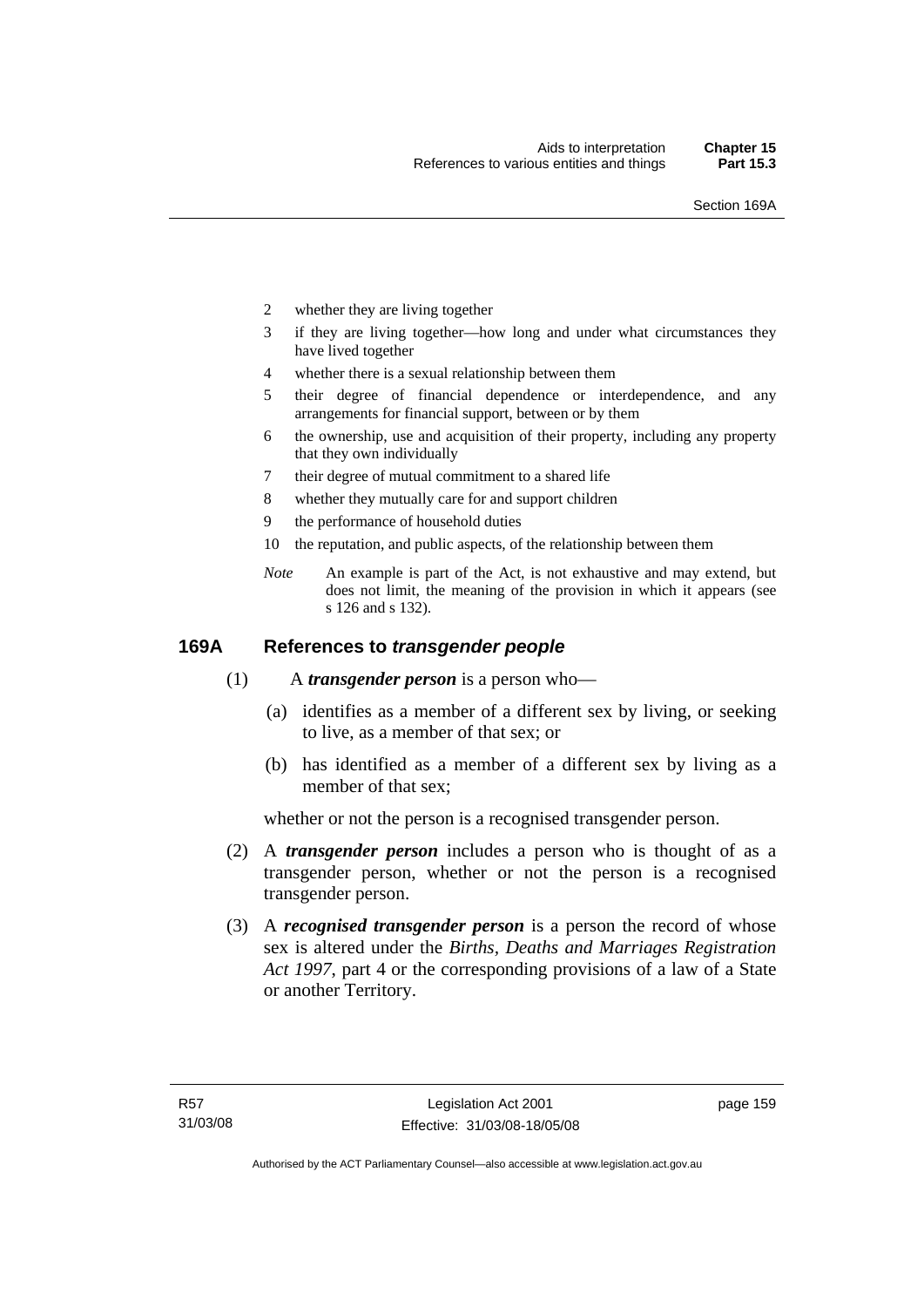2 whether they are living together

3 if they are living together—how long and under what circumstances they have lived together

4 whether there is a sexual relationship between them

5 their degree of financial dependence or interdependence, and any arrangements for financial support, between or by them

6 the ownership, use and acquisition of their property, including any property that they own individually

7 their degree of mutual commitment to a shared life

8 whether they mutually care for and support children

9 the performance of household duties

10 the reputation, and public aspects, of the relationship between them

*Note* An example is part of the Act, is not exhaustive and may extend, but does not limit, the meaning of the provision in which it appears (see s 126 and s 132).

## 169A References to *transgender people*

(1) A ***transgender person*** is a person who—

(a) identifies as a member of a different sex by living, or seeking to live, as a member of that sex; or

(b) has identified as a member of a different sex by living as a member of that sex;

whether or not the person is a recognised transgender person.

(2) A ***transgender person*** includes a person who is thought of as a transgender person, whether or not the person is a recognised transgender person.

(3) A ***recognised transgender person*** is a person the record of whose sex is altered under the *Births, Deaths and Marriages Registration Act 1997*, part 4 or the corresponding provisions of a law of a State or another Territory.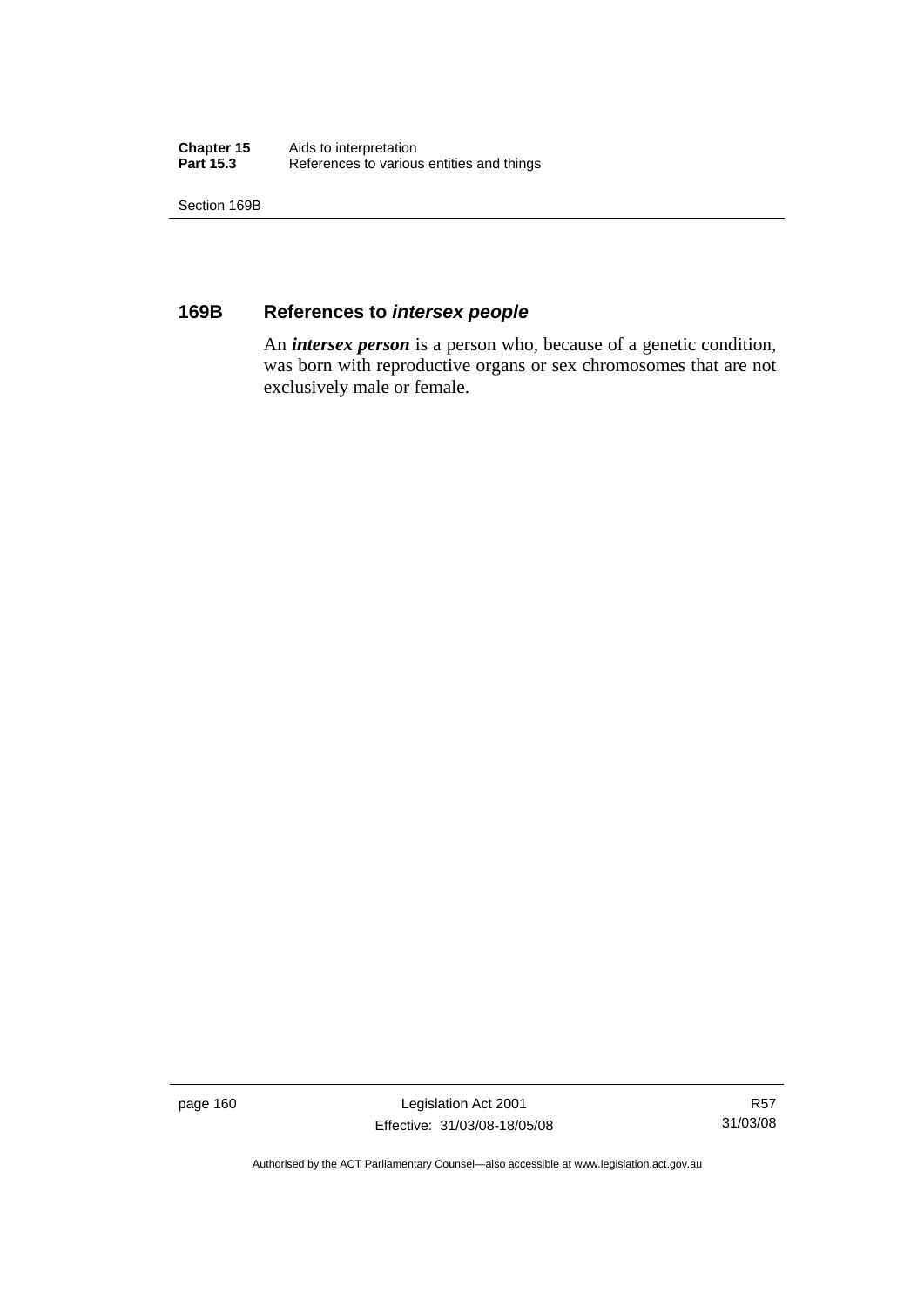## 169B References to *intersex people*

An ***intersex person*** is a person who, because of a genetic condition, was born with reproductive organs or sex chromosomes that are not exclusively male or female.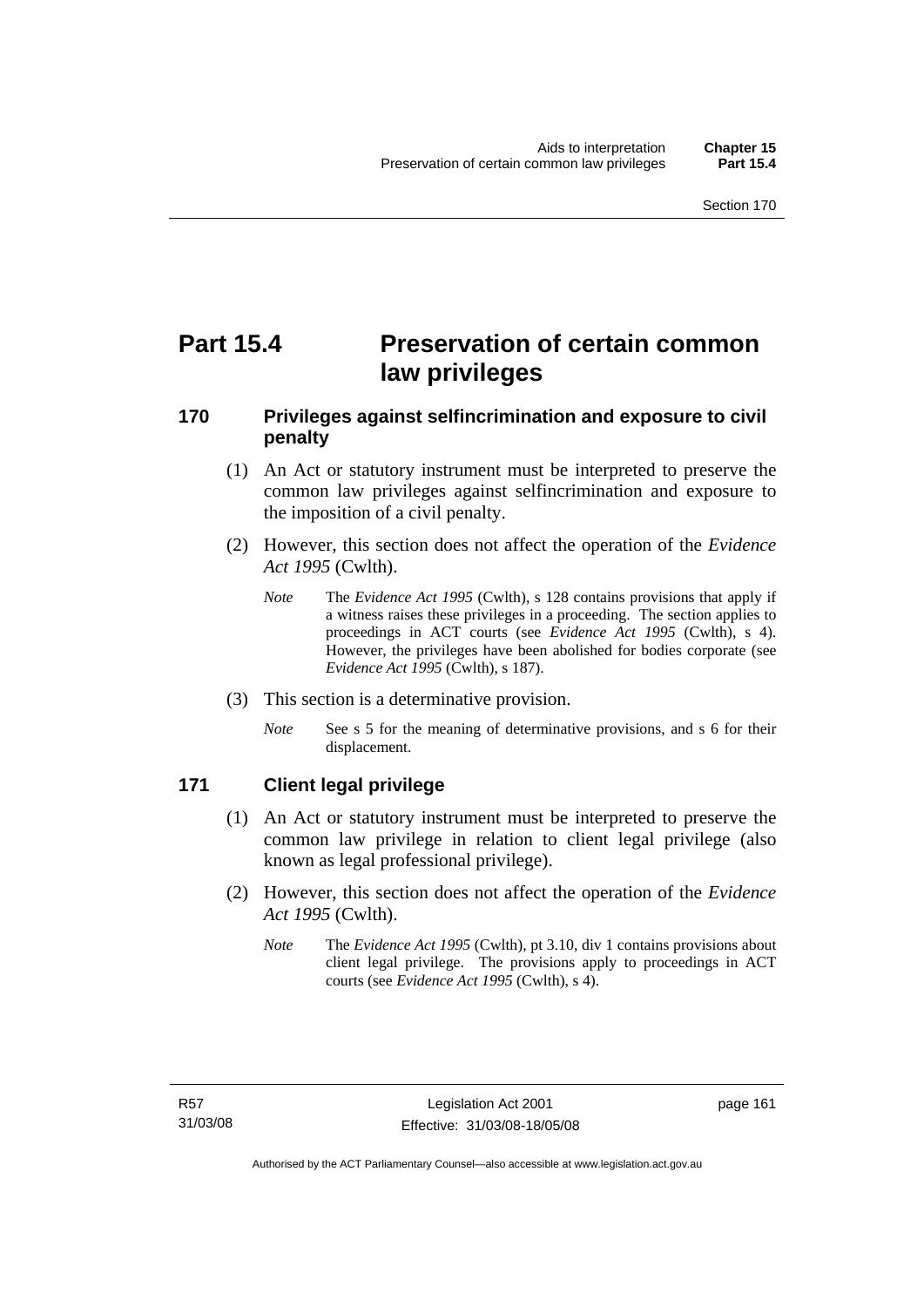# Part 15.4 Preservation of certain common law privileges

## 170 Privileges against selfincrimination and exposure to civil penalty

(1) An Act or statutory instrument must be interpreted to preserve the common law privileges against selfincrimination and exposure to the imposition of a civil penalty.

(2) However, this section does not affect the operation of the *Evidence Act 1995* (Cwlth).

*Note* The *Evidence Act 1995* (Cwlth), s 128 contains provisions that apply if a witness raises these privileges in a proceeding. The section applies to proceedings in ACT courts (see *Evidence Act 1995* (Cwlth), s 4). However, the privileges have been abolished for bodies corporate (see *Evidence Act 1995* (Cwlth), s 187).

(3) This section is a determinative provision.

*Note* See s 5 for the meaning of determinative provisions, and s 6 for their displacement.

## 171 Client legal privilege

(1) An Act or statutory instrument must be interpreted to preserve the common law privilege in relation to client legal privilege (also known as legal professional privilege).

(2) However, this section does not affect the operation of the *Evidence Act 1995* (Cwlth).

*Note* The *Evidence Act 1995* (Cwlth), pt 3.10, div 1 contains provisions about client legal privilege. The provisions apply to proceedings in ACT courts (see *Evidence Act 1995* (Cwlth), s 4).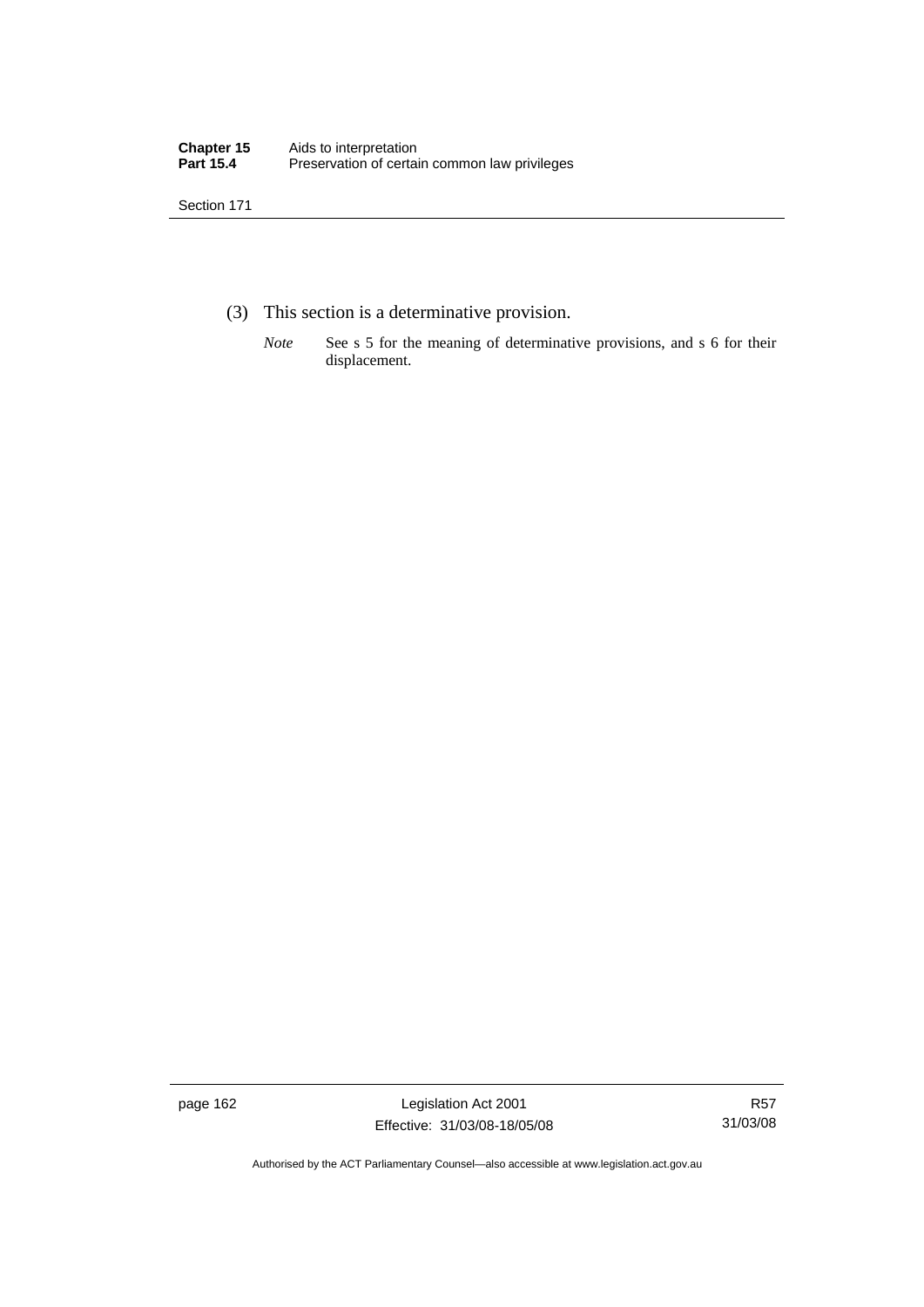(3) This section is a determinative provision.

*Note* See s 5 for the meaning of determinative provisions, and s 6 for their displacement.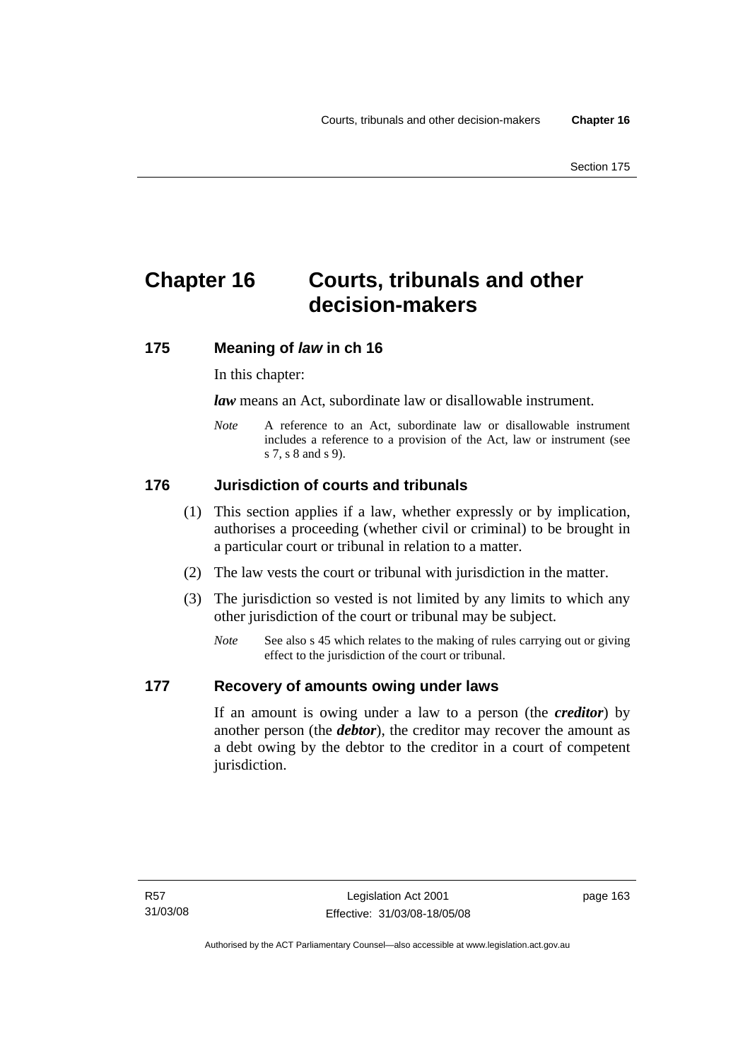# Chapter 16 Courts, tribunals and other decision-makers

## 175 Meaning of *law* in ch 16

In this chapter:

***law*** means an Act, subordinate law or disallowable instrument.

*Note* A reference to an Act, subordinate law or disallowable instrument includes a reference to a provision of the Act, law or instrument (see s 7, s 8 and s 9).

## 176 Jurisdiction of courts and tribunals

(1) This section applies if a law, whether expressly or by implication, authorises a proceeding (whether civil or criminal) to be brought in a particular court or tribunal in relation to a matter.

(2) The law vests the court or tribunal with jurisdiction in the matter.

(3) The jurisdiction so vested is not limited by any limits to which any other jurisdiction of the court or tribunal may be subject.

*Note* See also s 45 which relates to the making of rules carrying out or giving effect to the jurisdiction of the court or tribunal.

## 177 Recovery of amounts owing under laws

If an amount is owing under a law to a person (the ***creditor***) by another person (the ***debtor***), the creditor may recover the amount as a debt owing by the debtor to the creditor in a court of competent jurisdiction.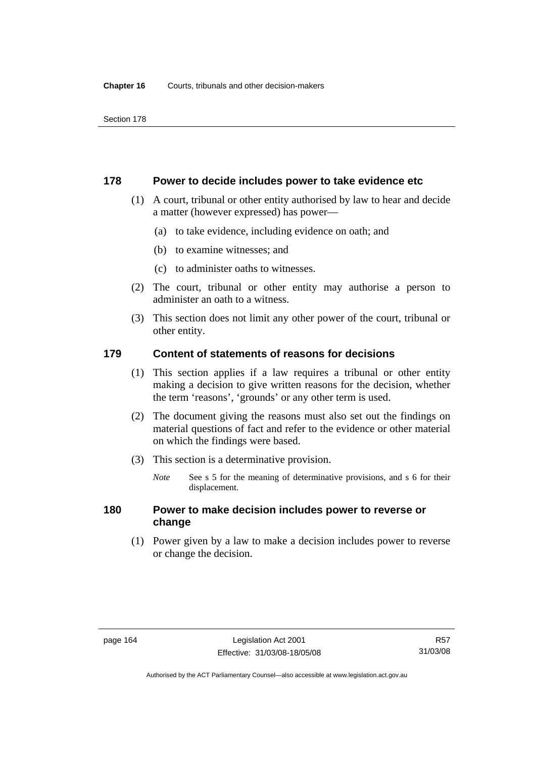## 178 Power to decide includes power to take evidence etc

(1) A court, tribunal or other entity authorised by law to hear and decide a matter (however expressed) has power—

(a) to take evidence, including evidence on oath; and

(b) to examine witnesses; and

(c) to administer oaths to witnesses.

(2) The court, tribunal or other entity may authorise a person to administer an oath to a witness.

(3) This section does not limit any other power of the court, tribunal or other entity.

## 179 Content of statements of reasons for decisions

(1) This section applies if a law requires a tribunal or other entity making a decision to give written reasons for the decision, whether the term 'reasons', 'grounds' or any other term is used.

(2) The document giving the reasons must also set out the findings on material questions of fact and refer to the evidence or other material on which the findings were based.

(3) This section is a determinative provision.

*Note* See s 5 for the meaning of determinative provisions, and s 6 for their displacement.

## 180 Power to make decision includes power to reverse or change

(1) Power given by a law to make a decision includes power to reverse or change the decision.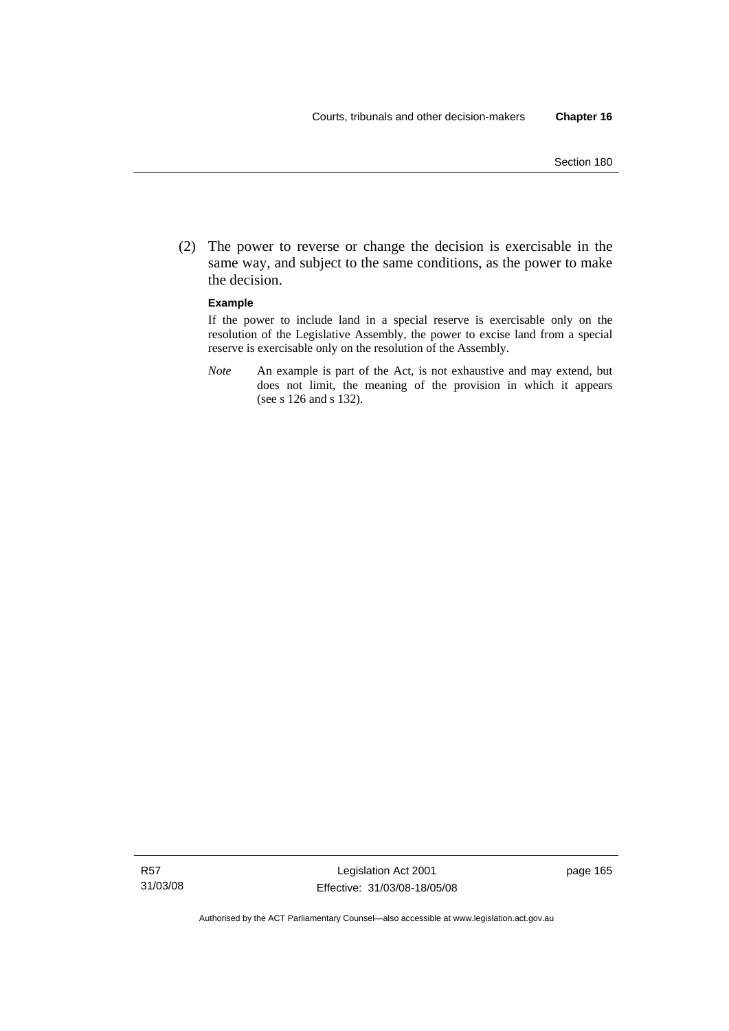(2) The power to reverse or change the decision is exercisable in the same way, and subject to the same conditions, as the power to make the decision.

**Example**

If the power to include land in a special reserve is exercisable only on the resolution of the Legislative Assembly, the power to excise land from a special reserve is exercisable only on the resolution of the Assembly.

*Note* An example is part of the Act, is not exhaustive and may extend, but does not limit, the meaning of the provision in which it appears (see s 126 and s 132).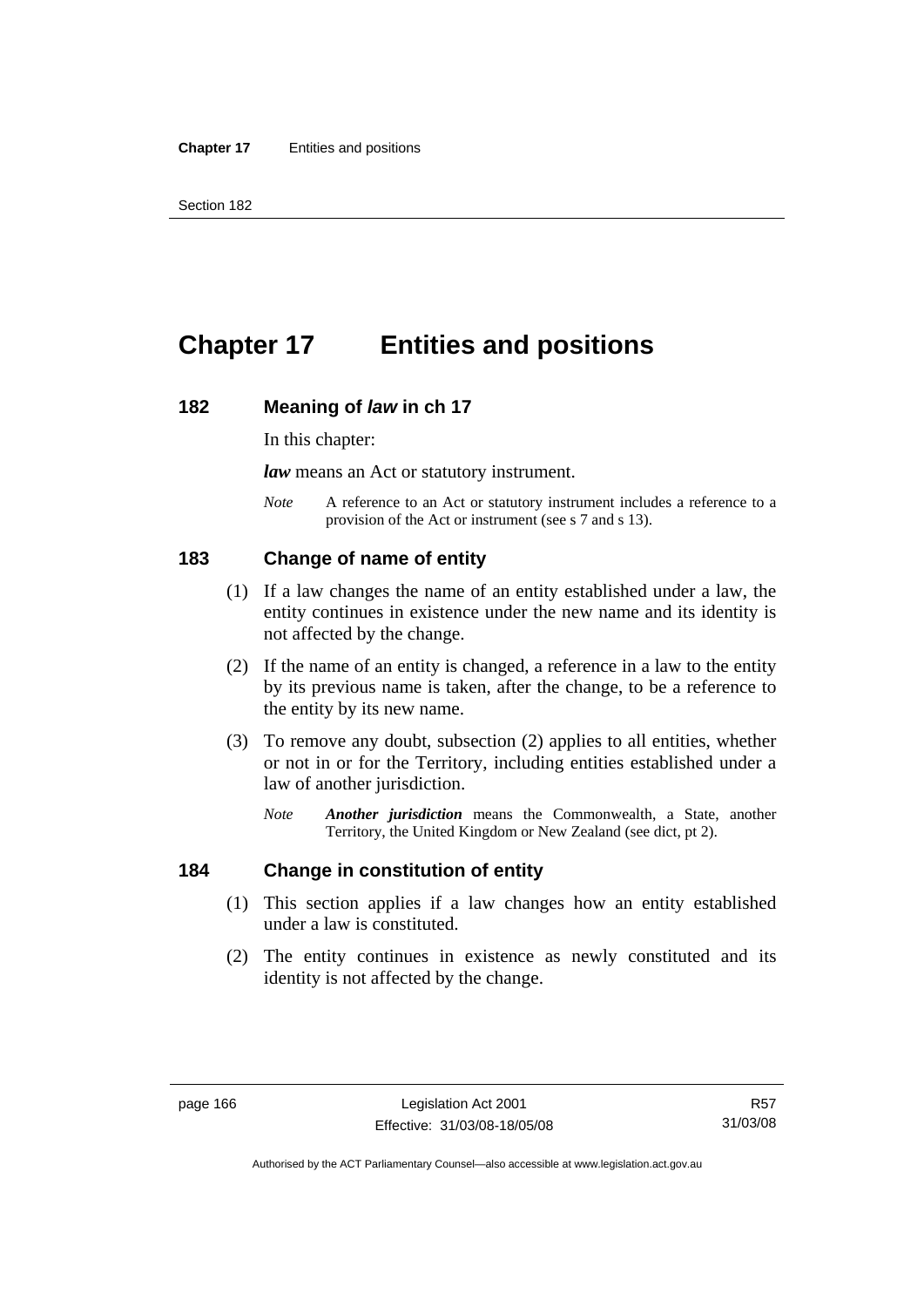# Chapter 17 Entities and positions

## 182 Meaning of *law* in ch 17

In this chapter:

***law*** means an Act or statutory instrument.

*Note* A reference to an Act or statutory instrument includes a reference to a provision of the Act or instrument (see s 7 and s 13).

## 183 Change of name of entity

(1) If a law changes the name of an entity established under a law, the entity continues in existence under the new name and its identity is not affected by the change.

(2) If the name of an entity is changed, a reference in a law to the entity by its previous name is taken, after the change, to be a reference to the entity by its new name.

(3) To remove any doubt, subsection (2) applies to all entities, whether or not in or for the Territory, including entities established under a law of another jurisdiction.

*Note* ***Another jurisdiction*** means the Commonwealth, a State, another Territory, the United Kingdom or New Zealand (see dict, pt 2).

## 184 Change in constitution of entity

(1) This section applies if a law changes how an entity established under a law is constituted.

(2) The entity continues in existence as newly constituted and its identity is not affected by the change.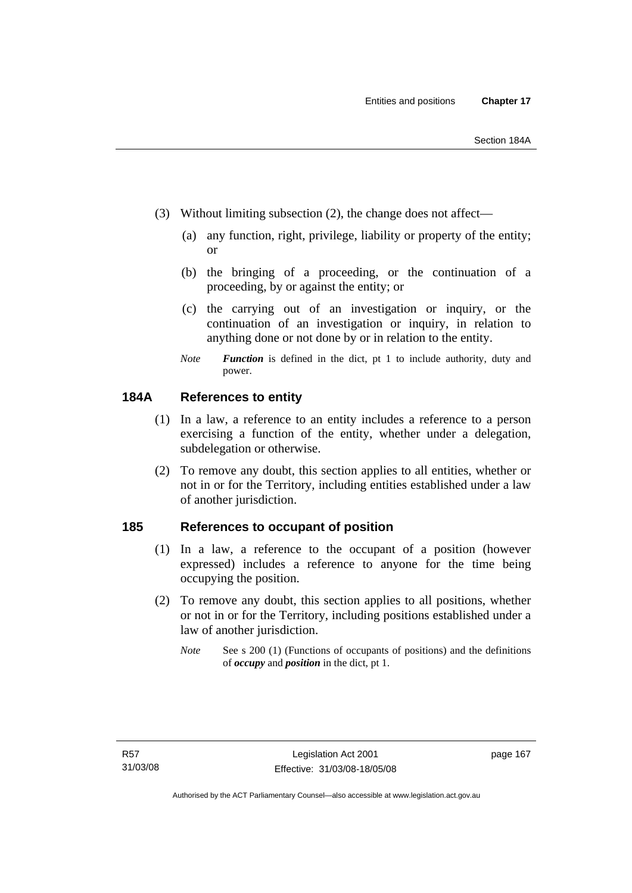(3) Without limiting subsection (2), the change does not affect—

   (a) any function, right, privilege, liability or property of the entity; or

   (b) the bringing of a proceeding, or the continuation of a proceeding, by or against the entity; or

   (c) the carrying out of an investigation or inquiry, or the continuation of an investigation or inquiry, in relation to anything done or not done by or in relation to the entity.

   *Note* ***Function*** is defined in the dict, pt 1 to include authority, duty and power.

## 184A References to entity

(1) In a law, a reference to an entity includes a reference to a person exercising a function of the entity, whether under a delegation, subdelegation or otherwise.

(2) To remove any doubt, this section applies to all entities, whether or not in or for the Territory, including entities established under a law of another jurisdiction.

## 185 References to occupant of position

(1) In a law, a reference to the occupant of a position (however expressed) includes a reference to anyone for the time being occupying the position.

(2) To remove any doubt, this section applies to all positions, whether or not in or for the Territory, including positions established under a law of another jurisdiction.

   *Note* See s 200 (1) (Functions of occupants of positions) and the definitions of ***occupy*** and ***position*** in the dict, pt 1.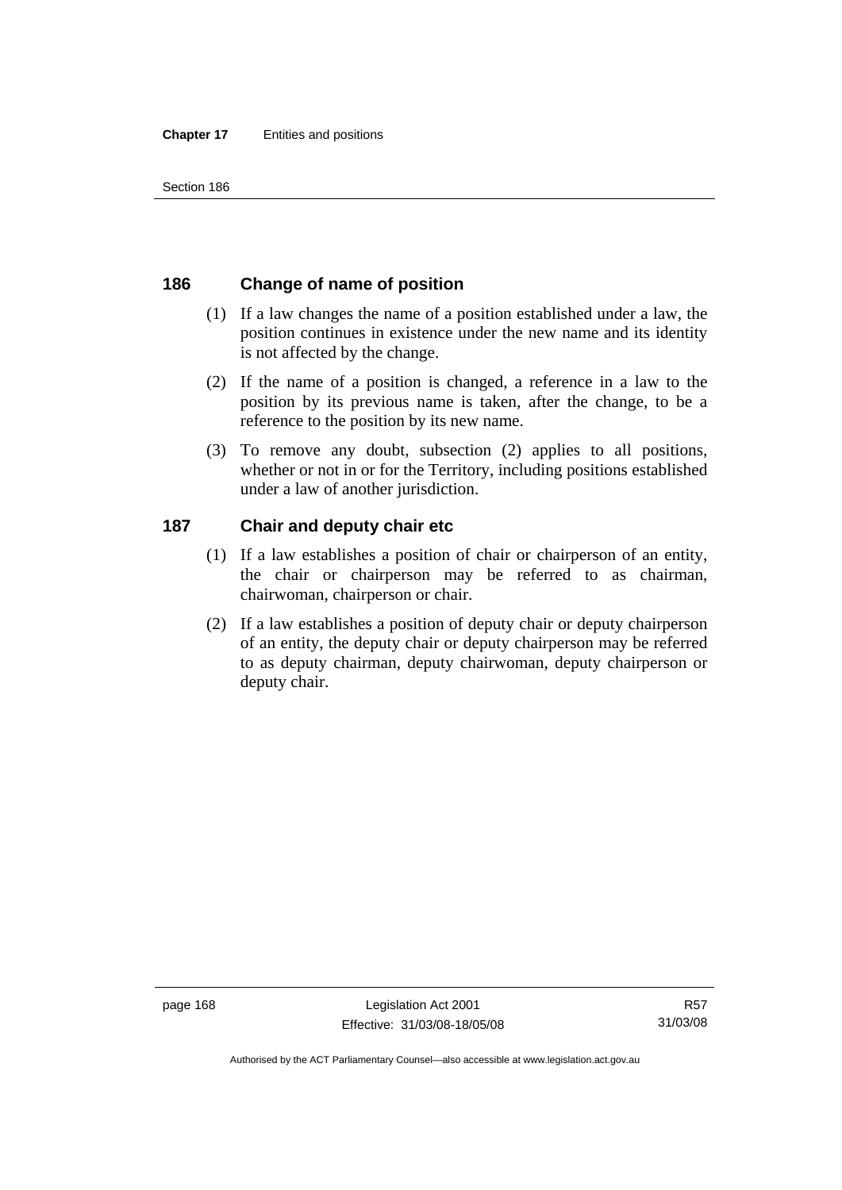## 186 Change of name of position

(1) If a law changes the name of a position established under a law, the position continues in existence under the new name and its identity is not affected by the change.

(2) If the name of a position is changed, a reference in a law to the position by its previous name is taken, after the change, to be a reference to the position by its new name.

(3) To remove any doubt, subsection (2) applies to all positions, whether or not in or for the Territory, including positions established under a law of another jurisdiction.

## 187 Chair and deputy chair etc

(1) If a law establishes a position of chair or chairperson of an entity, the chair or chairperson may be referred to as chairman, chairwoman, chairperson or chair.

(2) If a law establishes a position of deputy chair or deputy chairperson of an entity, the deputy chair or deputy chairperson may be referred to as deputy chairman, deputy chairwoman, deputy chairperson or deputy chair.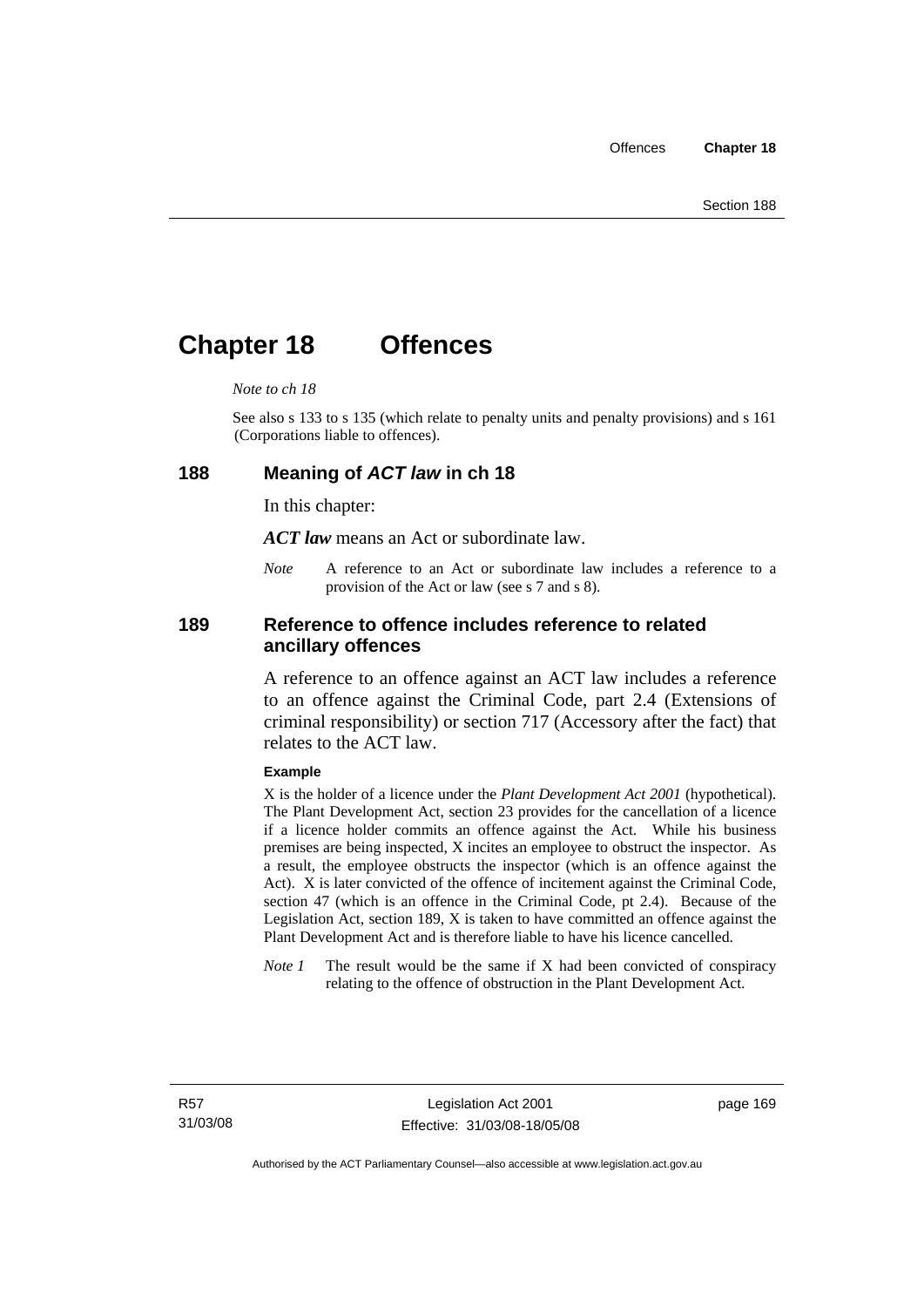# Chapter 18 Offences

*Note to ch 18*

See also s 133 to s 135 (which relate to penalty units and penalty provisions) and s 161 (Corporations liable to offences).

## 188 Meaning of *ACT law* in ch 18

In this chapter:

***ACT law*** means an Act or subordinate law.

*Note* A reference to an Act or subordinate law includes a reference to a provision of the Act or law (see s 7 and s 8).

## 189 Reference to offence includes reference to related ancillary offences

A reference to an offence against an ACT law includes a reference to an offence against the Criminal Code, part 2.4 (Extensions of criminal responsibility) or section 717 (Accessory after the fact) that relates to the ACT law.

**Example**

X is the holder of a licence under the *Plant Development Act 2001* (hypothetical). The Plant Development Act, section 23 provides for the cancellation of a licence if a licence holder commits an offence against the Act. While his business premises are being inspected, X incites an employee to obstruct the inspector. As a result, the employee obstructs the inspector (which is an offence against the Act). X is later convicted of the offence of incitement against the Criminal Code, section 47 (which is an offence in the Criminal Code, pt 2.4). Because of the Legislation Act, section 189, X is taken to have committed an offence against the Plant Development Act and is therefore liable to have his licence cancelled.

*Note 1* The result would be the same if X had been convicted of conspiracy relating to the offence of obstruction in the Plant Development Act.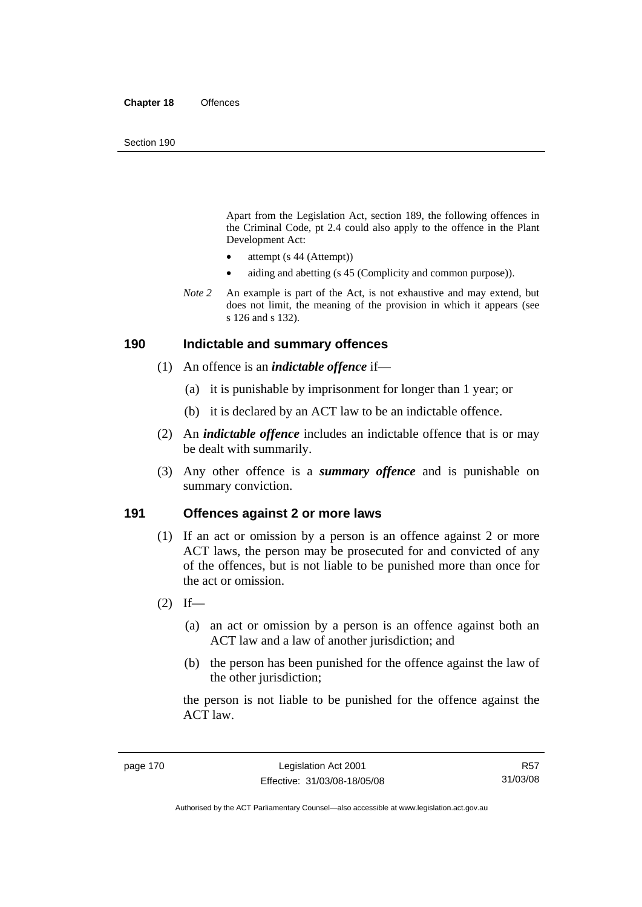Apart from the Legislation Act, section 189, the following offences in the Criminal Code, pt 2.4 could also apply to the offence in the Plant Development Act:

- attempt (s 44 (Attempt))
- aiding and abetting (s 45 (Complicity and common purpose)).

*Note 2* An example is part of the Act, is not exhaustive and may extend, but does not limit, the meaning of the provision in which it appears (see s 126 and s 132).

## 190 Indictable and summary offences

(1) An offence is an ***indictable offence*** if—

(a) it is punishable by imprisonment for longer than 1 year; or

(b) it is declared by an ACT law to be an indictable offence.

(2) An ***indictable offence*** includes an indictable offence that is or may be dealt with summarily.

(3) Any other offence is a ***summary offence*** and is punishable on summary conviction.

## 191 Offences against 2 or more laws

(1) If an act or omission by a person is an offence against 2 or more ACT laws, the person may be prosecuted for and convicted of any of the offences, but is not liable to be punished more than once for the act or omission.

(2) If—

(a) an act or omission by a person is an offence against both an ACT law and a law of another jurisdiction; and

(b) the person has been punished for the offence against the law of the other jurisdiction;

the person is not liable to be punished for the offence against the ACT law.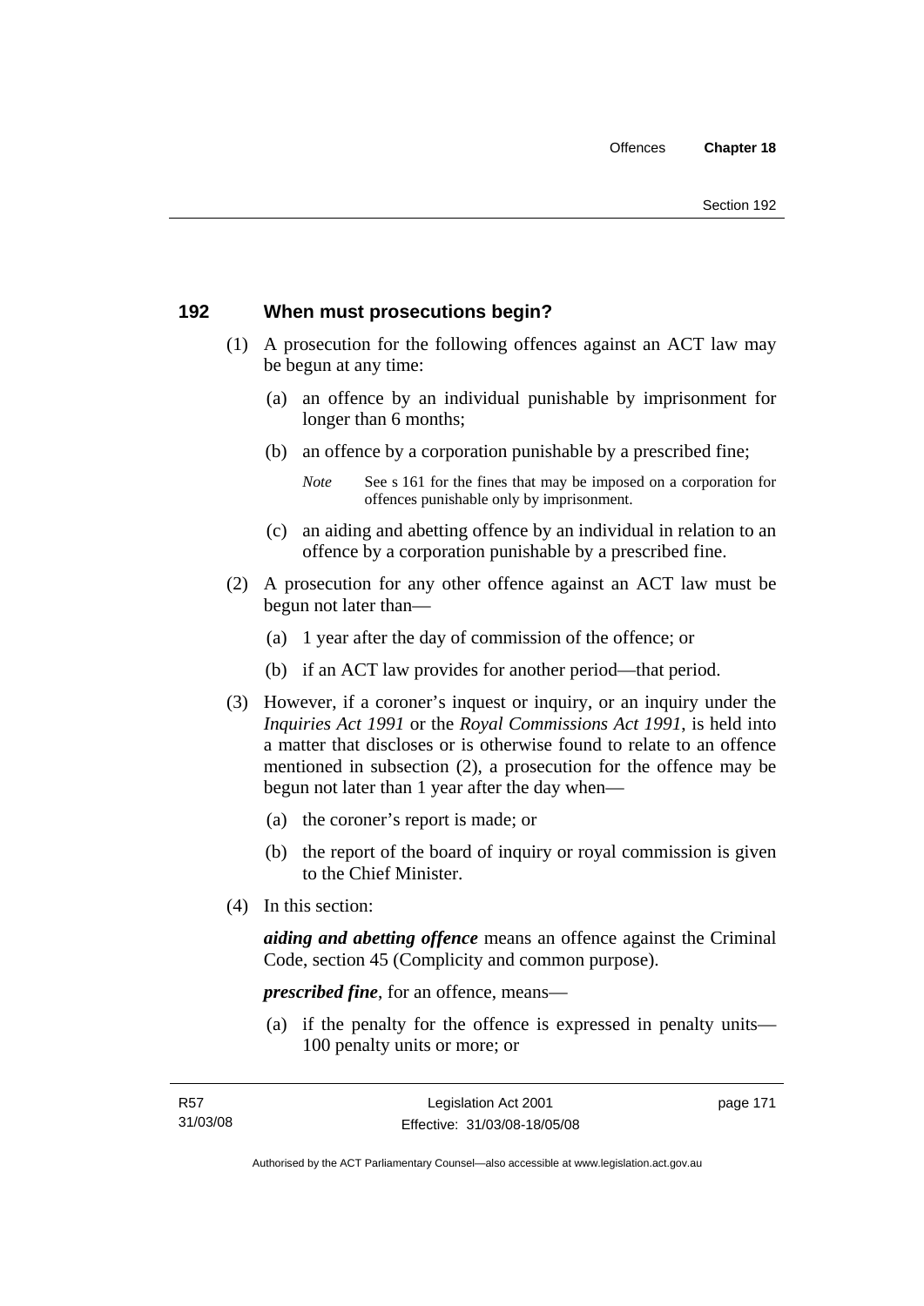## 192 When must prosecutions begin?

(1) A prosecution for the following offences against an ACT law may be begun at any time:

(a) an offence by an individual punishable by imprisonment for longer than 6 months;

(b) an offence by a corporation punishable by a prescribed fine;

*Note* See s 161 for the fines that may be imposed on a corporation for offences punishable only by imprisonment.

(c) an aiding and abetting offence by an individual in relation to an offence by a corporation punishable by a prescribed fine.

(2) A prosecution for any other offence against an ACT law must be begun not later than—

(a) 1 year after the day of commission of the offence; or

(b) if an ACT law provides for another period—that period.

(3) However, if a coroner's inquest or inquiry, or an inquiry under the *Inquiries Act 1991* or the *Royal Commissions Act 1991*, is held into a matter that discloses or is otherwise found to relate to an offence mentioned in subsection (2), a prosecution for the offence may be begun not later than 1 year after the day when—

(a) the coroner's report is made; or

(b) the report of the board of inquiry or royal commission is given to the Chief Minister.

(4) In this section:

***aiding and abetting offence*** means an offence against the Criminal Code, section 45 (Complicity and common purpose).

***prescribed fine***, for an offence, means—

(a) if the penalty for the offence is expressed in penalty units—100 penalty units or more; or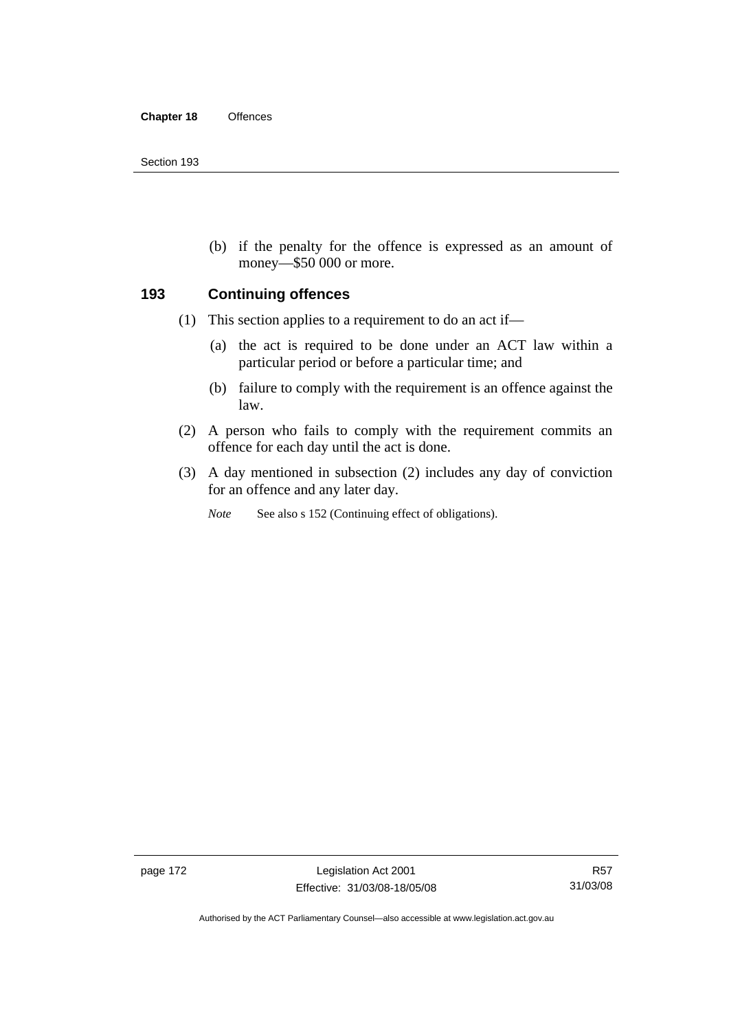(b) if the penalty for the offence is expressed as an amount of money—$50 000 or more.

### 193 Continuing offences

(1) This section applies to a requirement to do an act if—

(a) the act is required to be done under an ACT law within a particular period or before a particular time; and

(b) failure to comply with the requirement is an offence against the law.

(2) A person who fails to comply with the requirement commits an offence for each day until the act is done.

(3) A day mentioned in subsection (2) includes any day of conviction for an offence and any later day.

*Note* See also s 152 (Continuing effect of obligations).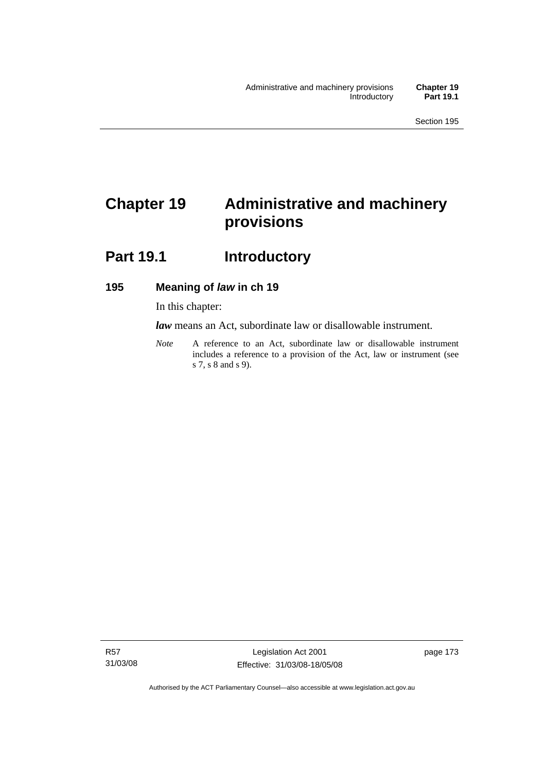# Chapter 19 Administrative and machinery provisions

## Part 19.1 Introductory

### 195 Meaning of *law* in ch 19

In this chapter:

***law*** means an Act, subordinate law or disallowable instrument.

*Note* A reference to an Act, subordinate law or disallowable instrument includes a reference to a provision of the Act, law or instrument (see s 7, s 8 and s 9).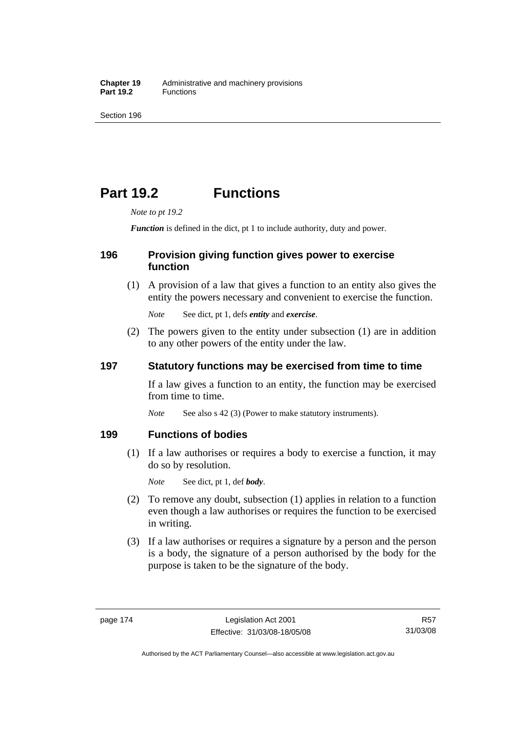# Part 19.2 Functions

*Note to pt 19.2*

***Function*** is defined in the dict, pt 1 to include authority, duty and power.

### 196 Provision giving function gives power to exercise function

(1) A provision of a law that gives a function to an entity also gives the entity the powers necessary and convenient to exercise the function.

*Note* See dict, pt 1, defs ***entity*** and ***exercise***.

(2) The powers given to the entity under subsection (1) are in addition to any other powers of the entity under the law.

### 197 Statutory functions may be exercised from time to time

If a law gives a function to an entity, the function may be exercised from time to time.

*Note* See also s 42 (3) (Power to make statutory instruments).

### 199 Functions of bodies

(1) If a law authorises or requires a body to exercise a function, it may do so by resolution.

*Note* See dict, pt 1, def ***body***.

(2) To remove any doubt, subsection (1) applies in relation to a function even though a law authorises or requires the function to be exercised in writing.

(3) If a law authorises or requires a signature by a person and the person is a body, the signature of a person authorised by the body for the purpose is taken to be the signature of the body.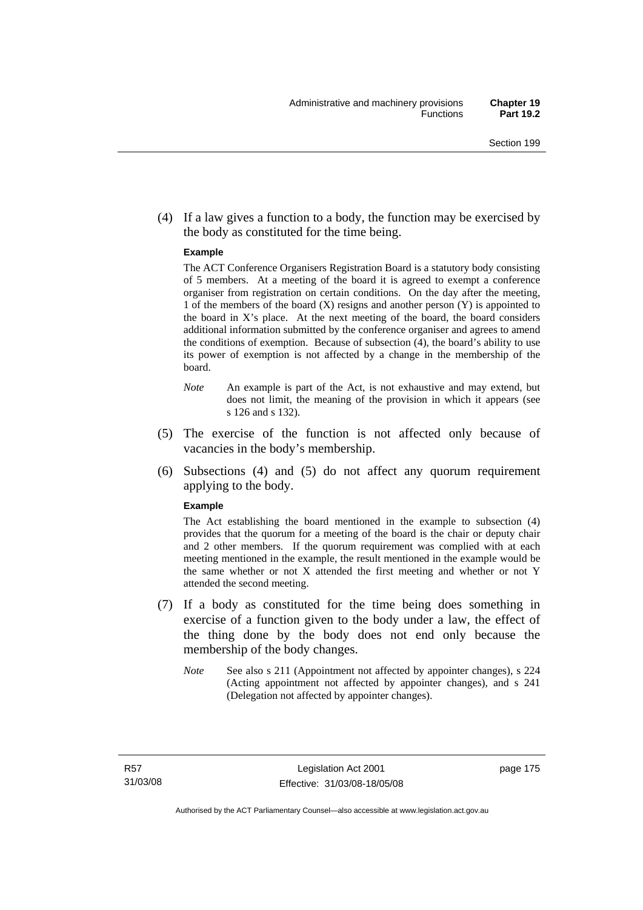(4) If a law gives a function to a body, the function may be exercised by the body as constituted for the time being.

**Example**

The ACT Conference Organisers Registration Board is a statutory body consisting of 5 members. At a meeting of the board it is agreed to exempt a conference organiser from registration on certain conditions. On the day after the meeting, 1 of the members of the board (X) resigns and another person (Y) is appointed to the board in X's place. At the next meeting of the board, the board considers additional information submitted by the conference organiser and agrees to amend the conditions of exemption. Because of subsection (4), the board's ability to use its power of exemption is not affected by a change in the membership of the board.

*Note* An example is part of the Act, is not exhaustive and may extend, but does not limit, the meaning of the provision in which it appears (see s 126 and s 132).

(5) The exercise of the function is not affected only because of vacancies in the body's membership.

(6) Subsections (4) and (5) do not affect any quorum requirement applying to the body.

**Example**

The Act establishing the board mentioned in the example to subsection (4) provides that the quorum for a meeting of the board is the chair or deputy chair and 2 other members. If the quorum requirement was complied with at each meeting mentioned in the example, the result mentioned in the example would be the same whether or not X attended the first meeting and whether or not Y attended the second meeting.

(7) If a body as constituted for the time being does something in exercise of a function given to the body under a law, the effect of the thing done by the body does not end only because the membership of the body changes.

*Note* See also s 211 (Appointment not affected by appointer changes), s 224 (Acting appointment not affected by appointer changes), and s 241 (Delegation not affected by appointer changes).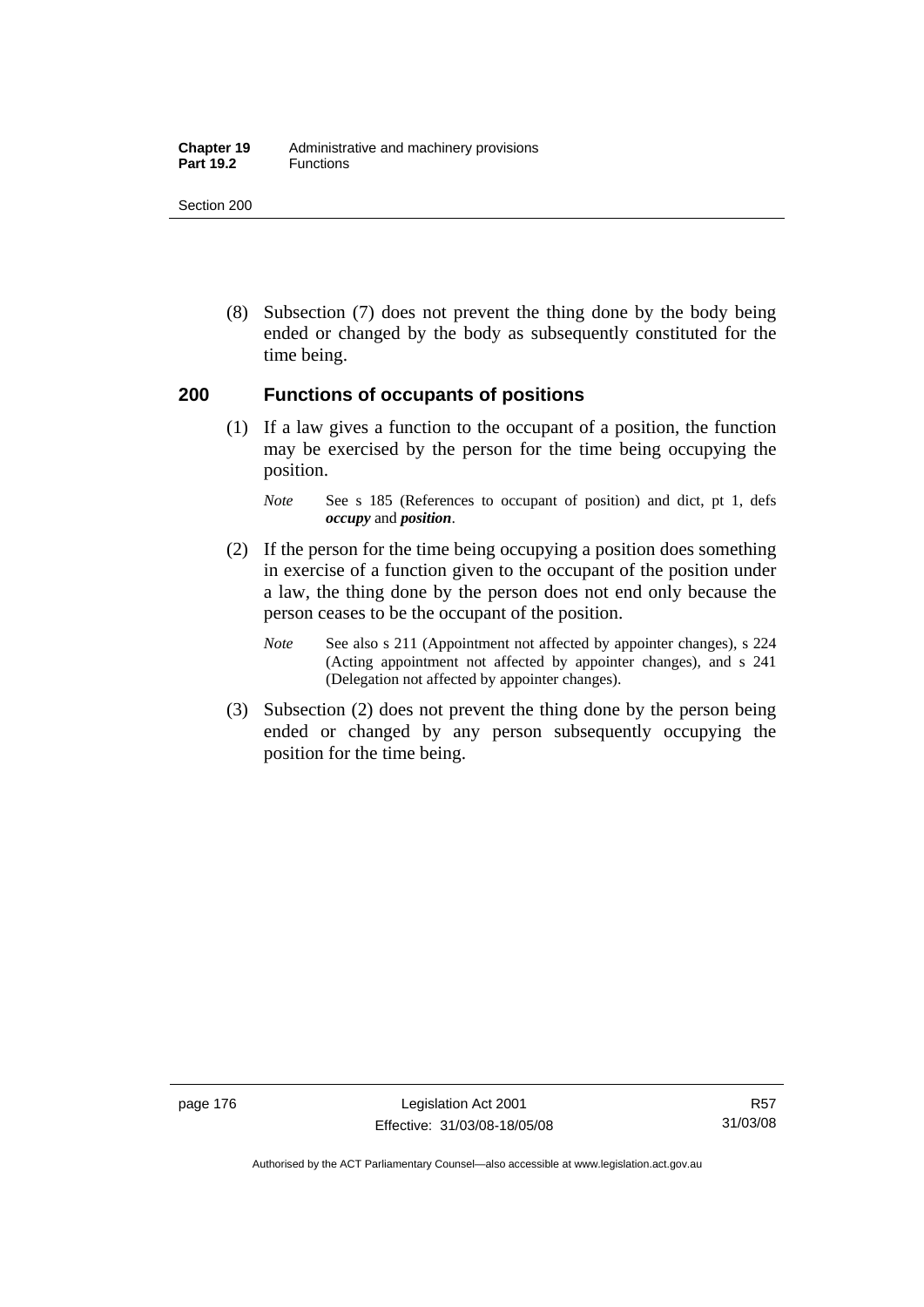(8) Subsection (7) does not prevent the thing done by the body being ended or changed by the body as subsequently constituted for the time being.

## 200 Functions of occupants of positions

(1) If a law gives a function to the occupant of a position, the function may be exercised by the person for the time being occupying the position.

*Note* See s 185 (References to occupant of position) and dict, pt 1, defs ***occupy*** and ***position***.

(2) If the person for the time being occupying a position does something in exercise of a function given to the occupant of the position under a law, the thing done by the person does not end only because the person ceases to be the occupant of the position.

*Note* See also s 211 (Appointment not affected by appointer changes), s 224 (Acting appointment not affected by appointer changes), and s 241 (Delegation not affected by appointer changes).

(3) Subsection (2) does not prevent the thing done by the person being ended or changed by any person subsequently occupying the position for the time being.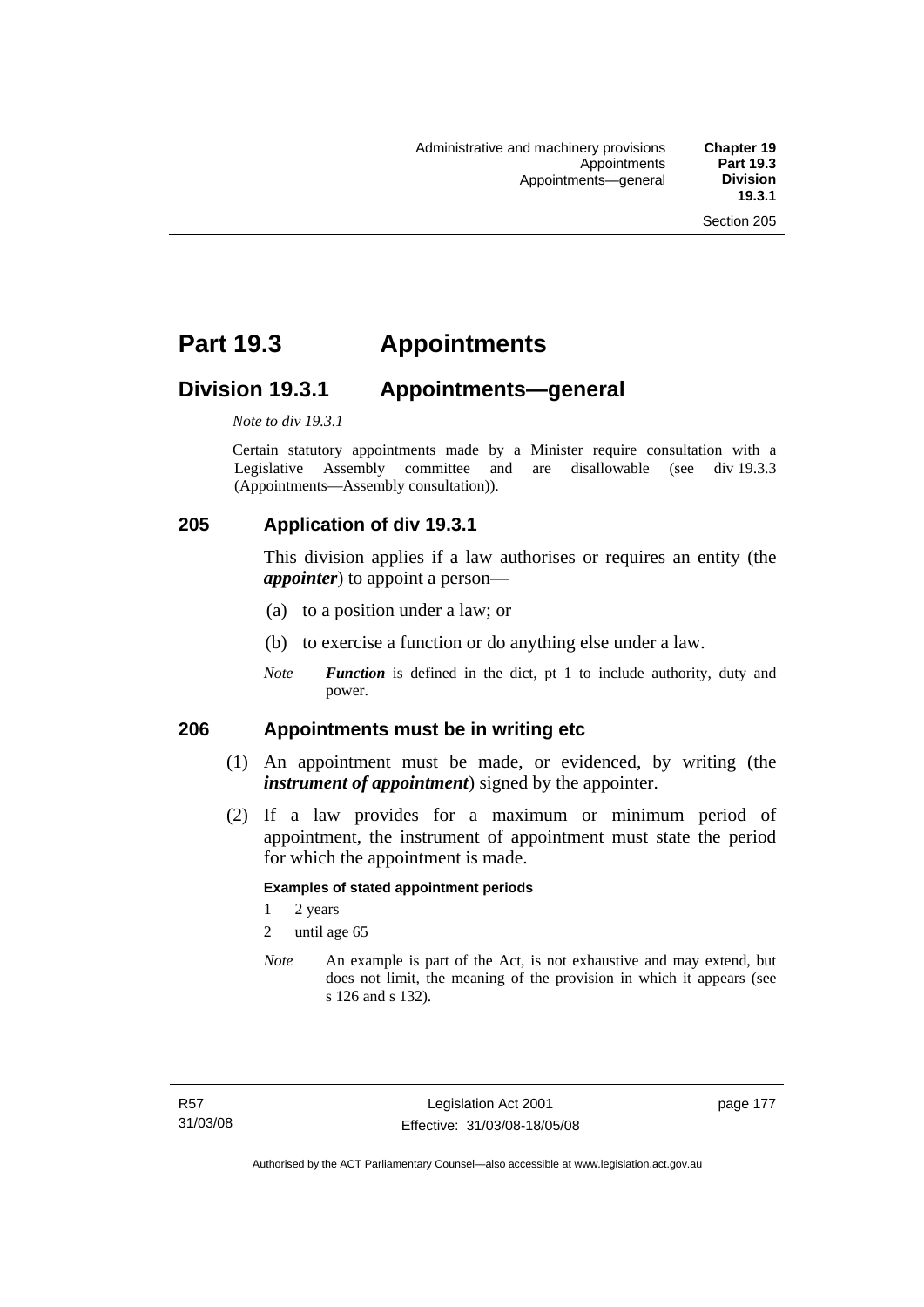# Part 19.3 Appointments

## Division 19.3.1 Appointments—general

*Note to div 19.3.1*

Certain statutory appointments made by a Minister require consultation with a Legislative Assembly committee and are disallowable (see div 19.3.3 (Appointments—Assembly consultation)).

### 205 Application of div 19.3.1

This division applies if a law authorises or requires an entity (the ***appointer***) to appoint a person—

(a) to a position under a law; or

(b) to exercise a function or do anything else under a law.

*Note* ***Function*** is defined in the dict, pt 1 to include authority, duty and power.

### 206 Appointments must be in writing etc

(1) An appointment must be made, or evidenced, by writing (the ***instrument of appointment***) signed by the appointer.

(2) If a law provides for a maximum or minimum period of appointment, the instrument of appointment must state the period for which the appointment is made.

**Examples of stated appointment periods**

1 2 years

2 until age 65

*Note* An example is part of the Act, is not exhaustive and may extend, but does not limit, the meaning of the provision in which it appears (see s 126 and s 132).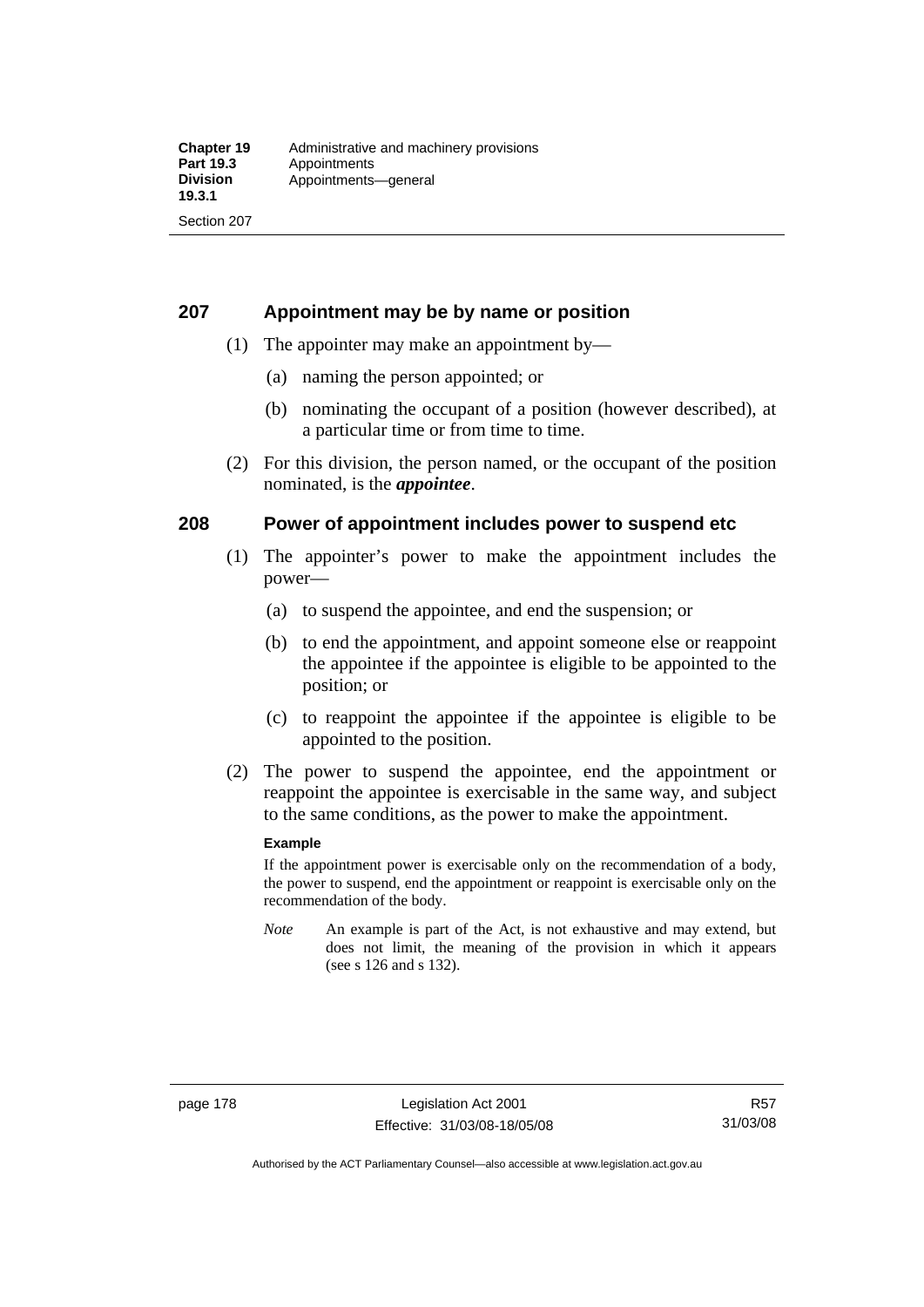## 207 Appointment may be by name or position

(1) The appointer may make an appointment by—

(a) naming the person appointed; or

(b) nominating the occupant of a position (however described), at a particular time or from time to time.

(2) For this division, the person named, or the occupant of the position nominated, is the ***appointee***.

## 208 Power of appointment includes power to suspend etc

(1) The appointer's power to make the appointment includes the power—

(a) to suspend the appointee, and end the suspension; or

(b) to end the appointment, and appoint someone else or reappoint the appointee if the appointee is eligible to be appointed to the position; or

(c) to reappoint the appointee if the appointee is eligible to be appointed to the position.

(2) The power to suspend the appointee, end the appointment or reappoint the appointee is exercisable in the same way, and subject to the same conditions, as the power to make the appointment.

**Example**

If the appointment power is exercisable only on the recommendation of a body, the power to suspend, end the appointment or reappoint is exercisable only on the recommendation of the body.

*Note* An example is part of the Act, is not exhaustive and may extend, but does not limit, the meaning of the provision in which it appears (see s 126 and s 132).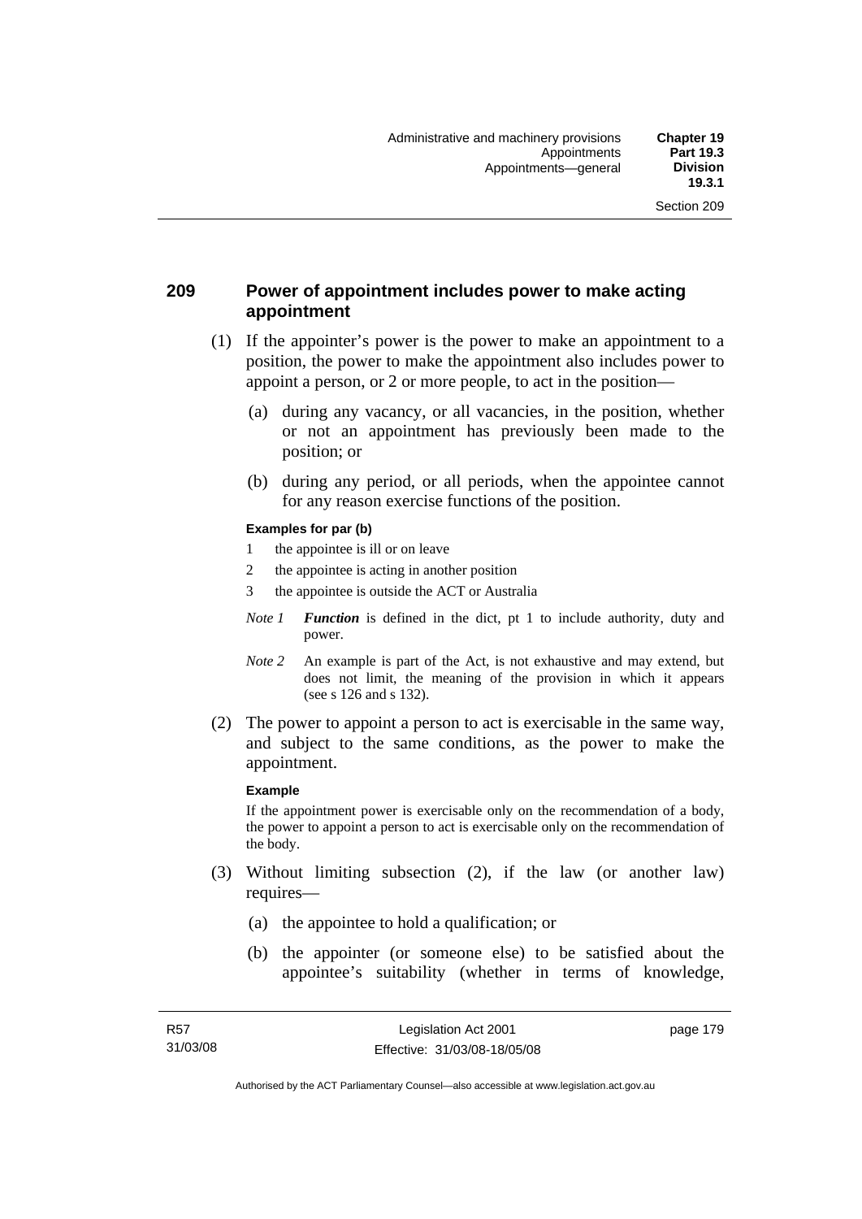## 209 Power of appointment includes power to make acting appointment

(1) If the appointer's power is the power to make an appointment to a position, the power to make the appointment also includes power to appoint a person, or 2 or more people, to act in the position—

(a) during any vacancy, or all vacancies, in the position, whether or not an appointment has previously been made to the position; or

(b) during any period, or all periods, when the appointee cannot for any reason exercise functions of the position.

**Examples for par (b)**

1 the appointee is ill or on leave

2 the appointee is acting in another position

3 the appointee is outside the ACT or Australia

*Note 1* ***Function*** is defined in the dict, pt 1 to include authority, duty and power.

*Note 2* An example is part of the Act, is not exhaustive and may extend, but does not limit, the meaning of the provision in which it appears (see s 126 and s 132).

(2) The power to appoint a person to act is exercisable in the same way, and subject to the same conditions, as the power to make the appointment.

**Example**

If the appointment power is exercisable only on the recommendation of a body, the power to appoint a person to act is exercisable only on the recommendation of the body.

(3) Without limiting subsection (2), if the law (or another law) requires—

(a) the appointee to hold a qualification; or

(b) the appointer (or someone else) to be satisfied about the appointee's suitability (whether in terms of knowledge,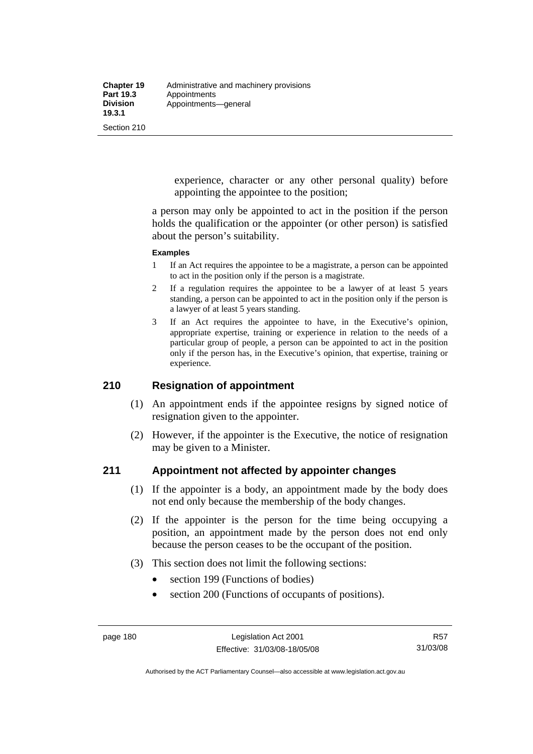experience, character or any other personal quality) before appointing the appointee to the position;

a person may only be appointed to act in the position if the person holds the qualification or the appointer (or other person) is satisfied about the person's suitability.

**Examples**

1. If an Act requires the appointee to be a magistrate, a person can be appointed to act in the position only if the person is a magistrate.
2. If a regulation requires the appointee to be a lawyer of at least 5 years standing, a person can be appointed to act in the position only if the person is a lawyer of at least 5 years standing.
3. If an Act requires the appointee to have, in the Executive's opinion, appropriate expertise, training or experience in relation to the needs of a particular group of people, a person can be appointed to act in the position only if the person has, in the Executive's opinion, that expertise, training or experience.

## 210 Resignation of appointment

(1) An appointment ends if the appointee resigns by signed notice of resignation given to the appointer.

(2) However, if the appointer is the Executive, the notice of resignation may be given to a Minister.

## 211 Appointment not affected by appointer changes

(1) If the appointer is a body, an appointment made by the body does not end only because the membership of the body changes.

(2) If the appointer is the person for the time being occupying a position, an appointment made by the person does not end only because the person ceases to be the occupant of the position.

(3) This section does not limit the following sections:

- section 199 (Functions of bodies)
- section 200 (Functions of occupants of positions).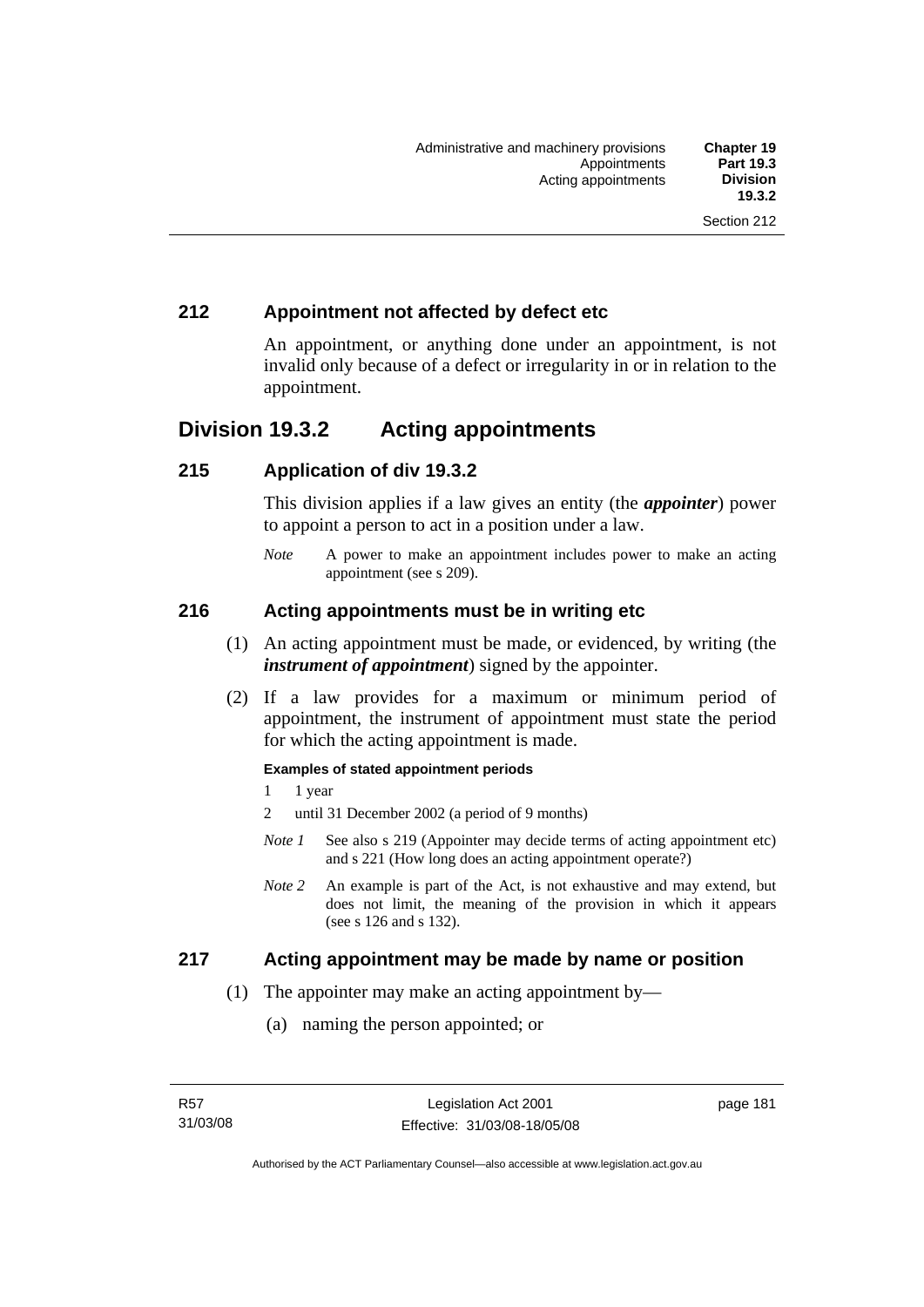### 212 Appointment not affected by defect etc

An appointment, or anything done under an appointment, is not invalid only because of a defect or irregularity in or in relation to the appointment.

## Division 19.3.2 Acting appointments

### 215 Application of div 19.3.2

This division applies if a law gives an entity (the ***appointer***) power to appoint a person to act in a position under a law.

*Note* A power to make an appointment includes power to make an acting appointment (see s 209).

### 216 Acting appointments must be in writing etc

(1) An acting appointment must be made, or evidenced, by writing (the ***instrument of appointment***) signed by the appointer.

(2) If a law provides for a maximum or minimum period of appointment, the instrument of appointment must state the period for which the acting appointment is made.

**Examples of stated appointment periods**

1 1 year

2 until 31 December 2002 (a period of 9 months)

*Note 1* See also s 219 (Appointer may decide terms of acting appointment etc) and s 221 (How long does an acting appointment operate?)

*Note 2* An example is part of the Act, is not exhaustive and may extend, but does not limit, the meaning of the provision in which it appears (see s 126 and s 132).

### 217 Acting appointment may be made by name or position

(1) The appointer may make an acting appointment by—

(a) naming the person appointed; or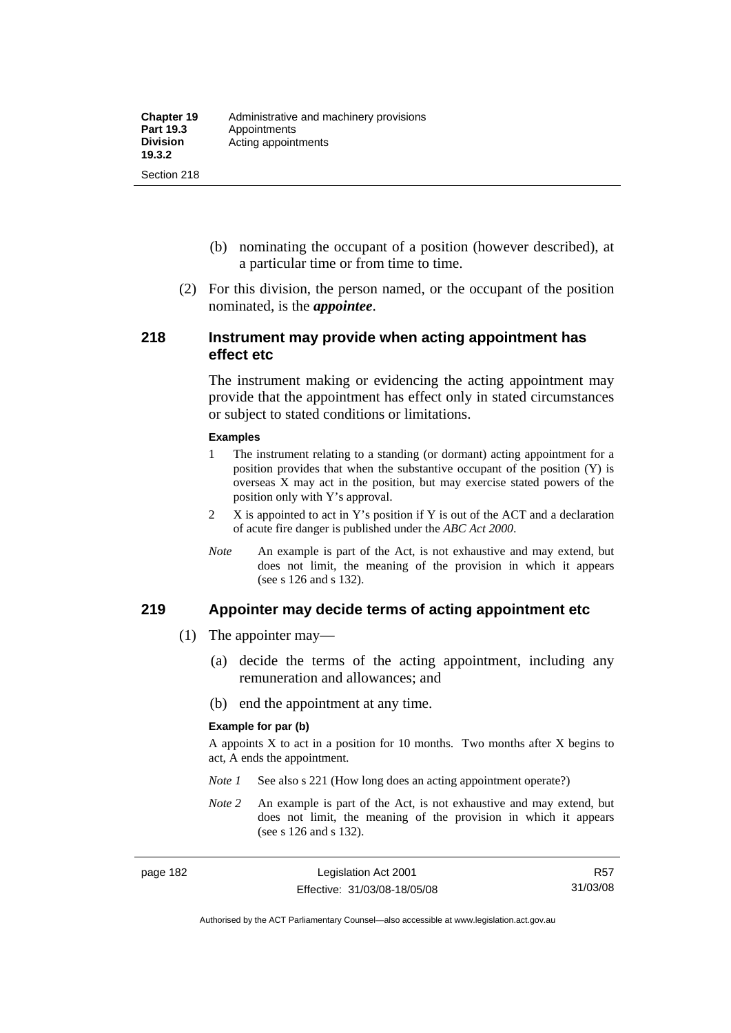(b) nominating the occupant of a position (however described), at a particular time or from time to time.

(2) For this division, the person named, or the occupant of the position nominated, is the ***appointee***.

## 218 Instrument may provide when acting appointment has effect etc

The instrument making or evidencing the acting appointment may provide that the appointment has effect only in stated circumstances or subject to stated conditions or limitations.

**Examples**

1 The instrument relating to a standing (or dormant) acting appointment for a position provides that when the substantive occupant of the position (Y) is overseas X may act in the position, but may exercise stated powers of the position only with Y's approval.

2 X is appointed to act in Y's position if Y is out of the ACT and a declaration of acute fire danger is published under the *ABC Act 2000*.

*Note* An example is part of the Act, is not exhaustive and may extend, but does not limit, the meaning of the provision in which it appears (see s 126 and s 132).

## 219 Appointer may decide terms of acting appointment etc

(1) The appointer may—

(a) decide the terms of the acting appointment, including any remuneration and allowances; and

(b) end the appointment at any time.

**Example for par (b)**

A appoints X to act in a position for 10 months. Two months after X begins to act, A ends the appointment.

*Note 1* See also s 221 (How long does an acting appointment operate?)

*Note 2* An example is part of the Act, is not exhaustive and may extend, but does not limit, the meaning of the provision in which it appears (see s 126 and s 132).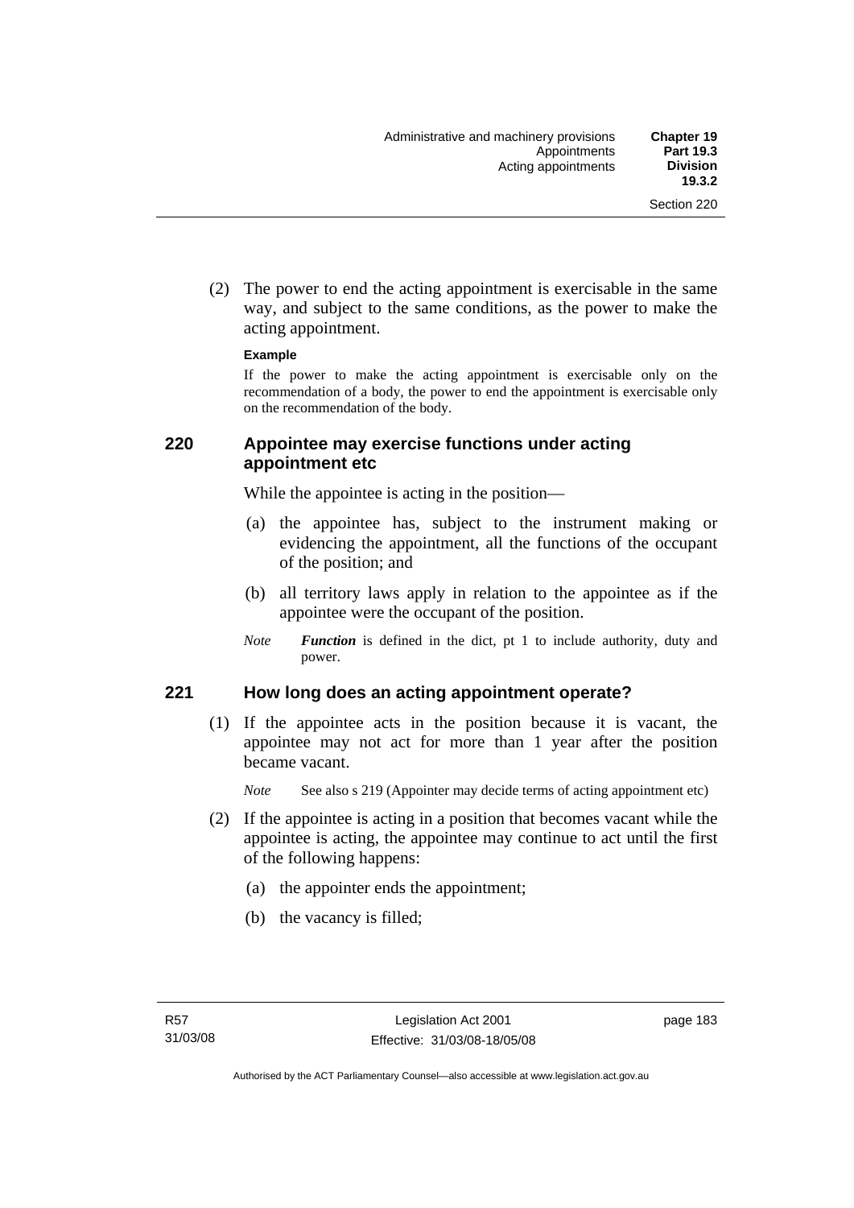(2) The power to end the acting appointment is exercisable in the same way, and subject to the same conditions, as the power to make the acting appointment.

**Example**

If the power to make the acting appointment is exercisable only on the recommendation of a body, the power to end the appointment is exercisable only on the recommendation of the body.

### 220 Appointee may exercise functions under acting appointment etc

While the appointee is acting in the position—

(a) the appointee has, subject to the instrument making or evidencing the appointment, all the functions of the occupant of the position; and

(b) all territory laws apply in relation to the appointee as if the appointee were the occupant of the position.

*Note* ***Function*** is defined in the dict, pt 1 to include authority, duty and power.

### 221 How long does an acting appointment operate?

(1) If the appointee acts in the position because it is vacant, the appointee may not act for more than 1 year after the position became vacant.

*Note* See also s 219 (Appointer may decide terms of acting appointment etc)

(2) If the appointee is acting in a position that becomes vacant while the appointee is acting, the appointee may continue to act until the first of the following happens:

(a) the appointer ends the appointment;

(b) the vacancy is filled;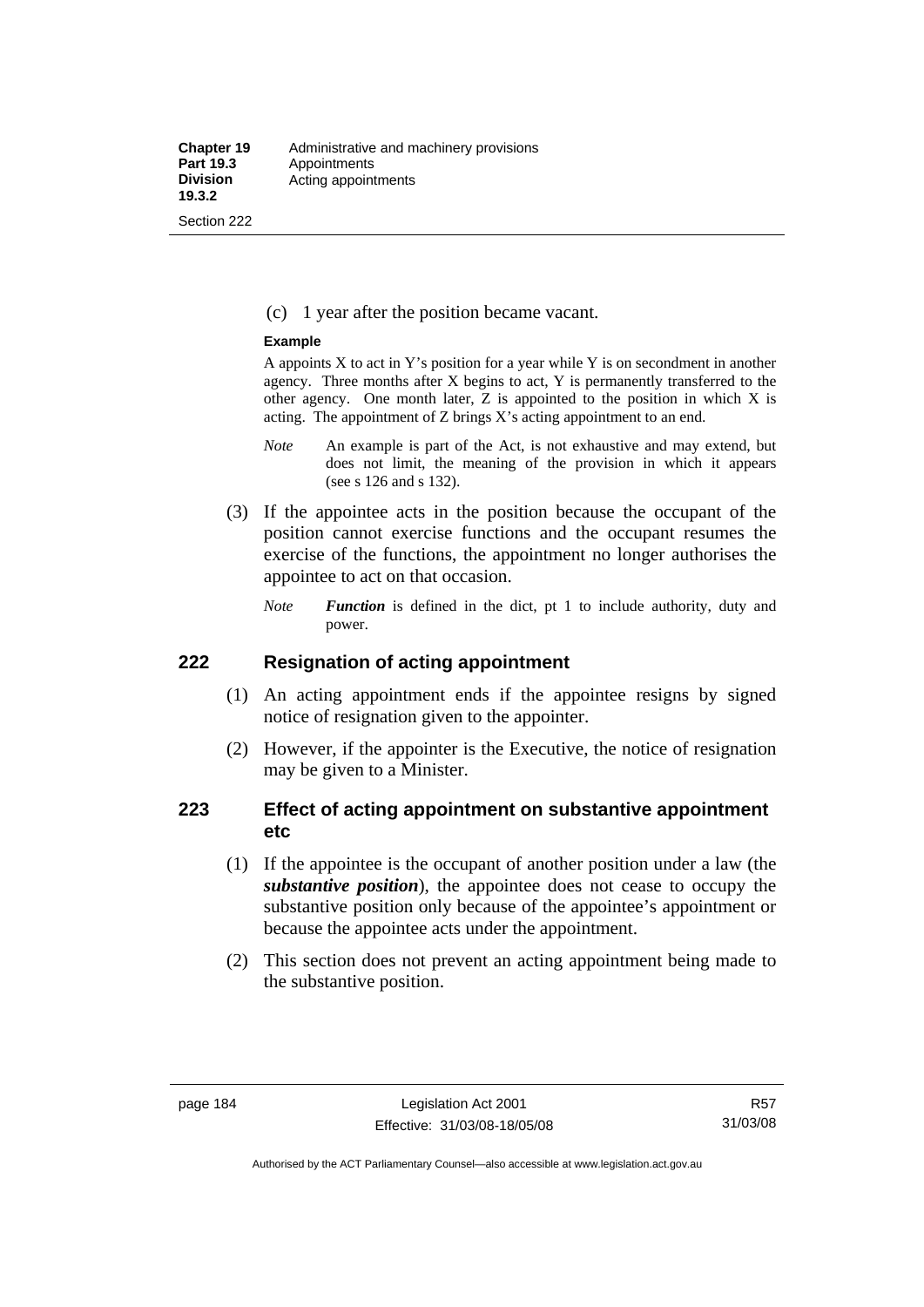(c) 1 year after the position became vacant.

**Example**

A appoints X to act in Y's position for a year while Y is on secondment in another agency. Three months after X begins to act, Y is permanently transferred to the other agency. One month later, Z is appointed to the position in which X is acting. The appointment of Z brings X's acting appointment to an end.

*Note* An example is part of the Act, is not exhaustive and may extend, but does not limit, the meaning of the provision in which it appears (see s 126 and s 132).

(3) If the appointee acts in the position because the occupant of the position cannot exercise functions and the occupant resumes the exercise of the functions, the appointment no longer authorises the appointee to act on that occasion.

*Note* ***Function*** is defined in the dict, pt 1 to include authority, duty and power.

## 222 Resignation of acting appointment

(1) An acting appointment ends if the appointee resigns by signed notice of resignation given to the appointer.

(2) However, if the appointer is the Executive, the notice of resignation may be given to a Minister.

## 223 Effect of acting appointment on substantive appointment etc

(1) If the appointee is the occupant of another position under a law (the ***substantive position***), the appointee does not cease to occupy the substantive position only because of the appointee's appointment or because the appointee acts under the appointment.

(2) This section does not prevent an acting appointment being made to the substantive position.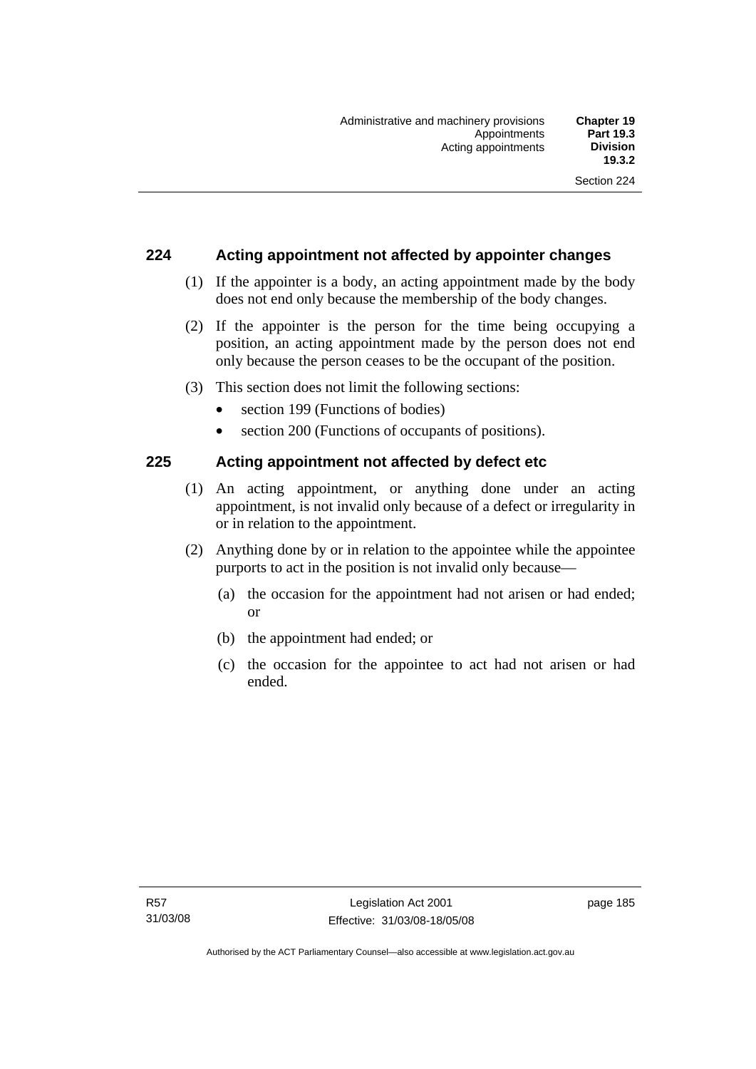## 224 Acting appointment not affected by appointer changes

(1) If the appointer is a body, an acting appointment made by the body does not end only because the membership of the body changes.

(2) If the appointer is the person for the time being occupying a position, an acting appointment made by the person does not end only because the person ceases to be the occupant of the position.

(3) This section does not limit the following sections:

- section 199 (Functions of bodies)
- section 200 (Functions of occupants of positions).

## 225 Acting appointment not affected by defect etc

(1) An acting appointment, or anything done under an acting appointment, is not invalid only because of a defect or irregularity in or in relation to the appointment.

(2) Anything done by or in relation to the appointee while the appointee purports to act in the position is not invalid only because—

(a) the occasion for the appointment had not arisen or had ended; or

(b) the appointment had ended; or

(c) the occasion for the appointee to act had not arisen or had ended.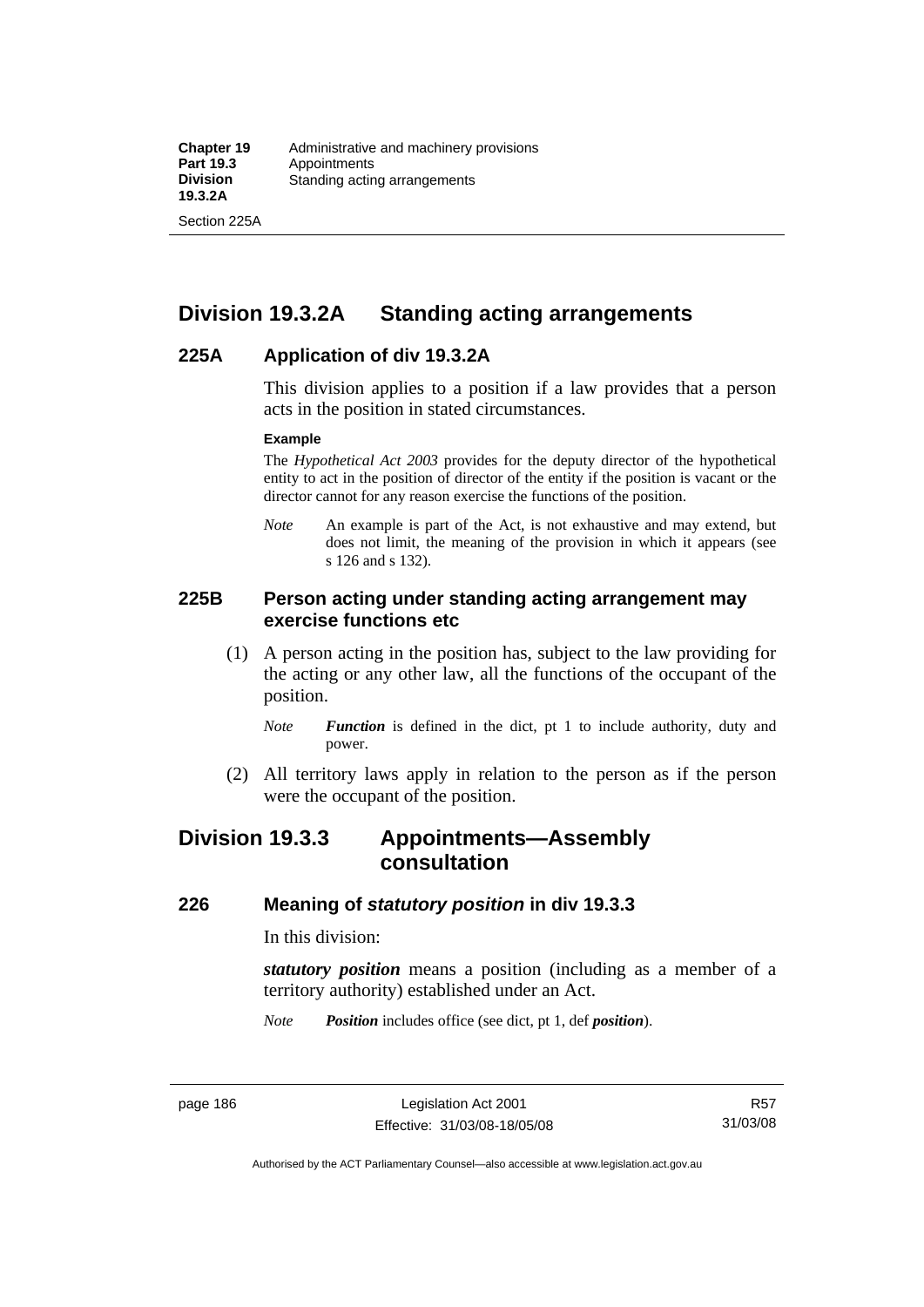## Division 19.3.2A Standing acting arrangements

### 225A Application of div 19.3.2A

This division applies to a position if a law provides that a person acts in the position in stated circumstances.

**Example**

The *Hypothetical Act 2003* provides for the deputy director of the hypothetical entity to act in the position of director of the entity if the position is vacant or the director cannot for any reason exercise the functions of the position.

*Note* An example is part of the Act, is not exhaustive and may extend, but does not limit, the meaning of the provision in which it appears (see s 126 and s 132).

### 225B Person acting under standing acting arrangement may exercise functions etc

(1) A person acting in the position has, subject to the law providing for the acting or any other law, all the functions of the occupant of the position.

*Note* ***Function*** is defined in the dict, pt 1 to include authority, duty and power.

(2) All territory laws apply in relation to the person as if the person were the occupant of the position.

## Division 19.3.3 Appointments—Assembly consultation

### 226 Meaning of *statutory position* in div 19.3.3

In this division:

***statutory position*** means a position (including as a member of a territory authority) established under an Act.

*Note* ***Position*** includes office (see dict, pt 1, def ***position***).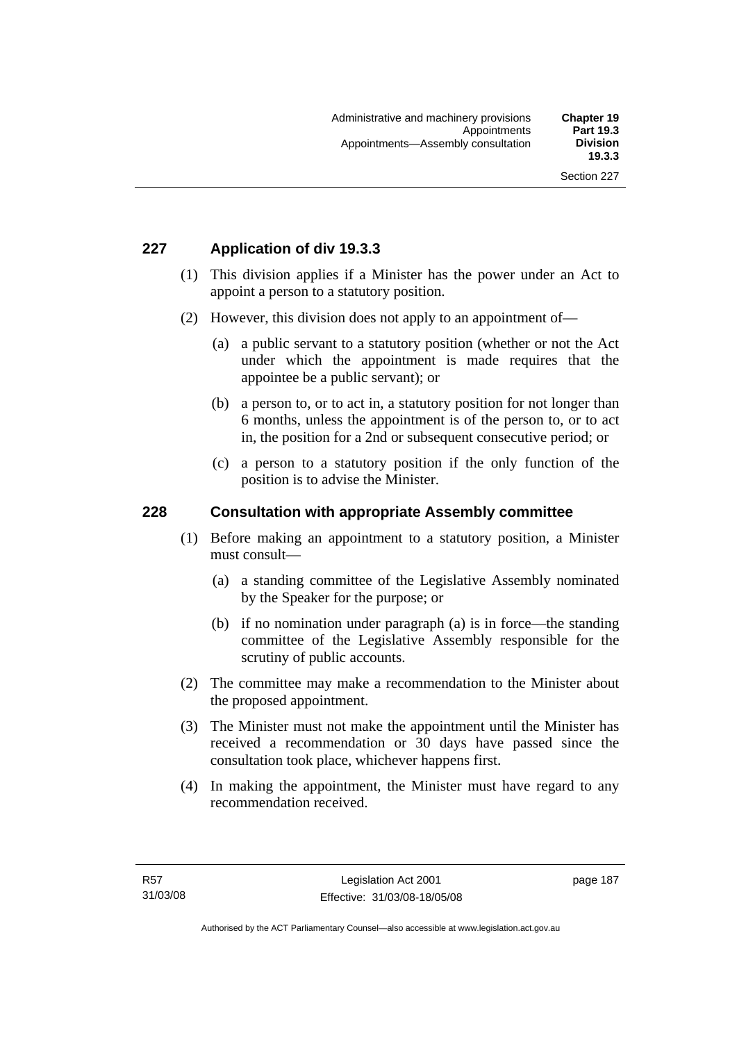## 227 Application of div 19.3.3

(1) This division applies if a Minister has the power under an Act to appoint a person to a statutory position.

(2) However, this division does not apply to an appointment of—

(a) a public servant to a statutory position (whether or not the Act under which the appointment is made requires that the appointee be a public servant); or

(b) a person to, or to act in, a statutory position for not longer than 6 months, unless the appointment is of the person to, or to act in, the position for a 2nd or subsequent consecutive period; or

(c) a person to a statutory position if the only function of the position is to advise the Minister.

## 228 Consultation with appropriate Assembly committee

(1) Before making an appointment to a statutory position, a Minister must consult—

(a) a standing committee of the Legislative Assembly nominated by the Speaker for the purpose; or

(b) if no nomination under paragraph (a) is in force—the standing committee of the Legislative Assembly responsible for the scrutiny of public accounts.

(2) The committee may make a recommendation to the Minister about the proposed appointment.

(3) The Minister must not make the appointment until the Minister has received a recommendation or 30 days have passed since the consultation took place, whichever happens first.

(4) In making the appointment, the Minister must have regard to any recommendation received.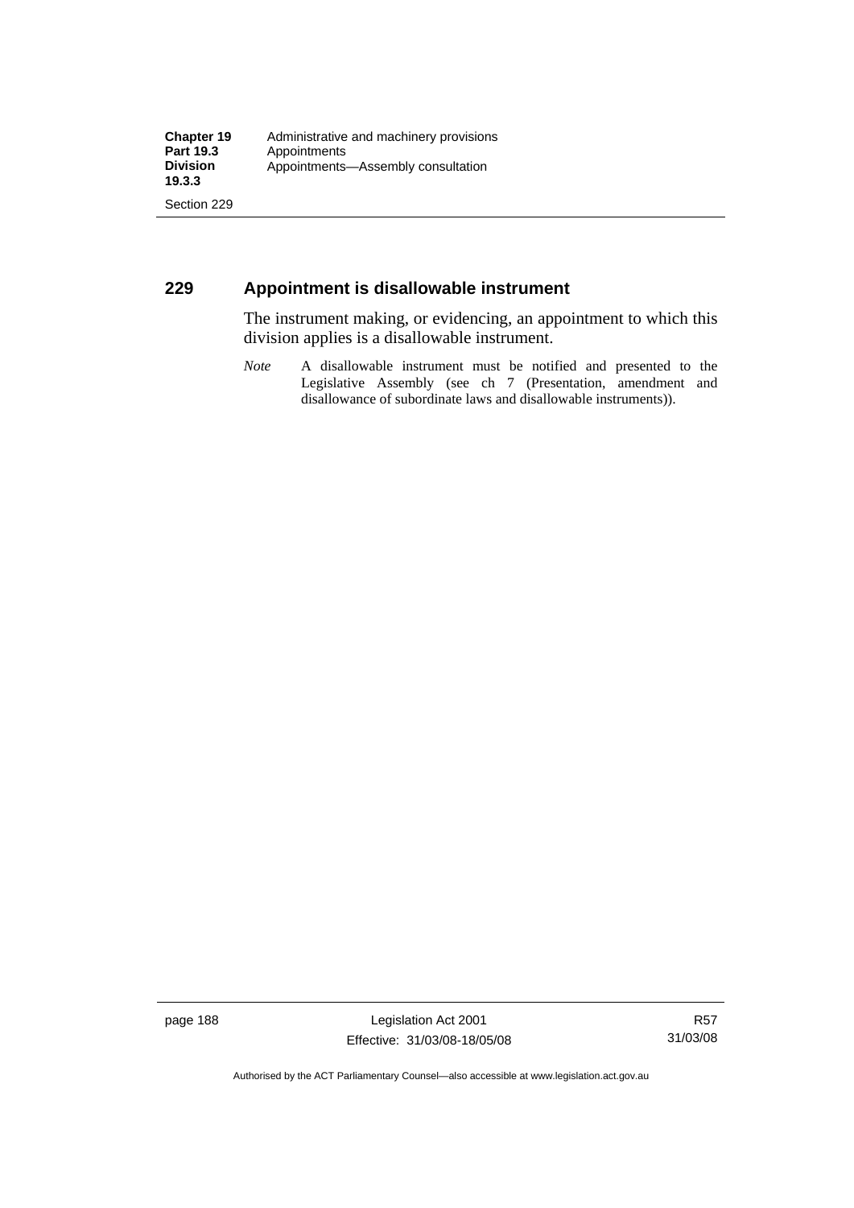## 229 Appointment is disallowable instrument

The instrument making, or evidencing, an appointment to which this division applies is a disallowable instrument.

*Note* A disallowable instrument must be notified and presented to the Legislative Assembly (see ch 7 (Presentation, amendment and disallowance of subordinate laws and disallowable instruments)).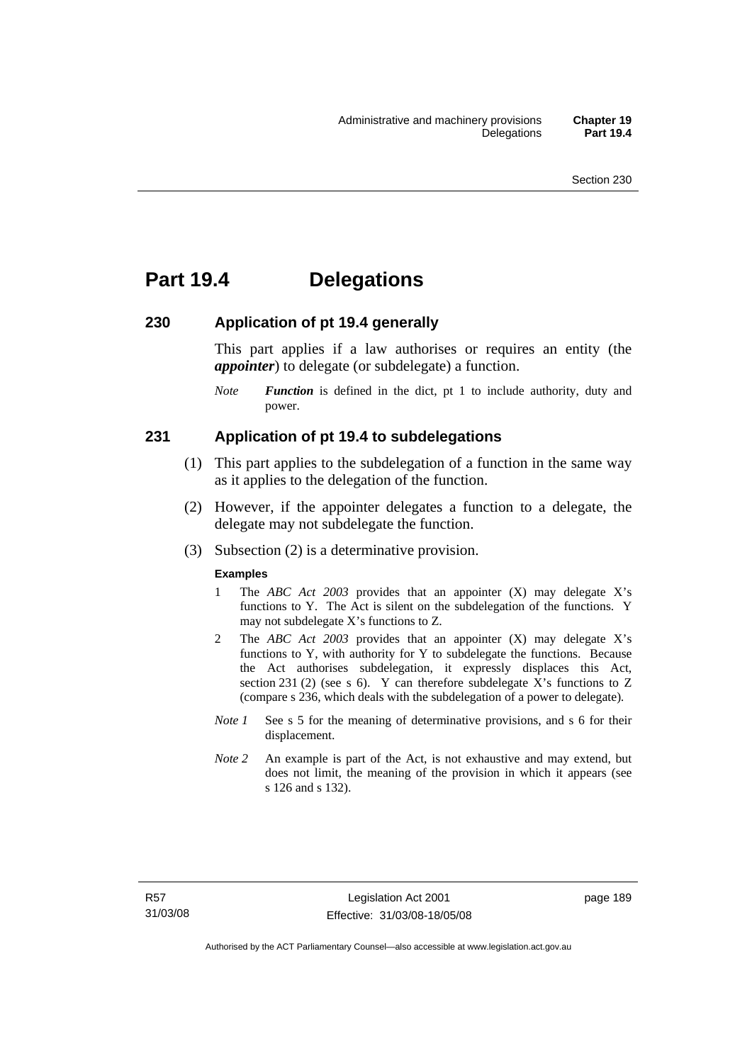# Part 19.4 Delegations

## 230 Application of pt 19.4 generally

This part applies if a law authorises or requires an entity (the ***appointer***) to delegate (or subdelegate) a function.

*Note* ***Function*** is defined in the dict, pt 1 to include authority, duty and power.

## 231 Application of pt 19.4 to subdelegations

(1) This part applies to the subdelegation of a function in the same way as it applies to the delegation of the function.

(2) However, if the appointer delegates a function to a delegate, the delegate may not subdelegate the function.

(3) Subsection (2) is a determinative provision.

**Examples**

1 The *ABC Act 2003* provides that an appointer (X) may delegate X's functions to Y. The Act is silent on the subdelegation of the functions. Y may not subdelegate X's functions to Z.

2 The *ABC Act 2003* provides that an appointer (X) may delegate X's functions to Y, with authority for Y to subdelegate the functions. Because the Act authorises subdelegation, it expressly displaces this Act, section 231 (2) (see s 6). Y can therefore subdelegate X's functions to Z (compare s 236, which deals with the subdelegation of a power to delegate).

*Note 1* See s 5 for the meaning of determinative provisions, and s 6 for their displacement.

*Note 2* An example is part of the Act, is not exhaustive and may extend, but does not limit, the meaning of the provision in which it appears (see s 126 and s 132).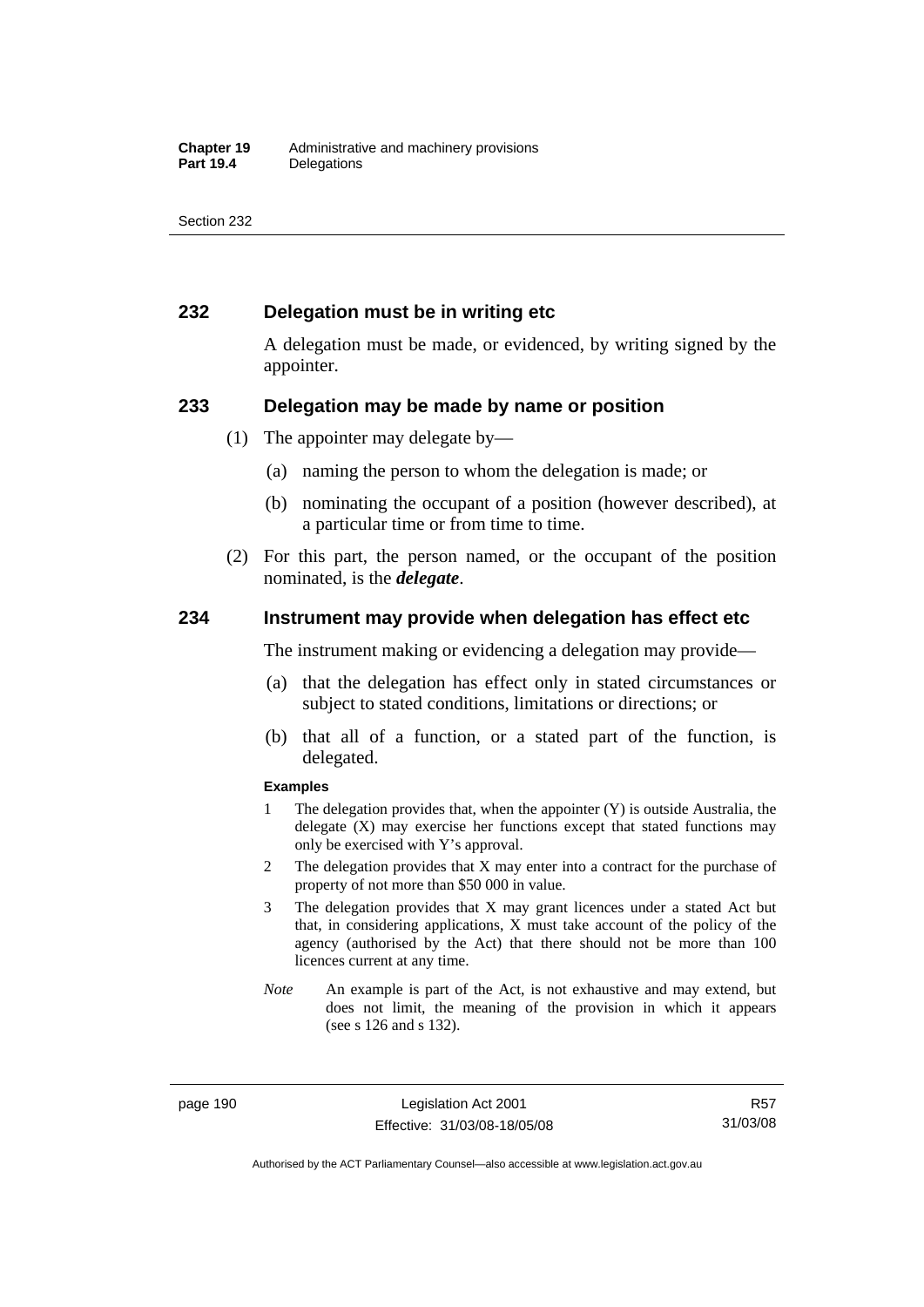## 232 Delegation must be in writing etc

A delegation must be made, or evidenced, by writing signed by the appointer.

## 233 Delegation may be made by name or position

(1) The appointer may delegate by—

(a) naming the person to whom the delegation is made; or

(b) nominating the occupant of a position (however described), at a particular time or from time to time.

(2) For this part, the person named, or the occupant of the position nominated, is the ***delegate***.

## 234 Instrument may provide when delegation has effect etc

The instrument making or evidencing a delegation may provide—

(a) that the delegation has effect only in stated circumstances or subject to stated conditions, limitations or directions; or

(b) that all of a function, or a stated part of the function, is delegated.

**Examples**

1 The delegation provides that, when the appointer (Y) is outside Australia, the delegate (X) may exercise her functions except that stated functions may only be exercised with Y's approval.

2 The delegation provides that X may enter into a contract for the purchase of property of not more than $50 000 in value.

3 The delegation provides that X may grant licences under a stated Act but that, in considering applications, X must take account of the policy of the agency (authorised by the Act) that there should not be more than 100 licences current at any time.

*Note* An example is part of the Act, is not exhaustive and may extend, but does not limit, the meaning of the provision in which it appears (see s 126 and s 132).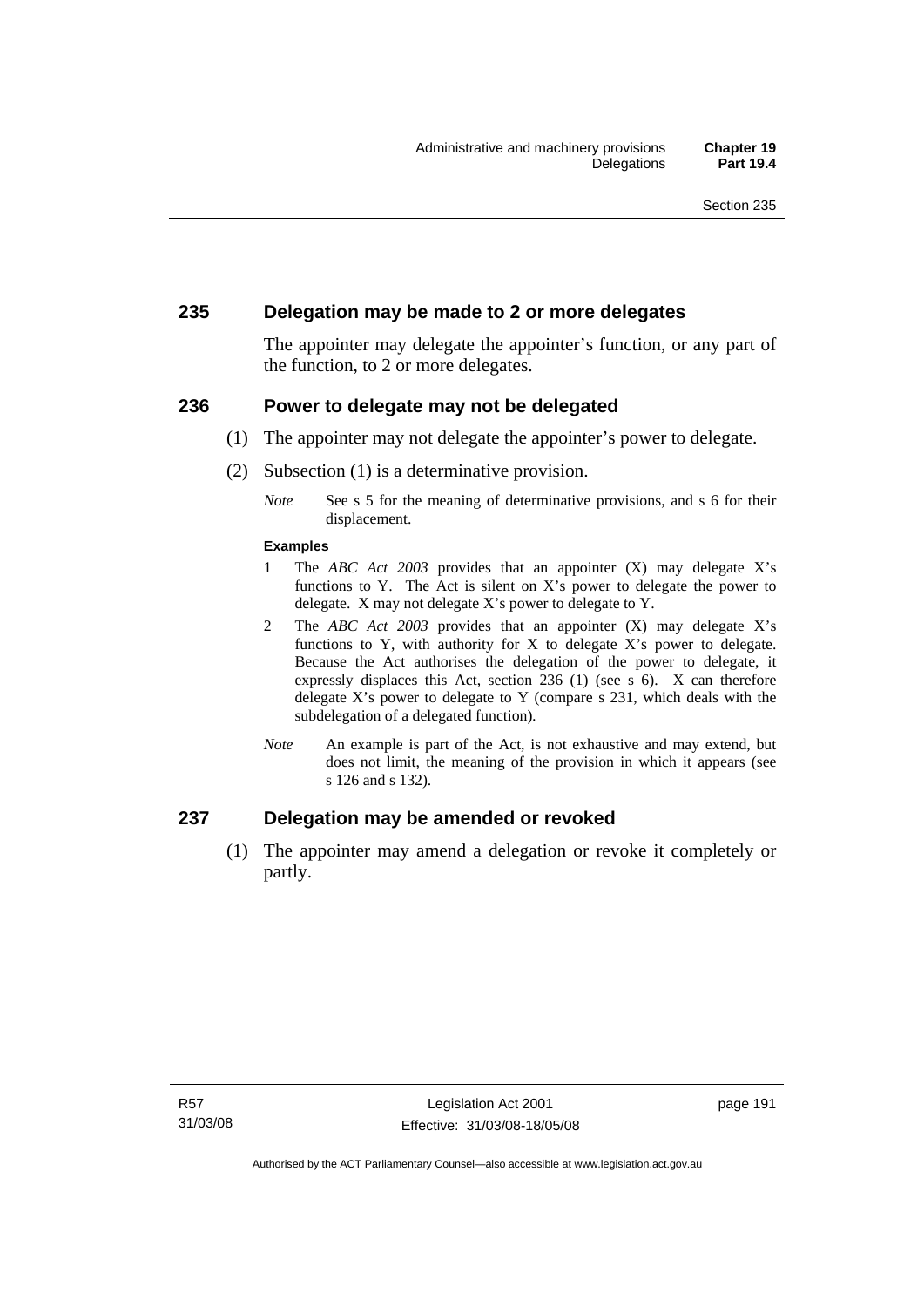## 235 Delegation may be made to 2 or more delegates

The appointer may delegate the appointer's function, or any part of the function, to 2 or more delegates.

## 236 Power to delegate may not be delegated

(1) The appointer may not delegate the appointer's power to delegate.

(2) Subsection (1) is a determinative provision.

*Note* See s 5 for the meaning of determinative provisions, and s 6 for their displacement.

**Examples**

1 The *ABC Act 2003* provides that an appointer (X) may delegate X's functions to Y. The Act is silent on X's power to delegate the power to delegate. X may not delegate X's power to delegate to Y.

2 The *ABC Act 2003* provides that an appointer (X) may delegate X's functions to Y, with authority for X to delegate X's power to delegate. Because the Act authorises the delegation of the power to delegate, it expressly displaces this Act, section 236 (1) (see s 6). X can therefore delegate X's power to delegate to Y (compare s 231, which deals with the subdelegation of a delegated function).

*Note* An example is part of the Act, is not exhaustive and may extend, but does not limit, the meaning of the provision in which it appears (see s 126 and s 132).

## 237 Delegation may be amended or revoked

(1) The appointer may amend a delegation or revoke it completely or partly.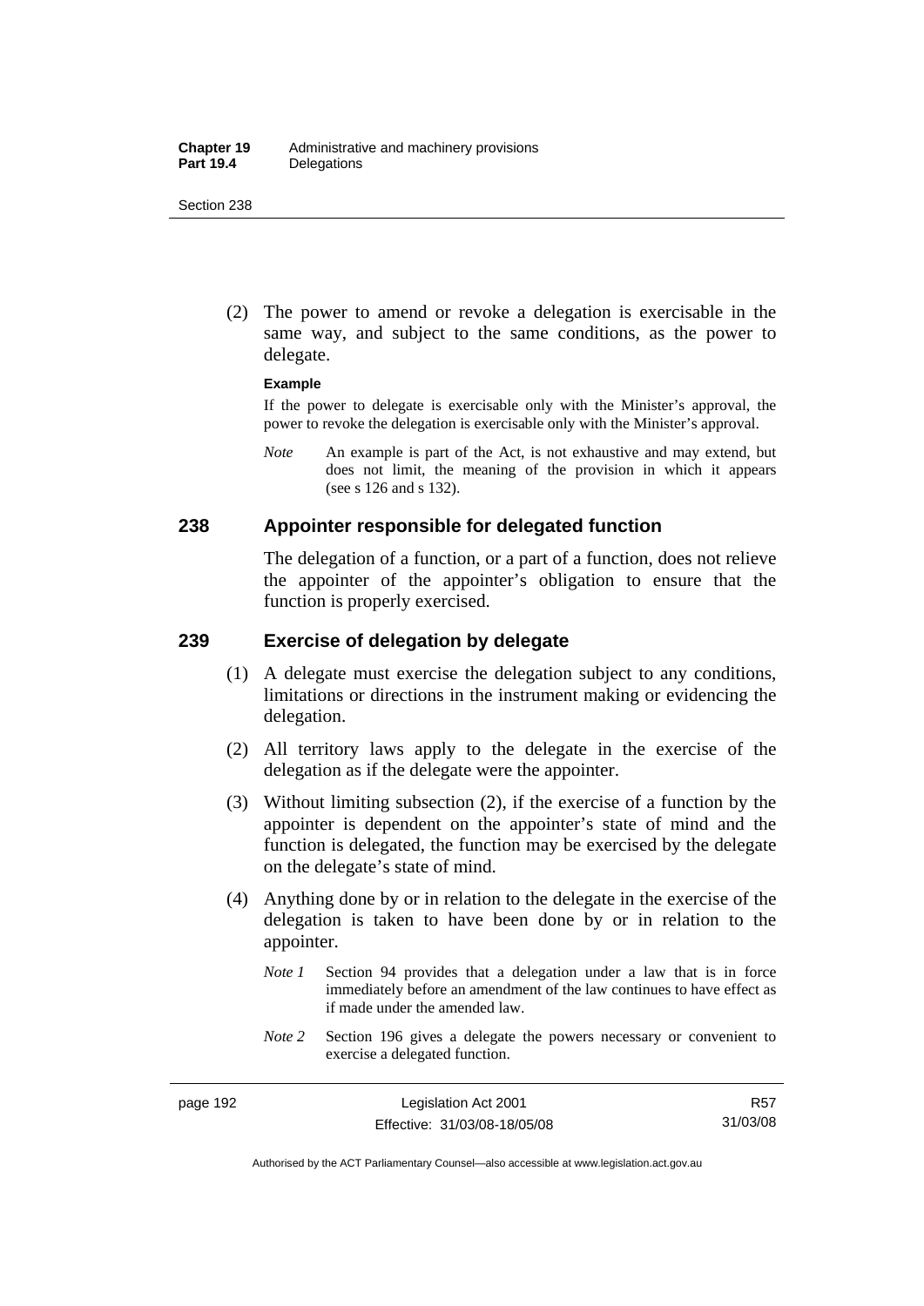(2) The power to amend or revoke a delegation is exercisable in the same way, and subject to the same conditions, as the power to delegate.

**Example**

If the power to delegate is exercisable only with the Minister's approval, the power to revoke the delegation is exercisable only with the Minister's approval.

*Note* An example is part of the Act, is not exhaustive and may extend, but does not limit, the meaning of the provision in which it appears (see s 126 and s 132).

## 238 Appointer responsible for delegated function

The delegation of a function, or a part of a function, does not relieve the appointer of the appointer's obligation to ensure that the function is properly exercised.

## 239 Exercise of delegation by delegate

(1) A delegate must exercise the delegation subject to any conditions, limitations or directions in the instrument making or evidencing the delegation.

(2) All territory laws apply to the delegate in the exercise of the delegation as if the delegate were the appointer.

(3) Without limiting subsection (2), if the exercise of a function by the appointer is dependent on the appointer's state of mind and the function is delegated, the function may be exercised by the delegate on the delegate's state of mind.

(4) Anything done by or in relation to the delegate in the exercise of the delegation is taken to have been done by or in relation to the appointer.

*Note 1* Section 94 provides that a delegation under a law that is in force immediately before an amendment of the law continues to have effect as if made under the amended law.

*Note 2* Section 196 gives a delegate the powers necessary or convenient to exercise a delegated function.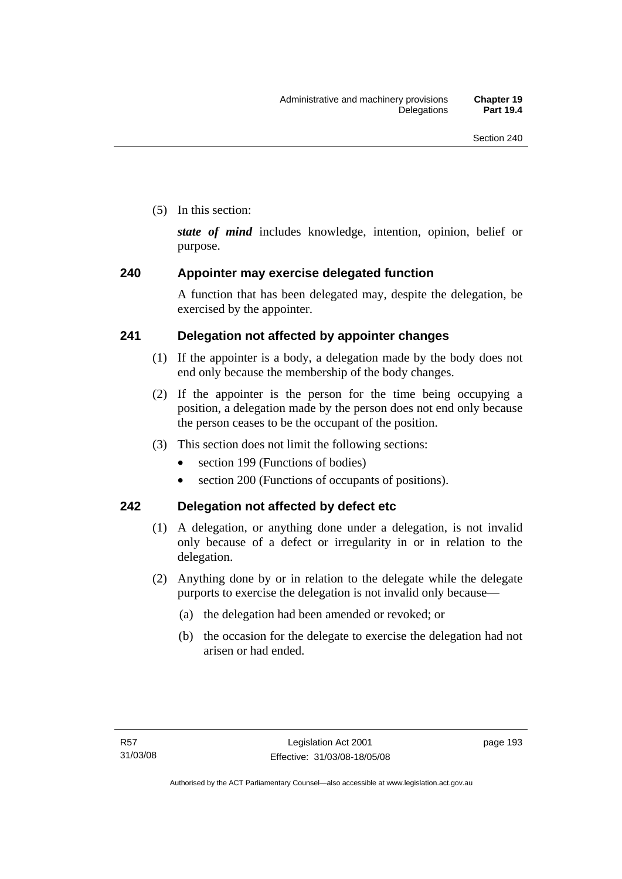(5) In this section:

***state of mind*** includes knowledge, intention, opinion, belief or purpose.

## 240 Appointer may exercise delegated function

A function that has been delegated may, despite the delegation, be exercised by the appointer.

## 241 Delegation not affected by appointer changes

(1) If the appointer is a body, a delegation made by the body does not end only because the membership of the body changes.

(2) If the appointer is the person for the time being occupying a position, a delegation made by the person does not end only because the person ceases to be the occupant of the position.

(3) This section does not limit the following sections:

- section 199 (Functions of bodies)
- section 200 (Functions of occupants of positions).

## 242 Delegation not affected by defect etc

(1) A delegation, or anything done under a delegation, is not invalid only because of a defect or irregularity in or in relation to the delegation.

(2) Anything done by or in relation to the delegate while the delegate purports to exercise the delegation is not invalid only because—

(a) the delegation had been amended or revoked; or

(b) the occasion for the delegate to exercise the delegation had not arisen or had ended.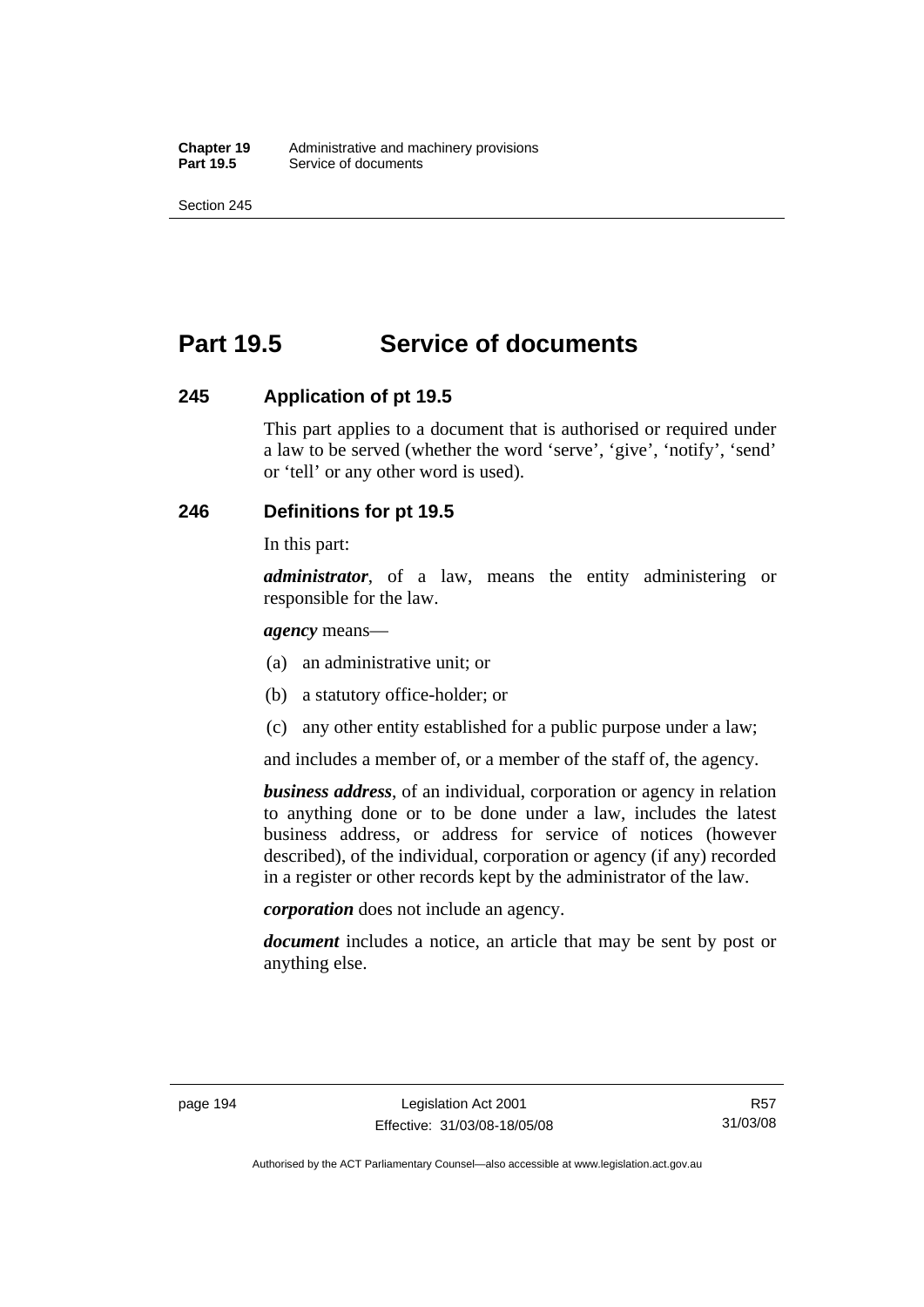# Part 19.5 Service of documents

## 245 Application of pt 19.5

This part applies to a document that is authorised or required under a law to be served (whether the word 'serve', 'give', 'notify', 'send' or 'tell' or any other word is used).

## 246 Definitions for pt 19.5

In this part:

***administrator***, of a law, means the entity administering or responsible for the law.

***agency*** means—

(a) an administrative unit; or

(b) a statutory office-holder; or

(c) any other entity established for a public purpose under a law;

and includes a member of, or a member of the staff of, the agency.

***business address***, of an individual, corporation or agency in relation to anything done or to be done under a law, includes the latest business address, or address for service of notices (however described), of the individual, corporation or agency (if any) recorded in a register or other records kept by the administrator of the law.

***corporation*** does not include an agency.

***document*** includes a notice, an article that may be sent by post or anything else.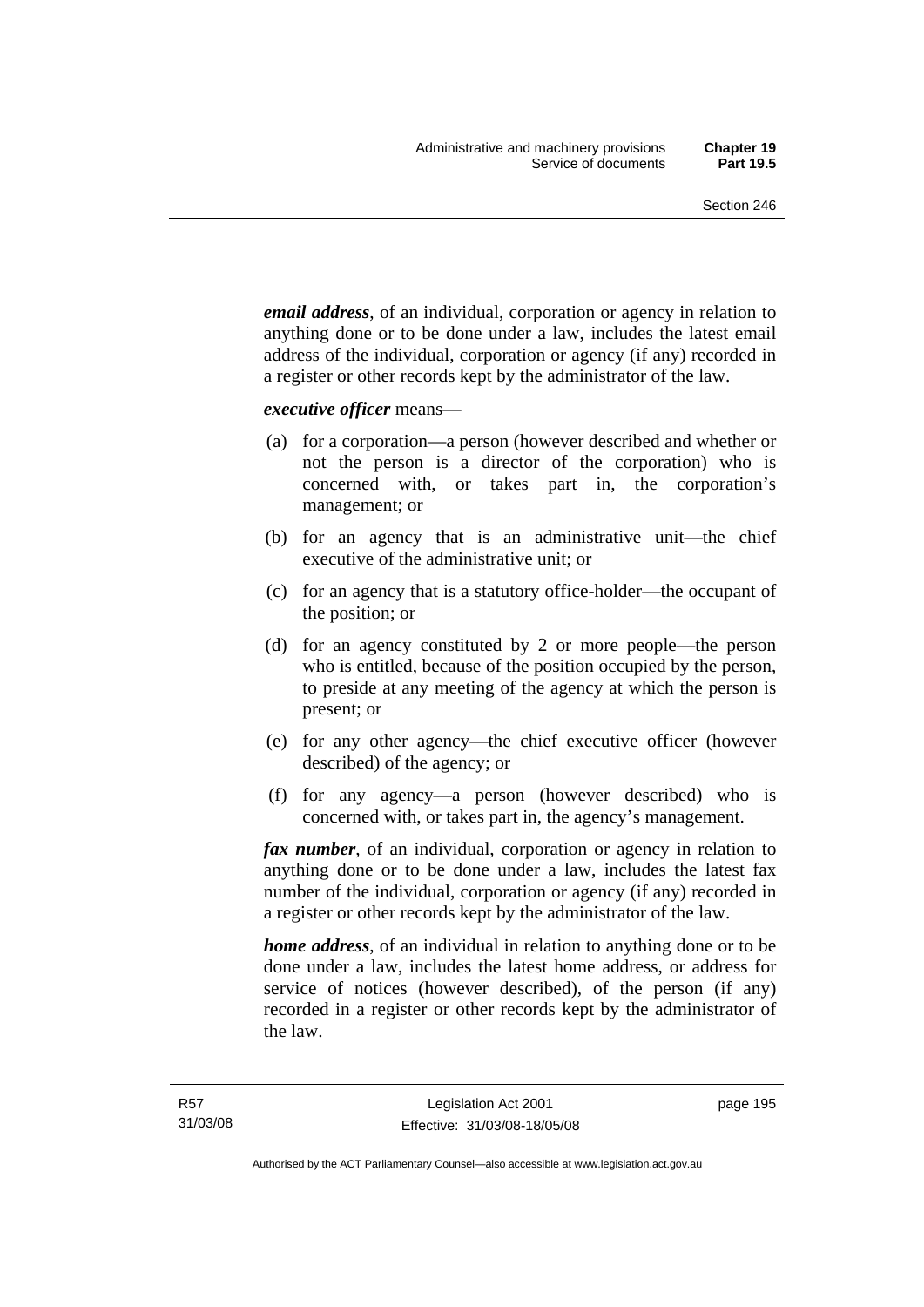***email address***, of an individual, corporation or agency in relation to anything done or to be done under a law, includes the latest email address of the individual, corporation or agency (if any) recorded in a register or other records kept by the administrator of the law.

***executive officer*** means—

(a) for a corporation—a person (however described and whether or not the person is a director of the corporation) who is concerned with, or takes part in, the corporation's management; or

(b) for an agency that is an administrative unit—the chief executive of the administrative unit; or

(c) for an agency that is a statutory office-holder—the occupant of the position; or

(d) for an agency constituted by 2 or more people—the person who is entitled, because of the position occupied by the person, to preside at any meeting of the agency at which the person is present; or

(e) for any other agency—the chief executive officer (however described) of the agency; or

(f) for any agency—a person (however described) who is concerned with, or takes part in, the agency's management.

***fax number***, of an individual, corporation or agency in relation to anything done or to be done under a law, includes the latest fax number of the individual, corporation or agency (if any) recorded in a register or other records kept by the administrator of the law.

***home address***, of an individual in relation to anything done or to be done under a law, includes the latest home address, or address for service of notices (however described), of the person (if any) recorded in a register or other records kept by the administrator of the law.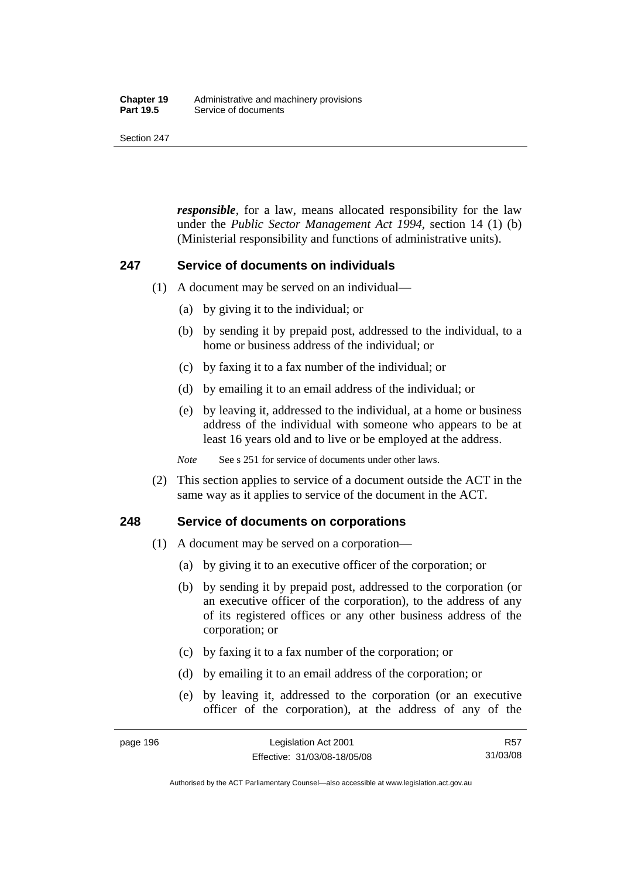***responsible***, for a law, means allocated responsibility for the law under the *Public Sector Management Act 1994*, section 14 (1) (b) (Ministerial responsibility and functions of administrative units).

## 247 Service of documents on individuals

(1) A document may be served on an individual—

(a) by giving it to the individual; or

(b) by sending it by prepaid post, addressed to the individual, to a home or business address of the individual; or

(c) by faxing it to a fax number of the individual; or

(d) by emailing it to an email address of the individual; or

(e) by leaving it, addressed to the individual, at a home or business address of the individual with someone who appears to be at least 16 years old and to live or be employed at the address.

*Note* See s 251 for service of documents under other laws.

(2) This section applies to service of a document outside the ACT in the same way as it applies to service of the document in the ACT.

## 248 Service of documents on corporations

(1) A document may be served on a corporation—

(a) by giving it to an executive officer of the corporation; or

(b) by sending it by prepaid post, addressed to the corporation (or an executive officer of the corporation), to the address of any of its registered offices or any other business address of the corporation; or

(c) by faxing it to a fax number of the corporation; or

(d) by emailing it to an email address of the corporation; or

(e) by leaving it, addressed to the corporation (or an executive officer of the corporation), at the address of any of the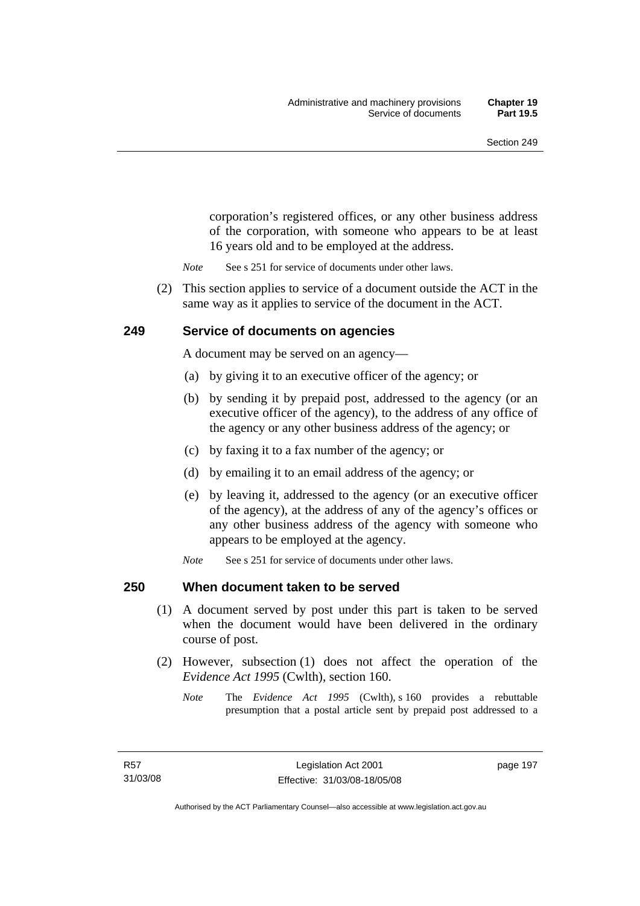corporation's registered offices, or any other business address of the corporation, with someone who appears to be at least 16 years old and to be employed at the address.

*Note* See s 251 for service of documents under other laws.

(2) This section applies to service of a document outside the ACT in the same way as it applies to service of the document in the ACT.

## 249 Service of documents on agencies

A document may be served on an agency—

(a) by giving it to an executive officer of the agency; or

(b) by sending it by prepaid post, addressed to the agency (or an executive officer of the agency), to the address of any office of the agency or any other business address of the agency; or

(c) by faxing it to a fax number of the agency; or

(d) by emailing it to an email address of the agency; or

(e) by leaving it, addressed to the agency (or an executive officer of the agency), at the address of any of the agency's offices or any other business address of the agency with someone who appears to be employed at the agency.

*Note* See s 251 for service of documents under other laws.

## 250 When document taken to be served

(1) A document served by post under this part is taken to be served when the document would have been delivered in the ordinary course of post.

(2) However, subsection (1) does not affect the operation of the *Evidence Act 1995* (Cwlth), section 160.

*Note* The *Evidence Act 1995* (Cwlth), s 160 provides a rebuttable presumption that a postal article sent by prepaid post addressed to a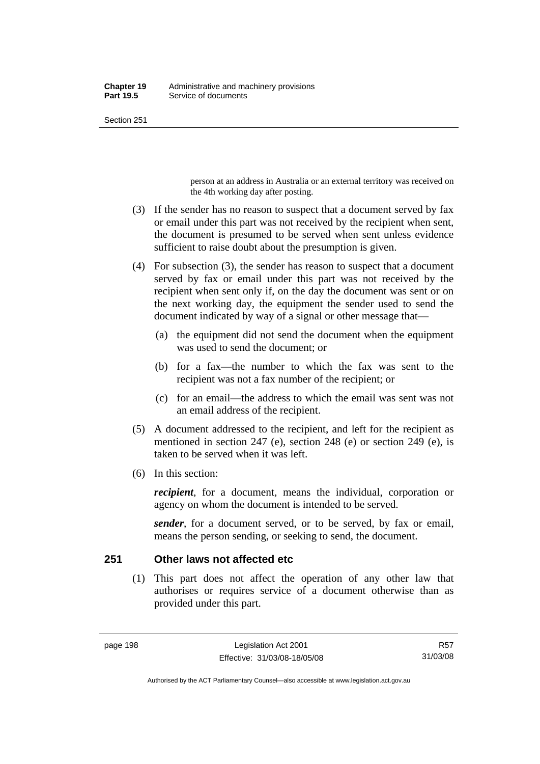person at an address in Australia or an external territory was received on the 4th working day after posting.

(3) If the sender has no reason to suspect that a document served by fax or email under this part was not received by the recipient when sent, the document is presumed to be served when sent unless evidence sufficient to raise doubt about the presumption is given.

(4) For subsection (3), the sender has reason to suspect that a document served by fax or email under this part was not received by the recipient when sent only if, on the day the document was sent or on the next working day, the equipment the sender used to send the document indicated by way of a signal or other message that—

(a) the equipment did not send the document when the equipment was used to send the document; or

(b) for a fax—the number to which the fax was sent to the recipient was not a fax number of the recipient; or

(c) for an email—the address to which the email was sent was not an email address of the recipient.

(5) A document addressed to the recipient, and left for the recipient as mentioned in section 247 (e), section 248 (e) or section 249 (e), is taken to be served when it was left.

(6) In this section:

***recipient***, for a document, means the individual, corporation or agency on whom the document is intended to be served.

***sender***, for a document served, or to be served, by fax or email, means the person sending, or seeking to send, the document.

## 251 Other laws not affected etc

(1) This part does not affect the operation of any other law that authorises or requires service of a document otherwise than as provided under this part.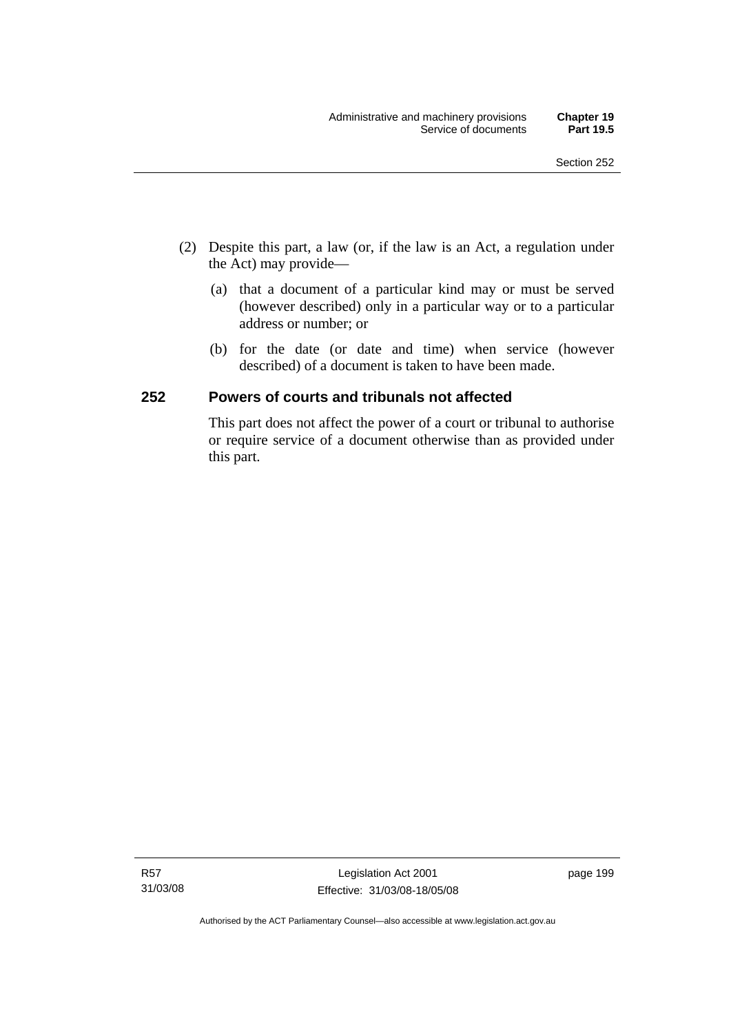(2) Despite this part, a law (or, if the law is an Act, a regulation under the Act) may provide—

(a) that a document of a particular kind may or must be served (however described) only in a particular way or to a particular address or number; or

(b) for the date (or date and time) when service (however described) of a document is taken to have been made.

## 252 Powers of courts and tribunals not affected

This part does not affect the power of a court or tribunal to authorise or require service of a document otherwise than as provided under this part.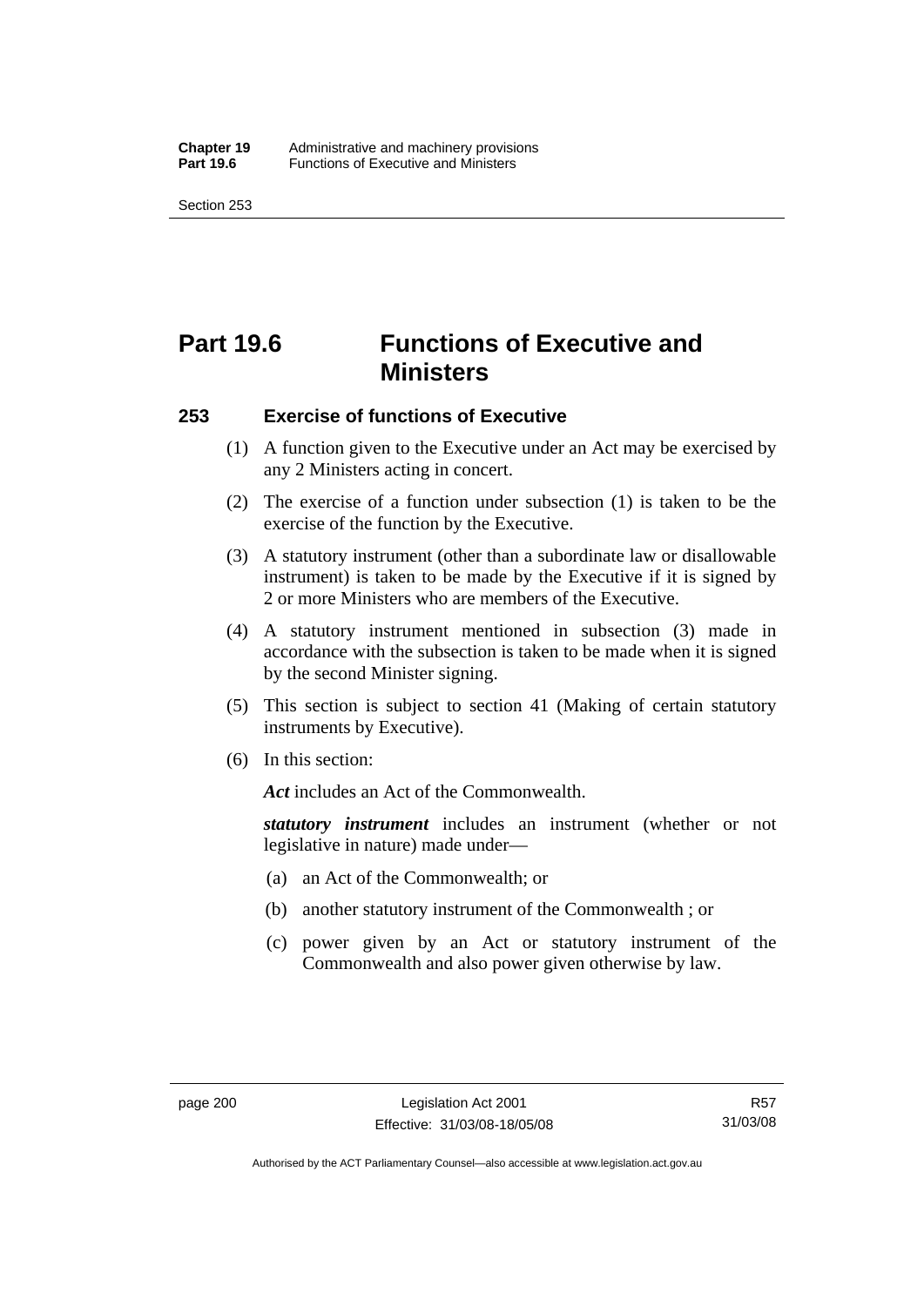# Part 19.6 Functions of Executive and Ministers

## 253 Exercise of functions of Executive

(1) A function given to the Executive under an Act may be exercised by any 2 Ministers acting in concert.

(2) The exercise of a function under subsection (1) is taken to be the exercise of the function by the Executive.

(3) A statutory instrument (other than a subordinate law or disallowable instrument) is taken to be made by the Executive if it is signed by 2 or more Ministers who are members of the Executive.

(4) A statutory instrument mentioned in subsection (3) made in accordance with the subsection is taken to be made when it is signed by the second Minister signing.

(5) This section is subject to section 41 (Making of certain statutory instruments by Executive).

(6) In this section:

***Act*** includes an Act of the Commonwealth.

***statutory instrument*** includes an instrument (whether or not legislative in nature) made under—

(a) an Act of the Commonwealth; or

(b) another statutory instrument of the Commonwealth ; or

(c) power given by an Act or statutory instrument of the Commonwealth and also power given otherwise by law.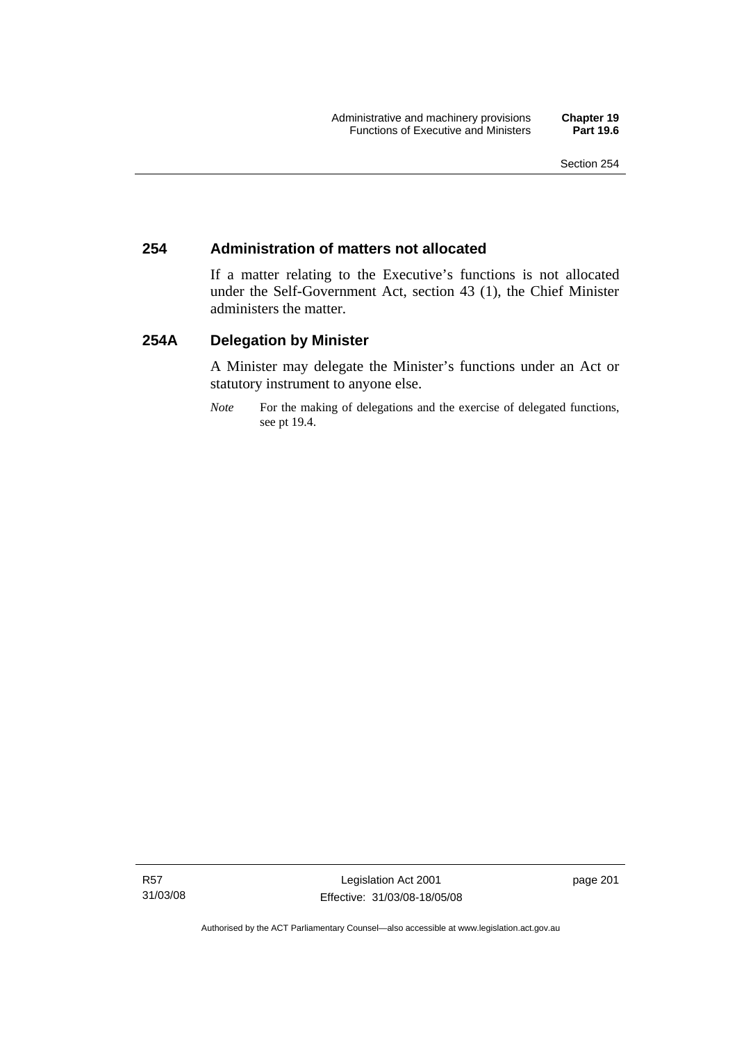## 254 Administration of matters not allocated

If a matter relating to the Executive's functions is not allocated under the Self-Government Act, section 43 (1), the Chief Minister administers the matter.

## 254A Delegation by Minister

A Minister may delegate the Minister's functions under an Act or statutory instrument to anyone else.

*Note* For the making of delegations and the exercise of delegated functions, see pt 19.4.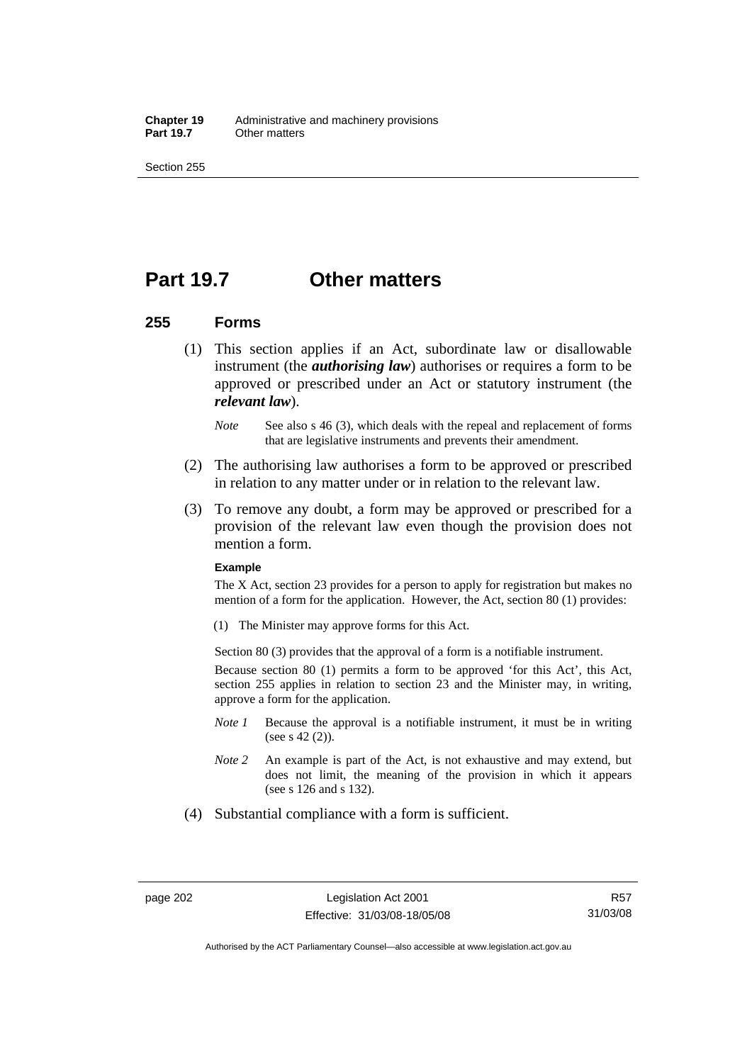# Part 19.7 Other matters

## 255 Forms

(1) This section applies if an Act, subordinate law or disallowable instrument (the ***authorising law***) authorises or requires a form to be approved or prescribed under an Act or statutory instrument (the ***relevant law***).

*Note* See also s 46 (3), which deals with the repeal and replacement of forms that are legislative instruments and prevents their amendment.

(2) The authorising law authorises a form to be approved or prescribed in relation to any matter under or in relation to the relevant law.

(3) To remove any doubt, a form may be approved or prescribed for a provision of the relevant law even though the provision does not mention a form.

**Example**

The X Act, section 23 provides for a person to apply for registration but makes no mention of a form for the application. However, the Act, section 80 (1) provides:

(1) The Minister may approve forms for this Act.

Section 80 (3) provides that the approval of a form is a notifiable instrument.

Because section 80 (1) permits a form to be approved 'for this Act', this Act, section 255 applies in relation to section 23 and the Minister may, in writing, approve a form for the application.

*Note 1* Because the approval is a notifiable instrument, it must be in writing (see s 42 (2)).

*Note 2* An example is part of the Act, is not exhaustive and may extend, but does not limit, the meaning of the provision in which it appears (see s 126 and s 132).

(4) Substantial compliance with a form is sufficient.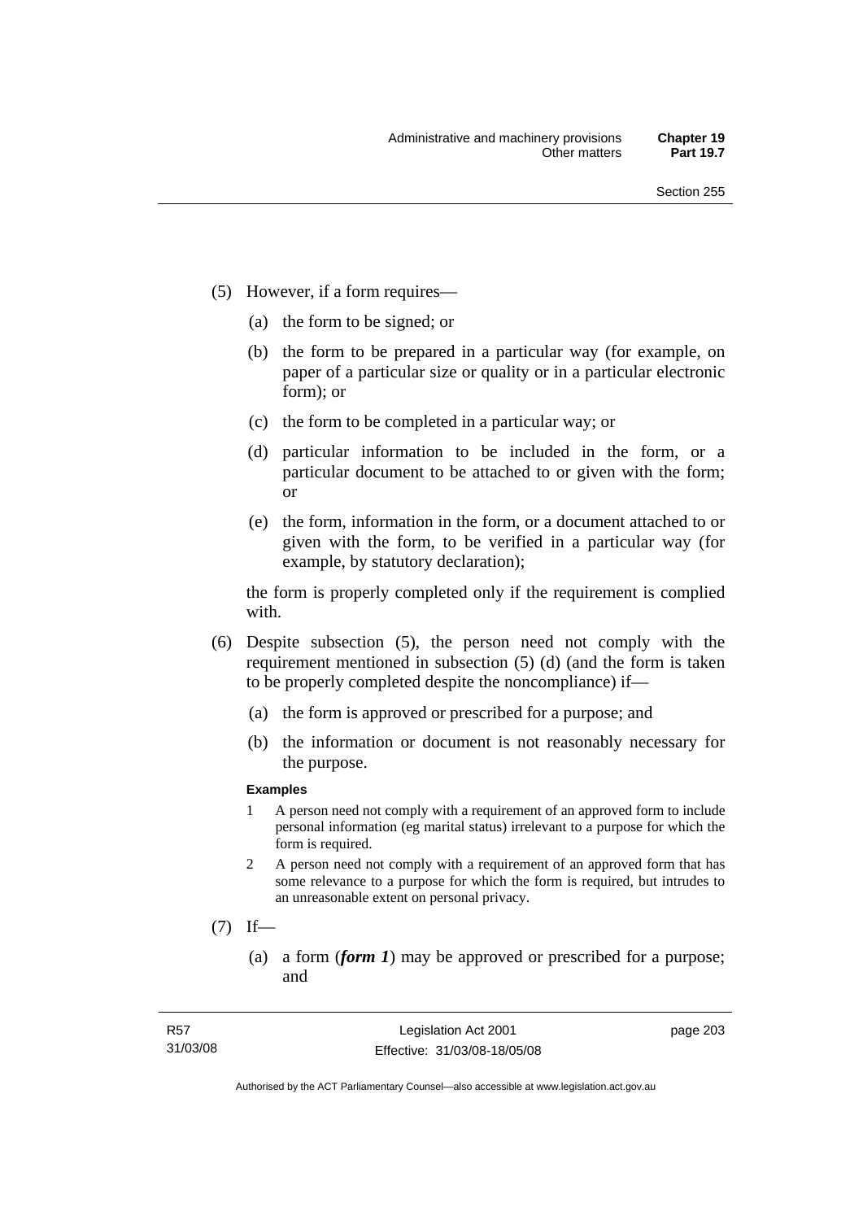(5) However, if a form requires—

(a) the form to be signed; or

(b) the form to be prepared in a particular way (for example, on paper of a particular size or quality or in a particular electronic form); or

(c) the form to be completed in a particular way; or

(d) particular information to be included in the form, or a particular document to be attached to or given with the form; or

(e) the form, information in the form, or a document attached to or given with the form, to be verified in a particular way (for example, by statutory declaration);

the form is properly completed only if the requirement is complied with.

(6) Despite subsection (5), the person need not comply with the requirement mentioned in subsection (5) (d) (and the form is taken to be properly completed despite the noncompliance) if—

(a) the form is approved or prescribed for a purpose; and

(b) the information or document is not reasonably necessary for the purpose.

**Examples**

1 A person need not comply with a requirement of an approved form to include personal information (eg marital status) irrelevant to a purpose for which the form is required.

2 A person need not comply with a requirement of an approved form that has some relevance to a purpose for which the form is required, but intrudes to an unreasonable extent on personal privacy.

(7) If—

(a) a form (***form 1***) may be approved or prescribed for a purpose; and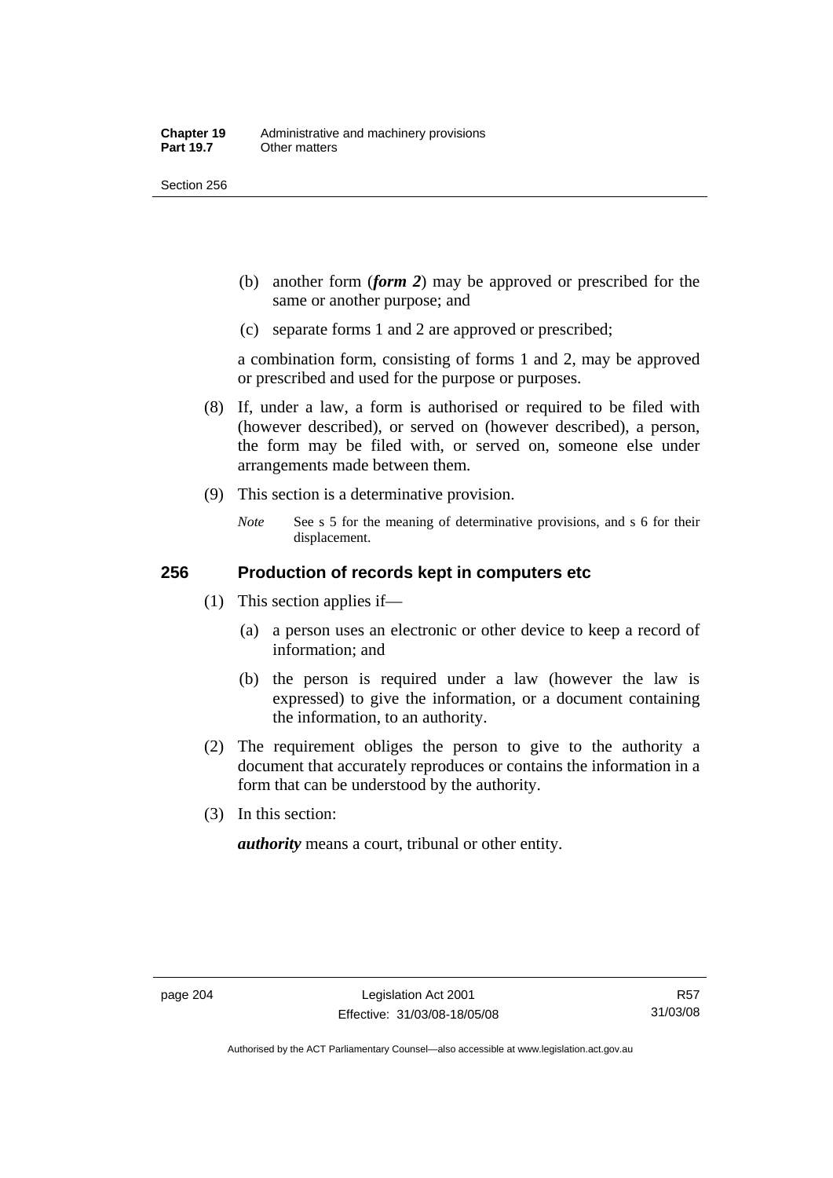(b) another form (***form 2***) may be approved or prescribed for the same or another purpose; and

(c) separate forms 1 and 2 are approved or prescribed;

a combination form, consisting of forms 1 and 2, may be approved or prescribed and used for the purpose or purposes.

(8) If, under a law, a form is authorised or required to be filed with (however described), or served on (however described), a person, the form may be filed with, or served on, someone else under arrangements made between them.

(9) This section is a determinative provision.

*Note* See s 5 for the meaning of determinative provisions, and s 6 for their displacement.

## 256 Production of records kept in computers etc

(1) This section applies if—

(a) a person uses an electronic or other device to keep a record of information; and

(b) the person is required under a law (however the law is expressed) to give the information, or a document containing the information, to an authority.

(2) The requirement obliges the person to give to the authority a document that accurately reproduces or contains the information in a form that can be understood by the authority.

(3) In this section:

***authority*** means a court, tribunal or other entity.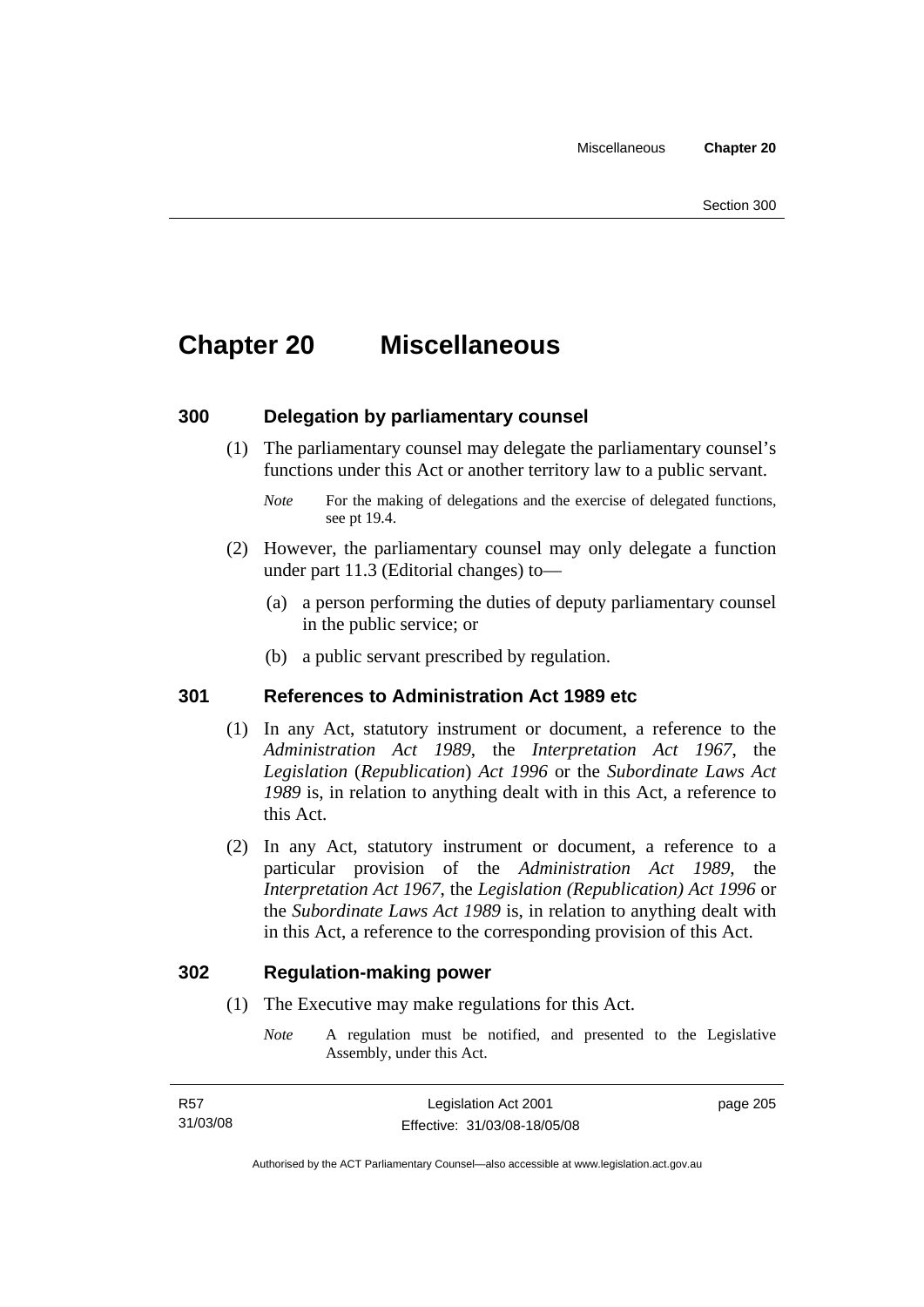# Chapter 20 Miscellaneous

## 300 Delegation by parliamentary counsel

(1) The parliamentary counsel may delegate the parliamentary counsel's functions under this Act or another territory law to a public servant.

*Note* For the making of delegations and the exercise of delegated functions, see pt 19.4.

(2) However, the parliamentary counsel may only delegate a function under part 11.3 (Editorial changes) to—

(a) a person performing the duties of deputy parliamentary counsel in the public service; or

(b) a public servant prescribed by regulation.

## 301 References to Administration Act 1989 etc

(1) In any Act, statutory instrument or document, a reference to the *Administration Act 1989*, the *Interpretation Act 1967*, the *Legislation* (*Republication*) *Act 1996* or the *Subordinate Laws Act 1989* is, in relation to anything dealt with in this Act, a reference to this Act.

(2) In any Act, statutory instrument or document, a reference to a particular provision of the *Administration Act 1989*, the *Interpretation Act 1967*, the *Legislation (Republication) Act 1996* or the *Subordinate Laws Act 1989* is, in relation to anything dealt with in this Act, a reference to the corresponding provision of this Act.

## 302 Regulation-making power

(1) The Executive may make regulations for this Act.

*Note* A regulation must be notified, and presented to the Legislative Assembly, under this Act.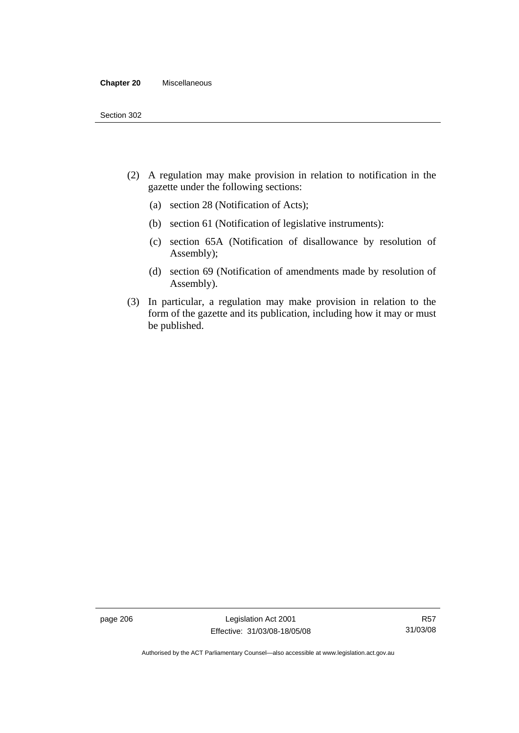(2) A regulation may make provision in relation to notification in the gazette under the following sections:

(a) section 28 (Notification of Acts);

(b) section 61 (Notification of legislative instruments):

(c) section 65A (Notification of disallowance by resolution of Assembly);

(d) section 69 (Notification of amendments made by resolution of Assembly).

(3) In particular, a regulation may make provision in relation to the form of the gazette and its publication, including how it may or must be published.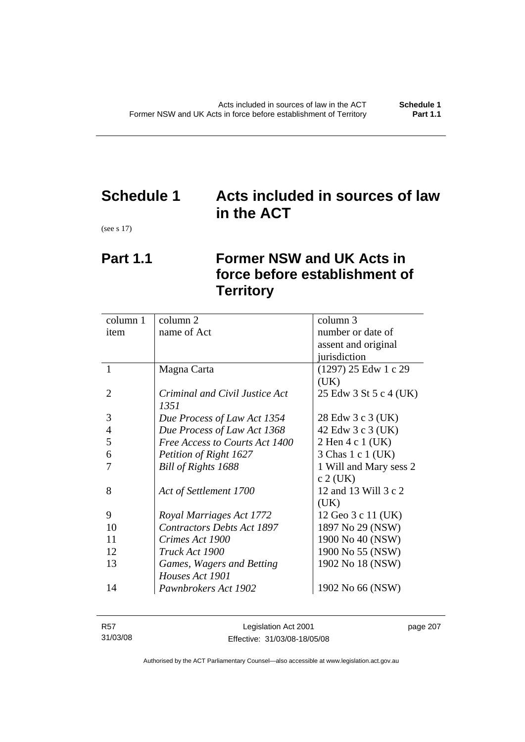# Schedule 1 Acts included in sources of law in the ACT

(see s 17)

## Part 1.1 Former NSW and UK Acts in force before establishment of Territory

| column 1<br>item | column 2<br>name of Act | column 3<br>number or date of assent and original jurisdiction |
|---|---|---|
| 1 | Magna Carta | (1297) 25 Edw 1 c 29 (UK) |
| 2 | *Criminal and Civil Justice Act 1351* | 25 Edw 3 St 5 c 4 (UK) |
| 3 | *Due Process of Law Act 1354* | 28 Edw 3 c 3 (UK) |
| 4 | *Due Process of Law Act 1368* | 42 Edw 3 c 3 (UK) |
| 5 | *Free Access to Courts Act 1400* | 2 Hen 4 c 1 (UK) |
| 6 | *Petition of Right 1627* | 3 Chas 1 c 1 (UK) |
| 7 | *Bill of Rights 1688* | 1 Will and Mary sess 2 c 2 (UK) |
| 8 | *Act of Settlement 1700* | 12 and 13 Will 3 c 2 (UK) |
| 9 | *Royal Marriages Act 1772* | 12 Geo 3 c 11 (UK) |
| 10 | *Contractors Debts Act 1897* | 1897 No 29 (NSW) |
| 11 | *Crimes Act 1900* | 1900 No 40 (NSW) |
| 12 | *Truck Act 1900* | 1900 No 55 (NSW) |
| 13 | *Games, Wagers and Betting Houses Act 1901* | 1902 No 18 (NSW) |
| 14 | *Pawnbrokers Act 1902* | 1902 No 66 (NSW) |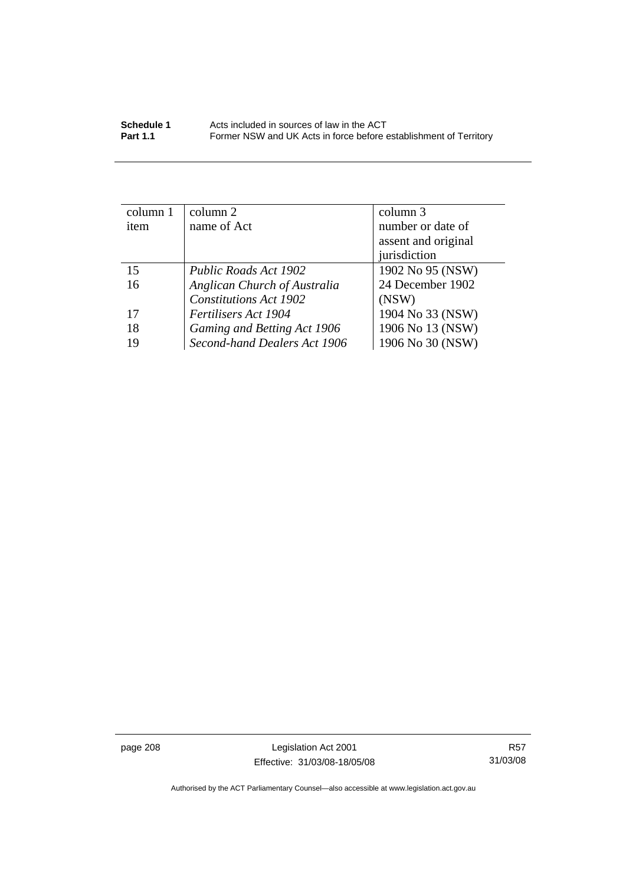| column 1 item | column 2 name of Act | column 3 number or date of assent and original jurisdiction |
|---|---|---|
| 15 | *Public Roads Act 1902* | 1902 No 95 (NSW) |
| 16 | *Anglican Church of Australia Constitutions Act 1902* | 24 December 1902 (NSW) |
| 17 | *Fertilisers Act 1904* | 1904 No 33 (NSW) |
| 18 | *Gaming and Betting Act 1906* | 1906 No 13 (NSW) |
| 19 | *Second-hand Dealers Act 1906* | 1906 No 30 (NSW) |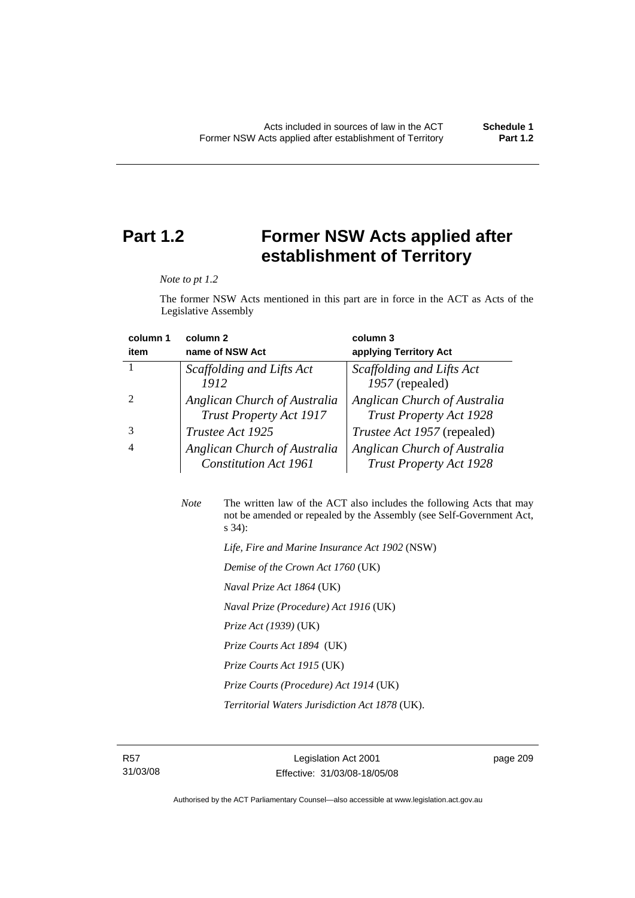## Part 1.2 Former NSW Acts applied after establishment of Territory

*Note to pt 1.2*

The former NSW Acts mentioned in this part are in force in the ACT as Acts of the Legislative Assembly

| column 1 item | column 2 name of NSW Act | column 3 applying Territory Act |
|---|---|---|
| 1 | *Scaffolding and Lifts Act 1912* | *Scaffolding and Lifts Act 1957* (repealed) |
| 2 | *Anglican Church of Australia Trust Property Act 1917* | *Anglican Church of Australia Trust Property Act 1928* |
| 3 | *Trustee Act 1925* | *Trustee Act 1957* (repealed) |
| 4 | *Anglican Church of Australia Constitution Act 1961* | *Anglican Church of Australia Trust Property Act 1928* |

*Note* The written law of the ACT also includes the following Acts that may not be amended or repealed by the Assembly (see Self-Government Act, s 34):

*Life, Fire and Marine Insurance Act 1902* (NSW)

*Demise of the Crown Act 1760* (UK)

*Naval Prize Act 1864* (UK)

*Naval Prize (Procedure) Act 1916* (UK)

*Prize Act (1939)* (UK)

*Prize Courts Act 1894* (UK)

*Prize Courts Act 1915* (UK)

*Prize Courts (Procedure) Act 1914* (UK)

*Territorial Waters Jurisdiction Act 1878* (UK).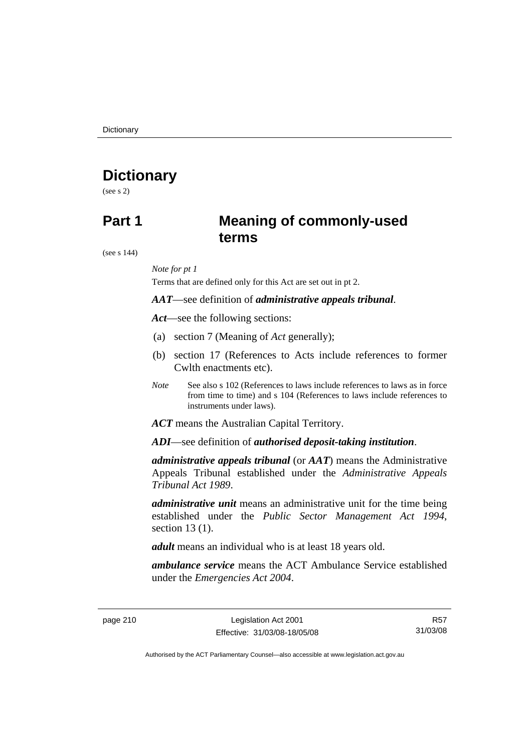# Dictionary

(see s 2)

## Part 1 Meaning of commonly-used terms

(see s 144)

*Note for pt 1*

Terms that are defined only for this Act are set out in pt 2.

***AAT***—see definition of ***administrative appeals tribunal***.

***Act***—see the following sections:

(a) section 7 (Meaning of *Act* generally);

(b) section 17 (References to Acts include references to former Cwlth enactments etc).

*Note* See also s 102 (References to laws include references to laws as in force from time to time) and s 104 (References to laws include references to instruments under laws).

***ACT*** means the Australian Capital Territory.

***ADI***—see definition of ***authorised deposit-taking institution***.

***administrative appeals tribunal*** (or ***AAT***) means the Administrative Appeals Tribunal established under the *Administrative Appeals Tribunal Act 1989*.

***administrative unit*** means an administrative unit for the time being established under the *Public Sector Management Act 1994*, section 13 (1).

***adult*** means an individual who is at least 18 years old.

***ambulance service*** means the ACT Ambulance Service established under the *Emergencies Act 2004*.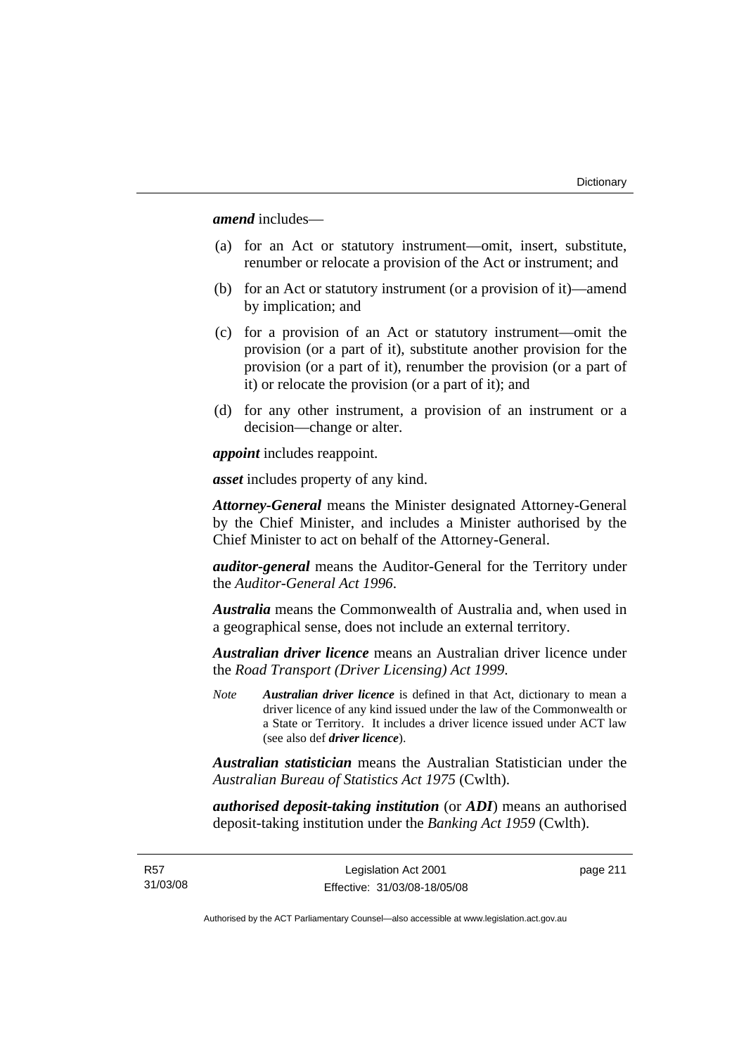***amend*** includes—

(a) for an Act or statutory instrument—omit, insert, substitute, renumber or relocate a provision of the Act or instrument; and

(b) for an Act or statutory instrument (or a provision of it)—amend by implication; and

(c) for a provision of an Act or statutory instrument—omit the provision (or a part of it), substitute another provision for the provision (or a part of it), renumber the provision (or a part of it) or relocate the provision (or a part of it); and

(d) for any other instrument, a provision of an instrument or a decision—change or alter.

***appoint*** includes reappoint.

***asset*** includes property of any kind.

***Attorney-General*** means the Minister designated Attorney-General by the Chief Minister, and includes a Minister authorised by the Chief Minister to act on behalf of the Attorney-General.

***auditor-general*** means the Auditor-General for the Territory under the *Auditor-General Act 1996*.

***Australia*** means the Commonwealth of Australia and, when used in a geographical sense, does not include an external territory.

***Australian driver licence*** means an Australian driver licence under the *Road Transport (Driver Licensing) Act 1999*.

*Note* ***Australian driver licence*** is defined in that Act, dictionary to mean a driver licence of any kind issued under the law of the Commonwealth or a State or Territory. It includes a driver licence issued under ACT law (see also def ***driver licence***).

***Australian statistician*** means the Australian Statistician under the *Australian Bureau of Statistics Act 1975* (Cwlth).

***authorised deposit-taking institution*** (or ***ADI***) means an authorised deposit-taking institution under the *Banking Act 1959* (Cwlth).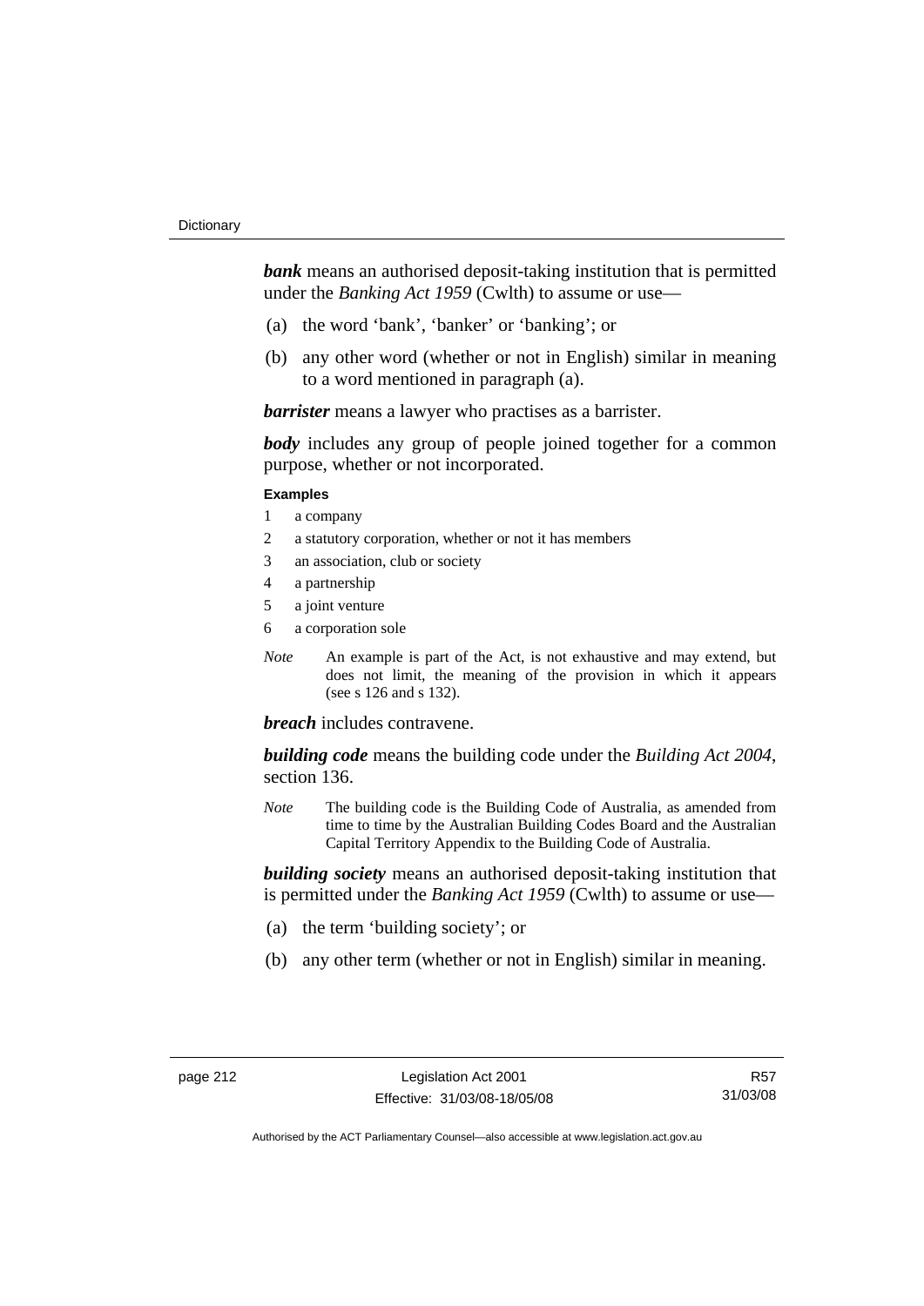***bank*** means an authorised deposit-taking institution that is permitted under the *Banking Act 1959* (Cwlth) to assume or use—

(a) the word 'bank', 'banker' or 'banking'; or

(b) any other word (whether or not in English) similar in meaning to a word mentioned in paragraph (a).

***barrister*** means a lawyer who practises as a barrister.

***body*** includes any group of people joined together for a common purpose, whether or not incorporated.

**Examples**

1 a company

2 a statutory corporation, whether or not it has members

3 an association, club or society

4 a partnership

5 a joint venture

6 a corporation sole

*Note* An example is part of the Act, is not exhaustive and may extend, but does not limit, the meaning of the provision in which it appears (see s 126 and s 132).

***breach*** includes contravene.

***building code*** means the building code under the *Building Act 2004*, section 136.

*Note* The building code is the Building Code of Australia, as amended from time to time by the Australian Building Codes Board and the Australian Capital Territory Appendix to the Building Code of Australia.

***building society*** means an authorised deposit-taking institution that is permitted under the *Banking Act 1959* (Cwlth) to assume or use—

(a) the term 'building society'; or

(b) any other term (whether or not in English) similar in meaning.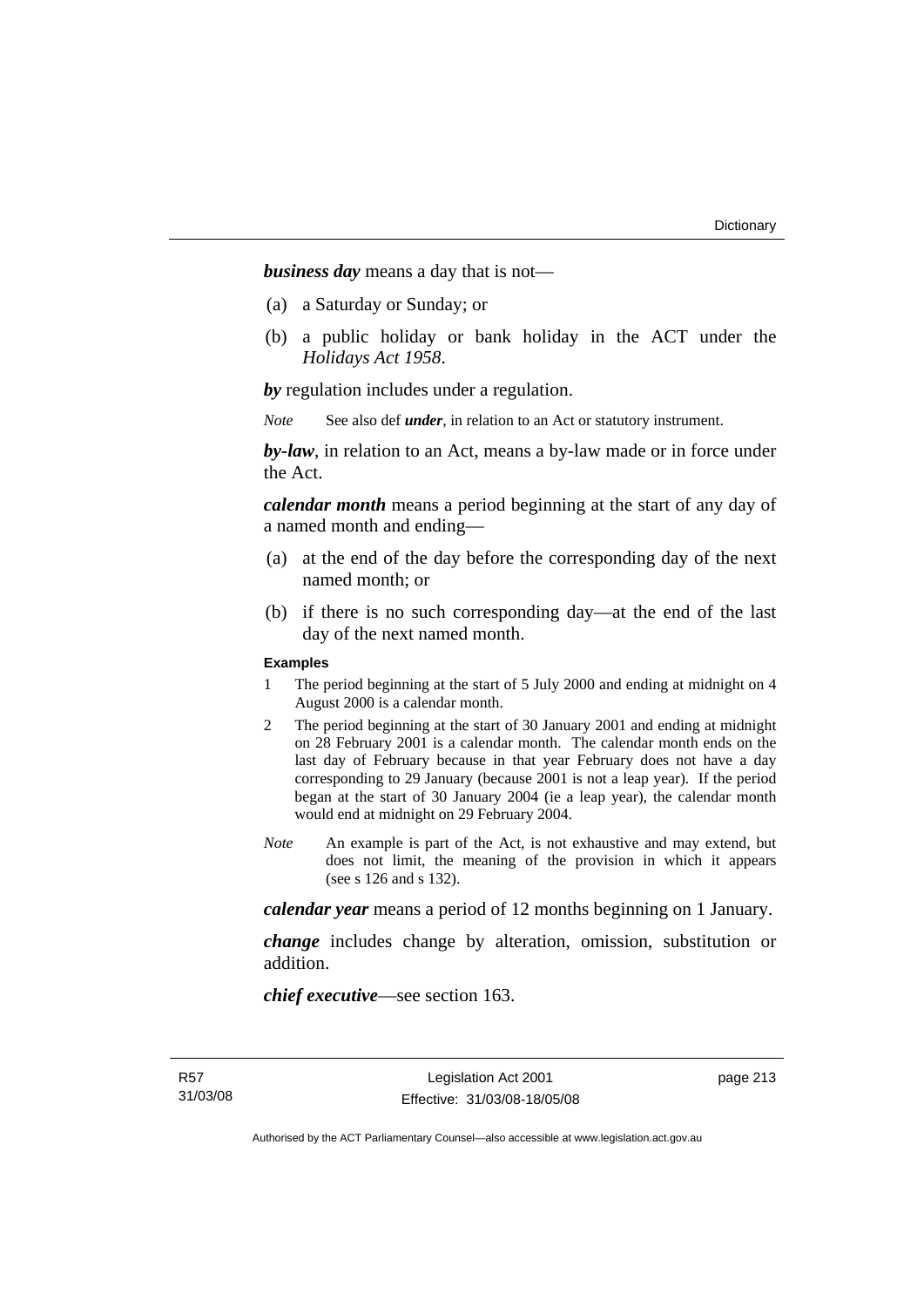***business day*** means a day that is not—

(a) a Saturday or Sunday; or

(b) a public holiday or bank holiday in the ACT under the *Holidays Act 1958*.

***by*** regulation includes under a regulation.

*Note* See also def ***under***, in relation to an Act or statutory instrument.

***by-law***, in relation to an Act, means a by-law made or in force under the Act.

***calendar month*** means a period beginning at the start of any day of a named month and ending—

(a) at the end of the day before the corresponding day of the next named month; or

(b) if there is no such corresponding day—at the end of the last day of the next named month.

**Examples**

1 The period beginning at the start of 5 July 2000 and ending at midnight on 4 August 2000 is a calendar month.

2 The period beginning at the start of 30 January 2001 and ending at midnight on 28 February 2001 is a calendar month. The calendar month ends on the last day of February because in that year February does not have a day corresponding to 29 January (because 2001 is not a leap year). If the period began at the start of 30 January 2004 (ie a leap year), the calendar month would end at midnight on 29 February 2004.

*Note* An example is part of the Act, is not exhaustive and may extend, but does not limit, the meaning of the provision in which it appears (see s 126 and s 132).

***calendar year*** means a period of 12 months beginning on 1 January.

***change*** includes change by alteration, omission, substitution or addition.

***chief executive***—see section 163.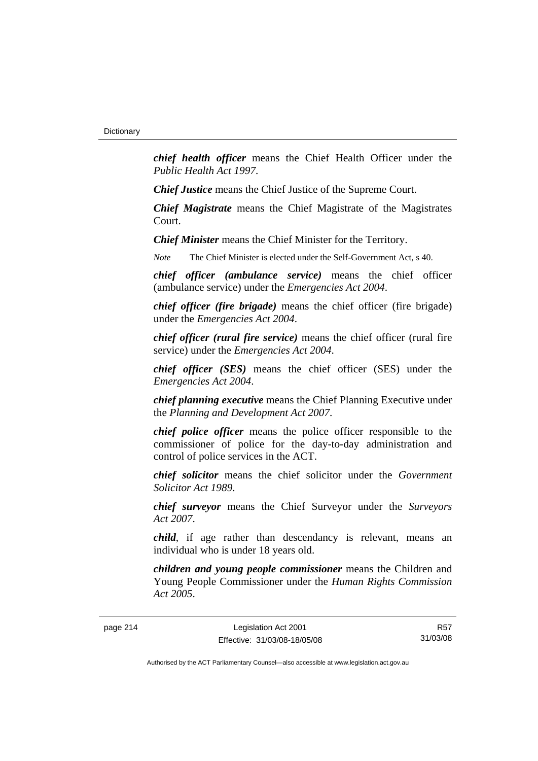***chief health officer*** means the Chief Health Officer under the *Public Health Act 1997*.

***Chief Justice*** means the Chief Justice of the Supreme Court.

***Chief Magistrate*** means the Chief Magistrate of the Magistrates Court.

***Chief Minister*** means the Chief Minister for the Territory.

*Note* The Chief Minister is elected under the Self-Government Act, s 40.

***chief officer (ambulance service)*** means the chief officer (ambulance service) under the *Emergencies Act 2004*.

***chief officer (fire brigade)*** means the chief officer (fire brigade) under the *Emergencies Act 2004*.

***chief officer (rural fire service)*** means the chief officer (rural fire service) under the *Emergencies Act 2004*.

***chief officer (SES)*** means the chief officer (SES) under the *Emergencies Act 2004*.

***chief planning executive*** means the Chief Planning Executive under the *Planning and Development Act 2007*.

***chief police officer*** means the police officer responsible to the commissioner of police for the day-to-day administration and control of police services in the ACT.

***chief solicitor*** means the chief solicitor under the *Government Solicitor Act 1989*.

***chief surveyor*** means the Chief Surveyor under the *Surveyors Act 2007*.

***child***, if age rather than descendancy is relevant, means an individual who is under 18 years old.

***children and young people commissioner*** means the Children and Young People Commissioner under the *Human Rights Commission Act 2005*.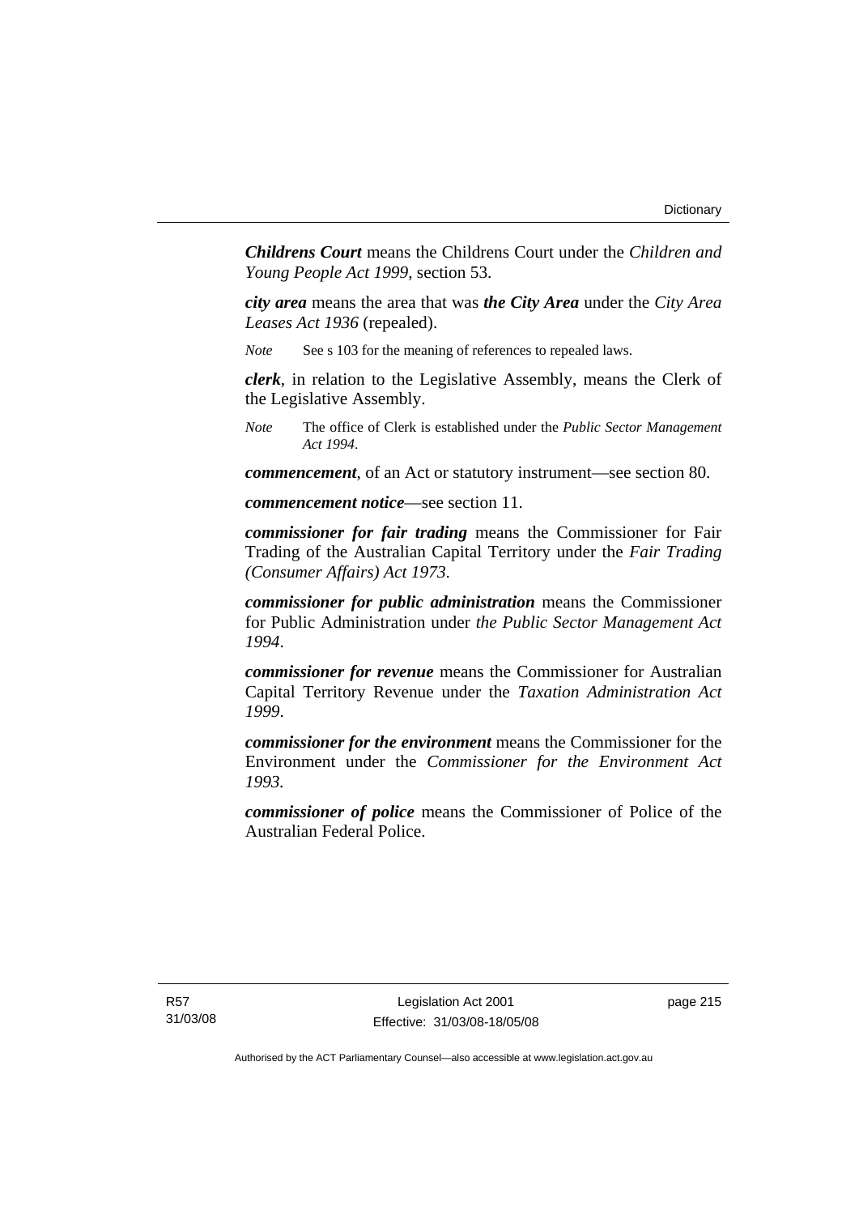***Childrens Court*** means the Childrens Court under the *Children and Young People Act 1999*, section 53.

***city area*** means the area that was ***the City Area*** under the *City Area Leases Act 1936* (repealed).

*Note* See s 103 for the meaning of references to repealed laws.

***clerk***, in relation to the Legislative Assembly, means the Clerk of the Legislative Assembly.

*Note* The office of Clerk is established under the *Public Sector Management Act 1994*.

***commencement***, of an Act or statutory instrument—see section 80.

***commencement notice***—see section 11.

***commissioner for fair trading*** means the Commissioner for Fair Trading of the Australian Capital Territory under the *Fair Trading (Consumer Affairs) Act 1973*.

***commissioner for public administration*** means the Commissioner for Public Administration under *the Public Sector Management Act 1994*.

***commissioner for revenue*** means the Commissioner for Australian Capital Territory Revenue under the *Taxation Administration Act 1999*.

***commissioner for the environment*** means the Commissioner for the Environment under the *Commissioner for the Environment Act 1993*.

***commissioner of police*** means the Commissioner of Police of the Australian Federal Police.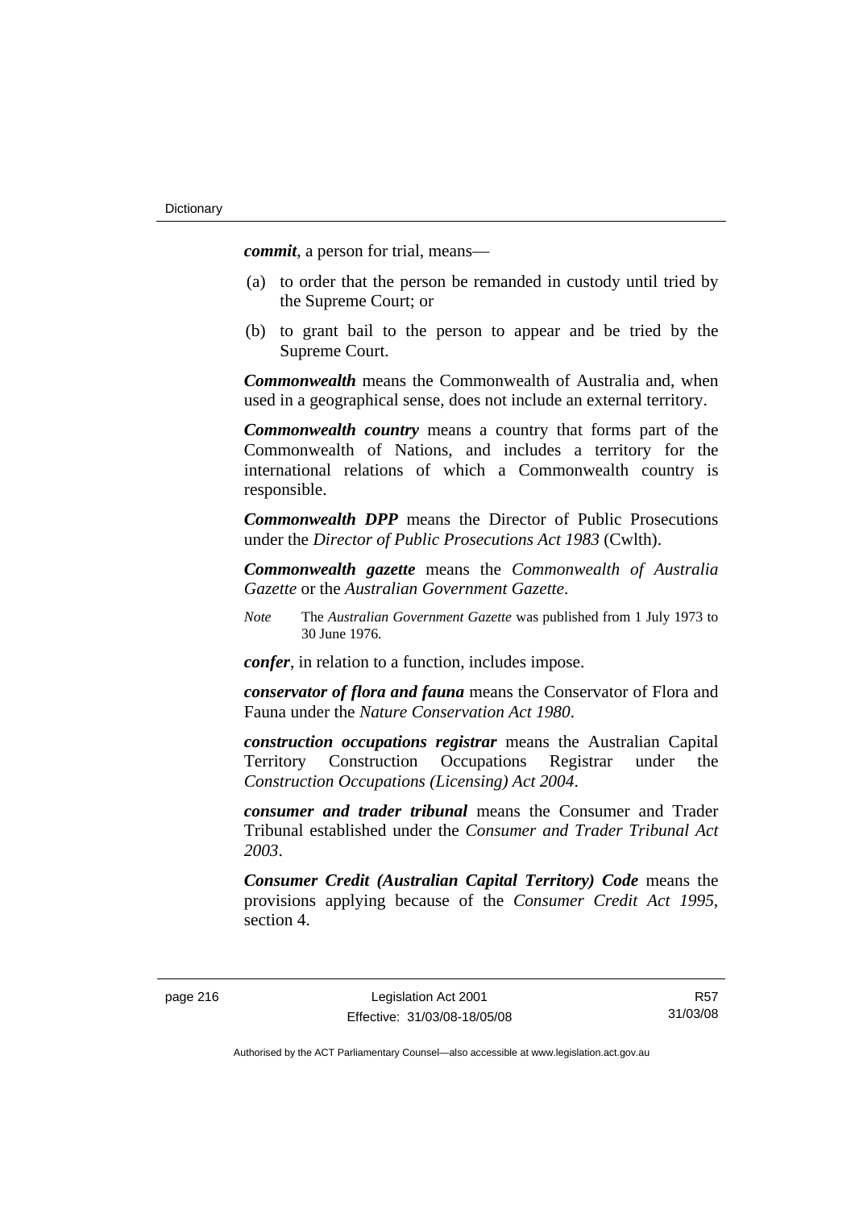***commit***, a person for trial, means—

(a) to order that the person be remanded in custody until tried by the Supreme Court; or

(b) to grant bail to the person to appear and be tried by the Supreme Court.

***Commonwealth*** means the Commonwealth of Australia and, when used in a geographical sense, does not include an external territory.

***Commonwealth country*** means a country that forms part of the Commonwealth of Nations, and includes a territory for the international relations of which a Commonwealth country is responsible.

***Commonwealth DPP*** means the Director of Public Prosecutions under the *Director of Public Prosecutions Act 1983* (Cwlth).

***Commonwealth gazette*** means the *Commonwealth of Australia Gazette* or the *Australian Government Gazette*.

*Note* The *Australian Government Gazette* was published from 1 July 1973 to 30 June 1976.

***confer***, in relation to a function, includes impose.

***conservator of flora and fauna*** means the Conservator of Flora and Fauna under the *Nature Conservation Act 1980*.

***construction occupations registrar*** means the Australian Capital Territory Construction Occupations Registrar under the *Construction Occupations (Licensing) Act 2004*.

***consumer and trader tribunal*** means the Consumer and Trader Tribunal established under the *Consumer and Trader Tribunal Act 2003*.

***Consumer Credit (Australian Capital Territory) Code*** means the provisions applying because of the *Consumer Credit Act 1995*, section 4.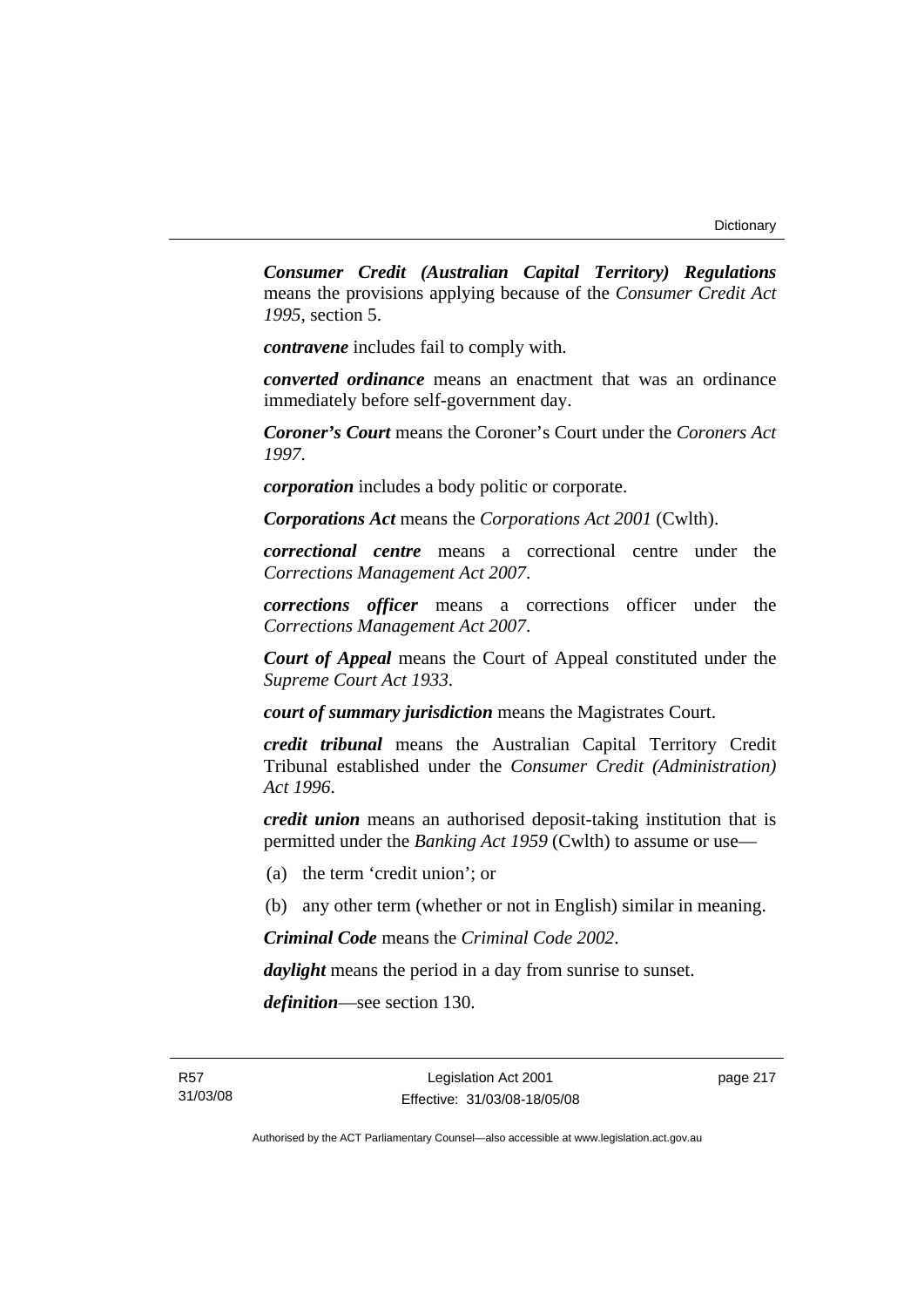***Consumer Credit (Australian Capital Territory) Regulations*** means the provisions applying because of the *Consumer Credit Act 1995*, section 5.

***contravene*** includes fail to comply with.

***converted ordinance*** means an enactment that was an ordinance immediately before self-government day.

***Coroner's Court*** means the Coroner's Court under the *Coroners Act 1997*.

***corporation*** includes a body politic or corporate.

***Corporations Act*** means the *Corporations Act 2001* (Cwlth).

***correctional centre*** means a correctional centre under the *Corrections Management Act 2007*.

***corrections officer*** means a corrections officer under the *Corrections Management Act 2007*.

***Court of Appeal*** means the Court of Appeal constituted under the *Supreme Court Act 1933*.

***court of summary jurisdiction*** means the Magistrates Court.

***credit tribunal*** means the Australian Capital Territory Credit Tribunal established under the *Consumer Credit (Administration) Act 1996*.

***credit union*** means an authorised deposit-taking institution that is permitted under the *Banking Act 1959* (Cwlth) to assume or use—

(a) the term 'credit union'; or

(b) any other term (whether or not in English) similar in meaning.

***Criminal Code*** means the *Criminal Code 2002*.

***daylight*** means the period in a day from sunrise to sunset.

***definition***—see section 130.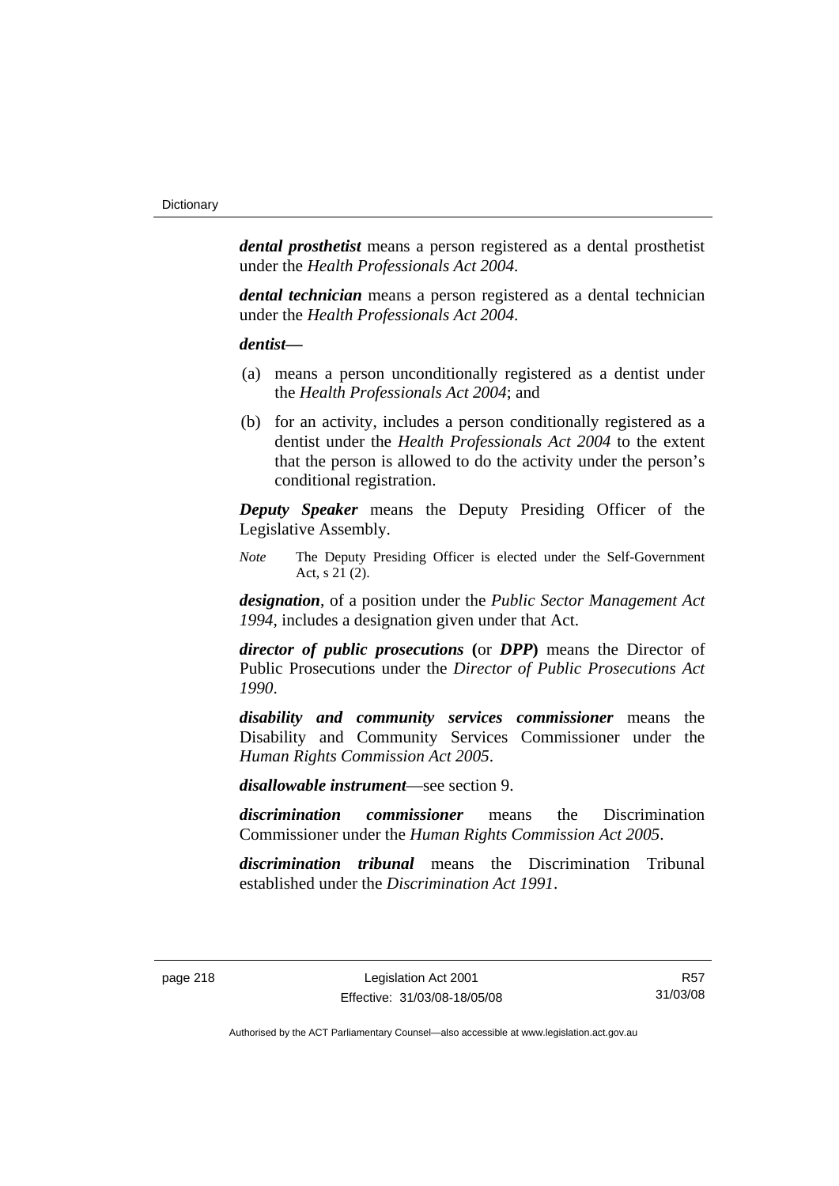***dental prosthetist*** means a person registered as a dental prosthetist under the *Health Professionals Act 2004*.

***dental technician*** means a person registered as a dental technician under the *Health Professionals Act 2004*.

***dentist—***

(a) means a person unconditionally registered as a dentist under the *Health Professionals Act 2004*; and

(b) for an activity, includes a person conditionally registered as a dentist under the *Health Professionals Act 2004* to the extent that the person is allowed to do the activity under the person's conditional registration.

***Deputy Speaker*** means the Deputy Presiding Officer of the Legislative Assembly.

*Note* The Deputy Presiding Officer is elected under the Self-Government Act, s 21 (2).

***designation***, of a position under the *Public Sector Management Act 1994*, includes a designation given under that Act.

***director of public prosecutions*** **(**or ***DPP*****)** means the Director of Public Prosecutions under the *Director of Public Prosecutions Act 1990*.

***disability and community services commissioner*** means the Disability and Community Services Commissioner under the *Human Rights Commission Act 2005*.

***disallowable instrument***—see section 9.

***discrimination commissioner*** means the Discrimination Commissioner under the *Human Rights Commission Act 2005*.

***discrimination tribunal*** means the Discrimination Tribunal established under the *Discrimination Act 1991*.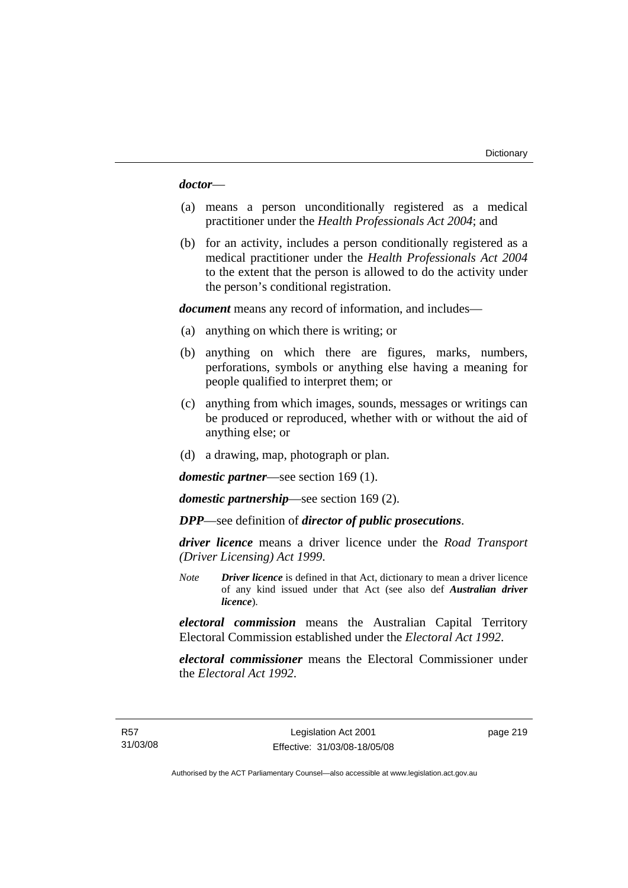***doctor***—

(a) means a person unconditionally registered as a medical practitioner under the *Health Professionals Act 2004*; and

(b) for an activity, includes a person conditionally registered as a medical practitioner under the *Health Professionals Act 2004* to the extent that the person is allowed to do the activity under the person's conditional registration.

***document*** means any record of information, and includes—

(a) anything on which there is writing; or

(b) anything on which there are figures, marks, numbers, perforations, symbols or anything else having a meaning for people qualified to interpret them; or

(c) anything from which images, sounds, messages or writings can be produced or reproduced, whether with or without the aid of anything else; or

(d) a drawing, map, photograph or plan.

***domestic partner***—see section 169 (1).

***domestic partnership***—see section 169 (2).

***DPP***—see definition of ***director of public prosecutions***.

***driver licence*** means a driver licence under the *Road Transport (Driver Licensing) Act 1999*.

*Note* ***Driver licence*** is defined in that Act, dictionary to mean a driver licence of any kind issued under that Act (see also def ***Australian driver licence***).

***electoral commission*** means the Australian Capital Territory Electoral Commission established under the *Electoral Act 1992*.

***electoral commissioner*** means the Electoral Commissioner under the *Electoral Act 1992*.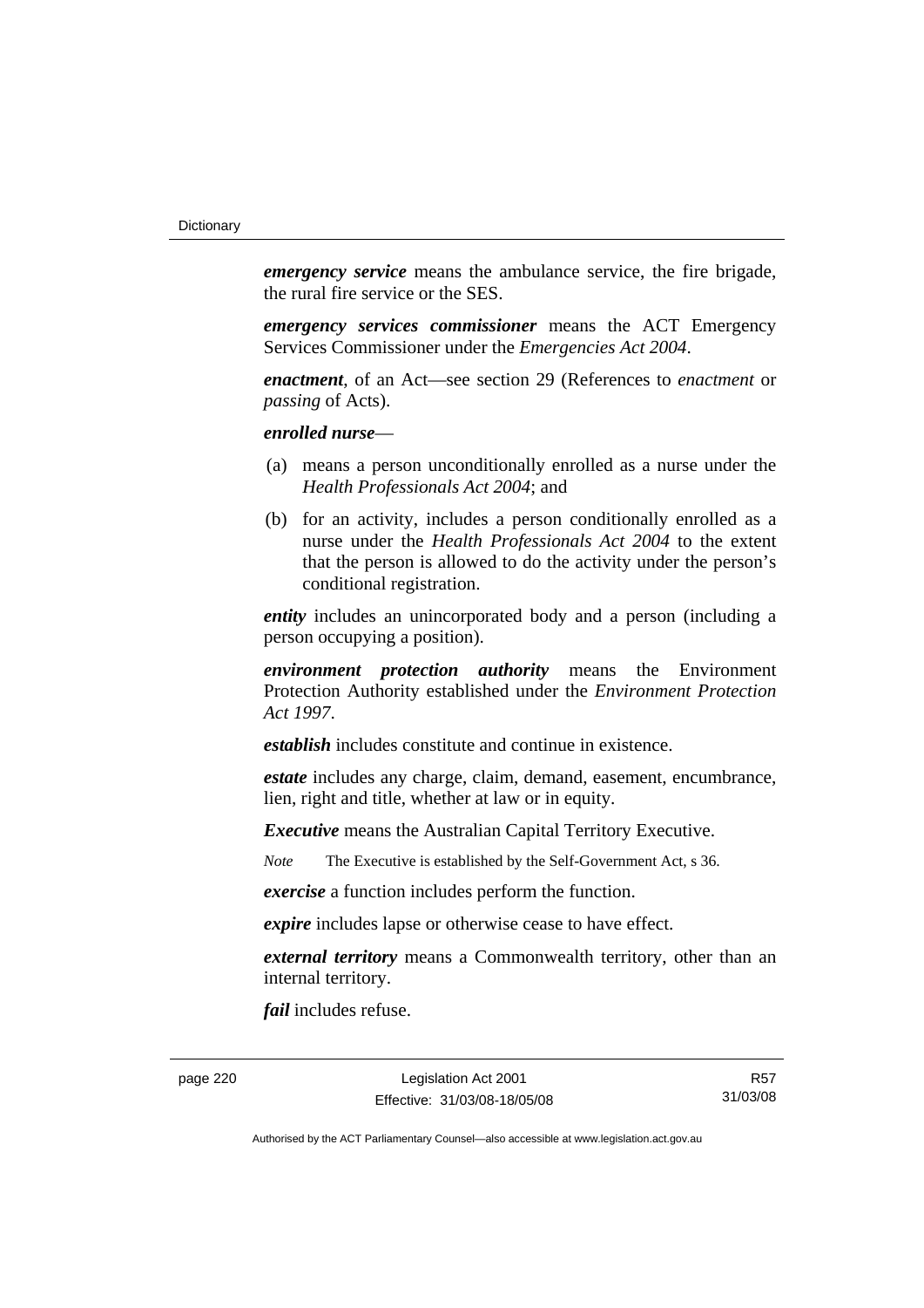***emergency service*** means the ambulance service, the fire brigade, the rural fire service or the SES.

***emergency services commissioner*** means the ACT Emergency Services Commissioner under the *Emergencies Act 2004*.

***enactment***, of an Act—see section 29 (References to *enactment* or *passing* of Acts).

***enrolled nurse***—

(a) means a person unconditionally enrolled as a nurse under the *Health Professionals Act 2004*; and

(b) for an activity, includes a person conditionally enrolled as a nurse under the *Health Professionals Act 2004* to the extent that the person is allowed to do the activity under the person's conditional registration.

***entity*** includes an unincorporated body and a person (including a person occupying a position).

***environment protection authority*** means the Environment Protection Authority established under the *Environment Protection Act 1997*.

***establish*** includes constitute and continue in existence.

***estate*** includes any charge, claim, demand, easement, encumbrance, lien, right and title, whether at law or in equity.

***Executive*** means the Australian Capital Territory Executive.

*Note* The Executive is established by the Self-Government Act, s 36.

***exercise*** a function includes perform the function.

***expire*** includes lapse or otherwise cease to have effect.

***external territory*** means a Commonwealth territory, other than an internal territory.

***fail*** includes refuse.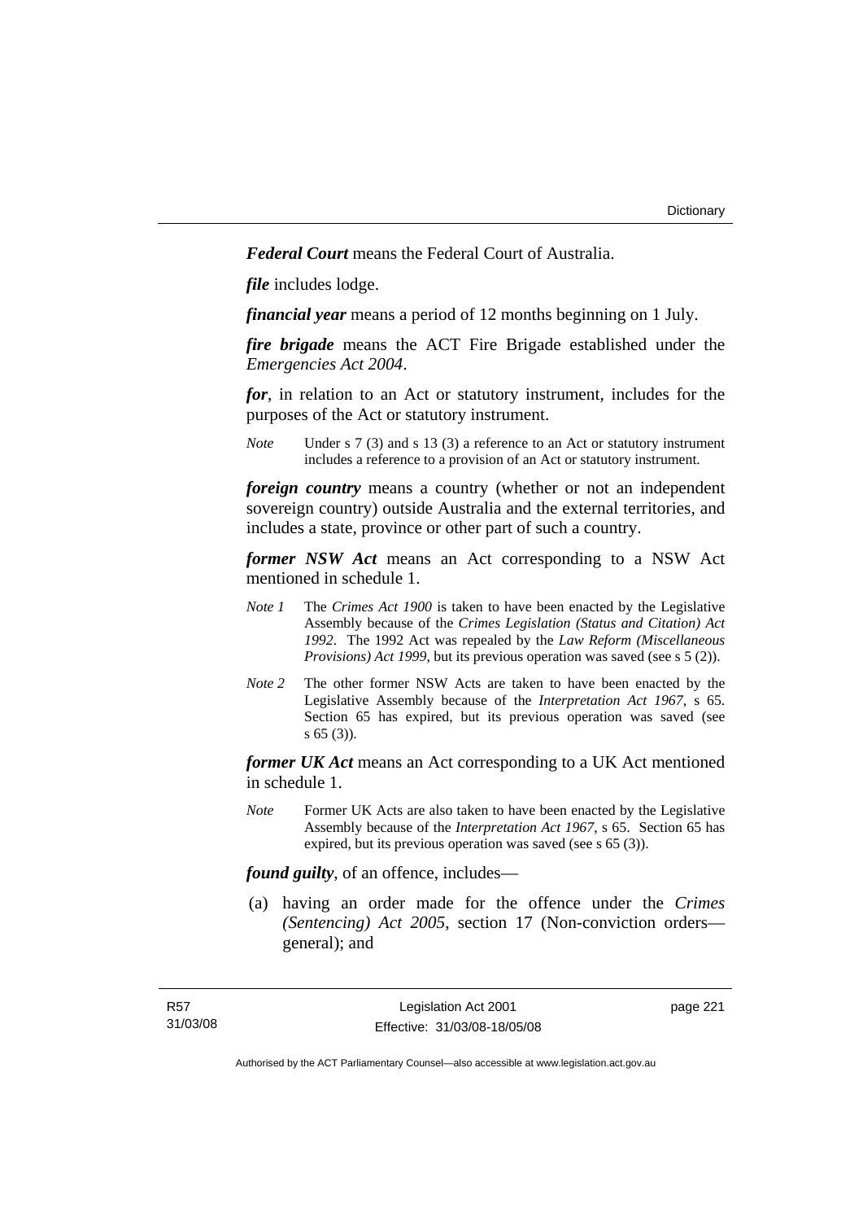***Federal Court*** means the Federal Court of Australia.

***file*** includes lodge.

***financial year*** means a period of 12 months beginning on 1 July.

***fire brigade*** means the ACT Fire Brigade established under the *Emergencies Act 2004*.

***for***, in relation to an Act or statutory instrument, includes for the purposes of the Act or statutory instrument.

*Note* Under s 7 (3) and s 13 (3) a reference to an Act or statutory instrument includes a reference to a provision of an Act or statutory instrument.

***foreign country*** means a country (whether or not an independent sovereign country) outside Australia and the external territories, and includes a state, province or other part of such a country.

***former NSW Act*** means an Act corresponding to a NSW Act mentioned in schedule 1.

*Note 1* The *Crimes Act 1900* is taken to have been enacted by the Legislative Assembly because of the *Crimes Legislation (Status and Citation) Act 1992*. The 1992 Act was repealed by the *Law Reform (Miscellaneous Provisions) Act 1999*, but its previous operation was saved (see s 5 (2)).

*Note 2* The other former NSW Acts are taken to have been enacted by the Legislative Assembly because of the *Interpretation Act 1967*, s 65. Section 65 has expired, but its previous operation was saved (see s 65 (3)).

***former UK Act*** means an Act corresponding to a UK Act mentioned in schedule 1.

*Note* Former UK Acts are also taken to have been enacted by the Legislative Assembly because of the *Interpretation Act 1967*, s 65. Section 65 has expired, but its previous operation was saved (see s 65 (3)).

***found guilty***, of an offence, includes—

(a) having an order made for the offence under the *Crimes (Sentencing) Act 2005*, section 17 (Non-conviction orders—general); and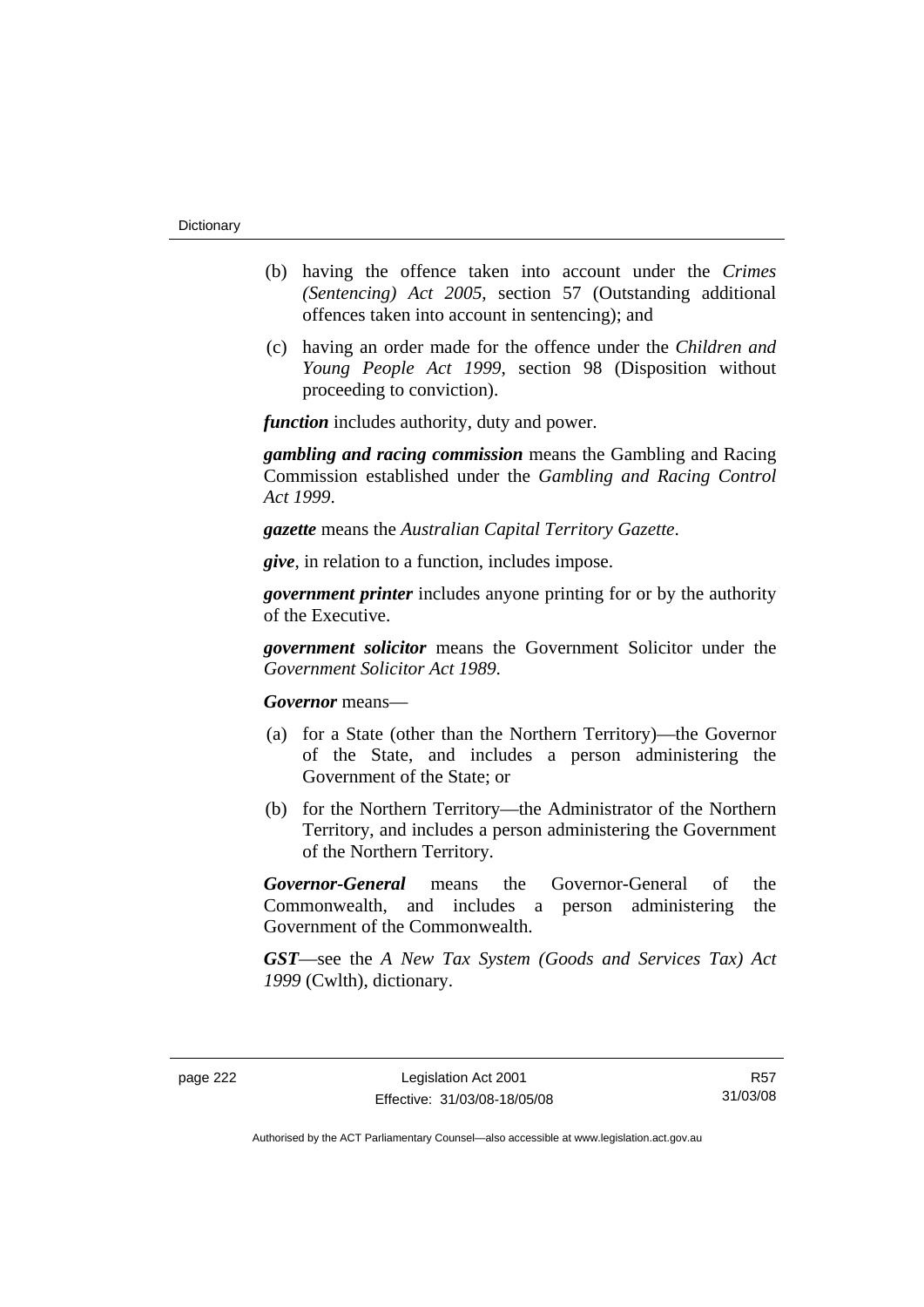(b) having the offence taken into account under the *Crimes (Sentencing) Act 2005*, section 57 (Outstanding additional offences taken into account in sentencing); and

(c) having an order made for the offence under the *Children and Young People Act 1999*, section 98 (Disposition without proceeding to conviction).

***function*** includes authority, duty and power.

***gambling and racing commission*** means the Gambling and Racing Commission established under the *Gambling and Racing Control Act 1999*.

***gazette*** means the *Australian Capital Territory Gazette*.

***give***, in relation to a function, includes impose.

***government printer*** includes anyone printing for or by the authority of the Executive.

***government solicitor*** means the Government Solicitor under the *Government Solicitor Act 1989*.

***Governor*** means—

(a) for a State (other than the Northern Territory)—the Governor of the State, and includes a person administering the Government of the State; or

(b) for the Northern Territory—the Administrator of the Northern Territory, and includes a person administering the Government of the Northern Territory.

***Governor-General*** means the Governor-General of the Commonwealth, and includes a person administering the Government of the Commonwealth.

***GST***—see the *A New Tax System (Goods and Services Tax) Act 1999* (Cwlth), dictionary.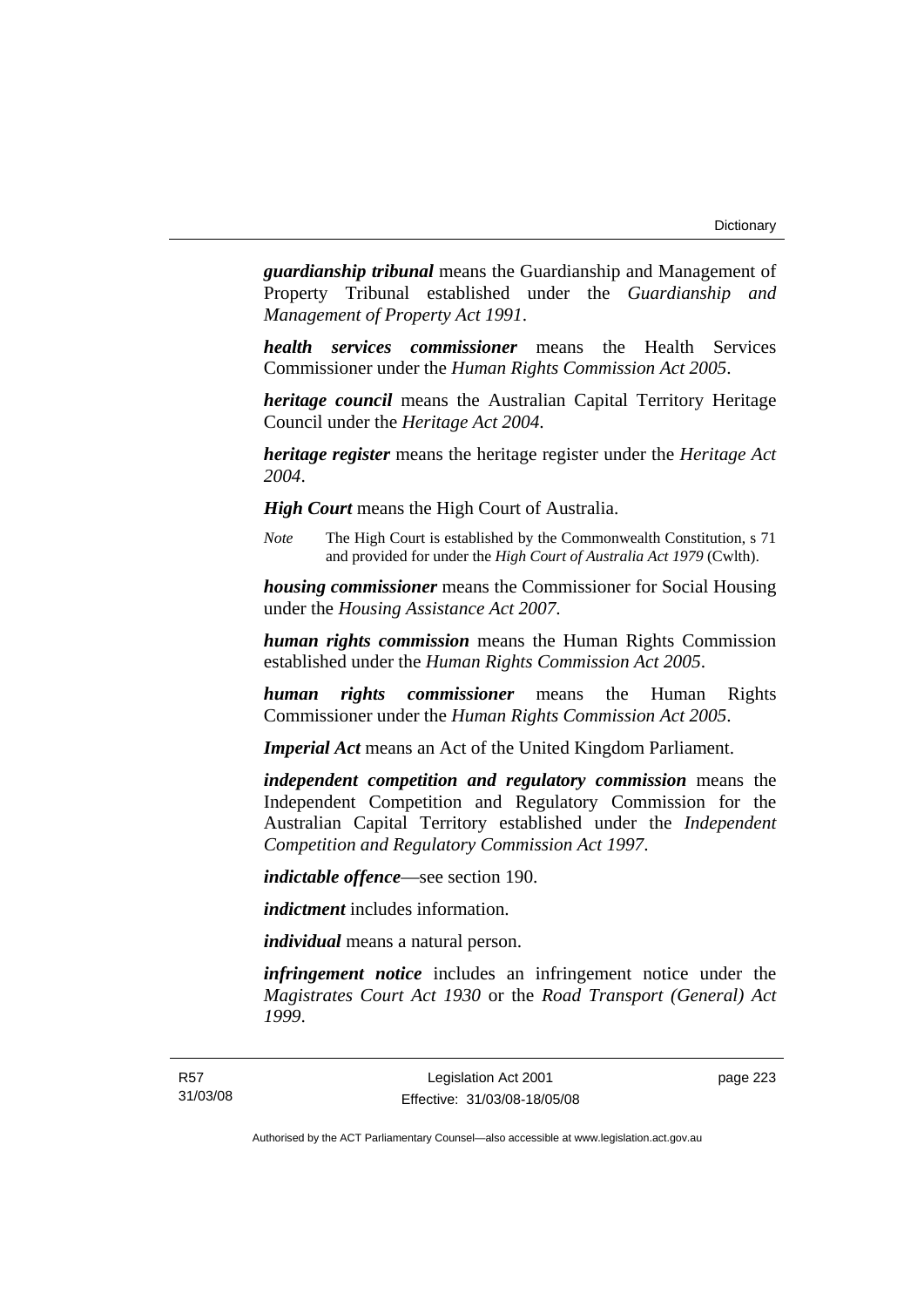***guardianship tribunal*** means the Guardianship and Management of Property Tribunal established under the *Guardianship and Management of Property Act 1991*.

***health services commissioner*** means the Health Services Commissioner under the *Human Rights Commission Act 2005*.

***heritage council*** means the Australian Capital Territory Heritage Council under the *Heritage Act 2004*.

***heritage register*** means the heritage register under the *Heritage Act 2004*.

***High Court*** means the High Court of Australia.

*Note* The High Court is established by the Commonwealth Constitution, s 71 and provided for under the *High Court of Australia Act 1979* (Cwlth).

***housing commissioner*** means the Commissioner for Social Housing under the *Housing Assistance Act 2007*.

***human rights commission*** means the Human Rights Commission established under the *Human Rights Commission Act 2005*.

***human rights commissioner*** means the Human Rights Commissioner under the *Human Rights Commission Act 2005*.

***Imperial Act*** means an Act of the United Kingdom Parliament.

***independent competition and regulatory commission*** means the Independent Competition and Regulatory Commission for the Australian Capital Territory established under the *Independent Competition and Regulatory Commission Act 1997*.

***indictable offence***—see section 190.

***indictment*** includes information.

***individual*** means a natural person.

***infringement notice*** includes an infringement notice under the *Magistrates Court Act 1930* or the *Road Transport (General) Act 1999*.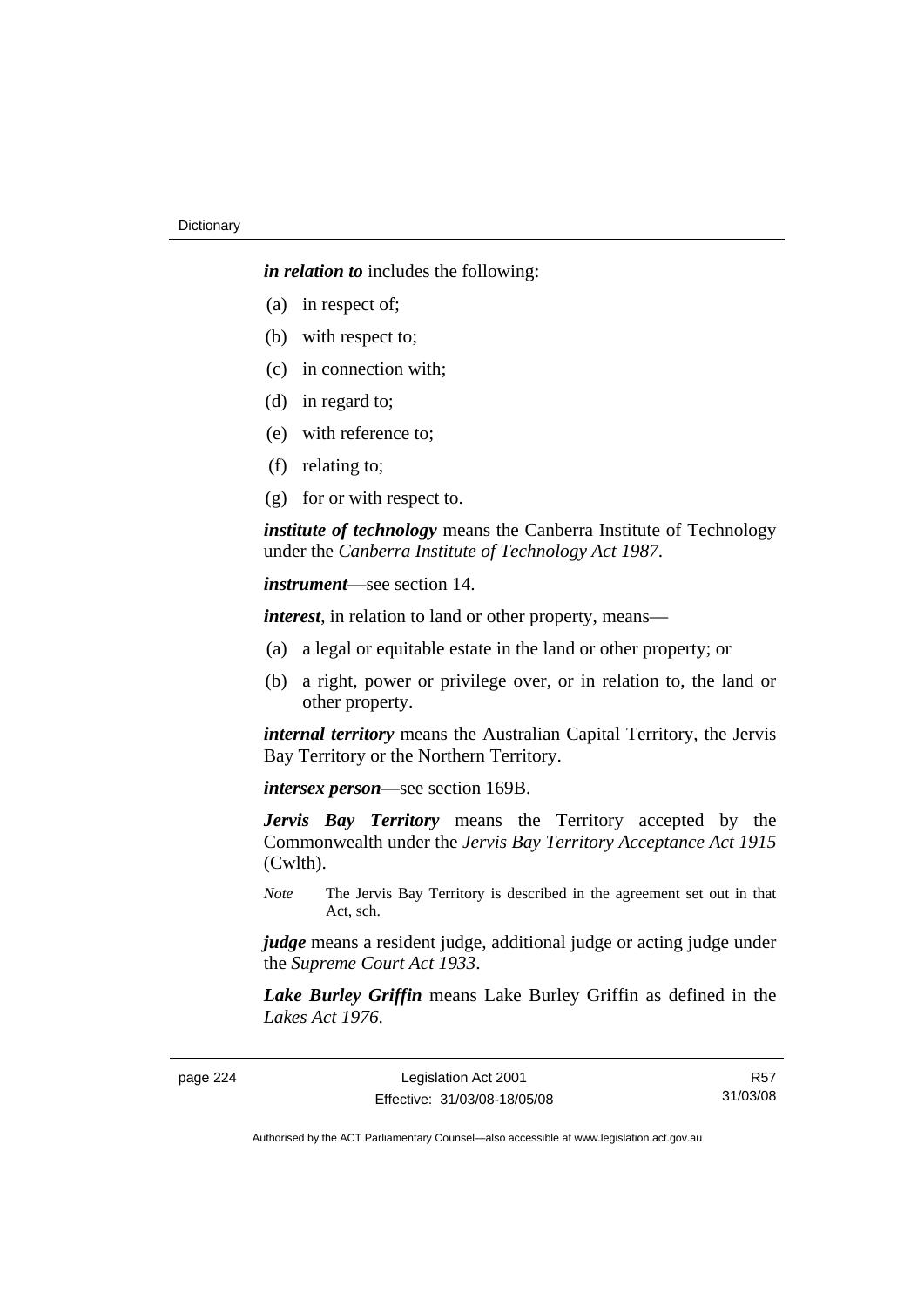***in relation to*** includes the following:

(a) in respect of;

(b) with respect to;

(c) in connection with;

(d) in regard to;

(e) with reference to;

(f) relating to;

(g) for or with respect to.

***institute of technology*** means the Canberra Institute of Technology under the *Canberra Institute of Technology Act 1987*.

***instrument***—see section 14.

***interest***, in relation to land or other property, means—

(a) a legal or equitable estate in the land or other property; or

(b) a right, power or privilege over, or in relation to, the land or other property.

***internal territory*** means the Australian Capital Territory, the Jervis Bay Territory or the Northern Territory.

***intersex person***—see section 169B.

***Jervis Bay Territory*** means the Territory accepted by the Commonwealth under the *Jervis Bay Territory Acceptance Act 1915* (Cwlth).

*Note* The Jervis Bay Territory is described in the agreement set out in that Act, sch.

***judge*** means a resident judge, additional judge or acting judge under the *Supreme Court Act 1933*.

***Lake Burley Griffin*** means Lake Burley Griffin as defined in the *Lakes Act 1976*.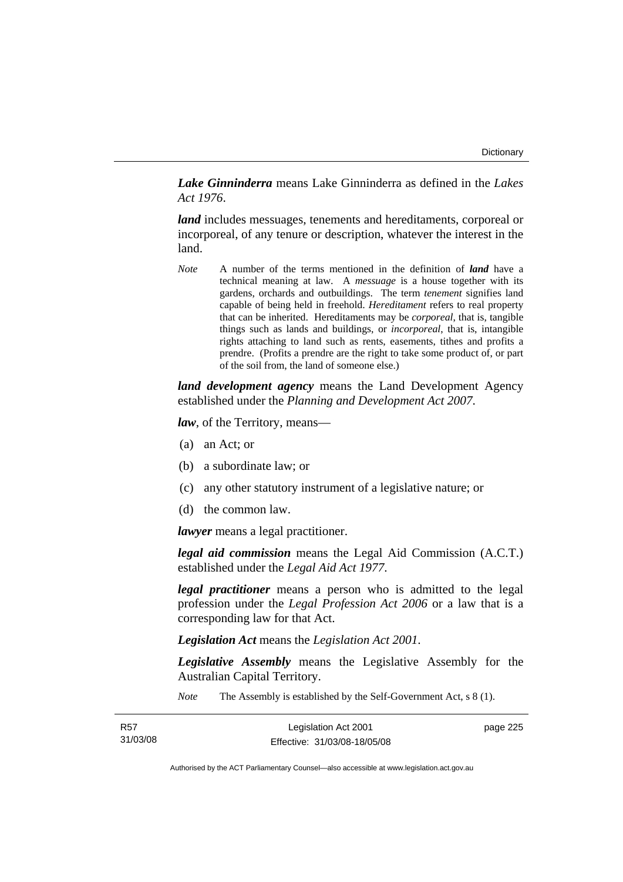***Lake Ginninderra*** means Lake Ginninderra as defined in the *Lakes Act 1976*.

***land*** includes messuages, tenements and hereditaments, corporeal or incorporeal, of any tenure or description, whatever the interest in the land.

*Note* A number of the terms mentioned in the definition of ***land*** have a technical meaning at law. A *messuage* is a house together with its gardens, orchards and outbuildings. The term *tenement* signifies land capable of being held in freehold. *Hereditament* refers to real property that can be inherited. Hereditaments may be *corporeal*, that is, tangible things such as lands and buildings, or *incorporeal*, that is, intangible rights attaching to land such as rents, easements, tithes and profits a prendre. (Profits a prendre are the right to take some product of, or part of the soil from, the land of someone else.)

***land development agency*** means the Land Development Agency established under the *Planning and Development Act 2007*.

***law***, of the Territory, means—

(a) an Act; or

(b) a subordinate law; or

(c) any other statutory instrument of a legislative nature; or

(d) the common law.

***lawyer*** means a legal practitioner.

***legal aid commission*** means the Legal Aid Commission (A.C.T.) established under the *Legal Aid Act 1977*.

***legal practitioner*** means a person who is admitted to the legal profession under the *Legal Profession Act 2006* or a law that is a corresponding law for that Act.

***Legislation Act*** means the *Legislation Act 2001*.

***Legislative Assembly*** means the Legislative Assembly for the Australian Capital Territory.

*Note* The Assembly is established by the Self-Government Act, s 8 (1).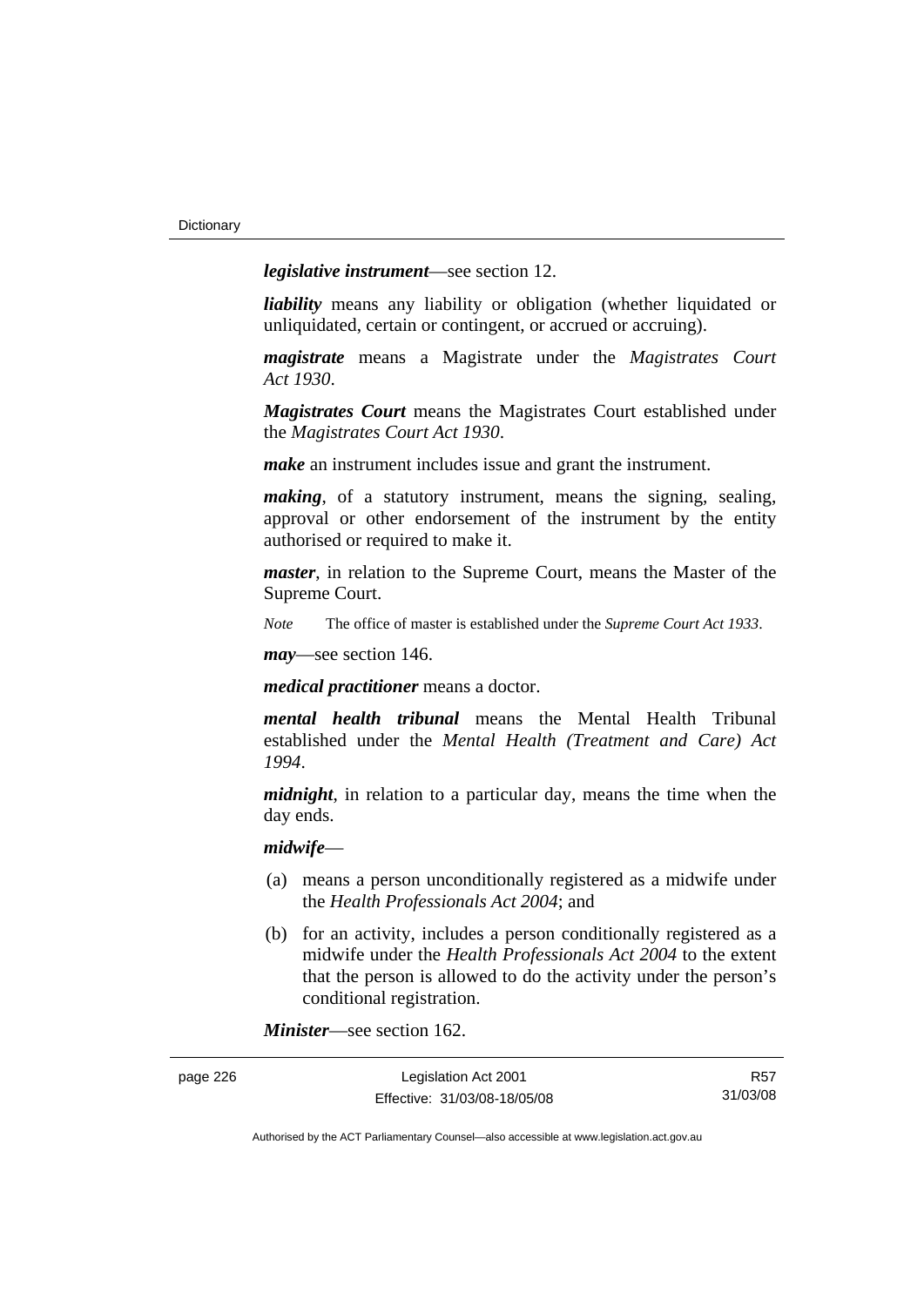***legislative instrument***—see section 12.

***liability*** means any liability or obligation (whether liquidated or unliquidated, certain or contingent, or accrued or accruing).

***magistrate*** means a Magistrate under the *Magistrates Court Act 1930*.

***Magistrates Court*** means the Magistrates Court established under the *Magistrates Court Act 1930*.

***make*** an instrument includes issue and grant the instrument.

***making***, of a statutory instrument, means the signing, sealing, approval or other endorsement of the instrument by the entity authorised or required to make it.

***master***, in relation to the Supreme Court, means the Master of the Supreme Court.

*Note* The office of master is established under the *Supreme Court Act 1933*.

***may***—see section 146.

***medical practitioner*** means a doctor.

***mental health tribunal*** means the Mental Health Tribunal established under the *Mental Health (Treatment and Care) Act 1994*.

***midnight***, in relation to a particular day, means the time when the day ends.

***midwife***—

(a) means a person unconditionally registered as a midwife under the *Health Professionals Act 2004*; and

(b) for an activity, includes a person conditionally registered as a midwife under the *Health Professionals Act 2004* to the extent that the person is allowed to do the activity under the person's conditional registration.

***Minister***—see section 162.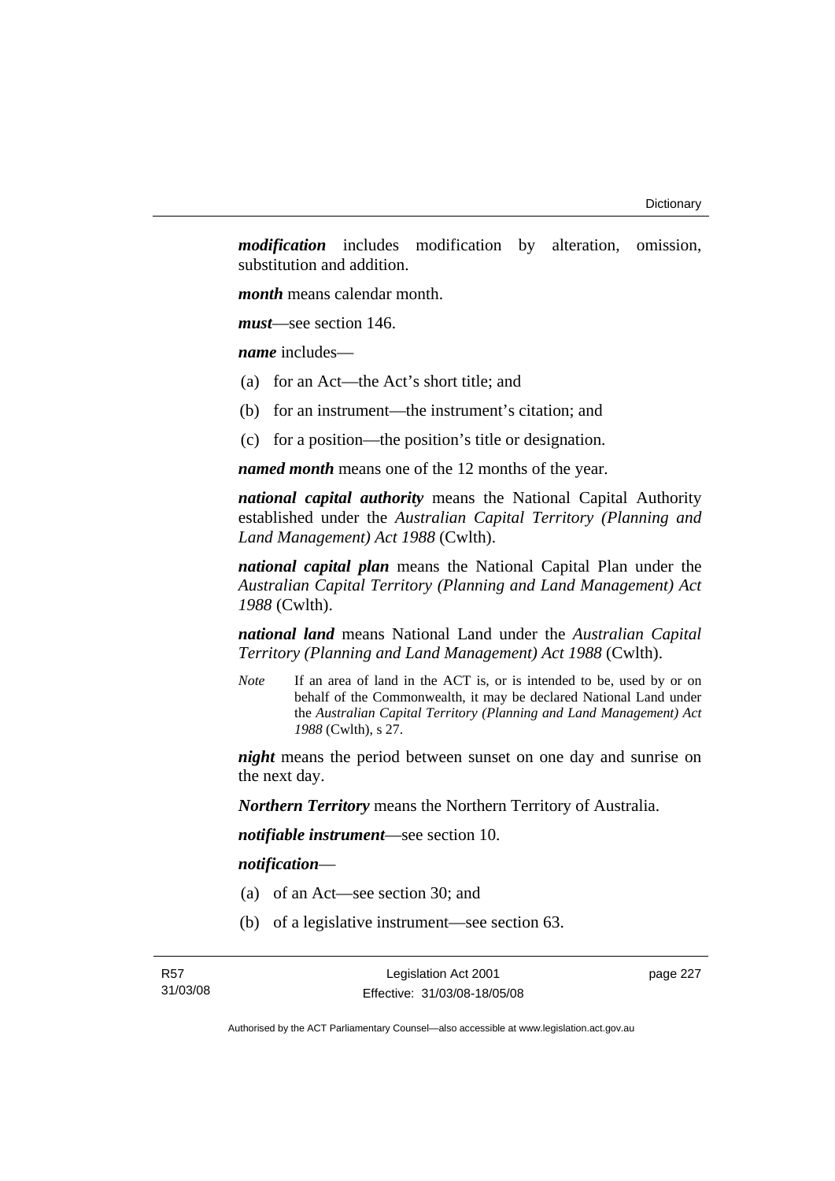***modification*** includes modification by alteration, omission, substitution and addition.

***month*** means calendar month.

***must***—see section 146.

***name*** includes—

(a) for an Act—the Act's short title; and

(b) for an instrument—the instrument's citation; and

(c) for a position—the position's title or designation.

***named month*** means one of the 12 months of the year.

***national capital authority*** means the National Capital Authority established under the *Australian Capital Territory (Planning and Land Management) Act 1988* (Cwlth).

***national capital plan*** means the National Capital Plan under the *Australian Capital Territory (Planning and Land Management) Act 1988* (Cwlth).

***national land*** means National Land under the *Australian Capital Territory (Planning and Land Management) Act 1988* (Cwlth).

*Note* If an area of land in the ACT is, or is intended to be, used by or on behalf of the Commonwealth, it may be declared National Land under the *Australian Capital Territory (Planning and Land Management) Act 1988* (Cwlth), s 27.

***night*** means the period between sunset on one day and sunrise on the next day.

***Northern Territory*** means the Northern Territory of Australia.

***notifiable instrument***—see section 10.

***notification***—

(a) of an Act—see section 30; and

(b) of a legislative instrument—see section 63.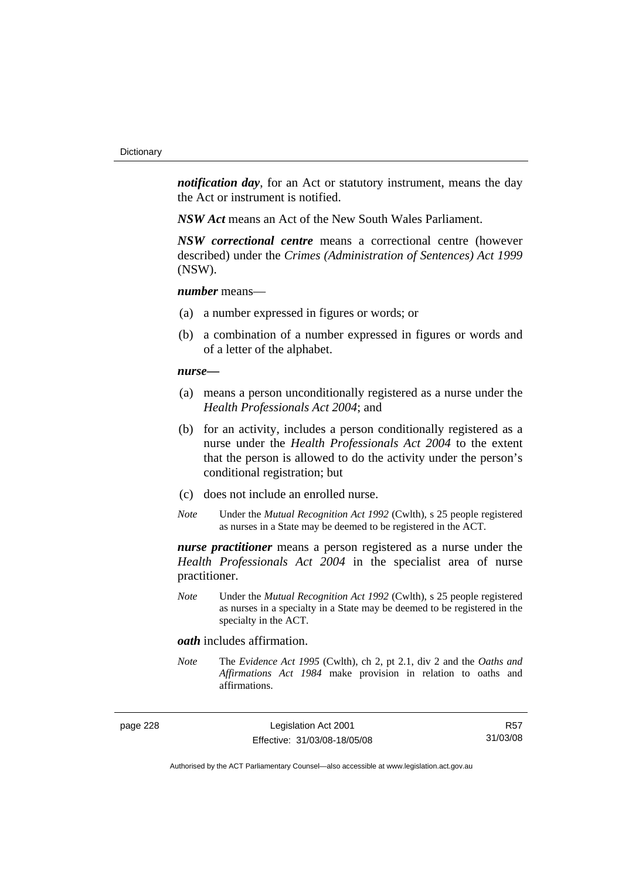***notification day***, for an Act or statutory instrument, means the day the Act or instrument is notified.

***NSW Act*** means an Act of the New South Wales Parliament.

***NSW correctional centre*** means a correctional centre (however described) under the *Crimes (Administration of Sentences) Act 1999* (NSW).

***number*** means—

(a) a number expressed in figures or words; or

(b) a combination of a number expressed in figures or words and of a letter of the alphabet.

***nurse—***

(a) means a person unconditionally registered as a nurse under the *Health Professionals Act 2004*; and

(b) for an activity, includes a person conditionally registered as a nurse under the *Health Professionals Act 2004* to the extent that the person is allowed to do the activity under the person's conditional registration; but

(c) does not include an enrolled nurse.

*Note* Under the *Mutual Recognition Act 1992* (Cwlth), s 25 people registered as nurses in a State may be deemed to be registered in the ACT.

***nurse practitioner*** means a person registered as a nurse under the *Health Professionals Act 2004* in the specialist area of nurse practitioner.

*Note* Under the *Mutual Recognition Act 1992* (Cwlth), s 25 people registered as nurses in a specialty in a State may be deemed to be registered in the specialty in the ACT.

***oath*** includes affirmation.

*Note* The *Evidence Act 1995* (Cwlth), ch 2, pt 2.1, div 2 and the *Oaths and Affirmations Act 1984* make provision in relation to oaths and affirmations.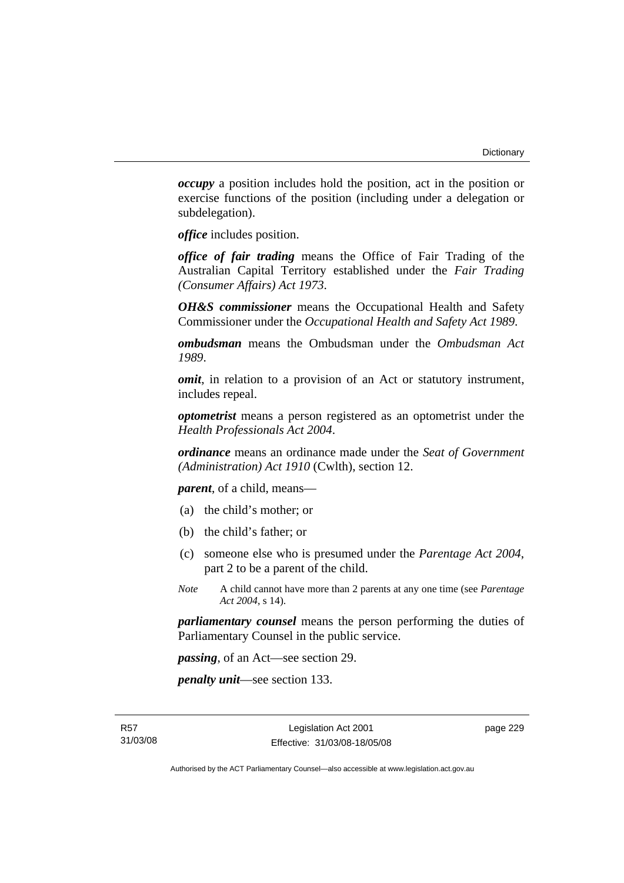***occupy*** a position includes hold the position, act in the position or exercise functions of the position (including under a delegation or subdelegation).

***office*** includes position.

***office of fair trading*** means the Office of Fair Trading of the Australian Capital Territory established under the *Fair Trading (Consumer Affairs) Act 1973*.

***OH&S commissioner*** means the Occupational Health and Safety Commissioner under the *Occupational Health and Safety Act 1989*.

***ombudsman*** means the Ombudsman under the *Ombudsman Act 1989*.

***omit***, in relation to a provision of an Act or statutory instrument, includes repeal.

***optometrist*** means a person registered as an optometrist under the *Health Professionals Act 2004*.

***ordinance*** means an ordinance made under the *Seat of Government (Administration) Act 1910* (Cwlth), section 12.

***parent***, of a child, means—

(a) the child's mother; or

(b) the child's father; or

(c) someone else who is presumed under the *Parentage Act 2004*, part 2 to be a parent of the child.

*Note* A child cannot have more than 2 parents at any one time (see *Parentage Act 2004*, s 14).

***parliamentary counsel*** means the person performing the duties of Parliamentary Counsel in the public service.

***passing***, of an Act—see section 29.

***penalty unit***—see section 133.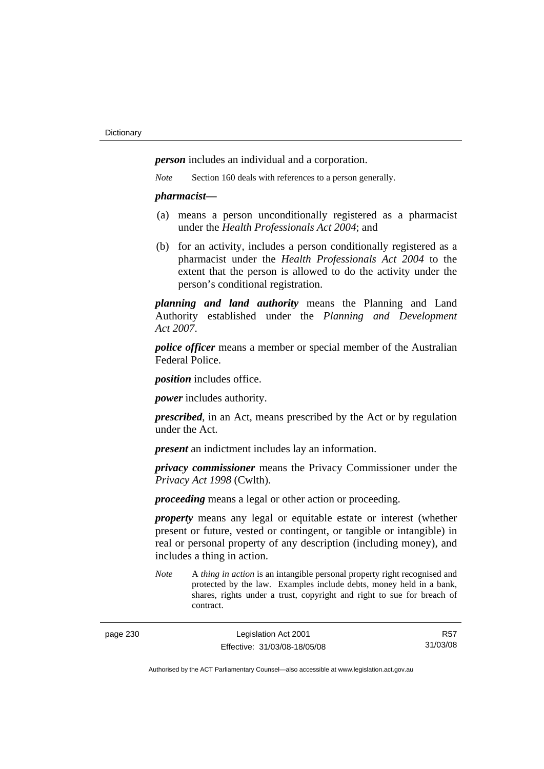***person*** includes an individual and a corporation.

*Note* Section 160 deals with references to a person generally.

***pharmacist—***

(a) means a person unconditionally registered as a pharmacist under the *Health Professionals Act 2004*; and

(b) for an activity, includes a person conditionally registered as a pharmacist under the *Health Professionals Act 2004* to the extent that the person is allowed to do the activity under the person's conditional registration.

***planning and land authority*** means the Planning and Land Authority established under the *Planning and Development Act 2007*.

***police officer*** means a member or special member of the Australian Federal Police.

***position*** includes office.

***power*** includes authority.

***prescribed***, in an Act, means prescribed by the Act or by regulation under the Act.

***present*** an indictment includes lay an information.

***privacy commissioner*** means the Privacy Commissioner under the *Privacy Act 1998* (Cwlth).

***proceeding*** means a legal or other action or proceeding.

***property*** means any legal or equitable estate or interest (whether present or future, vested or contingent, or tangible or intangible) in real or personal property of any description (including money), and includes a thing in action.

*Note* A *thing in action* is an intangible personal property right recognised and protected by the law. Examples include debts, money held in a bank, shares, rights under a trust, copyright and right to sue for breach of contract.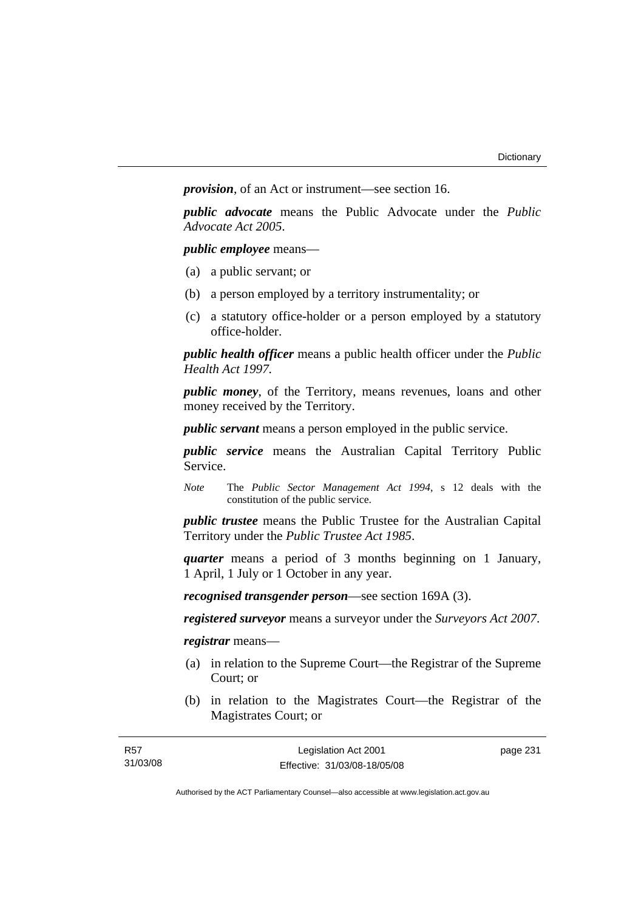***provision***, of an Act or instrument—see section 16.

***public advocate*** means the Public Advocate under the *Public Advocate Act 2005*.

***public employee*** means—

(a) a public servant; or

(b) a person employed by a territory instrumentality; or

(c) a statutory office-holder or a person employed by a statutory office-holder.

***public health officer*** means a public health officer under the *Public Health Act 1997*.

***public money***, of the Territory, means revenues, loans and other money received by the Territory.

***public servant*** means a person employed in the public service.

***public service*** means the Australian Capital Territory Public Service.

*Note* The *Public Sector Management Act 1994*, s 12 deals with the constitution of the public service.

***public trustee*** means the Public Trustee for the Australian Capital Territory under the *Public Trustee Act 1985*.

***quarter*** means a period of 3 months beginning on 1 January, 1 April, 1 July or 1 October in any year.

***recognised transgender person***—see section 169A (3).

***registered surveyor*** means a surveyor under the *Surveyors Act 2007*.

***registrar*** means—

(a) in relation to the Supreme Court—the Registrar of the Supreme Court; or

(b) in relation to the Magistrates Court—the Registrar of the Magistrates Court; or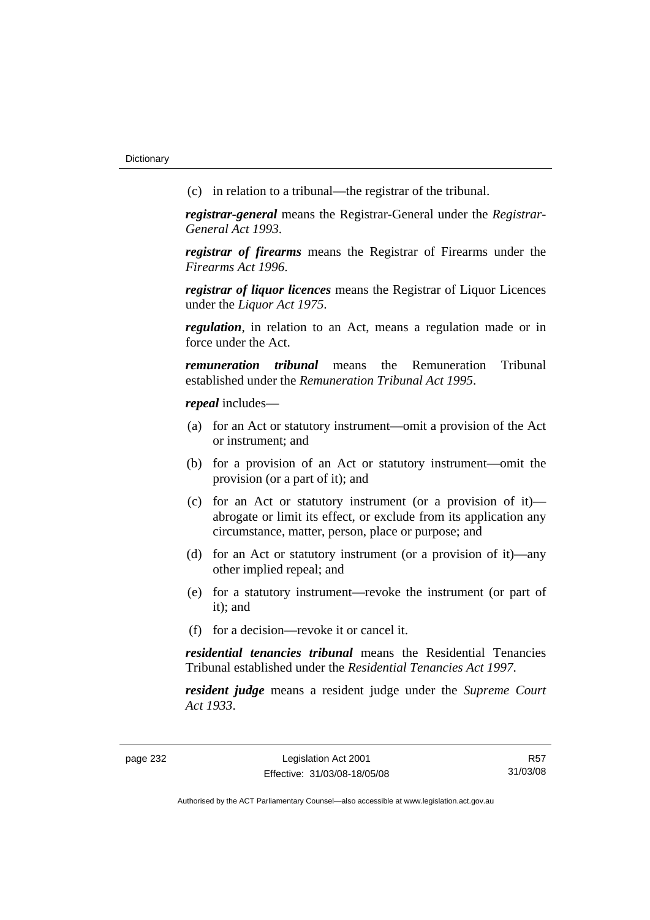(c) in relation to a tribunal—the registrar of the tribunal.

***registrar-general*** means the Registrar-General under the *Registrar-General Act 1993*.

***registrar of firearms*** means the Registrar of Firearms under the *Firearms Act 1996*.

***registrar of liquor licences*** means the Registrar of Liquor Licences under the *Liquor Act 1975*.

***regulation***, in relation to an Act, means a regulation made or in force under the Act.

***remuneration tribunal*** means the Remuneration Tribunal established under the *Remuneration Tribunal Act 1995*.

***repeal*** includes—

(a) for an Act or statutory instrument—omit a provision of the Act or instrument; and

(b) for a provision of an Act or statutory instrument—omit the provision (or a part of it); and

(c) for an Act or statutory instrument (or a provision of it)—abrogate or limit its effect, or exclude from its application any circumstance, matter, person, place or purpose; and

(d) for an Act or statutory instrument (or a provision of it)—any other implied repeal; and

(e) for a statutory instrument—revoke the instrument (or part of it); and

(f) for a decision—revoke it or cancel it.

***residential tenancies tribunal*** means the Residential Tenancies Tribunal established under the *Residential Tenancies Act 1997*.

***resident judge*** means a resident judge under the *Supreme Court Act 1933*.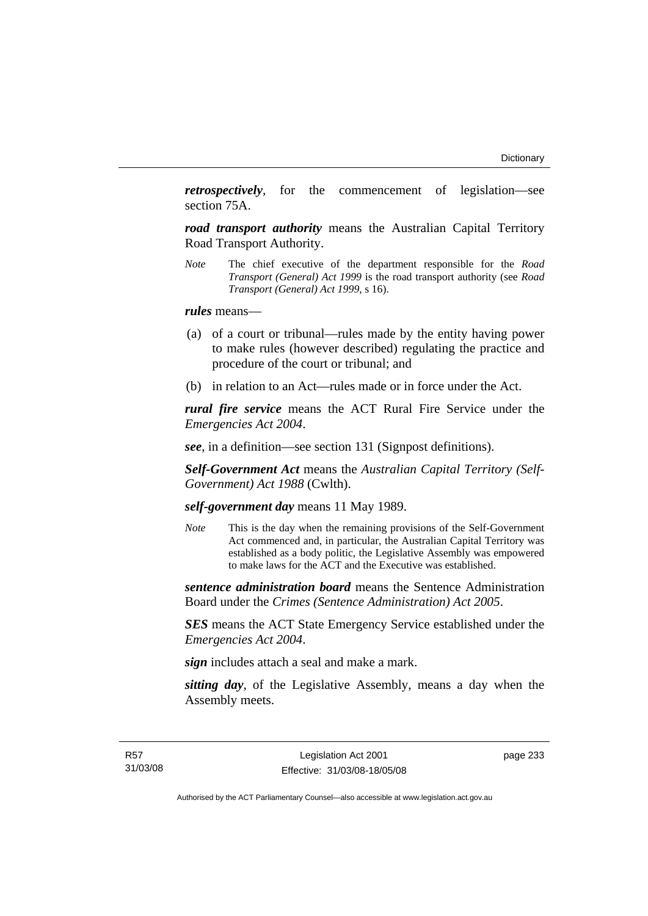***retrospectively***, for the commencement of legislation—see section 75A.

***road transport authority*** means the Australian Capital Territory Road Transport Authority.

*Note* The chief executive of the department responsible for the *Road Transport (General) Act 1999* is the road transport authority (see *Road Transport (General) Act 1999*, s 16).

***rules*** means—

(a) of a court or tribunal—rules made by the entity having power to make rules (however described) regulating the practice and procedure of the court or tribunal; and

(b) in relation to an Act—rules made or in force under the Act.

***rural fire service*** means the ACT Rural Fire Service under the *Emergencies Act 2004*.

***see***, in a definition—see section 131 (Signpost definitions).

***Self-Government Act*** means the *Australian Capital Territory (Self-Government) Act 1988* (Cwlth).

***self-government day*** means 11 May 1989.

*Note* This is the day when the remaining provisions of the Self-Government Act commenced and, in particular, the Australian Capital Territory was established as a body politic, the Legislative Assembly was empowered to make laws for the ACT and the Executive was established.

***sentence administration board*** means the Sentence Administration Board under the *Crimes (Sentence Administration) Act 2005*.

***SES*** means the ACT State Emergency Service established under the *Emergencies Act 2004*.

***sign*** includes attach a seal and make a mark.

***sitting day***, of the Legislative Assembly, means a day when the Assembly meets.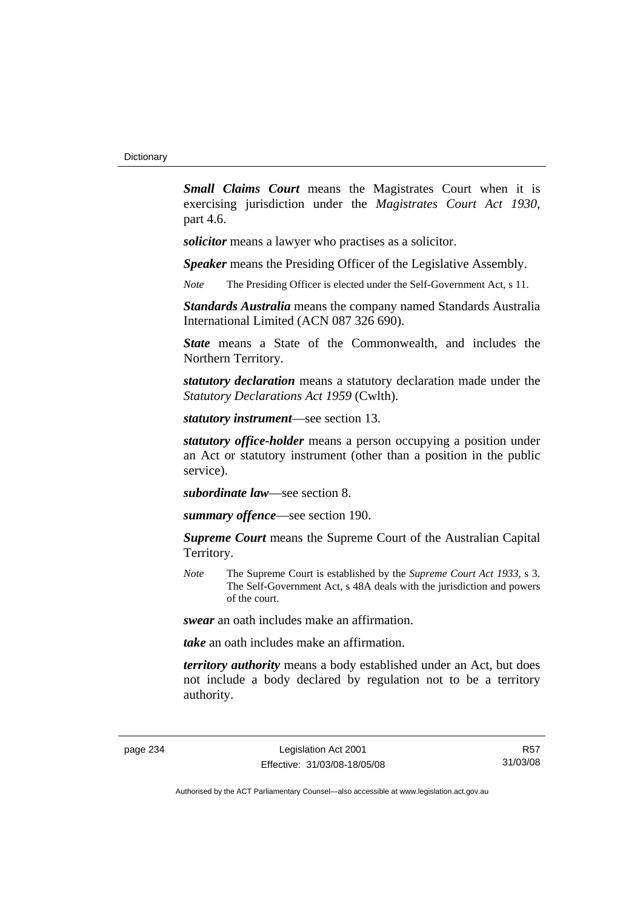***Small Claims Court*** means the Magistrates Court when it is exercising jurisdiction under the *Magistrates Court Act 1930*, part 4.6.

***solicitor*** means a lawyer who practises as a solicitor.

***Speaker*** means the Presiding Officer of the Legislative Assembly.

*Note* The Presiding Officer is elected under the Self-Government Act, s 11.

***Standards Australia*** means the company named Standards Australia International Limited (ACN 087 326 690).

***State*** means a State of the Commonwealth, and includes the Northern Territory.

***statutory declaration*** means a statutory declaration made under the *Statutory Declarations Act 1959* (Cwlth).

***statutory instrument***—see section 13.

***statutory office-holder*** means a person occupying a position under an Act or statutory instrument (other than a position in the public service).

***subordinate law***—see section 8.

***summary offence***—see section 190.

***Supreme Court*** means the Supreme Court of the Australian Capital Territory.

*Note* The Supreme Court is established by the *Supreme Court Act 1933*, s 3. The Self-Government Act, s 48A deals with the jurisdiction and powers of the court.

***swear*** an oath includes make an affirmation.

***take*** an oath includes make an affirmation.

***territory authority*** means a body established under an Act, but does not include a body declared by regulation not to be a territory authority.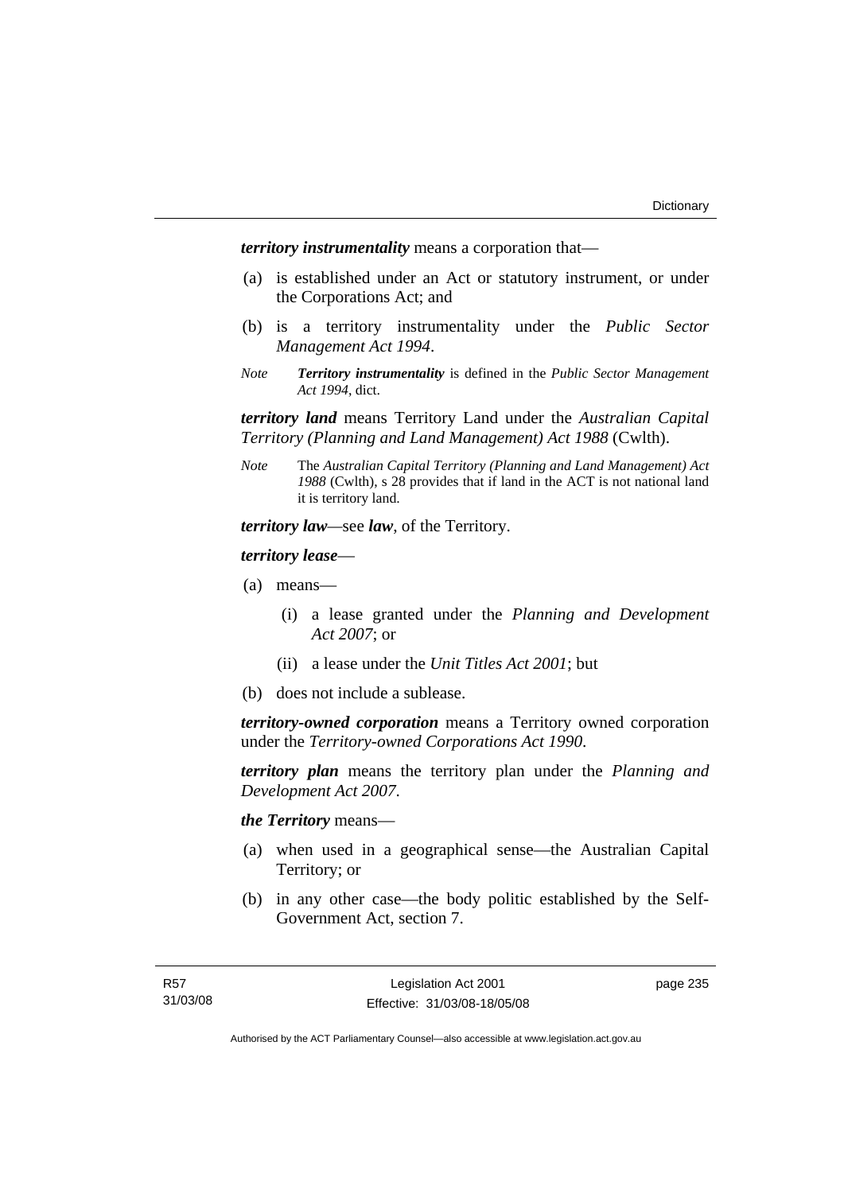***territory instrumentality*** means a corporation that—

(a) is established under an Act or statutory instrument, or under the Corporations Act; and

(b) is a territory instrumentality under the *Public Sector Management Act 1994*.

*Note* ***Territory instrumentality*** is defined in the *Public Sector Management Act 1994*, dict.

***territory land*** means Territory Land under the *Australian Capital Territory (Planning and Land Management) Act 1988* (Cwlth).

*Note* The *Australian Capital Territory (Planning and Land Management) Act 1988* (Cwlth), s 28 provides that if land in the ACT is not national land it is territory land.

***territory law***—see ***law***, of the Territory.

***territory lease***—

(a) means—

(i) a lease granted under the *Planning and Development Act 2007*; or

(ii) a lease under the *Unit Titles Act 2001*; but

(b) does not include a sublease.

***territory-owned corporation*** means a Territory owned corporation under the *Territory-owned Corporations Act 1990*.

***territory plan*** means the territory plan under the *Planning and Development Act 2007*.

***the Territory*** means—

(a) when used in a geographical sense—the Australian Capital Territory; or

(b) in any other case—the body politic established by the Self-Government Act, section 7.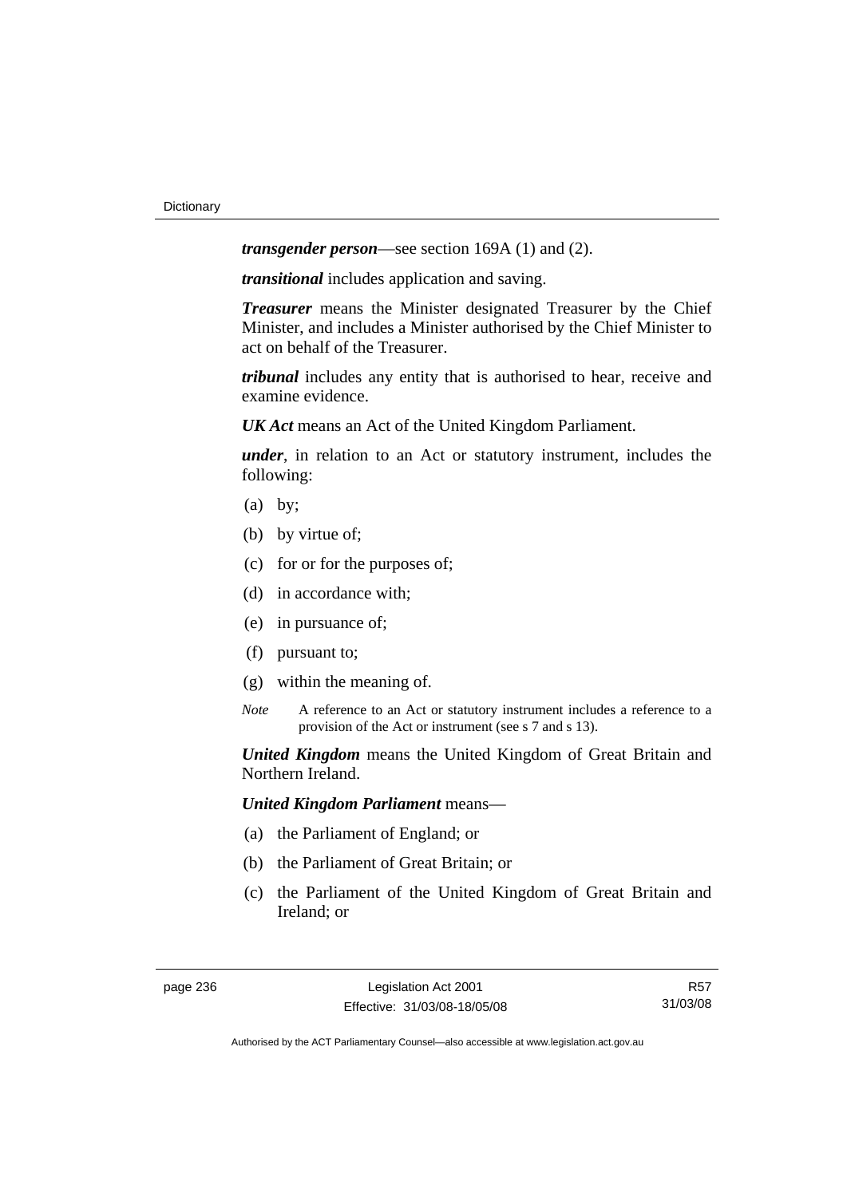***transgender person***—see section 169A (1) and (2).

***transitional*** includes application and saving.

***Treasurer*** means the Minister designated Treasurer by the Chief Minister, and includes a Minister authorised by the Chief Minister to act on behalf of the Treasurer.

***tribunal*** includes any entity that is authorised to hear, receive and examine evidence.

***UK Act*** means an Act of the United Kingdom Parliament.

***under***, in relation to an Act or statutory instrument, includes the following:

(a) by;

(b) by virtue of;

(c) for or for the purposes of;

(d) in accordance with;

(e) in pursuance of;

(f) pursuant to;

(g) within the meaning of.

*Note* A reference to an Act or statutory instrument includes a reference to a provision of the Act or instrument (see s 7 and s 13).

***United Kingdom*** means the United Kingdom of Great Britain and Northern Ireland.

***United Kingdom Parliament*** means—

(a) the Parliament of England; or

(b) the Parliament of Great Britain; or

(c) the Parliament of the United Kingdom of Great Britain and Ireland; or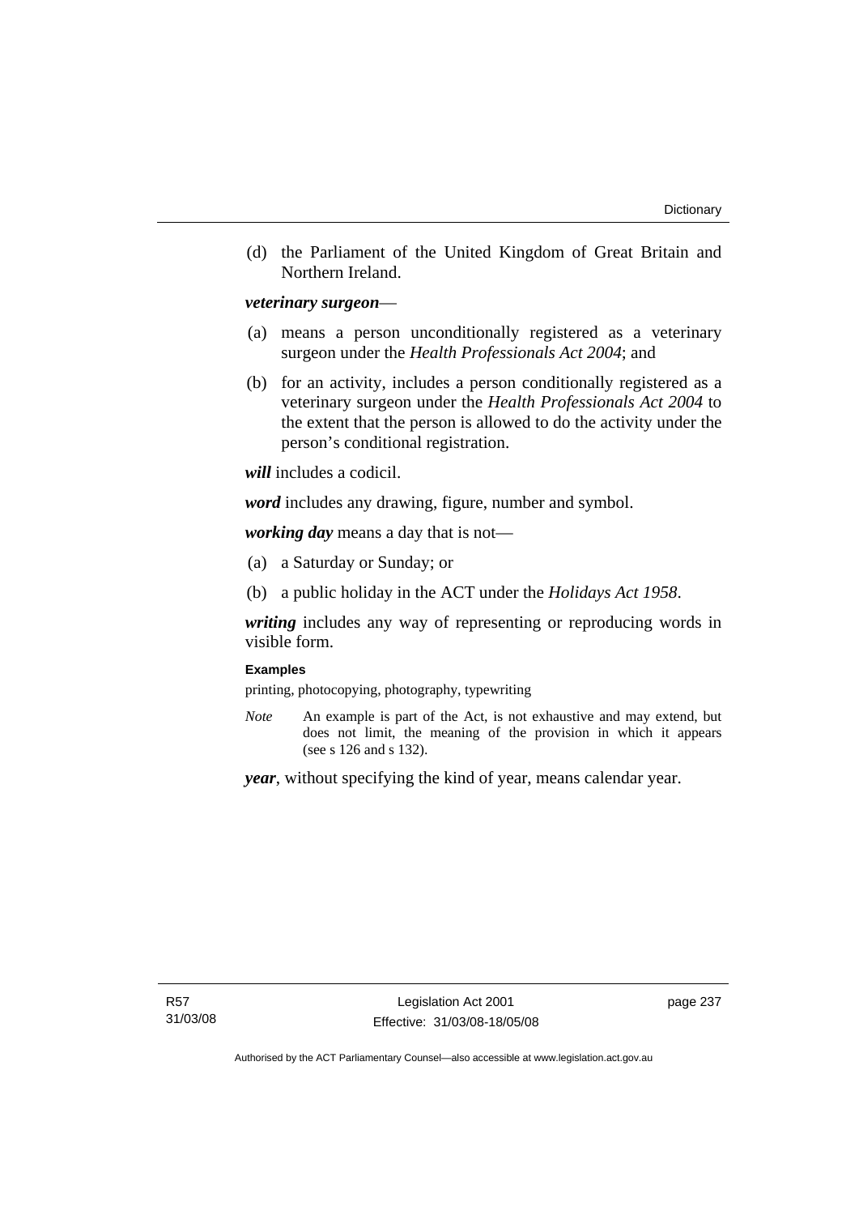(d) the Parliament of the United Kingdom of Great Britain and Northern Ireland.

***veterinary surgeon***—

(a) means a person unconditionally registered as a veterinary surgeon under the *Health Professionals Act 2004*; and

(b) for an activity, includes a person conditionally registered as a veterinary surgeon under the *Health Professionals Act 2004* to the extent that the person is allowed to do the activity under the person's conditional registration.

***will*** includes a codicil.

***word*** includes any drawing, figure, number and symbol.

***working day*** means a day that is not—

(a) a Saturday or Sunday; or

(b) a public holiday in the ACT under the *Holidays Act 1958*.

***writing*** includes any way of representing or reproducing words in visible form.

**Examples**

printing, photocopying, photography, typewriting

*Note* An example is part of the Act, is not exhaustive and may extend, but does not limit, the meaning of the provision in which it appears (see s 126 and s 132).

***year***, without specifying the kind of year, means calendar year.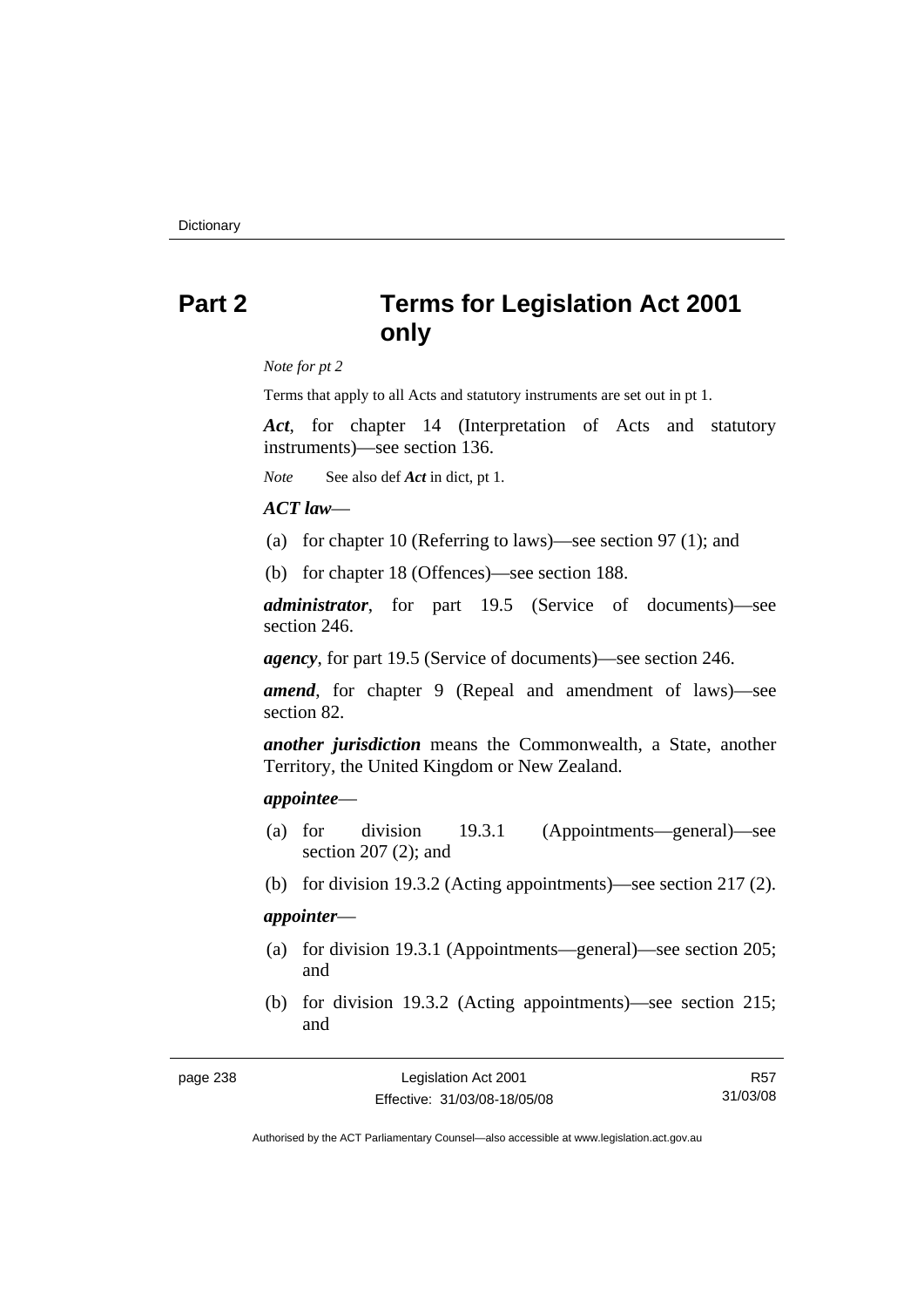# Part 2 Terms for Legislation Act 2001 only

*Note for pt 2*

Terms that apply to all Acts and statutory instruments are set out in pt 1.

***Act***, for chapter 14 (Interpretation of Acts and statutory instruments)—see section 136.

*Note* See also def ***Act*** in dict, pt 1.

***ACT law***—

(a) for chapter 10 (Referring to laws)—see section 97 (1); and

(b) for chapter 18 (Offences)—see section 188.

***administrator***, for part 19.5 (Service of documents)—see section 246.

***agency***, for part 19.5 (Service of documents)—see section 246.

***amend***, for chapter 9 (Repeal and amendment of laws)—see section 82.

***another jurisdiction*** means the Commonwealth, a State, another Territory, the United Kingdom or New Zealand.

***appointee***—

(a) for division 19.3.1 (Appointments—general)—see section 207 (2); and

(b) for division 19.3.2 (Acting appointments)—see section 217 (2).

***appointer***—

(a) for division 19.3.1 (Appointments—general)—see section 205; and

(b) for division 19.3.2 (Acting appointments)—see section 215; and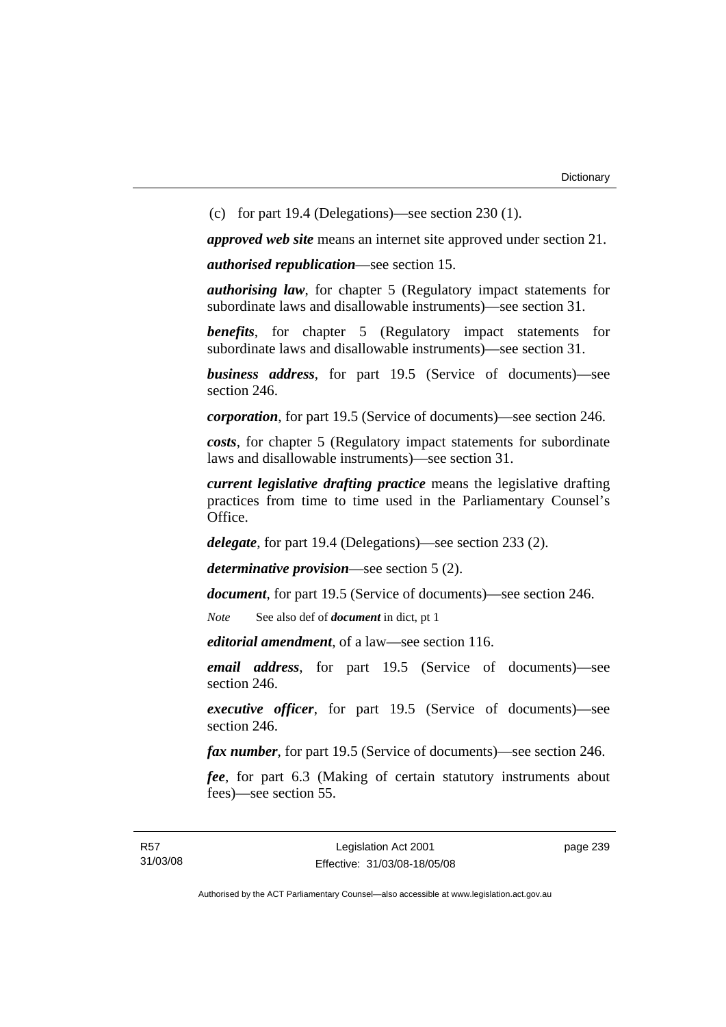(c) for part 19.4 (Delegations)—see section 230 (1).

***approved web site*** means an internet site approved under section 21.

***authorised republication***—see section 15.

***authorising law***, for chapter 5 (Regulatory impact statements for subordinate laws and disallowable instruments)—see section 31.

***benefits***, for chapter 5 (Regulatory impact statements for subordinate laws and disallowable instruments)—see section 31.

***business address***, for part 19.5 (Service of documents)—see section 246.

***corporation***, for part 19.5 (Service of documents)—see section 246.

***costs***, for chapter 5 (Regulatory impact statements for subordinate laws and disallowable instruments)—see section 31.

***current legislative drafting practice*** means the legislative drafting practices from time to time used in the Parliamentary Counsel's Office.

***delegate***, for part 19.4 (Delegations)—see section 233 (2).

***determinative provision***—see section 5 (2).

***document***, for part 19.5 (Service of documents)—see section 246.

*Note* See also def of ***document*** in dict, pt 1

***editorial amendment***, of a law—see section 116.

***email address***, for part 19.5 (Service of documents)—see section 246.

***executive officer***, for part 19.5 (Service of documents)—see section 246.

***fax number***, for part 19.5 (Service of documents)—see section 246.

***fee***, for part 6.3 (Making of certain statutory instruments about fees)—see section 55.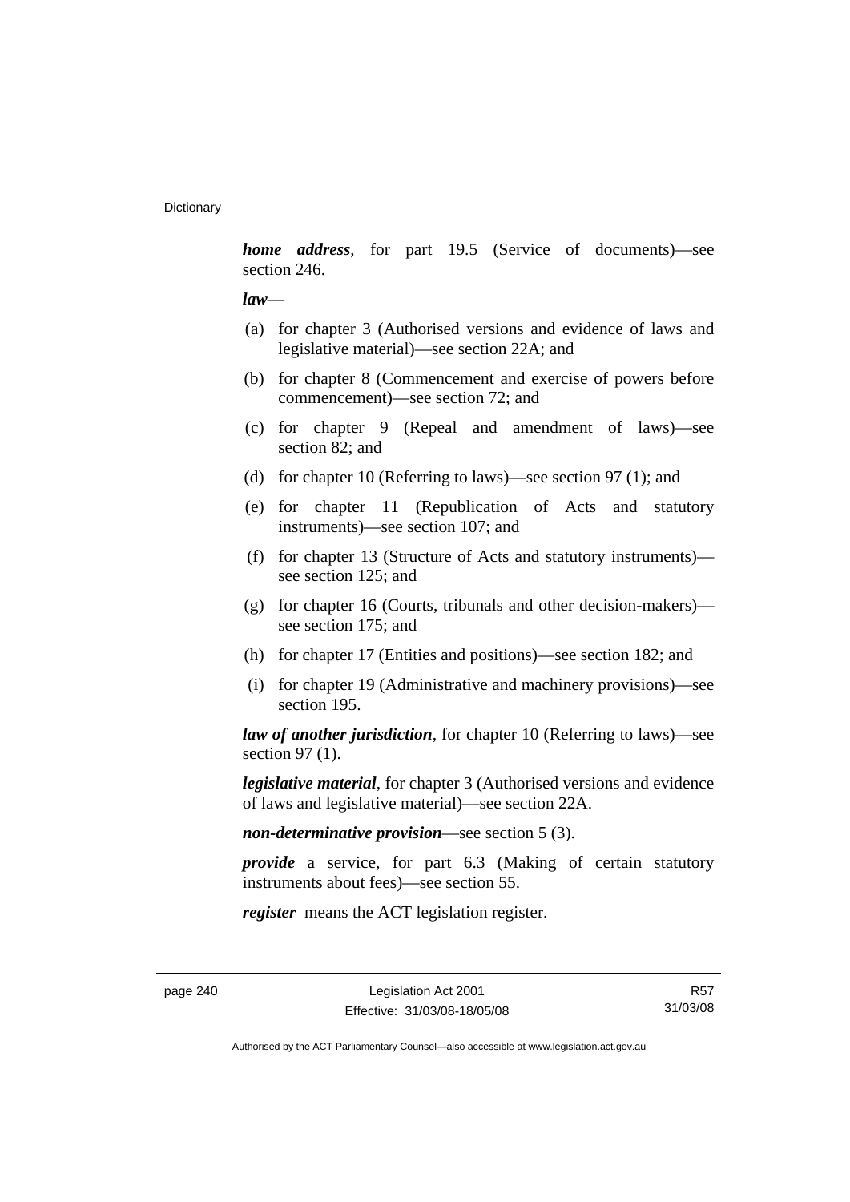***home address***, for part 19.5 (Service of documents)—see section 246.

***law***—

(a) for chapter 3 (Authorised versions and evidence of laws and legislative material)—see section 22A; and

(b) for chapter 8 (Commencement and exercise of powers before commencement)—see section 72; and

(c) for chapter 9 (Repeal and amendment of laws)—see section 82; and

(d) for chapter 10 (Referring to laws)—see section 97 (1); and

(e) for chapter 11 (Republication of Acts and statutory instruments)—see section 107; and

(f) for chapter 13 (Structure of Acts and statutory instruments)—see section 125; and

(g) for chapter 16 (Courts, tribunals and other decision-makers)—see section 175; and

(h) for chapter 17 (Entities and positions)—see section 182; and

(i) for chapter 19 (Administrative and machinery provisions)—see section 195.

***law of another jurisdiction***, for chapter 10 (Referring to laws)—see section 97 (1).

***legislative material***, for chapter 3 (Authorised versions and evidence of laws and legislative material)—see section 22A.

***non-determinative provision***—see section 5 (3).

***provide*** a service, for part 6.3 (Making of certain statutory instruments about fees)—see section 55.

***register*** means the ACT legislation register.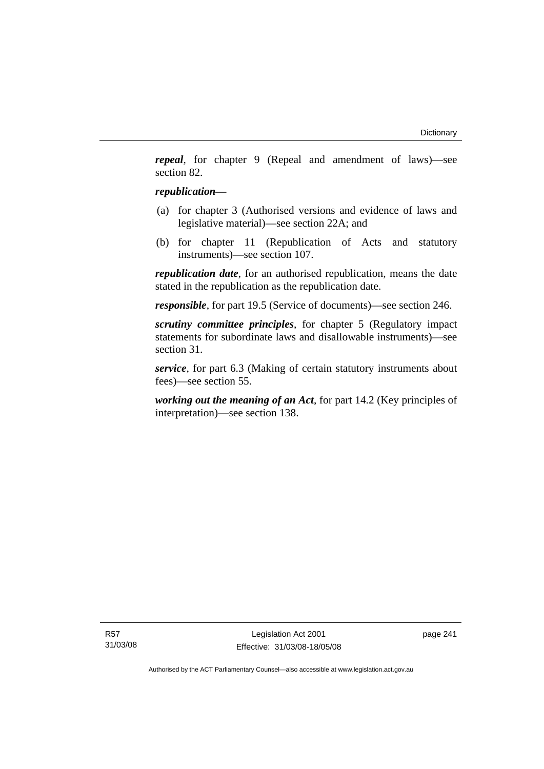***repeal***, for chapter 9 (Repeal and amendment of laws)—see section 82.

***republication—***

(a) for chapter 3 (Authorised versions and evidence of laws and legislative material)—see section 22A; and

(b) for chapter 11 (Republication of Acts and statutory instruments)—see section 107.

***republication date***, for an authorised republication, means the date stated in the republication as the republication date.

***responsible***, for part 19.5 (Service of documents)—see section 246.

***scrutiny committee principles***, for chapter 5 (Regulatory impact statements for subordinate laws and disallowable instruments)—see section 31.

***service***, for part 6.3 (Making of certain statutory instruments about fees)—see section 55.

***working out the meaning of an Act***, for part 14.2 (Key principles of interpretation)—see section 138.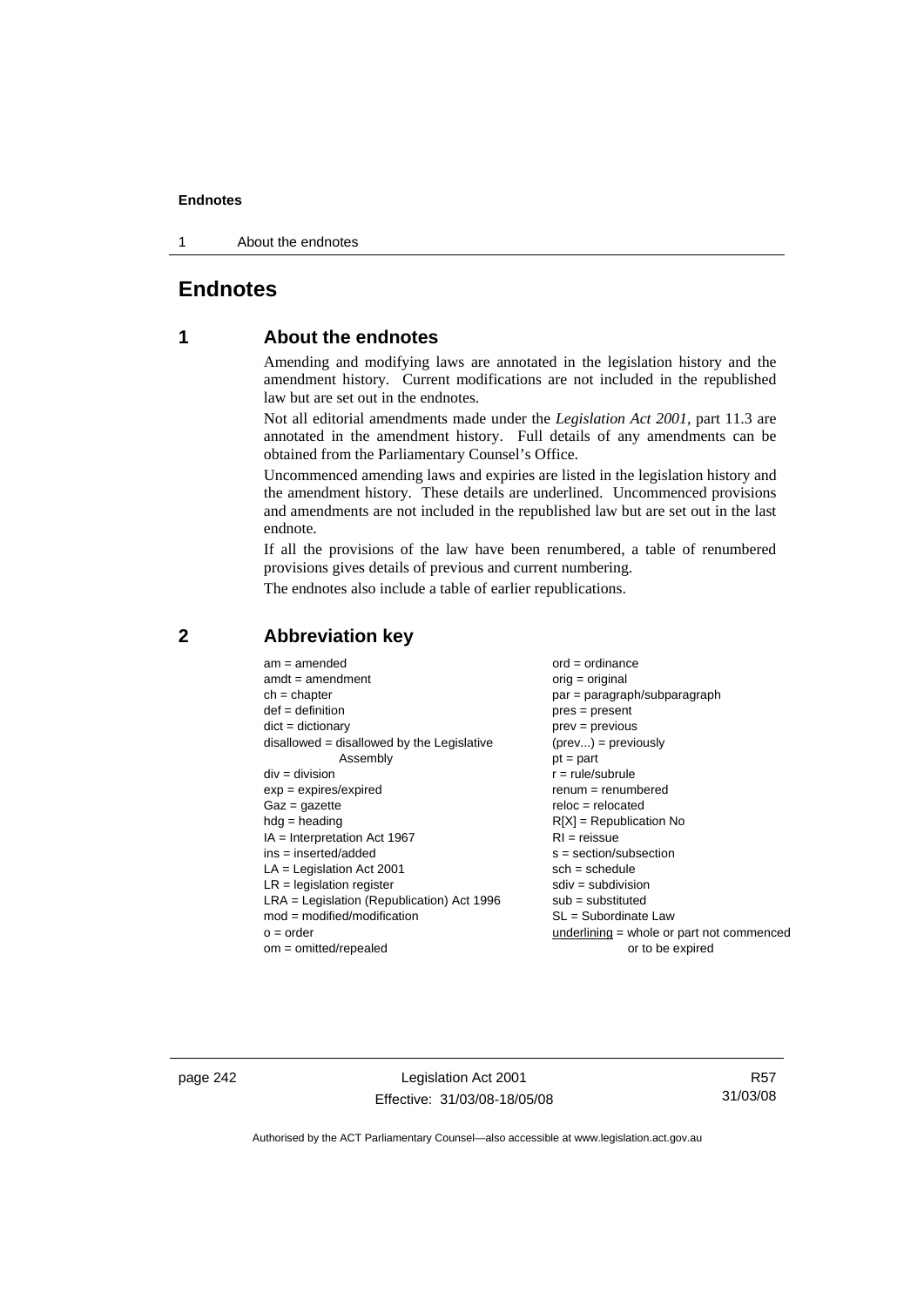# Endnotes

## 1 About the endnotes

Amending and modifying laws are annotated in the legislation history and the amendment history. Current modifications are not included in the republished law but are set out in the endnotes.

Not all editorial amendments made under the *Legislation Act 2001*, part 11.3 are annotated in the amendment history. Full details of any amendments can be obtained from the Parliamentary Counsel's Office.

Uncommenced amending laws and expiries are listed in the legislation history and the amendment history. These details are underlined. Uncommenced provisions and amendments are not included in the republished law but are set out in the last endnote.

If all the provisions of the law have been renumbered, a table of renumbered provisions gives details of previous and current numbering.

The endnotes also include a table of earlier republications.

## 2 Abbreviation key

am = amended
amdt = amendment
ch = chapter
def = definition
dict = dictionary
disallowed = disallowed by the Legislative Assembly
div = division
exp = expires/expired
Gaz = gazette
hdg = heading
IA = Interpretation Act 1967
ins = inserted/added
LA = Legislation Act 2001
LR = legislation register
LRA = Legislation (Republication) Act 1996
mod = modified/modification
o = order
om = omitted/repealed
ord = ordinance
orig = original
par = paragraph/subparagraph
pres = present
prev = previous
(prev...) = previously
pt = part
r = rule/subrule
renum = renumbered
reloc = relocated
R[X] = Republication No
RI = reissue
s = section/subsection
sch = schedule
sdiv = subdivision
sub = substituted
SL = Subordinate Law
underlining = whole or part not commenced or to be expired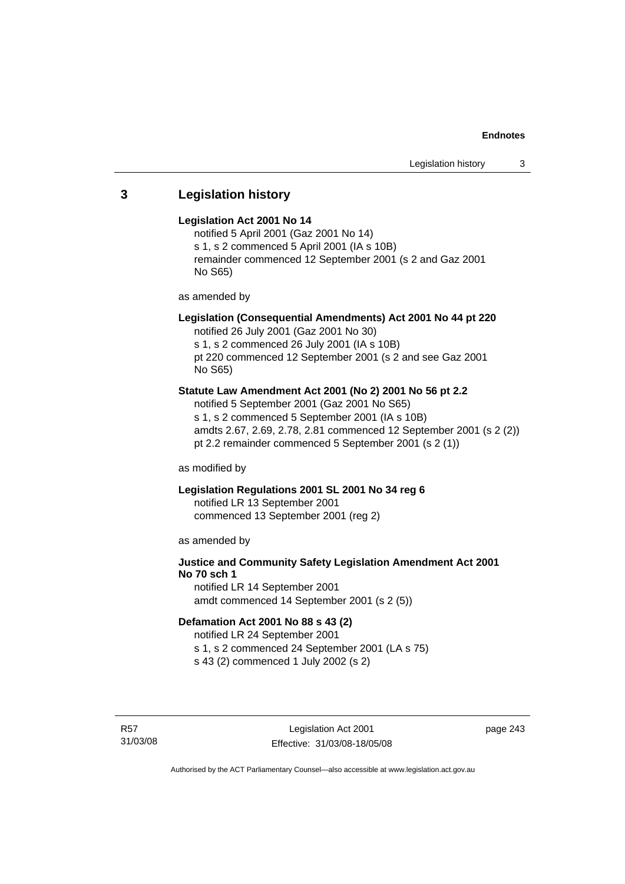## 3 Legislation history

**Legislation Act 2001 No 14**

notified 5 April 2001 (Gaz 2001 No 14)
s 1, s 2 commenced 5 April 2001 (IA s 10B)
remainder commenced 12 September 2001 (s 2 and Gaz 2001 No S65)

as amended by

**Legislation (Consequential Amendments) Act 2001 No 44 pt 220**

notified 26 July 2001 (Gaz 2001 No 30)
s 1, s 2 commenced 26 July 2001 (IA s 10B)
pt 220 commenced 12 September 2001 (s 2 and see Gaz 2001 No S65)

**Statute Law Amendment Act 2001 (No 2) 2001 No 56 pt 2.2**

notified 5 September 2001 (Gaz 2001 No S65)
s 1, s 2 commenced 5 September 2001 (IA s 10B)
amdts 2.67, 2.69, 2.78, 2.81 commenced 12 September 2001 (s 2 (2))
pt 2.2 remainder commenced 5 September 2001 (s 2 (1))

as modified by

**Legislation Regulations 2001 SL 2001 No 34 reg 6**

notified LR 13 September 2001
commenced 13 September 2001 (reg 2)

as amended by

**Justice and Community Safety Legislation Amendment Act 2001 No 70 sch 1**

notified LR 14 September 2001
amdt commenced 14 September 2001 (s 2 (5))

**Defamation Act 2001 No 88 s 43 (2)**

notified LR 24 September 2001
s 1, s 2 commenced 24 September 2001 (LA s 75)
s 43 (2) commenced 1 July 2002 (s 2)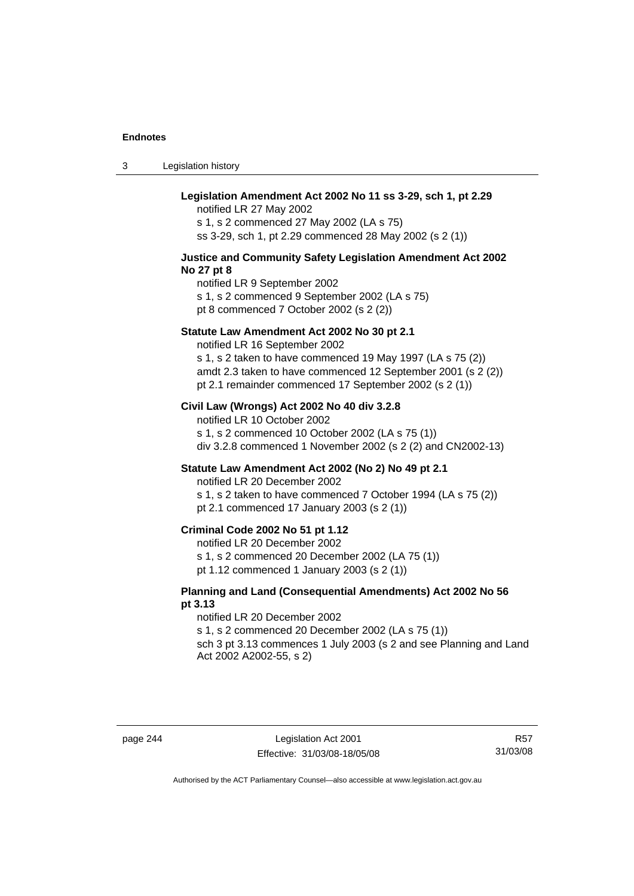**Legislation Amendment Act 2002 No 11 ss 3-29, sch 1, pt 2.29**

notified LR 27 May 2002
s 1, s 2 commenced 27 May 2002 (LA s 75)
ss 3-29, sch 1, pt 2.29 commenced 28 May 2002 (s 2 (1))

**Justice and Community Safety Legislation Amendment Act 2002 No 27 pt 8**

notified LR 9 September 2002
s 1, s 2 commenced 9 September 2002 (LA s 75)
pt 8 commenced 7 October 2002 (s 2 (2))

**Statute Law Amendment Act 2002 No 30 pt 2.1**

notified LR 16 September 2002
s 1, s 2 taken to have commenced 19 May 1997 (LA s 75 (2))
amdt 2.3 taken to have commenced 12 September 2001 (s 2 (2))
pt 2.1 remainder commenced 17 September 2002 (s 2 (1))

**Civil Law (Wrongs) Act 2002 No 40 div 3.2.8**

notified LR 10 October 2002
s 1, s 2 commenced 10 October 2002 (LA s 75 (1))
div 3.2.8 commenced 1 November 2002 (s 2 (2) and CN2002-13)

**Statute Law Amendment Act 2002 (No 2) No 49 pt 2.1**

notified LR 20 December 2002
s 1, s 2 taken to have commenced 7 October 1994 (LA s 75 (2))
pt 2.1 commenced 17 January 2003 (s 2 (1))

**Criminal Code 2002 No 51 pt 1.12**

notified LR 20 December 2002
s 1, s 2 commenced 20 December 2002 (LA 75 (1))
pt 1.12 commenced 1 January 2003 (s 2 (1))

**Planning and Land (Consequential Amendments) Act 2002 No 56 pt 3.13**

notified LR 20 December 2002
s 1, s 2 commenced 20 December 2002 (LA s 75 (1))
sch 3 pt 3.13 commences 1 July 2003 (s 2 and see Planning and Land Act 2002 A2002-55, s 2)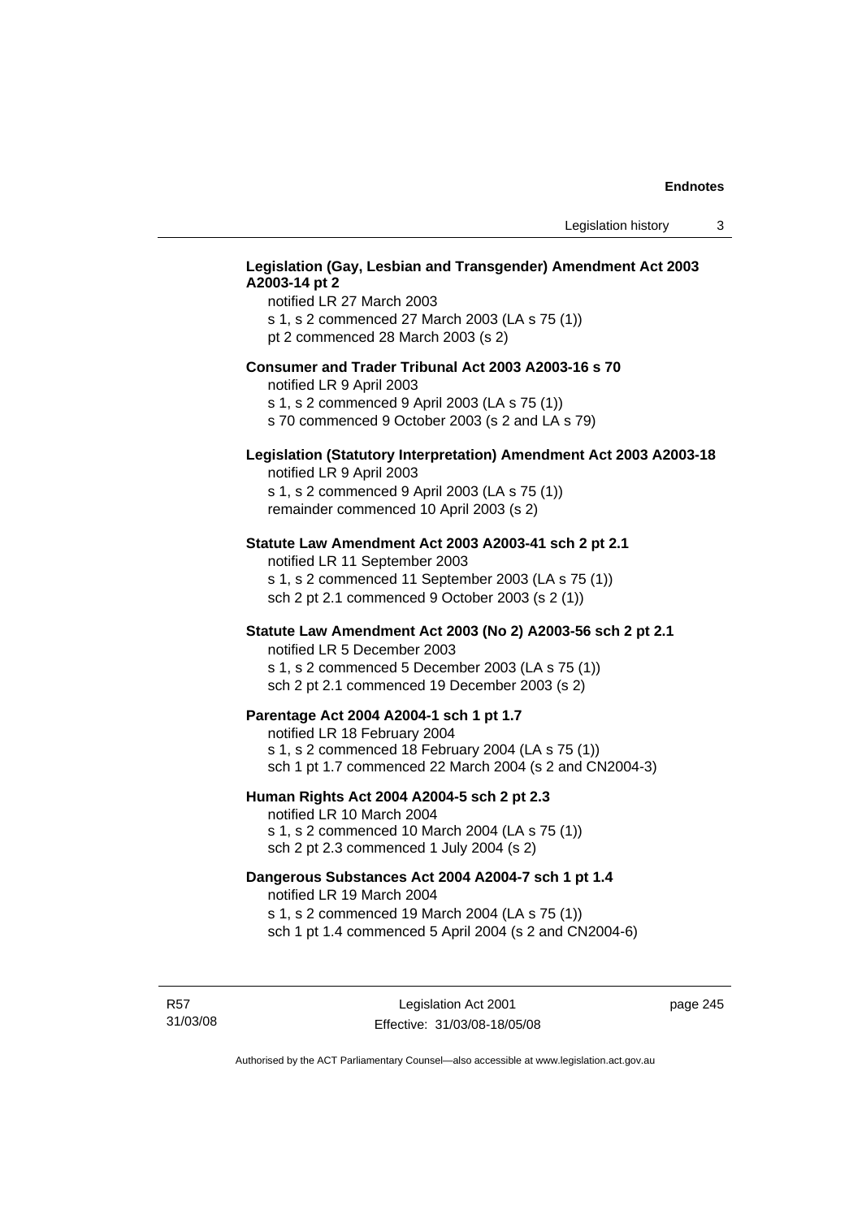**Legislation (Gay, Lesbian and Transgender) Amendment Act 2003 A2003-14 pt 2**

notified LR 27 March 2003
s 1, s 2 commenced 27 March 2003 (LA s 75 (1))
pt 2 commenced 28 March 2003 (s 2)

**Consumer and Trader Tribunal Act 2003 A2003-16 s 70**

notified LR 9 April 2003
s 1, s 2 commenced 9 April 2003 (LA s 75 (1))
s 70 commenced 9 October 2003 (s 2 and LA s 79)

**Legislation (Statutory Interpretation) Amendment Act 2003 A2003-18**

notified LR 9 April 2003
s 1, s 2 commenced 9 April 2003 (LA s 75 (1))
remainder commenced 10 April 2003 (s 2)

**Statute Law Amendment Act 2003 A2003-41 sch 2 pt 2.1**

notified LR 11 September 2003
s 1, s 2 commenced 11 September 2003 (LA s 75 (1))
sch 2 pt 2.1 commenced 9 October 2003 (s 2 (1))

**Statute Law Amendment Act 2003 (No 2) A2003-56 sch 2 pt 2.1**

notified LR 5 December 2003
s 1, s 2 commenced 5 December 2003 (LA s 75 (1))
sch 2 pt 2.1 commenced 19 December 2003 (s 2)

**Parentage Act 2004 A2004-1 sch 1 pt 1.7**

notified LR 18 February 2004
s 1, s 2 commenced 18 February 2004 (LA s 75 (1))
sch 1 pt 1.7 commenced 22 March 2004 (s 2 and CN2004-3)

**Human Rights Act 2004 A2004-5 sch 2 pt 2.3**

notified LR 10 March 2004
s 1, s 2 commenced 10 March 2004 (LA s 75 (1))
sch 2 pt 2.3 commenced 1 July 2004 (s 2)

**Dangerous Substances Act 2004 A2004-7 sch 1 pt 1.4**

notified LR 19 March 2004
s 1, s 2 commenced 19 March 2004 (LA s 75 (1))
sch 1 pt 1.4 commenced 5 April 2004 (s 2 and CN2004-6)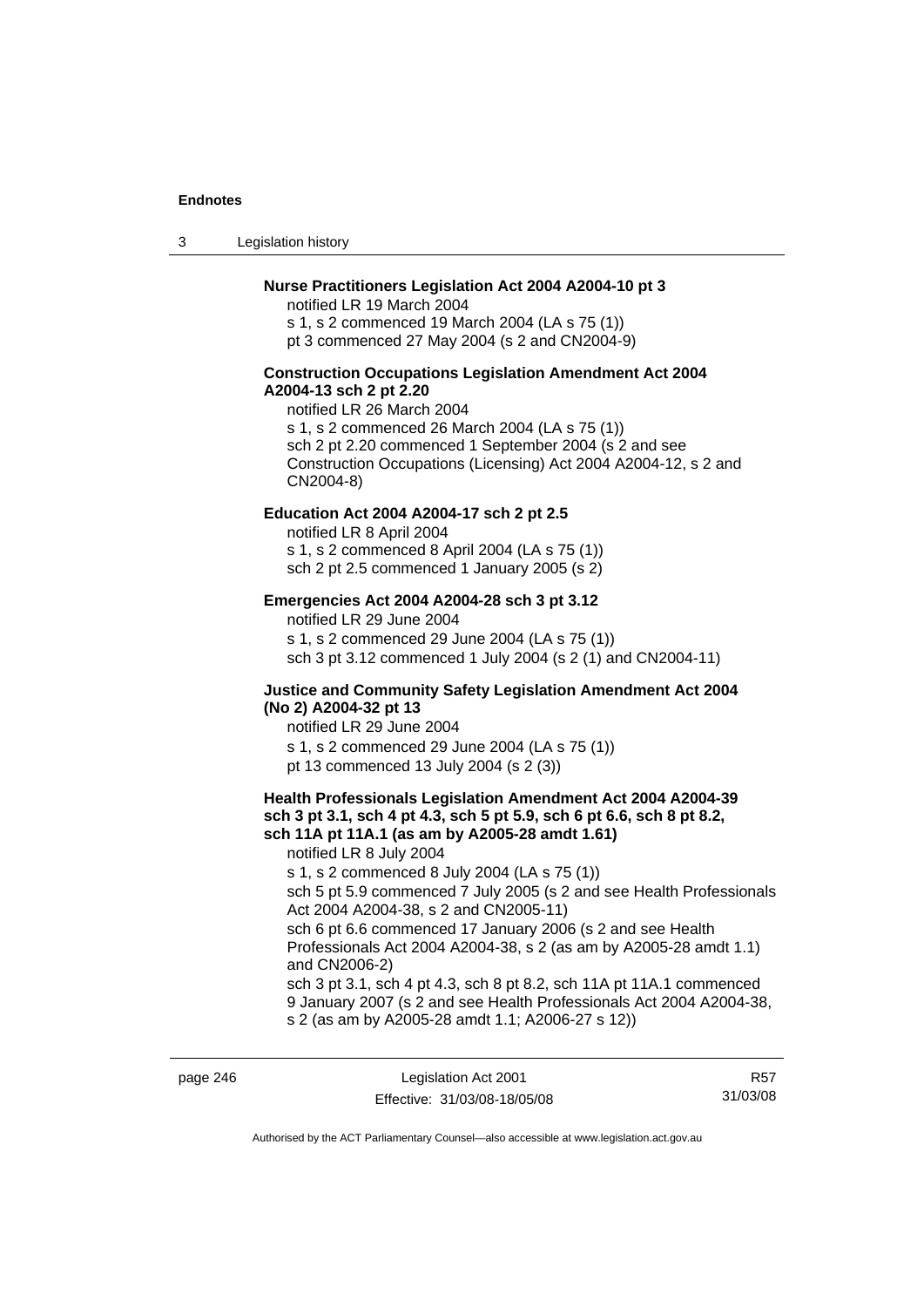**Nurse Practitioners Legislation Act 2004 A2004-10 pt 3**

notified LR 19 March 2004

s 1, s 2 commenced 19 March 2004 (LA s 75 (1))

pt 3 commenced 27 May 2004 (s 2 and CN2004-9)

**Construction Occupations Legislation Amendment Act 2004 A2004-13 sch 2 pt 2.20**

notified LR 26 March 2004

s 1, s 2 commenced 26 March 2004 (LA s 75 (1))

sch 2 pt 2.20 commenced 1 September 2004 (s 2 and see Construction Occupations (Licensing) Act 2004 A2004-12, s 2 and CN2004-8)

**Education Act 2004 A2004-17 sch 2 pt 2.5**

notified LR 8 April 2004

s 1, s 2 commenced 8 April 2004 (LA s 75 (1))

sch 2 pt 2.5 commenced 1 January 2005 (s 2)

**Emergencies Act 2004 A2004-28 sch 3 pt 3.12**

notified LR 29 June 2004

s 1, s 2 commenced 29 June 2004 (LA s 75 (1))

sch 3 pt 3.12 commenced 1 July 2004 (s 2 (1) and CN2004-11)

**Justice and Community Safety Legislation Amendment Act 2004 (No 2) A2004-32 pt 13**

notified LR 29 June 2004

s 1, s 2 commenced 29 June 2004 (LA s 75 (1))

pt 13 commenced 13 July 2004 (s 2 (3))

**Health Professionals Legislation Amendment Act 2004 A2004-39 sch 3 pt 3.1, sch 4 pt 4.3, sch 5 pt 5.9, sch 6 pt 6.6, sch 8 pt 8.2, sch 11A pt 11A.1 (as am by A2005-28 amdt 1.61)**

notified LR 8 July 2004

s 1, s 2 commenced 8 July 2004 (LA s 75 (1))

sch 5 pt 5.9 commenced 7 July 2005 (s 2 and see Health Professionals Act 2004 A2004-38, s 2 and CN2005-11)

sch 6 pt 6.6 commenced 17 January 2006 (s 2 and see Health Professionals Act 2004 A2004-38, s 2 (as am by A2005-28 amdt 1.1) and CN2006-2)

sch 3 pt 3.1, sch 4 pt 4.3, sch 8 pt 8.2, sch 11A pt 11A.1 commenced 9 January 2007 (s 2 and see Health Professionals Act 2004 A2004-38, s 2 (as am by A2005-28 amdt 1.1; A2006-27 s 12))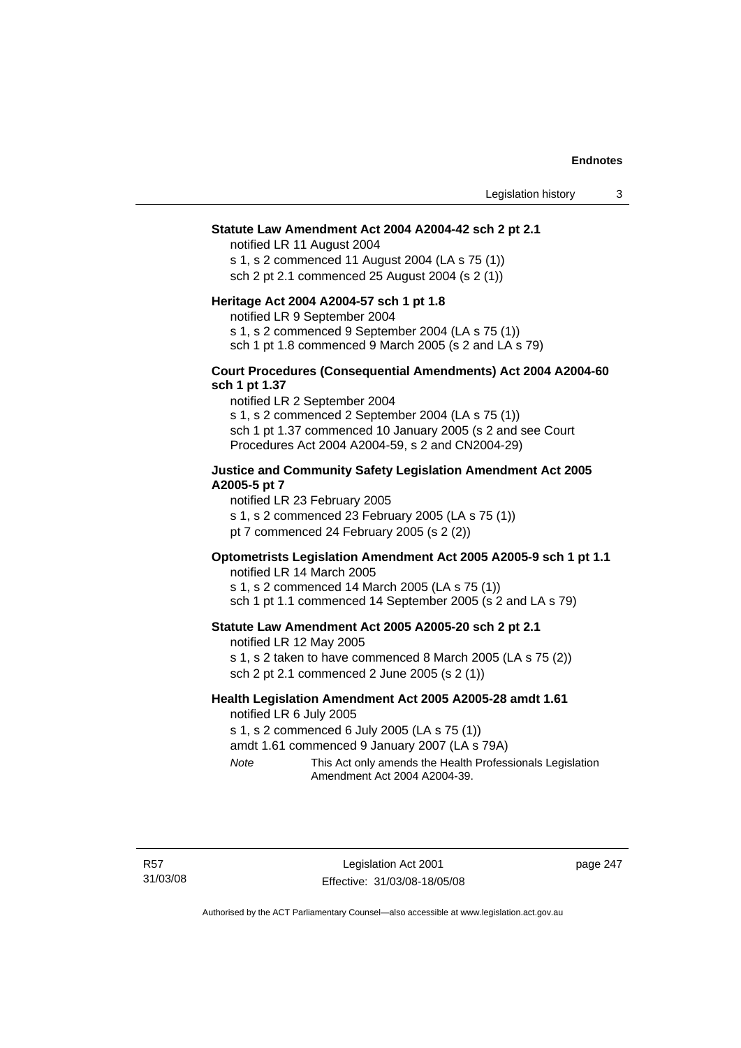**Statute Law Amendment Act 2004 A2004-42 sch 2 pt 2.1**

notified LR 11 August 2004

s 1, s 2 commenced 11 August 2004 (LA s 75 (1))

sch 2 pt 2.1 commenced 25 August 2004 (s 2 (1))

**Heritage Act 2004 A2004-57 sch 1 pt 1.8**

notified LR 9 September 2004

s 1, s 2 commenced 9 September 2004 (LA s 75 (1))

sch 1 pt 1.8 commenced 9 March 2005 (s 2 and LA s 79)

**Court Procedures (Consequential Amendments) Act 2004 A2004-60 sch 1 pt 1.37**

notified LR 2 September 2004

s 1, s 2 commenced 2 September 2004 (LA s 75 (1))

sch 1 pt 1.37 commenced 10 January 2005 (s 2 and see Court Procedures Act 2004 A2004-59, s 2 and CN2004-29)

**Justice and Community Safety Legislation Amendment Act 2005 A2005-5 pt 7**

notified LR 23 February 2005

s 1, s 2 commenced 23 February 2005 (LA s 75 (1))

pt 7 commenced 24 February 2005 (s 2 (2))

**Optometrists Legislation Amendment Act 2005 A2005-9 sch 1 pt 1.1**

notified LR 14 March 2005

s 1, s 2 commenced 14 March 2005 (LA s 75 (1))

sch 1 pt 1.1 commenced 14 September 2005 (s 2 and LA s 79)

**Statute Law Amendment Act 2005 A2005-20 sch 2 pt 2.1**

notified LR 12 May 2005

s 1, s 2 taken to have commenced 8 March 2005 (LA s 75 (2))

sch 2 pt 2.1 commenced 2 June 2005 (s 2 (1))

**Health Legislation Amendment Act 2005 A2005-28 amdt 1.61**

notified LR 6 July 2005

s 1, s 2 commenced 6 July 2005 (LA s 75 (1))

amdt 1.61 commenced 9 January 2007 (LA s 79A)

*Note* This Act only amends the Health Professionals Legislation Amendment Act 2004 A2004-39.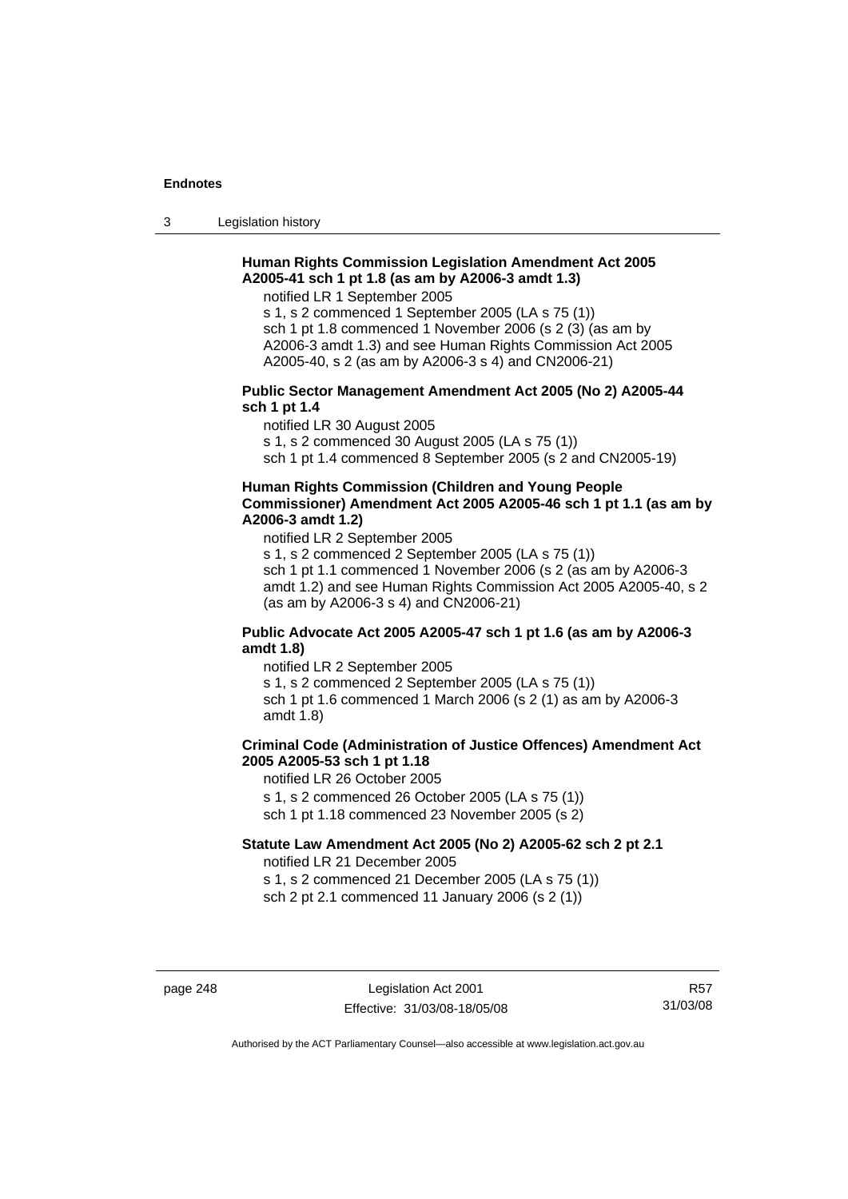**Human Rights Commission Legislation Amendment Act 2005 A2005-41 sch 1 pt 1.8 (as am by A2006-3 amdt 1.3)**

notified LR 1 September 2005

s 1, s 2 commenced 1 September 2005 (LA s 75 (1))

sch 1 pt 1.8 commenced 1 November 2006 (s 2 (3) (as am by A2006-3 amdt 1.3) and see Human Rights Commission Act 2005 A2005-40, s 2 (as am by A2006-3 s 4) and CN2006-21)

**Public Sector Management Amendment Act 2005 (No 2) A2005-44 sch 1 pt 1.4**

notified LR 30 August 2005

s 1, s 2 commenced 30 August 2005 (LA s 75 (1))

sch 1 pt 1.4 commenced 8 September 2005 (s 2 and CN2005-19)

**Human Rights Commission (Children and Young People Commissioner) Amendment Act 2005 A2005-46 sch 1 pt 1.1 (as am by A2006-3 amdt 1.2)**

notified LR 2 September 2005

s 1, s 2 commenced 2 September 2005 (LA s 75 (1))

sch 1 pt 1.1 commenced 1 November 2006 (s 2 (as am by A2006-3 amdt 1.2) and see Human Rights Commission Act 2005 A2005-40, s 2 (as am by A2006-3 s 4) and CN2006-21)

**Public Advocate Act 2005 A2005-47 sch 1 pt 1.6 (as am by A2006-3 amdt 1.8)**

notified LR 2 September 2005

s 1, s 2 commenced 2 September 2005 (LA s 75 (1))

sch 1 pt 1.6 commenced 1 March 2006 (s 2 (1) as am by A2006-3 amdt 1.8)

**Criminal Code (Administration of Justice Offences) Amendment Act 2005 A2005-53 sch 1 pt 1.18**

notified LR 26 October 2005

s 1, s 2 commenced 26 October 2005 (LA s 75 (1))

sch 1 pt 1.18 commenced 23 November 2005 (s 2)

**Statute Law Amendment Act 2005 (No 2) A2005-62 sch 2 pt 2.1**

notified LR 21 December 2005

s 1, s 2 commenced 21 December 2005 (LA s 75 (1))

sch 2 pt 2.1 commenced 11 January 2006 (s 2 (1))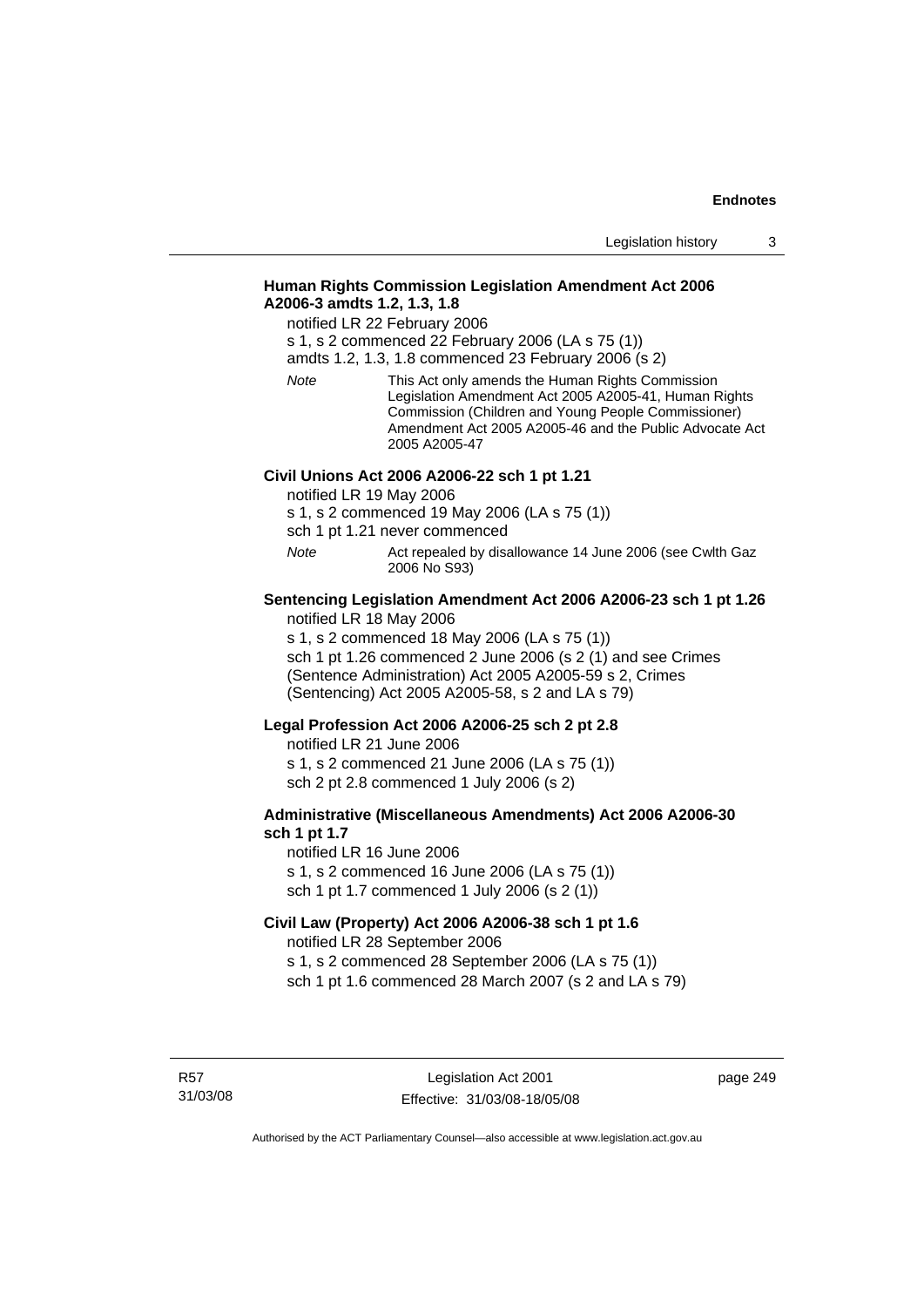**Human Rights Commission Legislation Amendment Act 2006 A2006-3 amdts 1.2, 1.3, 1.8**

notified LR 22 February 2006

s 1, s 2 commenced 22 February 2006 (LA s 75 (1))

amdts 1.2, 1.3, 1.8 commenced 23 February 2006 (s 2)

*Note* This Act only amends the Human Rights Commission Legislation Amendment Act 2005 A2005-41, Human Rights Commission (Children and Young People Commissioner) Amendment Act 2005 A2005-46 and the Public Advocate Act 2005 A2005-47

**Civil Unions Act 2006 A2006-22 sch 1 pt 1.21**

notified LR 19 May 2006

s 1, s 2 commenced 19 May 2006 (LA s 75 (1))

sch 1 pt 1.21 never commenced

*Note* Act repealed by disallowance 14 June 2006 (see Cwlth Gaz 2006 No S93)

**Sentencing Legislation Amendment Act 2006 A2006-23 sch 1 pt 1.26**

notified LR 18 May 2006

s 1, s 2 commenced 18 May 2006 (LA s 75 (1))

sch 1 pt 1.26 commenced 2 June 2006 (s 2 (1) and see Crimes (Sentence Administration) Act 2005 A2005-59 s 2, Crimes (Sentencing) Act 2005 A2005-58, s 2 and LA s 79)

**Legal Profession Act 2006 A2006-25 sch 2 pt 2.8**

notified LR 21 June 2006

s 1, s 2 commenced 21 June 2006 (LA s 75 (1))

sch 2 pt 2.8 commenced 1 July 2006 (s 2)

**Administrative (Miscellaneous Amendments) Act 2006 A2006-30 sch 1 pt 1.7**

notified LR 16 June 2006

s 1, s 2 commenced 16 June 2006 (LA s 75 (1))

sch 1 pt 1.7 commenced 1 July 2006 (s 2 (1))

**Civil Law (Property) Act 2006 A2006-38 sch 1 pt 1.6**

notified LR 28 September 2006

s 1, s 2 commenced 28 September 2006 (LA s 75 (1))

sch 1 pt 1.6 commenced 28 March 2007 (s 2 and LA s 79)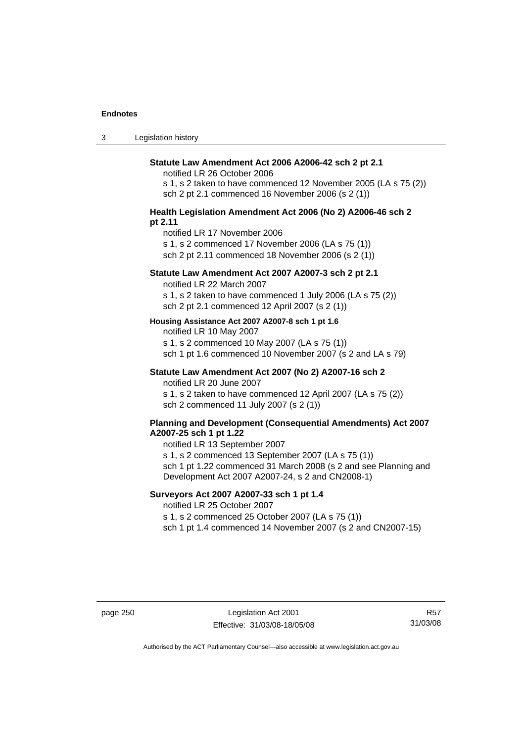**Statute Law Amendment Act 2006 A2006-42 sch 2 pt 2.1**

notified LR 26 October 2006

s 1, s 2 taken to have commenced 12 November 2005 (LA s 75 (2))

sch 2 pt 2.1 commenced 16 November 2006 (s 2 (1))

**Health Legislation Amendment Act 2006 (No 2) A2006-46 sch 2 pt 2.11**

notified LR 17 November 2006

s 1, s 2 commenced 17 November 2006 (LA s 75 (1))

sch 2 pt 2.11 commenced 18 November 2006 (s 2 (1))

**Statute Law Amendment Act 2007 A2007-3 sch 2 pt 2.1**

notified LR 22 March 2007

s 1, s 2 taken to have commenced 1 July 2006 (LA s 75 (2))

sch 2 pt 2.1 commenced 12 April 2007 (s 2 (1))

**Housing Assistance Act 2007 A2007-8 sch 1 pt 1.6**

notified LR 10 May 2007

s 1, s 2 commenced 10 May 2007 (LA s 75 (1))

sch 1 pt 1.6 commenced 10 November 2007 (s 2 and LA s 79)

**Statute Law Amendment Act 2007 (No 2) A2007-16 sch 2**

notified LR 20 June 2007

s 1, s 2 taken to have commenced 12 April 2007 (LA s 75 (2))

sch 2 commenced 11 July 2007 (s 2 (1))

**Planning and Development (Consequential Amendments) Act 2007 A2007-25 sch 1 pt 1.22**

notified LR 13 September 2007

s 1, s 2 commenced 13 September 2007 (LA s 75 (1))

sch 1 pt 1.22 commenced 31 March 2008 (s 2 and see Planning and Development Act 2007 A2007-24, s 2 and CN2008-1)

**Surveyors Act 2007 A2007-33 sch 1 pt 1.4**

notified LR 25 October 2007

s 1, s 2 commenced 25 October 2007 (LA s 75 (1))

sch 1 pt 1.4 commenced 14 November 2007 (s 2 and CN2007-15)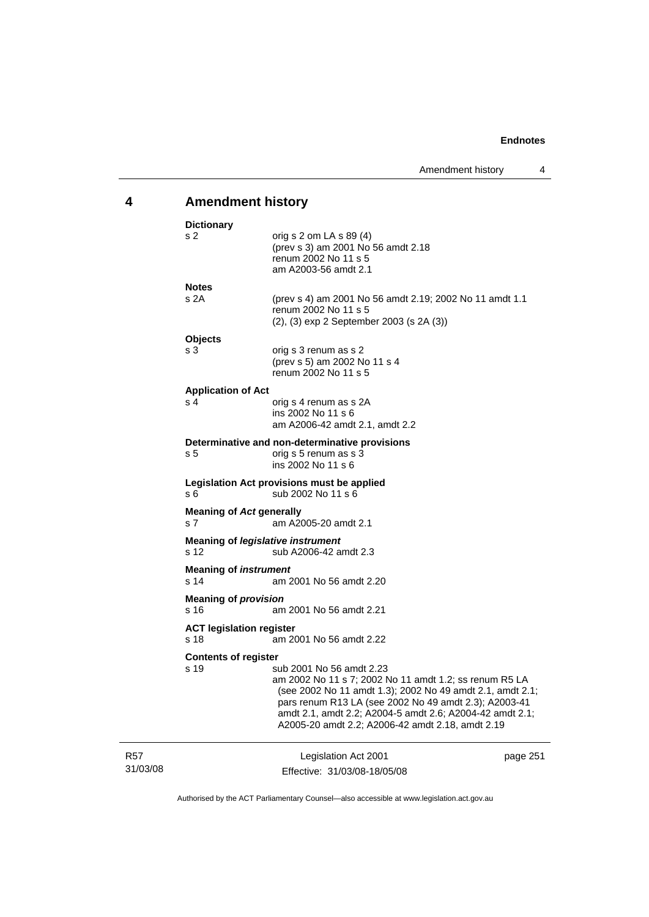## 4 Amendment history

**Dictionary**

s 2 — orig s 2 om LA s 89 (4)
(prev s 3) am 2001 No 56 amdt 2.18
renum 2002 No 11 s 5
am A2003-56 amdt 2.1

**Notes**

s 2A — (prev s 4) am 2001 No 56 amdt 2.19; 2002 No 11 amdt 1.1
renum 2002 No 11 s 5
(2), (3) exp 2 September 2003 (s 2A (3))

**Objects**

s 3 — orig s 3 renum as s 2
(prev s 5) am 2002 No 11 s 4
renum 2002 No 11 s 5

**Application of Act**

s 4 — orig s 4 renum as s 2A
ins 2002 No 11 s 6
am A2006-42 amdt 2.1, amdt 2.2

**Determinative and non-determinative provisions**

s 5 — orig s 5 renum as s 3
ins 2002 No 11 s 6

**Legislation Act provisions must be applied**

s 6 — sub 2002 No 11 s 6

**Meaning of *Act* generally**

s 7 — am A2005-20 amdt 2.1

**Meaning of *legislative instrument***

s 12 — sub A2006-42 amdt 2.3

**Meaning of *instrument***

s 14 — am 2001 No 56 amdt 2.20

**Meaning of *provision***

s 16 — am 2001 No 56 amdt 2.21

**ACT legislation register**

s 18 — am 2001 No 56 amdt 2.22

**Contents of register**

s 19 — sub 2001 No 56 amdt 2.23
am 2002 No 11 s 7; 2002 No 11 amdt 1.2; ss renum R5 LA (see 2002 No 11 amdt 1.3); 2002 No 49 amdt 2.1, amdt 2.1; pars renum R13 LA (see 2002 No 49 amdt 2.3); A2003-41 amdt 2.1, amdt 2.2; A2004-5 amdt 2.6; A2004-42 amdt 2.1; A2005-20 amdt 2.2; A2006-42 amdt 2.18, amdt 2.19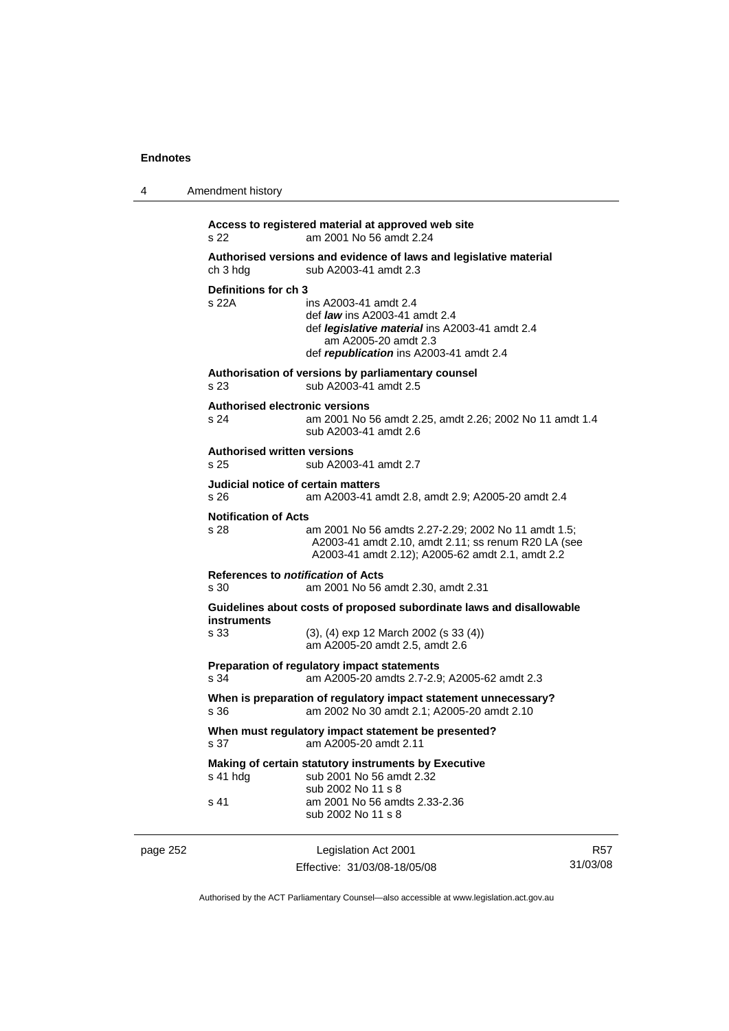**Access to registered material at approved web site**

s 22 am 2001 No 56 amdt 2.24

**Authorised versions and evidence of laws and legislative material**

ch 3 hdg sub A2003-41 amdt 2.3

**Definitions for ch 3**

s 22A ins A2003-41 amdt 2.4
def ***law*** ins A2003-41 amdt 2.4
def ***legislative material*** ins A2003-41 amdt 2.4
am A2005-20 amdt 2.3
def ***republication*** ins A2003-41 amdt 2.4

**Authorisation of versions by parliamentary counsel**

s 23 sub A2003-41 amdt 2.5

**Authorised electronic versions**

s 24 am 2001 No 56 amdt 2.25, amdt 2.26; 2002 No 11 amdt 1.4
sub A2003-41 amdt 2.6

**Authorised written versions**

s 25 sub A2003-41 amdt 2.7

**Judicial notice of certain matters**

s 26 am A2003-41 amdt 2.8, amdt 2.9; A2005-20 amdt 2.4

**Notification of Acts**

s 28 am 2001 No 56 amdts 2.27-2.29; 2002 No 11 amdt 1.5; A2003-41 amdt 2.10, amdt 2.11; ss renum R20 LA (see A2003-41 amdt 2.12); A2005-62 amdt 2.1, amdt 2.2

**References to *notification* of Acts**

s 30 am 2001 No 56 amdt 2.30, amdt 2.31

**Guidelines about costs of proposed subordinate laws and disallowable instruments**

s 33 (3), (4) exp 12 March 2002 (s 33 (4))
am A2005-20 amdt 2.5, amdt 2.6

**Preparation of regulatory impact statements**

s 34 am A2005-20 amdts 2.7-2.9; A2005-62 amdt 2.3

**When is preparation of regulatory impact statement unnecessary?**

s 36 am 2002 No 30 amdt 2.1; A2005-20 amdt 2.10

**When must regulatory impact statement be presented?**

s 37 am A2005-20 amdt 2.11

**Making of certain statutory instruments by Executive**

s 41 hdg sub 2001 No 56 amdt 2.32
sub 2002 No 11 s 8

s 41 am 2001 No 56 amdts 2.33-2.36
sub 2002 No 11 s 8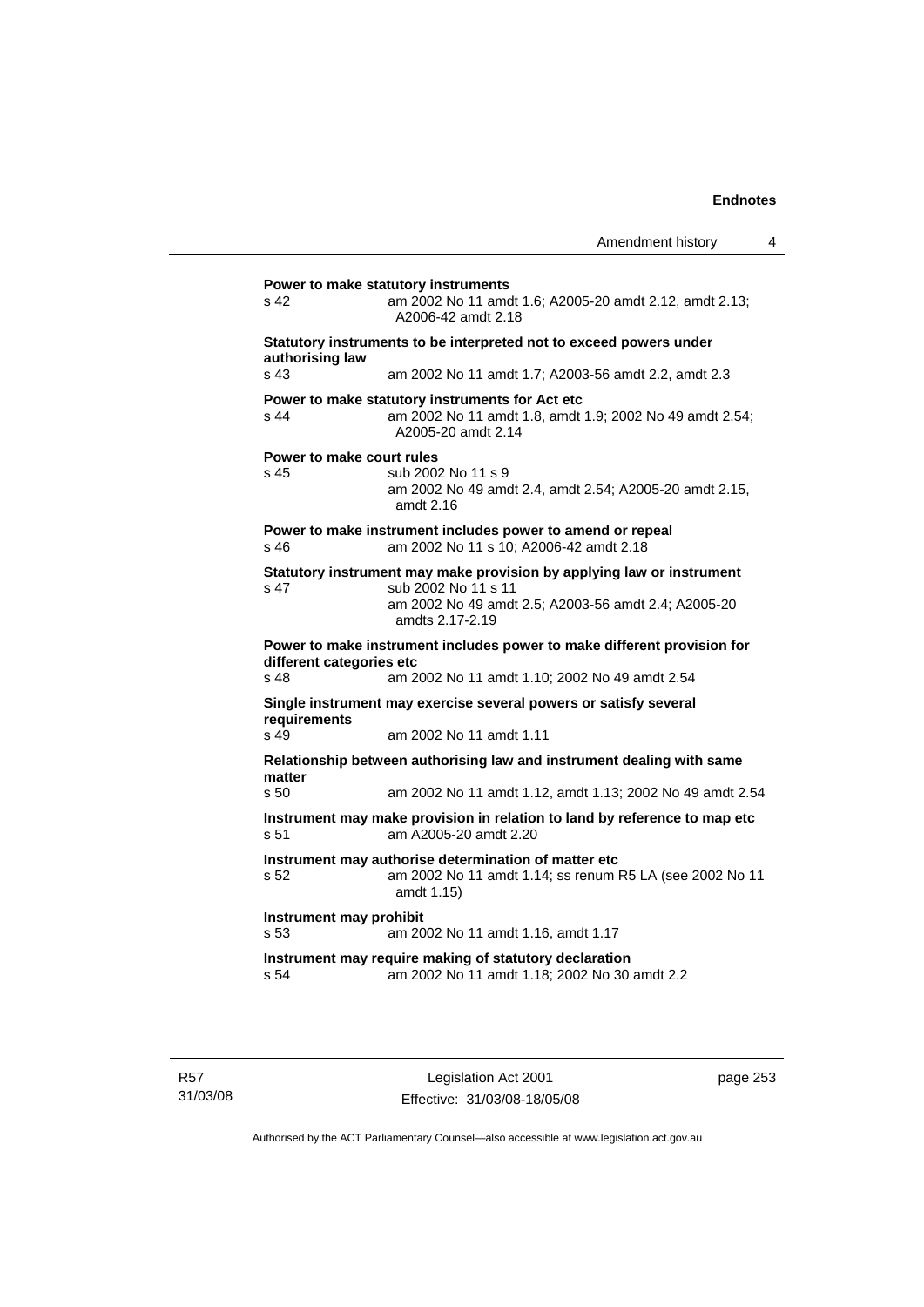**Power to make statutory instruments**

s 42 am 2002 No 11 amdt 1.6; A2005-20 amdt 2.12, amdt 2.13; A2006-42 amdt 2.18

**Statutory instruments to be interpreted not to exceed powers under authorising law**

s 43 am 2002 No 11 amdt 1.7; A2003-56 amdt 2.2, amdt 2.3

**Power to make statutory instruments for Act etc**

s 44 am 2002 No 11 amdt 1.8, amdt 1.9; 2002 No 49 amdt 2.54; A2005-20 amdt 2.14

**Power to make court rules**

s 45 sub 2002 No 11 s 9
am 2002 No 49 amdt 2.4, amdt 2.54; A2005-20 amdt 2.15, amdt 2.16

**Power to make instrument includes power to amend or repeal**

s 46 am 2002 No 11 s 10; A2006-42 amdt 2.18

**Statutory instrument may make provision by applying law or instrument**

s 47 sub 2002 No 11 s 11
am 2002 No 49 amdt 2.5; A2003-56 amdt 2.4; A2005-20 amdts 2.17-2.19

**Power to make instrument includes power to make different provision for different categories etc**

s 48 am 2002 No 11 amdt 1.10; 2002 No 49 amdt 2.54

**Single instrument may exercise several powers or satisfy several requirements**

s 49 am 2002 No 11 amdt 1.11

**Relationship between authorising law and instrument dealing with same matter**

s 50 am 2002 No 11 amdt 1.12, amdt 1.13; 2002 No 49 amdt 2.54

**Instrument may make provision in relation to land by reference to map etc**

s 51 am A2005-20 amdt 2.20

**Instrument may authorise determination of matter etc**

s 52 am 2002 No 11 amdt 1.14; ss renum R5 LA (see 2002 No 11 amdt 1.15)

**Instrument may prohibit**

s 53 am 2002 No 11 amdt 1.16, amdt 1.17

**Instrument may require making of statutory declaration**

s 54 am 2002 No 11 amdt 1.18; 2002 No 30 amdt 2.2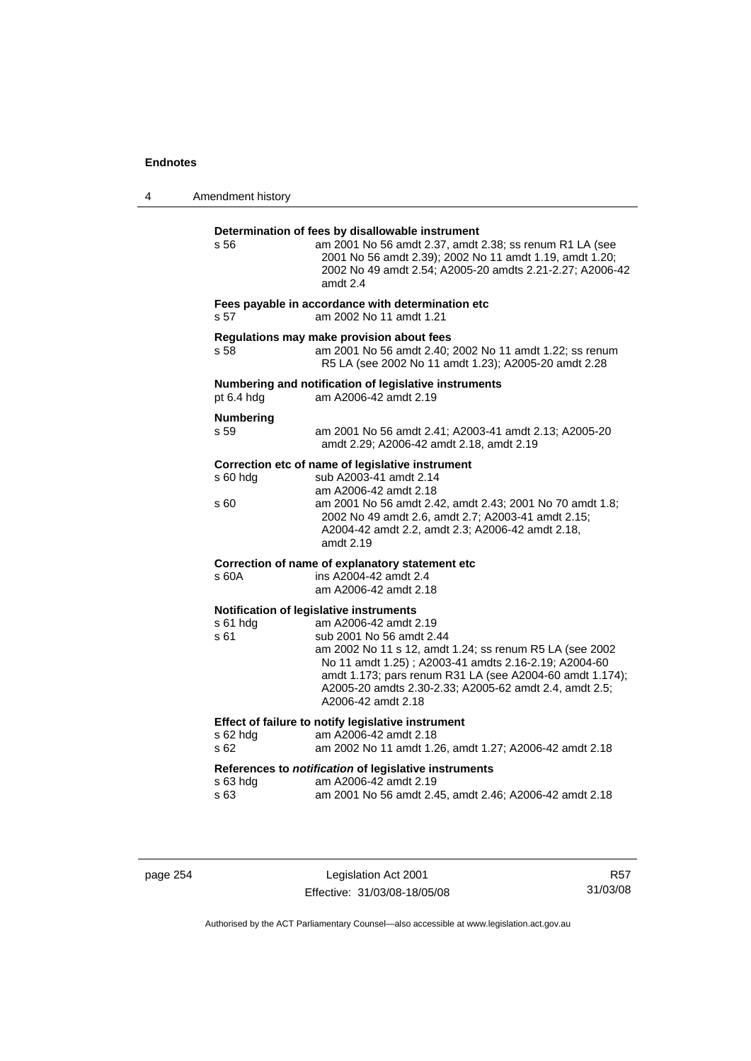**Determination of fees by disallowable instrument**

s 56 — am 2001 No 56 amdt 2.37, amdt 2.38; ss renum R1 LA (see 2001 No 56 amdt 2.39); 2002 No 11 amdt 1.19, amdt 1.20; 2002 No 49 amdt 2.54; A2005-20 amdts 2.21-2.27; A2006-42 amdt 2.4

**Fees payable in accordance with determination etc**

s 57 — am 2002 No 11 amdt 1.21

**Regulations may make provision about fees**

s 58 — am 2001 No 56 amdt 2.40; 2002 No 11 amdt 1.22; ss renum R5 LA (see 2002 No 11 amdt 1.23); A2005-20 amdt 2.28

**Numbering and notification of legislative instruments**

pt 6.4 hdg — am A2006-42 amdt 2.19

**Numbering**

s 59 — am 2001 No 56 amdt 2.41; A2003-41 amdt 2.13; A2005-20 amdt 2.29; A2006-42 amdt 2.18, amdt 2.19

**Correction etc of name of legislative instrument**

s 60 hdg — sub A2003-41 amdt 2.14
am A2006-42 amdt 2.18

s 60 — am 2001 No 56 amdt 2.42, amdt 2.43; 2001 No 70 amdt 1.8; 2002 No 49 amdt 2.6, amdt 2.7; A2003-41 amdt 2.15; A2004-42 amdt 2.2, amdt 2.3; A2006-42 amdt 2.18, amdt 2.19

**Correction of name of explanatory statement etc**

s 60A — ins A2004-42 amdt 2.4
am A2006-42 amdt 2.18

**Notification of legislative instruments**

s 61 hdg — am A2006-42 amdt 2.19

s 61 — sub 2001 No 56 amdt 2.44
am 2002 No 11 s 12, amdt 1.24; ss renum R5 LA (see 2002 No 11 amdt 1.25) ; A2003-41 amdts 2.16-2.19; A2004-60 amdt 1.173; pars renum R31 LA (see A2004-60 amdt 1.174); A2005-20 amdts 2.30-2.33; A2005-62 amdt 2.4, amdt 2.5; A2006-42 amdt 2.18

**Effect of failure to notify legislative instrument**

s 62 hdg — am A2006-42 amdt 2.18

s 62 — am 2002 No 11 amdt 1.26, amdt 1.27; A2006-42 amdt 2.18

**References to *notification* of legislative instruments**

s 63 hdg — am A2006-42 amdt 2.19

s 63 — am 2001 No 56 amdt 2.45, amdt 2.46; A2006-42 amdt 2.18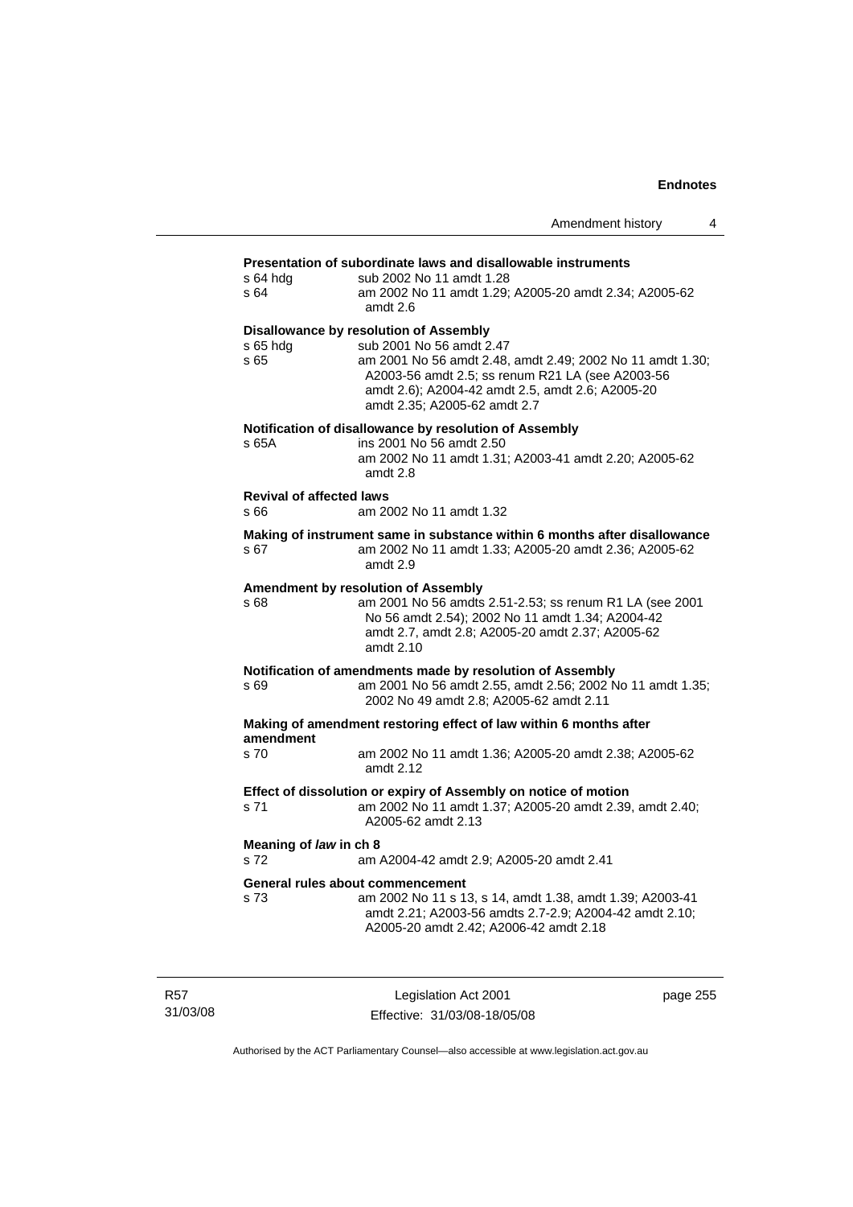**Presentation of subordinate laws and disallowable instruments**

| | |
|---|---|
| s 64 hdg | sub 2002 No 11 amdt 1.28 |
| s 64 | am 2002 No 11 amdt 1.29; A2005-20 amdt 2.34; A2005-62 amdt 2.6 |

**Disallowance by resolution of Assembly**

| | |
|---|---|
| s 65 hdg | sub 2001 No 56 amdt 2.47 |
| s 65 | am 2001 No 56 amdt 2.48, amdt 2.49; 2002 No 11 amdt 1.30; A2003-56 amdt 2.5; ss renum R21 LA (see A2003-56 amdt 2.6); A2004-42 amdt 2.5, amdt 2.6; A2005-20 amdt 2.35; A2005-62 amdt 2.7 |

**Notification of disallowance by resolution of Assembly**

| | |
|---|---|
| s 65A | ins 2001 No 56 amdt 2.50<br>am 2002 No 11 amdt 1.31; A2003-41 amdt 2.20; A2005-62 amdt 2.8 |

**Revival of affected laws**

| | |
|---|---|
| s 66 | am 2002 No 11 amdt 1.32 |

**Making of instrument same in substance within 6 months after disallowance**

| | |
|---|---|
| s 67 | am 2002 No 11 amdt 1.33; A2005-20 amdt 2.36; A2005-62 amdt 2.9 |

**Amendment by resolution of Assembly**

| | |
|---|---|
| s 68 | am 2001 No 56 amdts 2.51-2.53; ss renum R1 LA (see 2001 No 56 amdt 2.54); 2002 No 11 amdt 1.34; A2004-42 amdt 2.7, amdt 2.8; A2005-20 amdt 2.37; A2005-62 amdt 2.10 |

**Notification of amendments made by resolution of Assembly**

| | |
|---|---|
| s 69 | am 2001 No 56 amdt 2.55, amdt 2.56; 2002 No 11 amdt 1.35; 2002 No 49 amdt 2.8; A2005-62 amdt 2.11 |

**Making of amendment restoring effect of law within 6 months after amendment**

| | |
|---|---|
| s 70 | am 2002 No 11 amdt 1.36; A2005-20 amdt 2.38; A2005-62 amdt 2.12 |

**Effect of dissolution or expiry of Assembly on notice of motion**

| | |
|---|---|
| s 71 | am 2002 No 11 amdt 1.37; A2005-20 amdt 2.39, amdt 2.40; A2005-62 amdt 2.13 |

**Meaning of *law* in ch 8**

| | |
|---|---|
| s 72 | am A2004-42 amdt 2.9; A2005-20 amdt 2.41 |

**General rules about commencement**

| | |
|---|---|
| s 73 | am 2002 No 11 s 13, s 14, amdt 1.38, amdt 1.39; A2003-41 amdt 2.21; A2003-56 amdts 2.7-2.9; A2004-42 amdt 2.10; A2005-20 amdt 2.42; A2006-42 amdt 2.18 |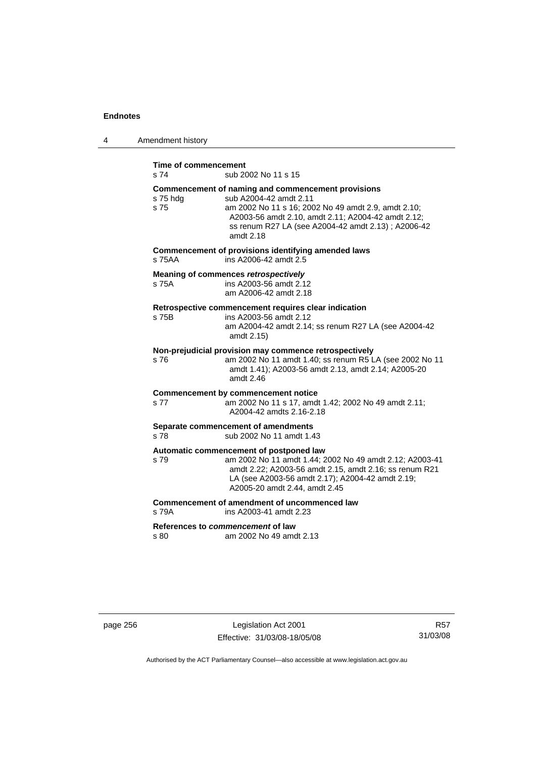**Time of commencement**

s 74 — sub 2002 No 11 s 15

**Commencement of naming and commencement provisions**

s 75 hdg — sub A2004-42 amdt 2.11

s 75 — am 2002 No 11 s 16; 2002 No 49 amdt 2.9, amdt 2.10; A2003-56 amdt 2.10, amdt 2.11; A2004-42 amdt 2.12; ss renum R27 LA (see A2004-42 amdt 2.13) ; A2006-42 amdt 2.18

**Commencement of provisions identifying amended laws**

s 75AA — ins A2006-42 amdt 2.5

**Meaning of commences *retrospectively***

s 75A — ins A2003-56 amdt 2.12
am A2006-42 amdt 2.18

**Retrospective commencement requires clear indication**

s 75B — ins A2003-56 amdt 2.12
am A2004-42 amdt 2.14; ss renum R27 LA (see A2004-42 amdt 2.15)

**Non-prejudicial provision may commence retrospectively**

s 76 — am 2002 No 11 amdt 1.40; ss renum R5 LA (see 2002 No 11 amdt 1.41); A2003-56 amdt 2.13, amdt 2.14; A2005-20 amdt 2.46

**Commencement by commencement notice**

s 77 — am 2002 No 11 s 17, amdt 1.42; 2002 No 49 amdt 2.11; A2004-42 amdts 2.16-2.18

**Separate commencement of amendments**

s 78 — sub 2002 No 11 amdt 1.43

**Automatic commencement of postponed law**

s 79 — am 2002 No 11 amdt 1.44; 2002 No 49 amdt 2.12; A2003-41 amdt 2.22; A2003-56 amdt 2.15, amdt 2.16; ss renum R21 LA (see A2003-56 amdt 2.17); A2004-42 amdt 2.19; A2005-20 amdt 2.44, amdt 2.45

**Commencement of amendment of uncommenced law**

s 79A — ins A2003-41 amdt 2.23

**References to *commencement* of law**

s 80 — am 2002 No 49 amdt 2.13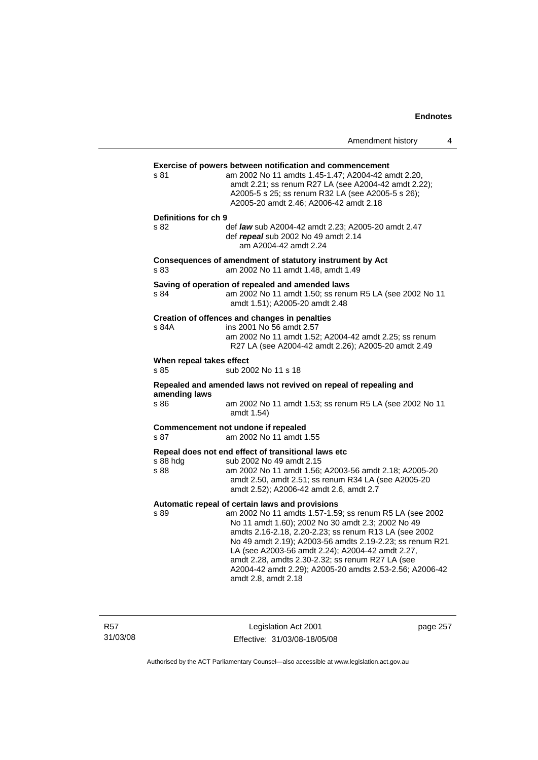**Exercise of powers between notification and commencement**

s 81 am 2002 No 11 amdts 1.45-1.47; A2004-42 amdt 2.20, amdt 2.21; ss renum R27 LA (see A2004-42 amdt 2.22); A2005-5 s 25; ss renum R32 LA (see A2005-5 s 26); A2005-20 amdt 2.46; A2006-42 amdt 2.18

**Definitions for ch 9**

s 82 def ***law*** sub A2004-42 amdt 2.23; A2005-20 amdt 2.47
def ***repeal*** sub 2002 No 49 amdt 2.14
am A2004-42 amdt 2.24

**Consequences of amendment of statutory instrument by Act**

s 83 am 2002 No 11 amdt 1.48, amdt 1.49

**Saving of operation of repealed and amended laws**

s 84 am 2002 No 11 amdt 1.50; ss renum R5 LA (see 2002 No 11 amdt 1.51); A2005-20 amdt 2.48

**Creation of offences and changes in penalties**

s 84A ins 2001 No 56 amdt 2.57
am 2002 No 11 amdt 1.52; A2004-42 amdt 2.25; ss renum R27 LA (see A2004-42 amdt 2.26); A2005-20 amdt 2.49

**When repeal takes effect**

s 85 sub 2002 No 11 s 18

**Repealed and amended laws not revived on repeal of repealing and amending laws**

s 86 am 2002 No 11 amdt 1.53; ss renum R5 LA (see 2002 No 11 amdt 1.54)

**Commencement not undone if repealed**

s 87 am 2002 No 11 amdt 1.55

**Repeal does not end effect of transitional laws etc**

s 88 hdg sub 2002 No 49 amdt 2.15
s 88 am 2002 No 11 amdt 1.56; A2003-56 amdt 2.18; A2005-20 amdt 2.50, amdt 2.51; ss renum R34 LA (see A2005-20 amdt 2.52); A2006-42 amdt 2.6, amdt 2.7

**Automatic repeal of certain laws and provisions**

s 89 am 2002 No 11 amdts 1.57-1.59; ss renum R5 LA (see 2002 No 11 amdt 1.60); 2002 No 30 amdt 2.3; 2002 No 49 amdts 2.16-2.18, 2.20-2.23; ss renum R13 LA (see 2002 No 49 amdt 2.19); A2003-56 amdts 2.19-2.23; ss renum R21 LA (see A2003-56 amdt 2.24); A2004-42 amdt 2.27, amdt 2.28, amdts 2.30-2.32; ss renum R27 LA (see A2004-42 amdt 2.29); A2005-20 amdts 2.53-2.56; A2006-42 amdt 2.8, amdt 2.18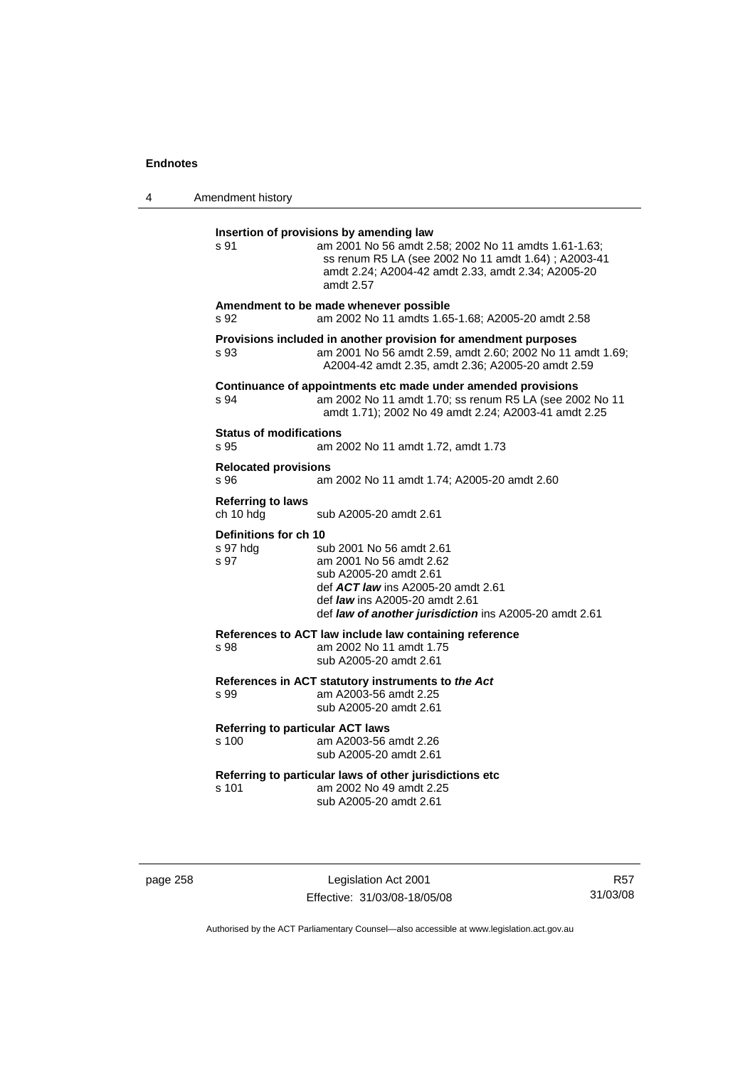**Insertion of provisions by amending law**

s 91 am 2001 No 56 amdt 2.58; 2002 No 11 amdts 1.61-1.63; ss renum R5 LA (see 2002 No 11 amdt 1.64) ; A2003-41 amdt 2.24; A2004-42 amdt 2.33, amdt 2.34; A2005-20 amdt 2.57

**Amendment to be made whenever possible**

s 92 am 2002 No 11 amdts 1.65-1.68; A2005-20 amdt 2.58

**Provisions included in another provision for amendment purposes**

s 93 am 2001 No 56 amdt 2.59, amdt 2.60; 2002 No 11 amdt 1.69; A2004-42 amdt 2.35, amdt 2.36; A2005-20 amdt 2.59

**Continuance of appointments etc made under amended provisions**

s 94 am 2002 No 11 amdt 1.70; ss renum R5 LA (see 2002 No 11 amdt 1.71); 2002 No 49 amdt 2.24; A2003-41 amdt 2.25

**Status of modifications**

s 95 am 2002 No 11 amdt 1.72, amdt 1.73

**Relocated provisions**

s 96 am 2002 No 11 amdt 1.74; A2005-20 amdt 2.60

**Referring to laws**

ch 10 hdg sub A2005-20 amdt 2.61

**Definitions for ch 10**

s 97 hdg sub 2001 No 56 amdt 2.61

s 97 am 2001 No 56 amdt 2.62
sub A2005-20 amdt 2.61
def ***ACT law*** ins A2005-20 amdt 2.61
def ***law*** ins A2005-20 amdt 2.61
def ***law of another jurisdiction*** ins A2005-20 amdt 2.61

**References to ACT law include law containing reference**

s 98 am 2002 No 11 amdt 1.75
sub A2005-20 amdt 2.61

**References in ACT statutory instruments to *the Act***

s 99 am A2003-56 amdt 2.25
sub A2005-20 amdt 2.61

**Referring to particular ACT laws**

s 100 am A2003-56 amdt 2.26
sub A2005-20 amdt 2.61

**Referring to particular laws of other jurisdictions etc**

s 101 am 2002 No 49 amdt 2.25
sub A2005-20 amdt 2.61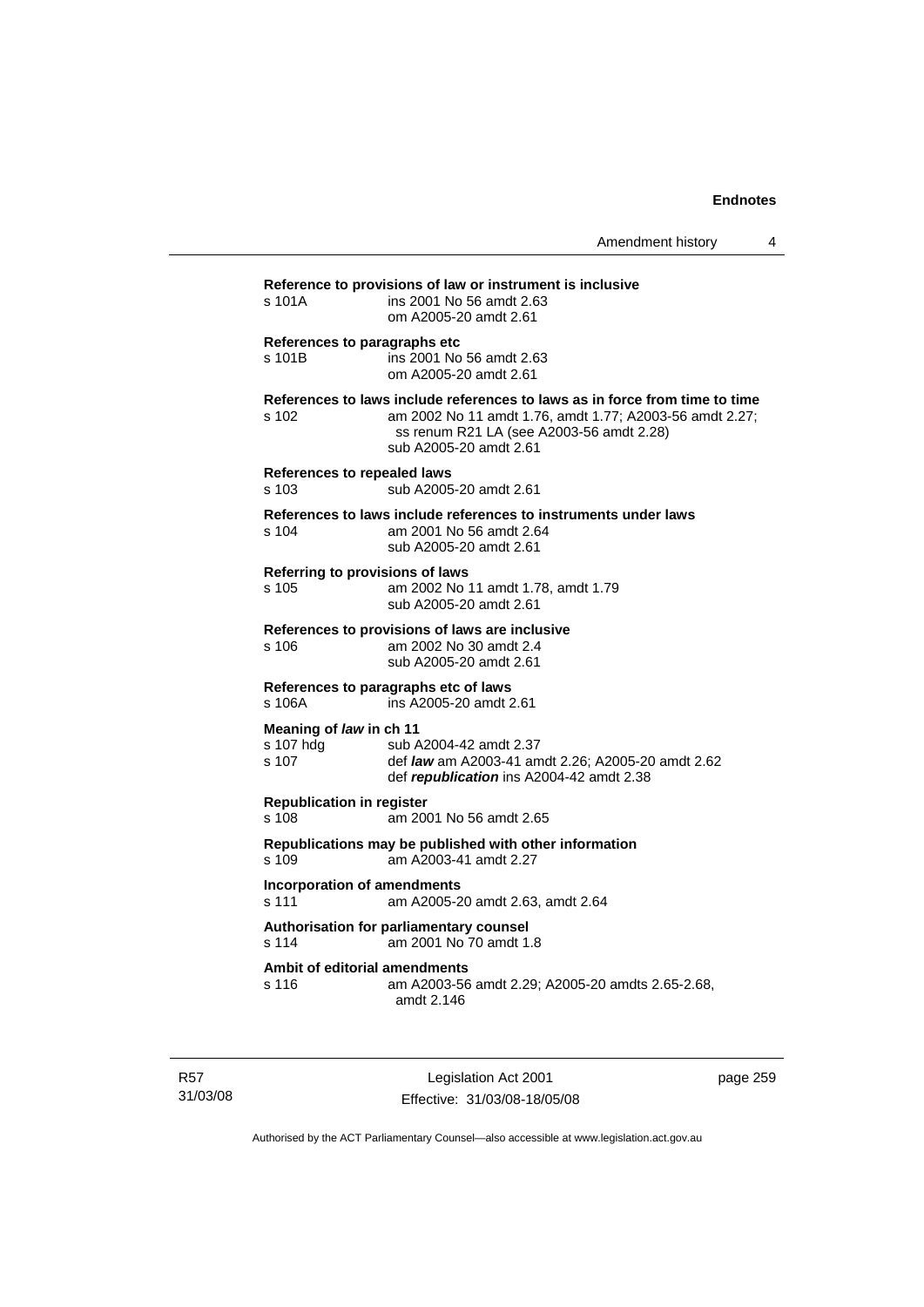**Reference to provisions of law or instrument is inclusive**

s 101A ins 2001 No 56 amdt 2.63
om A2005-20 amdt 2.61

**References to paragraphs etc**

s 101B ins 2001 No 56 amdt 2.63
om A2005-20 amdt 2.61

**References to laws include references to laws as in force from time to time**

s 102 am 2002 No 11 amdt 1.76, amdt 1.77; A2003-56 amdt 2.27; ss renum R21 LA (see A2003-56 amdt 2.28)
sub A2005-20 amdt 2.61

**References to repealed laws**

s 103 sub A2005-20 amdt 2.61

**References to laws include references to instruments under laws**

s 104 am 2001 No 56 amdt 2.64
sub A2005-20 amdt 2.61

**Referring to provisions of laws**

s 105 am 2002 No 11 amdt 1.78, amdt 1.79
sub A2005-20 amdt 2.61

**References to provisions of laws are inclusive**

s 106 am 2002 No 30 amdt 2.4
sub A2005-20 amdt 2.61

**References to paragraphs etc of laws**

s 106A ins A2005-20 amdt 2.61

**Meaning of *law* in ch 11**

s 107 hdg sub A2004-42 amdt 2.37
s 107 def ***law*** am A2003-41 amdt 2.26; A2005-20 amdt 2.62
def ***republication*** ins A2004-42 amdt 2.38

**Republication in register**

s 108 am 2001 No 56 amdt 2.65

**Republications may be published with other information**

s 109 am A2003-41 amdt 2.27

**Incorporation of amendments**

s 111 am A2005-20 amdt 2.63, amdt 2.64

**Authorisation for parliamentary counsel**

s 114 am 2001 No 70 amdt 1.8

**Ambit of editorial amendments**

s 116 am A2003-56 amdt 2.29; A2005-20 amdts 2.65-2.68, amdt 2.146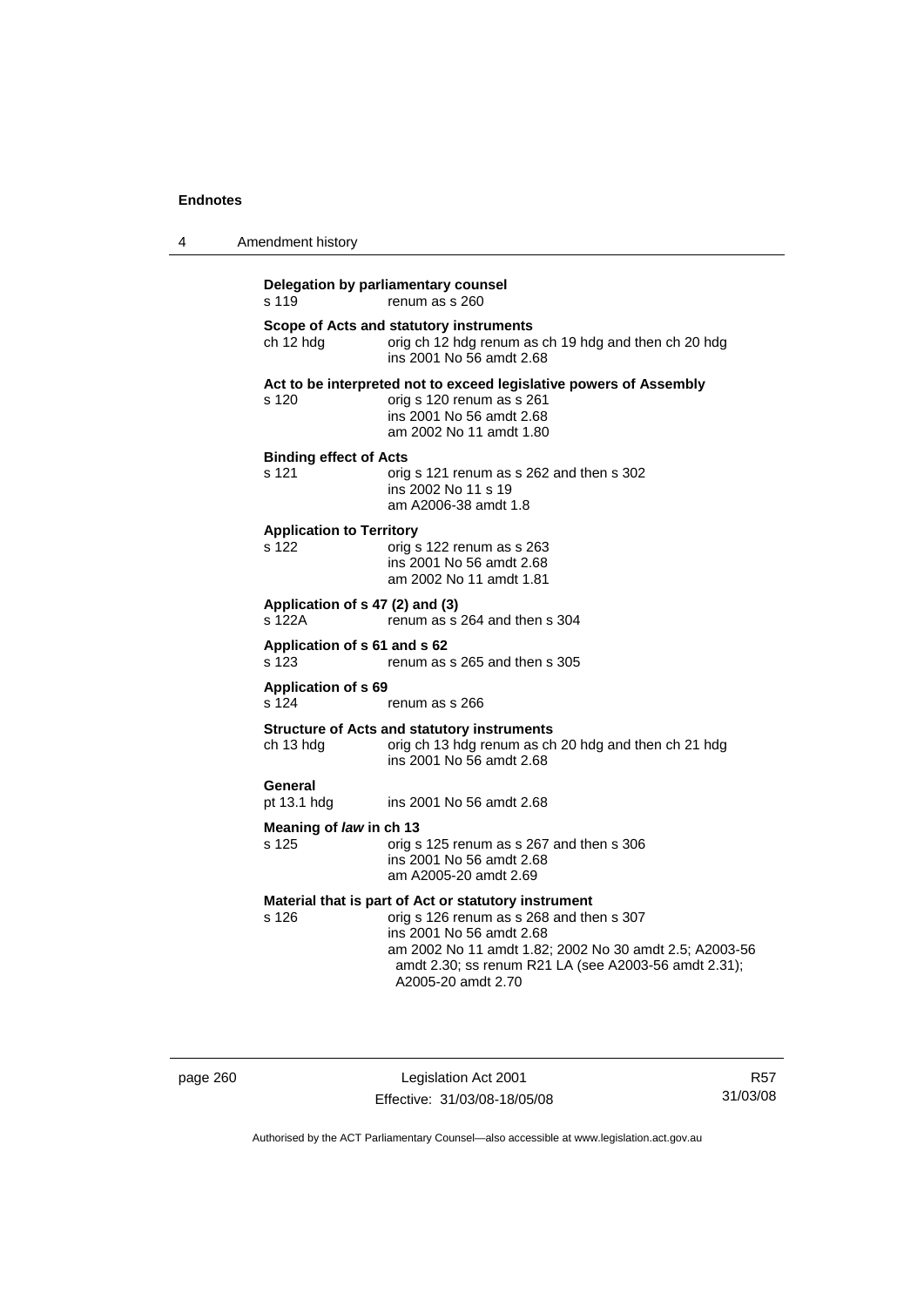**Delegation by parliamentary counsel**

s 119 renum as s 260

**Scope of Acts and statutory instruments**

ch 12 hdg orig ch 12 hdg renum as ch 19 hdg and then ch 20 hdg
ins 2001 No 56 amdt 2.68

**Act to be interpreted not to exceed legislative powers of Assembly**

s 120 orig s 120 renum as s 261
ins 2001 No 56 amdt 2.68
am 2002 No 11 amdt 1.80

**Binding effect of Acts**

s 121 orig s 121 renum as s 262 and then s 302
ins 2002 No 11 s 19
am A2006-38 amdt 1.8

**Application to Territory**

s 122 orig s 122 renum as s 263
ins 2001 No 56 amdt 2.68
am 2002 No 11 amdt 1.81

**Application of s 47 (2) and (3)**

s 122A renum as s 264 and then s 304

**Application of s 61 and s 62**

s 123 renum as s 265 and then s 305

**Application of s 69**

s 124 renum as s 266

**Structure of Acts and statutory instruments**

ch 13 hdg orig ch 13 hdg renum as ch 20 hdg and then ch 21 hdg
ins 2001 No 56 amdt 2.68

**General**

pt 13.1 hdg ins 2001 No 56 amdt 2.68

**Meaning of *law* in ch 13**

s 125 orig s 125 renum as s 267 and then s 306
ins 2001 No 56 amdt 2.68
am A2005-20 amdt 2.69

**Material that is part of Act or statutory instrument**

s 126 orig s 126 renum as s 268 and then s 307
ins 2001 No 56 amdt 2.68
am 2002 No 11 amdt 1.82; 2002 No 30 amdt 2.5; A2003-56 amdt 2.30; ss renum R21 LA (see A2003-56 amdt 2.31); A2005-20 amdt 2.70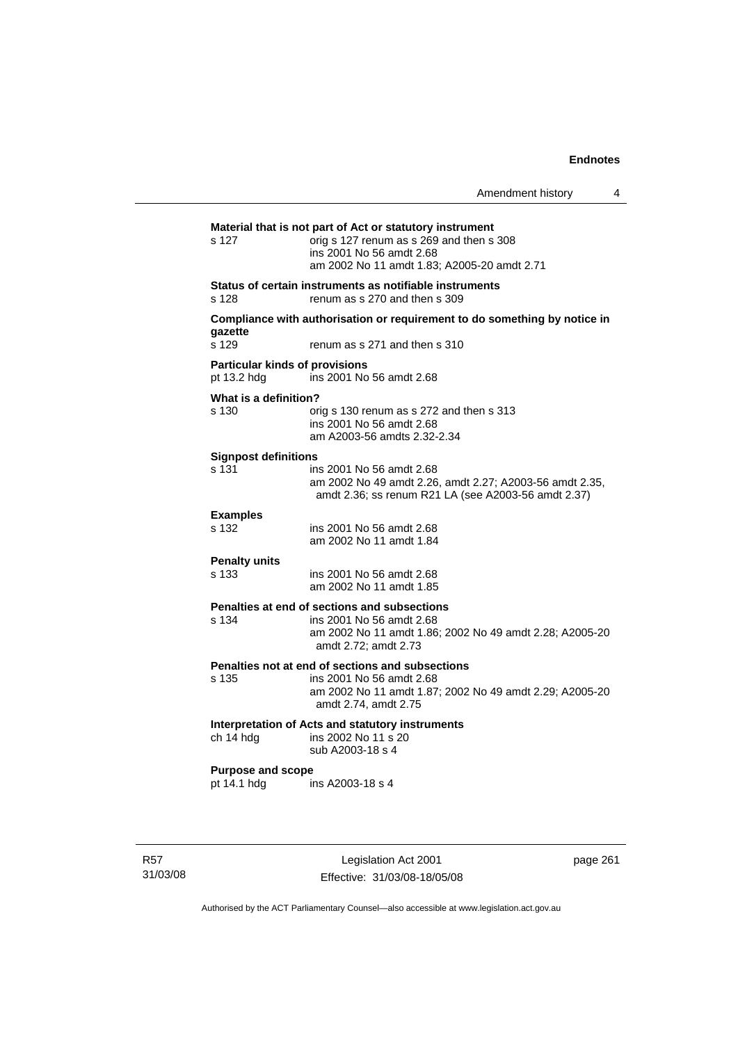**Material that is not part of Act or statutory instrument**

s 127 orig s 127 renum as s 269 and then s 308
ins 2001 No 56 amdt 2.68
am 2002 No 11 amdt 1.83; A2005-20 amdt 2.71

**Status of certain instruments as notifiable instruments**

s 128 renum as s 270 and then s 309

**Compliance with authorisation or requirement to do something by notice in gazette**

s 129 renum as s 271 and then s 310

**Particular kinds of provisions**

pt 13.2 hdg ins 2001 No 56 amdt 2.68

**What is a definition?**

s 130 orig s 130 renum as s 272 and then s 313
ins 2001 No 56 amdt 2.68
am A2003-56 amdts 2.32-2.34

**Signpost definitions**

s 131 ins 2001 No 56 amdt 2.68
am 2002 No 49 amdt 2.26, amdt 2.27; A2003-56 amdt 2.35, amdt 2.36; ss renum R21 LA (see A2003-56 amdt 2.37)

**Examples**

s 132 ins 2001 No 56 amdt 2.68
am 2002 No 11 amdt 1.84

**Penalty units**

s 133 ins 2001 No 56 amdt 2.68
am 2002 No 11 amdt 1.85

**Penalties at end of sections and subsections**

s 134 ins 2001 No 56 amdt 2.68
am 2002 No 11 amdt 1.86; 2002 No 49 amdt 2.28; A2005-20 amdt 2.72; amdt 2.73

**Penalties not at end of sections and subsections**

s 135 ins 2001 No 56 amdt 2.68
am 2002 No 11 amdt 1.87; 2002 No 49 amdt 2.29; A2005-20 amdt 2.74, amdt 2.75

**Interpretation of Acts and statutory instruments**

ch 14 hdg ins 2002 No 11 s 20
sub A2003-18 s 4

**Purpose and scope**

pt 14.1 hdg ins A2003-18 s 4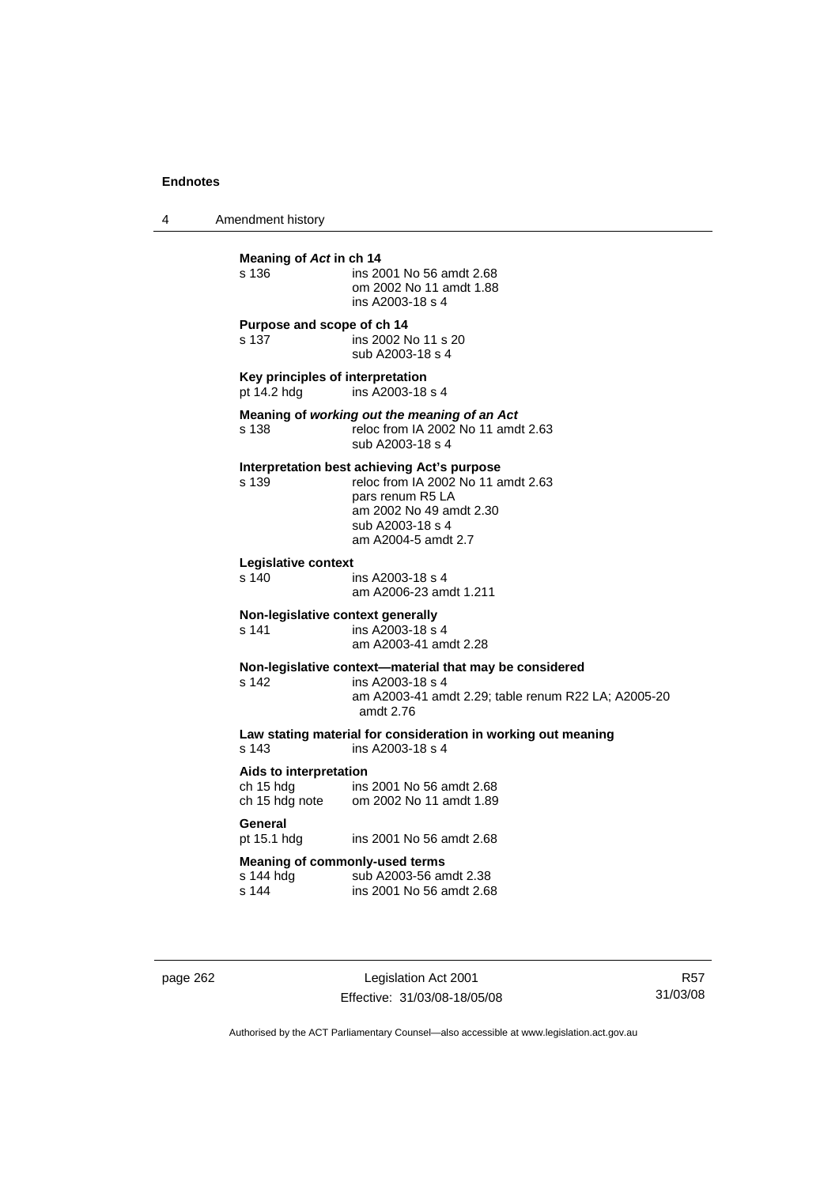**Meaning of *Act* in ch 14**

| | |
|---|---|
| s 136 | ins 2001 No 56 amdt 2.68<br>om 2002 No 11 amdt 1.88<br>ins A2003-18 s 4 |

**Purpose and scope of ch 14**

| | |
|---|---|
| s 137 | ins 2002 No 11 s 20<br>sub A2003-18 s 4 |

**Key principles of interpretation**

| | |
|---|---|
| pt 14.2 hdg | ins A2003-18 s 4 |

**Meaning of *working out the meaning of an Act***

| | |
|---|---|
| s 138 | reloc from IA 2002 No 11 amdt 2.63<br>sub A2003-18 s 4 |

**Interpretation best achieving Act's purpose**

| | |
|---|---|
| s 139 | reloc from IA 2002 No 11 amdt 2.63<br>pars renum R5 LA<br>am 2002 No 49 amdt 2.30<br>sub A2003-18 s 4<br>am A2004-5 amdt 2.7 |

**Legislative context**

| | |
|---|---|
| s 140 | ins A2003-18 s 4<br>am A2006-23 amdt 1.211 |

**Non-legislative context generally**

| | |
|---|---|
| s 141 | ins A2003-18 s 4<br>am A2003-41 amdt 2.28 |

**Non-legislative context—material that may be considered**

| | |
|---|---|
| s 142 | ins A2003-18 s 4<br>am A2003-41 amdt 2.29; table renum R22 LA; A2005-20 amdt 2.76 |

**Law stating material for consideration in working out meaning**

| | |
|---|---|
| s 143 | ins A2003-18 s 4 |

**Aids to interpretation**

| | |
|---|---|
| ch 15 hdg | ins 2001 No 56 amdt 2.68 |
| ch 15 hdg note | om 2002 No 11 amdt 1.89 |

**General**

| | |
|---|---|
| pt 15.1 hdg | ins 2001 No 56 amdt 2.68 |

**Meaning of commonly-used terms**

| | |
|---|---|
| s 144 hdg | sub A2003-56 amdt 2.38 |
| s 144 | ins 2001 No 56 amdt 2.68 |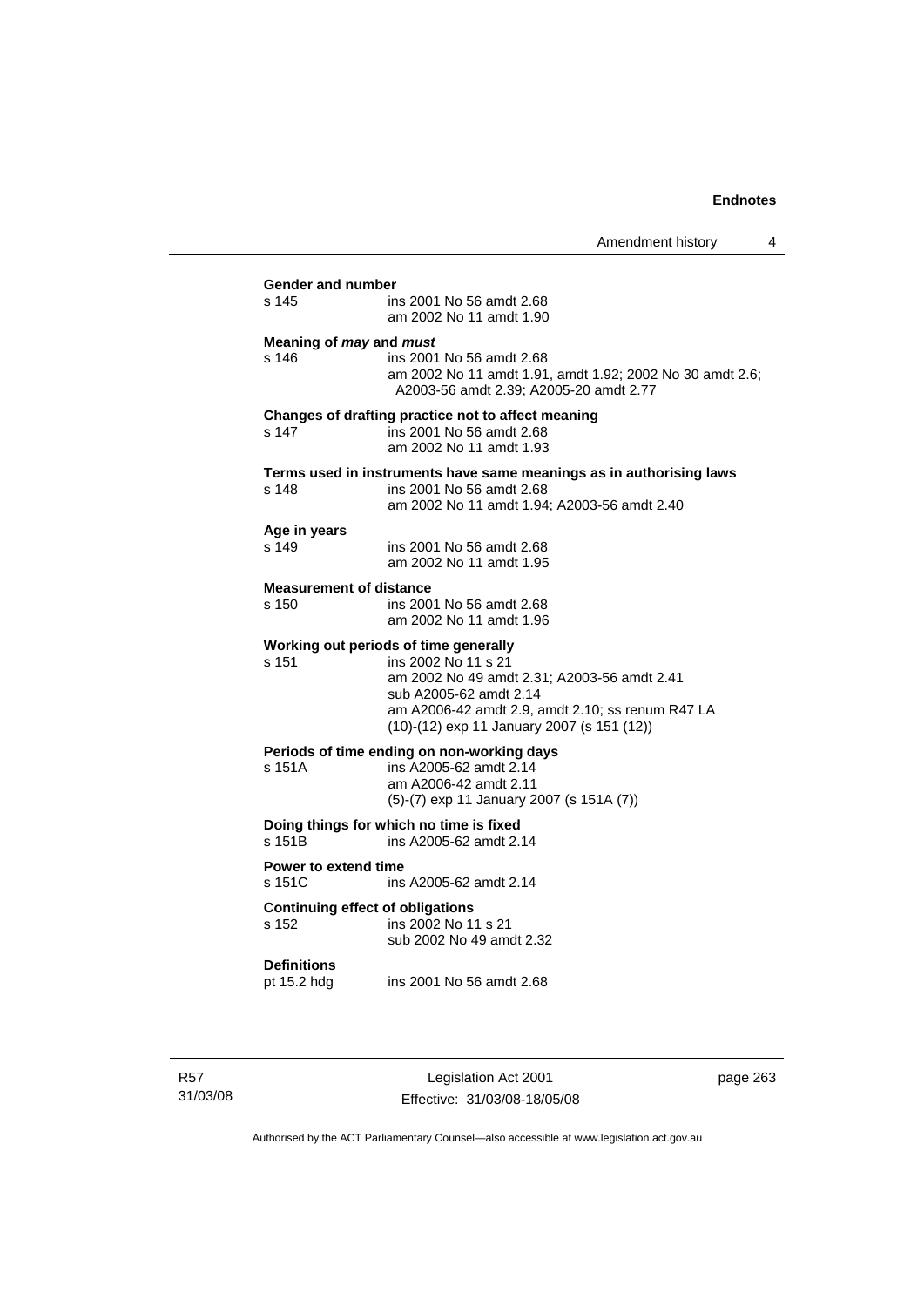**Gender and number**

s 145 ins 2001 No 56 amdt 2.68
am 2002 No 11 amdt 1.90

**Meaning of *may* and *must***

s 146 ins 2001 No 56 amdt 2.68
am 2002 No 11 amdt 1.91, amdt 1.92; 2002 No 30 amdt 2.6; A2003-56 amdt 2.39; A2005-20 amdt 2.77

**Changes of drafting practice not to affect meaning**

s 147 ins 2001 No 56 amdt 2.68
am 2002 No 11 amdt 1.93

**Terms used in instruments have same meanings as in authorising laws**

s 148 ins 2001 No 56 amdt 2.68
am 2002 No 11 amdt 1.94; A2003-56 amdt 2.40

**Age in years**

s 149 ins 2001 No 56 amdt 2.68
am 2002 No 11 amdt 1.95

**Measurement of distance**

s 150 ins 2001 No 56 amdt 2.68
am 2002 No 11 amdt 1.96

**Working out periods of time generally**

s 151 ins 2002 No 11 s 21
am 2002 No 49 amdt 2.31; A2003-56 amdt 2.41
sub A2005-62 amdt 2.14
am A2006-42 amdt 2.9, amdt 2.10; ss renum R47 LA
(10)-(12) exp 11 January 2007 (s 151 (12))

**Periods of time ending on non-working days**

s 151A ins A2005-62 amdt 2.14
am A2006-42 amdt 2.11
(5)-(7) exp 11 January 2007 (s 151A (7))

**Doing things for which no time is fixed**

s 151B ins A2005-62 amdt 2.14

**Power to extend time**

s 151C ins A2005-62 amdt 2.14

**Continuing effect of obligations**

s 152 ins 2002 No 11 s 21
sub 2002 No 49 amdt 2.32

**Definitions**

pt 15.2 hdg ins 2001 No 56 amdt 2.68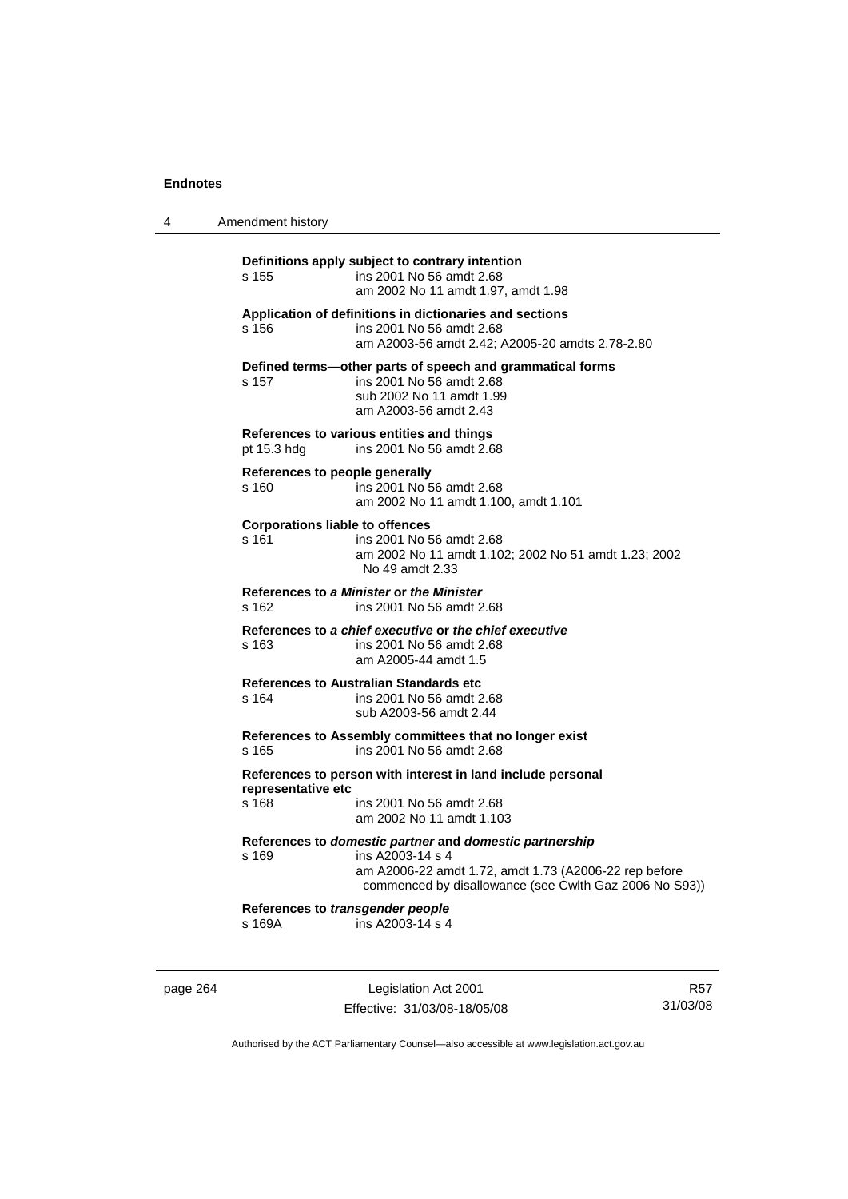**Definitions apply subject to contrary intention**

s 155 ins 2001 No 56 amdt 2.68
am 2002 No 11 amdt 1.97, amdt 1.98

**Application of definitions in dictionaries and sections**

s 156 ins 2001 No 56 amdt 2.68
am A2003-56 amdt 2.42; A2005-20 amdts 2.78-2.80

**Defined terms—other parts of speech and grammatical forms**

s 157 ins 2001 No 56 amdt 2.68
sub 2002 No 11 amdt 1.99
am A2003-56 amdt 2.43

**References to various entities and things**

pt 15.3 hdg ins 2001 No 56 amdt 2.68

**References to people generally**

s 160 ins 2001 No 56 amdt 2.68
am 2002 No 11 amdt 1.100, amdt 1.101

**Corporations liable to offences**

s 161 ins 2001 No 56 amdt 2.68
am 2002 No 11 amdt 1.102; 2002 No 51 amdt 1.23; 2002 No 49 amdt 2.33

**References to *a Minister* or *the Minister***

s 162 ins 2001 No 56 amdt 2.68

**References to *a chief executive* or *the chief executive***

s 163 ins 2001 No 56 amdt 2.68
am A2005-44 amdt 1.5

**References to Australian Standards etc**

s 164 ins 2001 No 56 amdt 2.68
sub A2003-56 amdt 2.44

**References to Assembly committees that no longer exist**

s 165 ins 2001 No 56 amdt 2.68

**References to person with interest in land include personal representative etc**

s 168 ins 2001 No 56 amdt 2.68
am 2002 No 11 amdt 1.103

**References to *domestic partner* and *domestic partnership***

s 169 ins A2003-14 s 4
am A2006-22 amdt 1.72, amdt 1.73 (A2006-22 rep before commenced by disallowance (see Cwlth Gaz 2006 No S93))

**References to *transgender people***

s 169A ins A2003-14 s 4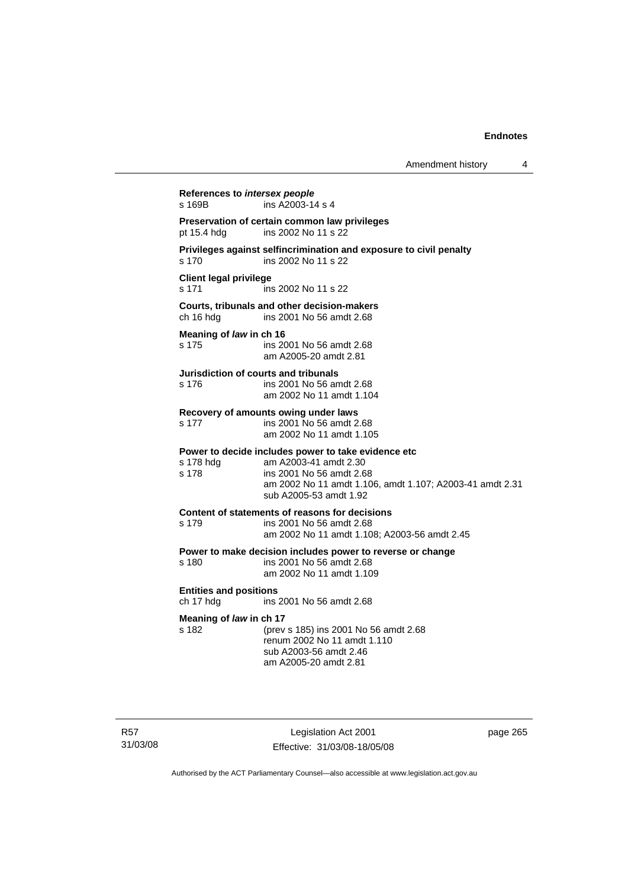**References to *intersex people***
s 169B ins A2003-14 s 4

**Preservation of certain common law privileges**
pt 15.4 hdg ins 2002 No 11 s 22

**Privileges against selfincrimination and exposure to civil penalty**
s 170 ins 2002 No 11 s 22

**Client legal privilege**
s 171 ins 2002 No 11 s 22

**Courts, tribunals and other decision-makers**
ch 16 hdg ins 2001 No 56 amdt 2.68

**Meaning of *law* in ch 16**
s 175 ins 2001 No 56 amdt 2.68
am A2005-20 amdt 2.81

**Jurisdiction of courts and tribunals**
s 176 ins 2001 No 56 amdt 2.68
am 2002 No 11 amdt 1.104

**Recovery of amounts owing under laws**
s 177 ins 2001 No 56 amdt 2.68
am 2002 No 11 amdt 1.105

**Power to decide includes power to take evidence etc**
s 178 hdg am A2003-41 amdt 2.30
s 178 ins 2001 No 56 amdt 2.68
am 2002 No 11 amdt 1.106, amdt 1.107; A2003-41 amdt 2.31
sub A2005-53 amdt 1.92

**Content of statements of reasons for decisions**
s 179 ins 2001 No 56 amdt 2.68
am 2002 No 11 amdt 1.108; A2003-56 amdt 2.45

**Power to make decision includes power to reverse or change**
s 180 ins 2001 No 56 amdt 2.68
am 2002 No 11 amdt 1.109

**Entities and positions**
ch 17 hdg ins 2001 No 56 amdt 2.68

**Meaning of *law* in ch 17**
s 182 (prev s 185) ins 2001 No 56 amdt 2.68
renum 2002 No 11 amdt 1.110
sub A2003-56 amdt 2.46
am A2005-20 amdt 2.81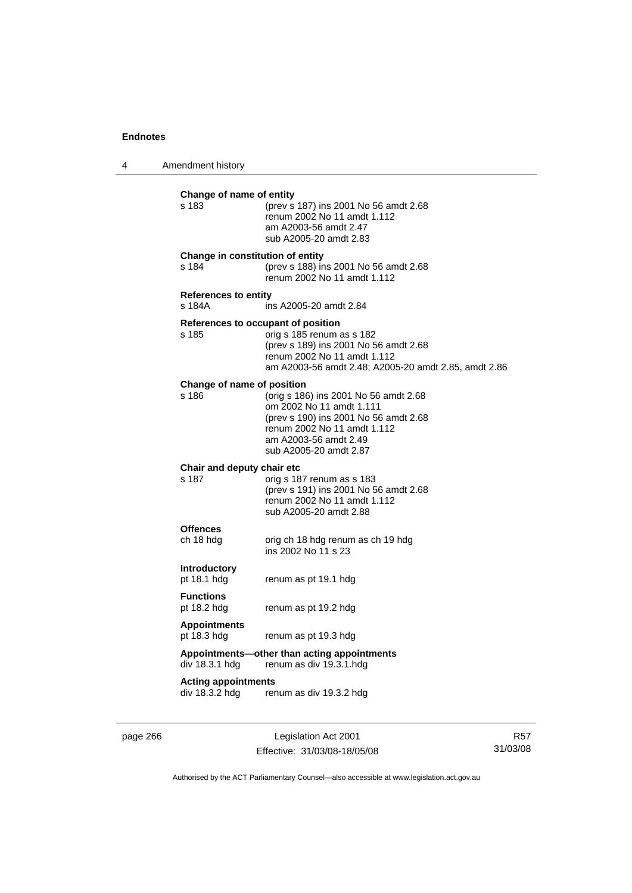**Change of name of entity**

s 183 (prev s 187) ins 2001 No 56 amdt 2.68
renum 2002 No 11 amdt 1.112
am A2003-56 amdt 2.47
sub A2005-20 amdt 2.83

**Change in constitution of entity**

s 184 (prev s 188) ins 2001 No 56 amdt 2.68
renum 2002 No 11 amdt 1.112

**References to entity**

s 184A ins A2005-20 amdt 2.84

**References to occupant of position**

s 185 orig s 185 renum as s 182
(prev s 189) ins 2001 No 56 amdt 2.68
renum 2002 No 11 amdt 1.112
am A2003-56 amdt 2.48; A2005-20 amdt 2.85, amdt 2.86

**Change of name of position**

s 186 (orig s 186) ins 2001 No 56 amdt 2.68
om 2002 No 11 amdt 1.111
(prev s 190) ins 2001 No 56 amdt 2.68
renum 2002 No 11 amdt 1.112
am A2003-56 amdt 2.49
sub A2005-20 amdt 2.87

**Chair and deputy chair etc**

s 187 orig s 187 renum as s 183
(prev s 191) ins 2001 No 56 amdt 2.68
renum 2002 No 11 amdt 1.112
sub A2005-20 amdt 2.88

**Offences**

ch 18 hdg orig ch 18 hdg renum as ch 19 hdg
ins 2002 No 11 s 23

**Introductory**

pt 18.1 hdg renum as pt 19.1 hdg

**Functions**

pt 18.2 hdg renum as pt 19.2 hdg

**Appointments**

pt 18.3 hdg renum as pt 19.3 hdg

**Appointments—other than acting appointments**

div 18.3.1 hdg renum as div 19.3.1.hdg

**Acting appointments**

div 18.3.2 hdg renum as div 19.3.2 hdg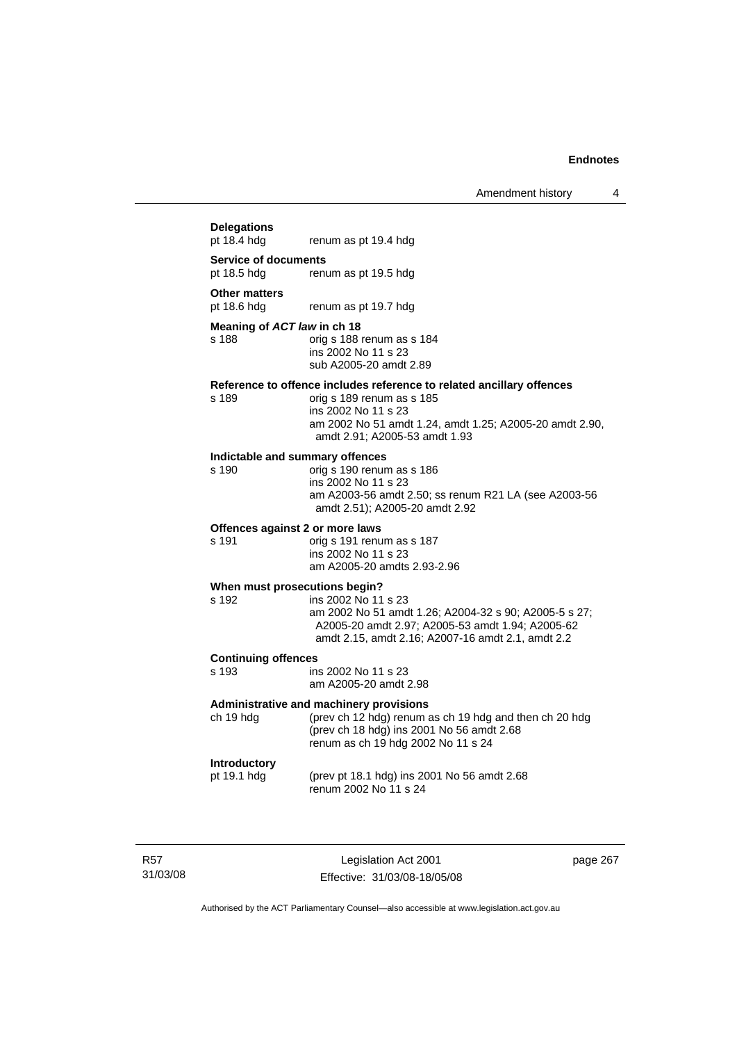**Delegations**
pt 18.4 hdg	renum as pt 19.4 hdg

**Service of documents**
pt 18.5 hdg	renum as pt 19.5 hdg

**Other matters**
pt 18.6 hdg	renum as pt 19.7 hdg

**Meaning of *ACT law* in ch 18**
s 188	orig s 188 renum as s 184
ins 2002 No 11 s 23
sub A2005-20 amdt 2.89

**Reference to offence includes reference to related ancillary offences**
s 189	orig s 189 renum as s 185
ins 2002 No 11 s 23
am 2002 No 51 amdt 1.24, amdt 1.25; A2005-20 amdt 2.90, amdt 2.91; A2005-53 amdt 1.93

**Indictable and summary offences**
s 190	orig s 190 renum as s 186
ins 2002 No 11 s 23
am A2003-56 amdt 2.50; ss renum R21 LA (see A2003-56 amdt 2.51); A2005-20 amdt 2.92

**Offences against 2 or more laws**
s 191	orig s 191 renum as s 187
ins 2002 No 11 s 23
am A2005-20 amdts 2.93-2.96

**When must prosecutions begin?**
s 192	ins 2002 No 11 s 23
am 2002 No 51 amdt 1.26; A2004-32 s 90; A2005-5 s 27; A2005-20 amdt 2.97; A2005-53 amdt 1.94; A2005-62 amdt 2.15, amdt 2.16; A2007-16 amdt 2.1, amdt 2.2

**Continuing offences**
s 193	ins 2002 No 11 s 23
am A2005-20 amdt 2.98

**Administrative and machinery provisions**
ch 19 hdg	(prev ch 12 hdg) renum as ch 19 hdg and then ch 20 hdg
(prev ch 18 hdg) ins 2001 No 56 amdt 2.68
renum as ch 19 hdg 2002 No 11 s 24

**Introductory**
pt 19.1 hdg	(prev pt 18.1 hdg) ins 2001 No 56 amdt 2.68
renum 2002 No 11 s 24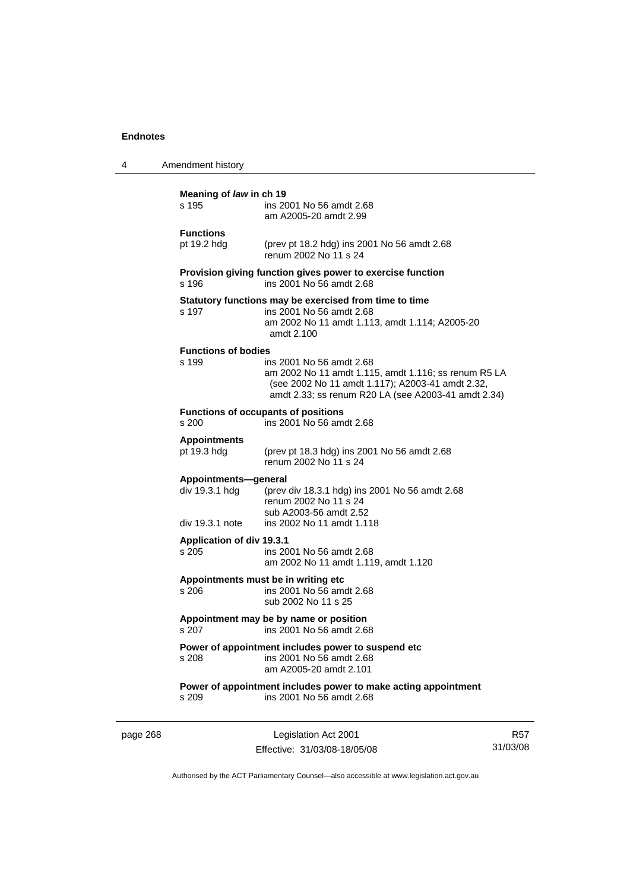**Meaning of *law* in ch 19**
s 195 ins 2001 No 56 amdt 2.68
am A2005-20 amdt 2.99

**Functions**
pt 19.2 hdg (prev pt 18.2 hdg) ins 2001 No 56 amdt 2.68
renum 2002 No 11 s 24

**Provision giving function gives power to exercise function**
s 196 ins 2001 No 56 amdt 2.68

**Statutory functions may be exercised from time to time**
s 197 ins 2001 No 56 amdt 2.68
am 2002 No 11 amdt 1.113, amdt 1.114; A2005-20 amdt 2.100

**Functions of bodies**
s 199 ins 2001 No 56 amdt 2.68
am 2002 No 11 amdt 1.115, amdt 1.116; ss renum R5 LA (see 2002 No 11 amdt 1.117); A2003-41 amdt 2.32, amdt 2.33; ss renum R20 LA (see A2003-41 amdt 2.34)

**Functions of occupants of positions**
s 200 ins 2001 No 56 amdt 2.68

**Appointments**
pt 19.3 hdg (prev pt 18.3 hdg) ins 2001 No 56 amdt 2.68
renum 2002 No 11 s 24

**Appointments—general**
div 19.3.1 hdg (prev div 18.3.1 hdg) ins 2001 No 56 amdt 2.68
renum 2002 No 11 s 24
sub A2003-56 amdt 2.52
div 19.3.1 note ins 2002 No 11 amdt 1.118

**Application of div 19.3.1**
s 205 ins 2001 No 56 amdt 2.68
am 2002 No 11 amdt 1.119, amdt 1.120

**Appointments must be in writing etc**
s 206 ins 2001 No 56 amdt 2.68
sub 2002 No 11 s 25

**Appointment may be by name or position**
s 207 ins 2001 No 56 amdt 2.68

**Power of appointment includes power to suspend etc**
s 208 ins 2001 No 56 amdt 2.68
am A2005-20 amdt 2.101

**Power of appointment includes power to make acting appointment**
s 209 ins 2001 No 56 amdt 2.68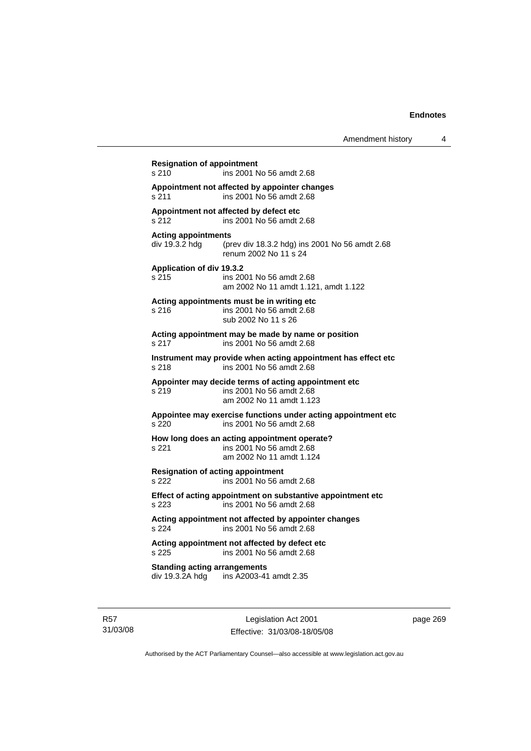**Resignation of appointment**
s 210 ins 2001 No 56 amdt 2.68

**Appointment not affected by appointer changes**
s 211 ins 2001 No 56 amdt 2.68

**Appointment not affected by defect etc**
s 212 ins 2001 No 56 amdt 2.68

**Acting appointments**
div 19.3.2 hdg (prev div 18.3.2 hdg) ins 2001 No 56 amdt 2.68
renum 2002 No 11 s 24

**Application of div 19.3.2**
s 215 ins 2001 No 56 amdt 2.68
am 2002 No 11 amdt 1.121, amdt 1.122

**Acting appointments must be in writing etc**
s 216 ins 2001 No 56 amdt 2.68
sub 2002 No 11 s 26

**Acting appointment may be made by name or position**
s 217 ins 2001 No 56 amdt 2.68

**Instrument may provide when acting appointment has effect etc**
s 218 ins 2001 No 56 amdt 2.68

**Appointer may decide terms of acting appointment etc**
s 219 ins 2001 No 56 amdt 2.68
am 2002 No 11 amdt 1.123

**Appointee may exercise functions under acting appointment etc**
s 220 ins 2001 No 56 amdt 2.68

**How long does an acting appointment operate?**
s 221 ins 2001 No 56 amdt 2.68
am 2002 No 11 amdt 1.124

**Resignation of acting appointment**
s 222 ins 2001 No 56 amdt 2.68

**Effect of acting appointment on substantive appointment etc**
s 223 ins 2001 No 56 amdt 2.68

**Acting appointment not affected by appointer changes**
s 224 ins 2001 No 56 amdt 2.68

**Acting appointment not affected by defect etc**
s 225 ins 2001 No 56 amdt 2.68

**Standing acting arrangements**
div 19.3.2A hdg ins A2003-41 amdt 2.35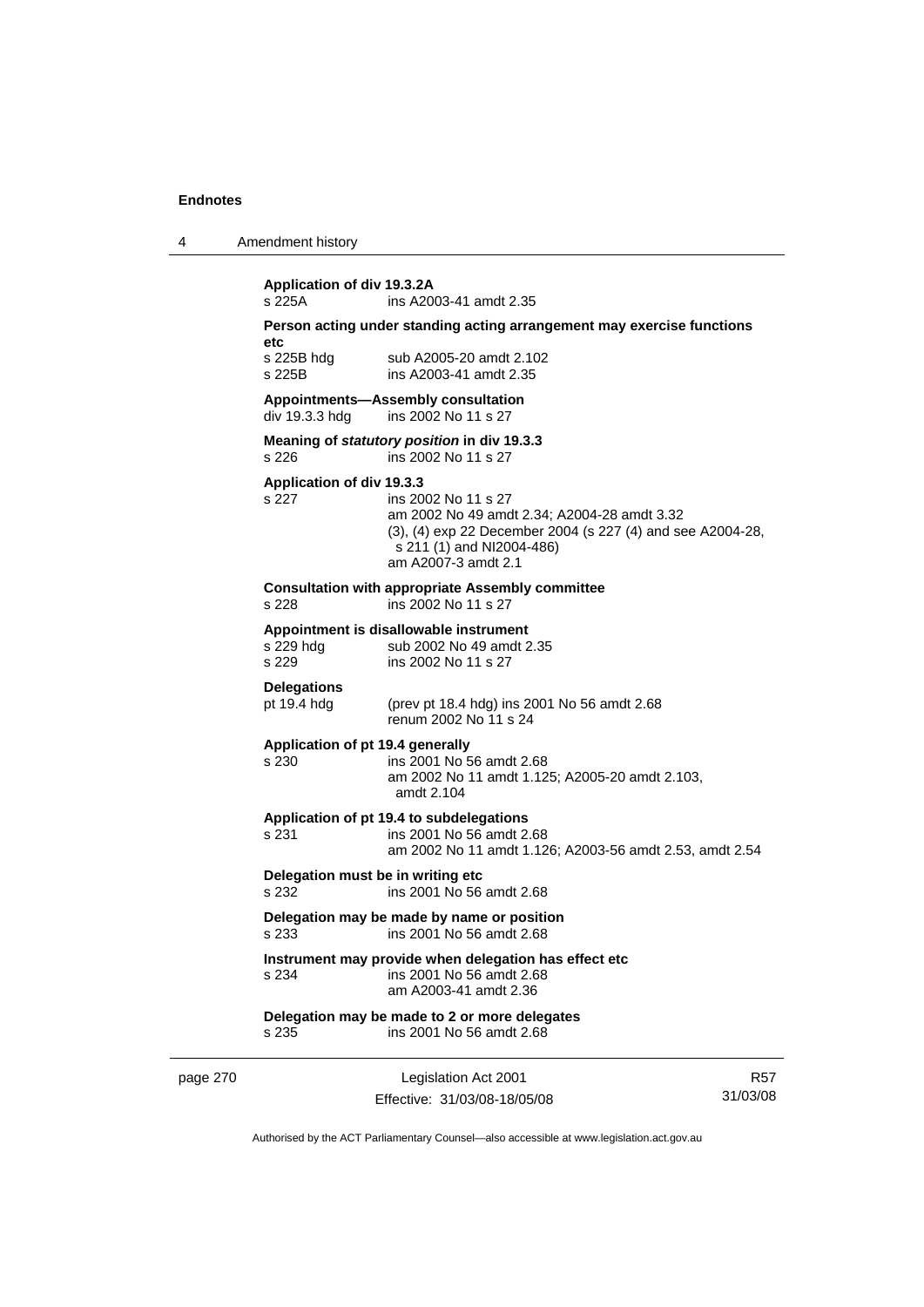**Application of div 19.3.2A**
s 225A ins A2003-41 amdt 2.35

**Person acting under standing acting arrangement may exercise functions etc**
s 225B hdg sub A2005-20 amdt 2.102
s 225B ins A2003-41 amdt 2.35

**Appointments—Assembly consultation**
div 19.3.3 hdg ins 2002 No 11 s 27

**Meaning of *statutory position* in div 19.3.3**
s 226 ins 2002 No 11 s 27

**Application of div 19.3.3**
s 227 ins 2002 No 11 s 27
am 2002 No 49 amdt 2.34; A2004-28 amdt 3.32
(3), (4) exp 22 December 2004 (s 227 (4) and see A2004-28, s 211 (1) and NI2004-486)
am A2007-3 amdt 2.1

**Consultation with appropriate Assembly committee**
s 228 ins 2002 No 11 s 27

**Appointment is disallowable instrument**
s 229 hdg sub 2002 No 49 amdt 2.35
s 229 ins 2002 No 11 s 27

**Delegations**
pt 19.4 hdg (prev pt 18.4 hdg) ins 2001 No 56 amdt 2.68
renum 2002 No 11 s 24

**Application of pt 19.4 generally**
s 230 ins 2001 No 56 amdt 2.68
am 2002 No 11 amdt 1.125; A2005-20 amdt 2.103, amdt 2.104

**Application of pt 19.4 to subdelegations**
s 231 ins 2001 No 56 amdt 2.68
am 2002 No 11 amdt 1.126; A2003-56 amdt 2.53, amdt 2.54

**Delegation must be in writing etc**
s 232 ins 2001 No 56 amdt 2.68

**Delegation may be made by name or position**
s 233 ins 2001 No 56 amdt 2.68

**Instrument may provide when delegation has effect etc**
s 234 ins 2001 No 56 amdt 2.68
am A2003-41 amdt 2.36

**Delegation may be made to 2 or more delegates**
s 235 ins 2001 No 56 amdt 2.68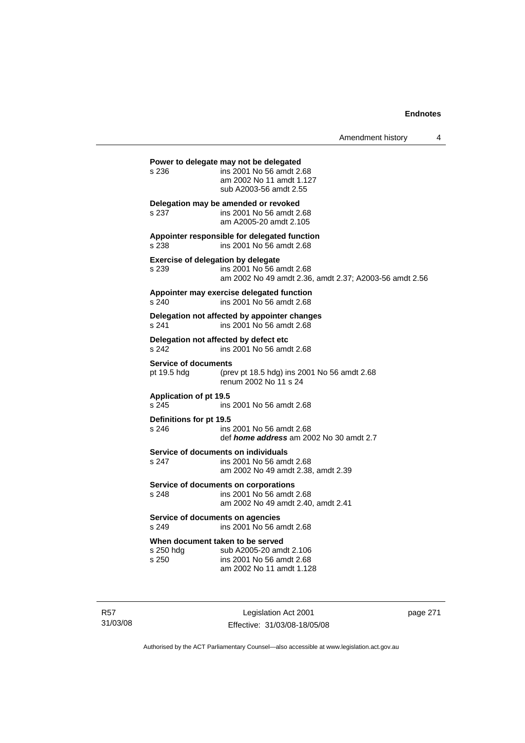**Power to delegate may not be delegated**

s 236 ins 2001 No 56 amdt 2.68
am 2002 No 11 amdt 1.127
sub A2003-56 amdt 2.55

**Delegation may be amended or revoked**

s 237 ins 2001 No 56 amdt 2.68
am A2005-20 amdt 2.105

**Appointer responsible for delegated function**

s 238 ins 2001 No 56 amdt 2.68

**Exercise of delegation by delegate**

s 239 ins 2001 No 56 amdt 2.68
am 2002 No 49 amdt 2.36, amdt 2.37; A2003-56 amdt 2.56

**Appointer may exercise delegated function**

s 240 ins 2001 No 56 amdt 2.68

**Delegation not affected by appointer changes**

s 241 ins 2001 No 56 amdt 2.68

**Delegation not affected by defect etc**

s 242 ins 2001 No 56 amdt 2.68

**Service of documents**

pt 19.5 hdg (prev pt 18.5 hdg) ins 2001 No 56 amdt 2.68
renum 2002 No 11 s 24

**Application of pt 19.5**

s 245 ins 2001 No 56 amdt 2.68

**Definitions for pt 19.5**

s 246 ins 2001 No 56 amdt 2.68
def ***home address*** am 2002 No 30 amdt 2.7

**Service of documents on individuals**

s 247 ins 2001 No 56 amdt 2.68
am 2002 No 49 amdt 2.38, amdt 2.39

**Service of documents on corporations**

s 248 ins 2001 No 56 amdt 2.68
am 2002 No 49 amdt 2.40, amdt 2.41

**Service of documents on agencies**

s 249 ins 2001 No 56 amdt 2.68

**When document taken to be served**

s 250 hdg sub A2005-20 amdt 2.106
s 250 ins 2001 No 56 amdt 2.68
am 2002 No 11 amdt 1.128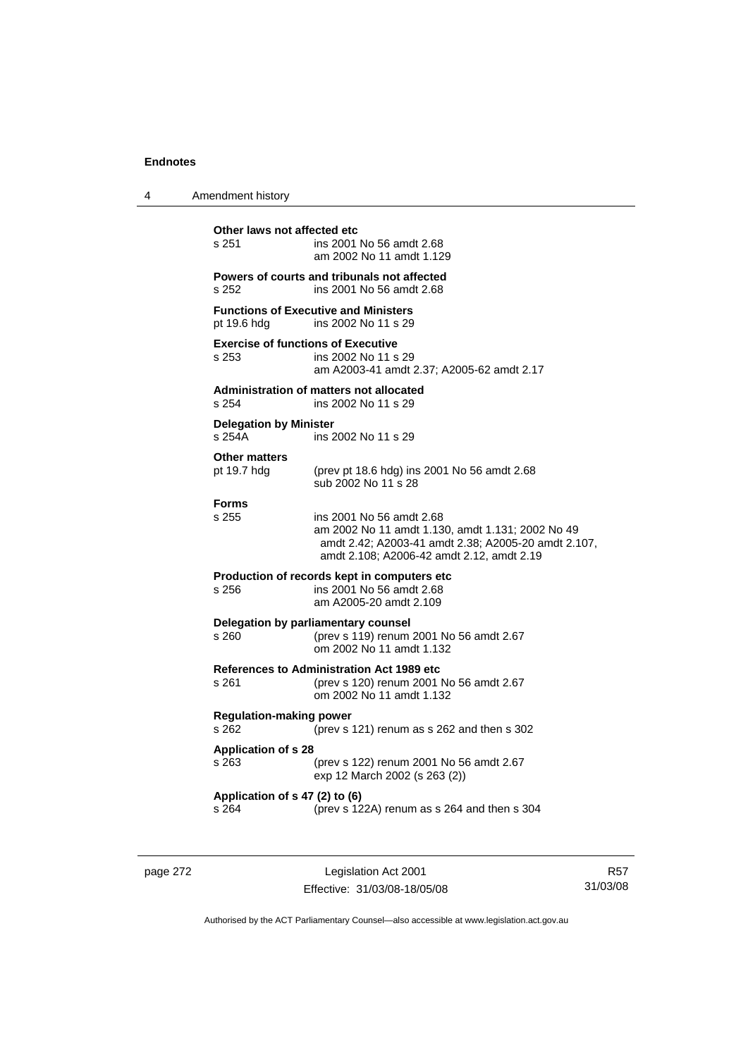**Other laws not affected etc**

| | |
|---|---|
| s 251 | ins 2001 No 56 amdt 2.68<br>am 2002 No 11 amdt 1.129 |

**Powers of courts and tribunals not affected**

| | |
|---|---|
| s 252 | ins 2001 No 56 amdt 2.68 |

**Functions of Executive and Ministers**

| | |
|---|---|
| pt 19.6 hdg | ins 2002 No 11 s 29 |

**Exercise of functions of Executive**

| | |
|---|---|
| s 253 | ins 2002 No 11 s 29<br>am A2003-41 amdt 2.37; A2005-62 amdt 2.17 |

**Administration of matters not allocated**

| | |
|---|---|
| s 254 | ins 2002 No 11 s 29 |

**Delegation by Minister**

| | |
|---|---|
| s 254A | ins 2002 No 11 s 29 |

**Other matters**

| | |
|---|---|
| pt 19.7 hdg | (prev pt 18.6 hdg) ins 2001 No 56 amdt 2.68<br>sub 2002 No 11 s 28 |

**Forms**

| | |
|---|---|
| s 255 | ins 2001 No 56 amdt 2.68<br>am 2002 No 11 amdt 1.130, amdt 1.131; 2002 No 49 amdt 2.42; A2003-41 amdt 2.38; A2005-20 amdt 2.107, amdt 2.108; A2006-42 amdt 2.12, amdt 2.19 |

**Production of records kept in computers etc**

| | |
|---|---|
| s 256 | ins 2001 No 56 amdt 2.68<br>am A2005-20 amdt 2.109 |

**Delegation by parliamentary counsel**

| | |
|---|---|
| s 260 | (prev s 119) renum 2001 No 56 amdt 2.67<br>om 2002 No 11 amdt 1.132 |

**References to Administration Act 1989 etc**

| | |
|---|---|
| s 261 | (prev s 120) renum 2001 No 56 amdt 2.67<br>om 2002 No 11 amdt 1.132 |

**Regulation-making power**

| | |
|---|---|
| s 262 | (prev s 121) renum as s 262 and then s 302 |

**Application of s 28**

| | |
|---|---|
| s 263 | (prev s 122) renum 2001 No 56 amdt 2.67<br>exp 12 March 2002 (s 263 (2)) |

**Application of s 47 (2) to (6)**

| | |
|---|---|
| s 264 | (prev s 122A) renum as s 264 and then s 304 |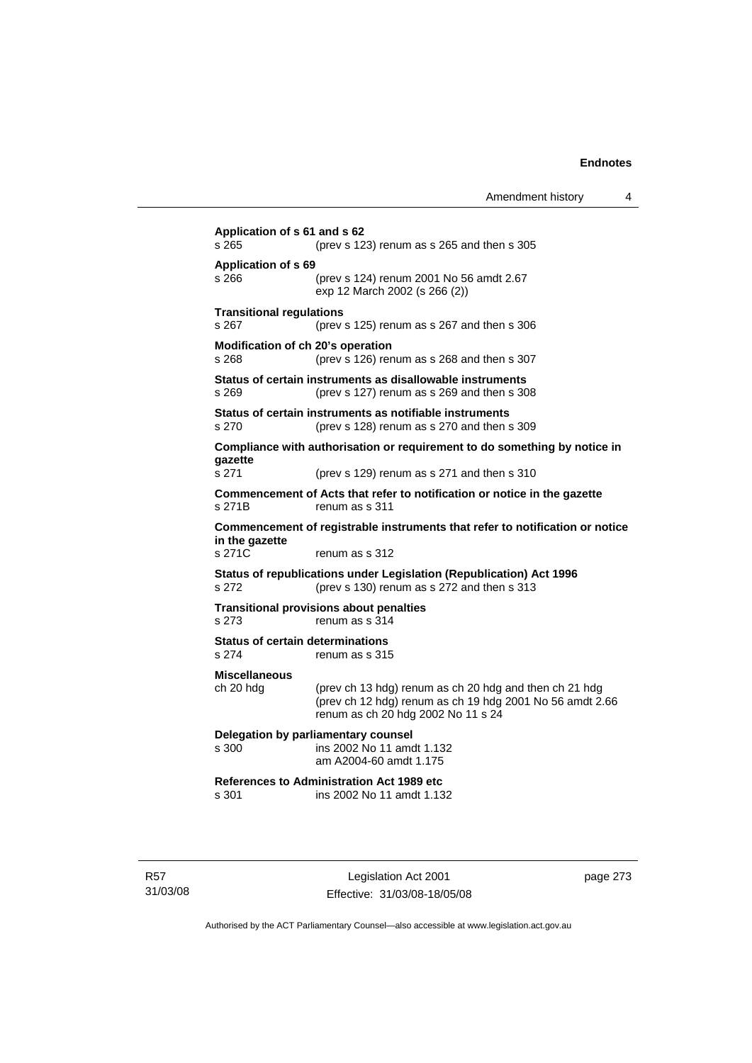**Application of s 61 and s 62**

s 265 (prev s 123) renum as s 265 and then s 305

**Application of s 69**

s 266 (prev s 124) renum 2001 No 56 amdt 2.67
exp 12 March 2002 (s 266 (2))

**Transitional regulations**

s 267 (prev s 125) renum as s 267 and then s 306

**Modification of ch 20's operation**

s 268 (prev s 126) renum as s 268 and then s 307

**Status of certain instruments as disallowable instruments**

s 269 (prev s 127) renum as s 269 and then s 308

**Status of certain instruments as notifiable instruments**

s 270 (prev s 128) renum as s 270 and then s 309

**Compliance with authorisation or requirement to do something by notice in gazette**

s 271 (prev s 129) renum as s 271 and then s 310

**Commencement of Acts that refer to notification or notice in the gazette**

s 271B renum as s 311

**Commencement of registrable instruments that refer to notification or notice in the gazette**

s 271C renum as s 312

**Status of republications under Legislation (Republication) Act 1996**

s 272 (prev s 130) renum as s 272 and then s 313

**Transitional provisions about penalties**

s 273 renum as s 314

**Status of certain determinations**

s 274 renum as s 315

**Miscellaneous**

ch 20 hdg (prev ch 13 hdg) renum as ch 20 hdg and then ch 21 hdg
(prev ch 12 hdg) renum as ch 19 hdg 2001 No 56 amdt 2.66
renum as ch 20 hdg 2002 No 11 s 24

**Delegation by parliamentary counsel**

s 300 ins 2002 No 11 amdt 1.132
am A2004-60 amdt 1.175

**References to Administration Act 1989 etc**

s 301 ins 2002 No 11 amdt 1.132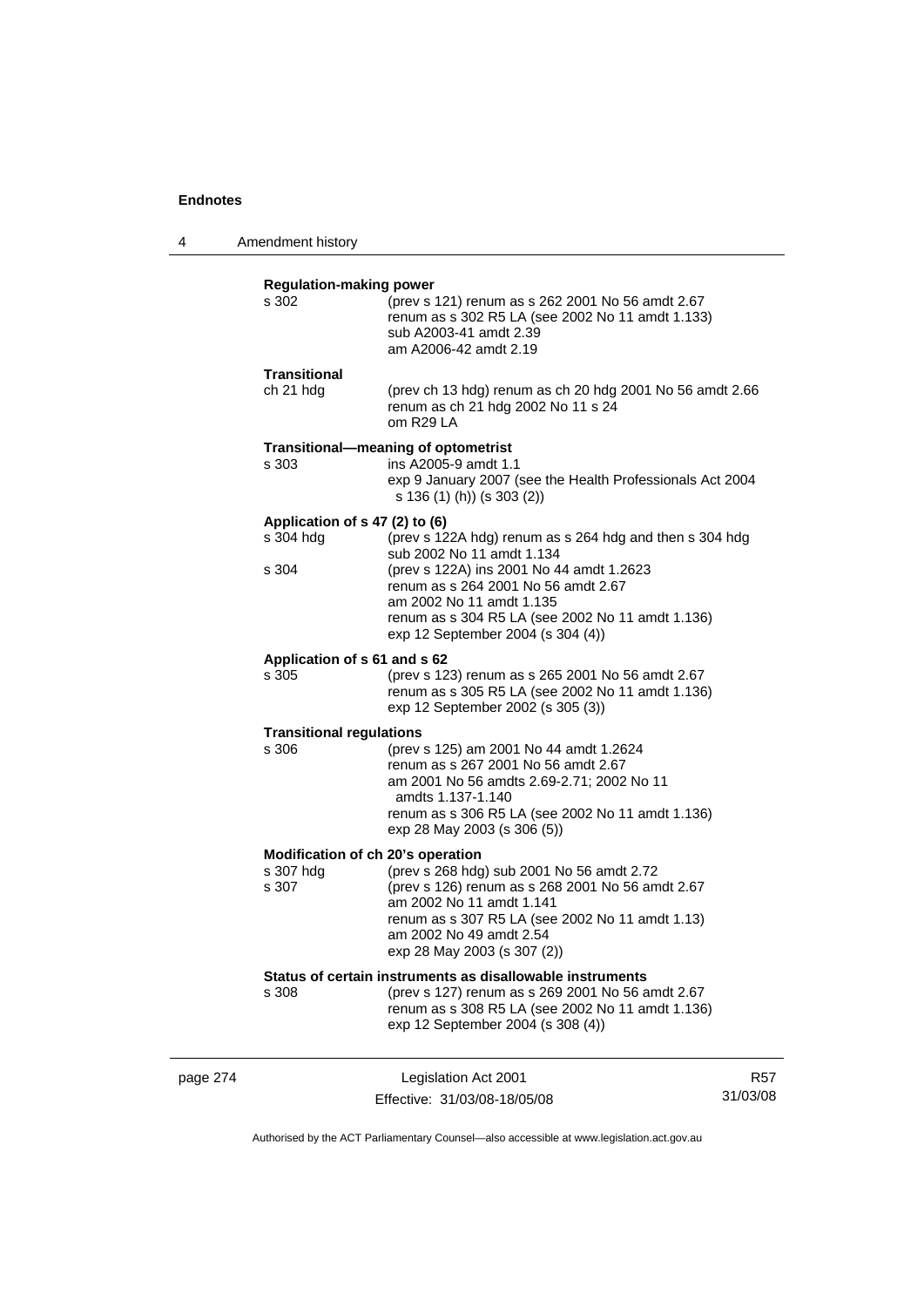**Regulation-making power**

s 302 — (prev s 121) renum as s 262 2001 No 56 amdt 2.67
renum as s 302 R5 LA (see 2002 No 11 amdt 1.133)
sub A2003-41 amdt 2.39
am A2006-42 amdt 2.19

**Transitional**

ch 21 hdg — (prev ch 13 hdg) renum as ch 20 hdg 2001 No 56 amdt 2.66
renum as ch 21 hdg 2002 No 11 s 24
om R29 LA

**Transitional—meaning of optometrist**

s 303 — ins A2005-9 amdt 1.1
exp 9 January 2007 (see the Health Professionals Act 2004 s 136 (1) (h)) (s 303 (2))

**Application of s 47 (2) to (6)**

s 304 hdg — (prev s 122A hdg) renum as s 264 hdg and then s 304 hdg
sub 2002 No 11 amdt 1.134

s 304 — (prev s 122A) ins 2001 No 44 amdt 1.2623
renum as s 264 2001 No 56 amdt 2.67
am 2002 No 11 amdt 1.135
renum as s 304 R5 LA (see 2002 No 11 amdt 1.136)
exp 12 September 2004 (s 304 (4))

**Application of s 61 and s 62**

s 305 — (prev s 123) renum as s 265 2001 No 56 amdt 2.67
renum as s 305 R5 LA (see 2002 No 11 amdt 1.136)
exp 12 September 2002 (s 305 (3))

**Transitional regulations**

s 306 — (prev s 125) am 2001 No 44 amdt 1.2624
renum as s 267 2001 No 56 amdt 2.67
am 2001 No 56 amdts 2.69-2.71; 2002 No 11 amdts 1.137-1.140
renum as s 306 R5 LA (see 2002 No 11 amdt 1.136)
exp 28 May 2003 (s 306 (5))

**Modification of ch 20's operation**

s 307 hdg — (prev s 268 hdg) sub 2001 No 56 amdt 2.72

s 307 — (prev s 126) renum as s 268 2001 No 56 amdt 2.67
am 2002 No 11 amdt 1.141
renum as s 307 R5 LA (see 2002 No 11 amdt 1.13)
am 2002 No 49 amdt 2.54
exp 28 May 2003 (s 307 (2))

**Status of certain instruments as disallowable instruments**

s 308 — (prev s 127) renum as s 269 2001 No 56 amdt 2.67
renum as s 308 R5 LA (see 2002 No 11 amdt 1.136)
exp 12 September 2004 (s 308 (4))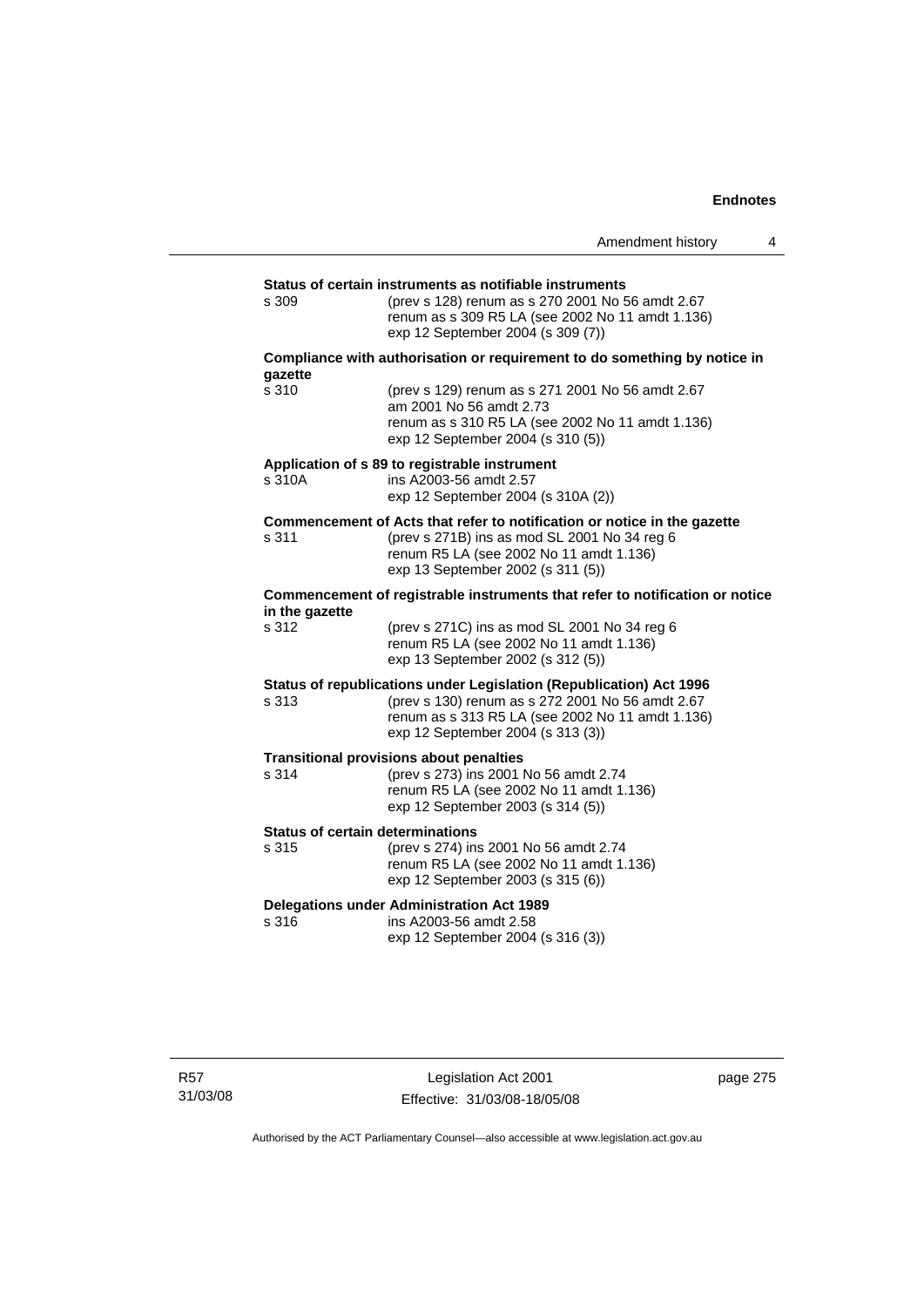**Status of certain instruments as notifiable instruments**

s 309 (prev s 128) renum as s 270 2001 No 56 amdt 2.67
renum as s 309 R5 LA (see 2002 No 11 amdt 1.136)
exp 12 September 2004 (s 309 (7))

**Compliance with authorisation or requirement to do something by notice in gazette**

s 310 (prev s 129) renum as s 271 2001 No 56 amdt 2.67
am 2001 No 56 amdt 2.73
renum as s 310 R5 LA (see 2002 No 11 amdt 1.136)
exp 12 September 2004 (s 310 (5))

**Application of s 89 to registrable instrument**

s 310A ins A2003-56 amdt 2.57
exp 12 September 2004 (s 310A (2))

**Commencement of Acts that refer to notification or notice in the gazette**

s 311 (prev s 271B) ins as mod SL 2001 No 34 reg 6
renum R5 LA (see 2002 No 11 amdt 1.136)
exp 13 September 2002 (s 311 (5))

**Commencement of registrable instruments that refer to notification or notice in the gazette**

s 312 (prev s 271C) ins as mod SL 2001 No 34 reg 6
renum R5 LA (see 2002 No 11 amdt 1.136)
exp 13 September 2002 (s 312 (5))

**Status of republications under Legislation (Republication) Act 1996**

s 313 (prev s 130) renum as s 272 2001 No 56 amdt 2.67
renum as s 313 R5 LA (see 2002 No 11 amdt 1.136)
exp 12 September 2004 (s 313 (3))

**Transitional provisions about penalties**

s 314 (prev s 273) ins 2001 No 56 amdt 2.74
renum R5 LA (see 2002 No 11 amdt 1.136)
exp 12 September 2003 (s 314 (5))

**Status of certain determinations**

s 315 (prev s 274) ins 2001 No 56 amdt 2.74
renum R5 LA (see 2002 No 11 amdt 1.136)
exp 12 September 2003 (s 315 (6))

**Delegations under Administration Act 1989**

s 316 ins A2003-56 amdt 2.58
exp 12 September 2004 (s 316 (3))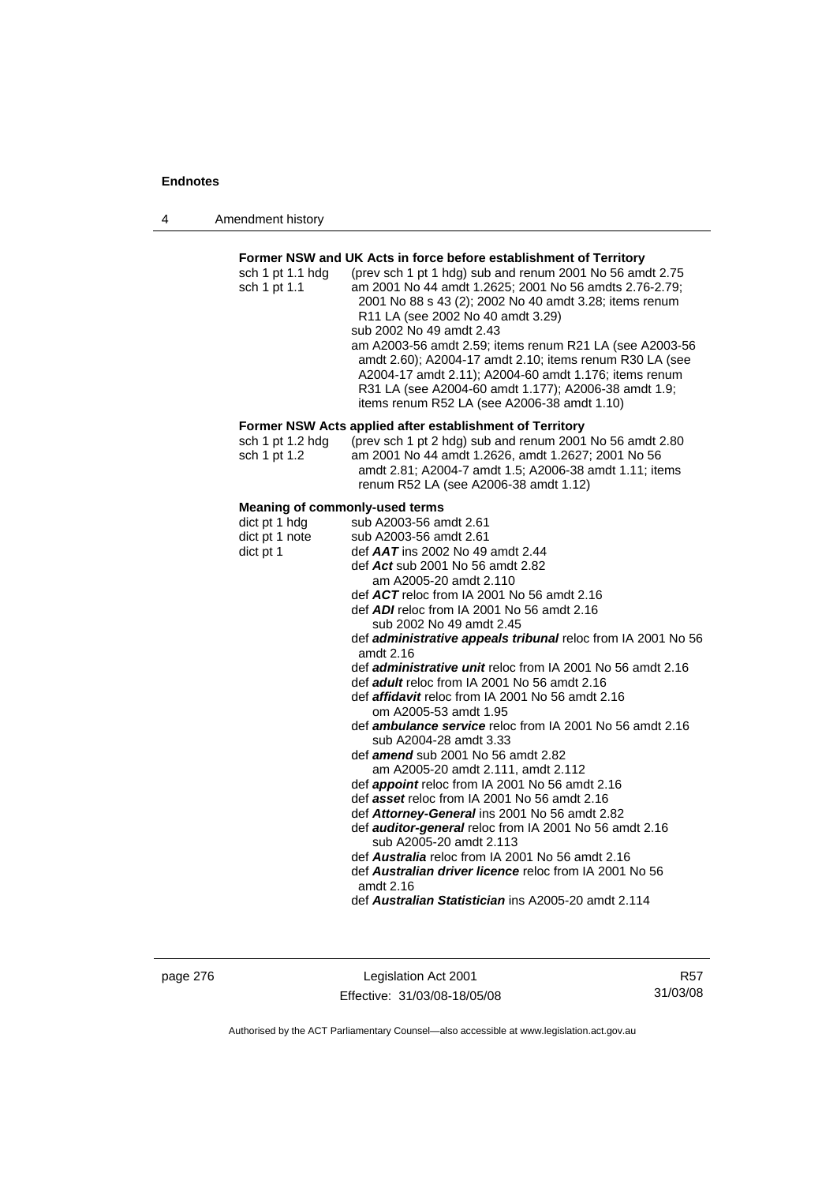### Former NSW and UK Acts in force before establishment of Territory

sch 1 pt 1.1 hdg (prev sch 1 pt 1 hdg) sub and renum 2001 No 56 amdt 2.75

sch 1 pt 1.1 am 2001 No 44 amdt 1.2625; 2001 No 56 amdts 2.76-2.79; 2001 No 88 s 43 (2); 2002 No 40 amdt 3.28; items renum R11 LA (see 2002 No 40 amdt 3.29)
sub 2002 No 49 amdt 2.43
am A2003-56 amdt 2.59; items renum R21 LA (see A2003-56 amdt 2.60); A2004-17 amdt 2.10; items renum R30 LA (see A2004-17 amdt 2.11); A2004-60 amdt 1.176; items renum R31 LA (see A2004-60 amdt 1.177); A2006-38 amdt 1.9; items renum R52 LA (see A2006-38 amdt 1.10)

### Former NSW Acts applied after establishment of Territory

sch 1 pt 1.2 hdg (prev sch 1 pt 2 hdg) sub and renum 2001 No 56 amdt 2.80

sch 1 pt 1.2 am 2001 No 44 amdt 1.2626, amdt 1.2627; 2001 No 56 amdt 2.81; A2004-7 amdt 1.5; A2006-38 amdt 1.11; items renum R52 LA (see A2006-38 amdt 1.12)

### Meaning of commonly-used terms

dict pt 1 hdg sub A2003-56 amdt 2.61

dict pt 1 note sub A2003-56 amdt 2.61

dict pt 1 def ***AAT*** ins 2002 No 49 amdt 2.44
def ***Act*** sub 2001 No 56 amdt 2.82
am A2005-20 amdt 2.110
def ***ACT*** reloc from IA 2001 No 56 amdt 2.16
def ***ADI*** reloc from IA 2001 No 56 amdt 2.16
sub 2002 No 49 amdt 2.45
def ***administrative appeals tribunal*** reloc from IA 2001 No 56 amdt 2.16
def ***administrative unit*** reloc from IA 2001 No 56 amdt 2.16
def ***adult*** reloc from IA 2001 No 56 amdt 2.16
def ***affidavit*** reloc from IA 2001 No 56 amdt 2.16
om A2005-53 amdt 1.95
def ***ambulance service*** reloc from IA 2001 No 56 amdt 2.16
sub A2004-28 amdt 3.33
def ***amend*** sub 2001 No 56 amdt 2.82
am A2005-20 amdt 2.111, amdt 2.112
def ***appoint*** reloc from IA 2001 No 56 amdt 2.16
def ***asset*** reloc from IA 2001 No 56 amdt 2.16
def ***Attorney-General*** ins 2001 No 56 amdt 2.82
def ***auditor-general*** reloc from IA 2001 No 56 amdt 2.16
sub A2005-20 amdt 2.113
def ***Australia*** reloc from IA 2001 No 56 amdt 2.16
def ***Australian driver licence*** reloc from IA 2001 No 56 amdt 2.16
def ***Australian Statistician*** ins A2005-20 amdt 2.114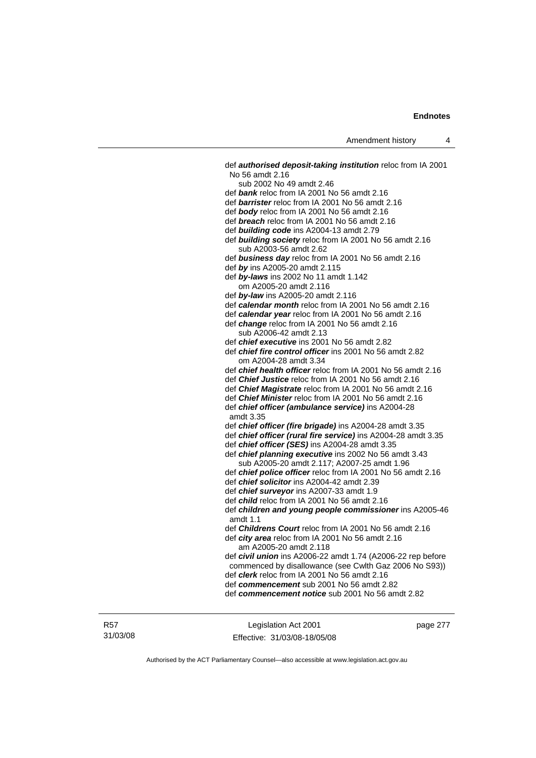def ***authorised deposit-taking institution*** reloc from IA 2001 No 56 amdt 2.16
    sub 2002 No 49 amdt 2.46
def ***bank*** reloc from IA 2001 No 56 amdt 2.16
def ***barrister*** reloc from IA 2001 No 56 amdt 2.16
def ***body*** reloc from IA 2001 No 56 amdt 2.16
def ***breach*** reloc from IA 2001 No 56 amdt 2.16
def ***building code*** ins A2004-13 amdt 2.79
def ***building society*** reloc from IA 2001 No 56 amdt 2.16
    sub A2003-56 amdt 2.62
def ***business day*** reloc from IA 2001 No 56 amdt 2.16
def ***by*** ins A2005-20 amdt 2.115
def ***by-laws*** ins 2002 No 11 amdt 1.142
    om A2005-20 amdt 2.116
def ***by-law*** ins A2005-20 amdt 2.116
def ***calendar month*** reloc from IA 2001 No 56 amdt 2.16
def ***calendar year*** reloc from IA 2001 No 56 amdt 2.16
def ***change*** reloc from IA 2001 No 56 amdt 2.16
    sub A2006-42 amdt 2.13
def ***chief executive*** ins 2001 No 56 amdt 2.82
def ***chief fire control officer*** ins 2001 No 56 amdt 2.82
    om A2004-28 amdt 3.34
def ***chief health officer*** reloc from IA 2001 No 56 amdt 2.16
def ***Chief Justice*** reloc from IA 2001 No 56 amdt 2.16
def ***Chief Magistrate*** reloc from IA 2001 No 56 amdt 2.16
def ***Chief Minister*** reloc from IA 2001 No 56 amdt 2.16
def ***chief officer (ambulance service)*** ins A2004-28 amdt 3.35
def ***chief officer (fire brigade)*** ins A2004-28 amdt 3.35
def ***chief officer (rural fire service)*** ins A2004-28 amdt 3.35
def ***chief officer (SES)*** ins A2004-28 amdt 3.35
def ***chief planning executive*** ins 2002 No 56 amdt 3.43
    sub A2005-20 amdt 2.117; A2007-25 amdt 1.96
def ***chief police officer*** reloc from IA 2001 No 56 amdt 2.16
def ***chief solicitor*** ins A2004-42 amdt 2.39
def ***chief surveyor*** ins A2007-33 amdt 1.9
def ***child*** reloc from IA 2001 No 56 amdt 2.16
def ***children and young people commissioner*** ins A2005-46 amdt 1.1
def ***Childrens Court*** reloc from IA 2001 No 56 amdt 2.16
def ***city area*** reloc from IA 2001 No 56 amdt 2.16
    am A2005-20 amdt 2.118
def ***civil union*** ins A2006-22 amdt 1.74 (A2006-22 rep before commenced by disallowance (see Cwlth Gaz 2006 No S93))
def ***clerk*** reloc from IA 2001 No 56 amdt 2.16
def ***commencement*** sub 2001 No 56 amdt 2.82
def ***commencement notice*** sub 2001 No 56 amdt 2.82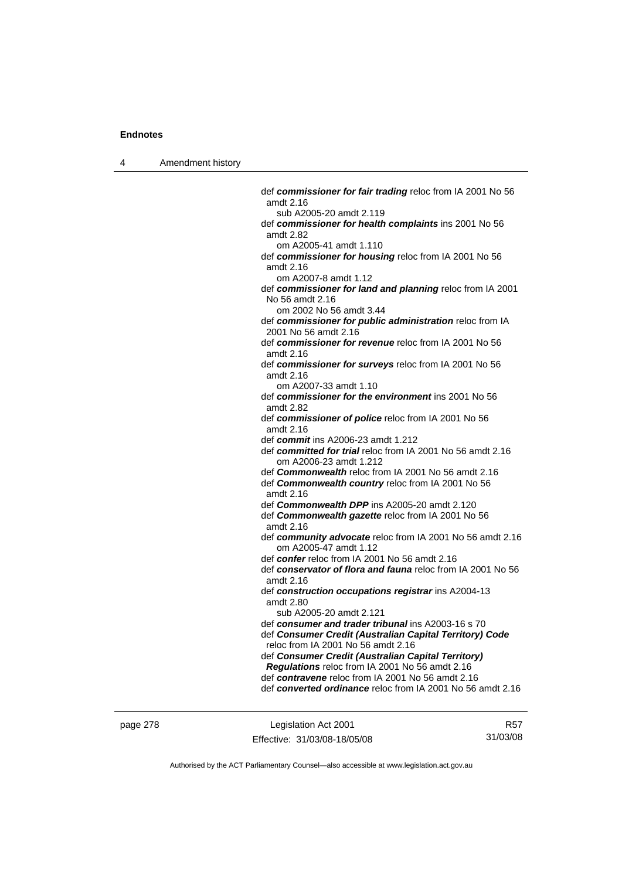def ***commissioner for fair trading*** reloc from IA 2001 No 56 amdt 2.16
  sub A2005-20 amdt 2.119

def ***commissioner for health complaints*** ins 2001 No 56 amdt 2.82
  om A2005-41 amdt 1.110

def ***commissioner for housing*** reloc from IA 2001 No 56 amdt 2.16
  om A2007-8 amdt 1.12

def ***commissioner for land and planning*** reloc from IA 2001 No 56 amdt 2.16
  om 2002 No 56 amdt 3.44

def ***commissioner for public administration*** reloc from IA 2001 No 56 amdt 2.16

def ***commissioner for revenue*** reloc from IA 2001 No 56 amdt 2.16

def ***commissioner for surveys*** reloc from IA 2001 No 56 amdt 2.16
  om A2007-33 amdt 1.10

def ***commissioner for the environment*** ins 2001 No 56 amdt 2.82

def ***commissioner of police*** reloc from IA 2001 No 56 amdt 2.16

def ***commit*** ins A2006-23 amdt 1.212

def ***committed for trial*** reloc from IA 2001 No 56 amdt 2.16
  om A2006-23 amdt 1.212

def ***Commonwealth*** reloc from IA 2001 No 56 amdt 2.16

def ***Commonwealth country*** reloc from IA 2001 No 56 amdt 2.16

def ***Commonwealth DPP*** ins A2005-20 amdt 2.120

def ***Commonwealth gazette*** reloc from IA 2001 No 56 amdt 2.16

def ***community advocate*** reloc from IA 2001 No 56 amdt 2.16
  om A2005-47 amdt 1.12

def ***confer*** reloc from IA 2001 No 56 amdt 2.16

def ***conservator of flora and fauna*** reloc from IA 2001 No 56 amdt 2.16

def ***construction occupations registrar*** ins A2004-13 amdt 2.80
  sub A2005-20 amdt 2.121

def ***consumer and trader tribunal*** ins A2003-16 s 70

def ***Consumer Credit (Australian Capital Territory) Code*** reloc from IA 2001 No 56 amdt 2.16

def ***Consumer Credit (Australian Capital Territory) Regulations*** reloc from IA 2001 No 56 amdt 2.16

def ***contravene*** reloc from IA 2001 No 56 amdt 2.16

def ***converted ordinance*** reloc from IA 2001 No 56 amdt 2.16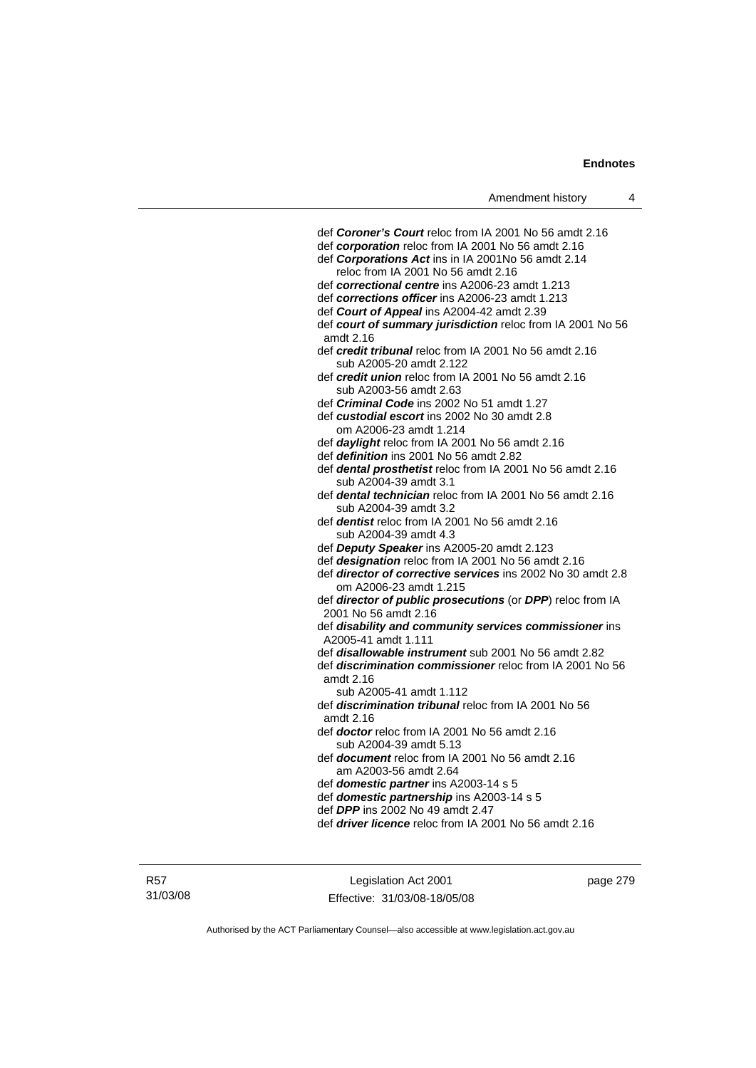def ***Coroner's Court*** reloc from IA 2001 No 56 amdt 2.16
def ***corporation*** reloc from IA 2001 No 56 amdt 2.16
def ***Corporations Act*** ins in IA 2001No 56 amdt 2.14
    reloc from IA 2001 No 56 amdt 2.16
def ***correctional centre*** ins A2006-23 amdt 1.213
def ***corrections officer*** ins A2006-23 amdt 1.213
def ***Court of Appeal*** ins A2004-42 amdt 2.39
def ***court of summary jurisdiction*** reloc from IA 2001 No 56 amdt 2.16
def ***credit tribunal*** reloc from IA 2001 No 56 amdt 2.16
    sub A2005-20 amdt 2.122
def ***credit union*** reloc from IA 2001 No 56 amdt 2.16
    sub A2003-56 amdt 2.63
def ***Criminal Code*** ins 2002 No 51 amdt 1.27
def ***custodial escort*** ins 2002 No 30 amdt 2.8
    om A2006-23 amdt 1.214
def ***daylight*** reloc from IA 2001 No 56 amdt 2.16
def ***definition*** ins 2001 No 56 amdt 2.82
def ***dental prosthetist*** reloc from IA 2001 No 56 amdt 2.16
    sub A2004-39 amdt 3.1
def ***dental technician*** reloc from IA 2001 No 56 amdt 2.16
    sub A2004-39 amdt 3.2
def ***dentist*** reloc from IA 2001 No 56 amdt 2.16
    sub A2004-39 amdt 4.3
def ***Deputy Speaker*** ins A2005-20 amdt 2.123
def ***designation*** reloc from IA 2001 No 56 amdt 2.16
def ***director of corrective services*** ins 2002 No 30 amdt 2.8
    om A2006-23 amdt 1.215
def ***director of public prosecutions*** (or ***DPP***) reloc from IA 2001 No 56 amdt 2.16
def ***disability and community services commissioner*** ins A2005-41 amdt 1.111
def ***disallowable instrument*** sub 2001 No 56 amdt 2.82
def ***discrimination commissioner*** reloc from IA 2001 No 56 amdt 2.16
    sub A2005-41 amdt 1.112
def ***discrimination tribunal*** reloc from IA 2001 No 56 amdt 2.16
def ***doctor*** reloc from IA 2001 No 56 amdt 2.16
    sub A2004-39 amdt 5.13
def ***document*** reloc from IA 2001 No 56 amdt 2.16
    am A2003-56 amdt 2.64
def ***domestic partner*** ins A2003-14 s 5
def ***domestic partnership*** ins A2003-14 s 5
def ***DPP*** ins 2002 No 49 amdt 2.47
def ***driver licence*** reloc from IA 2001 No 56 amdt 2.16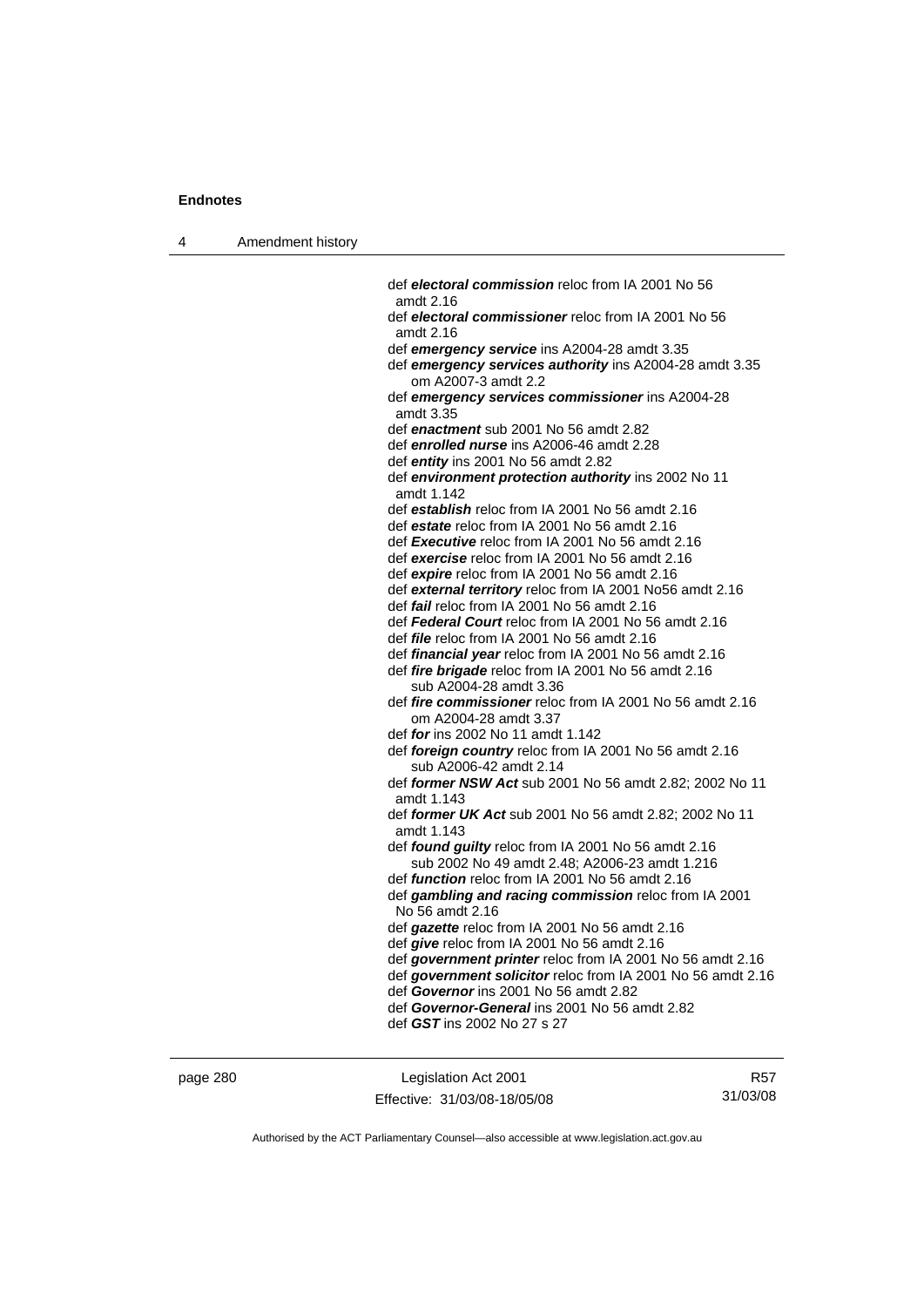def ***electoral commission*** reloc from IA 2001 No 56 amdt 2.16

def ***electoral commissioner*** reloc from IA 2001 No 56 amdt 2.16

def ***emergency service*** ins A2004-28 amdt 3.35

def ***emergency services authority*** ins A2004-28 amdt 3.35
  om A2007-3 amdt 2.2

def ***emergency services commissioner*** ins A2004-28 amdt 3.35

def ***enactment*** sub 2001 No 56 amdt 2.82

def ***enrolled nurse*** ins A2006-46 amdt 2.28

def ***entity*** ins 2001 No 56 amdt 2.82

def ***environment protection authority*** ins 2002 No 11 amdt 1.142

def ***establish*** reloc from IA 2001 No 56 amdt 2.16

def ***estate*** reloc from IA 2001 No 56 amdt 2.16

def ***Executive*** reloc from IA 2001 No 56 amdt 2.16

def ***exercise*** reloc from IA 2001 No 56 amdt 2.16

def ***expire*** reloc from IA 2001 No 56 amdt 2.16

def ***external territory*** reloc from IA 2001 No56 amdt 2.16

def ***fail*** reloc from IA 2001 No 56 amdt 2.16

def ***Federal Court*** reloc from IA 2001 No 56 amdt 2.16

def ***file*** reloc from IA 2001 No 56 amdt 2.16

def ***financial year*** reloc from IA 2001 No 56 amdt 2.16

def ***fire brigade*** reloc from IA 2001 No 56 amdt 2.16
  sub A2004-28 amdt 3.36

def ***fire commissioner*** reloc from IA 2001 No 56 amdt 2.16
  om A2004-28 amdt 3.37

def ***for*** ins 2002 No 11 amdt 1.142

def ***foreign country*** reloc from IA 2001 No 56 amdt 2.16
  sub A2006-42 amdt 2.14

def ***former NSW Act*** sub 2001 No 56 amdt 2.82; 2002 No 11 amdt 1.143

def ***former UK Act*** sub 2001 No 56 amdt 2.82; 2002 No 11 amdt 1.143

def ***found guilty*** reloc from IA 2001 No 56 amdt 2.16
  sub 2002 No 49 amdt 2.48; A2006-23 amdt 1.216

def ***function*** reloc from IA 2001 No 56 amdt 2.16

def ***gambling and racing commission*** reloc from IA 2001 No 56 amdt 2.16

def ***gazette*** reloc from IA 2001 No 56 amdt 2.16

def ***give*** reloc from IA 2001 No 56 amdt 2.16

def ***government printer*** reloc from IA 2001 No 56 amdt 2.16

def ***government solicitor*** reloc from IA 2001 No 56 amdt 2.16

def ***Governor*** ins 2001 No 56 amdt 2.82

def ***Governor-General*** ins 2001 No 56 amdt 2.82

def ***GST*** ins 2002 No 27 s 27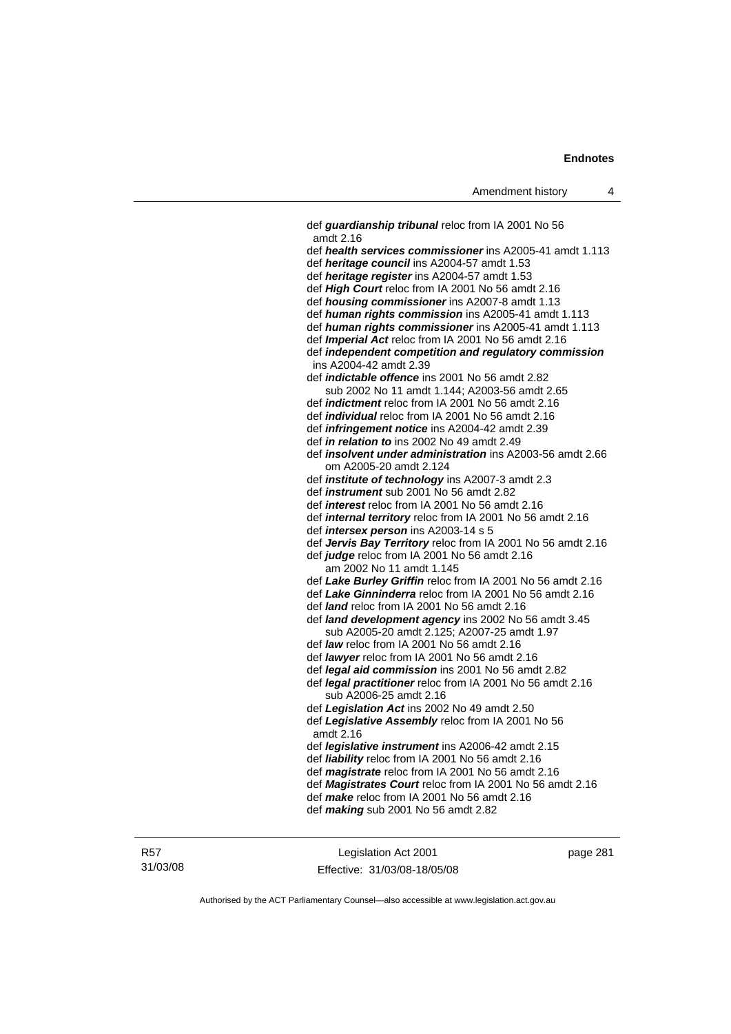def ***guardianship tribunal*** reloc from IA 2001 No 56 amdt 2.16

def ***health services commissioner*** ins A2005-41 amdt 1.113

def ***heritage council*** ins A2004-57 amdt 1.53

def ***heritage register*** ins A2004-57 amdt 1.53

def ***High Court*** reloc from IA 2001 No 56 amdt 2.16

def ***housing commissioner*** ins A2007-8 amdt 1.13

def ***human rights commission*** ins A2005-41 amdt 1.113

def ***human rights commissioner*** ins A2005-41 amdt 1.113

def ***Imperial Act*** reloc from IA 2001 No 56 amdt 2.16

def ***independent competition and regulatory commission*** ins A2004-42 amdt 2.39

def ***indictable offence*** ins 2001 No 56 amdt 2.82
  sub 2002 No 11 amdt 1.144; A2003-56 amdt 2.65

def ***indictment*** reloc from IA 2001 No 56 amdt 2.16

def ***individual*** reloc from IA 2001 No 56 amdt 2.16

def ***infringement notice*** ins A2004-42 amdt 2.39

def ***in relation to*** ins 2002 No 49 amdt 2.49

def ***insolvent under administration*** ins A2003-56 amdt 2.66
  om A2005-20 amdt 2.124

def ***institute of technology*** ins A2007-3 amdt 2.3

def ***instrument*** sub 2001 No 56 amdt 2.82

def ***interest*** reloc from IA 2001 No 56 amdt 2.16

def ***internal territory*** reloc from IA 2001 No 56 amdt 2.16

def ***intersex person*** ins A2003-14 s 5

def ***Jervis Bay Territory*** reloc from IA 2001 No 56 amdt 2.16

def ***judge*** reloc from IA 2001 No 56 amdt 2.16
  am 2002 No 11 amdt 1.145

def ***Lake Burley Griffin*** reloc from IA 2001 No 56 amdt 2.16

def ***Lake Ginninderra*** reloc from IA 2001 No 56 amdt 2.16

def ***land*** reloc from IA 2001 No 56 amdt 2.16

def ***land development agency*** ins 2002 No 56 amdt 3.45
  sub A2005-20 amdt 2.125; A2007-25 amdt 1.97

def ***law*** reloc from IA 2001 No 56 amdt 2.16

def ***lawyer*** reloc from IA 2001 No 56 amdt 2.16

def ***legal aid commission*** ins 2001 No 56 amdt 2.82

def ***legal practitioner*** reloc from IA 2001 No 56 amdt 2.16
  sub A2006-25 amdt 2.16

def ***Legislation Act*** ins 2002 No 49 amdt 2.50

def ***Legislative Assembly*** reloc from IA 2001 No 56 amdt 2.16

def ***legislative instrument*** ins A2006-42 amdt 2.15

def ***liability*** reloc from IA 2001 No 56 amdt 2.16

def ***magistrate*** reloc from IA 2001 No 56 amdt 2.16

def ***Magistrates Court*** reloc from IA 2001 No 56 amdt 2.16

def ***make*** reloc from IA 2001 No 56 amdt 2.16

def ***making*** sub 2001 No 56 amdt 2.82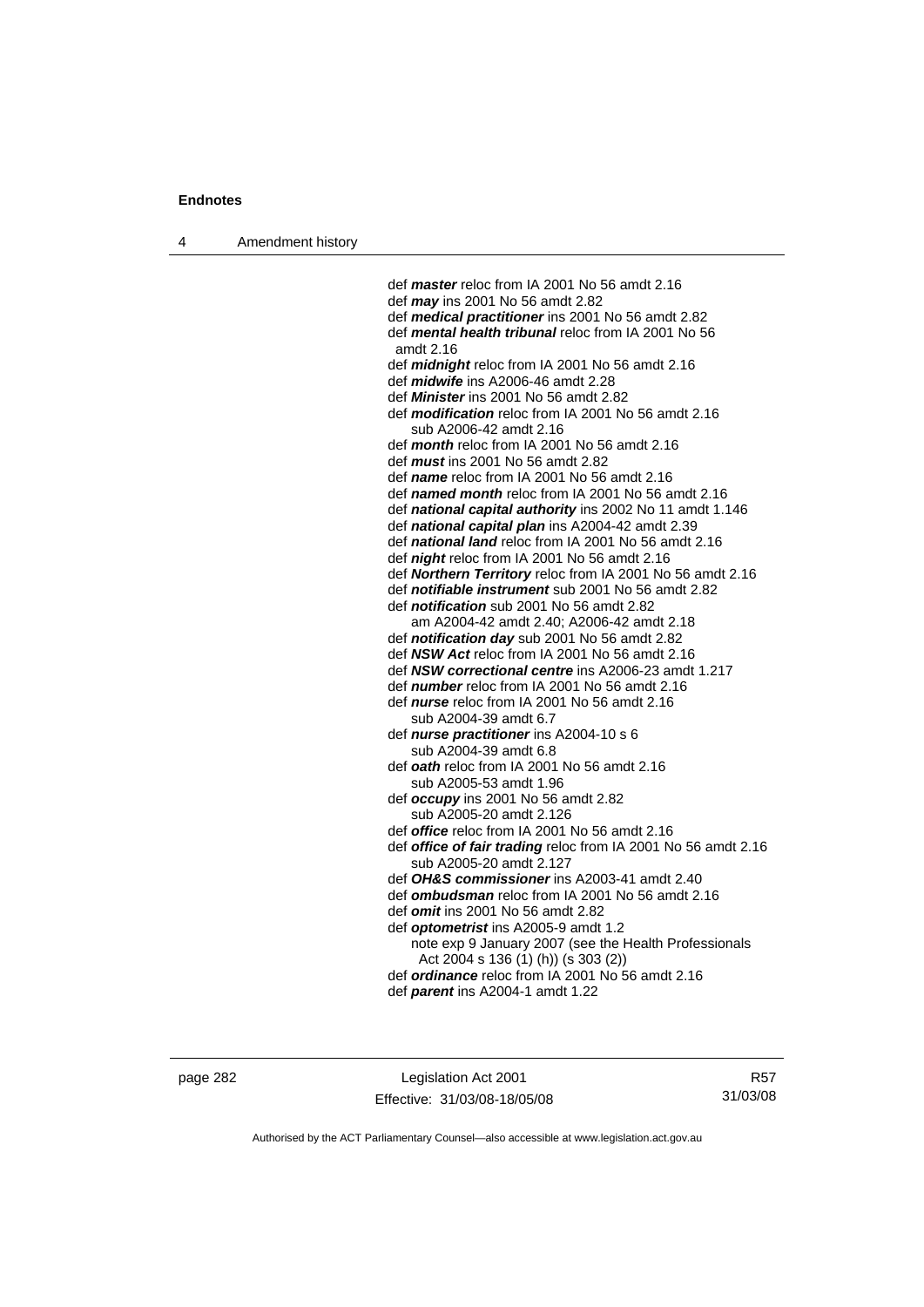def ***master*** reloc from IA 2001 No 56 amdt 2.16
def ***may*** ins 2001 No 56 amdt 2.82
def ***medical practitioner*** ins 2001 No 56 amdt 2.82
def ***mental health tribunal*** reloc from IA 2001 No 56 amdt 2.16
def ***midnight*** reloc from IA 2001 No 56 amdt 2.16
def ***midwife*** ins A2006-46 amdt 2.28
def ***Minister*** ins 2001 No 56 amdt 2.82
def ***modification*** reloc from IA 2001 No 56 amdt 2.16
  sub A2006-42 amdt 2.16
def ***month*** reloc from IA 2001 No 56 amdt 2.16
def ***must*** ins 2001 No 56 amdt 2.82
def ***name*** reloc from IA 2001 No 56 amdt 2.16
def ***named month*** reloc from IA 2001 No 56 amdt 2.16
def ***national capital authority*** ins 2002 No 11 amdt 1.146
def ***national capital plan*** ins A2004-42 amdt 2.39
def ***national land*** reloc from IA 2001 No 56 amdt 2.16
def ***night*** reloc from IA 2001 No 56 amdt 2.16
def ***Northern Territory*** reloc from IA 2001 No 56 amdt 2.16
def ***notifiable instrument*** sub 2001 No 56 amdt 2.82
def ***notification*** sub 2001 No 56 amdt 2.82
  am A2004-42 amdt 2.40; A2006-42 amdt 2.18
def ***notification day*** sub 2001 No 56 amdt 2.82
def ***NSW Act*** reloc from IA 2001 No 56 amdt 2.16
def ***NSW correctional centre*** ins A2006-23 amdt 1.217
def ***number*** reloc from IA 2001 No 56 amdt 2.16
def ***nurse*** reloc from IA 2001 No 56 amdt 2.16
  sub A2004-39 amdt 6.7
def ***nurse practitioner*** ins A2004-10 s 6
  sub A2004-39 amdt 6.8
def ***oath*** reloc from IA 2001 No 56 amdt 2.16
  sub A2005-53 amdt 1.96
def ***occupy*** ins 2001 No 56 amdt 2.82
  sub A2005-20 amdt 2.126
def ***office*** reloc from IA 2001 No 56 amdt 2.16
def ***office of fair trading*** reloc from IA 2001 No 56 amdt 2.16
  sub A2005-20 amdt 2.127
def ***OH&S commissioner*** ins A2003-41 amdt 2.40
def ***ombudsman*** reloc from IA 2001 No 56 amdt 2.16
def ***omit*** ins 2001 No 56 amdt 2.82
def ***optometrist*** ins A2005-9 amdt 1.2
  note exp 9 January 2007 (see the Health Professionals Act 2004 s 136 (1) (h)) (s 303 (2))
def ***ordinance*** reloc from IA 2001 No 56 amdt 2.16
def ***parent*** ins A2004-1 amdt 1.22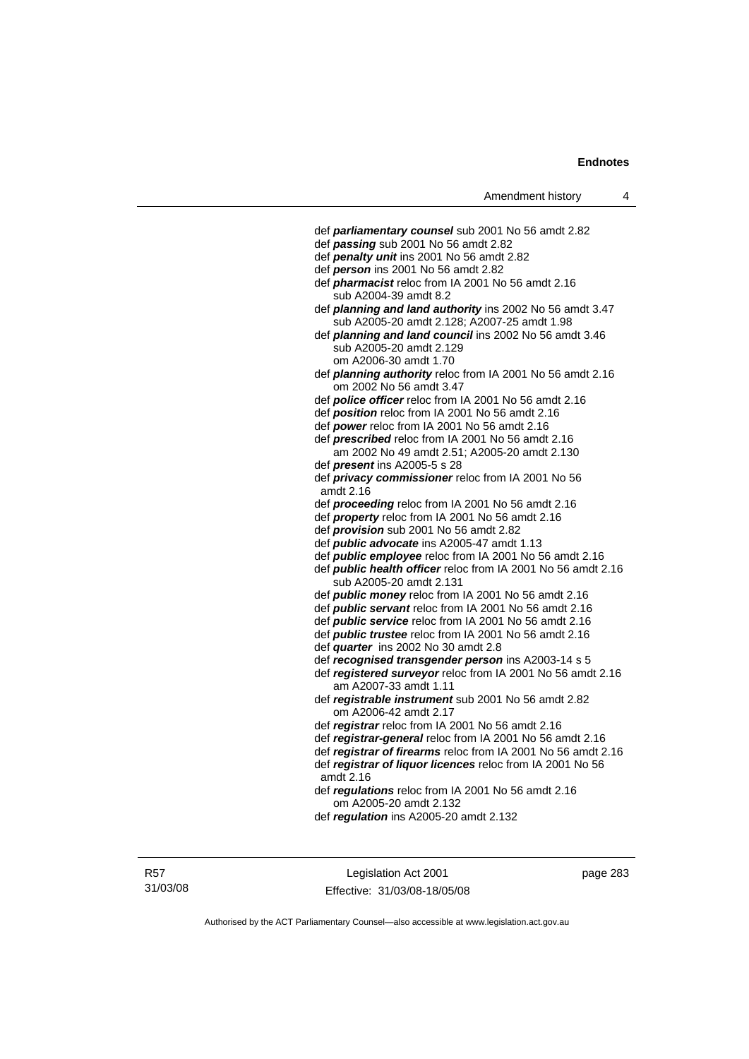def ***parliamentary counsel*** sub 2001 No 56 amdt 2.82
def ***passing*** sub 2001 No 56 amdt 2.82
def ***penalty unit*** ins 2001 No 56 amdt 2.82
def ***person*** ins 2001 No 56 amdt 2.82
def ***pharmacist*** reloc from IA 2001 No 56 amdt 2.16
  sub A2004-39 amdt 8.2
def ***planning and land authority*** ins 2002 No 56 amdt 3.47
  sub A2005-20 amdt 2.128; A2007-25 amdt 1.98
def ***planning and land council*** ins 2002 No 56 amdt 3.46
  sub A2005-20 amdt 2.129
  om A2006-30 amdt 1.70
def ***planning authority*** reloc from IA 2001 No 56 amdt 2.16
  om 2002 No 56 amdt 3.47
def ***police officer*** reloc from IA 2001 No 56 amdt 2.16
def ***position*** reloc from IA 2001 No 56 amdt 2.16
def ***power*** reloc from IA 2001 No 56 amdt 2.16
def ***prescribed*** reloc from IA 2001 No 56 amdt 2.16
  am 2002 No 49 amdt 2.51; A2005-20 amdt 2.130
def ***present*** ins A2005-5 s 28
def ***privacy commissioner*** reloc from IA 2001 No 56
  amdt 2.16
def ***proceeding*** reloc from IA 2001 No 56 amdt 2.16
def ***property*** reloc from IA 2001 No 56 amdt 2.16
def ***provision*** sub 2001 No 56 amdt 2.82
def ***public advocate*** ins A2005-47 amdt 1.13
def ***public employee*** reloc from IA 2001 No 56 amdt 2.16
def ***public health officer*** reloc from IA 2001 No 56 amdt 2.16
  sub A2005-20 amdt 2.131
def ***public money*** reloc from IA 2001 No 56 amdt 2.16
def ***public servant*** reloc from IA 2001 No 56 amdt 2.16
def ***public service*** reloc from IA 2001 No 56 amdt 2.16
def ***public trustee*** reloc from IA 2001 No 56 amdt 2.16
def ***quarter*** ins 2002 No 30 amdt 2.8
def ***recognised transgender person*** ins A2003-14 s 5
def ***registered surveyor*** reloc from IA 2001 No 56 amdt 2.16
  am A2007-33 amdt 1.11
def ***registrable instrument*** sub 2001 No 56 amdt 2.82
  om A2006-42 amdt 2.17
def ***registrar*** reloc from IA 2001 No 56 amdt 2.16
def ***registrar-general*** reloc from IA 2001 No 56 amdt 2.16
def ***registrar of firearms*** reloc from IA 2001 No 56 amdt 2.16
def ***registrar of liquor licences*** reloc from IA 2001 No 56
  amdt 2.16
def ***regulations*** reloc from IA 2001 No 56 amdt 2.16
  om A2005-20 amdt 2.132
def ***regulation*** ins A2005-20 amdt 2.132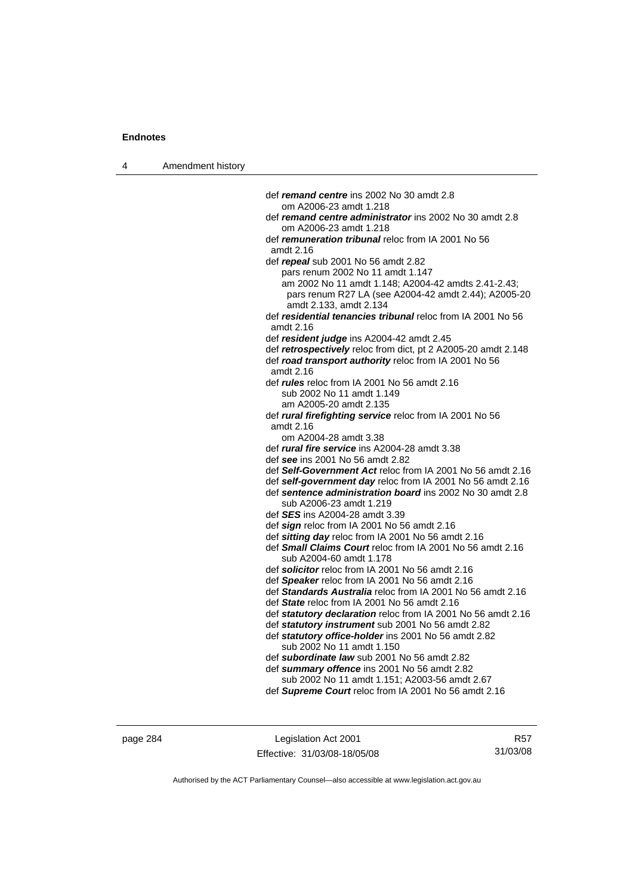def ***remand centre*** ins 2002 No 30 amdt 2.8
om A2006-23 amdt 1.218

def ***remand centre administrator*** ins 2002 No 30 amdt 2.8
om A2006-23 amdt 1.218

def ***remuneration tribunal*** reloc from IA 2001 No 56 amdt 2.16

def ***repeal*** sub 2001 No 56 amdt 2.82
pars renum 2002 No 11 amdt 1.147
am 2002 No 11 amdt 1.148; A2004-42 amdts 2.41-2.43; pars renum R27 LA (see A2004-42 amdt 2.44); A2005-20 amdt 2.133, amdt 2.134

def ***residential tenancies tribunal*** reloc from IA 2001 No 56 amdt 2.16

def ***resident judge*** ins A2004-42 amdt 2.45

def ***retrospectively*** reloc from dict, pt 2 A2005-20 amdt 2.148

def ***road transport authority*** reloc from IA 2001 No 56 amdt 2.16

def ***rules*** reloc from IA 2001 No 56 amdt 2.16
sub 2002 No 11 amdt 1.149
am A2005-20 amdt 2.135

def ***rural firefighting service*** reloc from IA 2001 No 56 amdt 2.16
om A2004-28 amdt 3.38

def ***rural fire service*** ins A2004-28 amdt 3.38

def ***see*** ins 2001 No 56 amdt 2.82

def ***Self-Government Act*** reloc from IA 2001 No 56 amdt 2.16

def ***self-government day*** reloc from IA 2001 No 56 amdt 2.16

def ***sentence administration board*** ins 2002 No 30 amdt 2.8
sub A2006-23 amdt 1.219

def ***SES*** ins A2004-28 amdt 3.39

def ***sign*** reloc from IA 2001 No 56 amdt 2.16

def ***sitting day*** reloc from IA 2001 No 56 amdt 2.16

def ***Small Claims Court*** reloc from IA 2001 No 56 amdt 2.16
sub A2004-60 amdt 1.178

def ***solicitor*** reloc from IA 2001 No 56 amdt 2.16

def ***Speaker*** reloc from IA 2001 No 56 amdt 2.16

def ***Standards Australia*** reloc from IA 2001 No 56 amdt 2.16

def ***State*** reloc from IA 2001 No 56 amdt 2.16

def ***statutory declaration*** reloc from IA 2001 No 56 amdt 2.16

def ***statutory instrument*** sub 2001 No 56 amdt 2.82

def ***statutory office-holder*** ins 2001 No 56 amdt 2.82
sub 2002 No 11 amdt 1.150

def ***subordinate law*** sub 2001 No 56 amdt 2.82

def ***summary offence*** ins 2001 No 56 amdt 2.82
sub 2002 No 11 amdt 1.151; A2003-56 amdt 2.67

def ***Supreme Court*** reloc from IA 2001 No 56 amdt 2.16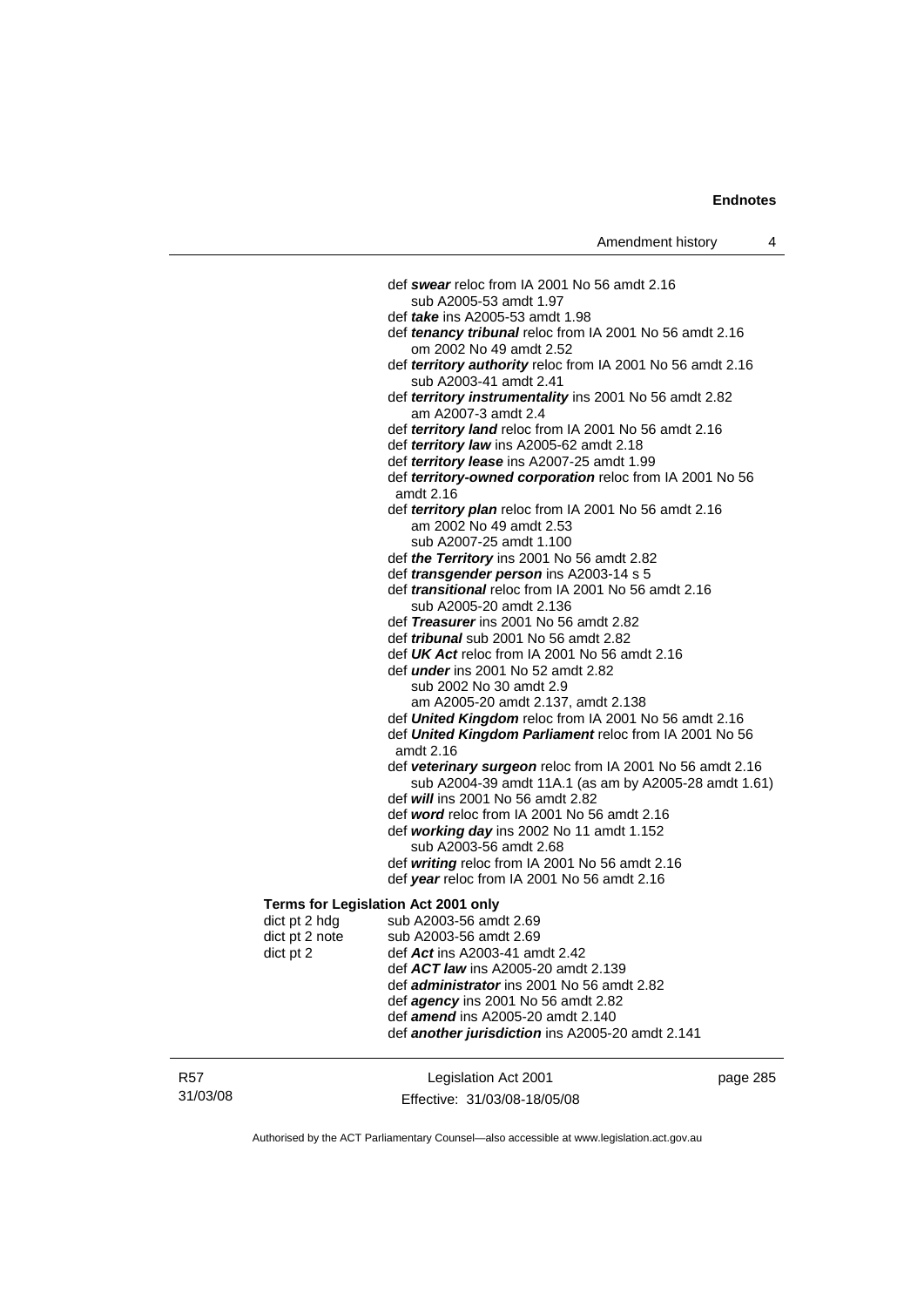def ***swear*** reloc from IA 2001 No 56 amdt 2.16
  sub A2005-53 amdt 1.97
def ***take*** ins A2005-53 amdt 1.98
def ***tenancy tribunal*** reloc from IA 2001 No 56 amdt 2.16
  om 2002 No 49 amdt 2.52
def ***territory authority*** reloc from IA 2001 No 56 amdt 2.16
  sub A2003-41 amdt 2.41
def ***territory instrumentality*** ins 2001 No 56 amdt 2.82
  am A2007-3 amdt 2.4
def ***territory land*** reloc from IA 2001 No 56 amdt 2.16
def ***territory law*** ins A2005-62 amdt 2.18
def ***territory lease*** ins A2007-25 amdt 1.99
def ***territory-owned corporation*** reloc from IA 2001 No 56 amdt 2.16
def ***territory plan*** reloc from IA 2001 No 56 amdt 2.16
  am 2002 No 49 amdt 2.53
  sub A2007-25 amdt 1.100
def ***the Territory*** ins 2001 No 56 amdt 2.82
def ***transgender person*** ins A2003-14 s 5
def ***transitional*** reloc from IA 2001 No 56 amdt 2.16
  sub A2005-20 amdt 2.136
def ***Treasurer*** ins 2001 No 56 amdt 2.82
def ***tribunal*** sub 2001 No 56 amdt 2.82
def ***UK Act*** reloc from IA 2001 No 56 amdt 2.16
def ***under*** ins 2001 No 52 amdt 2.82
  sub 2002 No 30 amdt 2.9
  am A2005-20 amdt 2.137, amdt 2.138
def ***United Kingdom*** reloc from IA 2001 No 56 amdt 2.16
def ***United Kingdom Parliament*** reloc from IA 2001 No 56 amdt 2.16
def ***veterinary surgeon*** reloc from IA 2001 No 56 amdt 2.16
  sub A2004-39 amdt 11A.1 (as am by A2005-28 amdt 1.61)
def ***will*** ins 2001 No 56 amdt 2.82
def ***word*** reloc from IA 2001 No 56 amdt 2.16
def ***working day*** ins 2002 No 11 amdt 1.152
  sub A2003-56 amdt 2.68
def ***writing*** reloc from IA 2001 No 56 amdt 2.16
def ***year*** reloc from IA 2001 No 56 amdt 2.16

**Terms for Legislation Act 2001 only**

dict pt 2 hdg — sub A2003-56 amdt 2.69
dict pt 2 note — sub A2003-56 amdt 2.69
dict pt 2 — def ***Act*** ins A2003-41 amdt 2.42
  def ***ACT law*** ins A2005-20 amdt 2.139
  def ***administrator*** ins 2001 No 56 amdt 2.82
  def ***agency*** ins 2001 No 56 amdt 2.82
  def ***amend*** ins A2005-20 amdt 2.140
  def ***another jurisdiction*** ins A2005-20 amdt 2.141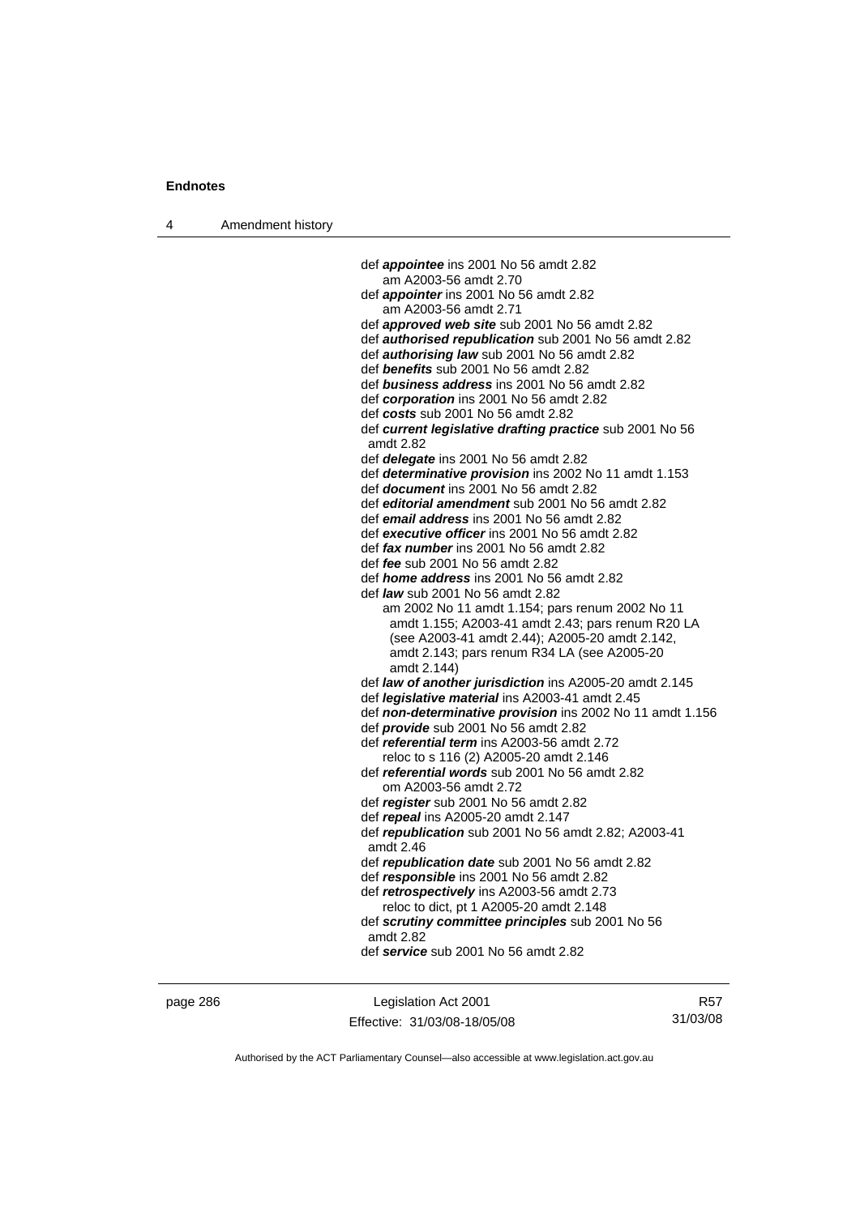def ***appointee*** ins 2001 No 56 amdt 2.82
am A2003-56 amdt 2.70
def ***appointer*** ins 2001 No 56 amdt 2.82
am A2003-56 amdt 2.71
def ***approved web site*** sub 2001 No 56 amdt 2.82
def ***authorised republication*** sub 2001 No 56 amdt 2.82
def ***authorising law*** sub 2001 No 56 amdt 2.82
def ***benefits*** sub 2001 No 56 amdt 2.82
def ***business address*** ins 2001 No 56 amdt 2.82
def ***corporation*** ins 2001 No 56 amdt 2.82
def ***costs*** sub 2001 No 56 amdt 2.82
def ***current legislative drafting practice*** sub 2001 No 56 amdt 2.82
def ***delegate*** ins 2001 No 56 amdt 2.82
def ***determinative provision*** ins 2002 No 11 amdt 1.153
def ***document*** ins 2001 No 56 amdt 2.82
def ***editorial amendment*** sub 2001 No 56 amdt 2.82
def ***email address*** ins 2001 No 56 amdt 2.82
def ***executive officer*** ins 2001 No 56 amdt 2.82
def ***fax number*** ins 2001 No 56 amdt 2.82
def ***fee*** sub 2001 No 56 amdt 2.82
def ***home address*** ins 2001 No 56 amdt 2.82
def ***law*** sub 2001 No 56 amdt 2.82
am 2002 No 11 amdt 1.154; pars renum 2002 No 11 amdt 1.155; A2003-41 amdt 2.43; pars renum R20 LA (see A2003-41 amdt 2.44); A2005-20 amdt 2.142, amdt 2.143; pars renum R34 LA (see A2005-20 amdt 2.144)
def ***law of another jurisdiction*** ins A2005-20 amdt 2.145
def ***legislative material*** ins A2003-41 amdt 2.45
def ***non-determinative provision*** ins 2002 No 11 amdt 1.156
def ***provide*** sub 2001 No 56 amdt 2.82
def ***referential term*** ins A2003-56 amdt 2.72
reloc to s 116 (2) A2005-20 amdt 2.146
def ***referential words*** sub 2001 No 56 amdt 2.82
om A2003-56 amdt 2.72
def ***register*** sub 2001 No 56 amdt 2.82
def ***repeal*** ins A2005-20 amdt 2.147
def ***republication*** sub 2001 No 56 amdt 2.82; A2003-41 amdt 2.46
def ***republication date*** sub 2001 No 56 amdt 2.82
def ***responsible*** ins 2001 No 56 amdt 2.82
def ***retrospectively*** ins A2003-56 amdt 2.73
reloc to dict, pt 1 A2005-20 amdt 2.148
def ***scrutiny committee principles*** sub 2001 No 56 amdt 2.82
def ***service*** sub 2001 No 56 amdt 2.82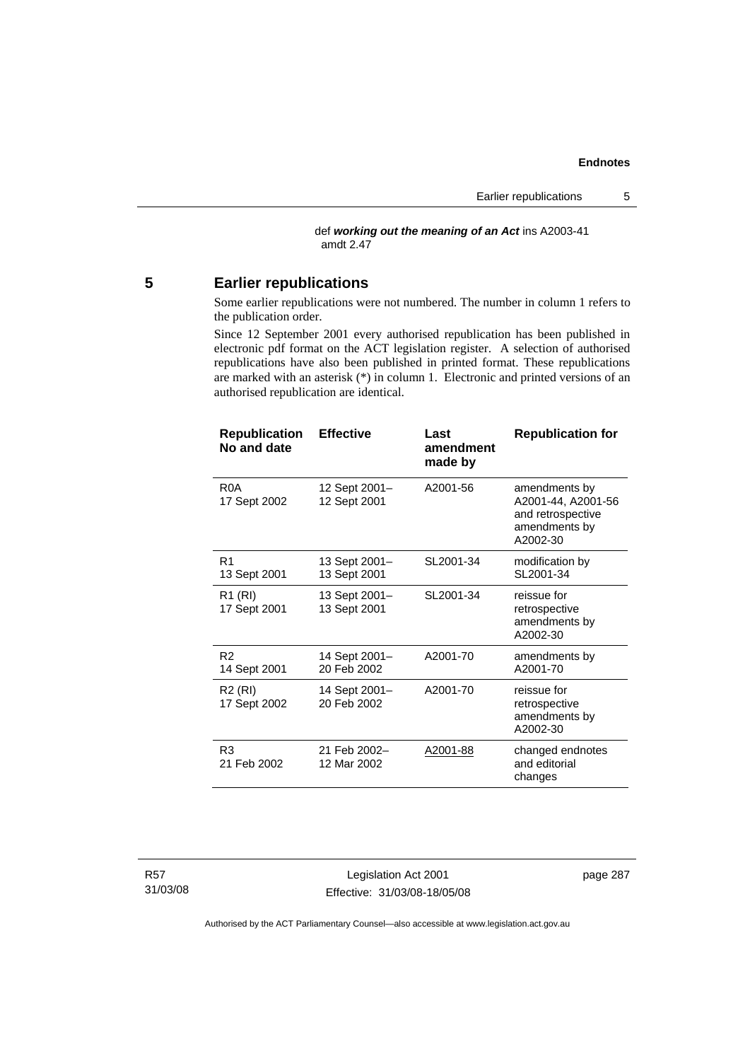def ***working out the meaning of an Act*** ins A2003-41 amdt 2.47

## 5 Earlier republications

Some earlier republications were not numbered. The number in column 1 refers to the publication order.

Since 12 September 2001 every authorised republication has been published in electronic pdf format on the ACT legislation register. A selection of authorised republications have also been published in printed format. These republications are marked with an asterisk (*) in column 1. Electronic and printed versions of an authorised republication are identical.

| Republication No and date | Effective | Last amendment made by | Republication for |
|---|---|---|---|
| R0A 17 Sept 2002 | 12 Sept 2001– 12 Sept 2001 | A2001-56 | amendments by A2001-44, A2001-56 and retrospective amendments by A2002-30 |
| R1 13 Sept 2001 | 13 Sept 2001– 13 Sept 2001 | SL2001-34 | modification by SL2001-34 |
| R1 (RI) 17 Sept 2001 | 13 Sept 2001– 13 Sept 2001 | SL2001-34 | reissue for retrospective amendments by A2002-30 |
| R2 14 Sept 2001 | 14 Sept 2001– 20 Feb 2002 | A2001-70 | amendments by A2001-70 |
| R2 (RI) 17 Sept 2002 | 14 Sept 2001– 20 Feb 2002 | A2001-70 | reissue for retrospective amendments by A2002-30 |
| R3 21 Feb 2002 | 21 Feb 2002– 12 Mar 2002 | A2001-88 | changed endnotes and editorial changes |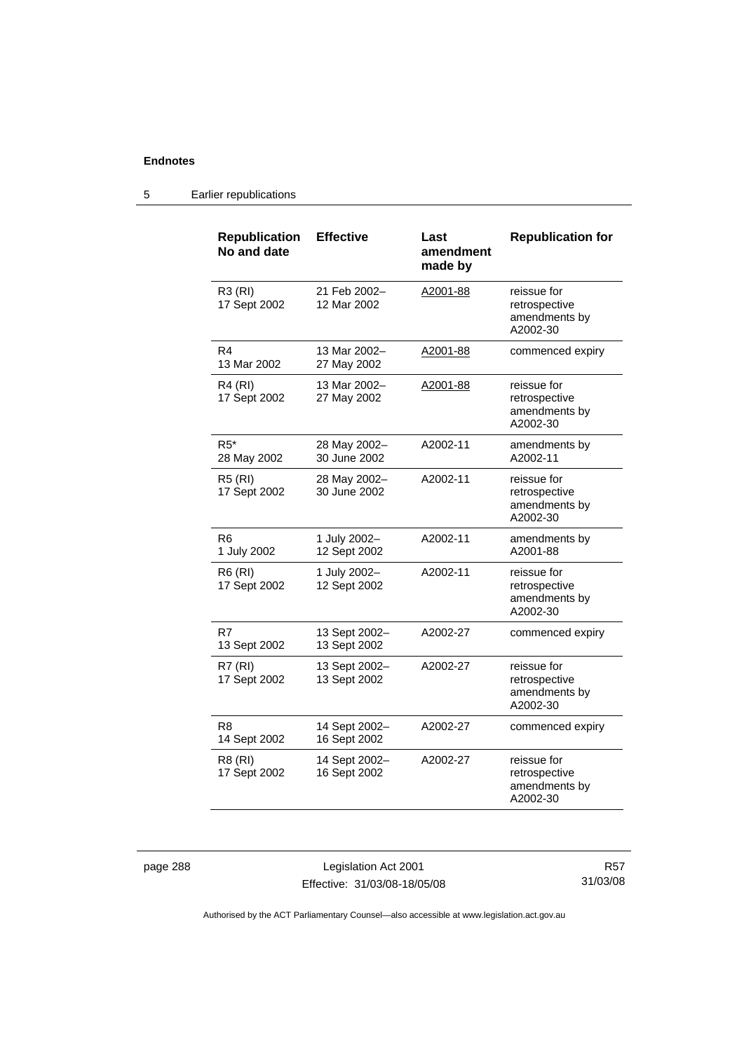## 5 Earlier republications

| Republication No and date | Effective | Last amendment made by | Republication for |
|---|---|---|---|
| R3 (RI) 17 Sept 2002 | 21 Feb 2002– 12 Mar 2002 | A2001-88 | reissue for retrospective amendments by A2002-30 |
| R4 13 Mar 2002 | 13 Mar 2002– 27 May 2002 | A2001-88 | commenced expiry |
| R4 (RI) 17 Sept 2002 | 13 Mar 2002– 27 May 2002 | A2001-88 | reissue for retrospective amendments by A2002-30 |
| R5* 28 May 2002 | 28 May 2002– 30 June 2002 | A2002-11 | amendments by A2002-11 |
| R5 (RI) 17 Sept 2002 | 28 May 2002– 30 June 2002 | A2002-11 | reissue for retrospective amendments by A2002-30 |
| R6 1 July 2002 | 1 July 2002– 12 Sept 2002 | A2002-11 | amendments by A2001-88 |
| R6 (RI) 17 Sept 2002 | 1 July 2002– 12 Sept 2002 | A2002-11 | reissue for retrospective amendments by A2002-30 |
| R7 13 Sept 2002 | 13 Sept 2002– 13 Sept 2002 | A2002-27 | commenced expiry |
| R7 (RI) 17 Sept 2002 | 13 Sept 2002– 13 Sept 2002 | A2002-27 | reissue for retrospective amendments by A2002-30 |
| R8 14 Sept 2002 | 14 Sept 2002– 16 Sept 2002 | A2002-27 | commenced expiry |
| R8 (RI) 17 Sept 2002 | 14 Sept 2002– 16 Sept 2002 | A2002-27 | reissue for retrospective amendments by A2002-30 |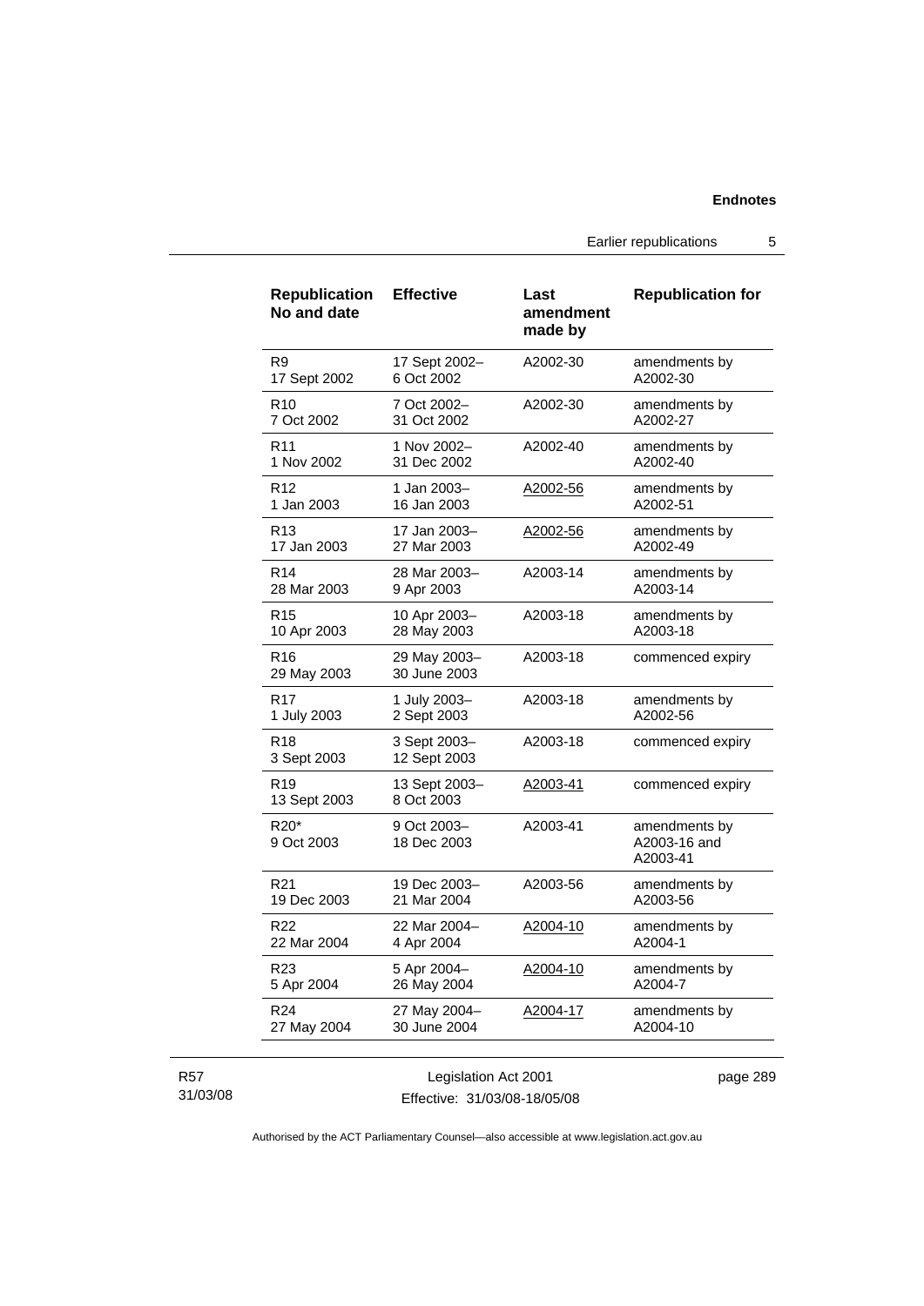| Republication No and date | Effective | Last amendment made by | Republication for |
|---|---|---|---|
| R9 17 Sept 2002 | 17 Sept 2002– 6 Oct 2002 | A2002-30 | amendments by A2002-30 |
| R10 7 Oct 2002 | 7 Oct 2002– 31 Oct 2002 | A2002-30 | amendments by A2002-27 |
| R11 1 Nov 2002 | 1 Nov 2002– 31 Dec 2002 | A2002-40 | amendments by A2002-40 |
| R12 1 Jan 2003 | 1 Jan 2003– 16 Jan 2003 | A2002-56 | amendments by A2002-51 |
| R13 17 Jan 2003 | 17 Jan 2003– 27 Mar 2003 | A2002-56 | amendments by A2002-49 |
| R14 28 Mar 2003 | 28 Mar 2003– 9 Apr 2003 | A2003-14 | amendments by A2003-14 |
| R15 10 Apr 2003 | 10 Apr 2003– 28 May 2003 | A2003-18 | amendments by A2003-18 |
| R16 29 May 2003 | 29 May 2003– 30 June 2003 | A2003-18 | commenced expiry |
| R17 1 July 2003 | 1 July 2003– 2 Sept 2003 | A2003-18 | amendments by A2002-56 |
| R18 3 Sept 2003 | 3 Sept 2003– 12 Sept 2003 | A2003-18 | commenced expiry |
| R19 13 Sept 2003 | 13 Sept 2003– 8 Oct 2003 | A2003-41 | commenced expiry |
| R20* 9 Oct 2003 | 9 Oct 2003– 18 Dec 2003 | A2003-41 | amendments by A2003-16 and A2003-41 |
| R21 19 Dec 2003 | 19 Dec 2003– 21 Mar 2004 | A2003-56 | amendments by A2003-56 |
| R22 22 Mar 2004 | 22 Mar 2004– 4 Apr 2004 | A2004-10 | amendments by A2004-1 |
| R23 5 Apr 2004 | 5 Apr 2004– 26 May 2004 | A2004-10 | amendments by A2004-7 |
| R24 27 May 2004 | 27 May 2004– 30 June 2004 | A2004-17 | amendments by A2004-10 |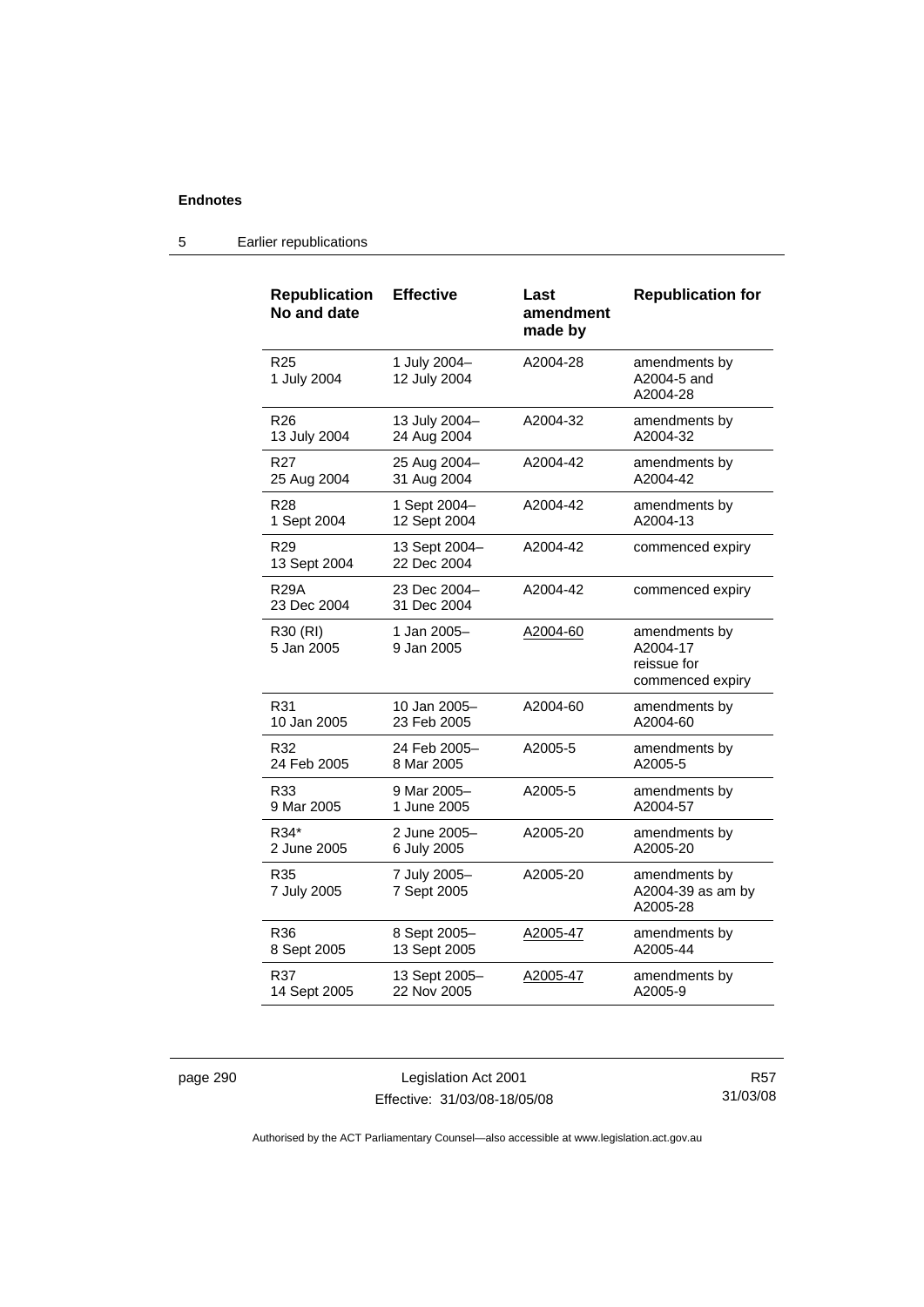## Endnotes

### 5 Earlier republications

| Republication No and date | Effective | Last amendment made by | Republication for |
|---|---|---|---|
| R25 1 July 2004 | 1 July 2004– 12 July 2004 | A2004-28 | amendments by A2004-5 and A2004-28 |
| R26 13 July 2004 | 13 July 2004– 24 Aug 2004 | A2004-32 | amendments by A2004-32 |
| R27 25 Aug 2004 | 25 Aug 2004– 31 Aug 2004 | A2004-42 | amendments by A2004-42 |
| R28 1 Sept 2004 | 1 Sept 2004– 12 Sept 2004 | A2004-42 | amendments by A2004-13 |
| R29 13 Sept 2004 | 13 Sept 2004– 22 Dec 2004 | A2004-42 | commenced expiry |
| R29A 23 Dec 2004 | 23 Dec 2004– 31 Dec 2004 | A2004-42 | commenced expiry |
| R30 (RI) 5 Jan 2005 | 1 Jan 2005– 9 Jan 2005 | A2004-60 | amendments by A2004-17 reissue for commenced expiry |
| R31 10 Jan 2005 | 10 Jan 2005– 23 Feb 2005 | A2004-60 | amendments by A2004-60 |
| R32 24 Feb 2005 | 24 Feb 2005– 8 Mar 2005 | A2005-5 | amendments by A2005-5 |
| R33 9 Mar 2005 | 9 Mar 2005– 1 June 2005 | A2005-5 | amendments by A2004-57 |
| R34* 2 June 2005 | 2 June 2005– 6 July 2005 | A2005-20 | amendments by A2005-20 |
| R35 7 July 2005 | 7 July 2005– 7 Sept 2005 | A2005-20 | amendments by A2004-39 as am by A2005-28 |
| R36 8 Sept 2005 | 8 Sept 2005– 13 Sept 2005 | A2005-47 | amendments by A2005-44 |
| R37 14 Sept 2005 | 13 Sept 2005– 22 Nov 2005 | A2005-47 | amendments by A2005-9 |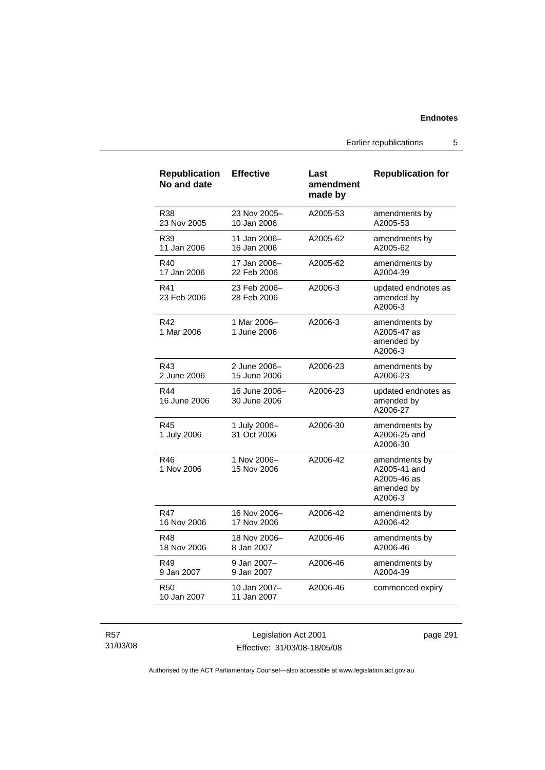| Republication No and date | Effective | Last amendment made by | Republication for |
| --- | --- | --- | --- |
| R38 23 Nov 2005 | 23 Nov 2005– 10 Jan 2006 | A2005-53 | amendments by A2005-53 |
| R39 11 Jan 2006 | 11 Jan 2006– 16 Jan 2006 | A2005-62 | amendments by A2005-62 |
| R40 17 Jan 2006 | 17 Jan 2006– 22 Feb 2006 | A2005-62 | amendments by A2004-39 |
| R41 23 Feb 2006 | 23 Feb 2006– 28 Feb 2006 | A2006-3 | updated endnotes as amended by A2006-3 |
| R42 1 Mar 2006 | 1 Mar 2006– 1 June 2006 | A2006-3 | amendments by A2005-47 as amended by A2006-3 |
| R43 2 June 2006 | 2 June 2006– 15 June 2006 | A2006-23 | amendments by A2006-23 |
| R44 16 June 2006 | 16 June 2006– 30 June 2006 | A2006-23 | updated endnotes as amended by A2006-27 |
| R45 1 July 2006 | 1 July 2006– 31 Oct 2006 | A2006-30 | amendments by A2006-25 and A2006-30 |
| R46 1 Nov 2006 | 1 Nov 2006– 15 Nov 2006 | A2006-42 | amendments by A2005-41 and A2005-46 as amended by A2006-3 |
| R47 16 Nov 2006 | 16 Nov 2006– 17 Nov 2006 | A2006-42 | amendments by A2006-42 |
| R48 18 Nov 2006 | 18 Nov 2006– 8 Jan 2007 | A2006-46 | amendments by A2006-46 |
| R49 9 Jan 2007 | 9 Jan 2007– 9 Jan 2007 | A2006-46 | amendments by A2004-39 |
| R50 10 Jan 2007 | 10 Jan 2007– 11 Jan 2007 | A2006-46 | commenced expiry |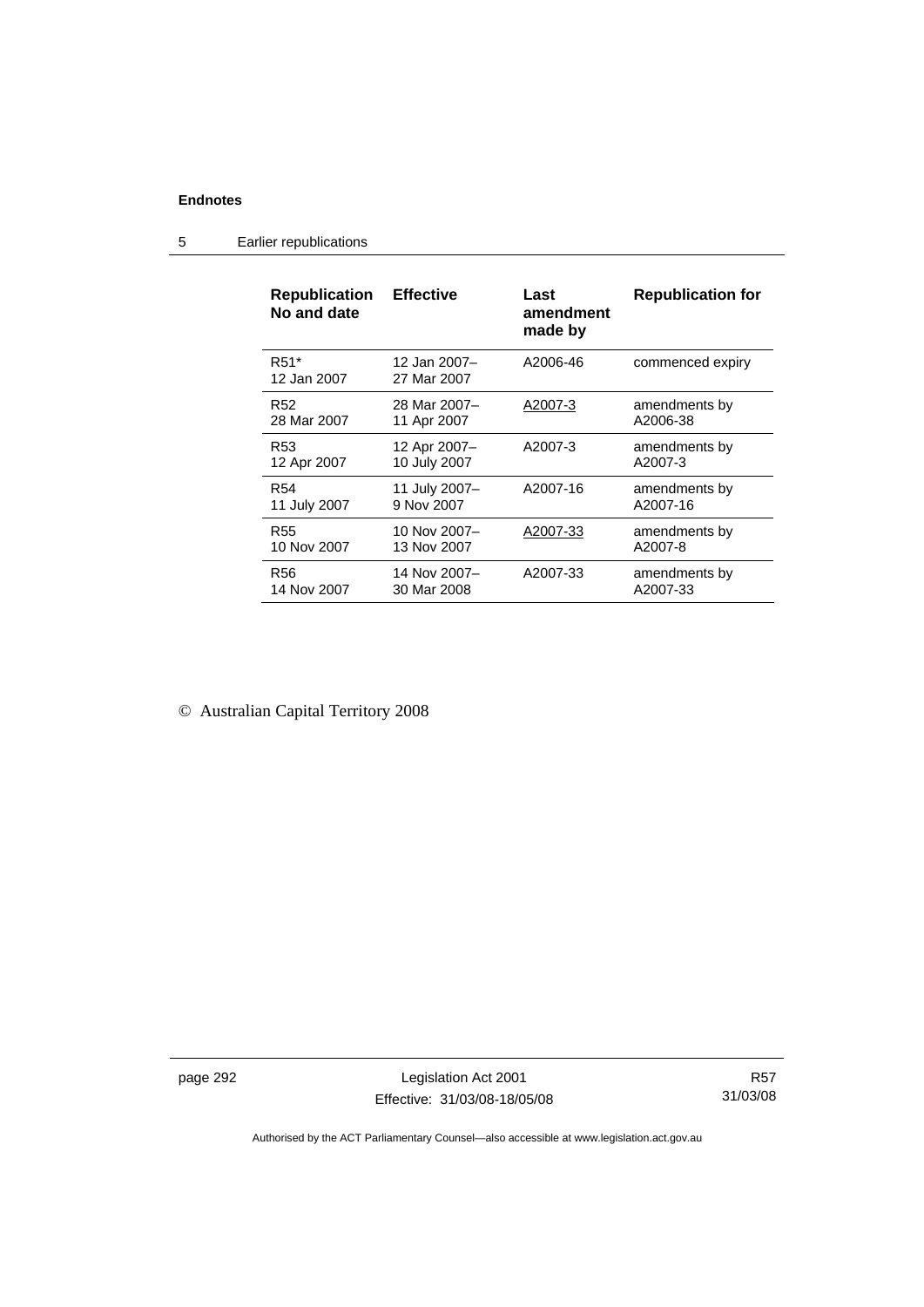## 5 Earlier republications

| Republication No and date | Effective | Last amendment made by | Republication for |
| --- | --- | --- | --- |
| R51* 12 Jan 2007 | 12 Jan 2007– 27 Mar 2007 | A2006-46 | commenced expiry |
| R52 28 Mar 2007 | 28 Mar 2007– 11 Apr 2007 | A2007-3 | amendments by A2006-38 |
| R53 12 Apr 2007 | 12 Apr 2007– 10 July 2007 | A2007-3 | amendments by A2007-3 |
| R54 11 July 2007 | 11 July 2007– 9 Nov 2007 | A2007-16 | amendments by A2007-16 |
| R55 10 Nov 2007 | 10 Nov 2007– 13 Nov 2007 | A2007-33 | amendments by A2007-8 |
| R56 14 Nov 2007 | 14 Nov 2007– 30 Mar 2008 | A2007-33 | amendments by A2007-33 |

© Australian Capital Territory 2008